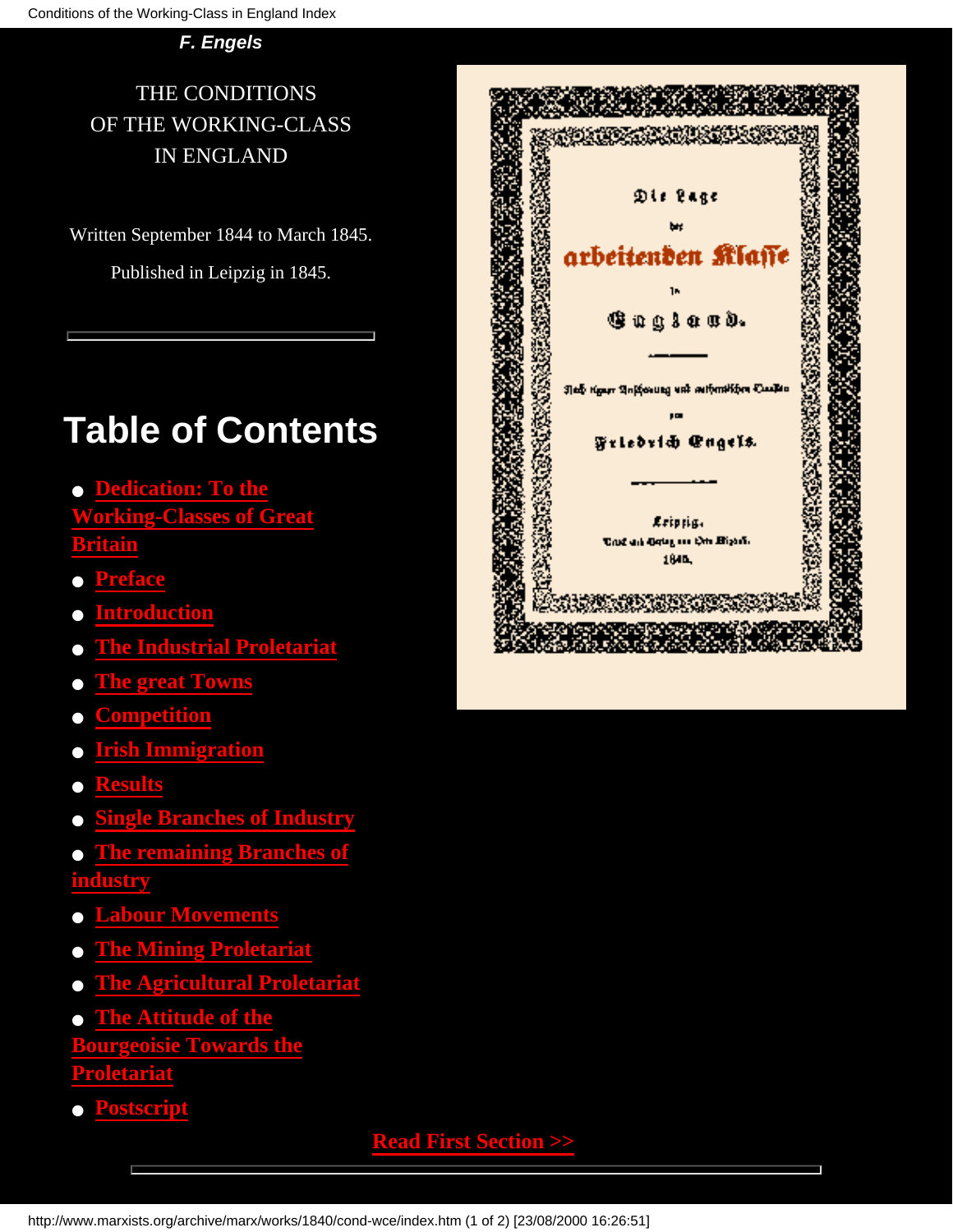*F. Engels*

THE CONDITIONS
OF THE WORKING-CLASS
IN ENGLAND

Written September 1844 to March 1845.

Published in Leipzig in 1845.

---

Die Lage der arbeitenden Klasse in England.

Nach eigner Anschauung und authentischen Quellen von Friedrich Engels.

Leipzig, Druck und Verlag von Otto Wigand. 1845.

# Table of Contents

- Dedication: To the Working-Classes of Great Britain
- Preface
- Introduction
- The Industrial Proletariat
- The great Towns
- Competition
- Irish Immigration
- Results
- Single Branches of Industry
- The remaining Branches of industry
- Labour Movements
- The Mining Proletariat
- The Agricultural Proletariat
- The Attitude of the Bourgeoisie Towards the Proletariat
- Postscript

Read First Section >>

---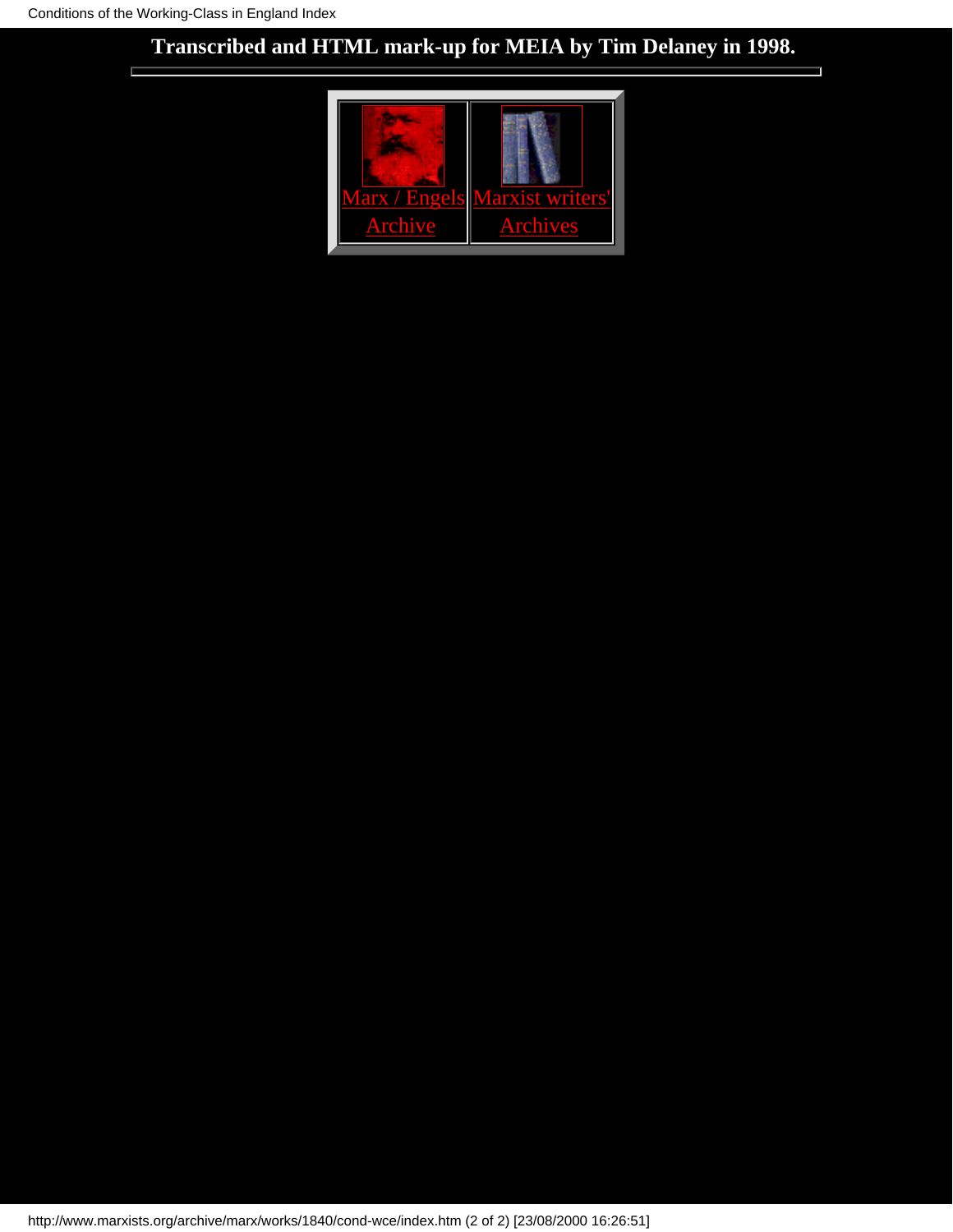**Transcribed and HTML mark-up for MEIA by Tim Delaney in 1998.**

---

| Marx / Engels Archive | Marxist writers' Archives |
|---|---|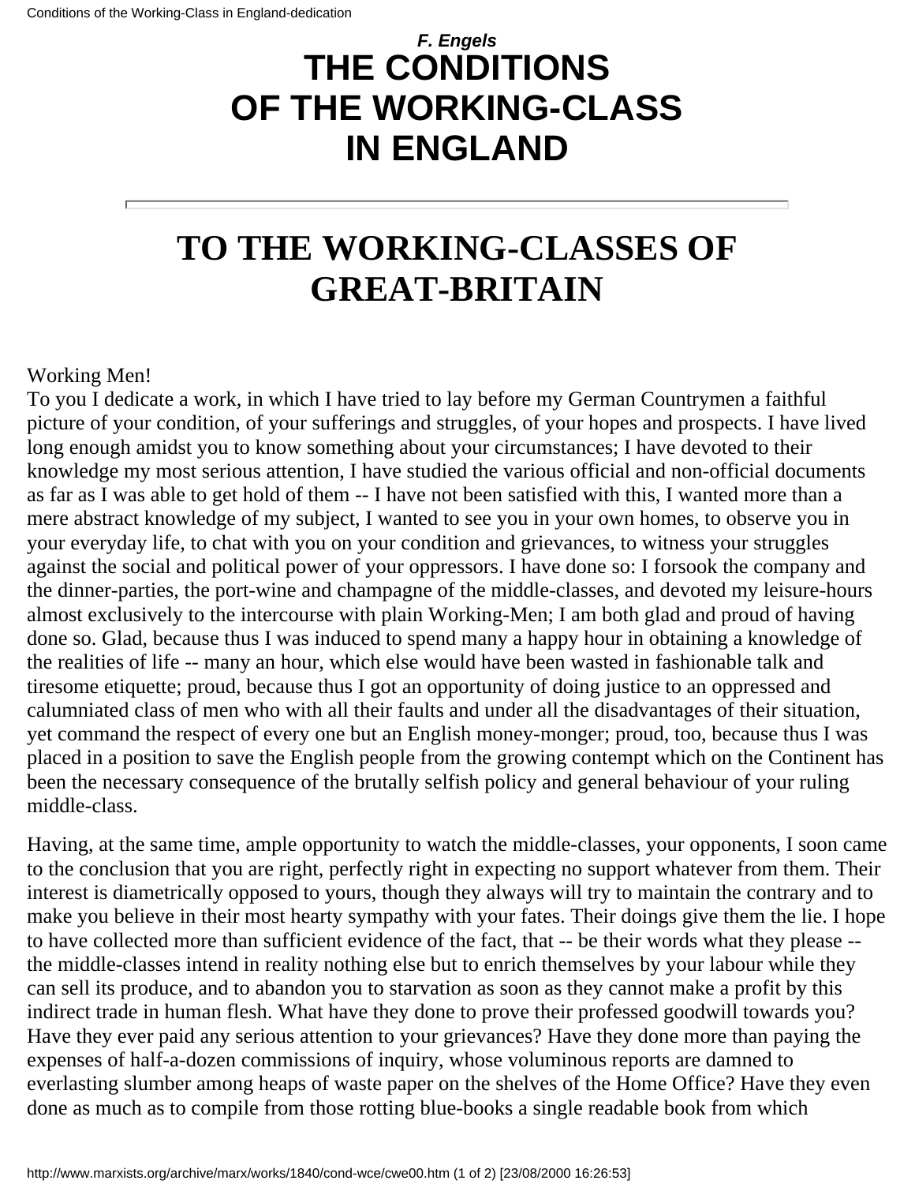*F. Engels*

# THE CONDITIONS OF THE WORKING-CLASS IN ENGLAND

---

# TO THE WORKING-CLASSES OF GREAT-BRITAIN

Working Men!
To you I dedicate a work, in which I have tried to lay before my German Countrymen a faithful picture of your condition, of your sufferings and struggles, of your hopes and prospects. I have lived long enough amidst you to know something about your circumstances; I have devoted to their knowledge my most serious attention, I have studied the various official and non-official documents as far as I was able to get hold of them -- I have not been satisfied with this, I wanted more than a mere abstract knowledge of my subject, I wanted to see you in your own homes, to observe you in your everyday life, to chat with you on your condition and grievances, to witness your struggles against the social and political power of your oppressors. I have done so: I forsook the company and the dinner-parties, the port-wine and champagne of the middle-classes, and devoted my leisure-hours almost exclusively to the intercourse with plain Working-Men; I am both glad and proud of having done so. Glad, because thus I was induced to spend many a happy hour in obtaining a knowledge of the realities of life -- many an hour, which else would have been wasted in fashionable talk and tiresome etiquette; proud, because thus I got an opportunity of doing justice to an oppressed and calumniated class of men who with all their faults and under all the disadvantages of their situation, yet command the respect of every one but an English money-monger; proud, too, because thus I was placed in a position to save the English people from the growing contempt which on the Continent has been the necessary consequence of the brutally selfish policy and general behaviour of your ruling middle-class.

Having, at the same time, ample opportunity to watch the middle-classes, your opponents, I soon came to the conclusion that you are right, perfectly right in expecting no support whatever from them. Their interest is diametrically opposed to yours, though they always will try to maintain the contrary and to make you believe in their most hearty sympathy with your fates. Their doings give them the lie. I hope to have collected more than sufficient evidence of the fact, that -- be their words what they please -- the middle-classes intend in reality nothing else but to enrich themselves by your labour while they can sell its produce, and to abandon you to starvation as soon as they cannot make a profit by this indirect trade in human flesh. What have they done to prove their professed goodwill towards you? Have they ever paid any serious attention to your grievances? Have they done more than paying the expenses of half-a-dozen commissions of inquiry, whose voluminous reports are damned to everlasting slumber among heaps of waste paper on the shelves of the Home Office? Have they even done as much as to compile from those rotting blue-books a single readable book from which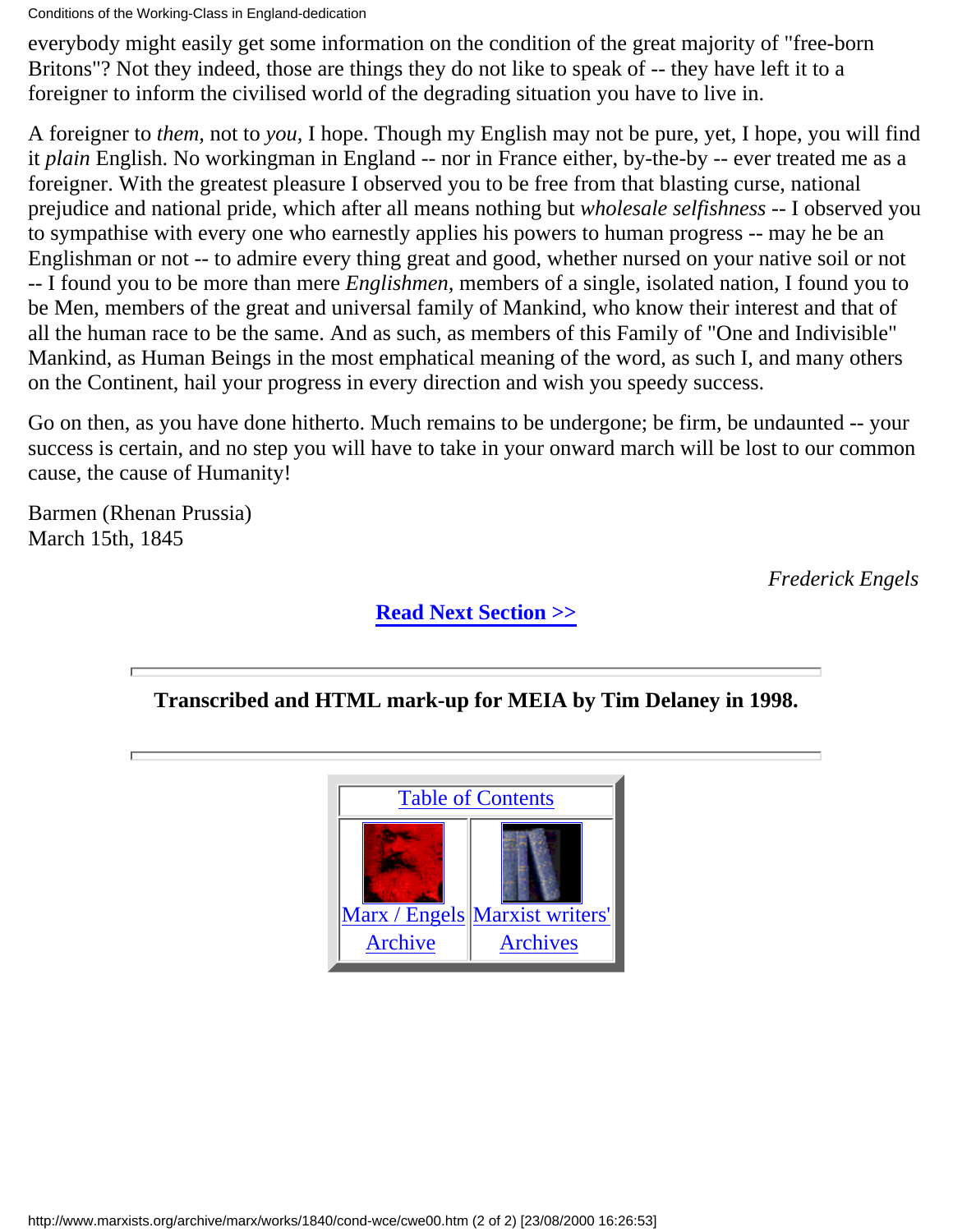everybody might easily get some information on the condition of the great majority of "free-born Britons"? Not they indeed, those are things they do not like to speak of -- they have left it to a foreigner to inform the civilised world of the degrading situation you have to live in.

A foreigner to *them,* not to *you,* I hope. Though my English may not be pure, yet, I hope, you will find it *plain* English. No workingman in England -- nor in France either, by-the-by -- ever treated me as a foreigner. With the greatest pleasure I observed you to be free from that blasting curse, national prejudice and national pride, which after all means nothing but *wholesale selfishness* -- I observed you to sympathise with every one who earnestly applies his powers to human progress -- may he be an Englishman or not -- to admire every thing great and good, whether nursed on your native soil or not -- I found you to be more than mere *Englishmen,* members of a single, isolated nation, I found you to be Men, members of the great and universal family of Mankind, who know their interest and that of all the human race to be the same. And as such, as members of this Family of "One and Indivisible" Mankind, as Human Beings in the most emphatical meaning of the word, as such I, and many others on the Continent, hail your progress in every direction and wish you speedy success.

Go on then, as you have done hitherto. Much remains to be undergone; be firm, be undaunted -- your success is certain, and no step you will have to take in your onward march will be lost to our common cause, the cause of Humanity!

Barmen (Rhenan Prussia)
March 15th, 1845

*Frederick Engels*

**Read Next Section >>**

---

**Transcribed and HTML mark-up for MEIA by Tim Delaney in 1998.**

---

| Table of Contents | |
| --- | --- |
| Marx / Engels Archive | Marxist writers' Archives |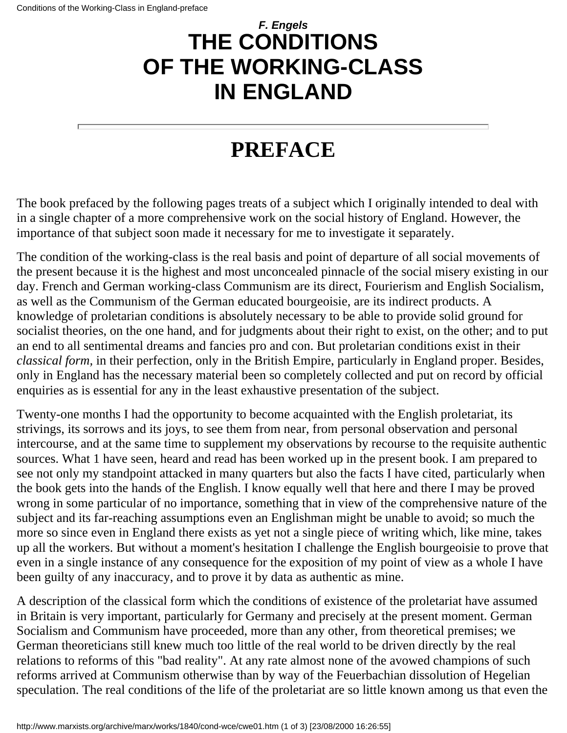*F. Engels*

# THE CONDITIONS OF THE WORKING-CLASS IN ENGLAND

---

## PREFACE

The book prefaced by the following pages treats of a subject which I originally intended to deal with in a single chapter of a more comprehensive work on the social history of England. However, the importance of that subject soon made it necessary for me to investigate it separately.

The condition of the working-class is the real basis and point of departure of all social movements of the present because it is the highest and most unconcealed pinnacle of the social misery existing in our day. French and German working-class Communism are its direct, Fourierism and English Socialism, as well as the Communism of the German educated bourgeoisie, are its indirect products. A knowledge of proletarian conditions is absolutely necessary to be able to provide solid ground for socialist theories, on the one hand, and for judgments about their right to exist, on the other; and to put an end to all sentimental dreams and fancies pro and con. But proletarian conditions exist in their *classical form,* in their perfection, only in the British Empire, particularly in England proper. Besides, only in England has the necessary material been so completely collected and put on record by official enquiries as is essential for any in the least exhaustive presentation of the subject.

Twenty-one months I had the opportunity to become acquainted with the English proletariat, its strivings, its sorrows and its joys, to see them from near, from personal observation and personal intercourse, and at the same time to supplement my observations by recourse to the requisite authentic sources. What 1 have seen, heard and read has been worked up in the present book. I am prepared to see not only my standpoint attacked in many quarters but also the facts I have cited, particularly when the book gets into the hands of the English. I know equally well that here and there I may be proved wrong in some particular of no importance, something that in view of the comprehensive nature of the subject and its far-reaching assumptions even an Englishman might be unable to avoid; so much the more so since even in England there exists as yet not a single piece of writing which, like mine, takes up all the workers. But without a moment's hesitation I challenge the English bourgeoisie to prove that even in a single instance of any consequence for the exposition of my point of view as a whole I have been guilty of any inaccuracy, and to prove it by data as authentic as mine.

A description of the classical form which the conditions of existence of the proletariat have assumed in Britain is very important, particularly for Germany and precisely at the present moment. German Socialism and Communism have proceeded, more than any other, from theoretical premises; we German theoreticians still knew much too little of the real world to be driven directly by the real relations to reforms of this "bad reality". At any rate almost none of the avowed champions of such reforms arrived at Communism otherwise than by way of the Feuerbachian dissolution of Hegelian speculation. The real conditions of the life of the proletariat are so little known among us that even the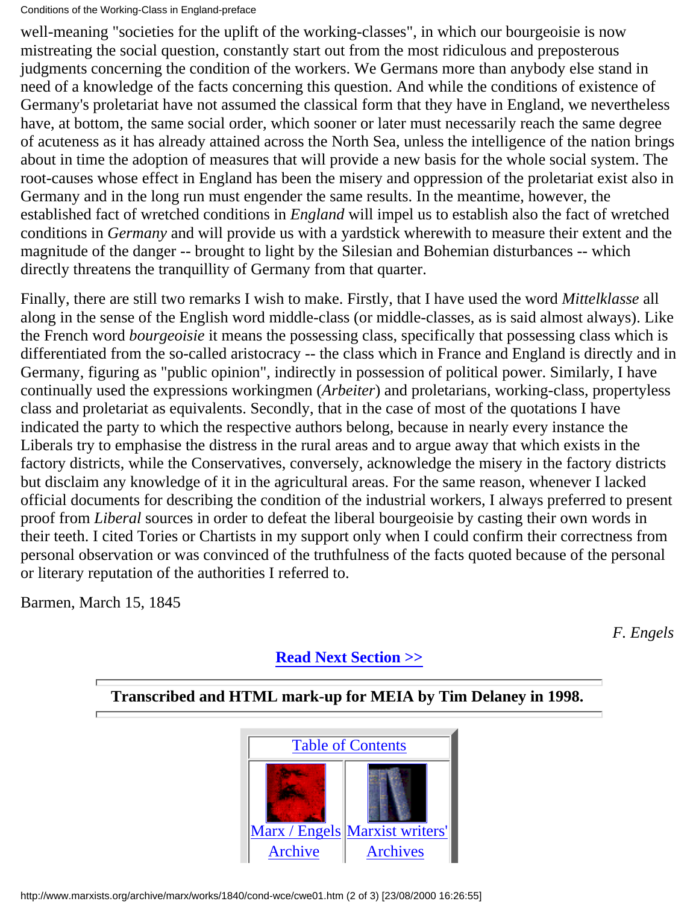well-meaning "societies for the uplift of the working-classes", in which our bourgeoisie is now mistreating the social question, constantly start out from the most ridiculous and preposterous judgments concerning the condition of the workers. We Germans more than anybody else stand in need of a knowledge of the facts concerning this question. And while the conditions of existence of Germany's proletariat have not assumed the classical form that they have in England, we nevertheless have, at bottom, the same social order, which sooner or later must necessarily reach the same degree of acuteness as it has already attained across the North Sea, unless the intelligence of the nation brings about in time the adoption of measures that will provide a new basis for the whole social system. The root-causes whose effect in England has been the misery and oppression of the proletariat exist also in Germany and in the long run must engender the same results. In the meantime, however, the established fact of wretched conditions in *England* will impel us to establish also the fact of wretched conditions in *Germany* and will provide us with a yardstick wherewith to measure their extent and the magnitude of the danger -- brought to light by the Silesian and Bohemian disturbances -- which directly threatens the tranquillity of Germany from that quarter.

Finally, there are still two remarks I wish to make. Firstly, that I have used the word *Mittelklasse* all along in the sense of the English word middle-class (or middle-classes, as is said almost always). Like the French word *bourgeoisie* it means the possessing class, specifically that possessing class which is differentiated from the so-called aristocracy -- the class which in France and England is directly and in Germany, figuring as "public opinion", indirectly in possession of political power. Similarly, I have continually used the expressions workingmen (*Arbeiter*) and proletarians, working-class, propertyless class and proletariat as equivalents. Secondly, that in the case of most of the quotations I have indicated the party to which the respective authors belong, because in nearly every instance the Liberals try to emphasise the distress in the rural areas and to argue away that which exists in the factory districts, while the Conservatives, conversely, acknowledge the misery in the factory districts but disclaim any knowledge of it in the agricultural areas. For the same reason, whenever I lacked official documents for describing the condition of the industrial workers, I always preferred to present proof from *Liberal* sources in order to defeat the liberal bourgeoisie by casting their own words in their teeth. I cited Tories or Chartists in my support only when I could confirm their correctness from personal observation or was convinced of the truthfulness of the facts quoted because of the personal or literary reputation of the authorities I referred to.

Barmen, March 15, 1845

*F. Engels*

**Read Next Section >>**

**Transcribed and HTML mark-up for MEIA by Tim Delaney in 1998.**

Table of Contents

Marx / Engels Archive | Marxist writers' Archives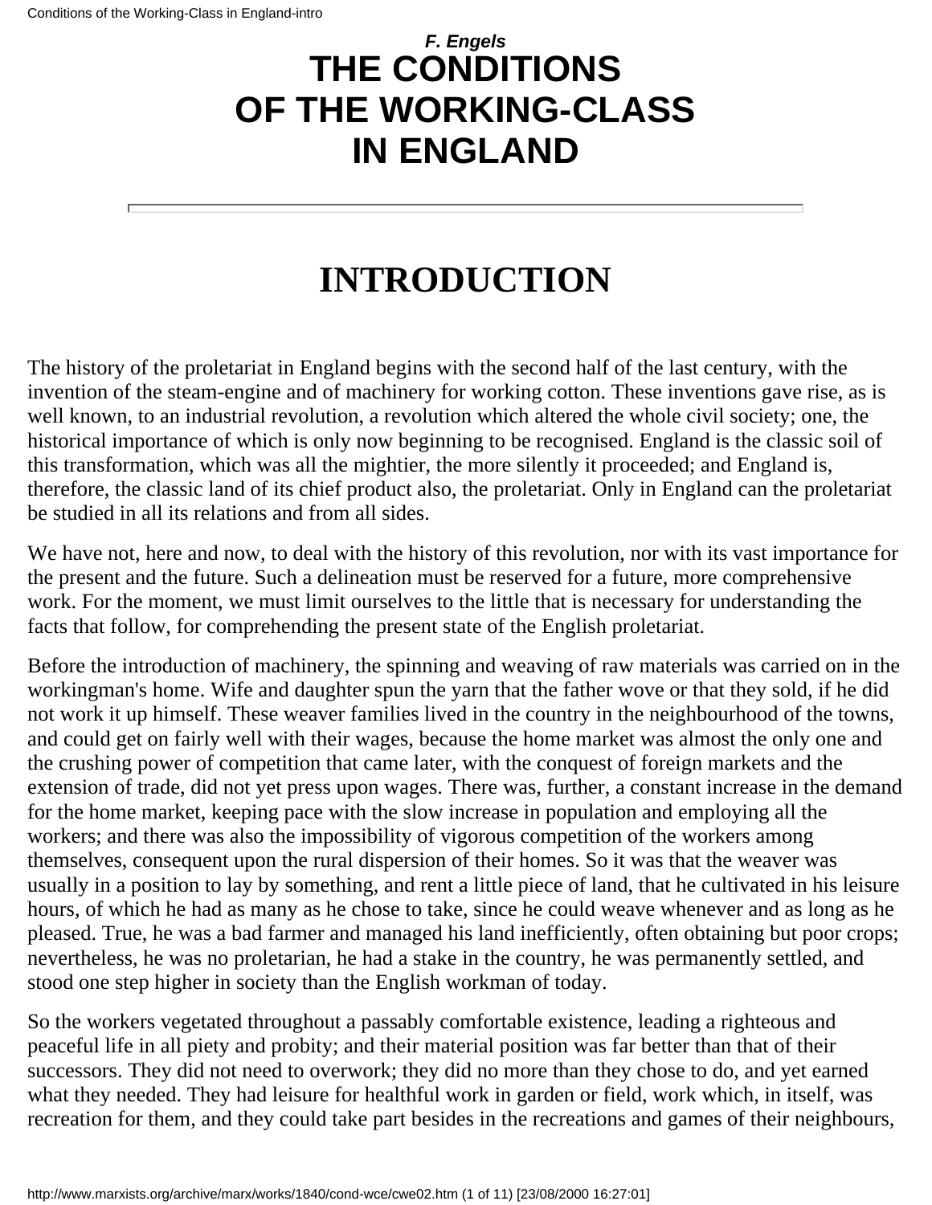*F. Engels*

# THE CONDITIONS OF THE WORKING-CLASS IN ENGLAND

---

## INTRODUCTION

The history of the proletariat in England begins with the second half of the last century, with the invention of the steam-engine and of machinery for working cotton. These inventions gave rise, as is well known, to an industrial revolution, a revolution which altered the whole civil society; one, the historical importance of which is only now beginning to be recognised. England is the classic soil of this transformation, which was all the mightier, the more silently it proceeded; and England is, therefore, the classic land of its chief product also, the proletariat. Only in England can the proletariat be studied in all its relations and from all sides.

We have not, here and now, to deal with the history of this revolution, nor with its vast importance for the present and the future. Such a delineation must be reserved for a future, more comprehensive work. For the moment, we must limit ourselves to the little that is necessary for understanding the facts that follow, for comprehending the present state of the English proletariat.

Before the introduction of machinery, the spinning and weaving of raw materials was carried on in the workingman's home. Wife and daughter spun the yarn that the father wove or that they sold, if he did not work it up himself. These weaver families lived in the country in the neighbourhood of the towns, and could get on fairly well with their wages, because the home market was almost the only one and the crushing power of competition that came later, with the conquest of foreign markets and the extension of trade, did not yet press upon wages. There was, further, a constant increase in the demand for the home market, keeping pace with the slow increase in population and employing all the workers; and there was also the impossibility of vigorous competition of the workers among themselves, consequent upon the rural dispersion of their homes. So it was that the weaver was usually in a position to lay by something, and rent a little piece of land, that he cultivated in his leisure hours, of which he had as many as he chose to take, since he could weave whenever and as long as he pleased. True, he was a bad farmer and managed his land inefficiently, often obtaining but poor crops; nevertheless, he was no proletarian, he had a stake in the country, he was permanently settled, and stood one step higher in society than the English workman of today.

So the workers vegetated throughout a passably comfortable existence, leading a righteous and peaceful life in all piety and probity; and their material position was far better than that of their successors. They did not need to overwork; they did no more than they chose to do, and yet earned what they needed. They had leisure for healthful work in garden or field, work which, in itself, was recreation for them, and they could take part besides in the recreations and games of their neighbours,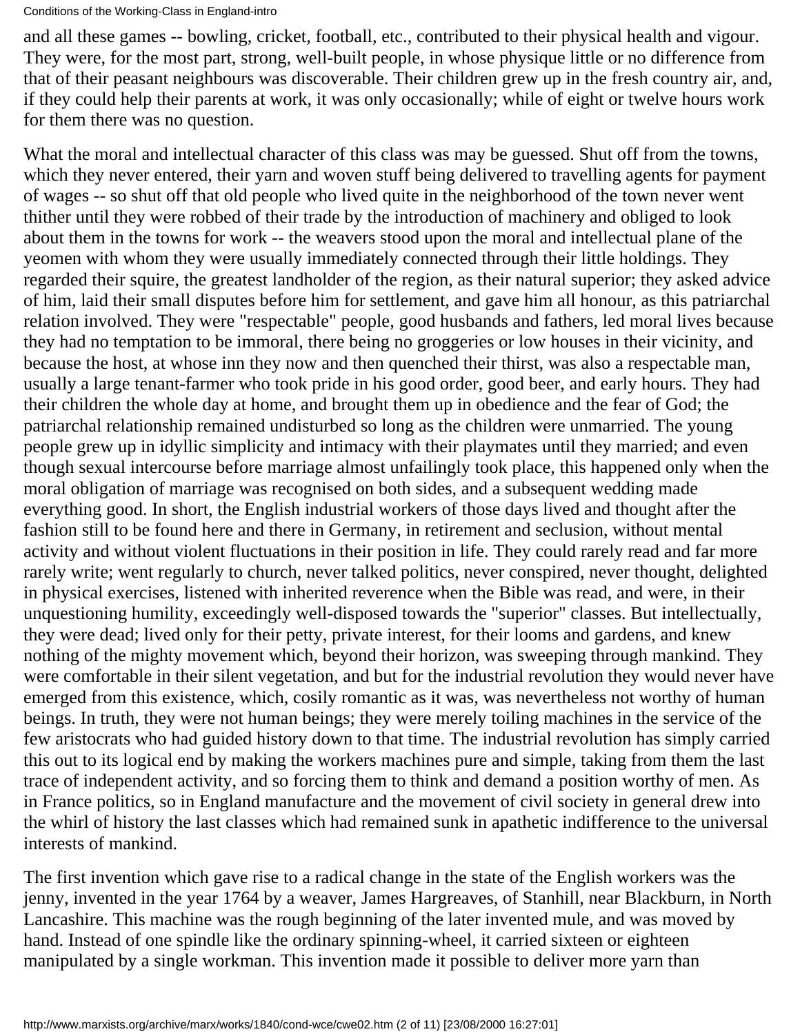and all these games -- bowling, cricket, football, etc., contributed to their physical health and vigour. They were, for the most part, strong, well-built people, in whose physique little or no difference from that of their peasant neighbours was discoverable. Their children grew up in the fresh country air, and, if they could help their parents at work, it was only occasionally; while of eight or twelve hours work for them there was no question.

What the moral and intellectual character of this class was may be guessed. Shut off from the towns, which they never entered, their yarn and woven stuff being delivered to travelling agents for payment of wages -- so shut off that old people who lived quite in the neighborhood of the town never went thither until they were robbed of their trade by the introduction of machinery and obliged to look about them in the towns for work -- the weavers stood upon the moral and intellectual plane of the yeomen with whom they were usually immediately connected through their little holdings. They regarded their squire, the greatest landholder of the region, as their natural superior; they asked advice of him, laid their small disputes before him for settlement, and gave him all honour, as this patriarchal relation involved. They were "respectable" people, good husbands and fathers, led moral lives because they had no temptation to be immoral, there being no groggeries or low houses in their vicinity, and because the host, at whose inn they now and then quenched their thirst, was also a respectable man, usually a large tenant-farmer who took pride in his good order, good beer, and early hours. They had their children the whole day at home, and brought them up in obedience and the fear of God; the patriarchal relationship remained undisturbed so long as the children were unmarried. The young people grew up in idyllic simplicity and intimacy with their playmates until they married; and even though sexual intercourse before marriage almost unfailingly took place, this happened only when the moral obligation of marriage was recognised on both sides, and a subsequent wedding made everything good. In short, the English industrial workers of those days lived and thought after the fashion still to be found here and there in Germany, in retirement and seclusion, without mental activity and without violent fluctuations in their position in life. They could rarely read and far more rarely write; went regularly to church, never talked politics, never conspired, never thought, delighted in physical exercises, listened with inherited reverence when the Bible was read, and were, in their unquestioning humility, exceedingly well-disposed towards the "superior" classes. But intellectually, they were dead; lived only for their petty, private interest, for their looms and gardens, and knew nothing of the mighty movement which, beyond their horizon, was sweeping through mankind. They were comfortable in their silent vegetation, and but for the industrial revolution they would never have emerged from this existence, which, cosily romantic as it was, was nevertheless not worthy of human beings. In truth, they were not human beings; they were merely toiling machines in the service of the few aristocrats who had guided history down to that time. The industrial revolution has simply carried this out to its logical end by making the workers machines pure and simple, taking from them the last trace of independent activity, and so forcing them to think and demand a position worthy of men. As in France politics, so in England manufacture and the movement of civil society in general drew into the whirl of history the last classes which had remained sunk in apathetic indifference to the universal interests of mankind.

The first invention which gave rise to a radical change in the state of the English workers was the jenny, invented in the year 1764 by a weaver, James Hargreaves, of Stanhill, near Blackburn, in North Lancashire. This machine was the rough beginning of the later invented mule, and was moved by hand. Instead of one spindle like the ordinary spinning-wheel, it carried sixteen or eighteen manipulated by a single workman. This invention made it possible to deliver more yarn than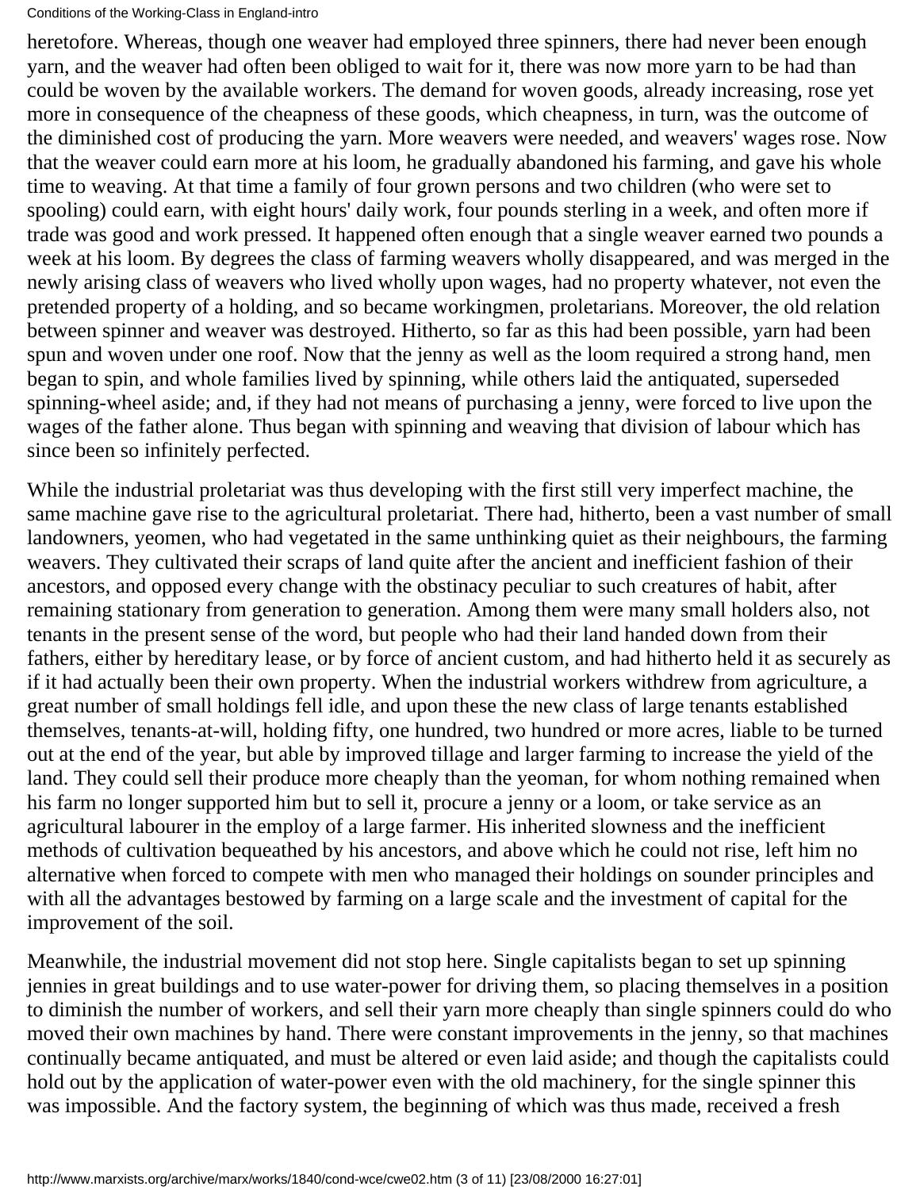heretofore. Whereas, though one weaver had employed three spinners, there had never been enough yarn, and the weaver had often been obliged to wait for it, there was now more yarn to be had than could be woven by the available workers. The demand for woven goods, already increasing, rose yet more in consequence of the cheapness of these goods, which cheapness, in turn, was the outcome of the diminished cost of producing the yarn. More weavers were needed, and weavers' wages rose. Now that the weaver could earn more at his loom, he gradually abandoned his farming, and gave his whole time to weaving. At that time a family of four grown persons and two children (who were set to spooling) could earn, with eight hours' daily work, four pounds sterling in a week, and often more if trade was good and work pressed. It happened often enough that a single weaver earned two pounds a week at his loom. By degrees the class of farming weavers wholly disappeared, and was merged in the newly arising class of weavers who lived wholly upon wages, had no property whatever, not even the pretended property of a holding, and so became workingmen, proletarians. Moreover, the old relation between spinner and weaver was destroyed. Hitherto, so far as this had been possible, yarn had been spun and woven under one roof. Now that the jenny as well as the loom required a strong hand, men began to spin, and whole families lived by spinning, while others laid the antiquated, superseded spinning-wheel aside; and, if they had not means of purchasing a jenny, were forced to live upon the wages of the father alone. Thus began with spinning and weaving that division of labour which has since been so infinitely perfected.

While the industrial proletariat was thus developing with the first still very imperfect machine, the same machine gave rise to the agricultural proletariat. There had, hitherto, been a vast number of small landowners, yeomen, who had vegetated in the same unthinking quiet as their neighbours, the farming weavers. They cultivated their scraps of land quite after the ancient and inefficient fashion of their ancestors, and opposed every change with the obstinacy peculiar to such creatures of habit, after remaining stationary from generation to generation. Among them were many small holders also, not tenants in the present sense of the word, but people who had their land handed down from their fathers, either by hereditary lease, or by force of ancient custom, and had hitherto held it as securely as if it had actually been their own property. When the industrial workers withdrew from agriculture, a great number of small holdings fell idle, and upon these the new class of large tenants established themselves, tenants-at-will, holding fifty, one hundred, two hundred or more acres, liable to be turned out at the end of the year, but able by improved tillage and larger farming to increase the yield of the land. They could sell their produce more cheaply than the yeoman, for whom nothing remained when his farm no longer supported him but to sell it, procure a jenny or a loom, or take service as an agricultural labourer in the employ of a large farmer. His inherited slowness and the inefficient methods of cultivation bequeathed by his ancestors, and above which he could not rise, left him no alternative when forced to compete with men who managed their holdings on sounder principles and with all the advantages bestowed by farming on a large scale and the investment of capital for the improvement of the soil.

Meanwhile, the industrial movement did not stop here. Single capitalists began to set up spinning jennies in great buildings and to use water-power for driving them, so placing themselves in a position to diminish the number of workers, and sell their yarn more cheaply than single spinners could do who moved their own machines by hand. There were constant improvements in the jenny, so that machines continually became antiquated, and must be altered or even laid aside; and though the capitalists could hold out by the application of water-power even with the old machinery, for the single spinner this was impossible. And the factory system, the beginning of which was thus made, received a fresh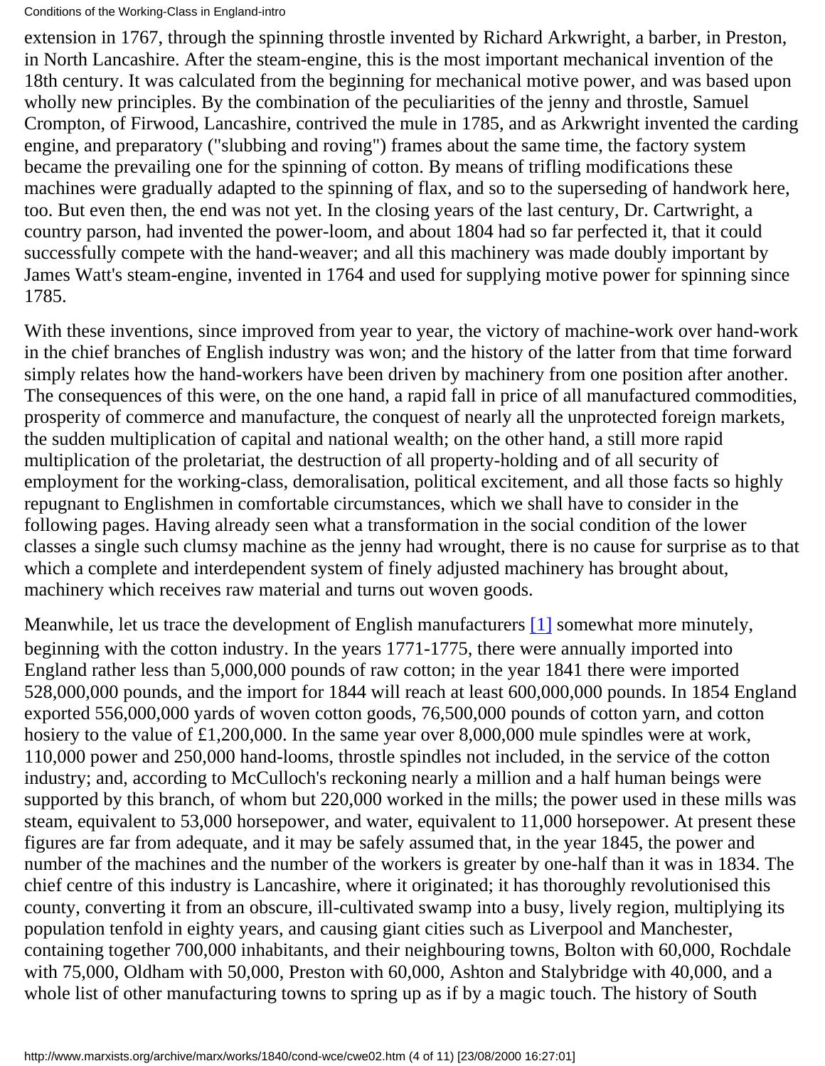extension in 1767, through the spinning throstle invented by Richard Arkwright, a barber, in Preston, in North Lancashire. After the steam-engine, this is the most important mechanical invention of the 18th century. It was calculated from the beginning for mechanical motive power, and was based upon wholly new principles. By the combination of the peculiarities of the jenny and throstle, Samuel Crompton, of Firwood, Lancashire, contrived the mule in 1785, and as Arkwright invented the carding engine, and preparatory ("slubbing and roving") frames about the same time, the factory system became the prevailing one for the spinning of cotton. By means of trifling modifications these machines were gradually adapted to the spinning of flax, and so to the superseding of handwork here, too. But even then, the end was not yet. In the closing years of the last century, Dr. Cartwright, a country parson, had invented the power-loom, and about 1804 had so far perfected it, that it could successfully compete with the hand-weaver; and all this machinery was made doubly important by James Watt's steam-engine, invented in 1764 and used for supplying motive power for spinning since 1785.

With these inventions, since improved from year to year, the victory of machine-work over hand-work in the chief branches of English industry was won; and the history of the latter from that time forward simply relates how the hand-workers have been driven by machinery from one position after another. The consequences of this were, on the one hand, a rapid fall in price of all manufactured commodities, prosperity of commerce and manufacture, the conquest of nearly all the unprotected foreign markets, the sudden multiplication of capital and national wealth; on the other hand, a still more rapid multiplication of the proletariat, the destruction of all property-holding and of all security of employment for the working-class, demoralisation, political excitement, and all those facts so highly repugnant to Englishmen in comfortable circumstances, which we shall have to consider in the following pages. Having already seen what a transformation in the social condition of the lower classes a single such clumsy machine as the jenny had wrought, there is no cause for surprise as to that which a complete and interdependent system of finely adjusted machinery has brought about, machinery which receives raw material and turns out woven goods.

Meanwhile, let us trace the development of English manufacturers [1] somewhat more minutely, beginning with the cotton industry. In the years 1771-1775, there were annually imported into England rather less than 5,000,000 pounds of raw cotton; in the year 1841 there were imported 528,000,000 pounds, and the import for 1844 will reach at least 600,000,000 pounds. In 1854 England exported 556,000,000 yards of woven cotton goods, 76,500,000 pounds of cotton yarn, and cotton hosiery to the value of £1,200,000. In the same year over 8,000,000 mule spindles were at work, 110,000 power and 250,000 hand-looms, throstle spindles not included, in the service of the cotton industry; and, according to McCulloch's reckoning nearly a million and a half human beings were supported by this branch, of whom but 220,000 worked in the mills; the power used in these mills was steam, equivalent to 53,000 horsepower, and water, equivalent to 11,000 horsepower. At present these figures are far from adequate, and it may be safely assumed that, in the year 1845, the power and number of the machines and the number of the workers is greater by one-half than it was in 1834. The chief centre of this industry is Lancashire, where it originated; it has thoroughly revolutionised this county, converting it from an obscure, ill-cultivated swamp into a busy, lively region, multiplying its population tenfold in eighty years, and causing giant cities such as Liverpool and Manchester, containing together 700,000 inhabitants, and their neighbouring towns, Bolton with 60,000, Rochdale with 75,000, Oldham with 50,000, Preston with 60,000, Ashton and Stalybridge with 40,000, and a whole list of other manufacturing towns to spring up as if by a magic touch. The history of South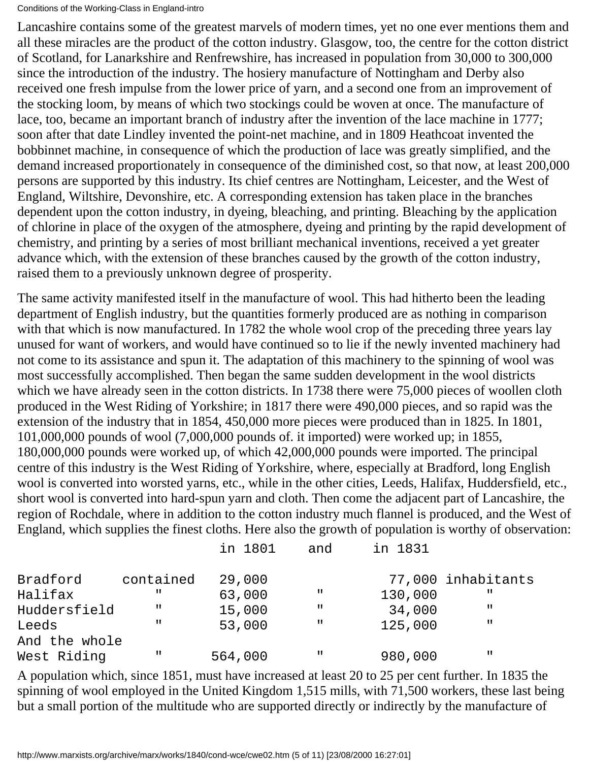Lancashire contains some of the greatest marvels of modern times, yet no one ever mentions them and all these miracles are the product of the cotton industry. Glasgow, too, the centre for the cotton district of Scotland, for Lanarkshire and Renfrewshire, has increased in population from 30,000 to 300,000 since the introduction of the industry. The hosiery manufacture of Nottingham and Derby also received one fresh impulse from the lower price of yarn, and a second one from an improvement of the stocking loom, by means of which two stockings could be woven at once. The manufacture of lace, too, became an important branch of industry after the invention of the lace machine in 1777; soon after that date Lindley invented the point-net machine, and in 1809 Heathcoat invented the bobbinnet machine, in consequence of which the production of lace was greatly simplified, and the demand increased proportionately in consequence of the diminished cost, so that now, at least 200,000 persons are supported by this industry. Its chief centres are Nottingham, Leicester, and the West of England, Wiltshire, Devonshire, etc. A corresponding extension has taken place in the branches dependent upon the cotton industry, in dyeing, bleaching, and printing. Bleaching by the application of chlorine in place of the oxygen of the atmosphere, dyeing and printing by the rapid development of chemistry, and printing by a series of most brilliant mechanical inventions, received a yet greater advance which, with the extension of these branches caused by the growth of the cotton industry, raised them to a previously unknown degree of prosperity.

The same activity manifested itself in the manufacture of wool. This had hitherto been the leading department of English industry, but the quantities formerly produced are as nothing in comparison with that which is now manufactured. In 1782 the whole wool crop of the preceding three years lay unused for want of workers, and would have continued so to lie if the newly invented machinery had not come to its assistance and spun it. The adaptation of this machinery to the spinning of wool was most successfully accomplished. Then began the same sudden development in the wool districts which we have already seen in the cotton districts. In 1738 there were 75,000 pieces of woollen cloth produced in the West Riding of Yorkshire; in 1817 there were 490,000 pieces, and so rapid was the extension of the industry that in 1854, 450,000 more pieces were produced than in 1825. In 1801, 101,000,000 pounds of wool (7,000,000 pounds of. it imported) were worked up; in 1855, 180,000,000 pounds were worked up, of which 42,000,000 pounds were imported. The principal centre of this industry is the West Riding of Yorkshire, where, especially at Bradford, long English wool is converted into worsted yarns, etc., while in the other cities, Leeds, Halifax, Huddersfield, etc., short wool is converted into hard-spun yarn and cloth. Then come the adjacent part of Lancashire, the region of Rochdale, where in addition to the cotton industry much flannel is produced, and the West of England, which supplies the finest cloths. Here also the growth of population is worthy of observation:

| | | in 1801 | and | in 1831 | |
|---|---|---|---|---|---|
| Bradford | contained | 29,000 | | 77,000 | inhabitants |
| Halifax | " | 63,000 | " | 130,000 | " |
| Huddersfield | " | 15,000 | " | 34,000 | " |
| Leeds | " | 53,000 | " | 125,000 | " |
| And the whole West Riding | " | 564,000 | " | 980,000 | " |

A population which, since 1851, must have increased at least 20 to 25 per cent further. In 1835 the spinning of wool employed in the United Kingdom 1,515 mills, with 71,500 workers, these last being but a small portion of the multitude who are supported directly or indirectly by the manufacture of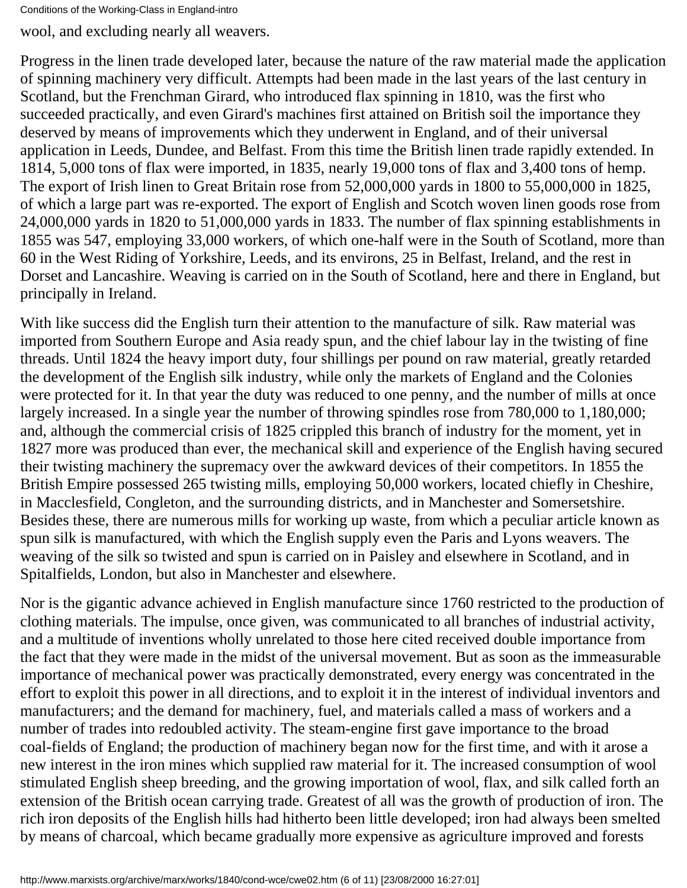wool, and excluding nearly all weavers.

Progress in the linen trade developed later, because the nature of the raw material made the application of spinning machinery very difficult. Attempts had been made in the last years of the last century in Scotland, but the Frenchman Girard, who introduced flax spinning in 1810, was the first who succeeded practically, and even Girard's machines first attained on British soil the importance they deserved by means of improvements which they underwent in England, and of their universal application in Leeds, Dundee, and Belfast. From this time the British linen trade rapidly extended. In 1814, 5,000 tons of flax were imported, in 1835, nearly 19,000 tons of flax and 3,400 tons of hemp. The export of Irish linen to Great Britain rose from 52,000,000 yards in 1800 to 55,000,000 in 1825, of which a large part was re-exported. The export of English and Scotch woven linen goods rose from 24,000,000 yards in 1820 to 51,000,000 yards in 1833. The number of flax spinning establishments in 1855 was 547, employing 33,000 workers, of which one-half were in the South of Scotland, more than 60 in the West Riding of Yorkshire, Leeds, and its environs, 25 in Belfast, Ireland, and the rest in Dorset and Lancashire. Weaving is carried on in the South of Scotland, here and there in England, but principally in Ireland.

With like success did the English turn their attention to the manufacture of silk. Raw material was imported from Southern Europe and Asia ready spun, and the chief labour lay in the twisting of fine threads. Until 1824 the heavy import duty, four shillings per pound on raw material, greatly retarded the development of the English silk industry, while only the markets of England and the Colonies were protected for it. In that year the duty was reduced to one penny, and the number of mills at once largely increased. In a single year the number of throwing spindles rose from 780,000 to 1,180,000; and, although the commercial crisis of 1825 crippled this branch of industry for the moment, yet in 1827 more was produced than ever, the mechanical skill and experience of the English having secured their twisting machinery the supremacy over the awkward devices of their competitors. In 1855 the British Empire possessed 265 twisting mills, employing 50,000 workers, located chiefly in Cheshire, in Macclesfield, Congleton, and the surrounding districts, and in Manchester and Somersetshire. Besides these, there are numerous mills for working up waste, from which a peculiar article known as spun silk is manufactured, with which the English supply even the Paris and Lyons weavers. The weaving of the silk so twisted and spun is carried on in Paisley and elsewhere in Scotland, and in Spitalfields, London, but also in Manchester and elsewhere.

Nor is the gigantic advance achieved in English manufacture since 1760 restricted to the production of clothing materials. The impulse, once given, was communicated to all branches of industrial activity, and a multitude of inventions wholly unrelated to those here cited received double importance from the fact that they were made in the midst of the universal movement. But as soon as the immeasurable importance of mechanical power was practically demonstrated, every energy was concentrated in the effort to exploit this power in all directions, and to exploit it in the interest of individual inventors and manufacturers; and the demand for machinery, fuel, and materials called a mass of workers and a number of trades into redoubled activity. The steam-engine first gave importance to the broad coal-fields of England; the production of machinery began now for the first time, and with it arose a new interest in the iron mines which supplied raw material for it. The increased consumption of wool stimulated English sheep breeding, and the growing importation of wool, flax, and silk called forth an extension of the British ocean carrying trade. Greatest of all was the growth of production of iron. The rich iron deposits of the English hills had hitherto been little developed; iron had always been smelted by means of charcoal, which became gradually more expensive as agriculture improved and forests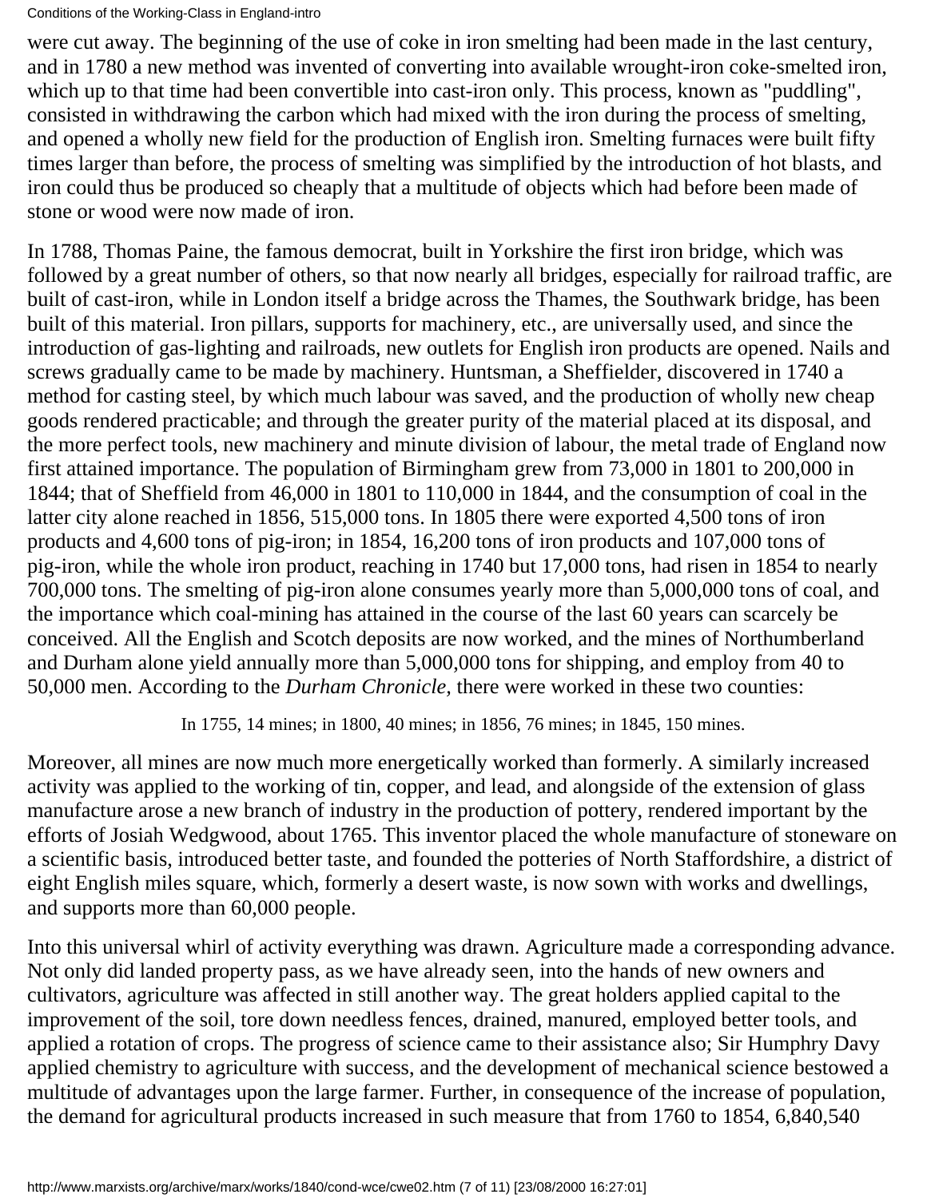were cut away. The beginning of the use of coke in iron smelting had been made in the last century, and in 1780 a new method was invented of converting into available wrought-iron coke-smelted iron, which up to that time had been convertible into cast-iron only. This process, known as "puddling", consisted in withdrawing the carbon which had mixed with the iron during the process of smelting, and opened a wholly new field for the production of English iron. Smelting furnaces were built fifty times larger than before, the process of smelting was simplified by the introduction of hot blasts, and iron could thus be produced so cheaply that a multitude of objects which had before been made of stone or wood were now made of iron.

In 1788, Thomas Paine, the famous democrat, built in Yorkshire the first iron bridge, which was followed by a great number of others, so that now nearly all bridges, especially for railroad traffic, are built of cast-iron, while in London itself a bridge across the Thames, the Southwark bridge, has been built of this material. Iron pillars, supports for machinery, etc., are universally used, and since the introduction of gas-lighting and railroads, new outlets for English iron products are opened. Nails and screws gradually came to be made by machinery. Huntsman, a Sheffielder, discovered in 1740 a method for casting steel, by which much labour was saved, and the production of wholly new cheap goods rendered practicable; and through the greater purity of the material placed at its disposal, and the more perfect tools, new machinery and minute division of labour, the metal trade of England now first attained importance. The population of Birmingham grew from 73,000 in 1801 to 200,000 in 1844; that of Sheffield from 46,000 in 1801 to 110,000 in 1844, and the consumption of coal in the latter city alone reached in 1856, 515,000 tons. In 1805 there were exported 4,500 tons of iron products and 4,600 tons of pig-iron; in 1854, 16,200 tons of iron products and 107,000 tons of pig-iron, while the whole iron product, reaching in 1740 but 17,000 tons, had risen in 1854 to nearly 700,000 tons. The smelting of pig-iron alone consumes yearly more than 5,000,000 tons of coal, and the importance which coal-mining has attained in the course of the last 60 years can scarcely be conceived. All the English and Scotch deposits are now worked, and the mines of Northumberland and Durham alone yield annually more than 5,000,000 tons for shipping, and employ from 40 to 50,000 men. According to the *Durham Chronicle*, there were worked in these two counties:

In 1755, 14 mines; in 1800, 40 mines; in 1856, 76 mines; in 1845, 150 mines.

Moreover, all mines are now much more energetically worked than formerly. A similarly increased activity was applied to the working of tin, copper, and lead, and alongside of the extension of glass manufacture arose a new branch of industry in the production of pottery, rendered important by the efforts of Josiah Wedgwood, about 1765. This inventor placed the whole manufacture of stoneware on a scientific basis, introduced better taste, and founded the potteries of North Staffordshire, a district of eight English miles square, which, formerly a desert waste, is now sown with works and dwellings, and supports more than 60,000 people.

Into this universal whirl of activity everything was drawn. Agriculture made a corresponding advance. Not only did landed property pass, as we have already seen, into the hands of new owners and cultivators, agriculture was affected in still another way. The great holders applied capital to the improvement of the soil, tore down needless fences, drained, manured, employed better tools, and applied a rotation of crops. The progress of science came to their assistance also; Sir Humphry Davy applied chemistry to agriculture with success, and the development of mechanical science bestowed a multitude of advantages upon the large farmer. Further, in consequence of the increase of population, the demand for agricultural products increased in such measure that from 1760 to 1854, 6,840,540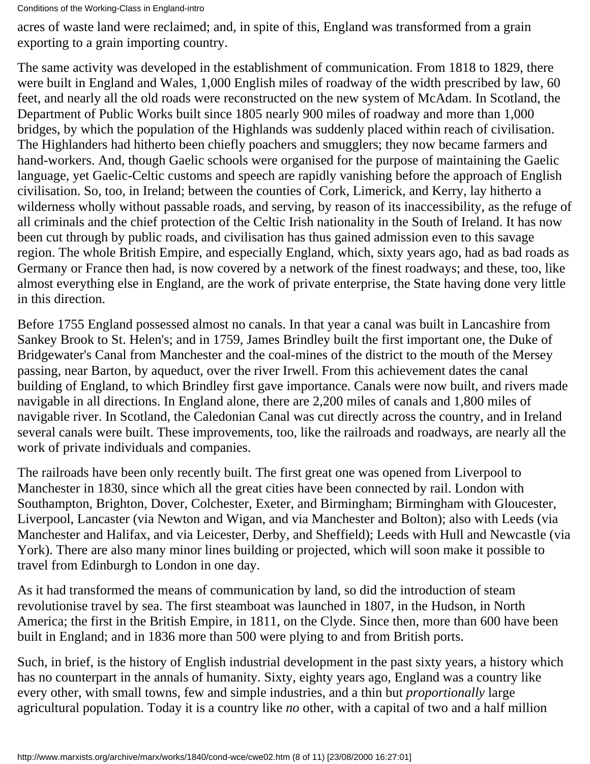acres of waste land were reclaimed; and, in spite of this, England was transformed from a grain exporting to a grain importing country.

The same activity was developed in the establishment of communication. From 1818 to 1829, there were built in England and Wales, 1,000 English miles of roadway of the width prescribed by law, 60 feet, and nearly all the old roads were reconstructed on the new system of McAdam. In Scotland, the Department of Public Works built since 1805 nearly 900 miles of roadway and more than 1,000 bridges, by which the population of the Highlands was suddenly placed within reach of civilisation. The Highlanders had hitherto been chiefly poachers and smugglers; they now became farmers and hand-workers. And, though Gaelic schools were organised for the purpose of maintaining the Gaelic language, yet Gaelic-Celtic customs and speech are rapidly vanishing before the approach of English civilisation. So, too, in Ireland; between the counties of Cork, Limerick, and Kerry, lay hitherto a wilderness wholly without passable roads, and serving, by reason of its inaccessibility, as the refuge of all criminals and the chief protection of the Celtic Irish nationality in the South of Ireland. It has now been cut through by public roads, and civilisation has thus gained admission even to this savage region. The whole British Empire, and especially England, which, sixty years ago, had as bad roads as Germany or France then had, is now covered by a network of the finest roadways; and these, too, like almost everything else in England, are the work of private enterprise, the State having done very little in this direction.

Before 1755 England possessed almost no canals. In that year a canal was built in Lancashire from Sankey Brook to St. Helen's; and in 1759, James Brindley built the first important one, the Duke of Bridgewater's Canal from Manchester and the coal-mines of the district to the mouth of the Mersey passing, near Barton, by aqueduct, over the river Irwell. From this achievement dates the canal building of England, to which Brindley first gave importance. Canals were now built, and rivers made navigable in all directions. In England alone, there are 2,200 miles of canals and 1,800 miles of navigable river. In Scotland, the Caledonian Canal was cut directly across the country, and in Ireland several canals were built. These improvements, too, like the railroads and roadways, are nearly all the work of private individuals and companies.

The railroads have been only recently built. The first great one was opened from Liverpool to Manchester in 1830, since which all the great cities have been connected by rail. London with Southampton, Brighton, Dover, Colchester, Exeter, and Birmingham; Birmingham with Gloucester, Liverpool, Lancaster (via Newton and Wigan, and via Manchester and Bolton); also with Leeds (via Manchester and Halifax, and via Leicester, Derby, and Sheffield); Leeds with Hull and Newcastle (via York). There are also many minor lines building or projected, which will soon make it possible to travel from Edinburgh to London in one day.

As it had transformed the means of communication by land, so did the introduction of steam revolutionise travel by sea. The first steamboat was launched in 1807, in the Hudson, in North America; the first in the British Empire, in 1811, on the Clyde. Since then, more than 600 have been built in England; and in 1836 more than 500 were plying to and from British ports.

Such, in brief, is the history of English industrial development in the past sixty years, a history which has no counterpart in the annals of humanity. Sixty, eighty years ago, England was a country like every other, with small towns, few and simple industries, and a thin but *proportionally* large agricultural population. Today it is a country like *no* other, with a capital of two and a half million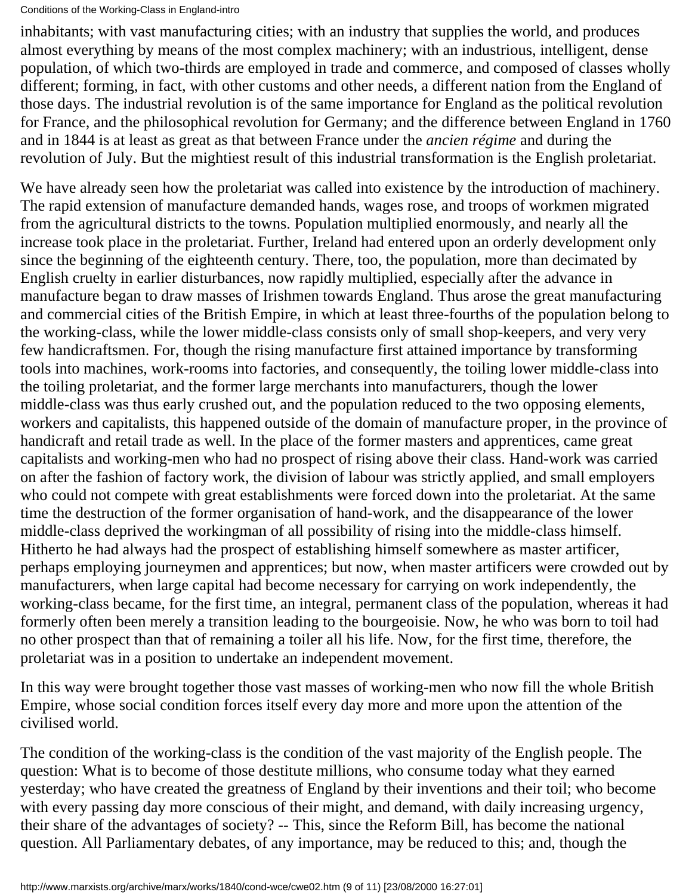inhabitants; with vast manufacturing cities; with an industry that supplies the world, and produces almost everything by means of the most complex machinery; with an industrious, intelligent, dense population, of which two-thirds are employed in trade and commerce, and composed of classes wholly different; forming, in fact, with other customs and other needs, a different nation from the England of those days. The industrial revolution is of the same importance for England as the political revolution for France, and the philosophical revolution for Germany; and the difference between England in 1760 and in 1844 is at least as great as that between France under the *ancien régime* and during the revolution of July. But the mightiest result of this industrial transformation is the English proletariat.

We have already seen how the proletariat was called into existence by the introduction of machinery. The rapid extension of manufacture demanded hands, wages rose, and troops of workmen migrated from the agricultural districts to the towns. Population multiplied enormously, and nearly all the increase took place in the proletariat. Further, Ireland had entered upon an orderly development only since the beginning of the eighteenth century. There, too, the population, more than decimated by English cruelty in earlier disturbances, now rapidly multiplied, especially after the advance in manufacture began to draw masses of Irishmen towards England. Thus arose the great manufacturing and commercial cities of the British Empire, in which at least three-fourths of the population belong to the working-class, while the lower middle-class consists only of small shop-keepers, and very very few handicraftsmen. For, though the rising manufacture first attained importance by transforming tools into machines, work-rooms into factories, and consequently, the toiling lower middle-class into the toiling proletariat, and the former large merchants into manufacturers, though the lower middle-class was thus early crushed out, and the population reduced to the two opposing elements, workers and capitalists, this happened outside of the domain of manufacture proper, in the province of handicraft and retail trade as well. In the place of the former masters and apprentices, came great capitalists and working-men who had no prospect of rising above their class. Hand-work was carried on after the fashion of factory work, the division of labour was strictly applied, and small employers who could not compete with great establishments were forced down into the proletariat. At the same time the destruction of the former organisation of hand-work, and the disappearance of the lower middle-class deprived the workingman of all possibility of rising into the middle-class himself. Hitherto he had always had the prospect of establishing himself somewhere as master artificer, perhaps employing journeymen and apprentices; but now, when master artificers were crowded out by manufacturers, when large capital had become necessary for carrying on work independently, the working-class became, for the first time, an integral, permanent class of the population, whereas it had formerly often been merely a transition leading to the bourgeoisie. Now, he who was born to toil had no other prospect than that of remaining a toiler all his life. Now, for the first time, therefore, the proletariat was in a position to undertake an independent movement.

In this way were brought together those vast masses of working-men who now fill the whole British Empire, whose social condition forces itself every day more and more upon the attention of the civilised world.

The condition of the working-class is the condition of the vast majority of the English people. The question: What is to become of those destitute millions, who consume today what they earned yesterday; who have created the greatness of England by their inventions and their toil; who become with every passing day more conscious of their might, and demand, with daily increasing urgency, their share of the advantages of society? -- This, since the Reform Bill, has become the national question. All Parliamentary debates, of any importance, may be reduced to this; and, though the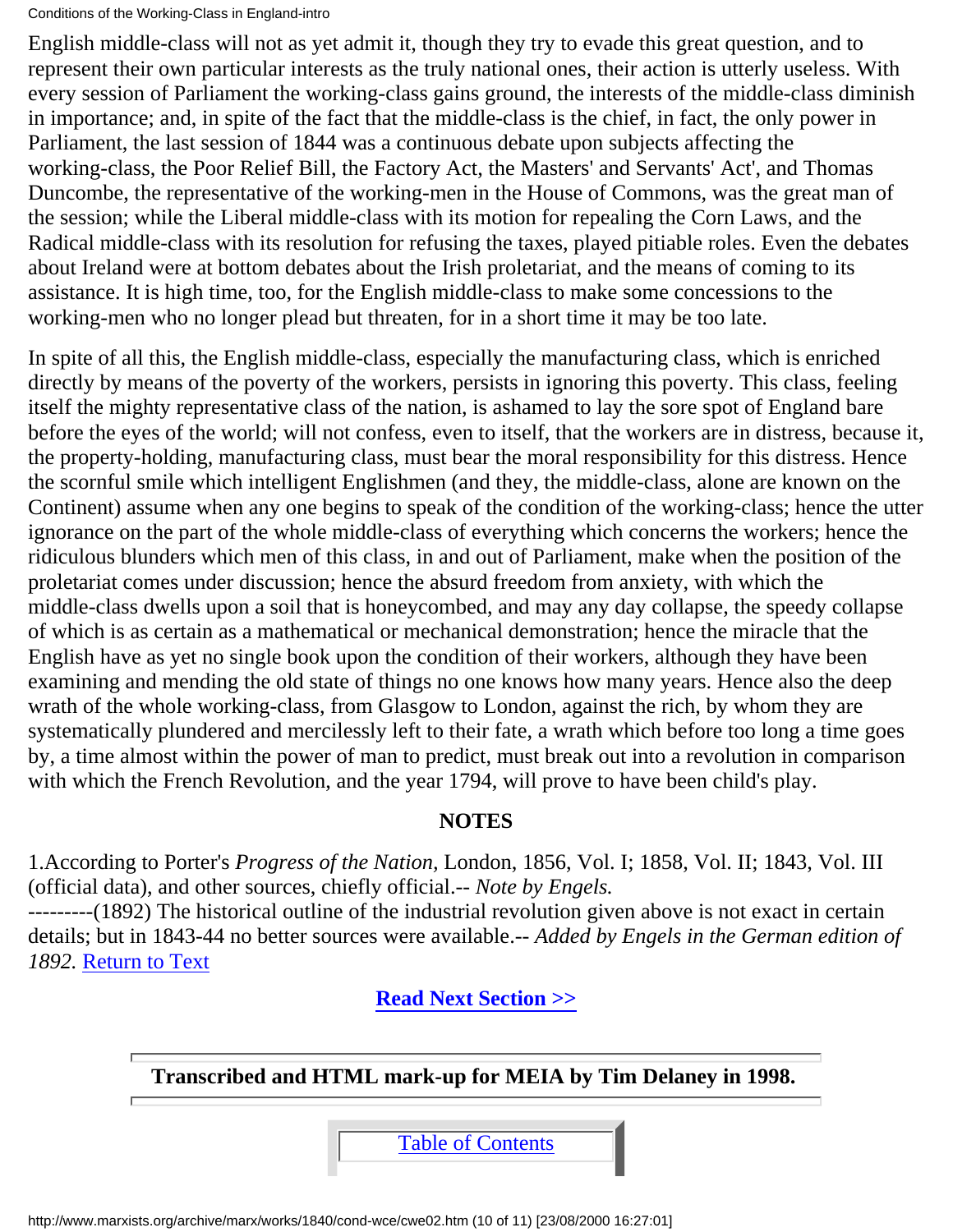English middle-class will not as yet admit it, though they try to evade this great question, and to represent their own particular interests as the truly national ones, their action is utterly useless. With every session of Parliament the working-class gains ground, the interests of the middle-class diminish in importance; and, in spite of the fact that the middle-class is the chief, in fact, the only power in Parliament, the last session of 1844 was a continuous debate upon subjects affecting the working-class, the Poor Relief Bill, the Factory Act, the Masters' and Servants' Act', and Thomas Duncombe, the representative of the working-men in the House of Commons, was the great man of the session; while the Liberal middle-class with its motion for repealing the Corn Laws, and the Radical middle-class with its resolution for refusing the taxes, played pitiable roles. Even the debates about Ireland were at bottom debates about the Irish proletariat, and the means of coming to its assistance. It is high time, too, for the English middle-class to make some concessions to the working-men who no longer plead but threaten, for in a short time it may be too late.

In spite of all this, the English middle-class, especially the manufacturing class, which is enriched directly by means of the poverty of the workers, persists in ignoring this poverty. This class, feeling itself the mighty representative class of the nation, is ashamed to lay the sore spot of England bare before the eyes of the world; will not confess, even to itself, that the workers are in distress, because it, the property-holding, manufacturing class, must bear the moral responsibility for this distress. Hence the scornful smile which intelligent Englishmen (and they, the middle-class, alone are known on the Continent) assume when any one begins to speak of the condition of the working-class; hence the utter ignorance on the part of the whole middle-class of everything which concerns the workers; hence the ridiculous blunders which men of this class, in and out of Parliament, make when the position of the proletariat comes under discussion; hence the absurd freedom from anxiety, with which the middle-class dwells upon a soil that is honeycombed, and may any day collapse, the speedy collapse of which is as certain as a mathematical or mechanical demonstration; hence the miracle that the English have as yet no single book upon the condition of their workers, although they have been examining and mending the old state of things no one knows how many years. Hence also the deep wrath of the whole working-class, from Glasgow to London, against the rich, by whom they are systematically plundered and mercilessly left to their fate, a wrath which before too long a time goes by, a time almost within the power of man to predict, must break out into a revolution in comparison with which the French Revolution, and the year 1794, will prove to have been child's play.

## NOTES

1.According to Porter's *Progress of the Nation,* London, 1856, Vol. I; 1858, Vol. II; 1843, Vol. III (official data), and other sources, chiefly official.-- *Note by Engels.*
---------(1892) The historical outline of the industrial revolution given above is not exact in certain details; but in 1843-44 no better sources were available.-- *Added by Engels in the German edition of 1892.* Return to Text

**Read Next Section >>**

**Transcribed and HTML mark-up for MEIA by Tim Delaney in 1998.**

Table of Contents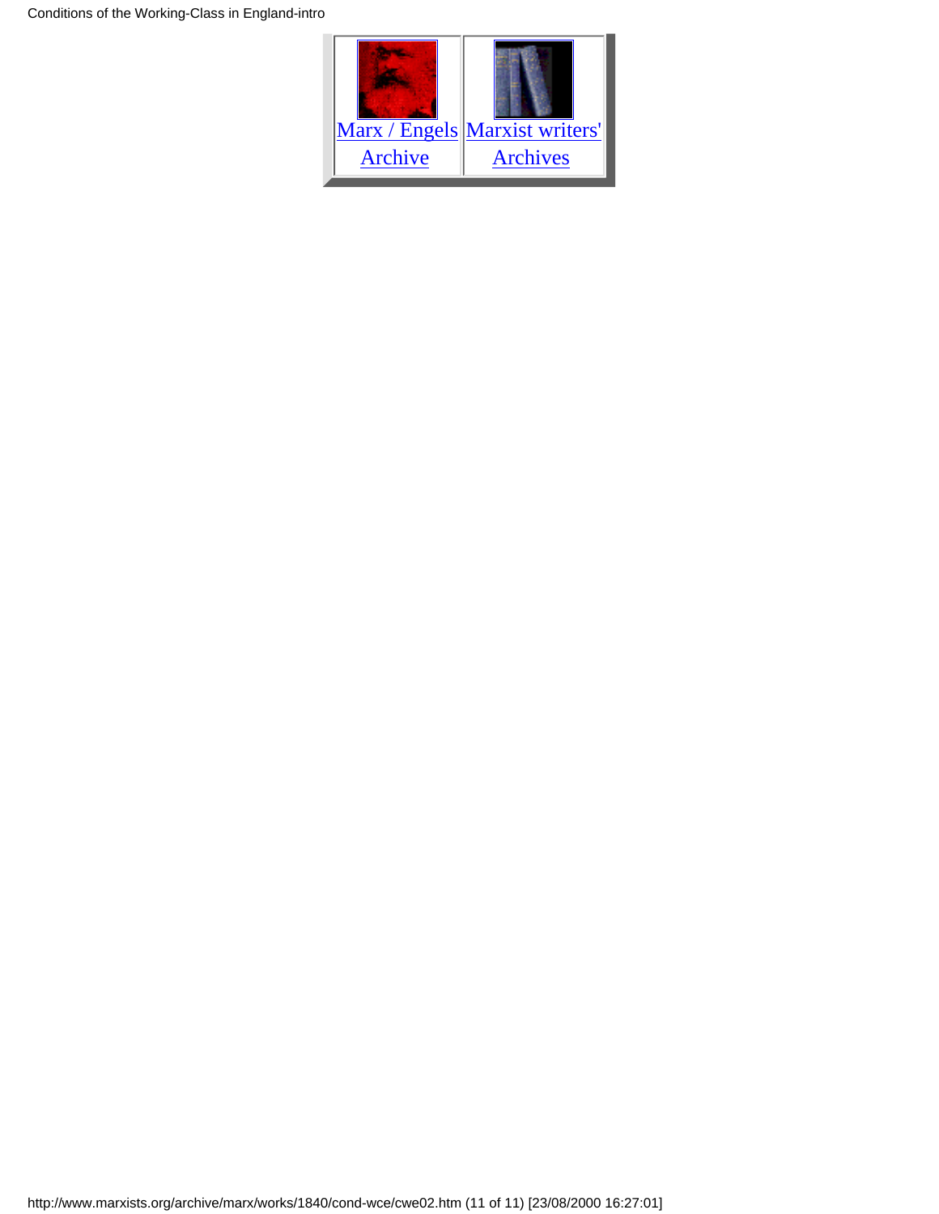| Marx / Engels Archive | Marxist writers' Archives |
| --- | --- |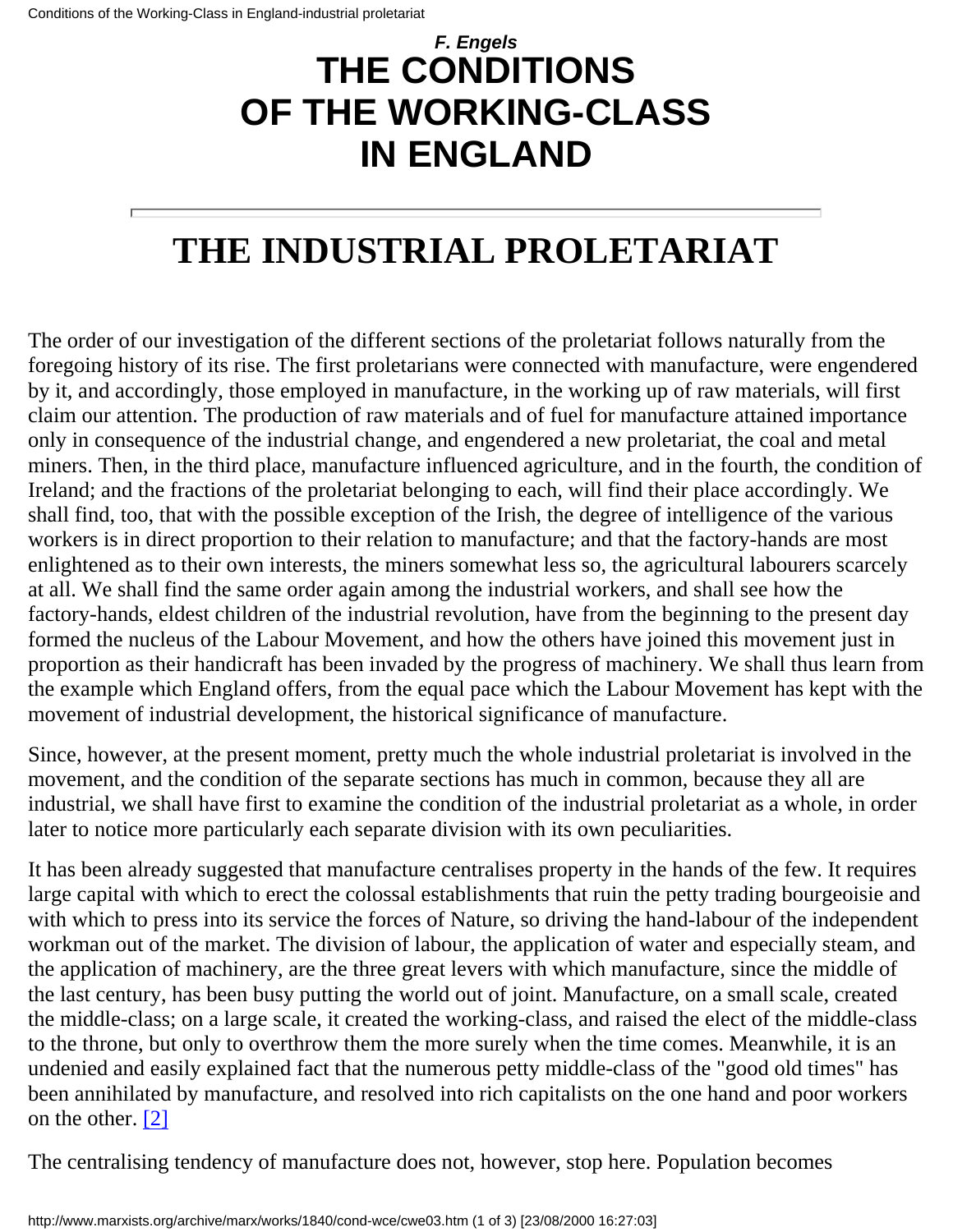*F. Engels*

# THE CONDITIONS OF THE WORKING-CLASS IN ENGLAND

---

# THE INDUSTRIAL PROLETARIAT

The order of our investigation of the different sections of the proletariat follows naturally from the foregoing history of its rise. The first proletarians were connected with manufacture, were engendered by it, and accordingly, those employed in manufacture, in the working up of raw materials, will first claim our attention. The production of raw materials and of fuel for manufacture attained importance only in consequence of the industrial change, and engendered a new proletariat, the coal and metal miners. Then, in the third place, manufacture influenced agriculture, and in the fourth, the condition of Ireland; and the fractions of the proletariat belonging to each, will find their place accordingly. We shall find, too, that with the possible exception of the Irish, the degree of intelligence of the various workers is in direct proportion to their relation to manufacture; and that the factory-hands are most enlightened as to their own interests, the miners somewhat less so, the agricultural labourers scarcely at all. We shall find the same order again among the industrial workers, and shall see how the factory-hands, eldest children of the industrial revolution, have from the beginning to the present day formed the nucleus of the Labour Movement, and how the others have joined this movement just in proportion as their handicraft has been invaded by the progress of machinery. We shall thus learn from the example which England offers, from the equal pace which the Labour Movement has kept with the movement of industrial development, the historical significance of manufacture.

Since, however, at the present moment, pretty much the whole industrial proletariat is involved in the movement, and the condition of the separate sections has much in common, because they all are industrial, we shall have first to examine the condition of the industrial proletariat as a whole, in order later to notice more particularly each separate division with its own peculiarities.

It has been already suggested that manufacture centralises property in the hands of the few. It requires large capital with which to erect the colossal establishments that ruin the petty trading bourgeoisie and with which to press into its service the forces of Nature, so driving the hand-labour of the independent workman out of the market. The division of labour, the application of water and especially steam, and the application of machinery, are the three great levers with which manufacture, since the middle of the last century, has been busy putting the world out of joint. Manufacture, on a small scale, created the middle-class; on a large scale, it created the working-class, and raised the elect of the middle-class to the throne, but only to overthrow them the more surely when the time comes. Meanwhile, it is an undenied and easily explained fact that the numerous petty middle-class of the "good old times" has been annihilated by manufacture, and resolved into rich capitalists on the one hand and poor workers on the other. [2]

The centralising tendency of manufacture does not, however, stop here. Population becomes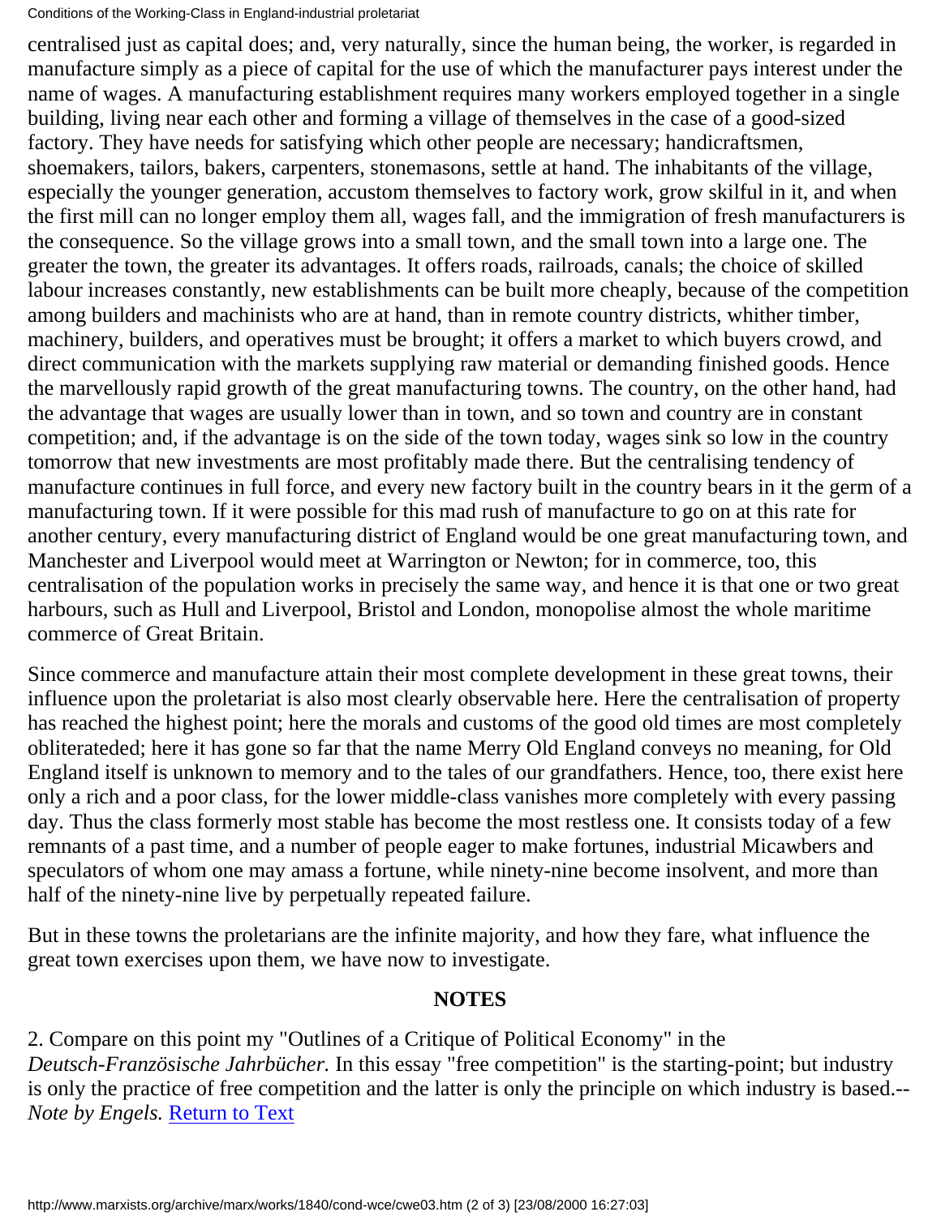centralised just as capital does; and, very naturally, since the human being, the worker, is regarded in manufacture simply as a piece of capital for the use of which the manufacturer pays interest under the name of wages. A manufacturing establishment requires many workers employed together in a single building, living near each other and forming a village of themselves in the case of a good-sized factory. They have needs for satisfying which other people are necessary; handicraftsmen, shoemakers, tailors, bakers, carpenters, stonemasons, settle at hand. The inhabitants of the village, especially the younger generation, accustom themselves to factory work, grow skilful in it, and when the first mill can no longer employ them all, wages fall, and the immigration of fresh manufacturers is the consequence. So the village grows into a small town, and the small town into a large one. The greater the town, the greater its advantages. It offers roads, railroads, canals; the choice of skilled labour increases constantly, new establishments can be built more cheaply, because of the competition among builders and machinists who are at hand, than in remote country districts, whither timber, machinery, builders, and operatives must be brought; it offers a market to which buyers crowd, and direct communication with the markets supplying raw material or demanding finished goods. Hence the marvellously rapid growth of the great manufacturing towns. The country, on the other hand, had the advantage that wages are usually lower than in town, and so town and country are in constant competition; and, if the advantage is on the side of the town today, wages sink so low in the country tomorrow that new investments are most profitably made there. But the centralising tendency of manufacture continues in full force, and every new factory built in the country bears in it the germ of a manufacturing town. If it were possible for this mad rush of manufacture to go on at this rate for another century, every manufacturing district of England would be one great manufacturing town, and Manchester and Liverpool would meet at Warrington or Newton; for in commerce, too, this centralisation of the population works in precisely the same way, and hence it is that one or two great harbours, such as Hull and Liverpool, Bristol and London, monopolise almost the whole maritime commerce of Great Britain.

Since commerce and manufacture attain their most complete development in these great towns, their influence upon the proletariat is also most clearly observable here. Here the centralisation of property has reached the highest point; here the morals and customs of the good old times are most completely obliterateded; here it has gone so far that the name Merry Old England conveys no meaning, for Old England itself is unknown to memory and to the tales of our grandfathers. Hence, too, there exist here only a rich and a poor class, for the lower middle-class vanishes more completely with every passing day. Thus the class formerly most stable has become the most restless one. It consists today of a few remnants of a past time, and a number of people eager to make fortunes, industrial Micawbers and speculators of whom one may amass a fortune, while ninety-nine become insolvent, and more than half of the ninety-nine live by perpetually repeated failure.

But in these towns the proletarians are the infinite majority, and how they fare, what influence the great town exercises upon them, we have now to investigate.

## NOTES

2. Compare on this point my "Outlines of a Critique of Political Economy" in the *Deutsch-Französische Jahrbücher.* In this essay "free competition" is the starting-point; but industry is only the practice of free competition and the latter is only the principle on which industry is based.-- *Note by Engels.* Return to Text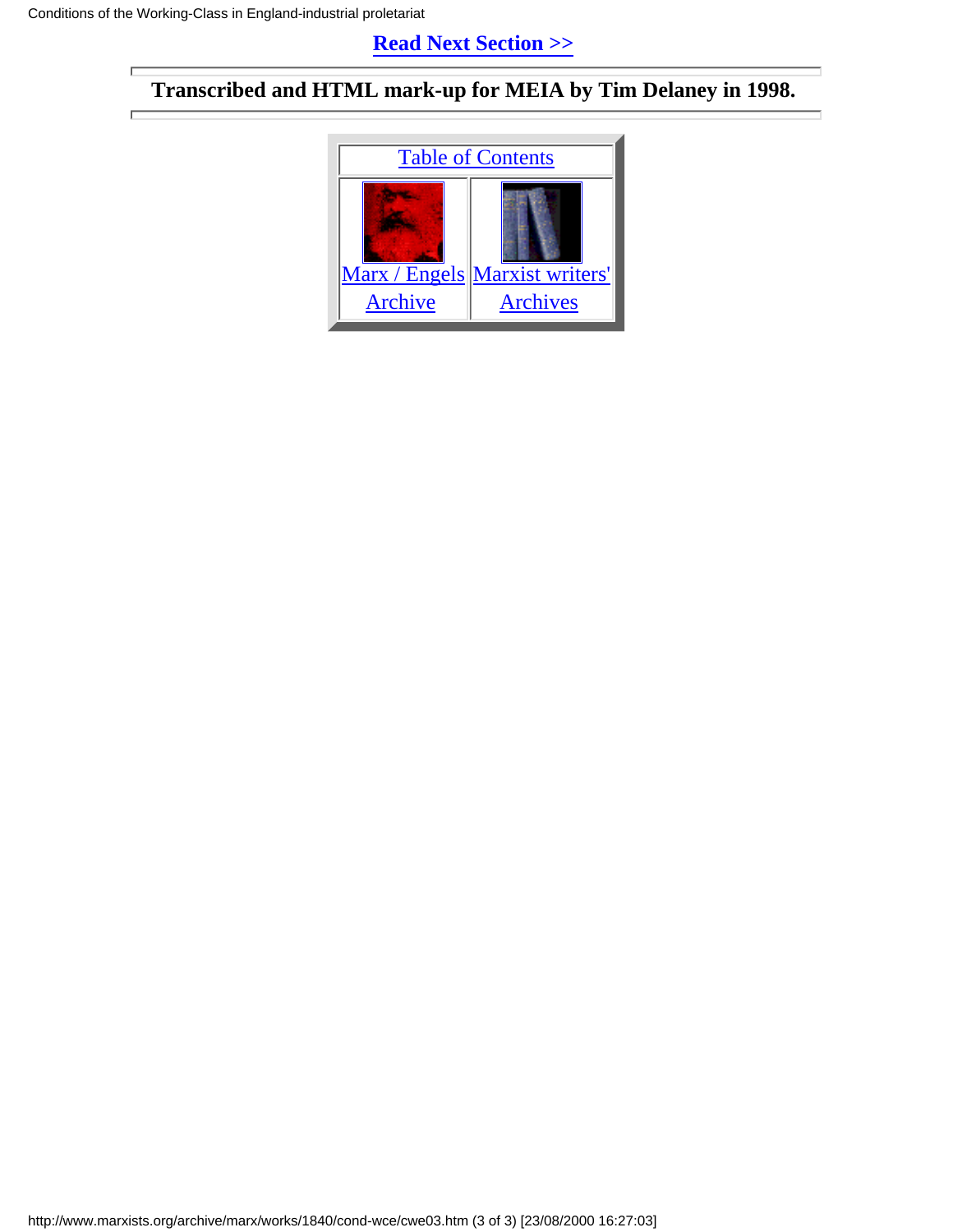**Read Next Section >>**

---

**Transcribed and HTML mark-up for MEIA by Tim Delaney in 1998.**

---

| Table of Contents | |
| --- | --- |
| Marx / Engels Archive | Marxist writers' Archives |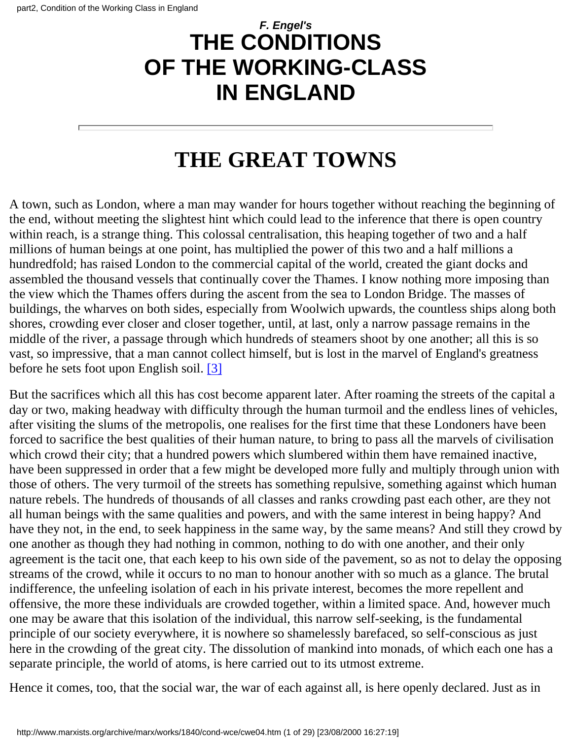*F. Engel's*

# THE CONDITIONS OF THE WORKING-CLASS IN ENGLAND

---

# THE GREAT TOWNS

A town, such as London, where a man may wander for hours together without reaching the beginning of the end, without meeting the slightest hint which could lead to the inference that there is open country within reach, is a strange thing. This colossal centralisation, this heaping together of two and a half millions of human beings at one point, has multiplied the power of this two and a half millions a hundredfold; has raised London to the commercial capital of the world, created the giant docks and assembled the thousand vessels that continually cover the Thames. I know nothing more imposing than the view which the Thames offers during the ascent from the sea to London Bridge. The masses of buildings, the wharves on both sides, especially from Woolwich upwards, the countless ships along both shores, crowding ever closer and closer together, until, at last, only a narrow passage remains in the middle of the river, a passage through which hundreds of steamers shoot by one another; all this is so vast, so impressive, that a man cannot collect himself, but is lost in the marvel of England's greatness before he sets foot upon English soil. [3]

But the sacrifices which all this has cost become apparent later. After roaming the streets of the capital a day or two, making headway with difficulty through the human turmoil and the endless lines of vehicles, after visiting the slums of the metropolis, one realises for the first time that these Londoners have been forced to sacrifice the best qualities of their human nature, to bring to pass all the marvels of civilisation which crowd their city; that a hundred powers which slumbered within them have remained inactive, have been suppressed in order that a few might be developed more fully and multiply through union with those of others. The very turmoil of the streets has something repulsive, something against which human nature rebels. The hundreds of thousands of all classes and ranks crowding past each other, are they not all human beings with the same qualities and powers, and with the same interest in being happy? And have they not, in the end, to seek happiness in the same way, by the same means? And still they crowd by one another as though they had nothing in common, nothing to do with one another, and their only agreement is the tacit one, that each keep to his own side of the pavement, so as not to delay the opposing streams of the crowd, while it occurs to no man to honour another with so much as a glance. The brutal indifference, the unfeeling isolation of each in his private interest, becomes the more repellent and offensive, the more these individuals are crowded together, within a limited space. And, however much one may be aware that this isolation of the individual, this narrow self-seeking, is the fundamental principle of our society everywhere, it is nowhere so shamelessly barefaced, so self-conscious as just here in the crowding of the great city. The dissolution of mankind into monads, of which each one has a separate principle, the world of atoms, is here carried out to its utmost extreme.

Hence it comes, too, that the social war, the war of each against all, is here openly declared. Just as in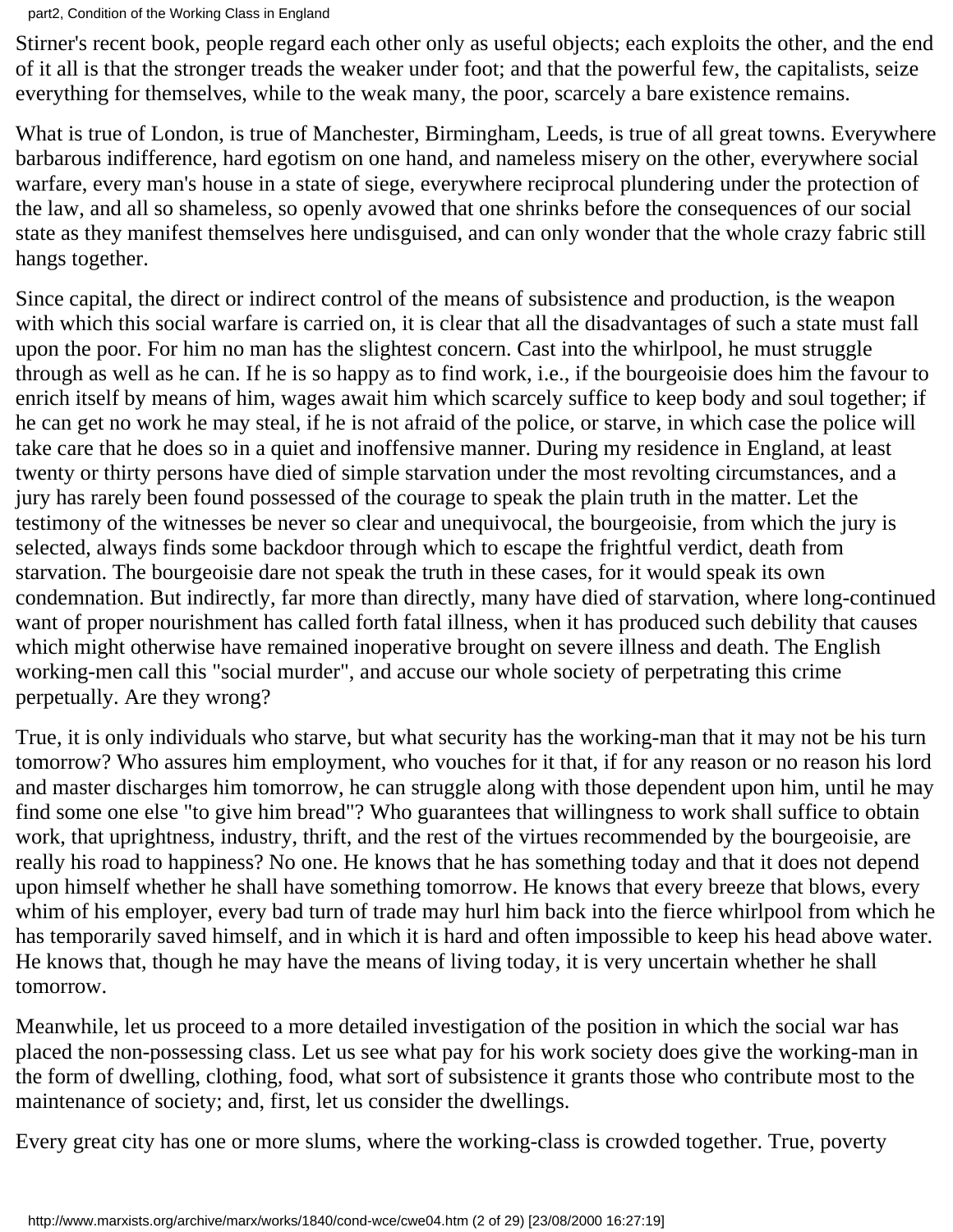Stirner's recent book, people regard each other only as useful objects; each exploits the other, and the end of it all is that the stronger treads the weaker under foot; and that the powerful few, the capitalists, seize everything for themselves, while to the weak many, the poor, scarcely a bare existence remains.

What is true of London, is true of Manchester, Birmingham, Leeds, is true of all great towns. Everywhere barbarous indifference, hard egotism on one hand, and nameless misery on the other, everywhere social warfare, every man's house in a state of siege, everywhere reciprocal plundering under the protection of the law, and all so shameless, so openly avowed that one shrinks before the consequences of our social state as they manifest themselves here undisguised, and can only wonder that the whole crazy fabric still hangs together.

Since capital, the direct or indirect control of the means of subsistence and production, is the weapon with which this social warfare is carried on, it is clear that all the disadvantages of such a state must fall upon the poor. For him no man has the slightest concern. Cast into the whirlpool, he must struggle through as well as he can. If he is so happy as to find work, i.e., if the bourgeoisie does him the favour to enrich itself by means of him, wages await him which scarcely suffice to keep body and soul together; if he can get no work he may steal, if he is not afraid of the police, or starve, in which case the police will take care that he does so in a quiet and inoffensive manner. During my residence in England, at least twenty or thirty persons have died of simple starvation under the most revolting circumstances, and a jury has rarely been found possessed of the courage to speak the plain truth in the matter. Let the testimony of the witnesses be never so clear and unequivocal, the bourgeoisie, from which the jury is selected, always finds some backdoor through which to escape the frightful verdict, death from starvation. The bourgeoisie dare not speak the truth in these cases, for it would speak its own condemnation. But indirectly, far more than directly, many have died of starvation, where long-continued want of proper nourishment has called forth fatal illness, when it has produced such debility that causes which might otherwise have remained inoperative brought on severe illness and death. The English working-men call this "social murder", and accuse our whole society of perpetrating this crime perpetually. Are they wrong?

True, it is only individuals who starve, but what security has the working-man that it may not be his turn tomorrow? Who assures him employment, who vouches for it that, if for any reason or no reason his lord and master discharges him tomorrow, he can struggle along with those dependent upon him, until he may find some one else "to give him bread"? Who guarantees that willingness to work shall suffice to obtain work, that uprightness, industry, thrift, and the rest of the virtues recommended by the bourgeoisie, are really his road to happiness? No one. He knows that he has something today and that it does not depend upon himself whether he shall have something tomorrow. He knows that every breeze that blows, every whim of his employer, every bad turn of trade may hurl him back into the fierce whirlpool from which he has temporarily saved himself, and in which it is hard and often impossible to keep his head above water. He knows that, though he may have the means of living today, it is very uncertain whether he shall tomorrow.

Meanwhile, let us proceed to a more detailed investigation of the position in which the social war has placed the non-possessing class. Let us see what pay for his work society does give the working-man in the form of dwelling, clothing, food, what sort of subsistence it grants those who contribute most to the maintenance of society; and, first, let us consider the dwellings.

Every great city has one or more slums, where the working-class is crowded together. True, poverty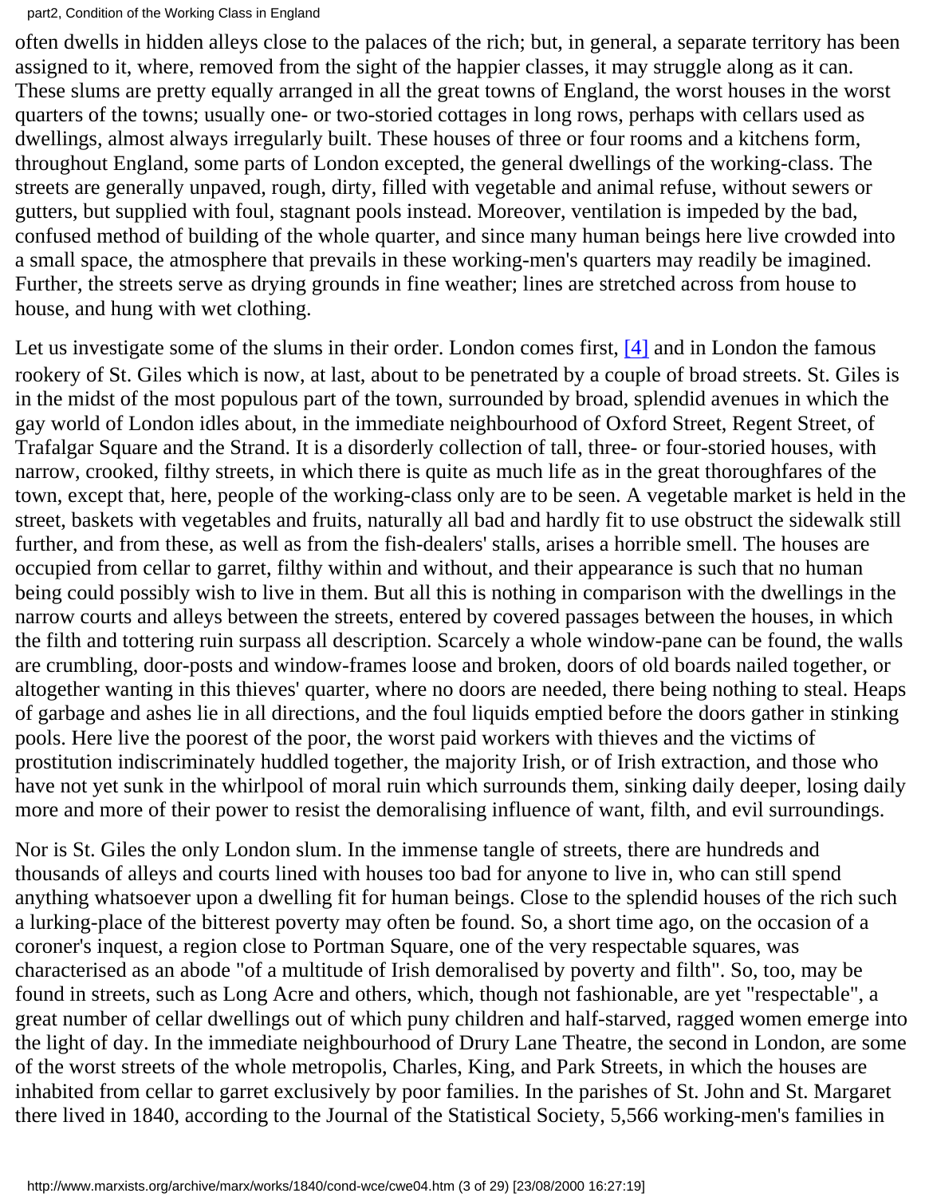often dwells in hidden alleys close to the palaces of the rich; but, in general, a separate territory has been assigned to it, where, removed from the sight of the happier classes, it may struggle along as it can. These slums are pretty equally arranged in all the great towns of England, the worst houses in the worst quarters of the towns; usually one- or two-storied cottages in long rows, perhaps with cellars used as dwellings, almost always irregularly built. These houses of three or four rooms and a kitchens form, throughout England, some parts of London excepted, the general dwellings of the working-class. The streets are generally unpaved, rough, dirty, filled with vegetable and animal refuse, without sewers or gutters, but supplied with foul, stagnant pools instead. Moreover, ventilation is impeded by the bad, confused method of building of the whole quarter, and since many human beings here live crowded into a small space, the atmosphere that prevails in these working-men's quarters may readily be imagined. Further, the streets serve as drying grounds in fine weather; lines are stretched across from house to house, and hung with wet clothing.

Let us investigate some of the slums in their order. London comes first, [4] and in London the famous rookery of St. Giles which is now, at last, about to be penetrated by a couple of broad streets. St. Giles is in the midst of the most populous part of the town, surrounded by broad, splendid avenues in which the gay world of London idles about, in the immediate neighbourhood of Oxford Street, Regent Street, of Trafalgar Square and the Strand. It is a disorderly collection of tall, three- or four-storied houses, with narrow, crooked, filthy streets, in which there is quite as much life as in the great thoroughfares of the town, except that, here, people of the working-class only are to be seen. A vegetable market is held in the street, baskets with vegetables and fruits, naturally all bad and hardly fit to use obstruct the sidewalk still further, and from these, as well as from the fish-dealers' stalls, arises a horrible smell. The houses are occupied from cellar to garret, filthy within and without, and their appearance is such that no human being could possibly wish to live in them. But all this is nothing in comparison with the dwellings in the narrow courts and alleys between the streets, entered by covered passages between the houses, in which the filth and tottering ruin surpass all description. Scarcely a whole window-pane can be found, the walls are crumbling, door-posts and window-frames loose and broken, doors of old boards nailed together, or altogether wanting in this thieves' quarter, where no doors are needed, there being nothing to steal. Heaps of garbage and ashes lie in all directions, and the foul liquids emptied before the doors gather in stinking pools. Here live the poorest of the poor, the worst paid workers with thieves and the victims of prostitution indiscriminately huddled together, the majority Irish, or of Irish extraction, and those who have not yet sunk in the whirlpool of moral ruin which surrounds them, sinking daily deeper, losing daily more and more of their power to resist the demoralising influence of want, filth, and evil surroundings.

Nor is St. Giles the only London slum. In the immense tangle of streets, there are hundreds and thousands of alleys and courts lined with houses too bad for anyone to live in, who can still spend anything whatsoever upon a dwelling fit for human beings. Close to the splendid houses of the rich such a lurking-place of the bitterest poverty may often be found. So, a short time ago, on the occasion of a coroner's inquest, a region close to Portman Square, one of the very respectable squares, was characterised as an abode "of a multitude of Irish demoralised by poverty and filth". So, too, may be found in streets, such as Long Acre and others, which, though not fashionable, are yet "respectable", a great number of cellar dwellings out of which puny children and half-starved, ragged women emerge into the light of day. In the immediate neighbourhood of Drury Lane Theatre, the second in London, are some of the worst streets of the whole metropolis, Charles, King, and Park Streets, in which the houses are inhabited from cellar to garret exclusively by poor families. In the parishes of St. John and St. Margaret there lived in 1840, according to the Journal of the Statistical Society, 5,566 working-men's families in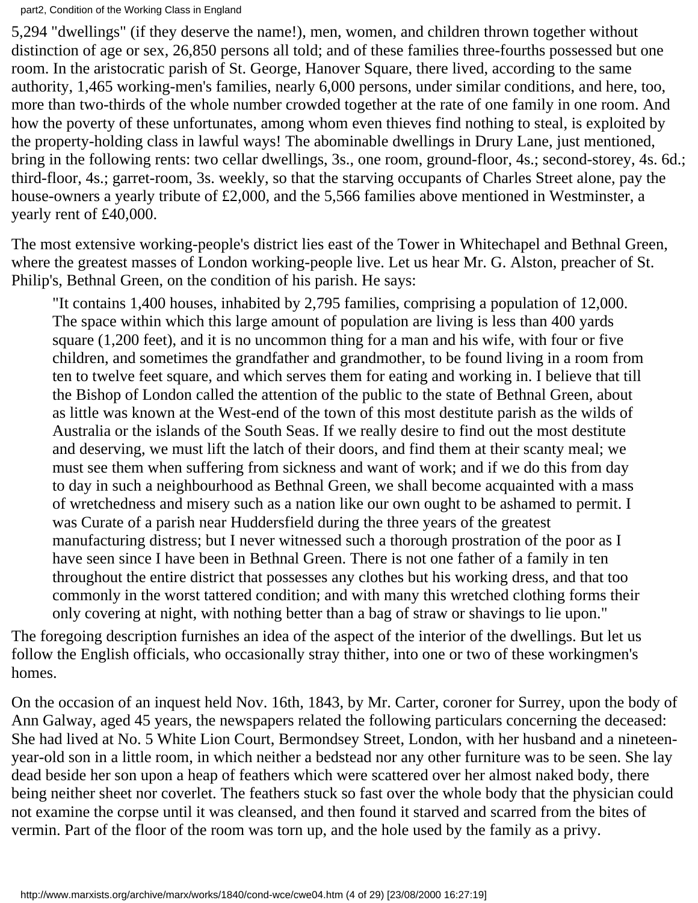5,294 "dwellings" (if they deserve the name!), men, women, and children thrown together without distinction of age or sex, 26,850 persons all told; and of these families three-fourths possessed but one room. In the aristocratic parish of St. George, Hanover Square, there lived, according to the same authority, 1,465 working-men's families, nearly 6,000 persons, under similar conditions, and here, too, more than two-thirds of the whole number crowded together at the rate of one family in one room. And how the poverty of these unfortunates, among whom even thieves find nothing to steal, is exploited by the property-holding class in lawful ways! The abominable dwellings in Drury Lane, just mentioned, bring in the following rents: two cellar dwellings, 3s., one room, ground-floor, 4s.; second-storey, 4s. 6d.; third-floor, 4s.; garret-room, 3s. weekly, so that the starving occupants of Charles Street alone, pay the house-owners a yearly tribute of £2,000, and the 5,566 families above mentioned in Westminster, a yearly rent of £40,000.

The most extensive working-people's district lies east of the Tower in Whitechapel and Bethnal Green, where the greatest masses of London working-people live. Let us hear Mr. G. Alston, preacher of St. Philip's, Bethnal Green, on the condition of his parish. He says:

> "It contains 1,400 houses, inhabited by 2,795 families, comprising a population of 12,000. The space within which this large amount of population are living is less than 400 yards square (1,200 feet), and it is no uncommon thing for a man and his wife, with four or five children, and sometimes the grandfather and grandmother, to be found living in a room from ten to twelve feet square, and which serves them for eating and working in. I believe that till the Bishop of London called the attention of the public to the state of Bethnal Green, about as little was known at the West-end of the town of this most destitute parish as the wilds of Australia or the islands of the South Seas. If we really desire to find out the most destitute and deserving, we must lift the latch of their doors, and find them at their scanty meal; we must see them when suffering from sickness and want of work; and if we do this from day to day in such a neighbourhood as Bethnal Green, we shall become acquainted with a mass of wretchedness and misery such as a nation like our own ought to be ashamed to permit. I was Curate of a parish near Huddersfield during the three years of the greatest manufacturing distress; but I never witnessed such a thorough prostration of the poor as I have seen since I have been in Bethnal Green. There is not one father of a family in ten throughout the entire district that possesses any clothes but his working dress, and that too commonly in the worst tattered condition; and with many this wretched clothing forms their only covering at night, with nothing better than a bag of straw or shavings to lie upon."

The foregoing description furnishes an idea of the aspect of the interior of the dwellings. But let us follow the English officials, who occasionally stray thither, into one or two of these workingmen's homes.

On the occasion of an inquest held Nov. 16th, 1843, by Mr. Carter, coroner for Surrey, upon the body of Ann Galway, aged 45 years, the newspapers related the following particulars concerning the deceased: She had lived at No. 5 White Lion Court, Bermondsey Street, London, with her husband and a nineteen-year-old son in a little room, in which neither a bedstead nor any other furniture was to be seen. She lay dead beside her son upon a heap of feathers which were scattered over her almost naked body, there being neither sheet nor coverlet. The feathers stuck so fast over the whole body that the physician could not examine the corpse until it was cleansed, and then found it starved and scarred from the bites of vermin. Part of the floor of the room was torn up, and the hole used by the family as a privy.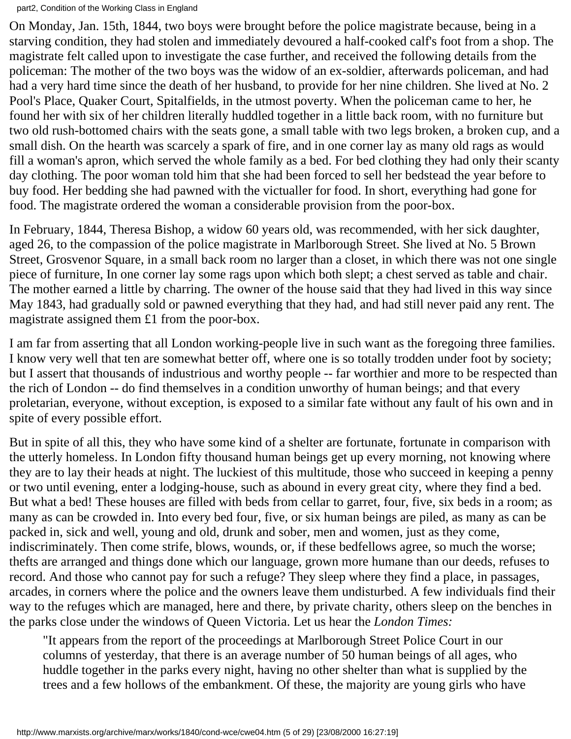On Monday, Jan. 15th, 1844, two boys were brought before the police magistrate because, being in a starving condition, they had stolen and immediately devoured a half-cooked calf's foot from a shop. The magistrate felt called upon to investigate the case further, and received the following details from the policeman: The mother of the two boys was the widow of an ex-soldier, afterwards policeman, and had had a very hard time since the death of her husband, to provide for her nine children. She lived at No. 2 Pool's Place, Quaker Court, Spitalfields, in the utmost poverty. When the policeman came to her, he found her with six of her children literally huddled together in a little back room, with no furniture but two old rush-bottomed chairs with the seats gone, a small table with two legs broken, a broken cup, and a small dish. On the hearth was scarcely a spark of fire, and in one corner lay as many old rags as would fill a woman's apron, which served the whole family as a bed. For bed clothing they had only their scanty day clothing. The poor woman told him that she had been forced to sell her bedstead the year before to buy food. Her bedding she had pawned with the victualler for food. In short, everything had gone for food. The magistrate ordered the woman a considerable provision from the poor-box.

In February, 1844, Theresa Bishop, a widow 60 years old, was recommended, with her sick daughter, aged 26, to the compassion of the police magistrate in Marlborough Street. She lived at No. 5 Brown Street, Grosvenor Square, in a small back room no larger than a closet, in which there was not one single piece of furniture, In one corner lay some rags upon which both slept; a chest served as table and chair. The mother earned a little by charring. The owner of the house said that they had lived in this way since May 1843, had gradually sold or pawned everything that they had, and had still never paid any rent. The magistrate assigned them £1 from the poor-box.

I am far from asserting that all London working-people live in such want as the foregoing three families. I know very well that ten are somewhat better off, where one is so totally trodden under foot by society; but I assert that thousands of industrious and worthy people -- far worthier and more to be respected than the rich of London -- do find themselves in a condition unworthy of human beings; and that every proletarian, everyone, without exception, is exposed to a similar fate without any fault of his own and in spite of every possible effort.

But in spite of all this, they who have some kind of a shelter are fortunate, fortunate in comparison with the utterly homeless. In London fifty thousand human beings get up every morning, not knowing where they are to lay their heads at night. The luckiest of this multitude, those who succeed in keeping a penny or two until evening, enter a lodging-house, such as abound in every great city, where they find a bed. But what a bed! These houses are filled with beds from cellar to garret, four, five, six beds in a room; as many as can be crowded in. Into every bed four, five, or six human beings are piled, as many as can be packed in, sick and well, young and old, drunk and sober, men and women, just as they come, indiscriminately. Then come strife, blows, wounds, or, if these bedfellows agree, so much the worse; thefts are arranged and things done which our language, grown more humane than our deeds, refuses to record. And those who cannot pay for such a refuge? They sleep where they find a place, in passages, arcades, in corners where the police and the owners leave them undisturbed. A few individuals find their way to the refuges which are managed, here and there, by private charity, others sleep on the benches in the parks close under the windows of Queen Victoria. Let us hear the *London Times:*

> "It appears from the report of the proceedings at Marlborough Street Police Court in our columns of yesterday, that there is an average number of 50 human beings of all ages, who huddle together in the parks every night, having no other shelter than what is supplied by the trees and a few hollows of the embankment. Of these, the majority are young girls who have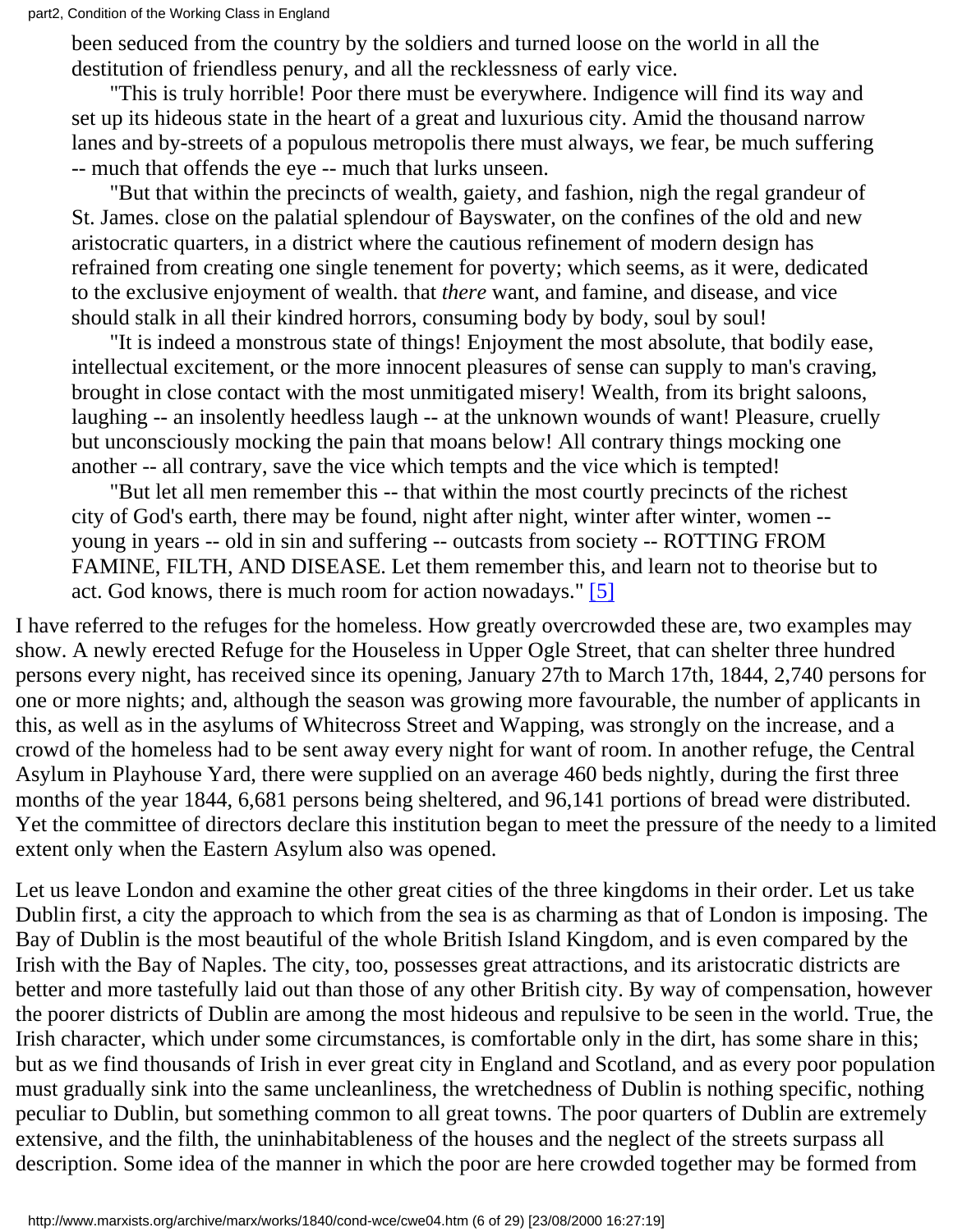been seduced from the country by the soldiers and turned loose on the world in all the destitution of friendless penury, and all the recklessness of early vice.

"This is truly horrible! Poor there must be everywhere. Indigence will find its way and set up its hideous state in the heart of a great and luxurious city. Amid the thousand narrow lanes and by-streets of a populous metropolis there must always, we fear, be much suffering -- much that offends the eye -- much that lurks unseen.

"But that within the precincts of wealth, gaiety, and fashion, nigh the regal grandeur of St. James. close on the palatial splendour of Bayswater, on the confines of the old and new aristocratic quarters, in a district where the cautious refinement of modern design has refrained from creating one single tenement for poverty; which seems, as it were, dedicated to the exclusive enjoyment of wealth. that *there* want, and famine, and disease, and vice should stalk in all their kindred horrors, consuming body by body, soul by soul!

"It is indeed a monstrous state of things! Enjoyment the most absolute, that bodily ease, intellectual excitement, or the more innocent pleasures of sense can supply to man's craving, brought in close contact with the most unmitigated misery! Wealth, from its bright saloons, laughing -- an insolently heedless laugh -- at the unknown wounds of want! Pleasure, cruelly but unconsciously mocking the pain that moans below! All contrary things mocking one another -- all contrary, save the vice which tempts and the vice which is tempted!

"But let all men remember this -- that within the most courtly precincts of the richest city of God's earth, there may be found, night after night, winter after winter, women -- young in years -- old in sin and suffering -- outcasts from society -- ROTTING FROM FAMINE, FILTH, AND DISEASE. Let them remember this, and learn not to theorise but to act. God knows, there is much room for action nowadays." [5]

I have referred to the refuges for the homeless. How greatly overcrowded these are, two examples may show. A newly erected Refuge for the Houseless in Upper Ogle Street, that can shelter three hundred persons every night, has received since its opening, January 27th to March 17th, 1844, 2,740 persons for one or more nights; and, although the season was growing more favourable, the number of applicants in this, as well as in the asylums of Whitecross Street and Wapping, was strongly on the increase, and a crowd of the homeless had to be sent away every night for want of room. In another refuge, the Central Asylum in Playhouse Yard, there were supplied on an average 460 beds nightly, during the first three months of the year 1844, 6,681 persons being sheltered, and 96,141 portions of bread were distributed. Yet the committee of directors declare this institution began to meet the pressure of the needy to a limited extent only when the Eastern Asylum also was opened.

Let us leave London and examine the other great cities of the three kingdoms in their order. Let us take Dublin first, a city the approach to which from the sea is as charming as that of London is imposing. The Bay of Dublin is the most beautiful of the whole British Island Kingdom, and is even compared by the Irish with the Bay of Naples. The city, too, possesses great attractions, and its aristocratic districts are better and more tastefully laid out than those of any other British city. By way of compensation, however the poorer districts of Dublin are among the most hideous and repulsive to be seen in the world. True, the Irish character, which under some circumstances, is comfortable only in the dirt, has some share in this; but as we find thousands of Irish in ever great city in England and Scotland, and as every poor population must gradually sink into the same uncleanliness, the wretchedness of Dublin is nothing specific, nothing peculiar to Dublin, but something common to all great towns. The poor quarters of Dublin are extremely extensive, and the filth, the uninhabitableness of the houses and the neglect of the streets surpass all description. Some idea of the manner in which the poor are here crowded together may be formed from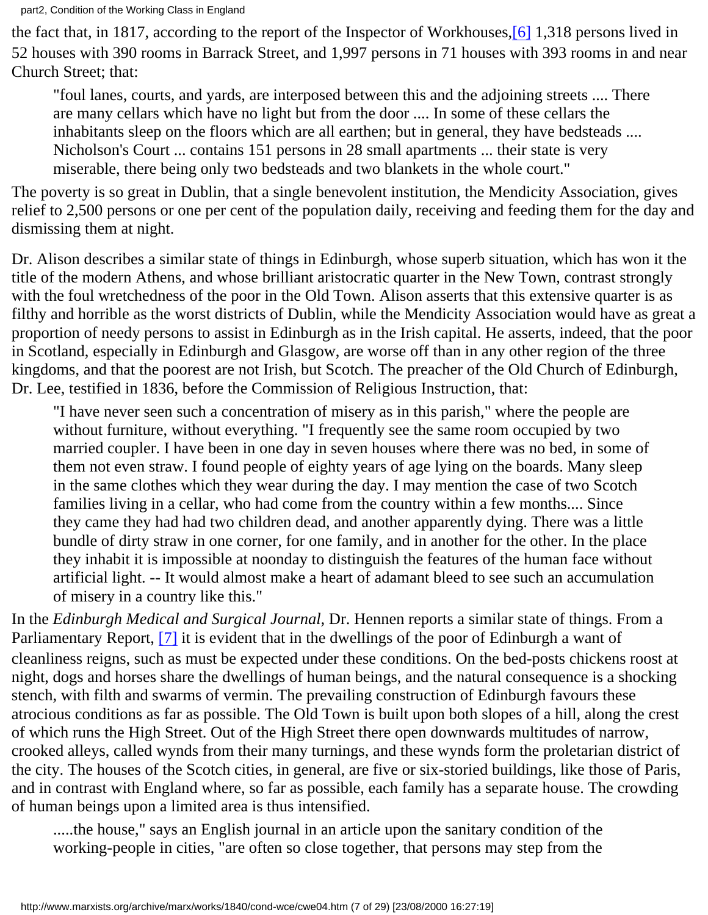the fact that, in 1817, according to the report of the Inspector of Workhouses,[6] 1,318 persons lived in 52 houses with 390 rooms in Barrack Street, and 1,997 persons in 71 houses with 393 rooms in and near Church Street; that:

> "foul lanes, courts, and yards, are interposed between this and the adjoining streets .... There are many cellars which have no light but from the door .... In some of these cellars the inhabitants sleep on the floors which are all earthen; but in general, they have bedsteads .... Nicholson's Court ... contains 151 persons in 28 small apartments ... their state is very miserable, there being only two bedsteads and two blankets in the whole court."

The poverty is so great in Dublin, that a single benevolent institution, the Mendicity Association, gives relief to 2,500 persons or one per cent of the population daily, receiving and feeding them for the day and dismissing them at night.

Dr. Alison describes a similar state of things in Edinburgh, whose superb situation, which has won it the title of the modern Athens, and whose brilliant aristocratic quarter in the New Town, contrast strongly with the foul wretchedness of the poor in the Old Town. Alison asserts that this extensive quarter is as filthy and horrible as the worst districts of Dublin, while the Mendicity Association would have as great a proportion of needy persons to assist in Edinburgh as in the Irish capital. He asserts, indeed, that the poor in Scotland, especially in Edinburgh and Glasgow, are worse off than in any other region of the three kingdoms, and that the poorest are not Irish, but Scotch. The preacher of the Old Church of Edinburgh, Dr. Lee, testified in 1836, before the Commission of Religious Instruction, that:

> "I have never seen such a concentration of misery as in this parish," where the people are without furniture, without everything. "I frequently see the same room occupied by two married coupler. I have been in one day in seven houses where there was no bed, in some of them not even straw. I found people of eighty years of age lying on the boards. Many sleep in the same clothes which they wear during the day. I may mention the case of two Scotch families living in a cellar, who had come from the country within a few months.... Since they came they had had two children dead, and another apparently dying. There was a little bundle of dirty straw in one corner, for one family, and in another for the other. In the place they inhabit it is impossible at noonday to distinguish the features of the human face without artificial light. -- It would almost make a heart of adamant bleed to see such an accumulation of misery in a country like this."

In the *Edinburgh Medical and Surgical Journal,* Dr. Hennen reports a similar state of things. From a Parliamentary Report, [7] it is evident that in the dwellings of the poor of Edinburgh a want of cleanliness reigns, such as must be expected under these conditions. On the bed-posts chickens roost at night, dogs and horses share the dwellings of human beings, and the natural consequence is a shocking stench, with filth and swarms of vermin. The prevailing construction of Edinburgh favours these atrocious conditions as far as possible. The Old Town is built upon both slopes of a hill, along the crest of which runs the High Street. Out of the High Street there open downwards multitudes of narrow, crooked alleys, called wynds from their many turnings, and these wynds form the proletarian district of the city. The houses of the Scotch cities, in general, are five or six-storied buildings, like those of Paris, and in contrast with England where, so far as possible, each family has a separate house. The crowding of human beings upon a limited area is thus intensified.

> .....the house," says an English journal in an article upon the sanitary condition of the working-people in cities, "are often so close together, that persons may step from the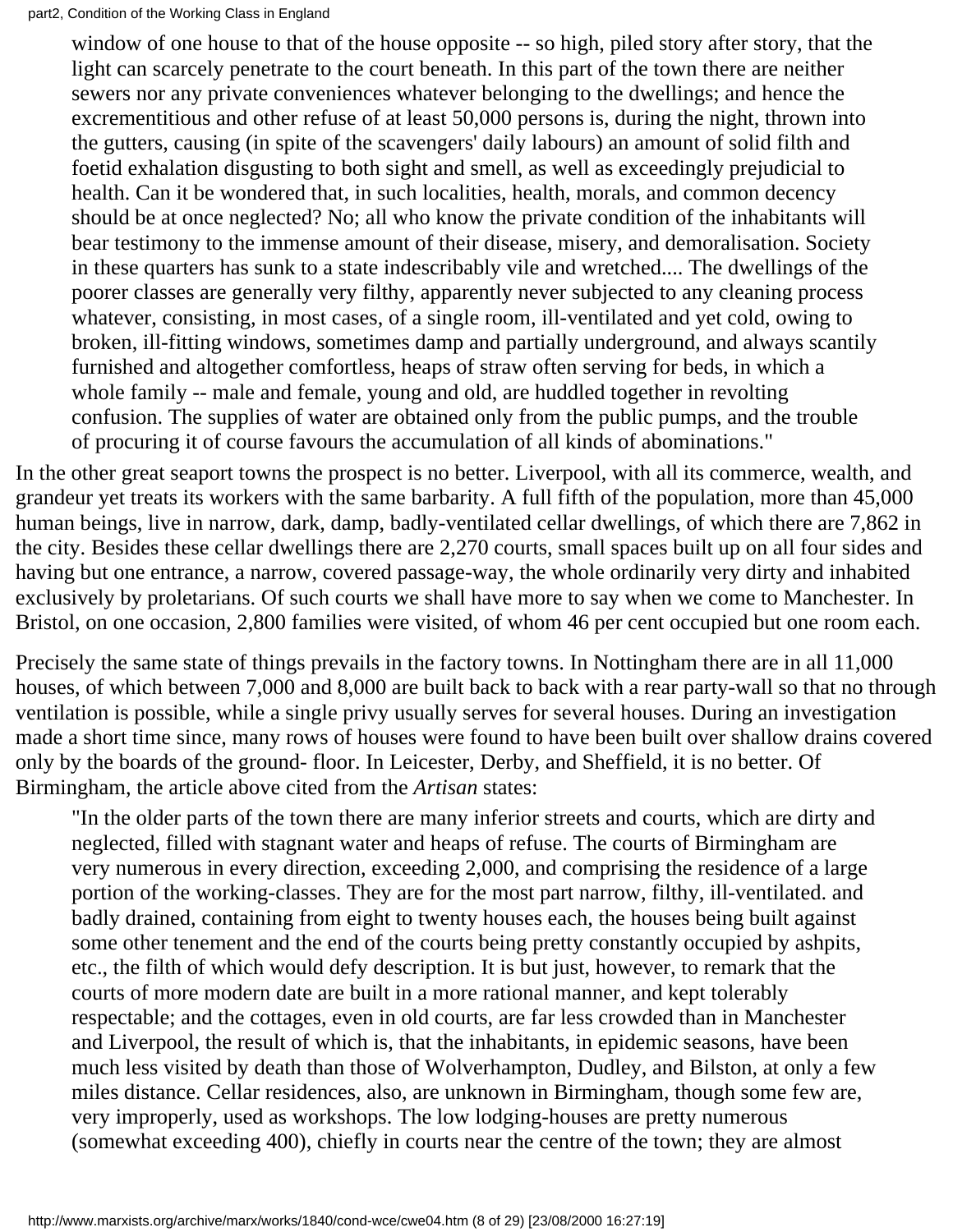> window of one house to that of the house opposite -- so high, piled story after story, that the light can scarcely penetrate to the court beneath. In this part of the town there are neither sewers nor any private conveniences whatever belonging to the dwellings; and hence the excrementitious and other refuse of at least 50,000 persons is, during the night, thrown into the gutters, causing (in spite of the scavengers' daily labours) an amount of solid filth and foetid exhalation disgusting to both sight and smell, as well as exceedingly prejudicial to health. Can it be wondered that, in such localities, health, morals, and common decency should be at once neglected? No; all who know the private condition of the inhabitants will bear testimony to the immense amount of their disease, misery, and demoralisation. Society in these quarters has sunk to a state indescribably vile and wretched.... The dwellings of the poorer classes are generally very filthy, apparently never subjected to any cleaning process whatever, consisting, in most cases, of a single room, ill-ventilated and yet cold, owing to broken, ill-fitting windows, sometimes damp and partially underground, and always scantily furnished and altogether comfortless, heaps of straw often serving for beds, in which a whole family -- male and female, young and old, are huddled together in revolting confusion. The supplies of water are obtained only from the public pumps, and the trouble of procuring it of course favours the accumulation of all kinds of abominations."

In the other great seaport towns the prospect is no better. Liverpool, with all its commerce, wealth, and grandeur yet treats its workers with the same barbarity. A full fifth of the population, more than 45,000 human beings, live in narrow, dark, damp, badly-ventilated cellar dwellings, of which there are 7,862 in the city. Besides these cellar dwellings there are 2,270 courts, small spaces built up on all four sides and having but one entrance, a narrow, covered passage-way, the whole ordinarily very dirty and inhabited exclusively by proletarians. Of such courts we shall have more to say when we come to Manchester. In Bristol, on one occasion, 2,800 families were visited, of whom 46 per cent occupied but one room each.

Precisely the same state of things prevails in the factory towns. In Nottingham there are in all 11,000 houses, of which between 7,000 and 8,000 are built back to back with a rear party-wall so that no through ventilation is possible, while a single privy usually serves for several houses. During an investigation made a short time since, many rows of houses were found to have been built over shallow drains covered only by the boards of the ground- floor. In Leicester, Derby, and Sheffield, it is no better. Of Birmingham, the article above cited from the *Artisan* states:

> "In the older parts of the town there are many inferior streets and courts, which are dirty and neglected, filled with stagnant water and heaps of refuse. The courts of Birmingham are very numerous in every direction, exceeding 2,000, and comprising the residence of a large portion of the working-classes. They are for the most part narrow, filthy, ill-ventilated. and badly drained, containing from eight to twenty houses each, the houses being built against some other tenement and the end of the courts being pretty constantly occupied by ashpits, etc., the filth of which would defy description. It is but just, however, to remark that the courts of more modern date are built in a more rational manner, and kept tolerably respectable; and the cottages, even in old courts, are far less crowded than in Manchester and Liverpool, the result of which is, that the inhabitants, in epidemic seasons, have been much less visited by death than those of Wolverhampton, Dudley, and Bilston, at only a few miles distance. Cellar residences, also, are unknown in Birmingham, though some few are, very improperly, used as workshops. The low lodging-houses are pretty numerous (somewhat exceeding 400), chiefly in courts near the centre of the town; they are almost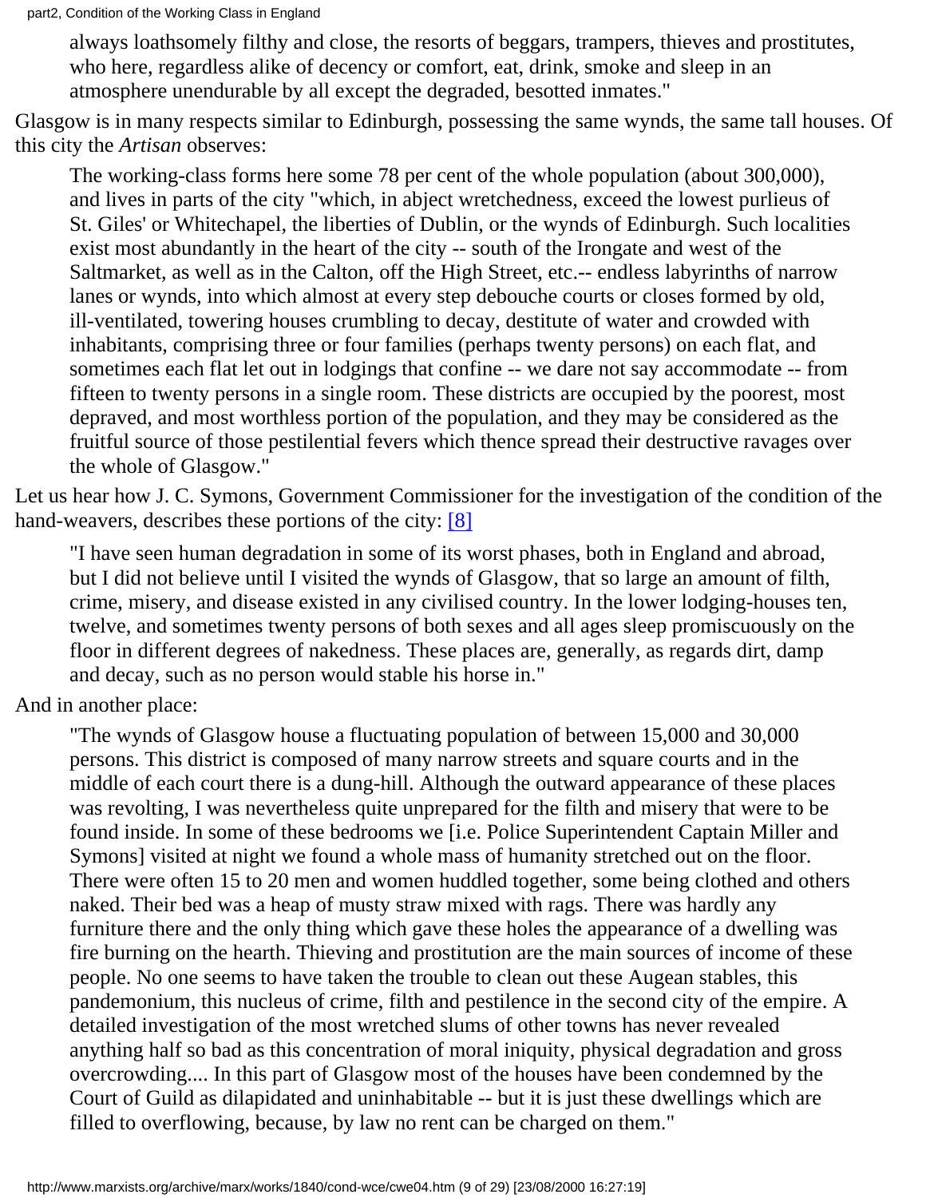> always loathsomely filthy and close, the resorts of beggars, trampers, thieves and prostitutes, who here, regardless alike of decency or comfort, eat, drink, smoke and sleep in an atmosphere unendurable by all except the degraded, besotted inmates."

Glasgow is in many respects similar to Edinburgh, possessing the same wynds, the same tall houses. Of this city the *Artisan* observes:

> The working-class forms here some 78 per cent of the whole population (about 300,000), and lives in parts of the city "which, in abject wretchedness, exceed the lowest purlieus of St. Giles' or Whitechapel, the liberties of Dublin, or the wynds of Edinburgh. Such localities exist most abundantly in the heart of the city -- south of the Irongate and west of the Saltmarket, as well as in the Calton, off the High Street, etc.-- endless labyrinths of narrow lanes or wynds, into which almost at every step debouche courts or closes formed by old, ill-ventilated, towering houses crumbling to decay, destitute of water and crowded with inhabitants, comprising three or four families (perhaps twenty persons) on each flat, and sometimes each flat let out in lodgings that confine -- we dare not say accommodate -- from fifteen to twenty persons in a single room. These districts are occupied by the poorest, most depraved, and most worthless portion of the population, and they may be considered as the fruitful source of those pestilential fevers which thence spread their destructive ravages over the whole of Glasgow."

Let us hear how J. C. Symons, Government Commissioner for the investigation of the condition of the hand-weavers, describes these portions of the city: [8]

> "I have seen human degradation in some of its worst phases, both in England and abroad, but I did not believe until I visited the wynds of Glasgow, that so large an amount of filth, crime, misery, and disease existed in any civilised country. In the lower lodging-houses ten, twelve, and sometimes twenty persons of both sexes and all ages sleep promiscuously on the floor in different degrees of nakedness. These places are, generally, as regards dirt, damp and decay, such as no person would stable his horse in."

And in another place:

> "The wynds of Glasgow house a fluctuating population of between 15,000 and 30,000 persons. This district is composed of many narrow streets and square courts and in the middle of each court there is a dung-hill. Although the outward appearance of these places was revolting, I was nevertheless quite unprepared for the filth and misery that were to be found inside. In some of these bedrooms we [i.e. Police Superintendent Captain Miller and Symons] visited at night we found a whole mass of humanity stretched out on the floor. There were often 15 to 20 men and women huddled together, some being clothed and others naked. Their bed was a heap of musty straw mixed with rags. There was hardly any furniture there and the only thing which gave these holes the appearance of a dwelling was fire burning on the hearth. Thieving and prostitution are the main sources of income of these people. No one seems to have taken the trouble to clean out these Augean stables, this pandemonium, this nucleus of crime, filth and pestilence in the second city of the empire. A detailed investigation of the most wretched slums of other towns has never revealed anything half so bad as this concentration of moral iniquity, physical degradation and gross overcrowding.... In this part of Glasgow most of the houses have been condemned by the Court of Guild as dilapidated and uninhabitable -- but it is just these dwellings which are filled to overflowing, because, by law no rent can be charged on them."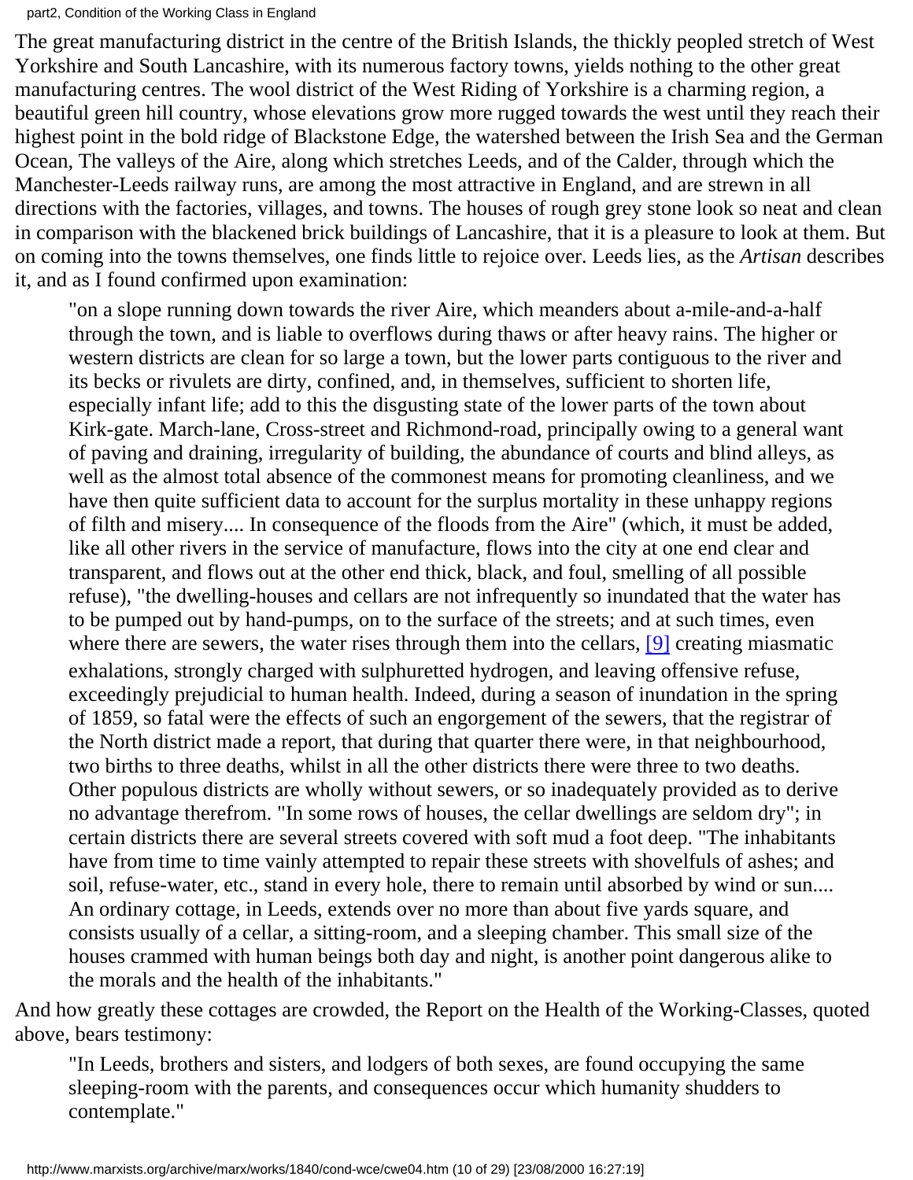The great manufacturing district in the centre of the British Islands, the thickly peopled stretch of West Yorkshire and South Lancashire, with its numerous factory towns, yields nothing to the other great manufacturing centres. The wool district of the West Riding of Yorkshire is a charming region, a beautiful green hill country, whose elevations grow more rugged towards the west until they reach their highest point in the bold ridge of Blackstone Edge, the watershed between the Irish Sea and the German Ocean, The valleys of the Aire, along which stretches Leeds, and of the Calder, through which the Manchester-Leeds railway runs, are among the most attractive in England, and are strewn in all directions with the factories, villages, and towns. The houses of rough grey stone look so neat and clean in comparison with the blackened brick buildings of Lancashire, that it is a pleasure to look at them. But on coming into the towns themselves, one finds little to rejoice over. Leeds lies, as the *Artisan* describes it, and as I found confirmed upon examination:

> "on a slope running down towards the river Aire, which meanders about a-mile-and-a-half through the town, and is liable to overflows during thaws or after heavy rains. The higher or western districts are clean for so large a town, but the lower parts contiguous to the river and its becks or rivulets are dirty, confined, and, in themselves, sufficient to shorten life, especially infant life; add to this the disgusting state of the lower parts of the town about Kirk-gate. March-lane, Cross-street and Richmond-road, principally owing to a general want of paving and draining, irregularity of building, the abundance of courts and blind alleys, as well as the almost total absence of the commonest means for promoting cleanliness, and we have then quite sufficient data to account for the surplus mortality in these unhappy regions of filth and misery.... In consequence of the floods from the Aire" (which, it must be added, like all other rivers in the service of manufacture, flows into the city at one end clear and transparent, and flows out at the other end thick, black, and foul, smelling of all possible refuse), "the dwelling-houses and cellars are not infrequently so inundated that the water has to be pumped out by hand-pumps, on to the surface of the streets; and at such times, even where there are sewers, the water rises through them into the cellars, [9] creating miasmatic exhalations, strongly charged with sulphuretted hydrogen, and leaving offensive refuse, exceedingly prejudicial to human health. Indeed, during a season of inundation in the spring of 1859, so fatal were the effects of such an engorgement of the sewers, that the registrar of the North district made a report, that during that quarter there were, in that neighbourhood, two births to three deaths, whilst in all the other districts there were three to two deaths. Other populous districts are wholly without sewers, or so inadequately provided as to derive no advantage therefrom. "In some rows of houses, the cellar dwellings are seldom dry"; in certain districts there are several streets covered with soft mud a foot deep. "The inhabitants have from time to time vainly attempted to repair these streets with shovelfuls of ashes; and soil, refuse-water, etc., stand in every hole, there to remain until absorbed by wind or sun.... An ordinary cottage, in Leeds, extends over no more than about five yards square, and consists usually of a cellar, a sitting-room, and a sleeping chamber. This small size of the houses crammed with human beings both day and night, is another point dangerous alike to the morals and the health of the inhabitants."

And how greatly these cottages are crowded, the Report on the Health of the Working-Classes, quoted above, bears testimony:

> "In Leeds, brothers and sisters, and lodgers of both sexes, are found occupying the same sleeping-room with the parents, and consequences occur which humanity shudders to contemplate."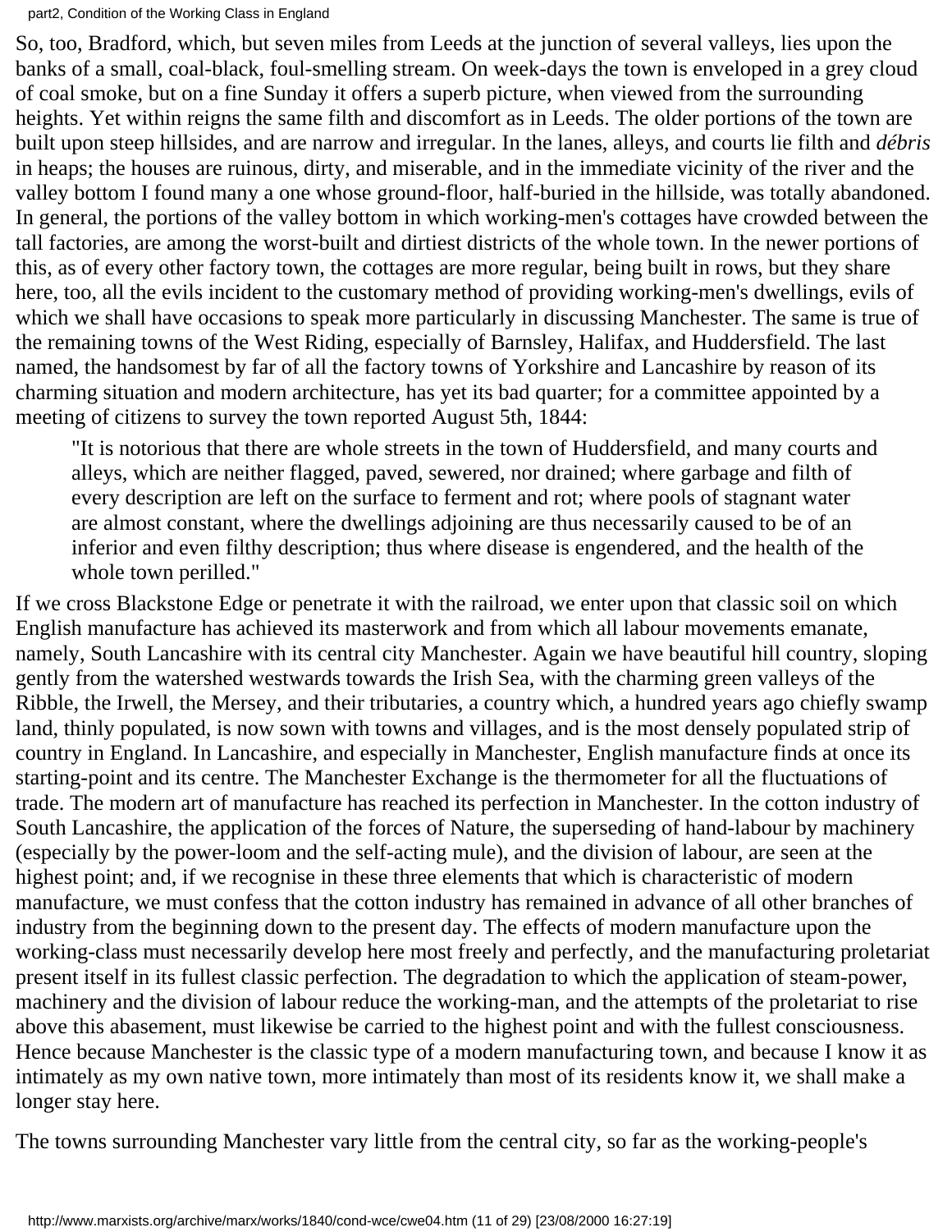So, too, Bradford, which, but seven miles from Leeds at the junction of several valleys, lies upon the banks of a small, coal-black, foul-smelling stream. On week-days the town is enveloped in a grey cloud of coal smoke, but on a fine Sunday it offers a superb picture, when viewed from the surrounding heights. Yet within reigns the same filth and discomfort as in Leeds. The older portions of the town are built upon steep hillsides, and are narrow and irregular. In the lanes, alleys, and courts lie filth and *débris* in heaps; the houses are ruinous, dirty, and miserable, and in the immediate vicinity of the river and the valley bottom I found many a one whose ground-floor, half-buried in the hillside, was totally abandoned. In general, the portions of the valley bottom in which working-men's cottages have crowded between the tall factories, are among the worst-built and dirtiest districts of the whole town. In the newer portions of this, as of every other factory town, the cottages are more regular, being built in rows, but they share here, too, all the evils incident to the customary method of providing working-men's dwellings, evils of which we shall have occasions to speak more particularly in discussing Manchester. The same is true of the remaining towns of the West Riding, especially of Barnsley, Halifax, and Huddersfield. The last named, the handsomest by far of all the factory towns of Yorkshire and Lancashire by reason of its charming situation and modern architecture, has yet its bad quarter; for a committee appointed by a meeting of citizens to survey the town reported August 5th, 1844:

> "It is notorious that there are whole streets in the town of Huddersfield, and many courts and alleys, which are neither flagged, paved, sewered, nor drained; where garbage and filth of every description are left on the surface to ferment and rot; where pools of stagnant water are almost constant, where the dwellings adjoining are thus necessarily caused to be of an inferior and even filthy description; thus where disease is engendered, and the health of the whole town perilled."

If we cross Blackstone Edge or penetrate it with the railroad, we enter upon that classic soil on which English manufacture has achieved its masterwork and from which all labour movements emanate, namely, South Lancashire with its central city Manchester. Again we have beautiful hill country, sloping gently from the watershed westwards towards the Irish Sea, with the charming green valleys of the Ribble, the Irwell, the Mersey, and their tributaries, a country which, a hundred years ago chiefly swamp land, thinly populated, is now sown with towns and villages, and is the most densely populated strip of country in England. In Lancashire, and especially in Manchester, English manufacture finds at once its starting-point and its centre. The Manchester Exchange is the thermometer for all the fluctuations of trade. The modern art of manufacture has reached its perfection in Manchester. In the cotton industry of South Lancashire, the application of the forces of Nature, the superseding of hand-labour by machinery (especially by the power-loom and the self-acting mule), and the division of labour, are seen at the highest point; and, if we recognise in these three elements that which is characteristic of modern manufacture, we must confess that the cotton industry has remained in advance of all other branches of industry from the beginning down to the present day. The effects of modern manufacture upon the working-class must necessarily develop here most freely and perfectly, and the manufacturing proletariat present itself in its fullest classic perfection. The degradation to which the application of steam-power, machinery and the division of labour reduce the working-man, and the attempts of the proletariat to rise above this abasement, must likewise be carried to the highest point and with the fullest consciousness. Hence because Manchester is the classic type of a modern manufacturing town, and because I know it as intimately as my own native town, more intimately than most of its residents know it, we shall make a longer stay here.

The towns surrounding Manchester vary little from the central city, so far as the working-people's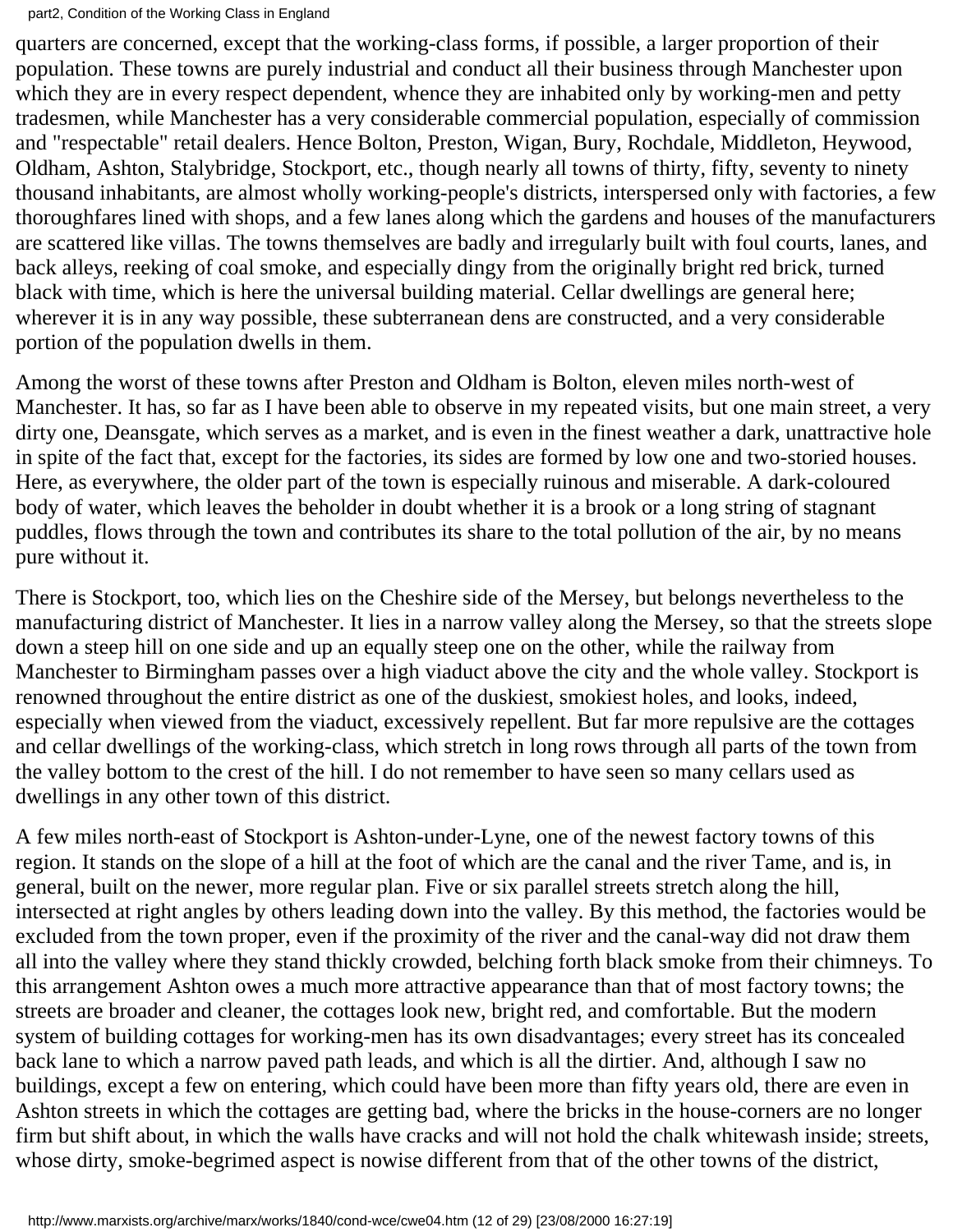quarters are concerned, except that the working-class forms, if possible, a larger proportion of their population. These towns are purely industrial and conduct all their business through Manchester upon which they are in every respect dependent, whence they are inhabited only by working-men and petty tradesmen, while Manchester has a very considerable commercial population, especially of commission and "respectable" retail dealers. Hence Bolton, Preston, Wigan, Bury, Rochdale, Middleton, Heywood, Oldham, Ashton, Stalybridge, Stockport, etc., though nearly all towns of thirty, fifty, seventy to ninety thousand inhabitants, are almost wholly working-people's districts, interspersed only with factories, a few thoroughfares lined with shops, and a few lanes along which the gardens and houses of the manufacturers are scattered like villas. The towns themselves are badly and irregularly built with foul courts, lanes, and back alleys, reeking of coal smoke, and especially dingy from the originally bright red brick, turned black with time, which is here the universal building material. Cellar dwellings are general here; wherever it is in any way possible, these subterranean dens are constructed, and a very considerable portion of the population dwells in them.

Among the worst of these towns after Preston and Oldham is Bolton, eleven miles north-west of Manchester. It has, so far as I have been able to observe in my repeated visits, but one main street, a very dirty one, Deansgate, which serves as a market, and is even in the finest weather a dark, unattractive hole in spite of the fact that, except for the factories, its sides are formed by low one and two-storied houses. Here, as everywhere, the older part of the town is especially ruinous and miserable. A dark-coloured body of water, which leaves the beholder in doubt whether it is a brook or a long string of stagnant puddles, flows through the town and contributes its share to the total pollution of the air, by no means pure without it.

There is Stockport, too, which lies on the Cheshire side of the Mersey, but belongs nevertheless to the manufacturing district of Manchester. It lies in a narrow valley along the Mersey, so that the streets slope down a steep hill on one side and up an equally steep one on the other, while the railway from Manchester to Birmingham passes over a high viaduct above the city and the whole valley. Stockport is renowned throughout the entire district as one of the duskiest, smokiest holes, and looks, indeed, especially when viewed from the viaduct, excessively repellent. But far more repulsive are the cottages and cellar dwellings of the working-class, which stretch in long rows through all parts of the town from the valley bottom to the crest of the hill. I do not remember to have seen so many cellars used as dwellings in any other town of this district.

A few miles north-east of Stockport is Ashton-under-Lyne, one of the newest factory towns of this region. It stands on the slope of a hill at the foot of which are the canal and the river Tame, and is, in general, built on the newer, more regular plan. Five or six parallel streets stretch along the hill, intersected at right angles by others leading down into the valley. By this method, the factories would be excluded from the town proper, even if the proximity of the river and the canal-way did not draw them all into the valley where they stand thickly crowded, belching forth black smoke from their chimneys. To this arrangement Ashton owes a much more attractive appearance than that of most factory towns; the streets are broader and cleaner, the cottages look new, bright red, and comfortable. But the modern system of building cottages for working-men has its own disadvantages; every street has its concealed back lane to which a narrow paved path leads, and which is all the dirtier. And, although I saw no buildings, except a few on entering, which could have been more than fifty years old, there are even in Ashton streets in which the cottages are getting bad, where the bricks in the house-corners are no longer firm but shift about, in which the walls have cracks and will not hold the chalk whitewash inside; streets, whose dirty, smoke-begrimed aspect is nowise different from that of the other towns of the district,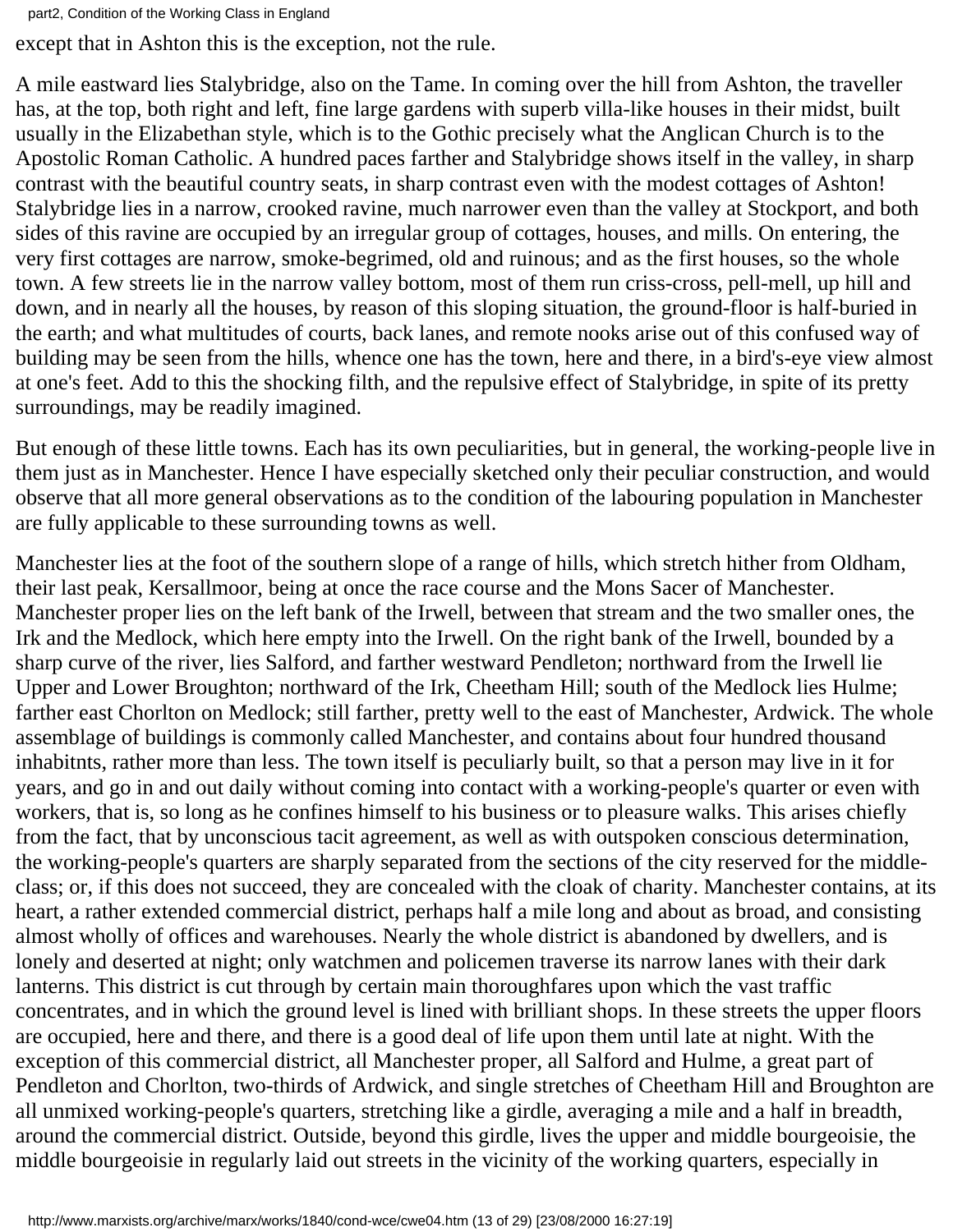except that in Ashton this is the exception, not the rule.

A mile eastward lies Stalybridge, also on the Tame. In coming over the hill from Ashton, the traveller has, at the top, both right and left, fine large gardens with superb villa-like houses in their midst, built usually in the Elizabethan style, which is to the Gothic precisely what the Anglican Church is to the Apostolic Roman Catholic. A hundred paces farther and Stalybridge shows itself in the valley, in sharp contrast with the beautiful country seats, in sharp contrast even with the modest cottages of Ashton! Stalybridge lies in a narrow, crooked ravine, much narrower even than the valley at Stockport, and both sides of this ravine are occupied by an irregular group of cottages, houses, and mills. On entering, the very first cottages are narrow, smoke-begrimed, old and ruinous; and as the first houses, so the whole town. A few streets lie in the narrow valley bottom, most of them run criss-cross, pell-mell, up hill and down, and in nearly all the houses, by reason of this sloping situation, the ground-floor is half-buried in the earth; and what multitudes of courts, back lanes, and remote nooks arise out of this confused way of building may be seen from the hills, whence one has the town, here and there, in a bird's-eye view almost at one's feet. Add to this the shocking filth, and the repulsive effect of Stalybridge, in spite of its pretty surroundings, may be readily imagined.

But enough of these little towns. Each has its own peculiarities, but in general, the working-people live in them just as in Manchester. Hence I have especially sketched only their peculiar construction, and would observe that all more general observations as to the condition of the labouring population in Manchester are fully applicable to these surrounding towns as well.

Manchester lies at the foot of the southern slope of a range of hills, which stretch hither from Oldham, their last peak, Kersallmoor, being at once the race course and the Mons Sacer of Manchester. Manchester proper lies on the left bank of the Irwell, between that stream and the two smaller ones, the Irk and the Medlock, which here empty into the Irwell. On the right bank of the Irwell, bounded by a sharp curve of the river, lies Salford, and farther westward Pendleton; northward from the Irwell lie Upper and Lower Broughton; northward of the Irk, Cheetham Hill; south of the Medlock lies Hulme; farther east Chorlton on Medlock; still farther, pretty well to the east of Manchester, Ardwick. The whole assemblage of buildings is commonly called Manchester, and contains about four hundred thousand inhabitnts, rather more than less. The town itself is peculiarly built, so that a person may live in it for years, and go in and out daily without coming into contact with a working-people's quarter or even with workers, that is, so long as he confines himself to his business or to pleasure walks. This arises chiefly from the fact, that by unconscious tacit agreement, as well as with outspoken conscious determination, the working-people's quarters are sharply separated from the sections of the city reserved for the middle-class; or, if this does not succeed, they are concealed with the cloak of charity. Manchester contains, at its heart, a rather extended commercial district, perhaps half a mile long and about as broad, and consisting almost wholly of offices and warehouses. Nearly the whole district is abandoned by dwellers, and is lonely and deserted at night; only watchmen and policemen traverse its narrow lanes with their dark lanterns. This district is cut through by certain main thoroughfares upon which the vast traffic concentrates, and in which the ground level is lined with brilliant shops. In these streets the upper floors are occupied, here and there, and there is a good deal of life upon them until late at night. With the exception of this commercial district, all Manchester proper, all Salford and Hulme, a great part of Pendleton and Chorlton, two-thirds of Ardwick, and single stretches of Cheetham Hill and Broughton are all unmixed working-people's quarters, stretching like a girdle, averaging a mile and a half in breadth, around the commercial district. Outside, beyond this girdle, lives the upper and middle bourgeoisie, the middle bourgeoisie in regularly laid out streets in the vicinity of the working quarters, especially in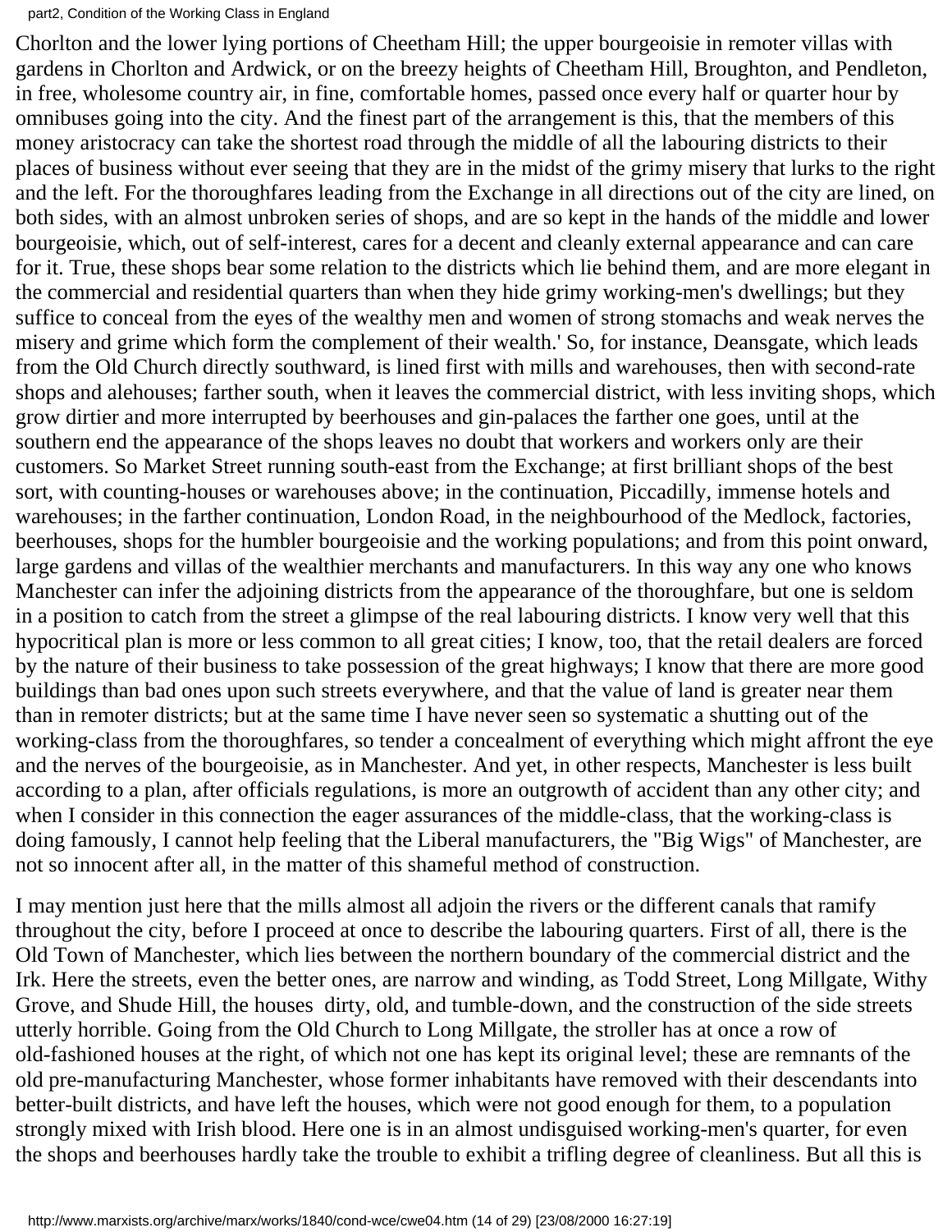Chorlton and the lower lying portions of Cheetham Hill; the upper bourgeoisie in remoter villas with gardens in Chorlton and Ardwick, or on the breezy heights of Cheetham Hill, Broughton, and Pendleton, in free, wholesome country air, in fine, comfortable homes, passed once every half or quarter hour by omnibuses going into the city. And the finest part of the arrangement is this, that the members of this money aristocracy can take the shortest road through the middle of all the labouring districts to their places of business without ever seeing that they are in the midst of the grimy misery that lurks to the right and the left. For the thoroughfares leading from the Exchange in all directions out of the city are lined, on both sides, with an almost unbroken series of shops, and are so kept in the hands of the middle and lower bourgeoisie, which, out of self-interest, cares for a decent and cleanly external appearance and can care for it. True, these shops bear some relation to the districts which lie behind them, and are more elegant in the commercial and residential quarters than when they hide grimy working-men's dwellings; but they suffice to conceal from the eyes of the wealthy men and women of strong stomachs and weak nerves the misery and grime which form the complement of their wealth.' So, for instance, Deansgate, which leads from the Old Church directly southward, is lined first with mills and warehouses, then with second-rate shops and alehouses; farther south, when it leaves the commercial district, with less inviting shops, which grow dirtier and more interrupted by beerhouses and gin-palaces the farther one goes, until at the southern end the appearance of the shops leaves no doubt that workers and workers only are their customers. So Market Street running south-east from the Exchange; at first brilliant shops of the best sort, with counting-houses or warehouses above; in the continuation, Piccadilly, immense hotels and warehouses; in the farther continuation, London Road, in the neighbourhood of the Medlock, factories, beerhouses, shops for the humbler bourgeoisie and the working populations; and from this point onward, large gardens and villas of the wealthier merchants and manufacturers. In this way any one who knows Manchester can infer the adjoining districts from the appearance of the thoroughfare, but one is seldom in a position to catch from the street a glimpse of the real labouring districts. I know very well that this hypocritical plan is more or less common to all great cities; I know, too, that the retail dealers are forced by the nature of their business to take possession of the great highways; I know that there are more good buildings than bad ones upon such streets everywhere, and that the value of land is greater near them than in remoter districts; but at the same time I have never seen so systematic a shutting out of the working-class from the thoroughfares, so tender a concealment of everything which might affront the eye and the nerves of the bourgeoisie, as in Manchester. And yet, in other respects, Manchester is less built according to a plan, after officials regulations, is more an outgrowth of accident than any other city; and when I consider in this connection the eager assurances of the middle-class, that the working-class is doing famously, I cannot help feeling that the Liberal manufacturers, the "Big Wigs" of Manchester, are not so innocent after all, in the matter of this shameful method of construction.

I may mention just here that the mills almost all adjoin the rivers or the different canals that ramify throughout the city, before I proceed at once to describe the labouring quarters. First of all, there is the Old Town of Manchester, which lies between the northern boundary of the commercial district and the Irk. Here the streets, even the better ones, are narrow and winding, as Todd Street, Long Millgate, Withy Grove, and Shude Hill, the houses dirty, old, and tumble-down, and the construction of the side streets utterly horrible. Going from the Old Church to Long Millgate, the stroller has at once a row of old-fashioned houses at the right, of which not one has kept its original level; these are remnants of the old pre-manufacturing Manchester, whose former inhabitants have removed with their descendants into better-built districts, and have left the houses, which were not good enough for them, to a population strongly mixed with Irish blood. Here one is in an almost undisguised working-men's quarter, for even the shops and beerhouses hardly take the trouble to exhibit a trifling degree of cleanliness. But all this is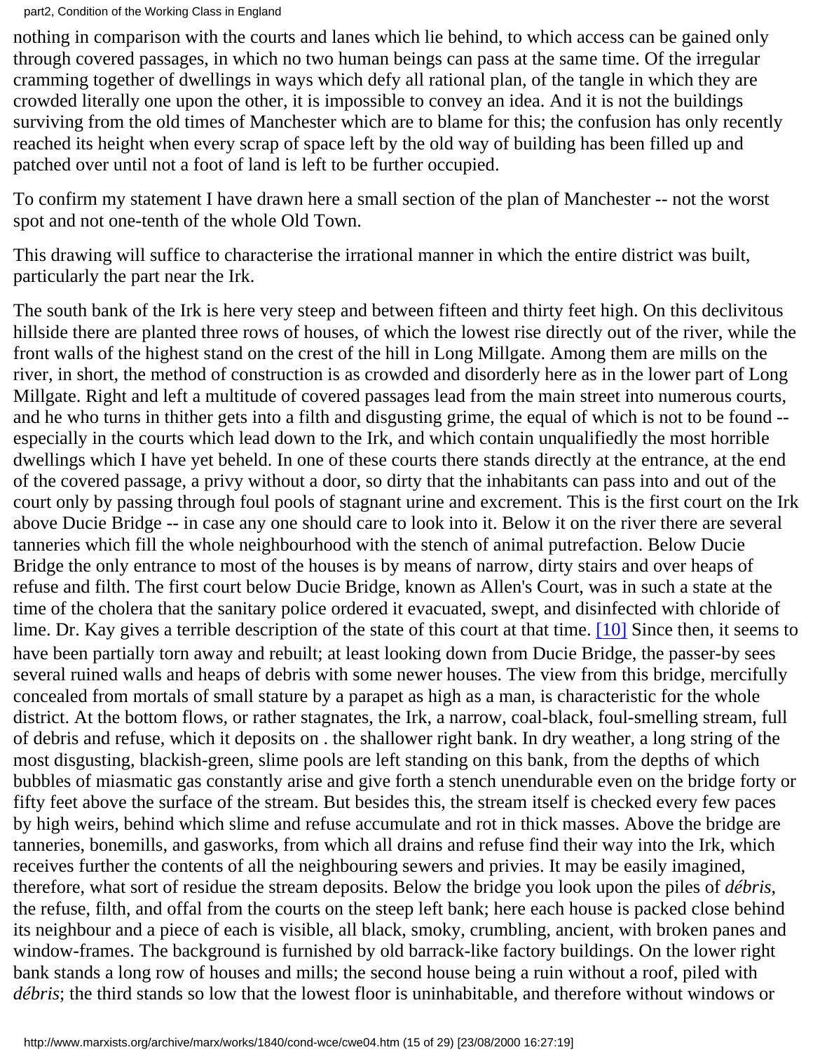nothing in comparison with the courts and lanes which lie behind, to which access can be gained only through covered passages, in which no two human beings can pass at the same time. Of the irregular cramming together of dwellings in ways which defy all rational plan, of the tangle in which they are crowded literally one upon the other, it is impossible to convey an idea. And it is not the buildings surviving from the old times of Manchester which are to blame for this; the confusion has only recently reached its height when every scrap of space left by the old way of building has been filled up and patched over until not a foot of land is left to be further occupied.

To confirm my statement I have drawn here a small section of the plan of Manchester -- not the worst spot and not one-tenth of the whole Old Town.

This drawing will suffice to characterise the irrational manner in which the entire district was built, particularly the part near the Irk.

The south bank of the Irk is here very steep and between fifteen and thirty feet high. On this declivitous hillside there are planted three rows of houses, of which the lowest rise directly out of the river, while the front walls of the highest stand on the crest of the hill in Long Millgate. Among them are mills on the river, in short, the method of construction is as crowded and disorderly here as in the lower part of Long Millgate. Right and left a multitude of covered passages lead from the main street into numerous courts, and he who turns in thither gets into a filth and disgusting grime, the equal of which is not to be found -- especially in the courts which lead down to the Irk, and which contain unqualifiedly the most horrible dwellings which I have yet beheld. In one of these courts there stands directly at the entrance, at the end of the covered passage, a privy without a door, so dirty that the inhabitants can pass into and out of the court only by passing through foul pools of stagnant urine and excrement. This is the first court on the Irk above Ducie Bridge -- in case any one should care to look into it. Below it on the river there are several tanneries which fill the whole neighbourhood with the stench of animal putrefaction. Below Ducie Bridge the only entrance to most of the houses is by means of narrow, dirty stairs and over heaps of refuse and filth. The first court below Ducie Bridge, known as Allen's Court, was in such a state at the time of the cholera that the sanitary police ordered it evacuated, swept, and disinfected with chloride of lime. Dr. Kay gives a terrible description of the state of this court at that time. [10] Since then, it seems to have been partially torn away and rebuilt; at least looking down from Ducie Bridge, the passer-by sees several ruined walls and heaps of debris with some newer houses. The view from this bridge, mercifully concealed from mortals of small stature by a parapet as high as a man, is characteristic for the whole district. At the bottom flows, or rather stagnates, the Irk, a narrow, coal-black, foul-smelling stream, full of debris and refuse, which it deposits on . the shallower right bank. In dry weather, a long string of the most disgusting, blackish-green, slime pools are left standing on this bank, from the depths of which bubbles of miasmatic gas constantly arise and give forth a stench unendurable even on the bridge forty or fifty feet above the surface of the stream. But besides this, the stream itself is checked every few paces by high weirs, behind which slime and refuse accumulate and rot in thick masses. Above the bridge are tanneries, bonemills, and gasworks, from which all drains and refuse find their way into the Irk, which receives further the contents of all the neighbouring sewers and privies. It may be easily imagined, therefore, what sort of residue the stream deposits. Below the bridge you look upon the piles of *débris*, the refuse, filth, and offal from the courts on the steep left bank; here each house is packed close behind its neighbour and a piece of each is visible, all black, smoky, crumbling, ancient, with broken panes and window-frames. The background is furnished by old barrack-like factory buildings. On the lower right bank stands a long row of houses and mills; the second house being a ruin without a roof, piled with *débris*; the third stands so low that the lowest floor is uninhabitable, and therefore without windows or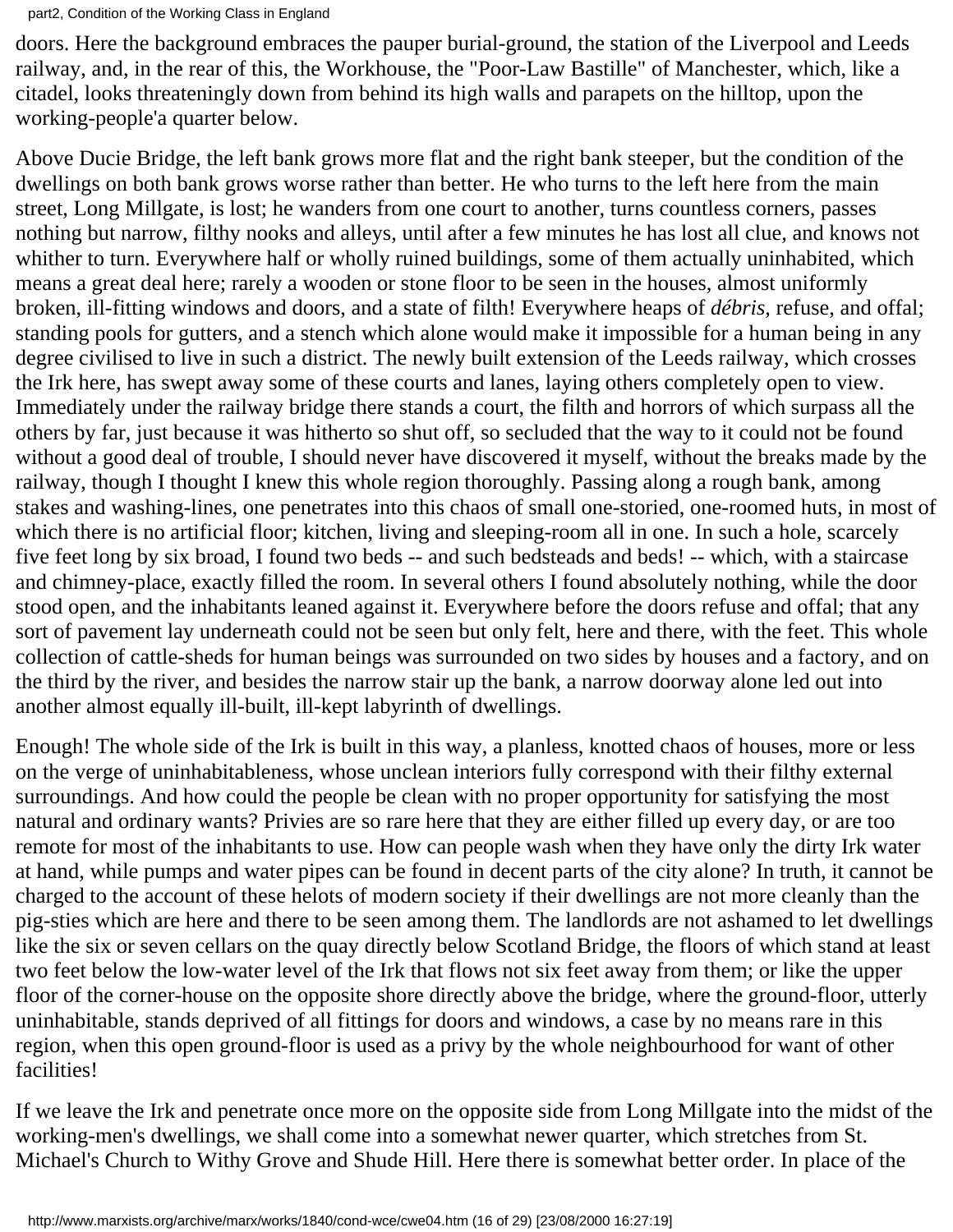doors. Here the background embraces the pauper burial-ground, the station of the Liverpool and Leeds railway, and, in the rear of this, the Workhouse, the "Poor-Law Bastille" of Manchester, which, like a citadel, looks threateningly down from behind its high walls and parapets on the hilltop, upon the working-people'a quarter below.

Above Ducie Bridge, the left bank grows more flat and the right bank steeper, but the condition of the dwellings on both bank grows worse rather than better. He who turns to the left here from the main street, Long Millgate, is lost; he wanders from one court to another, turns countless corners, passes nothing but narrow, filthy nooks and alleys, until after a few minutes he has lost all clue, and knows not whither to turn. Everywhere half or wholly ruined buildings, some of them actually uninhabited, which means a great deal here; rarely a wooden or stone floor to be seen in the houses, almost uniformly broken, ill-fitting windows and doors, and a state of filth! Everywhere heaps of *débris*, refuse, and offal; standing pools for gutters, and a stench which alone would make it impossible for a human being in any degree civilised to live in such a district. The newly built extension of the Leeds railway, which crosses the Irk here, has swept away some of these courts and lanes, laying others completely open to view. Immediately under the railway bridge there stands a court, the filth and horrors of which surpass all the others by far, just because it was hitherto so shut off, so secluded that the way to it could not be found without a good deal of trouble, I should never have discovered it myself, without the breaks made by the railway, though I thought I knew this whole region thoroughly. Passing along a rough bank, among stakes and washing-lines, one penetrates into this chaos of small one-storied, one-roomed huts, in most of which there is no artificial floor; kitchen, living and sleeping-room all in one. In such a hole, scarcely five feet long by six broad, I found two beds -- and such bedsteads and beds! -- which, with a staircase and chimney-place, exactly filled the room. In several others I found absolutely nothing, while the door stood open, and the inhabitants leaned against it. Everywhere before the doors refuse and offal; that any sort of pavement lay underneath could not be seen but only felt, here and there, with the feet. This whole collection of cattle-sheds for human beings was surrounded on two sides by houses and a factory, and on the third by the river, and besides the narrow stair up the bank, a narrow doorway alone led out into another almost equally ill-built, ill-kept labyrinth of dwellings.

Enough! The whole side of the Irk is built in this way, a planless, knotted chaos of houses, more or less on the verge of uninhabitableness, whose unclean interiors fully correspond with their filthy external surroundings. And how could the people be clean with no proper opportunity for satisfying the most natural and ordinary wants? Privies are so rare here that they are either filled up every day, or are too remote for most of the inhabitants to use. How can people wash when they have only the dirty Irk water at hand, while pumps and water pipes can be found in decent parts of the city alone? In truth, it cannot be charged to the account of these helots of modern society if their dwellings are not more cleanly than the pig-sties which are here and there to be seen among them. The landlords are not ashamed to let dwellings like the six or seven cellars on the quay directly below Scotland Bridge, the floors of which stand at least two feet below the low-water level of the Irk that flows not six feet away from them; or like the upper floor of the corner-house on the opposite shore directly above the bridge, where the ground-floor, utterly uninhabitable, stands deprived of all fittings for doors and windows, a case by no means rare in this region, when this open ground-floor is used as a privy by the whole neighbourhood for want of other facilities!

If we leave the Irk and penetrate once more on the opposite side from Long Millgate into the midst of the working-men's dwellings, we shall come into a somewhat newer quarter, which stretches from St. Michael's Church to Withy Grove and Shude Hill. Here there is somewhat better order. In place of the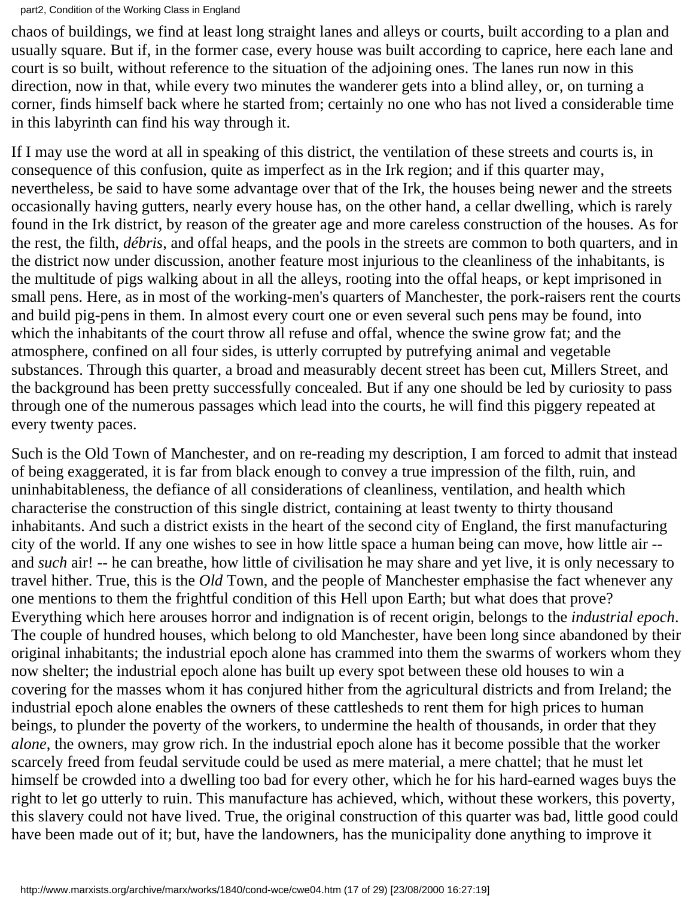chaos of buildings, we find at least long straight lanes and alleys or courts, built according to a plan and usually square. But if, in the former case, every house was built according to caprice, here each lane and court is so built, without reference to the situation of the adjoining ones. The lanes run now in this direction, now in that, while every two minutes the wanderer gets into a blind alley, or, on turning a corner, finds himself back where he started from; certainly no one who has not lived a considerable time in this labyrinth can find his way through it.

If I may use the word at all in speaking of this district, the ventilation of these streets and courts is, in consequence of this confusion, quite as imperfect as in the Irk region; and if this quarter may, nevertheless, be said to have some advantage over that of the Irk, the houses being newer and the streets occasionally having gutters, nearly every house has, on the other hand, a cellar dwelling, which is rarely found in the Irk district, by reason of the greater age and more careless construction of the houses. As for the rest, the filth, *débris*, and offal heaps, and the pools in the streets are common to both quarters, and in the district now under discussion, another feature most injurious to the cleanliness of the inhabitants, is the multitude of pigs walking about in all the alleys, rooting into the offal heaps, or kept imprisoned in small pens. Here, as in most of the working-men's quarters of Manchester, the pork-raisers rent the courts and build pig-pens in them. In almost every court one or even several such pens may be found, into which the inhabitants of the court throw all refuse and offal, whence the swine grow fat; and the atmosphere, confined on all four sides, is utterly corrupted by putrefying animal and vegetable substances. Through this quarter, a broad and measurably decent street has been cut, Millers Street, and the background has been pretty successfully concealed. But if any one should be led by curiosity to pass through one of the numerous passages which lead into the courts, he will find this piggery repeated at every twenty paces.

Such is the Old Town of Manchester, and on re-reading my description, I am forced to admit that instead of being exaggerated, it is far from black enough to convey a true impression of the filth, ruin, and uninhabitableness, the defiance of all considerations of cleanliness, ventilation, and health which characterise the construction of this single district, containing at least twenty to thirty thousand inhabitants. And such a district exists in the heart of the second city of England, the first manufacturing city of the world. If any one wishes to see in how little space a human being can move, how little air -- and *such* air! -- he can breathe, how little of civilisation he may share and yet live, it is only necessary to travel hither. True, this is the *Old* Town, and the people of Manchester emphasise the fact whenever any one mentions to them the frightful condition of this Hell upon Earth; but what does that prove? Everything which here arouses horror and indignation is of recent origin, belongs to the *industrial epoch*. The couple of hundred houses, which belong to old Manchester, have been long since abandoned by their original inhabitants; the industrial epoch alone has crammed into them the swarms of workers whom they now shelter; the industrial epoch alone has built up every spot between these old houses to win a covering for the masses whom it has conjured hither from the agricultural districts and from Ireland; the industrial epoch alone enables the owners of these cattlesheds to rent them for high prices to human beings, to plunder the poverty of the workers, to undermine the health of thousands, in order that they *alone*, the owners, may grow rich. In the industrial epoch alone has it become possible that the worker scarcely freed from feudal servitude could be used as mere material, a mere chattel; that he must let himself be crowded into a dwelling too bad for every other, which he for his hard-earned wages buys the right to let go utterly to ruin. This manufacture has achieved, which, without these workers, this poverty, this slavery could not have lived. True, the original construction of this quarter was bad, little good could have been made out of it; but, have the landowners, has the municipality done anything to improve it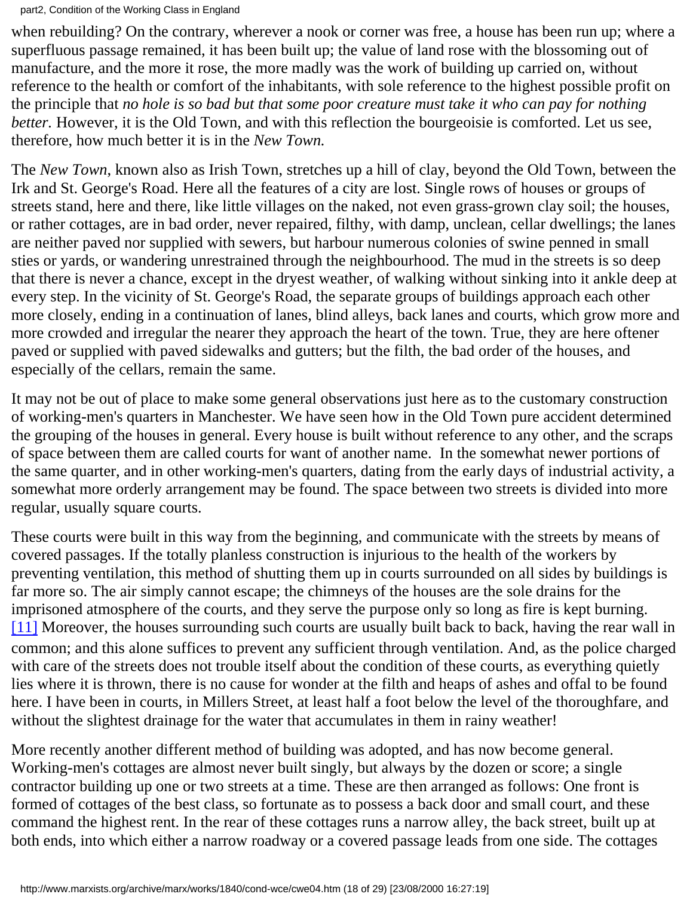when rebuilding? On the contrary, wherever a nook or corner was free, a house has been run up; where a superfluous passage remained, it has been built up; the value of land rose with the blossoming out of manufacture, and the more it rose, the more madly was the work of building up carried on, without reference to the health or comfort of the inhabitants, with sole reference to the highest possible profit on the principle that *no hole is so bad but that some poor creature must take it who can pay for nothing better*. However, it is the Old Town, and with this reflection the bourgeoisie is comforted. Let us see, therefore, how much better it is in the *New Town.*

The *New Town*, known also as Irish Town, stretches up a hill of clay, beyond the Old Town, between the Irk and St. George's Road. Here all the features of a city are lost. Single rows of houses or groups of streets stand, here and there, like little villages on the naked, not even grass-grown clay soil; the houses, or rather cottages, are in bad order, never repaired, filthy, with damp, unclean, cellar dwellings; the lanes are neither paved nor supplied with sewers, but harbour numerous colonies of swine penned in small sties or yards, or wandering unrestrained through the neighbourhood. The mud in the streets is so deep that there is never a chance, except in the dryest weather, of walking without sinking into it ankle deep at every step. In the vicinity of St. George's Road, the separate groups of buildings approach each other more closely, ending in a continuation of lanes, blind alleys, back lanes and courts, which grow more and more crowded and irregular the nearer they approach the heart of the town. True, they are here oftener paved or supplied with paved sidewalks and gutters; but the filth, the bad order of the houses, and especially of the cellars, remain the same.

It may not be out of place to make some general observations just here as to the customary construction of working-men's quarters in Manchester. We have seen how in the Old Town pure accident determined the grouping of the houses in general. Every house is built without reference to any other, and the scraps of space between them are called courts for want of another name. In the somewhat newer portions of the same quarter, and in other working-men's quarters, dating from the early days of industrial activity, a somewhat more orderly arrangement may be found. The space between two streets is divided into more regular, usually square courts.

These courts were built in this way from the beginning, and communicate with the streets by means of covered passages. If the totally planless construction is injurious to the health of the workers by preventing ventilation, this method of shutting them up in courts surrounded on all sides by buildings is far more so. The air simply cannot escape; the chimneys of the houses are the sole drains for the imprisoned atmosphere of the courts, and they serve the purpose only so long as fire is kept burning. [11] Moreover, the houses surrounding such courts are usually built back to back, having the rear wall in common; and this alone suffices to prevent any sufficient through ventilation. And, as the police charged with care of the streets does not trouble itself about the condition of these courts, as everything quietly lies where it is thrown, there is no cause for wonder at the filth and heaps of ashes and offal to be found here. I have been in courts, in Millers Street, at least half a foot below the level of the thoroughfare, and without the slightest drainage for the water that accumulates in them in rainy weather!

More recently another different method of building was adopted, and has now become general. Working-men's cottages are almost never built singly, but always by the dozen or score; a single contractor building up one or two streets at a time. These are then arranged as follows: One front is formed of cottages of the best class, so fortunate as to possess a back door and small court, and these command the highest rent. In the rear of these cottages runs a narrow alley, the back street, built up at both ends, into which either a narrow roadway or a covered passage leads from one side. The cottages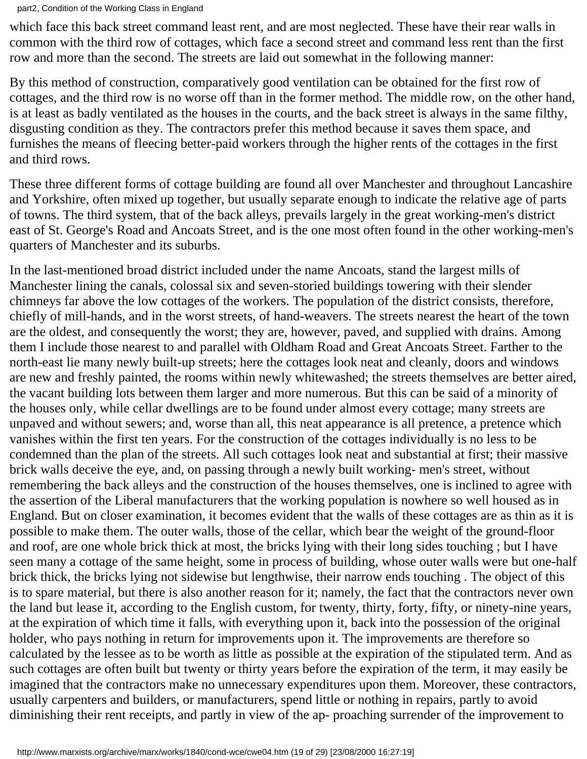which face this back street command least rent, and are most neglected. These have their rear walls in common with the third row of cottages, which face a second street and command less rent than the first row and more than the second. The streets are laid out somewhat in the following manner:

By this method of construction, comparatively good ventilation can be obtained for the first row of cottages, and the third row is no worse off than in the former method. The middle row, on the other hand, is at least as badly ventilated as the houses in the courts, and the back street is always in the same filthy, disgusting condition as they. The contractors prefer this method because it saves them space, and furnishes the means of fleecing better-paid workers through the higher rents of the cottages in the first and third rows.

These three different forms of cottage building are found all over Manchester and throughout Lancashire and Yorkshire, often mixed up together, but usually separate enough to indicate the relative age of parts of towns. The third system, that of the back alleys, prevails largely in the great working-men's district east of St. George's Road and Ancoats Street, and is the one most often found in the other working-men's quarters of Manchester and its suburbs.

In the last-mentioned broad district included under the name Ancoats, stand the largest mills of Manchester lining the canals, colossal six and seven-storied buildings towering with their slender chimneys far above the low cottages of the workers. The population of the district consists, therefore, chiefly of mill-hands, and in the worst streets, of hand-weavers. The streets nearest the heart of the town are the oldest, and consequently the worst; they are, however, paved, and supplied with drains. Among them I include those nearest to and parallel with Oldham Road and Great Ancoats Street. Farther to the north-east lie many newly built-up streets; here the cottages look neat and cleanly, doors and windows are new and freshly painted, the rooms within newly whitewashed; the streets themselves are better aired, the vacant building lots between them larger and more numerous. But this can be said of a minority of the houses only, while cellar dwellings are to be found under almost every cottage; many streets are unpaved and without sewers; and, worse than all, this neat appearance is all pretence, a pretence which vanishes within the first ten years. For the construction of the cottages individually is no less to be condemned than the plan of the streets. All such cottages look neat and substantial at first; their massive brick walls deceive the eye, and, on passing through a newly built working- men's street, without remembering the back alleys and the construction of the houses themselves, one is inclined to agree with the assertion of the Liberal manufacturers that the working population is nowhere so well housed as in England. But on closer examination, it becomes evident that the walls of these cottages are as thin as it is possible to make them. The outer walls, those of the cellar, which bear the weight of the ground-floor and roof, are one whole brick thick at most, the bricks lying with their long sides touching ; but I have seen many a cottage of the same height, some in process of building, whose outer walls were but one-half brick thick, the bricks lying not sidewise but lengthwise, their narrow ends touching . The object of this is to spare material, but there is also another reason for it; namely, the fact that the contractors never own the land but lease it, according to the English custom, for twenty, thirty, forty, fifty, or ninety-nine years, at the expiration of which time it falls, with everything upon it, back into the possession of the original holder, who pays nothing in return for improvements upon it. The improvements are therefore so calculated by the lessee as to be worth as little as possible at the expiration of the stipulated term. And as such cottages are often built but twenty or thirty years before the expiration of the term, it may easily be imagined that the contractors make no unnecessary expenditures upon them. Moreover, these contractors, usually carpenters and builders, or manufacturers, spend little or nothing in repairs, partly to avoid diminishing their rent receipts, and partly in view of the ap- proaching surrender of the improvement to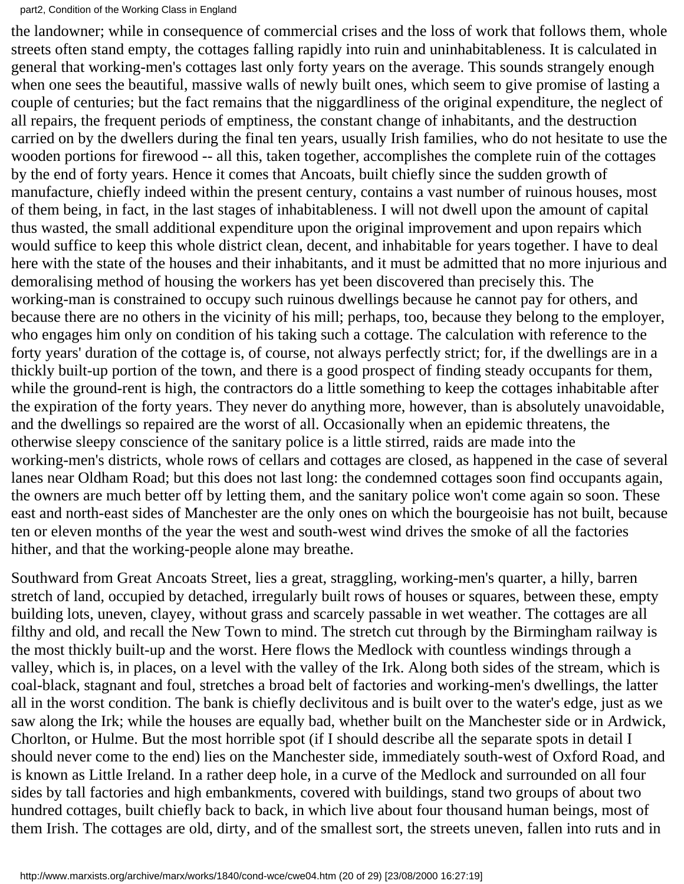the landowner; while in consequence of commercial crises and the loss of work that follows them, whole streets often stand empty, the cottages falling rapidly into ruin and uninhabitableness. It is calculated in general that working-men's cottages last only forty years on the average. This sounds strangely enough when one sees the beautiful, massive walls of newly built ones, which seem to give promise of lasting a couple of centuries; but the fact remains that the niggardliness of the original expenditure, the neglect of all repairs, the frequent periods of emptiness, the constant change of inhabitants, and the destruction carried on by the dwellers during the final ten years, usually Irish families, who do not hesitate to use the wooden portions for firewood -- all this, taken together, accomplishes the complete ruin of the cottages by the end of forty years. Hence it comes that Ancoats, built chiefly since the sudden growth of manufacture, chiefly indeed within the present century, contains a vast number of ruinous houses, most of them being, in fact, in the last stages of inhabitableness. I will not dwell upon the amount of capital thus wasted, the small additional expenditure upon the original improvement and upon repairs which would suffice to keep this whole district clean, decent, and inhabitable for years together. I have to deal here with the state of the houses and their inhabitants, and it must be admitted that no more injurious and demoralising method of housing the workers has yet been discovered than precisely this. The working-man is constrained to occupy such ruinous dwellings because he cannot pay for others, and because there are no others in the vicinity of his mill; perhaps, too, because they belong to the employer, who engages him only on condition of his taking such a cottage. The calculation with reference to the forty years' duration of the cottage is, of course, not always perfectly strict; for, if the dwellings are in a thickly built-up portion of the town, and there is a good prospect of finding steady occupants for them, while the ground-rent is high, the contractors do a little something to keep the cottages inhabitable after the expiration of the forty years. They never do anything more, however, than is absolutely unavoidable, and the dwellings so repaired are the worst of all. Occasionally when an epidemic threatens, the otherwise sleepy conscience of the sanitary police is a little stirred, raids are made into the working-men's districts, whole rows of cellars and cottages are closed, as happened in the case of several lanes near Oldham Road; but this does not last long: the condemned cottages soon find occupants again, the owners are much better off by letting them, and the sanitary police won't come again so soon. These east and north-east sides of Manchester are the only ones on which the bourgeoisie has not built, because ten or eleven months of the year the west and south-west wind drives the smoke of all the factories hither, and that the working-people alone may breathe.

Southward from Great Ancoats Street, lies a great, straggling, working-men's quarter, a hilly, barren stretch of land, occupied by detached, irregularly built rows of houses or squares, between these, empty building lots, uneven, clayey, without grass and scarcely passable in wet weather. The cottages are all filthy and old, and recall the New Town to mind. The stretch cut through by the Birmingham railway is the most thickly built-up and the worst. Here flows the Medlock with countless windings through a valley, which is, in places, on a level with the valley of the Irk. Along both sides of the stream, which is coal-black, stagnant and foul, stretches a broad belt of factories and working-men's dwellings, the latter all in the worst condition. The bank is chiefly declivitous and is built over to the water's edge, just as we saw along the Irk; while the houses are equally bad, whether built on the Manchester side or in Ardwick, Chorlton, or Hulme. But the most horrible spot (if I should describe all the separate spots in detail I should never come to the end) lies on the Manchester side, immediately south-west of Oxford Road, and is known as Little Ireland. In a rather deep hole, in a curve of the Medlock and surrounded on all four sides by tall factories and high embankments, covered with buildings, stand two groups of about two hundred cottages, built chiefly back to back, in which live about four thousand human beings, most of them Irish. The cottages are old, dirty, and of the smallest sort, the streets uneven, fallen into ruts and in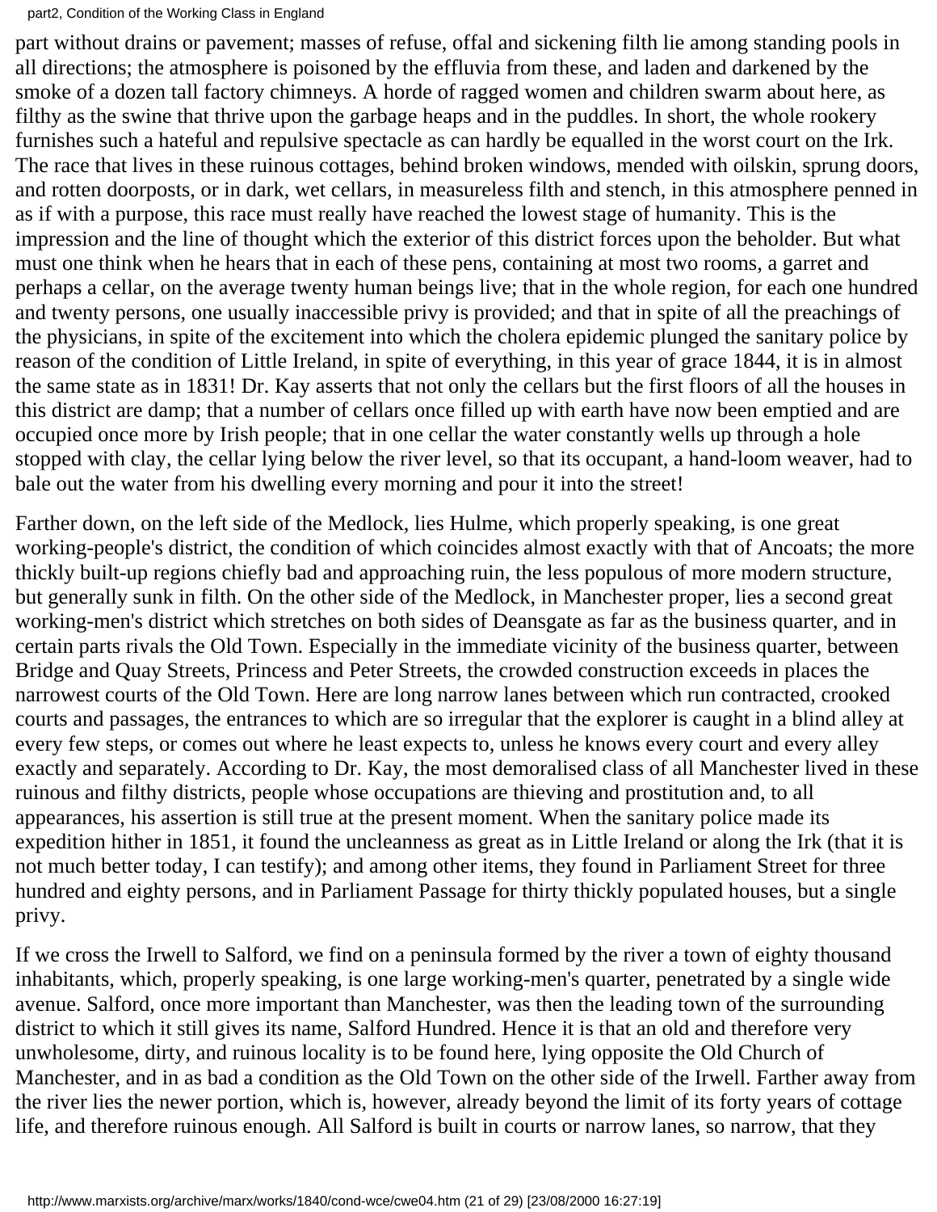part without drains or pavement; masses of refuse, offal and sickening filth lie among standing pools in all directions; the atmosphere is poisoned by the effluvia from these, and laden and darkened by the smoke of a dozen tall factory chimneys. A horde of ragged women and children swarm about here, as filthy as the swine that thrive upon the garbage heaps and in the puddles. In short, the whole rookery furnishes such a hateful and repulsive spectacle as can hardly be equalled in the worst court on the Irk. The race that lives in these ruinous cottages, behind broken windows, mended with oilskin, sprung doors, and rotten doorposts, or in dark, wet cellars, in measureless filth and stench, in this atmosphere penned in as if with a purpose, this race must really have reached the lowest stage of humanity. This is the impression and the line of thought which the exterior of this district forces upon the beholder. But what must one think when he hears that in each of these pens, containing at most two rooms, a garret and perhaps a cellar, on the average twenty human beings live; that in the whole region, for each one hundred and twenty persons, one usually inaccessible privy is provided; and that in spite of all the preachings of the physicians, in spite of the excitement into which the cholera epidemic plunged the sanitary police by reason of the condition of Little Ireland, in spite of everything, in this year of grace 1844, it is in almost the same state as in 1831! Dr. Kay asserts that not only the cellars but the first floors of all the houses in this district are damp; that a number of cellars once filled up with earth have now been emptied and are occupied once more by Irish people; that in one cellar the water constantly wells up through a hole stopped with clay, the cellar lying below the river level, so that its occupant, a hand-loom weaver, had to bale out the water from his dwelling every morning and pour it into the street!

Farther down, on the left side of the Medlock, lies Hulme, which properly speaking, is one great working-people's district, the condition of which coincides almost exactly with that of Ancoats; the more thickly built-up regions chiefly bad and approaching ruin, the less populous of more modern structure, but generally sunk in filth. On the other side of the Medlock, in Manchester proper, lies a second great working-men's district which stretches on both sides of Deansgate as far as the business quarter, and in certain parts rivals the Old Town. Especially in the immediate vicinity of the business quarter, between Bridge and Quay Streets, Princess and Peter Streets, the crowded construction exceeds in places the narrowest courts of the Old Town. Here are long narrow lanes between which run contracted, crooked courts and passages, the entrances to which are so irregular that the explorer is caught in a blind alley at every few steps, or comes out where he least expects to, unless he knows every court and every alley exactly and separately. According to Dr. Kay, the most demoralised class of all Manchester lived in these ruinous and filthy districts, people whose occupations are thieving and prostitution and, to all appearances, his assertion is still true at the present moment. When the sanitary police made its expedition hither in 1851, it found the uncleanness as great as in Little Ireland or along the Irk (that it is not much better today, I can testify); and among other items, they found in Parliament Street for three hundred and eighty persons, and in Parliament Passage for thirty thickly populated houses, but a single privy.

If we cross the Irwell to Salford, we find on a peninsula formed by the river a town of eighty thousand inhabitants, which, properly speaking, is one large working-men's quarter, penetrated by a single wide avenue. Salford, once more important than Manchester, was then the leading town of the surrounding district to which it still gives its name, Salford Hundred. Hence it is that an old and therefore very unwholesome, dirty, and ruinous locality is to be found here, lying opposite the Old Church of Manchester, and in as bad a condition as the Old Town on the other side of the Irwell. Farther away from the river lies the newer portion, which is, however, already beyond the limit of its forty years of cottage life, and therefore ruinous enough. All Salford is built in courts or narrow lanes, so narrow, that they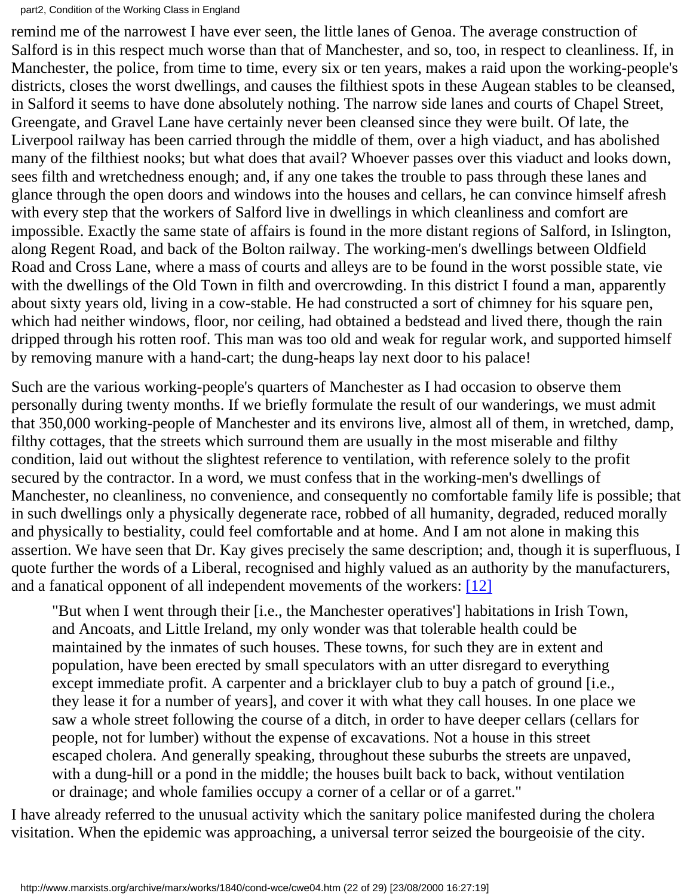remind me of the narrowest I have ever seen, the little lanes of Genoa. The average construction of Salford is in this respect much worse than that of Manchester, and so, too, in respect to cleanliness. If, in Manchester, the police, from time to time, every six or ten years, makes a raid upon the working-people's districts, closes the worst dwellings, and causes the filthiest spots in these Augean stables to be cleansed, in Salford it seems to have done absolutely nothing. The narrow side lanes and courts of Chapel Street, Greengate, and Gravel Lane have certainly never been cleansed since they were built. Of late, the Liverpool railway has been carried through the middle of them, over a high viaduct, and has abolished many of the filthiest nooks; but what does that avail? Whoever passes over this viaduct and looks down, sees filth and wretchedness enough; and, if any one takes the trouble to pass through these lanes and glance through the open doors and windows into the houses and cellars, he can convince himself afresh with every step that the workers of Salford live in dwellings in which cleanliness and comfort are impossible. Exactly the same state of affairs is found in the more distant regions of Salford, in Islington, along Regent Road, and back of the Bolton railway. The working-men's dwellings between Oldfield Road and Cross Lane, where a mass of courts and alleys are to be found in the worst possible state, vie with the dwellings of the Old Town in filth and overcrowding. In this district I found a man, apparently about sixty years old, living in a cow-stable. He had constructed a sort of chimney for his square pen, which had neither windows, floor, nor ceiling, had obtained a bedstead and lived there, though the rain dripped through his rotten roof. This man was too old and weak for regular work, and supported himself by removing manure with a hand-cart; the dung-heaps lay next door to his palace!

Such are the various working-people's quarters of Manchester as I had occasion to observe them personally during twenty months. If we briefly formulate the result of our wanderings, we must admit that 350,000 working-people of Manchester and its environs live, almost all of them, in wretched, damp, filthy cottages, that the streets which surround them are usually in the most miserable and filthy condition, laid out without the slightest reference to ventilation, with reference solely to the profit secured by the contractor. In a word, we must confess that in the working-men's dwellings of Manchester, no cleanliness, no convenience, and consequently no comfortable family life is possible; that in such dwellings only a physically degenerate race, robbed of all humanity, degraded, reduced morally and physically to bestiality, could feel comfortable and at home. And I am not alone in making this assertion. We have seen that Dr. Kay gives precisely the same description; and, though it is superfluous, I quote further the words of a Liberal, recognised and highly valued as an authority by the manufacturers, and a fanatical opponent of all independent movements of the workers: [12]

> "But when I went through their [i.e., the Manchester operatives'] habitations in Irish Town, and Ancoats, and Little Ireland, my only wonder was that tolerable health could be maintained by the inmates of such houses. These towns, for such they are in extent and population, have been erected by small speculators with an utter disregard to everything except immediate profit. A carpenter and a bricklayer club to buy a patch of ground [i.e., they lease it for a number of years], and cover it with what they call houses. In one place we saw a whole street following the course of a ditch, in order to have deeper cellars (cellars for people, not for lumber) without the expense of excavations. Not a house in this street escaped cholera. And generally speaking, throughout these suburbs the streets are unpaved, with a dung-hill or a pond in the middle; the houses built back to back, without ventilation or drainage; and whole families occupy a corner of a cellar or of a garret."

I have already referred to the unusual activity which the sanitary police manifested during the cholera visitation. When the epidemic was approaching, a universal terror seized the bourgeoisie of the city.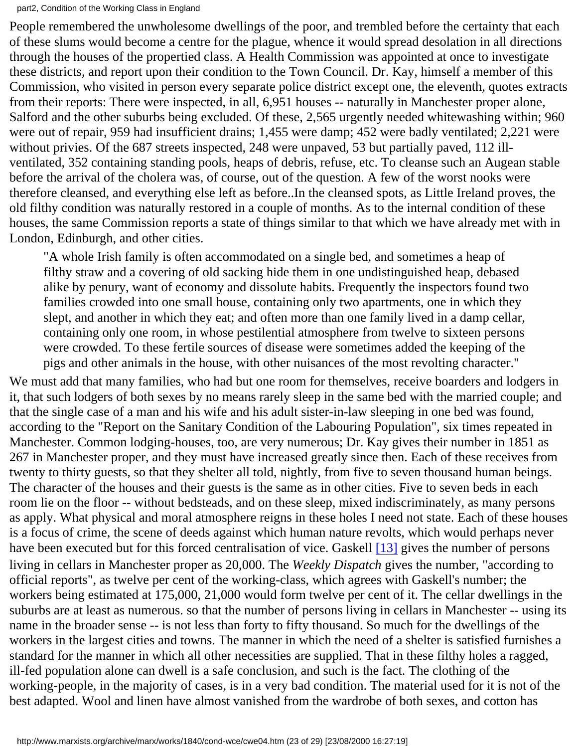People remembered the unwholesome dwellings of the poor, and trembled before the certainty that each of these slums would become a centre for the plague, whence it would spread desolation in all directions through the houses of the propertied class. A Health Commission was appointed at once to investigate these districts, and report upon their condition to the Town Council. Dr. Kay, himself a member of this Commission, who visited in person every separate police district except one, the eleventh, quotes extracts from their reports: There were inspected, in all, 6,951 houses -- naturally in Manchester proper alone, Salford and the other suburbs being excluded. Of these, 2,565 urgently needed whitewashing within; 960 were out of repair, 959 had insufficient drains; 1,455 were damp; 452 were badly ventilated; 2,221 were without privies. Of the 687 streets inspected, 248 were unpaved, 53 but partially paved, 112 ill-ventilated, 352 containing standing pools, heaps of debris, refuse, etc. To cleanse such an Augean stable before the arrival of the cholera was, of course, out of the question. A few of the worst nooks were therefore cleansed, and everything else left as before..In the cleansed spots, as Little Ireland proves, the old filthy condition was naturally restored in a couple of months. As to the internal condition of these houses, the same Commission reports a state of things similar to that which we have already met with in London, Edinburgh, and other cities.

> "A whole Irish family is often accommodated on a single bed, and sometimes a heap of filthy straw and a covering of old sacking hide them in one undistinguished heap, debased alike by penury, want of economy and dissolute habits. Frequently the inspectors found two families crowded into one small house, containing only two apartments, one in which they slept, and another in which they eat; and often more than one family lived in a damp cellar, containing only one room, in whose pestilential atmosphere from twelve to sixteen persons were crowded. To these fertile sources of disease were sometimes added the keeping of the pigs and other animals in the house, with other nuisances of the most revolting character."

We must add that many families, who had but one room for themselves, receive boarders and lodgers in it, that such lodgers of both sexes by no means rarely sleep in the same bed with the married couple; and that the single case of a man and his wife and his adult sister-in-law sleeping in one bed was found, according to the "Report on the Sanitary Condition of the Labouring Population", six times repeated in Manchester. Common lodging-houses, too, are very numerous; Dr. Kay gives their number in 1851 as 267 in Manchester proper, and they must have increased greatly since then. Each of these receives from twenty to thirty guests, so that they shelter all told, nightly, from five to seven thousand human beings. The character of the houses and their guests is the same as in other cities. Five to seven beds in each room lie on the floor -- without bedsteads, and on these sleep, mixed indiscriminately, as many persons as apply. What physical and moral atmosphere reigns in these holes I need not state. Each of these houses is a focus of crime, the scene of deeds against which human nature revolts, which would perhaps never have been executed but for this forced centralisation of vice. Gaskell [13] gives the number of persons living in cellars in Manchester proper as 20,000. The *Weekly Dispatch* gives the number, "according to official reports", as twelve per cent of the working-class, which agrees with Gaskell's number; the workers being estimated at 175,000, 21,000 would form twelve per cent of it. The cellar dwellings in the suburbs are at least as numerous. so that the number of persons living in cellars in Manchester -- using its name in the broader sense -- is not less than forty to fifty thousand. So much for the dwellings of the workers in the largest cities and towns. The manner in which the need of a shelter is satisfied furnishes a standard for the manner in which all other necessities are supplied. That in these filthy holes a ragged, ill-fed population alone can dwell is a safe conclusion, and such is the fact. The clothing of the working-people, in the majority of cases, is in a very bad condition. The material used for it is not of the best adapted. Wool and linen have almost vanished from the wardrobe of both sexes, and cotton has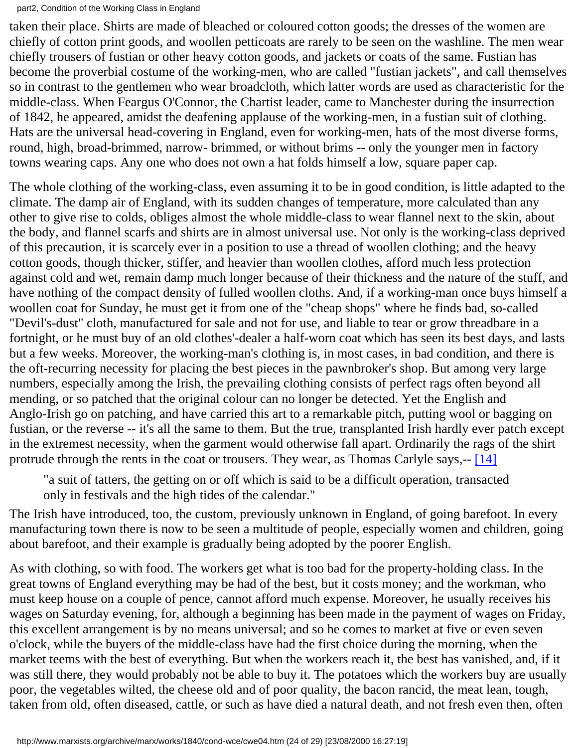taken their place. Shirts are made of bleached or coloured cotton goods; the dresses of the women are chiefly of cotton print goods, and woollen petticoats are rarely to be seen on the washline. The men wear chiefly trousers of fustian or other heavy cotton goods, and jackets or coats of the same. Fustian has become the proverbial costume of the working-men, who are called "fustian jackets", and call themselves so in contrast to the gentlemen who wear broadcloth, which latter words are used as characteristic for the middle-class. When Feargus O'Connor, the Chartist leader, came to Manchester during the insurrection of 1842, he appeared, amidst the deafening applause of the working-men, in a fustian suit of clothing. Hats are the universal head-covering in England, even for working-men, hats of the most diverse forms, round, high, broad-brimmed, narrow- brimmed, or without brims -- only the younger men in factory towns wearing caps. Any one who does not own a hat folds himself a low, square paper cap.

The whole clothing of the working-class, even assuming it to be in good condition, is little adapted to the climate. The damp air of England, with its sudden changes of temperature, more calculated than any other to give rise to colds, obliges almost the whole middle-class to wear flannel next to the skin, about the body, and flannel scarfs and shirts are in almost universal use. Not only is the working-class deprived of this precaution, it is scarcely ever in a position to use a thread of woollen clothing; and the heavy cotton goods, though thicker, stiffer, and heavier than woollen clothes, afford much less protection against cold and wet, remain damp much longer because of their thickness and the nature of the stuff, and have nothing of the compact density of fulled woollen cloths. And, if a working-man once buys himself a woollen coat for Sunday, he must get it from one of the "cheap shops" where he finds bad, so-called "Devil's-dust" cloth, manufactured for sale and not for use, and liable to tear or grow threadbare in a fortnight, or he must buy of an old clothes'-dealer a half-worn coat which has seen its best days, and lasts but a few weeks. Moreover, the working-man's clothing is, in most cases, in bad condition, and there is the oft-recurring necessity for placing the best pieces in the pawnbroker's shop. But among very large numbers, especially among the Irish, the prevailing clothing consists of perfect rags often beyond all mending, or so patched that the original colour can no longer be detected. Yet the English and Anglo-Irish go on patching, and have carried this art to a remarkable pitch, putting wool or bagging on fustian, or the reverse -- it's all the same to them. But the true, transplanted Irish hardly ever patch except in the extremest necessity, when the garment would otherwise fall apart. Ordinarily the rags of the shirt protrude through the rents in the coat or trousers. They wear, as Thomas Carlyle says,-- [14]

> "a suit of tatters, the getting on or off which is said to be a difficult operation, transacted only in festivals and the high tides of the calendar."

The Irish have introduced, too, the custom, previously unknown in England, of going barefoot. In every manufacturing town there is now to be seen a multitude of people, especially women and children, going about barefoot, and their example is gradually being adopted by the poorer English.

As with clothing, so with food. The workers get what is too bad for the property-holding class. In the great towns of England everything may be had of the best, but it costs money; and the workman, who must keep house on a couple of pence, cannot afford much expense. Moreover, he usually receives his wages on Saturday evening, for, although a beginning has been made in the payment of wages on Friday, this excellent arrangement is by no means universal; and so he comes to market at five or even seven o'clock, while the buyers of the middle-class have had the first choice during the morning, when the market teems with the best of everything. But when the workers reach it, the best has vanished, and, if it was still there, they would probably not be able to buy it. The potatoes which the workers buy are usually poor, the vegetables wilted, the cheese old and of poor quality, the bacon rancid, the meat lean, tough, taken from old, often diseased, cattle, or such as have died a natural death, and not fresh even then, often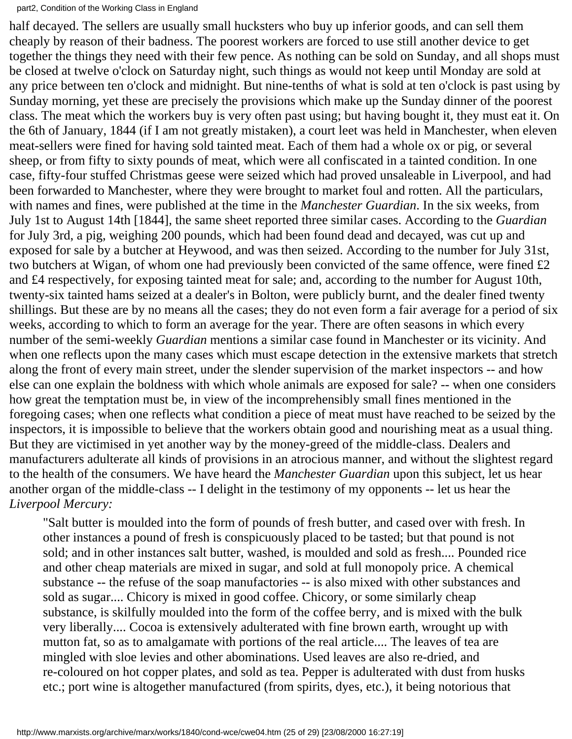half decayed. The sellers are usually small hucksters who buy up inferior goods, and can sell them cheaply by reason of their badness. The poorest workers are forced to use still another device to get together the things they need with their few pence. As nothing can be sold on Sunday, and all shops must be closed at twelve o'clock on Saturday night, such things as would not keep until Monday are sold at any price between ten o'clock and midnight. But nine-tenths of what is sold at ten o'clock is past using by Sunday morning, yet these are precisely the provisions which make up the Sunday dinner of the poorest class. The meat which the workers buy is very often past using; but having bought it, they must eat it. On the 6th of January, 1844 (if I am not greatly mistaken), a court leet was held in Manchester, when eleven meat-sellers were fined for having sold tainted meat. Each of them had a whole ox or pig, or several sheep, or from fifty to sixty pounds of meat, which were all confiscated in a tainted condition. In one case, fifty-four stuffed Christmas geese were seized which had proved unsaleable in Liverpool, and had been forwarded to Manchester, where they were brought to market foul and rotten. All the particulars, with names and fines, were published at the time in the *Manchester Guardian*. In the six weeks, from July 1st to August 14th [1844], the same sheet reported three similar cases. According to the *Guardian* for July 3rd, a pig, weighing 200 pounds, which had been found dead and decayed, was cut up and exposed for sale by a butcher at Heywood, and was then seized. According to the number for July 31st, two butchers at Wigan, of whom one had previously been convicted of the same offence, were fined £2 and £4 respectively, for exposing tainted meat for sale; and, according to the number for August 10th, twenty-six tainted hams seized at a dealer's in Bolton, were publicly burnt, and the dealer fined twenty shillings. But these are by no means all the cases; they do not even form a fair average for a period of six weeks, according to which to form an average for the year. There are often seasons in which every number of the semi-weekly *Guardian* mentions a similar case found in Manchester or its vicinity. And when one reflects upon the many cases which must escape detection in the extensive markets that stretch along the front of every main street, under the slender supervision of the market inspectors -- and how else can one explain the boldness with which whole animals are exposed for sale? -- when one considers how great the temptation must be, in view of the incomprehensibly small fines mentioned in the foregoing cases; when one reflects what condition a piece of meat must have reached to be seized by the inspectors, it is impossible to believe that the workers obtain good and nourishing meat as a usual thing. But they are victimised in yet another way by the money-greed of the middle-class. Dealers and manufacturers adulterate all kinds of provisions in an atrocious manner, and without the slightest regard to the health of the consumers. We have heard the *Manchester Guardian* upon this subject, let us hear another organ of the middle-class -- I delight in the testimony of my opponents -- let us hear the *Liverpool Mercury:*

> "Salt butter is moulded into the form of pounds of fresh butter, and cased over with fresh. In other instances a pound of fresh is conspicuously placed to be tasted; but that pound is not sold; and in other instances salt butter, washed, is moulded and sold as fresh.... Pounded rice and other cheap materials are mixed in sugar, and sold at full monopoly price. A chemical substance -- the refuse of the soap manufactories -- is also mixed with other substances and sold as sugar.... Chicory is mixed in good coffee. Chicory, or some similarly cheap substance, is skilfully moulded into the form of the coffee berry, and is mixed with the bulk very liberally.... Cocoa is extensively adulterated with fine brown earth, wrought up with mutton fat, so as to amalgamate with portions of the real article.... The leaves of tea are mingled with sloe levies and other abominations. Used leaves are also re-dried, and re-coloured on hot copper plates, and sold as tea. Pepper is adulterated with dust from husks etc.; port wine is altogether manufactured (from spirits, dyes, etc.), it being notorious that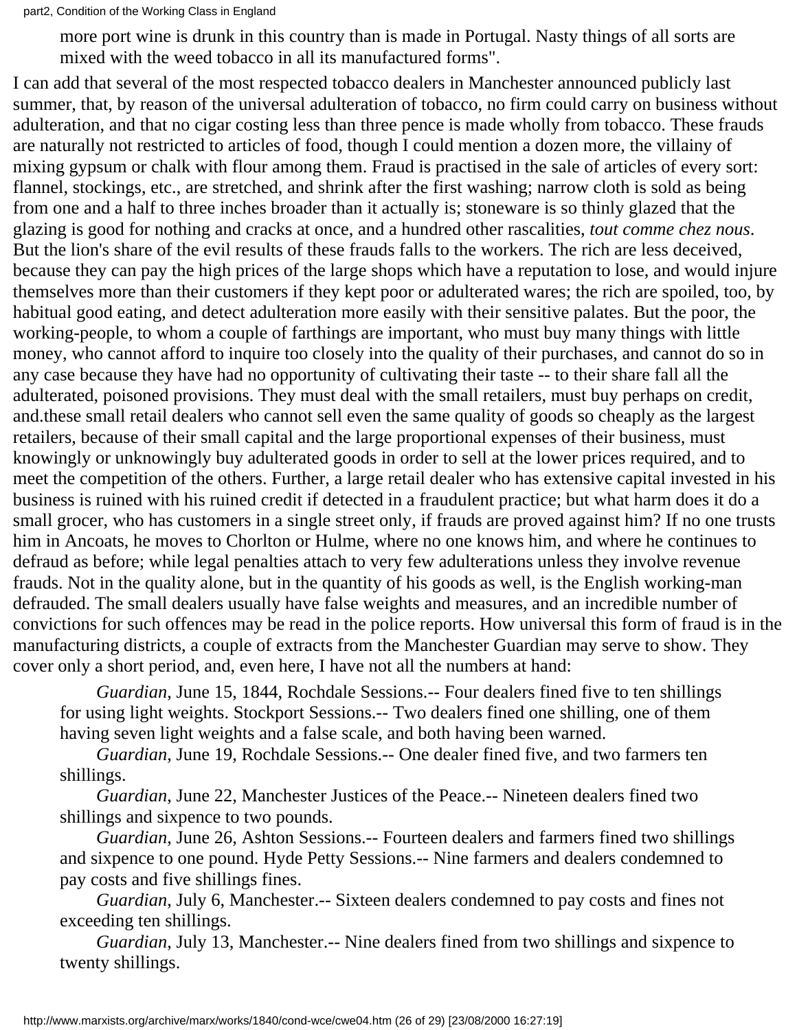> more port wine is drunk in this country than is made in Portugal. Nasty things of all sorts are mixed with the weed tobacco in all its manufactured forms".

I can add that several of the most respected tobacco dealers in Manchester announced publicly last summer, that, by reason of the universal adulteration of tobacco, no firm could carry on business without adulteration, and that no cigar costing less than three pence is made wholly from tobacco. These frauds are naturally not restricted to articles of food, though I could mention a dozen more, the villainy of mixing gypsum or chalk with flour among them. Fraud is practised in the sale of articles of every sort: flannel, stockings, etc., are stretched, and shrink after the first washing; narrow cloth is sold as being from one and a half to three inches broader than it actually is; stoneware is so thinly glazed that the glazing is good for nothing and cracks at once, and a hundred other rascalities, *tout comme chez nous*. But the lion's share of the evil results of these frauds falls to the workers. The rich are less deceived, because they can pay the high prices of the large shops which have a reputation to lose, and would injure themselves more than their customers if they kept poor or adulterated wares; the rich are spoiled, too, by habitual good eating, and detect adulteration more easily with their sensitive palates. But the poor, the working-people, to whom a couple of farthings are important, who must buy many things with little money, who cannot afford to inquire too closely into the quality of their purchases, and cannot do so in any case because they have had no opportunity of cultivating their taste -- to their share fall all the adulterated, poisoned provisions. They must deal with the small retailers, must buy perhaps on credit, and.these small retail dealers who cannot sell even the same quality of goods so cheaply as the largest retailers, because of their small capital and the large proportional expenses of their business, must knowingly or unknowingly buy adulterated goods in order to sell at the lower prices required, and to meet the competition of the others. Further, a large retail dealer who has extensive capital invested in his business is ruined with his ruined credit if detected in a fraudulent practice; but what harm does it do a small grocer, who has customers in a single street only, if frauds are proved against him? If no one trusts him in Ancoats, he moves to Chorlton or Hulme, where no one knows him, and where he continues to defraud as before; while legal penalties attach to very few adulterations unless they involve revenue frauds. Not in the quality alone, but in the quantity of his goods as well, is the English working-man defrauded. The small dealers usually have false weights and measures, and an incredible number of convictions for such offences may be read in the police reports. How universal this form of fraud is in the manufacturing districts, a couple of extracts from the Manchester Guardian may serve to show. They cover only a short period, and, even here, I have not all the numbers at hand:

> *Guardian*, June 15, 1844, Rochdale Sessions.-- Four dealers fined five to ten shillings for using light weights. Stockport Sessions.-- Two dealers fined one shilling, one of them having seven light weights and a false scale, and both having been warned.
>
> *Guardian*, June 19, Rochdale Sessions.-- One dealer fined five, and two farmers ten shillings.
>
> *Guardian*, June 22, Manchester Justices of the Peace.-- Nineteen dealers fined two shillings and sixpence to two pounds.
>
> *Guardian*, June 26, Ashton Sessions.-- Fourteen dealers and farmers fined two shillings and sixpence to one pound. Hyde Petty Sessions.-- Nine farmers and dealers condemned to pay costs and five shillings fines.
>
> *Guardian*, July 6, Manchester.-- Sixteen dealers condemned to pay costs and fines not exceeding ten shillings.
>
> *Guardian*, July 13, Manchester.-- Nine dealers fined from two shillings and sixpence to twenty shillings.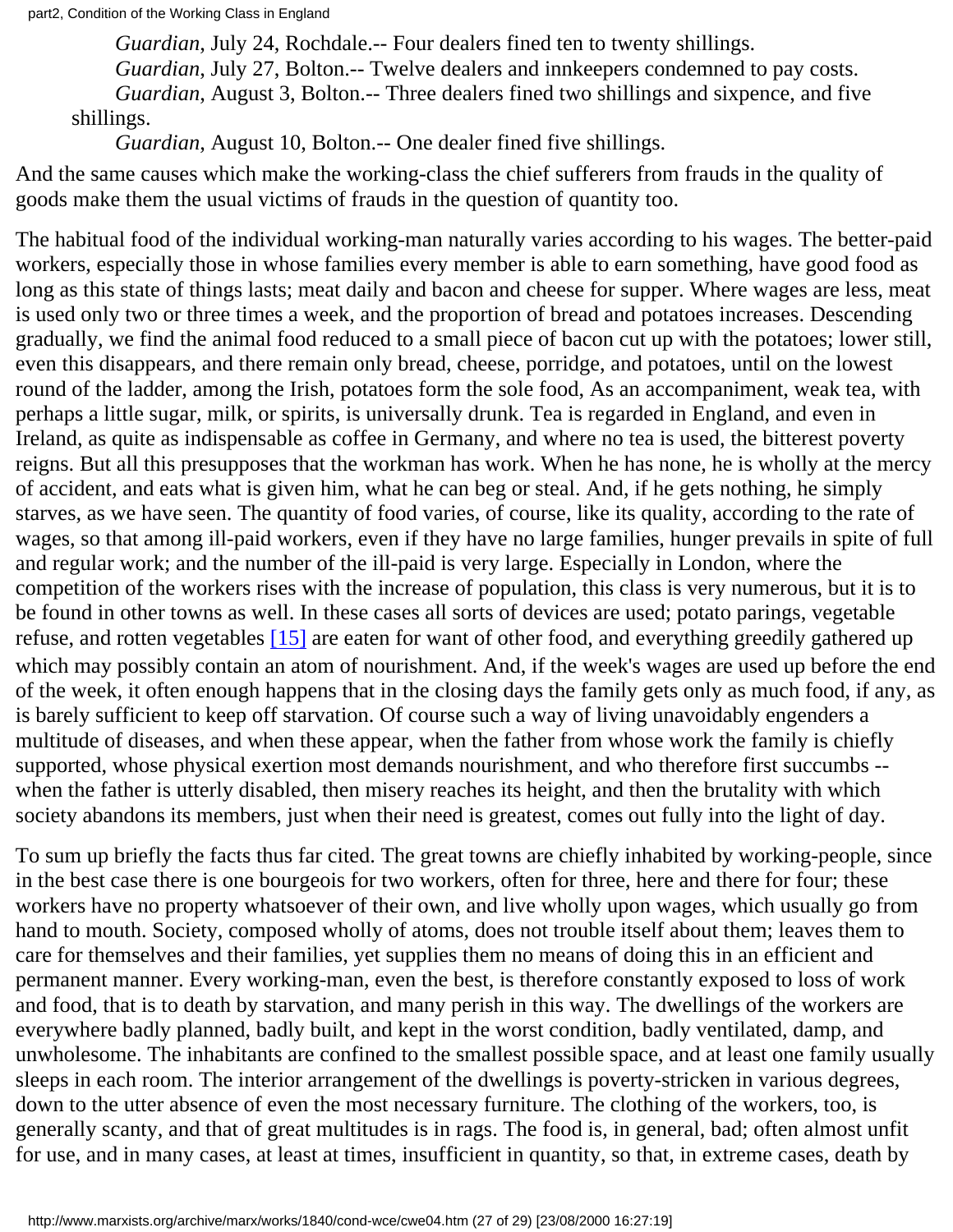*Guardian*, July 24, Rochdale.-- Four dealers fined ten to twenty shillings.

*Guardian*, July 27, Bolton.-- Twelve dealers and innkeepers condemned to pay costs.

*Guardian*, August 3, Bolton.-- Three dealers fined two shillings and sixpence, and five shillings.

*Guardian*, August 10, Bolton.-- One dealer fined five shillings.

And the same causes which make the working-class the chief sufferers from frauds in the quality of goods make them the usual victims of frauds in the question of quantity too.

The habitual food of the individual working-man naturally varies according to his wages. The better-paid workers, especially those in whose families every member is able to earn something, have good food as long as this state of things lasts; meat daily and bacon and cheese for supper. Where wages are less, meat is used only two or three times a week, and the proportion of bread and potatoes increases. Descending gradually, we find the animal food reduced to a small piece of bacon cut up with the potatoes; lower still, even this disappears, and there remain only bread, cheese, porridge, and potatoes, until on the lowest round of the ladder, among the Irish, potatoes form the sole food, As an accompaniment, weak tea, with perhaps a little sugar, milk, or spirits, is universally drunk. Tea is regarded in England, and even in Ireland, as quite as indispensable as coffee in Germany, and where no tea is used, the bitterest poverty reigns. But all this presupposes that the workman has work. When he has none, he is wholly at the mercy of accident, and eats what is given him, what he can beg or steal. And, if he gets nothing, he simply starves, as we have seen. The quantity of food varies, of course, like its quality, according to the rate of wages, so that among ill-paid workers, even if they have no large families, hunger prevails in spite of full and regular work; and the number of the ill-paid is very large. Especially in London, where the competition of the workers rises with the increase of population, this class is very numerous, but it is to be found in other towns as well. In these cases all sorts of devices are used; potato parings, vegetable refuse, and rotten vegetables [15] are eaten for want of other food, and everything greedily gathered up which may possibly contain an atom of nourishment. And, if the week's wages are used up before the end of the week, it often enough happens that in the closing days the family gets only as much food, if any, as is barely sufficient to keep off starvation. Of course such a way of living unavoidably engenders a multitude of diseases, and when these appear, when the father from whose work the family is chiefly supported, whose physical exertion most demands nourishment, and who therefore first succumbs -- when the father is utterly disabled, then misery reaches its height, and then the brutality with which society abandons its members, just when their need is greatest, comes out fully into the light of day.

To sum up briefly the facts thus far cited. The great towns are chiefly inhabited by working-people, since in the best case there is one bourgeois for two workers, often for three, here and there for four; these workers have no property whatsoever of their own, and live wholly upon wages, which usually go from hand to mouth. Society, composed wholly of atoms, does not trouble itself about them; leaves them to care for themselves and their families, yet supplies them no means of doing this in an efficient and permanent manner. Every working-man, even the best, is therefore constantly exposed to loss of work and food, that is to death by starvation, and many perish in this way. The dwellings of the workers are everywhere badly planned, badly built, and kept in the worst condition, badly ventilated, damp, and unwholesome. The inhabitants are confined to the smallest possible space, and at least one family usually sleeps in each room. The interior arrangement of the dwellings is poverty-stricken in various degrees, down to the utter absence of even the most necessary furniture. The clothing of the workers, too, is generally scanty, and that of great multitudes is in rags. The food is, in general, bad; often almost unfit for use, and in many cases, at least at times, insufficient in quantity, so that, in extreme cases, death by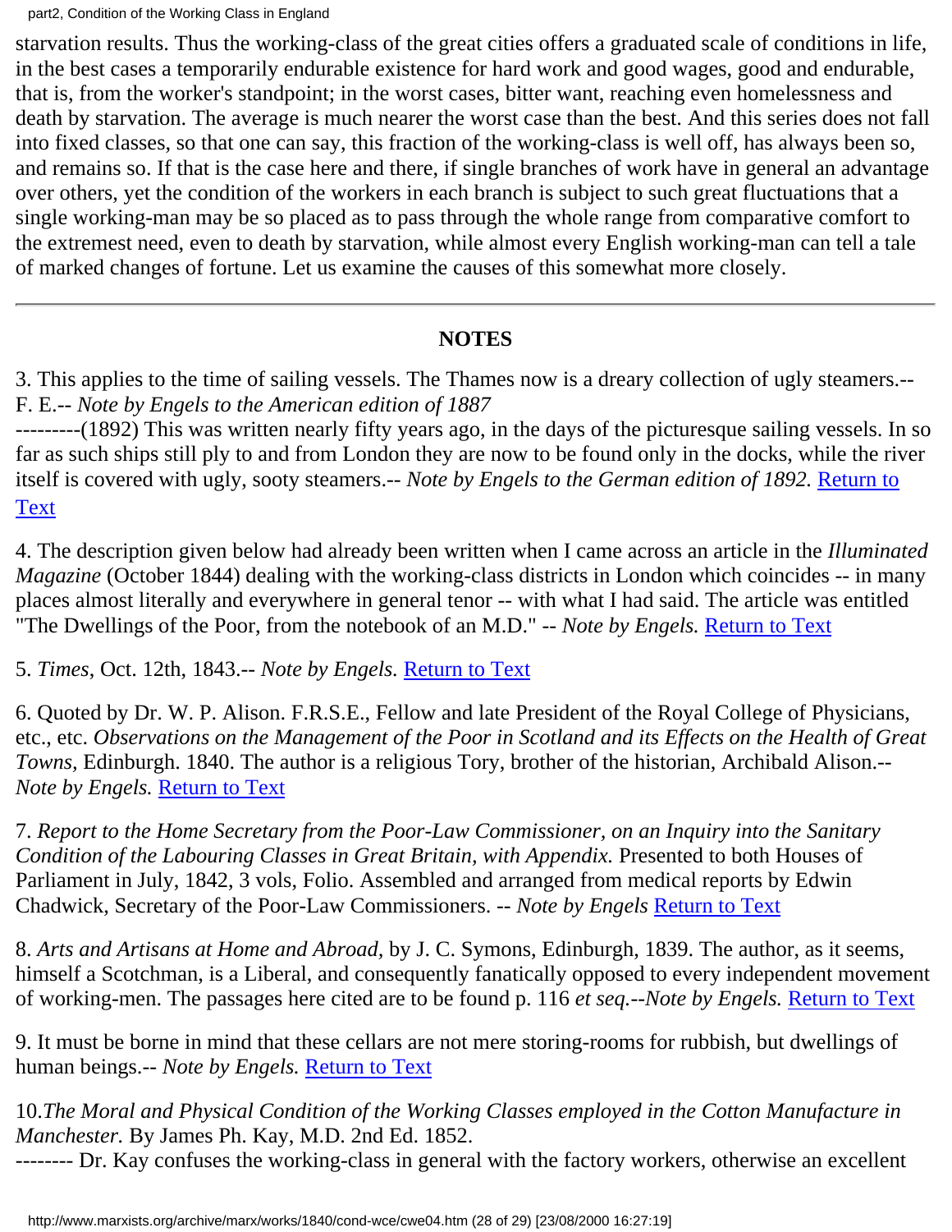starvation results. Thus the working-class of the great cities offers a graduated scale of conditions in life, in the best cases a temporarily endurable existence for hard work and good wages, good and endurable, that is, from the worker's standpoint; in the worst cases, bitter want, reaching even homelessness and death by starvation. The average is much nearer the worst case than the best. And this series does not fall into fixed classes, so that one can say, this fraction of the working-class is well off, has always been so, and remains so. If that is the case here and there, if single branches of work have in general an advantage over others, yet the condition of the workers in each branch is subject to such great fluctuations that a single working-man may be so placed as to pass through the whole range from comparative comfort to the extremest need, even to death by starvation, while almost every English working-man can tell a tale of marked changes of fortune. Let us examine the causes of this somewhat more closely.

---

### NOTES

3. This applies to the time of sailing vessels. The Thames now is a dreary collection of ugly steamers.-- F. E.-- *Note by Engels to the American edition of 1887*
---------(1892) This was written nearly fifty years ago, in the days of the picturesque sailing vessels. In so far as such ships still ply to and from London they are now to be found only in the docks, while the river itself is covered with ugly, sooty steamers.-- *Note by Engels to the German edition of 1892.* Return to Text

4. The description given below had already been written when I came across an article in the *Illuminated Magazine* (October 1844) dealing with the working-class districts in London which coincides -- in many places almost literally and everywhere in general tenor -- with what I had said. The article was entitled "The Dwellings of the Poor, from the notebook of an M.D." -- *Note by Engels.* Return to Text

5. *Times*, Oct. 12th, 1843.-- *Note by Engels.* Return to Text

6. Quoted by Dr. W. P. Alison. F.R.S.E., Fellow and late President of the Royal College of Physicians, etc., etc. *Observations on the Management of the Poor in Scotland and its Effects on the Health of Great Towns*, Edinburgh. 1840. The author is a religious Tory, brother of the historian, Archibald Alison.-- *Note by Engels.* Return to Text

7. *Report to the Home Secretary from the Poor-Law Commissioner, on an Inquiry into the Sanitary Condition of the Labouring Classes in Great Britain, with Appendix.* Presented to both Houses of Parliament in July, 1842, 3 vols, Folio. Assembled and arranged from medical reports by Edwin Chadwick, Secretary of the Poor-Law Commissioners. -- *Note by Engels* Return to Text

8. *Arts and Artisans at Home and Abroad*, by J. C. Symons, Edinburgh, 1839. The author, as it seems, himself a Scotchman, is a Liberal, and consequently fanatically opposed to every independent movement of working-men. The passages here cited are to be found p. 116 *et seq.*--*Note by Engels.* Return to Text

9. It must be borne in mind that these cellars are not mere storing-rooms for rubbish, but dwellings of human beings.-- *Note by Engels.* Return to Text

10.*The Moral and Physical Condition of the Working Classes employed in the Cotton Manufacture in Manchester.* By James Ph. Kay, M.D. 2nd Ed. 1852.
-------- Dr. Kay confuses the working-class in general with the factory workers, otherwise an excellent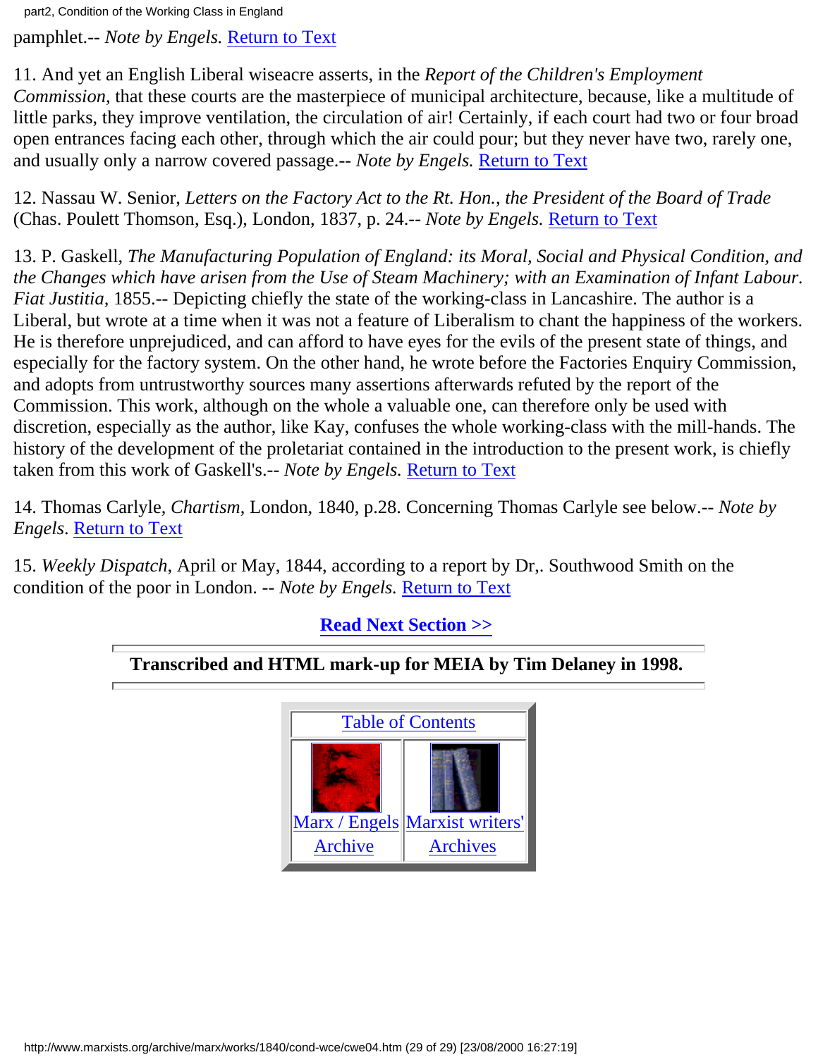pamphlet.-- *Note by Engels.* Return to Text

11. And yet an English Liberal wiseacre asserts, in the *Report of the Children's Employment Commission*, that these courts are the masterpiece of municipal architecture, because, like a multitude of little parks, they improve ventilation, the circulation of air! Certainly, if each court had two or four broad open entrances facing each other, through which the air could pour; but they never have two, rarely one, and usually only a narrow covered passage.-- *Note by Engels.* Return to Text

12. Nassau W. Senior, *Letters on the Factory Act to the Rt. Hon., the President of the Board of Trade* (Chas. Poulett Thomson, Esq.), London, 1837, p. 24.-- *Note by Engels.* Return to Text

13. P. Gaskell, *The Manufacturing Population of England: its Moral, Social and Physical Condition, and the Changes which have arisen from the Use of Steam Machinery; with an Examination of Infant Labour. Fiat Justitia*, 1855.-- Depicting chiefly the state of the working-class in Lancashire. The author is a Liberal, but wrote at a time when it was not a feature of Liberalism to chant the happiness of the workers. He is therefore unprejudiced, and can afford to have eyes for the evils of the present state of things, and especially for the factory system. On the other hand, he wrote before the Factories Enquiry Commission, and adopts from untrustworthy sources many assertions afterwards refuted by the report of the Commission. This work, although on the whole a valuable one, can therefore only be used with discretion, especially as the author, like Kay, confuses the whole working-class with the mill-hands. The history of the development of the proletariat contained in the introduction to the present work, is chiefly taken from this work of Gaskell's.-- *Note by Engels.* Return to Text

14. Thomas Carlyle, *Chartism*, London, 1840, p.28. Concerning Thomas Carlyle see below.-- *Note by Engels*. Return to Text

15. *Weekly Dispatch*, April or May, 1844, according to a report by Dr,. Southwood Smith on the condition of the poor in London. -- *Note by Engels.* Return to Text

**Read Next Section >>**

---

**Transcribed and HTML mark-up for MEIA by Tim Delaney in 1998.**

---

| Table of Contents | |
|---|---|
| Marx / Engels Archive | Marxist writers' Archives |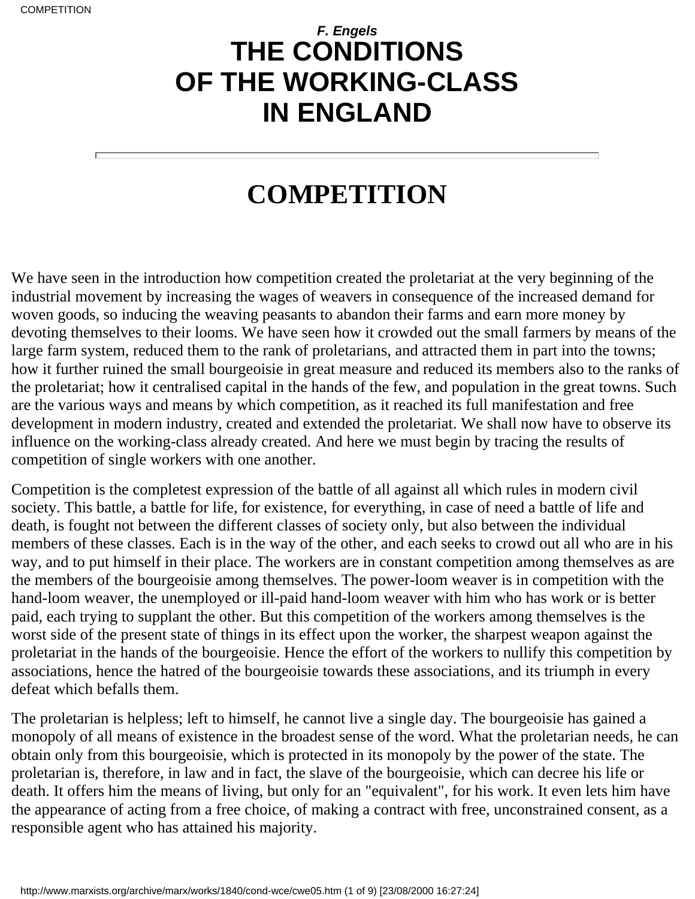*F. Engels*

# THE CONDITIONS OF THE WORKING-CLASS IN ENGLAND

---

## COMPETITION

We have seen in the introduction how competition created the proletariat at the very beginning of the industrial movement by increasing the wages of weavers in consequence of the increased demand for woven goods, so inducing the weaving peasants to abandon their farms and earn more money by devoting themselves to their looms. We have seen how it crowded out the small farmers by means of the large farm system, reduced them to the rank of proletarians, and attracted them in part into the towns; how it further ruined the small bourgeoisie in great measure and reduced its members also to the ranks of the proletariat; how it centralised capital in the hands of the few, and population in the great towns. Such are the various ways and means by which competition, as it reached its full manifestation and free development in modern industry, created and extended the proletariat. We shall now have to observe its influence on the working-class already created. And here we must begin by tracing the results of competition of single workers with one another.

Competition is the completest expression of the battle of all against all which rules in modern civil society. This battle, a battle for life, for existence, for everything, in case of need a battle of life and death, is fought not between the different classes of society only, but also between the individual members of these classes. Each is in the way of the other, and each seeks to crowd out all who are in his way, and to put himself in their place. The workers are in constant competition among themselves as are the members of the bourgeoisie among themselves. The power-loom weaver is in competition with the hand-loom weaver, the unemployed or ill-paid hand-loom weaver with him who has work or is better paid, each trying to supplant the other. But this competition of the workers among themselves is the worst side of the present state of things in its effect upon the worker, the sharpest weapon against the proletariat in the hands of the bourgeoisie. Hence the effort of the workers to nullify this competition by associations, hence the hatred of the bourgeoisie towards these associations, and its triumph in every defeat which befalls them.

The proletarian is helpless; left to himself, he cannot live a single day. The bourgeoisie has gained a monopoly of all means of existence in the broadest sense of the word. What the proletarian needs, he can obtain only from this bourgeoisie, which is protected in its monopoly by the power of the state. The proletarian is, therefore, in law and in fact, the slave of the bourgeoisie, which can decree his life or death. It offers him the means of living, but only for an "equivalent", for his work. It even lets him have the appearance of acting from a free choice, of making a contract with free, unconstrained consent, as a responsible agent who has attained his majority.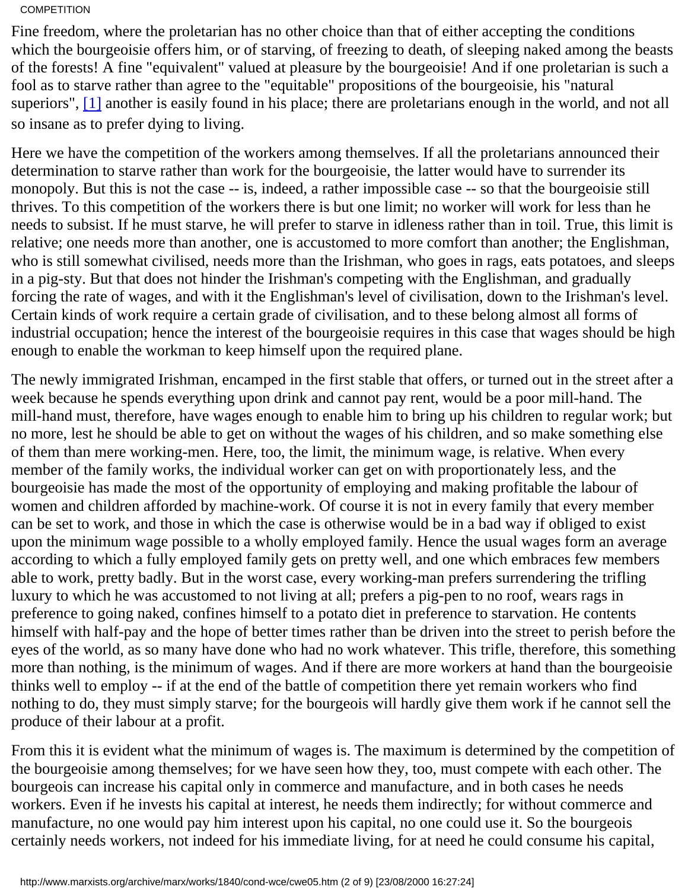Fine freedom, where the proletarian has no other choice than that of either accepting the conditions which the bourgeoisie offers him, or of starving, of freezing to death, of sleeping naked among the beasts of the forests! A fine "equivalent" valued at pleasure by the bourgeoisie! And if one proletarian is such a fool as to starve rather than agree to the "equitable" propositions of the bourgeoisie, his "natural superiors", [1] another is easily found in his place; there are proletarians enough in the world, and not all so insane as to prefer dying to living.

Here we have the competition of the workers among themselves. If all the proletarians announced their determination to starve rather than work for the bourgeoisie, the latter would have to surrender its monopoly. But this is not the case -- is, indeed, a rather impossible case -- so that the bourgeoisie still thrives. To this competition of the workers there is but one limit; no worker will work for less than he needs to subsist. If he must starve, he will prefer to starve in idleness rather than in toil. True, this limit is relative; one needs more than another, one is accustomed to more comfort than another; the Englishman, who is still somewhat civilised, needs more than the Irishman, who goes in rags, eats potatoes, and sleeps in a pig-sty. But that does not hinder the Irishman's competing with the Englishman, and gradually forcing the rate of wages, and with it the Englishman's level of civilisation, down to the Irishman's level. Certain kinds of work require a certain grade of civilisation, and to these belong almost all forms of industrial occupation; hence the interest of the bourgeoisie requires in this case that wages should be high enough to enable the workman to keep himself upon the required plane.

The newly immigrated Irishman, encamped in the first stable that offers, or turned out in the street after a week because he spends everything upon drink and cannot pay rent, would be a poor mill-hand. The mill-hand must, therefore, have wages enough to enable him to bring up his children to regular work; but no more, lest he should be able to get on without the wages of his children, and so make something else of them than mere working-men. Here, too, the limit, the minimum wage, is relative. When every member of the family works, the individual worker can get on with proportionately less, and the bourgeoisie has made the most of the opportunity of employing and making profitable the labour of women and children afforded by machine-work. Of course it is not in every family that every member can be set to work, and those in which the case is otherwise would be in a bad way if obliged to exist upon the minimum wage possible to a wholly employed family. Hence the usual wages form an average according to which a fully employed family gets on pretty well, and one which embraces few members able to work, pretty badly. But in the worst case, every working-man prefers surrendering the trifling luxury to which he was accustomed to not living at all; prefers a pig-pen to no roof, wears rags in preference to going naked, confines himself to a potato diet in preference to starvation. He contents himself with half-pay and the hope of better times rather than be driven into the street to perish before the eyes of the world, as so many have done who had no work whatever. This trifle, therefore, this something more than nothing, is the minimum of wages. And if there are more workers at hand than the bourgeoisie thinks well to employ -- if at the end of the battle of competition there yet remain workers who find nothing to do, they must simply starve; for the bourgeois will hardly give them work if he cannot sell the produce of their labour at a profit.

From this it is evident what the minimum of wages is. The maximum is determined by the competition of the bourgeoisie among themselves; for we have seen how they, too, must compete with each other. The bourgeois can increase his capital only in commerce and manufacture, and in both cases he needs workers. Even if he invests his capital at interest, he needs them indirectly; for without commerce and manufacture, no one would pay him interest upon his capital, no one could use it. So the bourgeois certainly needs workers, not indeed for his immediate living, for at need he could consume his capital,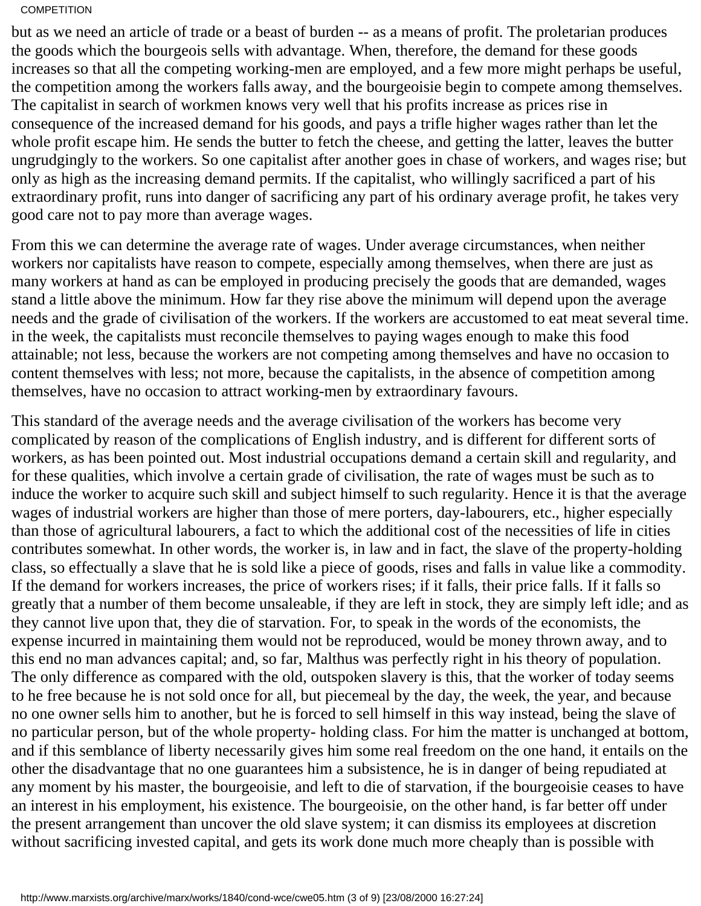but as we need an article of trade or a beast of burden -- as a means of profit. The proletarian produces the goods which the bourgeois sells with advantage. When, therefore, the demand for these goods increases so that all the competing working-men are employed, and a few more might perhaps be useful, the competition among the workers falls away, and the bourgeoisie begin to compete among themselves. The capitalist in search of workmen knows very well that his profits increase as prices rise in consequence of the increased demand for his goods, and pays a trifle higher wages rather than let the whole profit escape him. He sends the butter to fetch the cheese, and getting the latter, leaves the butter ungrudgingly to the workers. So one capitalist after another goes in chase of workers, and wages rise; but only as high as the increasing demand permits. If the capitalist, who willingly sacrificed a part of his extraordinary profit, runs into danger of sacrificing any part of his ordinary average profit, he takes very good care not to pay more than average wages.

From this we can determine the average rate of wages. Under average circumstances, when neither workers nor capitalists have reason to compete, especially among themselves, when there are just as many workers at hand as can be employed in producing precisely the goods that are demanded, wages stand a little above the minimum. How far they rise above the minimum will depend upon the average needs and the grade of civilisation of the workers. If the workers are accustomed to eat meat several time. in the week, the capitalists must reconcile themselves to paying wages enough to make this food attainable; not less, because the workers are not competing among themselves and have no occasion to content themselves with less; not more, because the capitalists, in the absence of competition among themselves, have no occasion to attract working-men by extraordinary favours.

This standard of the average needs and the average civilisation of the workers has become very complicated by reason of the complications of English industry, and is different for different sorts of workers, as has been pointed out. Most industrial occupations demand a certain skill and regularity, and for these qualities, which involve a certain grade of civilisation, the rate of wages must be such as to induce the worker to acquire such skill and subject himself to such regularity. Hence it is that the average wages of industrial workers are higher than those of mere porters, day-labourers, etc., higher especially than those of agricultural labourers, a fact to which the additional cost of the necessities of life in cities contributes somewhat. In other words, the worker is, in law and in fact, the slave of the property-holding class, so effectually a slave that he is sold like a piece of goods, rises and falls in value like a commodity. If the demand for workers increases, the price of workers rises; if it falls, their price falls. If it falls so greatly that a number of them become unsaleable, if they are left in stock, they are simply left idle; and as they cannot live upon that, they die of starvation. For, to speak in the words of the economists, the expense incurred in maintaining them would not be reproduced, would be money thrown away, and to this end no man advances capital; and, so far, Malthus was perfectly right in his theory of population. The only difference as compared with the old, outspoken slavery is this, that the worker of today seems to he free because he is not sold once for all, but piecemeal by the day, the week, the year, and because no one owner sells him to another, but he is forced to sell himself in this way instead, being the slave of no particular person, but of the whole property- holding class. For him the matter is unchanged at bottom, and if this semblance of liberty necessarily gives him some real freedom on the one hand, it entails on the other the disadvantage that no one guarantees him a subsistence, he is in danger of being repudiated at any moment by his master, the bourgeoisie, and left to die of starvation, if the bourgeoisie ceases to have an interest in his employment, his existence. The bourgeoisie, on the other hand, is far better off under the present arrangement than uncover the old slave system; it can dismiss its employees at discretion without sacrificing invested capital, and gets its work done much more cheaply than is possible with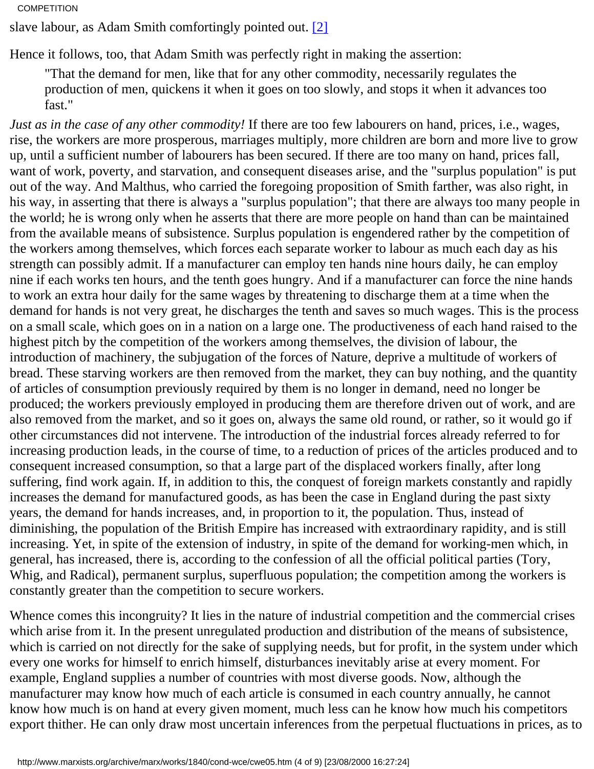slave labour, as Adam Smith comfortingly pointed out. [2]

Hence it follows, too, that Adam Smith was perfectly right in making the assertion:

> "That the demand for men, like that for any other commodity, necessarily regulates the production of men, quickens it when it goes on too slowly, and stops it when it advances too fast."

*Just as in the case of any other commodity!* If there are too few labourers on hand, prices, i.e., wages, rise, the workers are more prosperous, marriages multiply, more children are born and more live to grow up, until a sufficient number of labourers has been secured. If there are too many on hand, prices fall, want of work, poverty, and starvation, and consequent diseases arise, and the "surplus population" is put out of the way. And Malthus, who carried the foregoing proposition of Smith farther, was also right, in his way, in asserting that there is always a "surplus population"; that there are always too many people in the world; he is wrong only when he asserts that there are more people on hand than can be maintained from the available means of subsistence. Surplus population is engendered rather by the competition of the workers among themselves, which forces each separate worker to labour as much each day as his strength can possibly admit. If a manufacturer can employ ten hands nine hours daily, he can employ nine if each works ten hours, and the tenth goes hungry. And if a manufacturer can force the nine hands to work an extra hour daily for the same wages by threatening to discharge them at a time when the demand for hands is not very great, he discharges the tenth and saves so much wages. This is the process on a small scale, which goes on in a nation on a large one. The productiveness of each hand raised to the highest pitch by the competition of the workers among themselves, the division of labour, the introduction of machinery, the subjugation of the forces of Nature, deprive a multitude of workers of bread. These starving workers are then removed from the market, they can buy nothing, and the quantity of articles of consumption previously required by them is no longer in demand, need no longer be produced; the workers previously employed in producing them are therefore driven out of work, and are also removed from the market, and so it goes on, always the same old round, or rather, so it would go if other circumstances did not intervene. The introduction of the industrial forces already referred to for increasing production leads, in the course of time, to a reduction of prices of the articles produced and to consequent increased consumption, so that a large part of the displaced workers finally, after long suffering, find work again. If, in addition to this, the conquest of foreign markets constantly and rapidly increases the demand for manufactured goods, as has been the case in England during the past sixty years, the demand for hands increases, and, in proportion to it, the population. Thus, instead of diminishing, the population of the British Empire has increased with extraordinary rapidity, and is still increasing. Yet, in spite of the extension of industry, in spite of the demand for working-men which, in general, has increased, there is, according to the confession of all the official political parties (Tory, Whig, and Radical), permanent surplus, superfluous population; the competition among the workers is constantly greater than the competition to secure workers.

Whence comes this incongruity? It lies in the nature of industrial competition and the commercial crises which arise from it. In the present unregulated production and distribution of the means of subsistence, which is carried on not directly for the sake of supplying needs, but for profit, in the system under which every one works for himself to enrich himself, disturbances inevitably arise at every moment. For example, England supplies a number of countries with most diverse goods. Now, although the manufacturer may know how much of each article is consumed in each country annually, he cannot know how much is on hand at every given moment, much less can he know how much his competitors export thither. He can only draw most uncertain inferences from the perpetual fluctuations in prices, as to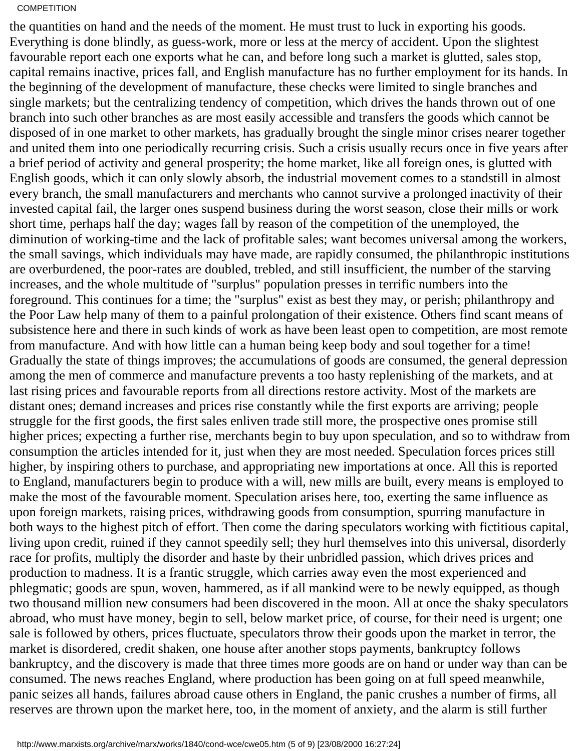the quantities on hand and the needs of the moment. He must trust to luck in exporting his goods. Everything is done blindly, as guess-work, more or less at the mercy of accident. Upon the slightest favourable report each one exports what he can, and before long such a market is glutted, sales stop, capital remains inactive, prices fall, and English manufacture has no further employment for its hands. In the beginning of the development of manufacture, these checks were limited to single branches and single markets; but the centralizing tendency of competition, which drives the hands thrown out of one branch into such other branches as are most easily accessible and transfers the goods which cannot be disposed of in one market to other markets, has gradually brought the single minor crises nearer together and united them into one periodically recurring crisis. Such a crisis usually recurs once in five years after a brief period of activity and general prosperity; the home market, like all foreign ones, is glutted with English goods, which it can only slowly absorb, the industrial movement comes to a standstill in almost every branch, the small manufacturers and merchants who cannot survive a prolonged inactivity of their invested capital fail, the larger ones suspend business during the worst season, close their mills or work short time, perhaps half the day; wages fall by reason of the competition of the unemployed, the diminution of working-time and the lack of profitable sales; want becomes universal among the workers, the small savings, which individuals may have made, are rapidly consumed, the philanthropic institutions are overburdened, the poor-rates are doubled, trebled, and still insufficient, the number of the starving increases, and the whole multitude of "surplus" population presses in terrific numbers into the foreground. This continues for a time; the "surplus" exist as best they may, or perish; philanthropy and the Poor Law help many of them to a painful prolongation of their existence. Others find scant means of subsistence here and there in such kinds of work as have been least open to competition, are most remote from manufacture. And with how little can a human being keep body and soul together for a time! Gradually the state of things improves; the accumulations of goods are consumed, the general depression among the men of commerce and manufacture prevents a too hasty replenishing of the markets, and at last rising prices and favourable reports from all directions restore activity. Most of the markets are distant ones; demand increases and prices rise constantly while the first exports are arriving; people struggle for the first goods, the first sales enliven trade still more, the prospective ones promise still higher prices; expecting a further rise, merchants begin to buy upon speculation, and so to withdraw from consumption the articles intended for it, just when they are most needed. Speculation forces prices still higher, by inspiring others to purchase, and appropriating new importations at once. All this is reported to England, manufacturers begin to produce with a will, new mills are built, every means is employed to make the most of the favourable moment. Speculation arises here, too, exerting the same influence as upon foreign markets, raising prices, withdrawing goods from consumption, spurring manufacture in both ways to the highest pitch of effort. Then come the daring speculators working with fictitious capital, living upon credit, ruined if they cannot speedily sell; they hurl themselves into this universal, disorderly race for profits, multiply the disorder and haste by their unbridled passion, which drives prices and production to madness. It is a frantic struggle, which carries away even the most experienced and phlegmatic; goods are spun, woven, hammered, as if all mankind were to be newly equipped, as though two thousand million new consumers had been discovered in the moon. All at once the shaky speculators abroad, who must have money, begin to sell, below market price, of course, for their need is urgent; one sale is followed by others, prices fluctuate, speculators throw their goods upon the market in terror, the market is disordered, credit shaken, one house after another stops payments, bankruptcy follows bankruptcy, and the discovery is made that three times more goods are on hand or under way than can be consumed. The news reaches England, where production has been going on at full speed meanwhile, panic seizes all hands, failures abroad cause others in England, the panic crushes a number of firms, all reserves are thrown upon the market here, too, in the moment of anxiety, and the alarm is still further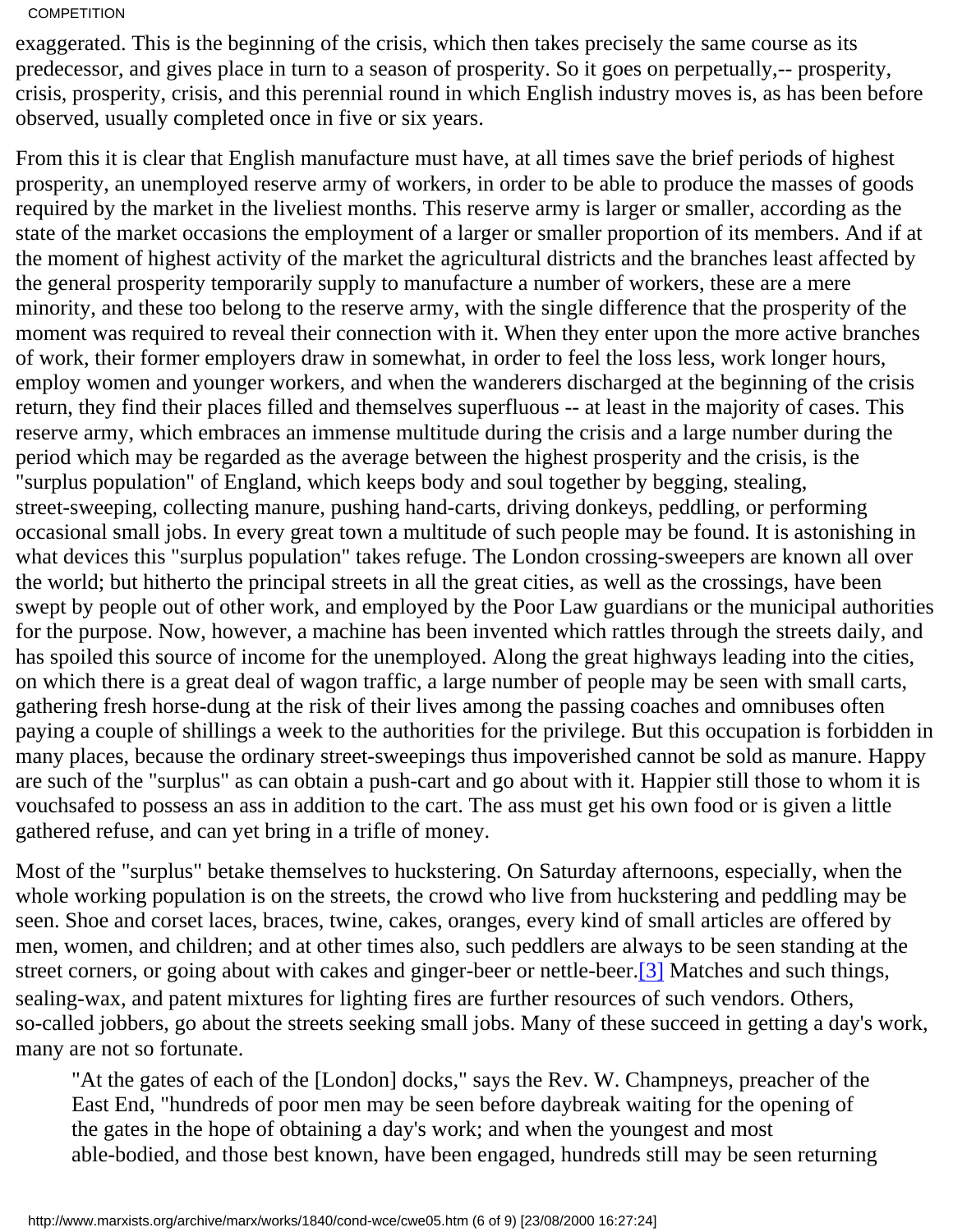exaggerated. This is the beginning of the crisis, which then takes precisely the same course as its predecessor, and gives place in turn to a season of prosperity. So it goes on perpetually,-- prosperity, crisis, prosperity, crisis, and this perennial round in which English industry moves is, as has been before observed, usually completed once in five or six years.

From this it is clear that English manufacture must have, at all times save the brief periods of highest prosperity, an unemployed reserve army of workers, in order to be able to produce the masses of goods required by the market in the liveliest months. This reserve army is larger or smaller, according as the state of the market occasions the employment of a larger or smaller proportion of its members. And if at the moment of highest activity of the market the agricultural districts and the branches least affected by the general prosperity temporarily supply to manufacture a number of workers, these are a mere minority, and these too belong to the reserve army, with the single difference that the prosperity of the moment was required to reveal their connection with it. When they enter upon the more active branches of work, their former employers draw in somewhat, in order to feel the loss less, work longer hours, employ women and younger workers, and when the wanderers discharged at the beginning of the crisis return, they find their places filled and themselves superfluous -- at least in the majority of cases. This reserve army, which embraces an immense multitude during the crisis and a large number during the period which may be regarded as the average between the highest prosperity and the crisis, is the "surplus population" of England, which keeps body and soul together by begging, stealing, street-sweeping, collecting manure, pushing hand-carts, driving donkeys, peddling, or performing occasional small jobs. In every great town a multitude of such people may be found. It is astonishing in what devices this "surplus population" takes refuge. The London crossing-sweepers are known all over the world; but hitherto the principal streets in all the great cities, as well as the crossings, have been swept by people out of other work, and employed by the Poor Law guardians or the municipal authorities for the purpose. Now, however, a machine has been invented which rattles through the streets daily, and has spoiled this source of income for the unemployed. Along the great highways leading into the cities, on which there is a great deal of wagon traffic, a large number of people may be seen with small carts, gathering fresh horse-dung at the risk of their lives among the passing coaches and omnibuses often paying a couple of shillings a week to the authorities for the privilege. But this occupation is forbidden in many places, because the ordinary street-sweepings thus impoverished cannot be sold as manure. Happy are such of the "surplus" as can obtain a push-cart and go about with it. Happier still those to whom it is vouchsafed to possess an ass in addition to the cart. The ass must get his own food or is given a little gathered refuse, and can yet bring in a trifle of money.

Most of the "surplus" betake themselves to huckstering. On Saturday afternoons, especially, when the whole working population is on the streets, the crowd who live from huckstering and peddling may be seen. Shoe and corset laces, braces, twine, cakes, oranges, every kind of small articles are offered by men, women, and children; and at other times also, such peddlers are always to be seen standing at the street corners, or going about with cakes and ginger-beer or nettle-beer.[3] Matches and such things, sealing-wax, and patent mixtures for lighting fires are further resources of such vendors. Others, so-called jobbers, go about the streets seeking small jobs. Many of these succeed in getting a day's work, many are not so fortunate.

> "At the gates of each of the [London] docks," says the Rev. W. Champneys, preacher of the East End, "hundreds of poor men may be seen before daybreak waiting for the opening of the gates in the hope of obtaining a day's work; and when the youngest and most able-bodied, and those best known, have been engaged, hundreds still may be seen returning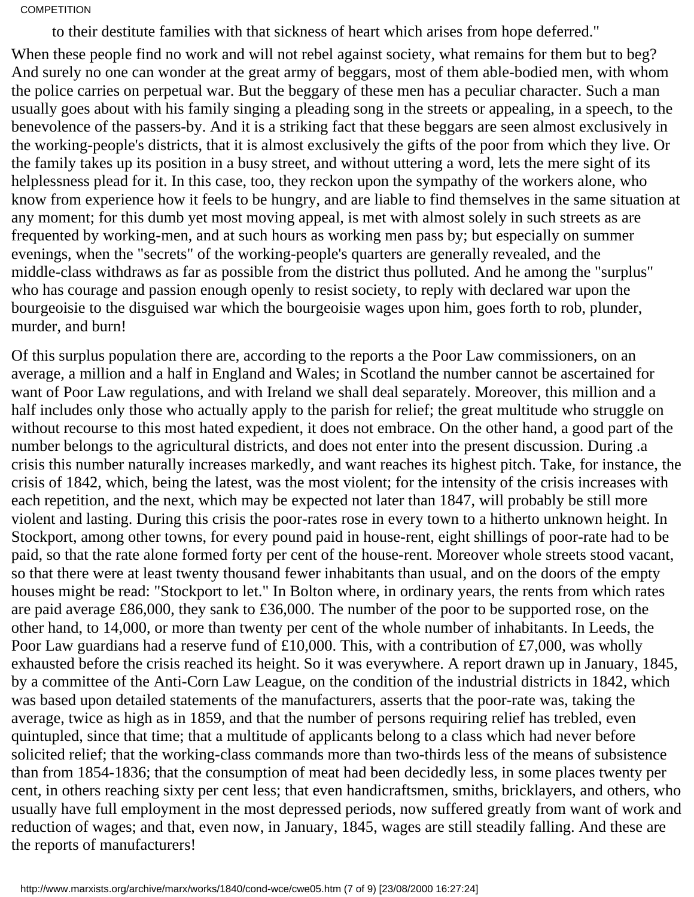to their destitute families with that sickness of heart which arises from hope deferred."

When these people find no work and will not rebel against society, what remains for them but to beg? And surely no one can wonder at the great army of beggars, most of them able-bodied men, with whom the police carries on perpetual war. But the beggary of these men has a peculiar character. Such a man usually goes about with his family singing a pleading song in the streets or appealing, in a speech, to the benevolence of the passers-by. And it is a striking fact that these beggars are seen almost exclusively in the working-people's districts, that it is almost exclusively the gifts of the poor from which they live. Or the family takes up its position in a busy street, and without uttering a word, lets the mere sight of its helplessness plead for it. In this case, too, they reckon upon the sympathy of the workers alone, who know from experience how it feels to be hungry, and are liable to find themselves in the same situation at any moment; for this dumb yet most moving appeal, is met with almost solely in such streets as are frequented by working-men, and at such hours as working men pass by; but especially on summer evenings, when the "secrets" of the working-people's quarters are generally revealed, and the middle-class withdraws as far as possible from the district thus polluted. And he among the "surplus" who has courage and passion enough openly to resist society, to reply with declared war upon the bourgeoisie to the disguised war which the bourgeoisie wages upon him, goes forth to rob, plunder, murder, and burn!

Of this surplus population there are, according to the reports a the Poor Law commissioners, on an average, a million and a half in England and Wales; in Scotland the number cannot be ascertained for want of Poor Law regulations, and with Ireland we shall deal separately. Moreover, this million and a half includes only those who actually apply to the parish for relief; the great multitude who struggle on without recourse to this most hated expedient, it does not embrace. On the other hand, a good part of the number belongs to the agricultural districts, and does not enter into the present discussion. During .a crisis this number naturally increases markedly, and want reaches its highest pitch. Take, for instance, the crisis of 1842, which, being the latest, was the most violent; for the intensity of the crisis increases with each repetition, and the next, which may be expected not later than 1847, will probably be still more violent and lasting. During this crisis the poor-rates rose in every town to a hitherto unknown height. In Stockport, among other towns, for every pound paid in house-rent, eight shillings of poor-rate had to be paid, so that the rate alone formed forty per cent of the house-rent. Moreover whole streets stood vacant, so that there were at least twenty thousand fewer inhabitants than usual, and on the doors of the empty houses might be read: "Stockport to let." In Bolton where, in ordinary years, the rents from which rates are paid average £86,000, they sank to £36,000. The number of the poor to be supported rose, on the other hand, to 14,000, or more than twenty per cent of the whole number of inhabitants. In Leeds, the Poor Law guardians had a reserve fund of £10,000. This, with a contribution of £7,000, was wholly exhausted before the crisis reached its height. So it was everywhere. A report drawn up in January, 1845, by a committee of the Anti-Corn Law League, on the condition of the industrial districts in 1842, which was based upon detailed statements of the manufacturers, asserts that the poor-rate was, taking the average, twice as high as in 1859, and that the number of persons requiring relief has trebled, even quintupled, since that time; that a multitude of applicants belong to a class which had never before solicited relief; that the working-class commands more than two-thirds less of the means of subsistence than from 1854-1836; that the consumption of meat had been decidedly less, in some places twenty per cent, in others reaching sixty per cent less; that even handicraftsmen, smiths, bricklayers, and others, who usually have full employment in the most depressed periods, now suffered greatly from want of work and reduction of wages; and that, even now, in January, 1845, wages are still steadily falling. And these are the reports of manufacturers!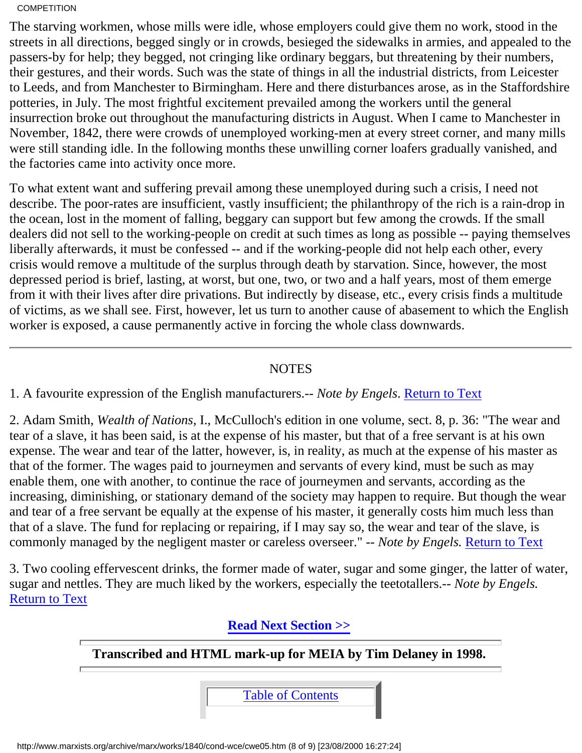The starving workmen, whose mills were idle, whose employers could give them no work, stood in the streets in all directions, begged singly or in crowds, besieged the sidewalks in armies, and appealed to the passers-by for help; they begged, not cringing like ordinary beggars, but threatening by their numbers, their gestures, and their words. Such was the state of things in all the industrial districts, from Leicester to Leeds, and from Manchester to Birmingham. Here and there disturbances arose, as in the Staffordshire potteries, in July. The most frightful excitement prevailed among the workers until the general insurrection broke out throughout the manufacturing districts in August. When I came to Manchester in November, 1842, there were crowds of unemployed working-men at every street corner, and many mills were still standing idle. In the following months these unwilling corner loafers gradually vanished, and the factories came into activity once more.

To what extent want and suffering prevail among these unemployed during such a crisis, I need not describe. The poor-rates are insufficient, vastly insufficient; the philanthropy of the rich is a rain-drop in the ocean, lost in the moment of falling, beggary can support but few among the crowds. If the small dealers did not sell to the working-people on credit at such times as long as possible -- paying themselves liberally afterwards, it must be confessed -- and if the working-people did not help each other, every crisis would remove a multitude of the surplus through death by starvation. Since, however, the most depressed period is brief, lasting, at worst, but one, two, or two and a half years, most of them emerge from it with their lives after dire privations. But indirectly by disease, etc., every crisis finds a multitude of victims, as we shall see. First, however, let us turn to another cause of abasement to which the English worker is exposed, a cause permanently active in forcing the whole class downwards.

---

NOTES

1. A favourite expression of the English manufacturers.-- *Note by Engels*. Return to Text

2. Adam Smith, *Wealth of Nations,* I., McCulloch's edition in one volume, sect. 8, p. 36: "The wear and tear of a slave, it has been said, is at the expense of his master, but that of a free servant is at his own expense. The wear and tear of the latter, however, is, in reality, as much at the expense of his master as that of the former. The wages paid to journeymen and servants of every kind, must be such as may enable them, one with another, to continue the race of journeymen and servants, according as the increasing, diminishing, or stationary demand of the society may happen to require. But though the wear and tear of a free servant be equally at the expense of his master, it generally costs him much less than that of a slave. The fund for replacing or repairing, if I may say so, the wear and tear of the slave, is commonly managed by the negligent master or careless overseer." -- *Note by Engels.* Return to Text

3. Two cooling effervescent drinks, the former made of water, sugar and some ginger, the latter of water, sugar and nettles. They are much liked by the workers, especially the teetotallers.-- *Note by Engels.* Return to Text

**Read Next Section >>**

**Transcribed and HTML mark-up for MEIA by Tim Delaney in 1998.**

Table of Contents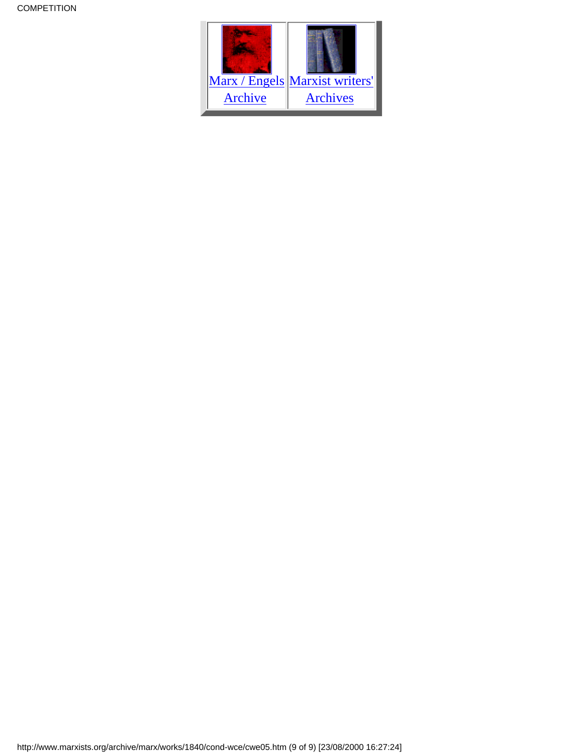| Marx / Engels Archive | Marxist writers' Archives |
|---|---|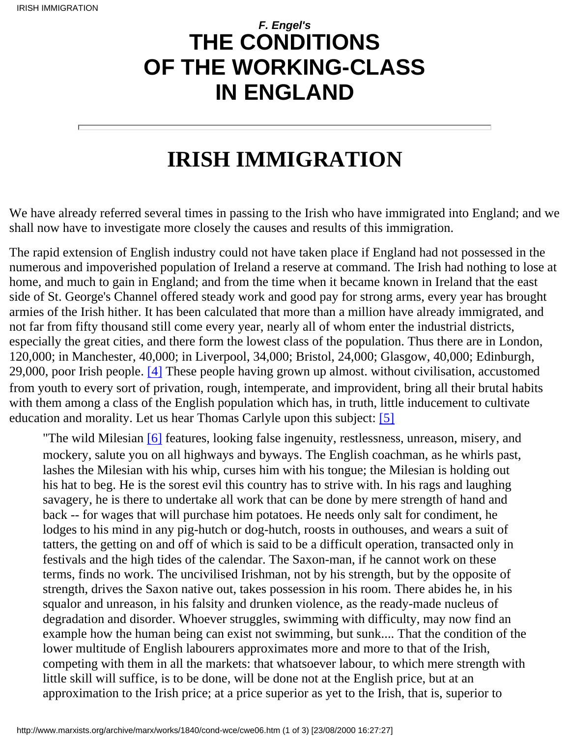*F. Engel's*
# THE CONDITIONS OF THE WORKING-CLASS IN ENGLAND

---

# IRISH IMMIGRATION

We have already referred several times in passing to the Irish who have immigrated into England; and we shall now have to investigate more closely the causes and results of this immigration.

The rapid extension of English industry could not have taken place if England had not possessed in the numerous and impoverished population of Ireland a reserve at command. The Irish had nothing to lose at home, and much to gain in England; and from the time when it became known in Ireland that the east side of St. George's Channel offered steady work and good pay for strong arms, every year has brought armies of the Irish hither. It has been calculated that more than a million have already immigrated, and not far from fifty thousand still come every year, nearly all of whom enter the industrial districts, especially the great cities, and there form the lowest class of the population. Thus there are in London, 120,000; in Manchester, 40,000; in Liverpool, 34,000; Bristol, 24,000; Glasgow, 40,000; Edinburgh, 29,000, poor Irish people. [4] These people having grown up almost. without civilisation, accustomed from youth to every sort of privation, rough, intemperate, and improvident, bring all their brutal habits with them among a class of the English population which has, in truth, little inducement to cultivate education and morality. Let us hear Thomas Carlyle upon this subject: [5]

> "The wild Milesian [6] features, looking false ingenuity, restlessness, unreason, misery, and mockery, salute you on all highways and byways. The English coachman, as he whirls past, lashes the Milesian with his whip, curses him with his tongue; the Milesian is holding out his hat to beg. He is the sorest evil this country has to strive with. In his rags and laughing savagery, he is there to undertake all work that can be done by mere strength of hand and back -- for wages that will purchase him potatoes. He needs only salt for condiment, he lodges to his mind in any pig-hutch or dog-hutch, roosts in outhouses, and wears a suit of tatters, the getting on and off of which is said to be a difficult operation, transacted only in festivals and the high tides of the calendar. The Saxon-man, if he cannot work on these terms, finds no work. The uncivilised Irishman, not by his strength, but by the opposite of strength, drives the Saxon native out, takes possession in his room. There abides he, in his squalor and unreason, in his falsity and drunken violence, as the ready-made nucleus of degradation and disorder. Whoever struggles, swimming with difficulty, may now find an example how the human being can exist not swimming, but sunk.... That the condition of the lower multitude of English labourers approximates more and more to that of the Irish, competing with them in all the markets: that whatsoever labour, to which mere strength with little skill will suffice, is to be done, will be done not at the English price, but at an approximation to the Irish price; at a price superior as yet to the Irish, that is, superior to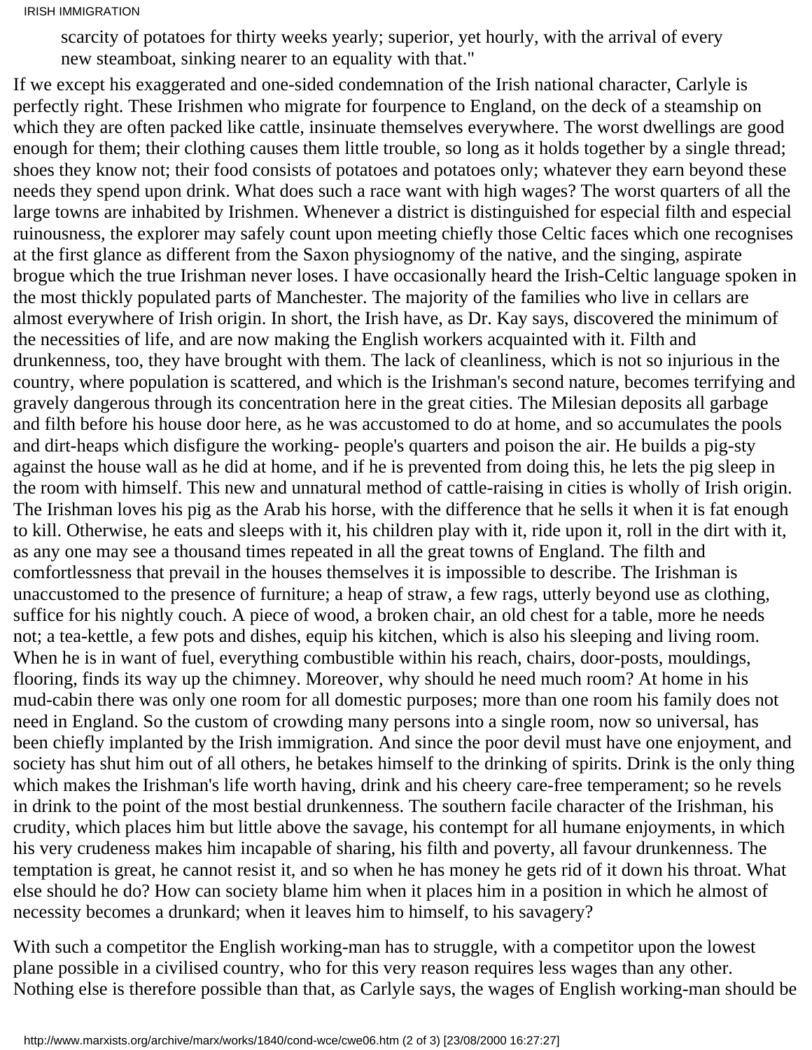scarcity of potatoes for thirty weeks yearly; superior, yet hourly, with the arrival of every new steamboat, sinking nearer to an equality with that."

If we except his exaggerated and one-sided condemnation of the Irish national character, Carlyle is perfectly right. These Irishmen who migrate for fourpence to England, on the deck of a steamship on which they are often packed like cattle, insinuate themselves everywhere. The worst dwellings are good enough for them; their clothing causes them little trouble, so long as it holds together by a single thread; shoes they know not; their food consists of potatoes and potatoes only; whatever they earn beyond these needs they spend upon drink. What does such a race want with high wages? The worst quarters of all the large towns are inhabited by Irishmen. Whenever a district is distinguished for especial filth and especial ruinousness, the explorer may safely count upon meeting chiefly those Celtic faces which one recognises at the first glance as different from the Saxon physiognomy of the native, and the singing, aspirate brogue which the true Irishman never loses. I have occasionally heard the Irish-Celtic language spoken in the most thickly populated parts of Manchester. The majority of the families who live in cellars are almost everywhere of Irish origin. In short, the Irish have, as Dr. Kay says, discovered the minimum of the necessities of life, and are now making the English workers acquainted with it. Filth and drunkenness, too, they have brought with them. The lack of cleanliness, which is not so injurious in the country, where population is scattered, and which is the Irishman's second nature, becomes terrifying and gravely dangerous through its concentration here in the great cities. The Milesian deposits all garbage and filth before his house door here, as he was accustomed to do at home, and so accumulates the pools and dirt-heaps which disfigure the working- people's quarters and poison the air. He builds a pig-sty against the house wall as he did at home, and if he is prevented from doing this, he lets the pig sleep in the room with himself. This new and unnatural method of cattle-raising in cities is wholly of Irish origin. The Irishman loves his pig as the Arab his horse, with the difference that he sells it when it is fat enough to kill. Otherwise, he eats and sleeps with it, his children play with it, ride upon it, roll in the dirt with it, as any one may see a thousand times repeated in all the great towns of England. The filth and comfortlessness that prevail in the houses themselves it is impossible to describe. The Irishman is unaccustomed to the presence of furniture; a heap of straw, a few rags, utterly beyond use as clothing, suffice for his nightly couch. A piece of wood, a broken chair, an old chest for a table, more he needs not; a tea-kettle, a few pots and dishes, equip his kitchen, which is also his sleeping and living room. When he is in want of fuel, everything combustible within his reach, chairs, door-posts, mouldings, flooring, finds its way up the chimney. Moreover, why should he need much room? At home in his mud-cabin there was only one room for all domestic purposes; more than one room his family does not need in England. So the custom of crowding many persons into a single room, now so universal, has been chiefly implanted by the Irish immigration. And since the poor devil must have one enjoyment, and society has shut him out of all others, he betakes himself to the drinking of spirits. Drink is the only thing which makes the Irishman's life worth having, drink and his cheery care-free temperament; so he revels in drink to the point of the most bestial drunkenness. The southern facile character of the Irishman, his crudity, which places him but little above the savage, his contempt for all humane enjoyments, in which his very crudeness makes him incapable of sharing, his filth and poverty, all favour drunkenness. The temptation is great, he cannot resist it, and so when he has money he gets rid of it down his throat. What else should he do? How can society blame him when it places him in a position in which he almost of necessity becomes a drunkard; when it leaves him to himself, to his savagery?

With such a competitor the English working-man has to struggle, with a competitor upon the lowest plane possible in a civilised country, who for this very reason requires less wages than any other. Nothing else is therefore possible than that, as Carlyle says, the wages of English working-man should be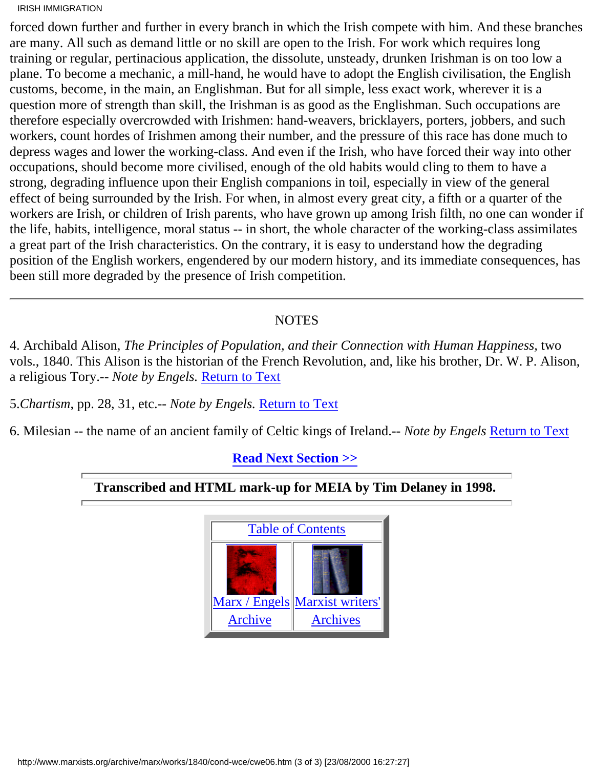forced down further and further in every branch in which the Irish compete with him. And these branches are many. All such as demand little or no skill are open to the Irish. For work which requires long training or regular, pertinacious application, the dissolute, unsteady, drunken Irishman is on too low a plane. To become a mechanic, a mill-hand, he would have to adopt the English civilisation, the English customs, become, in the main, an Englishman. But for all simple, less exact work, wherever it is a question more of strength than skill, the Irishman is as good as the Englishman. Such occupations are therefore especially overcrowded with Irishmen: hand-weavers, bricklayers, porters, jobbers, and such workers, count hordes of Irishmen among their number, and the pressure of this race has done much to depress wages and lower the working-class. And even if the Irish, who have forced their way into other occupations, should become more civilised, enough of the old habits would cling to them to have a strong, degrading influence upon their English companions in toil, especially in view of the general effect of being surrounded by the Irish. For when, in almost every great city, a fifth or a quarter of the workers are Irish, or children of Irish parents, who have grown up among Irish filth, no one can wonder if the life, habits, intelligence, moral status -- in short, the whole character of the working-class assimilates a great part of the Irish characteristics. On the contrary, it is easy to understand how the degrading position of the English workers, engendered by our modern history, and its immediate consequences, has been still more degraded by the presence of Irish competition.

---

NOTES

4. Archibald Alison, *The Principles of Population, and their Connection with Human Happiness,* two vols., 1840. This Alison is the historian of the French Revolution, and, like his brother, Dr. W. P. Alison, a religious Tory.-- *Note by Engels.* Return to Text

5. *Chartism*, pp. 28, 31, etc.-- *Note by Engels.* Return to Text

6. Milesian -- the name of an ancient family of Celtic kings of Ireland.-- *Note by Engels* Return to Text

**Read Next Section >>**

**Transcribed and HTML mark-up for MEIA by Tim Delaney in 1998.**

| Table of Contents | |
|---|---|
| Marx / Engels Archive | Marxist writers' Archives |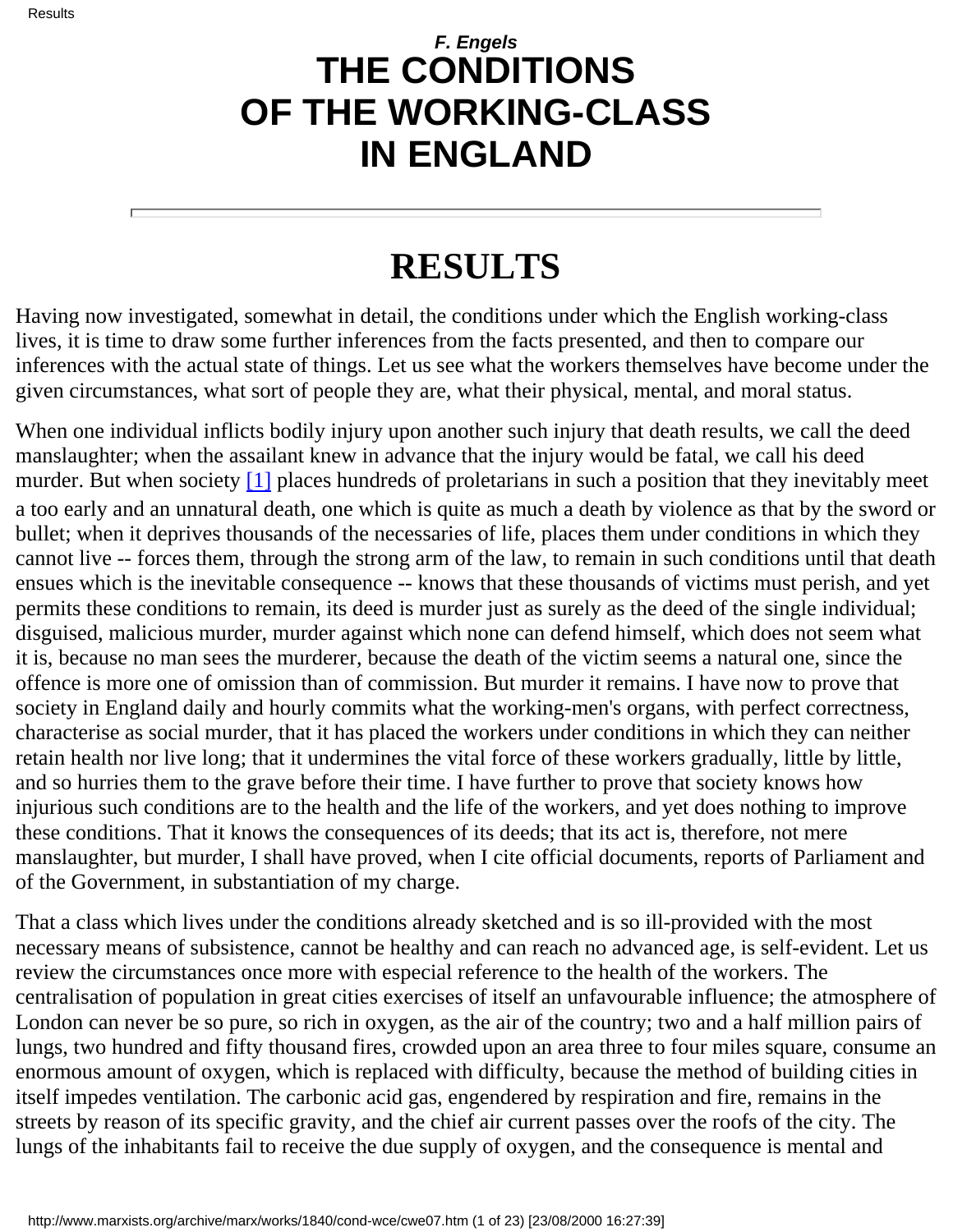*F. Engels*

# THE CONDITIONS OF THE WORKING-CLASS IN ENGLAND

---

# RESULTS

Having now investigated, somewhat in detail, the conditions under which the English working-class lives, it is time to draw some further inferences from the facts presented, and then to compare our inferences with the actual state of things. Let us see what the workers themselves have become under the given circumstances, what sort of people they are, what their physical, mental, and moral status.

When one individual inflicts bodily injury upon another such injury that death results, we call the deed manslaughter; when the assailant knew in advance that the injury would be fatal, we call his deed murder. But when society [1] places hundreds of proletarians in such a position that they inevitably meet a too early and an unnatural death, one which is quite as much a death by violence as that by the sword or bullet; when it deprives thousands of the necessaries of life, places them under conditions in which they cannot live -- forces them, through the strong arm of the law, to remain in such conditions until that death ensues which is the inevitable consequence -- knows that these thousands of victims must perish, and yet permits these conditions to remain, its deed is murder just as surely as the deed of the single individual; disguised, malicious murder, murder against which none can defend himself, which does not seem what it is, because no man sees the murderer, because the death of the victim seems a natural one, since the offence is more one of omission than of commission. But murder it remains. I have now to prove that society in England daily and hourly commits what the working-men's organs, with perfect correctness, characterise as social murder, that it has placed the workers under conditions in which they can neither retain health nor live long; that it undermines the vital force of these workers gradually, little by little, and so hurries them to the grave before their time. I have further to prove that society knows how injurious such conditions are to the health and the life of the workers, and yet does nothing to improve these conditions. That it knows the consequences of its deeds; that its act is, therefore, not mere manslaughter, but murder, I shall have proved, when I cite official documents, reports of Parliament and of the Government, in substantiation of my charge.

That a class which lives under the conditions already sketched and is so ill-provided with the most necessary means of subsistence, cannot be healthy and can reach no advanced age, is self-evident. Let us review the circumstances once more with especial reference to the health of the workers. The centralisation of population in great cities exercises of itself an unfavourable influence; the atmosphere of London can never be so pure, so rich in oxygen, as the air of the country; two and a half million pairs of lungs, two hundred and fifty thousand fires, crowded upon an area three to four miles square, consume an enormous amount of oxygen, which is replaced with difficulty, because the method of building cities in itself impedes ventilation. The carbonic acid gas, engendered by respiration and fire, remains in the streets by reason of its specific gravity, and the chief air current passes over the roofs of the city. The lungs of the inhabitants fail to receive the due supply of oxygen, and the consequence is mental and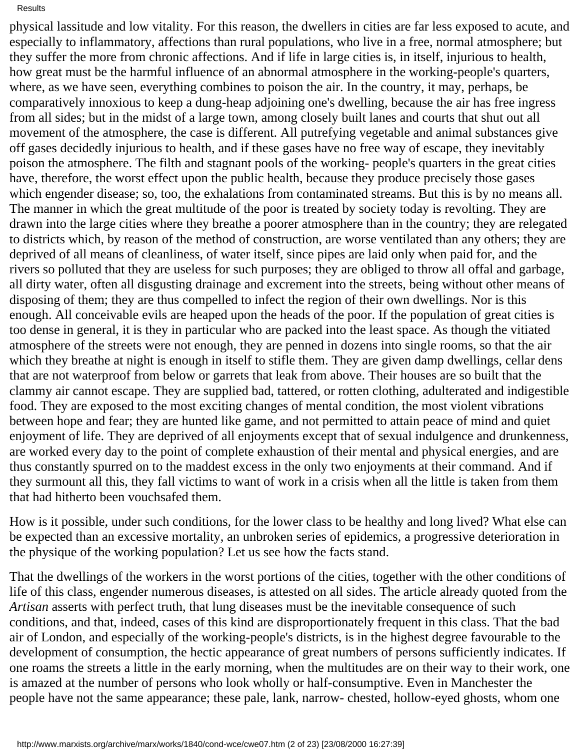physical lassitude and low vitality. For this reason, the dwellers in cities are far less exposed to acute, and especially to inflammatory, affections than rural populations, who live in a free, normal atmosphere; but they suffer the more from chronic affections. And if life in large cities is, in itself, injurious to health, how great must be the harmful influence of an abnormal atmosphere in the working-people's quarters, where, as we have seen, everything combines to poison the air. In the country, it may, perhaps, be comparatively innoxious to keep a dung-heap adjoining one's dwelling, because the air has free ingress from all sides; but in the midst of a large town, among closely built lanes and courts that shut out all movement of the atmosphere, the case is different. All putrefying vegetable and animal substances give off gases decidedly injurious to health, and if these gases have no free way of escape, they inevitably poison the atmosphere. The filth and stagnant pools of the working- people's quarters in the great cities have, therefore, the worst effect upon the public health, because they produce precisely those gases which engender disease; so, too, the exhalations from contaminated streams. But this is by no means all. The manner in which the great multitude of the poor is treated by society today is revolting. They are drawn into the large cities where they breathe a poorer atmosphere than in the country; they are relegated to districts which, by reason of the method of construction, are worse ventilated than any others; they are deprived of all means of cleanliness, of water itself, since pipes are laid only when paid for, and the rivers so polluted that they are useless for such purposes; they are obliged to throw all offal and garbage, all dirty water, often all disgusting drainage and excrement into the streets, being without other means of disposing of them; they are thus compelled to infect the region of their own dwellings. Nor is this enough. All conceivable evils are heaped upon the heads of the poor. If the population of great cities is too dense in general, it is they in particular who are packed into the least space. As though the vitiated atmosphere of the streets were not enough, they are penned in dozens into single rooms, so that the air which they breathe at night is enough in itself to stifle them. They are given damp dwellings, cellar dens that are not waterproof from below or garrets that leak from above. Their houses are so built that the clammy air cannot escape. They are supplied bad, tattered, or rotten clothing, adulterated and indigestible food. They are exposed to the most exciting changes of mental condition, the most violent vibrations between hope and fear; they are hunted like game, and not permitted to attain peace of mind and quiet enjoyment of life. They are deprived of all enjoyments except that of sexual indulgence and drunkenness, are worked every day to the point of complete exhaustion of their mental and physical energies, and are thus constantly spurred on to the maddest excess in the only two enjoyments at their command. And if they surmount all this, they fall victims to want of work in a crisis when all the little is taken from them that had hitherto been vouchsafed them.

How is it possible, under such conditions, for the lower class to be healthy and long lived? What else can be expected than an excessive mortality, an unbroken series of epidemics, a progressive deterioration in the physique of the working population? Let us see how the facts stand.

That the dwellings of the workers in the worst portions of the cities, together with the other conditions of life of this class, engender numerous diseases, is attested on all sides. The article already quoted from the *Artisan* asserts with perfect truth, that lung diseases must be the inevitable consequence of such conditions, and that, indeed, cases of this kind are disproportionately frequent in this class. That the bad air of London, and especially of the working-people's districts, is in the highest degree favourable to the development of consumption, the hectic appearance of great numbers of persons sufficiently indicates. If one roams the streets a little in the early morning, when the multitudes are on their way to their work, one is amazed at the number of persons who look wholly or half-consumptive. Even in Manchester the people have not the same appearance; these pale, lank, narrow- chested, hollow-eyed ghosts, whom one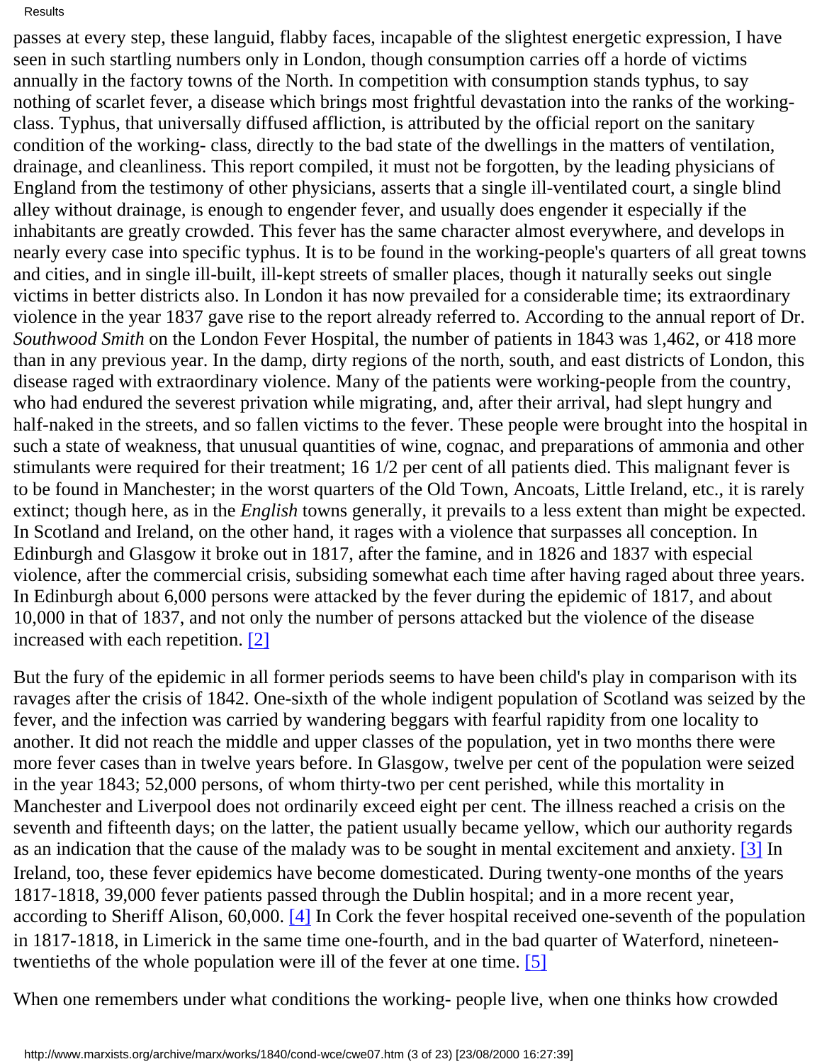passes at every step, these languid, flabby faces, incapable of the slightest energetic expression, I have seen in such startling numbers only in London, though consumption carries off a horde of victims annually in the factory towns of the North. In competition with consumption stands typhus, to say nothing of scarlet fever, a disease which brings most frightful devastation into the ranks of the working-class. Typhus, that universally diffused affliction, is attributed by the official report on the sanitary condition of the working- class, directly to the bad state of the dwellings in the matters of ventilation, drainage, and cleanliness. This report compiled, it must not be forgotten, by the leading physicians of England from the testimony of other physicians, asserts that a single ill-ventilated court, a single blind alley without drainage, is enough to engender fever, and usually does engender it especially if the inhabitants are greatly crowded. This fever has the same character almost everywhere, and develops in nearly every case into specific typhus. It is to be found in the working-people's quarters of all great towns and cities, and in single ill-built, ill-kept streets of smaller places, though it naturally seeks out single victims in better districts also. In London it has now prevailed for a considerable time; its extraordinary violence in the year 1837 gave rise to the report already referred to. According to the annual report of Dr. *Southwood Smith* on the London Fever Hospital, the number of patients in 1843 was 1,462, or 418 more than in any previous year. In the damp, dirty regions of the north, south, and east districts of London, this disease raged with extraordinary violence. Many of the patients were working-people from the country, who had endured the severest privation while migrating, and, after their arrival, had slept hungry and half-naked in the streets, and so fallen victims to the fever. These people were brought into the hospital in such a state of weakness, that unusual quantities of wine, cognac, and preparations of ammonia and other stimulants were required for their treatment; 16 1/2 per cent of all patients died. This malignant fever is to be found in Manchester; in the worst quarters of the Old Town, Ancoats, Little Ireland, etc., it is rarely extinct; though here, as in the *English* towns generally, it prevails to a less extent than might be expected. In Scotland and Ireland, on the other hand, it rages with a violence that surpasses all conception. In Edinburgh and Glasgow it broke out in 1817, after the famine, and in 1826 and 1837 with especial violence, after the commercial crisis, subsiding somewhat each time after having raged about three years. In Edinburgh about 6,000 persons were attacked by the fever during the epidemic of 1817, and about 10,000 in that of 1837, and not only the number of persons attacked but the violence of the disease increased with each repetition. [2]

But the fury of the epidemic in all former periods seems to have been child's play in comparison with its ravages after the crisis of 1842. One-sixth of the whole indigent population of Scotland was seized by the fever, and the infection was carried by wandering beggars with fearful rapidity from one locality to another. It did not reach the middle and upper classes of the population, yet in two months there were more fever cases than in twelve years before. In Glasgow, twelve per cent of the population were seized in the year 1843; 52,000 persons, of whom thirty-two per cent perished, while this mortality in Manchester and Liverpool does not ordinarily exceed eight per cent. The illness reached a crisis on the seventh and fifteenth days; on the latter, the patient usually became yellow, which our authority regards as an indication that the cause of the malady was to be sought in mental excitement and anxiety. [3] In Ireland, too, these fever epidemics have become domesticated. During twenty-one months of the years 1817-1818, 39,000 fever patients passed through the Dublin hospital; and in a more recent year, according to Sheriff Alison, 60,000. [4] In Cork the fever hospital received one-seventh of the population in 1817-1818, in Limerick in the same time one-fourth, and in the bad quarter of Waterford, nineteen-twentieths of the whole population were ill of the fever at one time. [5]

When one remembers under what conditions the working- people live, when one thinks how crowded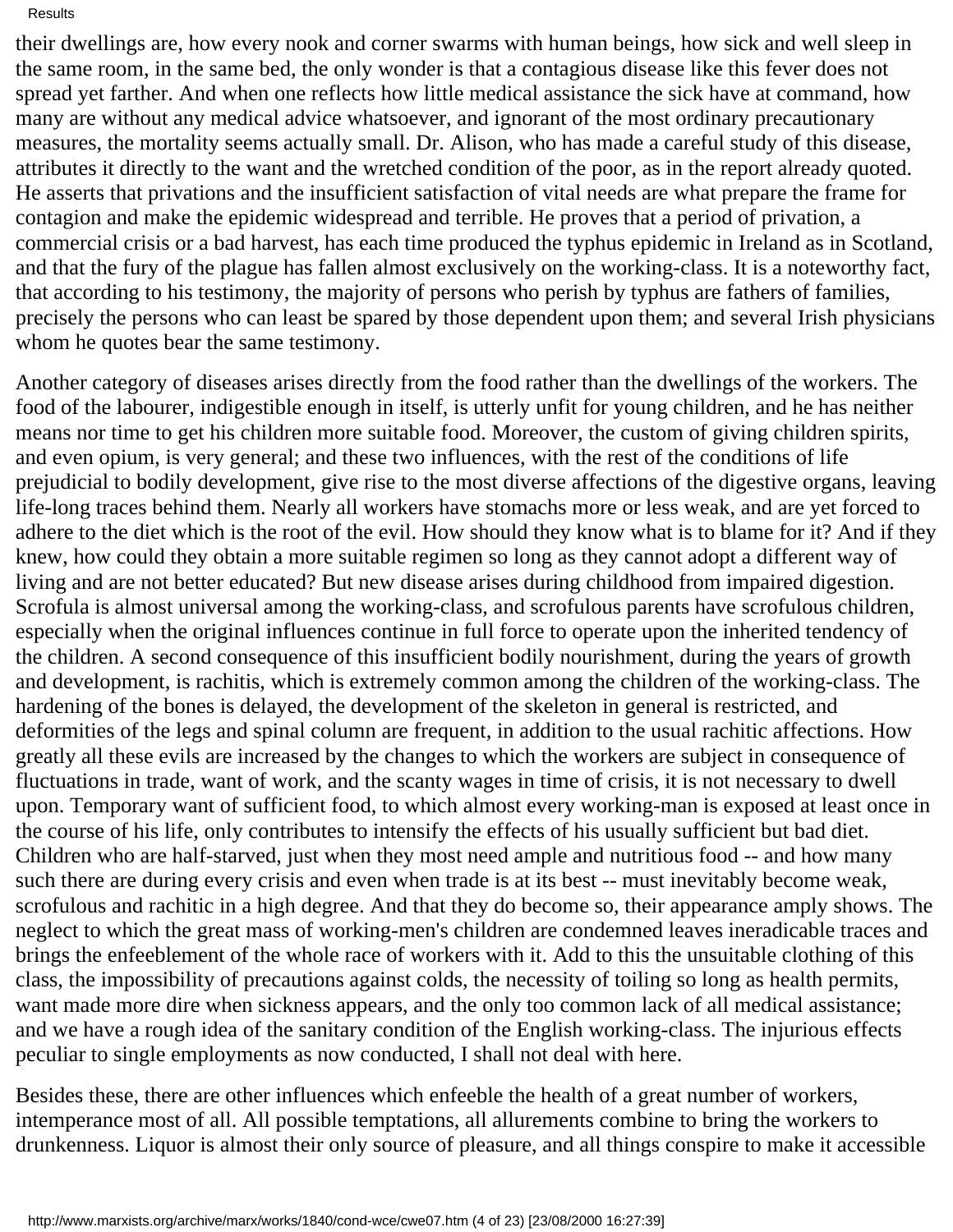their dwellings are, how every nook and corner swarms with human beings, how sick and well sleep in the same room, in the same bed, the only wonder is that a contagious disease like this fever does not spread yet farther. And when one reflects how little medical assistance the sick have at command, how many are without any medical advice whatsoever, and ignorant of the most ordinary precautionary measures, the mortality seems actually small. Dr. Alison, who has made a careful study of this disease, attributes it directly to the want and the wretched condition of the poor, as in the report already quoted. He asserts that privations and the insufficient satisfaction of vital needs are what prepare the frame for contagion and make the epidemic widespread and terrible. He proves that a period of privation, a commercial crisis or a bad harvest, has each time produced the typhus epidemic in Ireland as in Scotland, and that the fury of the plague has fallen almost exclusively on the working-class. It is a noteworthy fact, that according to his testimony, the majority of persons who perish by typhus are fathers of families, precisely the persons who can least be spared by those dependent upon them; and several Irish physicians whom he quotes bear the same testimony.

Another category of diseases arises directly from the food rather than the dwellings of the workers. The food of the labourer, indigestible enough in itself, is utterly unfit for young children, and he has neither means nor time to get his children more suitable food. Moreover, the custom of giving children spirits, and even opium, is very general; and these two influences, with the rest of the conditions of life prejudicial to bodily development, give rise to the most diverse affections of the digestive organs, leaving life-long traces behind them. Nearly all workers have stomachs more or less weak, and are yet forced to adhere to the diet which is the root of the evil. How should they know what is to blame for it? And if they knew, how could they obtain a more suitable regimen so long as they cannot adopt a different way of living and are not better educated? But new disease arises during childhood from impaired digestion. Scrofula is almost universal among the working-class, and scrofulous parents have scrofulous children, especially when the original influences continue in full force to operate upon the inherited tendency of the children. A second consequence of this insufficient bodily nourishment, during the years of growth and development, is rachitis, which is extremely common among the children of the working-class. The hardening of the bones is delayed, the development of the skeleton in general is restricted, and deformities of the legs and spinal column are frequent, in addition to the usual rachitic affections. How greatly all these evils are increased by the changes to which the workers are subject in consequence of fluctuations in trade, want of work, and the scanty wages in time of crisis, it is not necessary to dwell upon. Temporary want of sufficient food, to which almost every working-man is exposed at least once in the course of his life, only contributes to intensify the effects of his usually sufficient but bad diet. Children who are half-starved, just when they most need ample and nutritious food -- and how many such there are during every crisis and even when trade is at its best -- must inevitably become weak, scrofulous and rachitic in a high degree. And that they do become so, their appearance amply shows. The neglect to which the great mass of working-men's children are condemned leaves ineradicable traces and brings the enfeeblement of the whole race of workers with it. Add to this the unsuitable clothing of this class, the impossibility of precautions against colds, the necessity of toiling so long as health permits, want made more dire when sickness appears, and the only too common lack of all medical assistance; and we have a rough idea of the sanitary condition of the English working-class. The injurious effects peculiar to single employments as now conducted, I shall not deal with here.

Besides these, there are other influences which enfeeble the health of a great number of workers, intemperance most of all. All possible temptations, all allurements combine to bring the workers to drunkenness. Liquor is almost their only source of pleasure, and all things conspire to make it accessible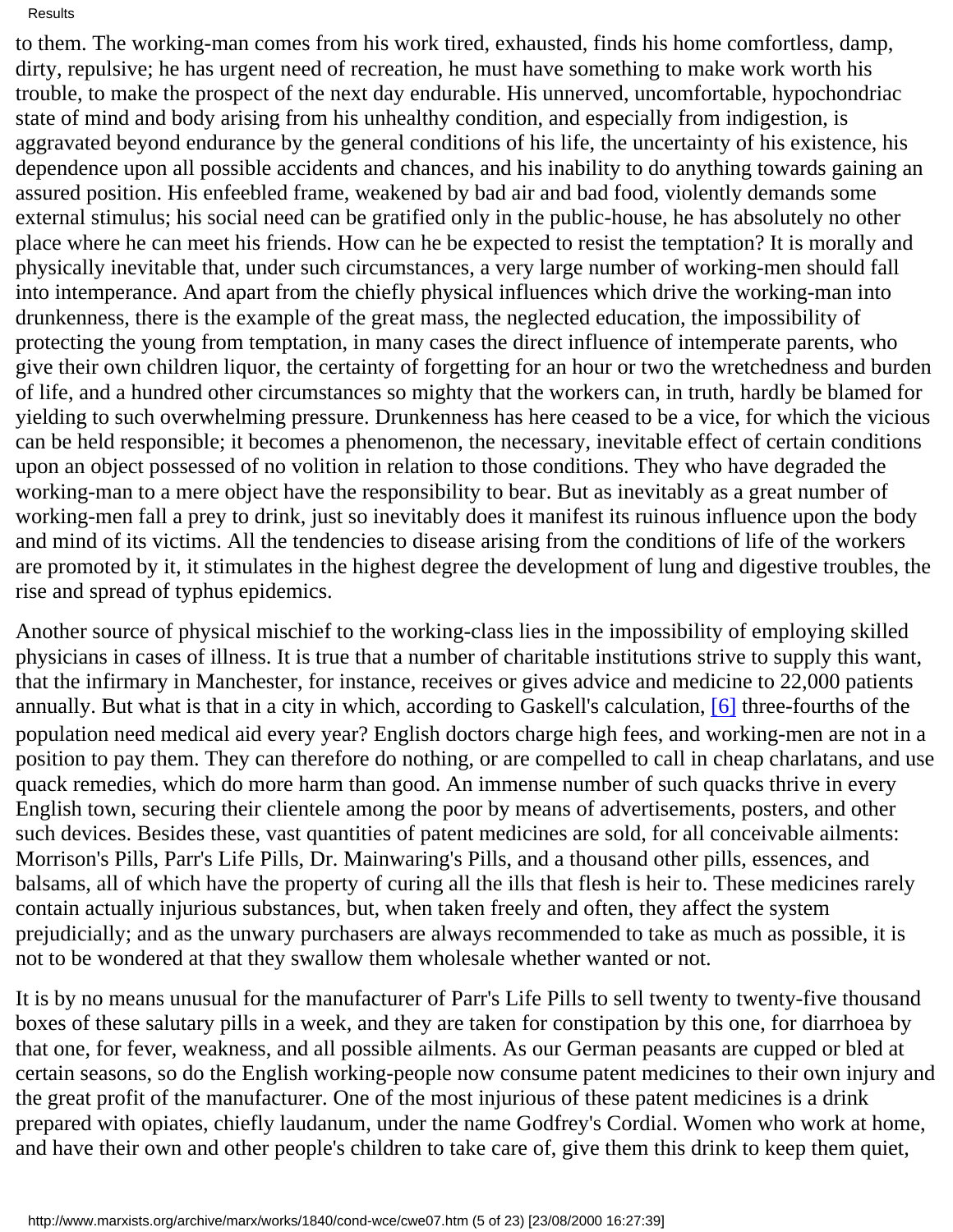to them. The working-man comes from his work tired, exhausted, finds his home comfortless, damp, dirty, repulsive; he has urgent need of recreation, he must have something to make work worth his trouble, to make the prospect of the next day endurable. His unnerved, uncomfortable, hypochondriac state of mind and body arising from his unhealthy condition, and especially from indigestion, is aggravated beyond endurance by the general conditions of his life, the uncertainty of his existence, his dependence upon all possible accidents and chances, and his inability to do anything towards gaining an assured position. His enfeebled frame, weakened by bad air and bad food, violently demands some external stimulus; his social need can be gratified only in the public-house, he has absolutely no other place where he can meet his friends. How can he be expected to resist the temptation? It is morally and physically inevitable that, under such circumstances, a very large number of working-men should fall into intemperance. And apart from the chiefly physical influences which drive the working-man into drunkenness, there is the example of the great mass, the neglected education, the impossibility of protecting the young from temptation, in many cases the direct influence of intemperate parents, who give their own children liquor, the certainty of forgetting for an hour or two the wretchedness and burden of life, and a hundred other circumstances so mighty that the workers can, in truth, hardly be blamed for yielding to such overwhelming pressure. Drunkenness has here ceased to be a vice, for which the vicious can be held responsible; it becomes a phenomenon, the necessary, inevitable effect of certain conditions upon an object possessed of no volition in relation to those conditions. They who have degraded the working-man to a mere object have the responsibility to bear. But as inevitably as a great number of working-men fall a prey to drink, just so inevitably does it manifest its ruinous influence upon the body and mind of its victims. All the tendencies to disease arising from the conditions of life of the workers are promoted by it, it stimulates in the highest degree the development of lung and digestive troubles, the rise and spread of typhus epidemics.

Another source of physical mischief to the working-class lies in the impossibility of employing skilled physicians in cases of illness. It is true that a number of charitable institutions strive to supply this want, that the infirmary in Manchester, for instance, receives or gives advice and medicine to 22,000 patients annually. But what is that in a city in which, according to Gaskell's calculation, [6] three-fourths of the population need medical aid every year? English doctors charge high fees, and working-men are not in a position to pay them. They can therefore do nothing, or are compelled to call in cheap charlatans, and use quack remedies, which do more harm than good. An immense number of such quacks thrive in every English town, securing their clientele among the poor by means of advertisements, posters, and other such devices. Besides these, vast quantities of patent medicines are sold, for all conceivable ailments: Morrison's Pills, Parr's Life Pills, Dr. Mainwaring's Pills, and a thousand other pills, essences, and balsams, all of which have the property of curing all the ills that flesh is heir to. These medicines rarely contain actually injurious substances, but, when taken freely and often, they affect the system prejudicially; and as the unwary purchasers are always recommended to take as much as possible, it is not to be wondered at that they swallow them wholesale whether wanted or not.

It is by no means unusual for the manufacturer of Parr's Life Pills to sell twenty to twenty-five thousand boxes of these salutary pills in a week, and they are taken for constipation by this one, for diarrhoea by that one, for fever, weakness, and all possible ailments. As our German peasants are cupped or bled at certain seasons, so do the English working-people now consume patent medicines to their own injury and the great profit of the manufacturer. One of the most injurious of these patent medicines is a drink prepared with opiates, chiefly laudanum, under the name Godfrey's Cordial. Women who work at home, and have their own and other people's children to take care of, give them this drink to keep them quiet,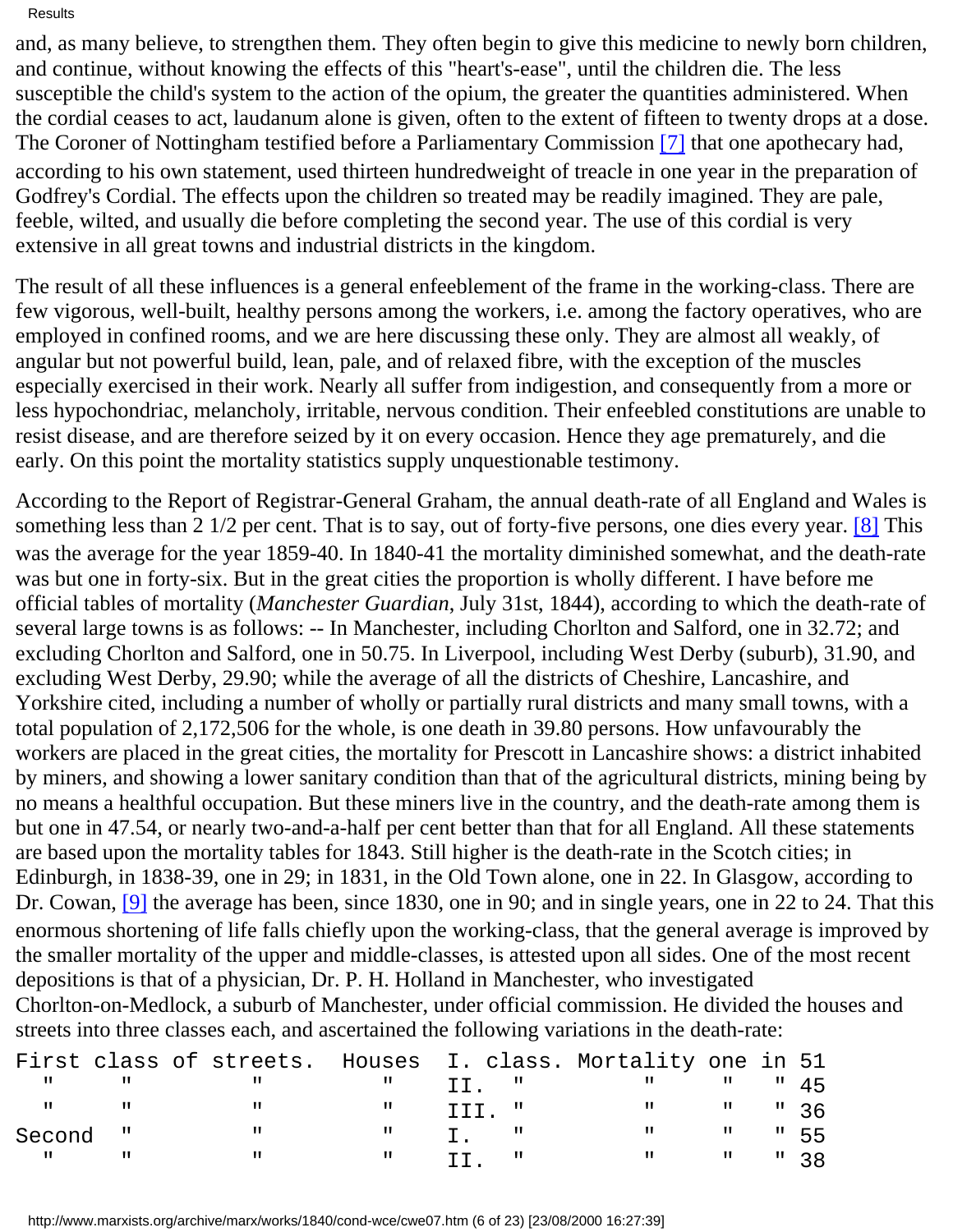and, as many believe, to strengthen them. They often begin to give this medicine to newly born children, and continue, without knowing the effects of this "heart's-ease", until the children die. The less susceptible the child's system to the action of the opium, the greater the quantities administered. When the cordial ceases to act, laudanum alone is given, often to the extent of fifteen to twenty drops at a dose. The Coroner of Nottingham testified before a Parliamentary Commission [7] that one apothecary had, according to his own statement, used thirteen hundredweight of treacle in one year in the preparation of Godfrey's Cordial. The effects upon the children so treated may be readily imagined. They are pale, feeble, wilted, and usually die before completing the second year. The use of this cordial is very extensive in all great towns and industrial districts in the kingdom.

The result of all these influences is a general enfeeblement of the frame in the working-class. There are few vigorous, well-built, healthy persons among the workers, i.e. among the factory operatives, who are employed in confined rooms, and we are here discussing these only. They are almost all weakly, of angular but not powerful build, lean, pale, and of relaxed fibre, with the exception of the muscles especially exercised in their work. Nearly all suffer from indigestion, and consequently from a more or less hypochondriac, melancholy, irritable, nervous condition. Their enfeebled constitutions are unable to resist disease, and are therefore seized by it on every occasion. Hence they age prematurely, and die early. On this point the mortality statistics supply unquestionable testimony.

According to the Report of Registrar-General Graham, the annual death-rate of all England and Wales is something less than 2 1/2 per cent. That is to say, out of forty-five persons, one dies every year. [8] This was the average for the year 1859-40. In 1840-41 the mortality diminished somewhat, and the death-rate was but one in forty-six. But in the great cities the proportion is wholly different. I have before me official tables of mortality (*Manchester Guardian*, July 31st, 1844), according to which the death-rate of several large towns is as follows: -- In Manchester, including Chorlton and Salford, one in 32.72; and excluding Chorlton and Salford, one in 50.75. In Liverpool, including West Derby (suburb), 31.90, and excluding West Derby, 29.90; while the average of all the districts of Cheshire, Lancashire, and Yorkshire cited, including a number of wholly or partially rural districts and many small towns, with a total population of 2,172,506 for the whole, is one death in 39.80 persons. How unfavourably the workers are placed in the great cities, the mortality for Prescott in Lancashire shows: a district inhabited by miners, and showing a lower sanitary condition than that of the agricultural districts, mining being by no means a healthful occupation. But these miners live in the country, and the death-rate among them is but one in 47.54, or nearly two-and-a-half per cent better than that for all England. All these statements are based upon the mortality tables for 1843. Still higher is the death-rate in the Scotch cities; in Edinburgh, in 1838-39, one in 29; in 1831, in the Old Town alone, one in 22. In Glasgow, according to Dr. Cowan, [9] the average has been, since 1830, one in 90; and in single years, one in 22 to 24. That this enormous shortening of life falls chiefly upon the working-class, that the general average is improved by the smaller mortality of the upper and middle-classes, is attested upon all sides. One of the most recent depositions is that of a physician, Dr. P. H. Holland in Manchester, who investigated Chorlton-on-Medlock, a suburb of Manchester, under official commission. He divided the houses and streets into three classes each, and ascertained the following variations in the death-rate:

```
First class of streets.  Houses  I. class. Mortality one in 51
  "     "         "         "    II.  "         "      "   " 45
  "     "         "         "    III. "         "      "   " 36
Second  "         "         "    I.   "         "      "   " 55
  "     "         "         "    II.  "         "      "   " 38
```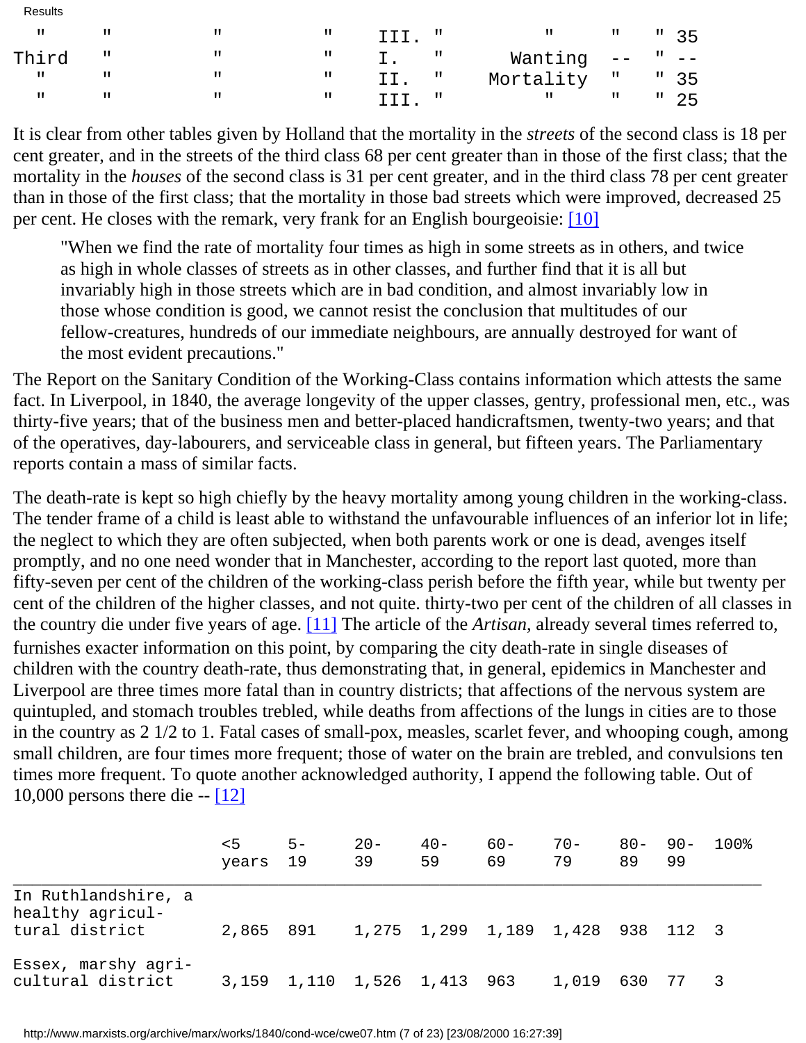| " | " | " | " | III. " | " | " | " 35 |
|---|---|---|---|---|---|---|---|
| Third | " | " | " | I. " | Wanting | -- | " -- |
| " | " | " | " | II. " | Mortality | " | " 35 |
| " | " | " | " | III. " | " | " | " 25 |

It is clear from other tables given by Holland that the mortality in the *streets* of the second class is 18 per cent greater, and in the streets of the third class 68 per cent greater than in those of the first class; that the mortality in the *houses* of the second class is 31 per cent greater, and in the third class 78 per cent greater than in those of the first class; that the mortality in those bad streets which were improved, decreased 25 per cent. He closes with the remark, very frank for an English bourgeoisie: [10]

> "When we find the rate of mortality four times as high in some streets as in others, and twice as high in whole classes of streets as in other classes, and further find that it is all but invariably high in those streets which are in bad condition, and almost invariably low in those whose condition is good, we cannot resist the conclusion that multitudes of our fellow-creatures, hundreds of our immediate neighbours, are annually destroyed for want of the most evident precautions."

The Report on the Sanitary Condition of the Working-Class contains information which attests the same fact. In Liverpool, in 1840, the average longevity of the upper classes, gentry, professional men, etc., was thirty-five years; that of the business men and better-placed handicraftsmen, twenty-two years; and that of the operatives, day-labourers, and serviceable class in general, but fifteen years. The Parliamentary reports contain a mass of similar facts.

The death-rate is kept so high chiefly by the heavy mortality among young children in the working-class. The tender frame of a child is least able to withstand the unfavourable influences of an inferior lot in life; the neglect to which they are often subjected, when both parents work or one is dead, avenges itself promptly, and no one need wonder that in Manchester, according to the report last quoted, more than fifty-seven per cent of the children of the working-class perish before the fifth year, while but twenty per cent of the children of the higher classes, and not quite. thirty-two per cent of the children of all classes in the country die under five years of age. [11] The article of the *Artisan*, already several times referred to, furnishes exacter information on this point, by comparing the city death-rate in single diseases of children with the country death-rate, thus demonstrating that, in general, epidemics in Manchester and Liverpool are three times more fatal than in country districts; that affections of the nervous system are quintupled, and stomach troubles trebled, while deaths from affections of the lungs in cities are to those in the country as 2 1/2 to 1. Fatal cases of small-pox, measles, scarlet fever, and whooping cough, among small children, are four times more frequent; those of water on the brain are trebled, and convulsions ten times more frequent. To quote another acknowledged authority, I append the following table. Out of 10,000 persons there die -- [12]

| | <5 years | 5-19 | 20-39 | 40-59 | 60-69 | 70-79 | 80-89 | 90-99 | 100% |
|---|---|---|---|---|---|---|---|---|---|
| In Ruthlandshire, a healthy agricultural district | 2,865 | 891 | 1,275 | 1,299 | 1,189 | 1,428 | 938 | 112 | 3 |
| Essex, marshy agricultural district | 3,159 | 1,110 | 1,526 | 1,413 | 963 | 1,019 | 630 | 77 | 3 |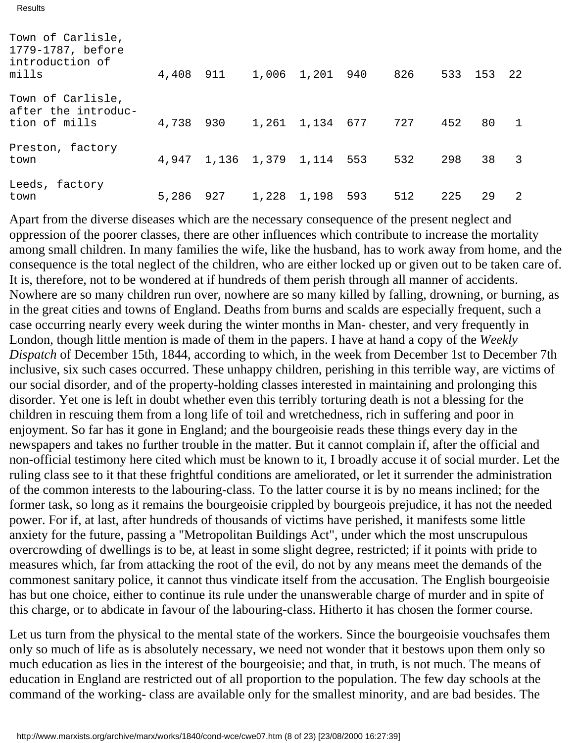| | | | | | | | | | |
|---|---|---|---|---|---|---|---|---|---|
| Town of Carlisle, 1779-1787, before introduction of mills | 4,408 | 911 | 1,006 | 1,201 | 940 | 826 | 533 | 153 | 22 |
| Town of Carlisle, after the introduction of mills | 4,738 | 930 | 1,261 | 1,134 | 677 | 727 | 452 | 80 | 1 |
| Preston, factory town | 4,947 | 1,136 | 1,379 | 1,114 | 553 | 532 | 298 | 38 | 3 |
| Leeds, factory town | 5,286 | 927 | 1,228 | 1,198 | 593 | 512 | 225 | 29 | 2 |

Apart from the diverse diseases which are the necessary consequence of the present neglect and oppression of the poorer classes, there are other influences which contribute to increase the mortality among small children. In many families the wife, like the husband, has to work away from home, and the consequence is the total neglect of the children, who are either locked up or given out to be taken care of. It is, therefore, not to be wondered at if hundreds of them perish through all manner of accidents. Nowhere are so many children run over, nowhere are so many killed by falling, drowning, or burning, as in the great cities and towns of England. Deaths from burns and scalds are especially frequent, such a case occurring nearly every week during the winter months in Man- chester, and very frequently in London, though little mention is made of them in the papers. I have at hand a copy of the *Weekly Dispatch* of December 15th, 1844, according to which, in the week from December 1st to December 7th inclusive, six such cases occurred. These unhappy children, perishing in this terrible way, are victims of our social disorder, and of the property-holding classes interested in maintaining and prolonging this disorder. Yet one is left in doubt whether even this terribly torturing death is not a blessing for the children in rescuing them from a long life of toil and wretchedness, rich in suffering and poor in enjoyment. So far has it gone in England; and the bourgeoisie reads these things every day in the newspapers and takes no further trouble in the matter. But it cannot complain if, after the official and non-official testimony here cited which must be known to it, I broadly accuse it of social murder. Let the ruling class see to it that these frightful conditions are ameliorated, or let it surrender the administration of the common interests to the labouring-class. To the latter course it is by no means inclined; for the former task, so long as it remains the bourgeoisie crippled by bourgeois prejudice, it has not the needed power. For if, at last, after hundreds of thousands of victims have perished, it manifests some little anxiety for the future, passing a "Metropolitan Buildings Act", under which the most unscrupulous overcrowding of dwellings is to be, at least in some slight degree, restricted; if it points with pride to measures which, far from attacking the root of the evil, do not by any means meet the demands of the commonest sanitary police, it cannot thus vindicate itself from the accusation. The English bourgeoisie has but one choice, either to continue its rule under the unanswerable charge of murder and in spite of this charge, or to abdicate in favour of the labouring-class. Hitherto it has chosen the former course.

Let us turn from the physical to the mental state of the workers. Since the bourgeoisie vouchsafes them only so much of life as is absolutely necessary, we need not wonder that it bestows upon them only so much education as lies in the interest of the bourgeoisie; and that, in truth, is not much. The means of education in England are restricted out of all proportion to the population. The few day schools at the command of the working- class are available only for the smallest minority, and are bad besides. The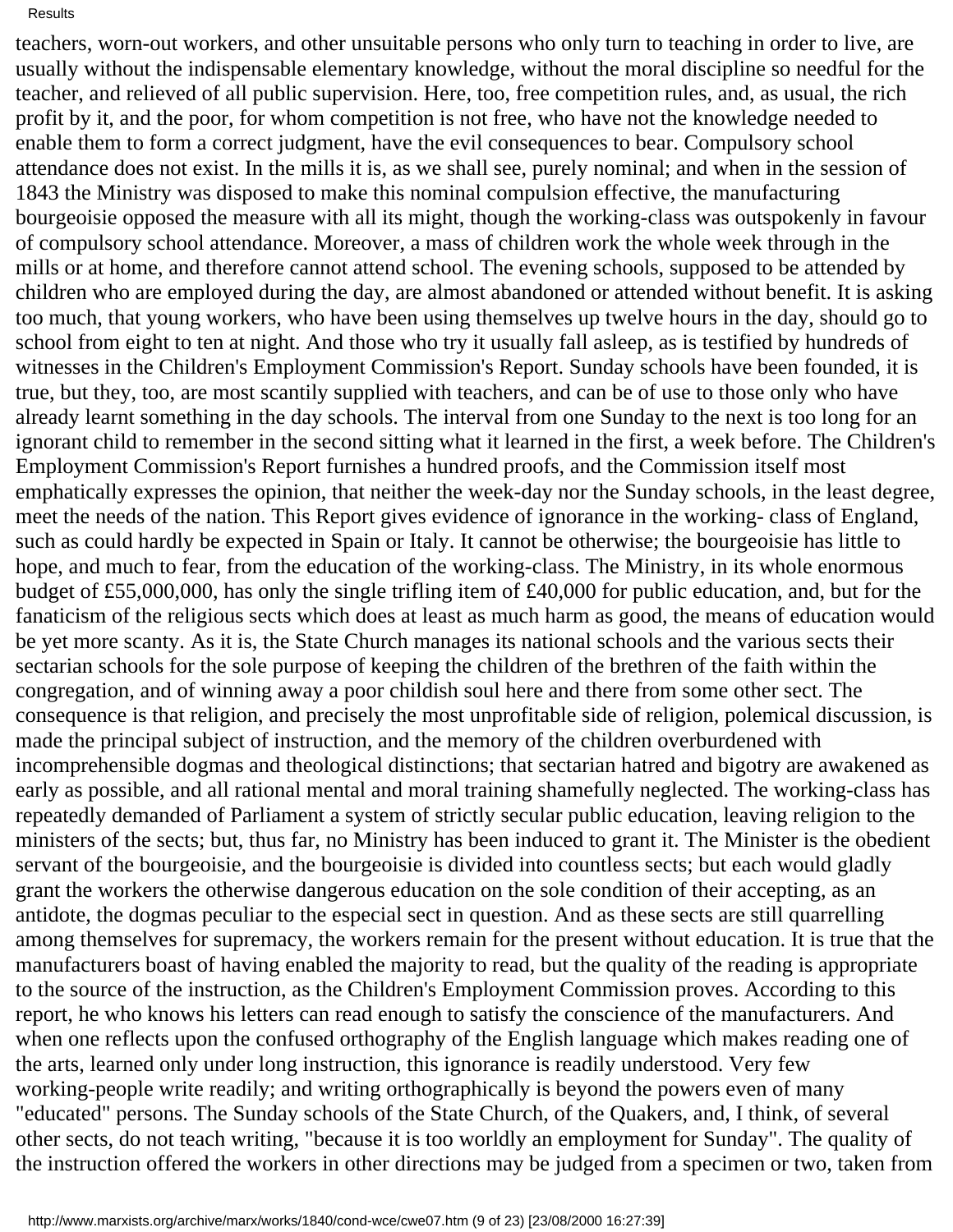teachers, worn-out workers, and other unsuitable persons who only turn to teaching in order to live, are usually without the indispensable elementary knowledge, without the moral discipline so needful for the teacher, and relieved of all public supervision. Here, too, free competition rules, and, as usual, the rich profit by it, and the poor, for whom competition is not free, who have not the knowledge needed to enable them to form a correct judgment, have the evil consequences to bear. Compulsory school attendance does not exist. In the mills it is, as we shall see, purely nominal; and when in the session of 1843 the Ministry was disposed to make this nominal compulsion effective, the manufacturing bourgeoisie opposed the measure with all its might, though the working-class was outspokenly in favour of compulsory school attendance. Moreover, a mass of children work the whole week through in the mills or at home, and therefore cannot attend school. The evening schools, supposed to be attended by children who are employed during the day, are almost abandoned or attended without benefit. It is asking too much, that young workers, who have been using themselves up twelve hours in the day, should go to school from eight to ten at night. And those who try it usually fall asleep, as is testified by hundreds of witnesses in the Children's Employment Commission's Report. Sunday schools have been founded, it is true, but they, too, are most scantily supplied with teachers, and can be of use to those only who have already learnt something in the day schools. The interval from one Sunday to the next is too long for an ignorant child to remember in the second sitting what it learned in the first, a week before. The Children's Employment Commission's Report furnishes a hundred proofs, and the Commission itself most emphatically expresses the opinion, that neither the week-day nor the Sunday schools, in the least degree, meet the needs of the nation. This Report gives evidence of ignorance in the working- class of England, such as could hardly be expected in Spain or Italy. It cannot be otherwise; the bourgeoisie has little to hope, and much to fear, from the education of the working-class. The Ministry, in its whole enormous budget of £55,000,000, has only the single trifling item of £40,000 for public education, and, but for the fanaticism of the religious sects which does at least as much harm as good, the means of education would be yet more scanty. As it is, the State Church manages its national schools and the various sects their sectarian schools for the sole purpose of keeping the children of the brethren of the faith within the congregation, and of winning away a poor childish soul here and there from some other sect. The consequence is that religion, and precisely the most unprofitable side of religion, polemical discussion, is made the principal subject of instruction, and the memory of the children overburdened with incomprehensible dogmas and theological distinctions; that sectarian hatred and bigotry are awakened as early as possible, and all rational mental and moral training shamefully neglected. The working-class has repeatedly demanded of Parliament a system of strictly secular public education, leaving religion to the ministers of the sects; but, thus far, no Ministry has been induced to grant it. The Minister is the obedient servant of the bourgeoisie, and the bourgeoisie is divided into countless sects; but each would gladly grant the workers the otherwise dangerous education on the sole condition of their accepting, as an antidote, the dogmas peculiar to the especial sect in question. And as these sects are still quarrelling among themselves for supremacy, the workers remain for the present without education. It is true that the manufacturers boast of having enabled the majority to read, but the quality of the reading is appropriate to the source of the instruction, as the Children's Employment Commission proves. According to this report, he who knows his letters can read enough to satisfy the conscience of the manufacturers. And when one reflects upon the confused orthography of the English language which makes reading one of the arts, learned only under long instruction, this ignorance is readily understood. Very few working-people write readily; and writing orthographically is beyond the powers even of many "educated" persons. The Sunday schools of the State Church, of the Quakers, and, I think, of several other sects, do not teach writing, "because it is too worldly an employment for Sunday". The quality of the instruction offered the workers in other directions may be judged from a specimen or two, taken from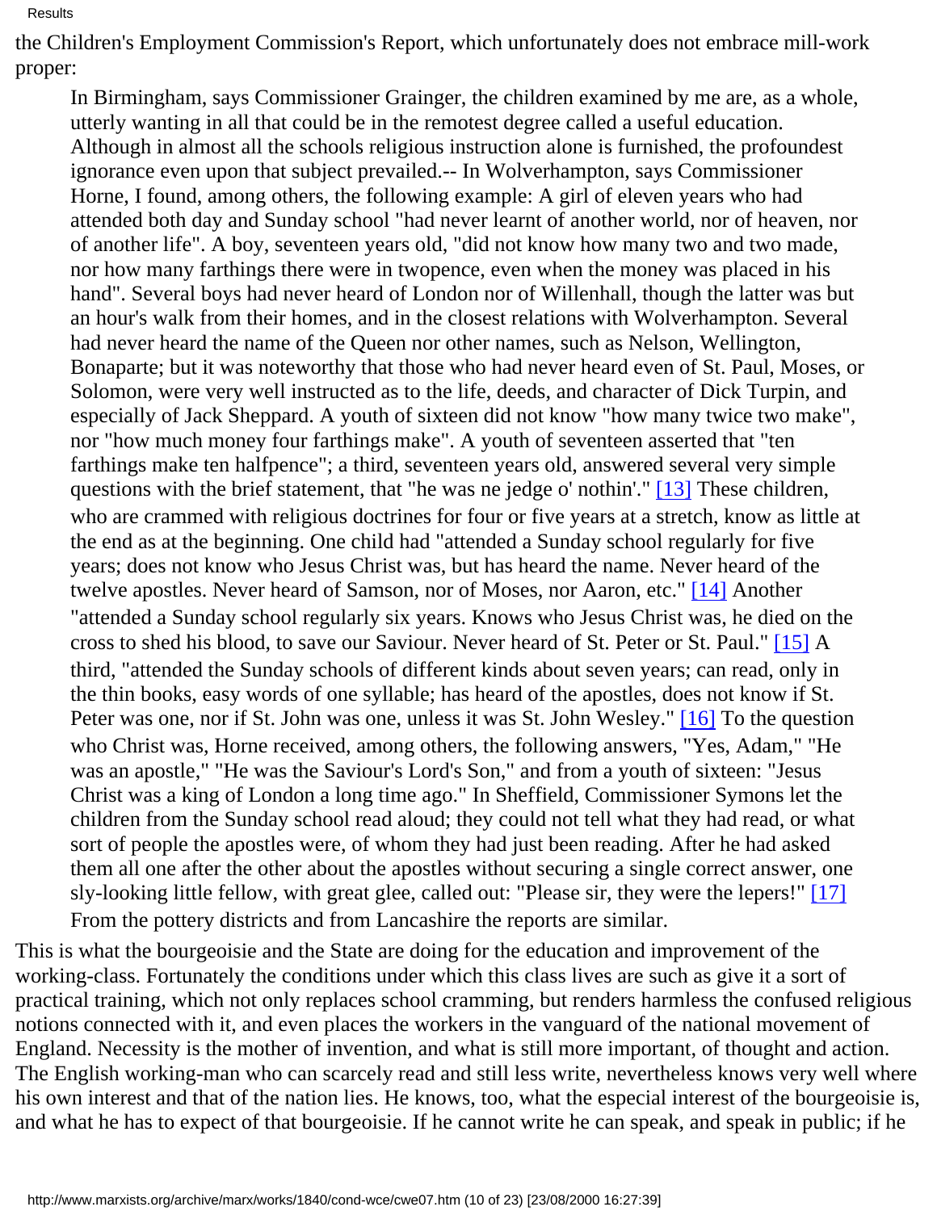the Children's Employment Commission's Report, which unfortunately does not embrace mill-work proper:

> In Birmingham, says Commissioner Grainger, the children examined by me are, as a whole, utterly wanting in all that could be in the remotest degree called a useful education. Although in almost all the schools religious instruction alone is furnished, the profoundest ignorance even upon that subject prevailed.-- In Wolverhampton, says Commissioner Horne, I found, among others, the following example: A girl of eleven years who had attended both day and Sunday school "had never learnt of another world, nor of heaven, nor of another life". A boy, seventeen years old, "did not know how many two and two made, nor how many farthings there were in twopence, even when the money was placed in his hand". Several boys had never heard of London nor of Willenhall, though the latter was but an hour's walk from their homes, and in the closest relations with Wolverhampton. Several had never heard the name of the Queen nor other names, such as Nelson, Wellington, Bonaparte; but it was noteworthy that those who had never heard even of St. Paul, Moses, or Solomon, were very well instructed as to the life, deeds, and character of Dick Turpin, and especially of Jack Sheppard. A youth of sixteen did not know "how many twice two make", nor "how much money four farthings make". A youth of seventeen asserted that "ten farthings make ten halfpence"; a third, seventeen years old, answered several very simple questions with the brief statement, that "he was ne jedge o' nothin'." [13] These children, who are crammed with religious doctrines for four or five years at a stretch, know as little at the end as at the beginning. One child had "attended a Sunday school regularly for five years; does not know who Jesus Christ was, but has heard the name. Never heard of the twelve apostles. Never heard of Samson, nor of Moses, nor Aaron, etc." [14] Another "attended a Sunday school regularly six years. Knows who Jesus Christ was, he died on the cross to shed his blood, to save our Saviour. Never heard of St. Peter or St. Paul." [15] A third, "attended the Sunday schools of different kinds about seven years; can read, only in the thin books, easy words of one syllable; has heard of the apostles, does not know if St. Peter was one, nor if St. John was one, unless it was St. John Wesley." [16] To the question who Christ was, Horne received, among others, the following answers, "Yes, Adam," "He was an apostle," "He was the Saviour's Lord's Son," and from a youth of sixteen: "Jesus Christ was a king of London a long time ago." In Sheffield, Commissioner Symons let the children from the Sunday school read aloud; they could not tell what they had read, or what sort of people the apostles were, of whom they had just been reading. After he had asked them all one after the other about the apostles without securing a single correct answer, one sly-looking little fellow, with great glee, called out: "Please sir, they were the lepers!" [17] From the pottery districts and from Lancashire the reports are similar.

This is what the bourgeoisie and the State are doing for the education and improvement of the working-class. Fortunately the conditions under which this class lives are such as give it a sort of practical training, which not only replaces school cramming, but renders harmless the confused religious notions connected with it, and even places the workers in the vanguard of the national movement of England. Necessity is the mother of invention, and what is still more important, of thought and action. The English working-man who can scarcely read and still less write, nevertheless knows very well where his own interest and that of the nation lies. He knows, too, what the especial interest of the bourgeoisie is, and what he has to expect of that bourgeoisie. If he cannot write he can speak, and speak in public; if he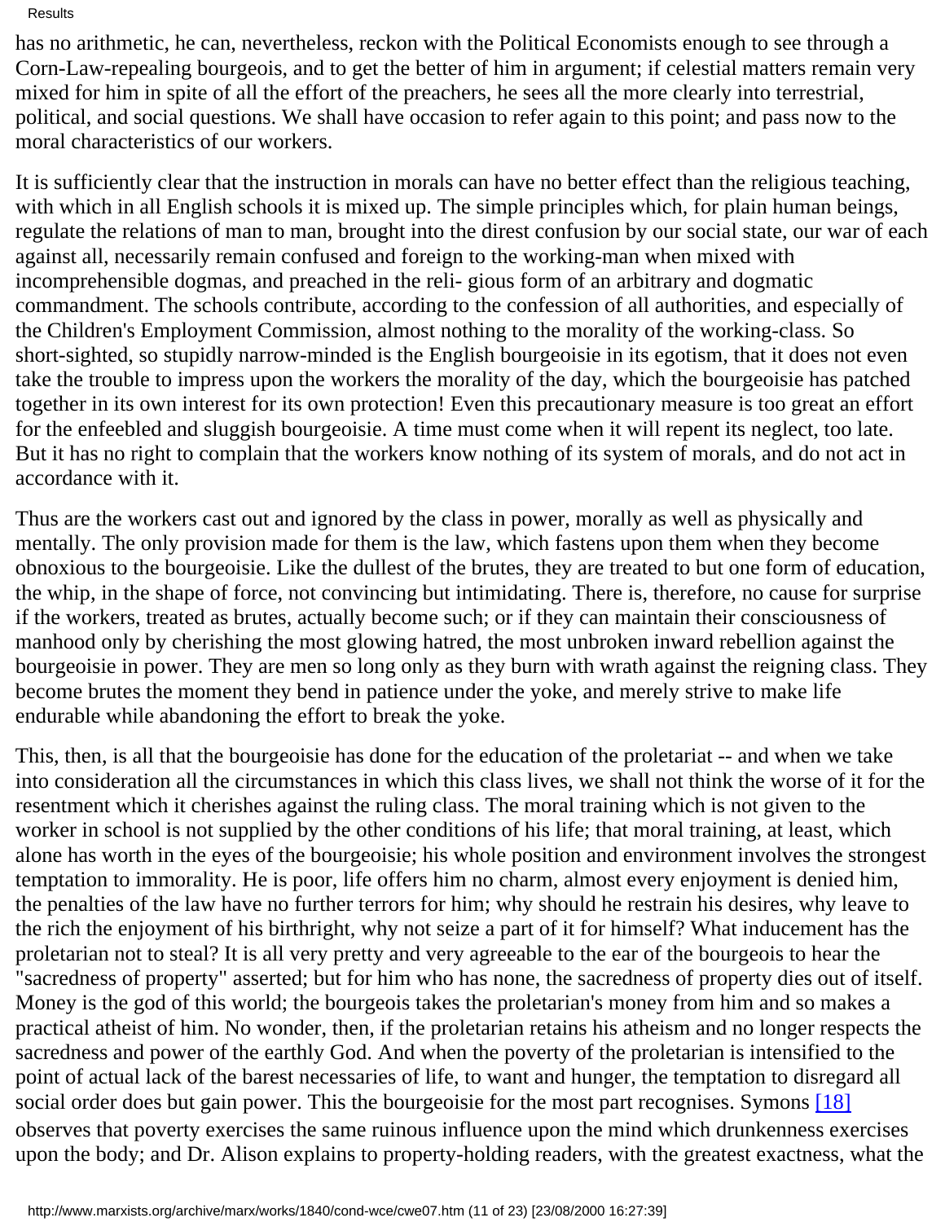has no arithmetic, he can, nevertheless, reckon with the Political Economists enough to see through a Corn-Law-repealing bourgeois, and to get the better of him in argument; if celestial matters remain very mixed for him in spite of all the effort of the preachers, he sees all the more clearly into terrestrial, political, and social questions. We shall have occasion to refer again to this point; and pass now to the moral characteristics of our workers.

It is sufficiently clear that the instruction in morals can have no better effect than the religious teaching, with which in all English schools it is mixed up. The simple principles which, for plain human beings, regulate the relations of man to man, brought into the direst confusion by our social state, our war of each against all, necessarily remain confused and foreign to the working-man when mixed with incomprehensible dogmas, and preached in the reli- gious form of an arbitrary and dogmatic commandment. The schools contribute, according to the confession of all authorities, and especially of the Children's Employment Commission, almost nothing to the morality of the working-class. So short-sighted, so stupidly narrow-minded is the English bourgeoisie in its egotism, that it does not even take the trouble to impress upon the workers the morality of the day, which the bourgeoisie has patched together in its own interest for its own protection! Even this precautionary measure is too great an effort for the enfeebled and sluggish bourgeoisie. A time must come when it will repent its neglect, too late. But it has no right to complain that the workers know nothing of its system of morals, and do not act in accordance with it.

Thus are the workers cast out and ignored by the class in power, morally as well as physically and mentally. The only provision made for them is the law, which fastens upon them when they become obnoxious to the bourgeoisie. Like the dullest of the brutes, they are treated to but one form of education, the whip, in the shape of force, not convincing but intimidating. There is, therefore, no cause for surprise if the workers, treated as brutes, actually become such; or if they can maintain their consciousness of manhood only by cherishing the most glowing hatred, the most unbroken inward rebellion against the bourgeoisie in power. They are men so long only as they burn with wrath against the reigning class. They become brutes the moment they bend in patience under the yoke, and merely strive to make life endurable while abandoning the effort to break the yoke.

This, then, is all that the bourgeoisie has done for the education of the proletariat -- and when we take into consideration all the circumstances in which this class lives, we shall not think the worse of it for the resentment which it cherishes against the ruling class. The moral training which is not given to the worker in school is not supplied by the other conditions of his life; that moral training, at least, which alone has worth in the eyes of the bourgeoisie; his whole position and environment involves the strongest temptation to immorality. He is poor, life offers him no charm, almost every enjoyment is denied him, the penalties of the law have no further terrors for him; why should he restrain his desires, why leave to the rich the enjoyment of his birthright, why not seize a part of it for himself? What inducement has the proletarian not to steal? It is all very pretty and very agreeable to the ear of the bourgeois to hear the "sacredness of property" asserted; but for him who has none, the sacredness of property dies out of itself. Money is the god of this world; the bourgeois takes the proletarian's money from him and so makes a practical atheist of him. No wonder, then, if the proletarian retains his atheism and no longer respects the sacredness and power of the earthly God. And when the poverty of the proletarian is intensified to the point of actual lack of the barest necessaries of life, to want and hunger, the temptation to disregard all social order does but gain power. This the bourgeoisie for the most part recognises. Symons [18] observes that poverty exercises the same ruinous influence upon the mind which drunkenness exercises upon the body; and Dr. Alison explains to property-holding readers, with the greatest exactness, what the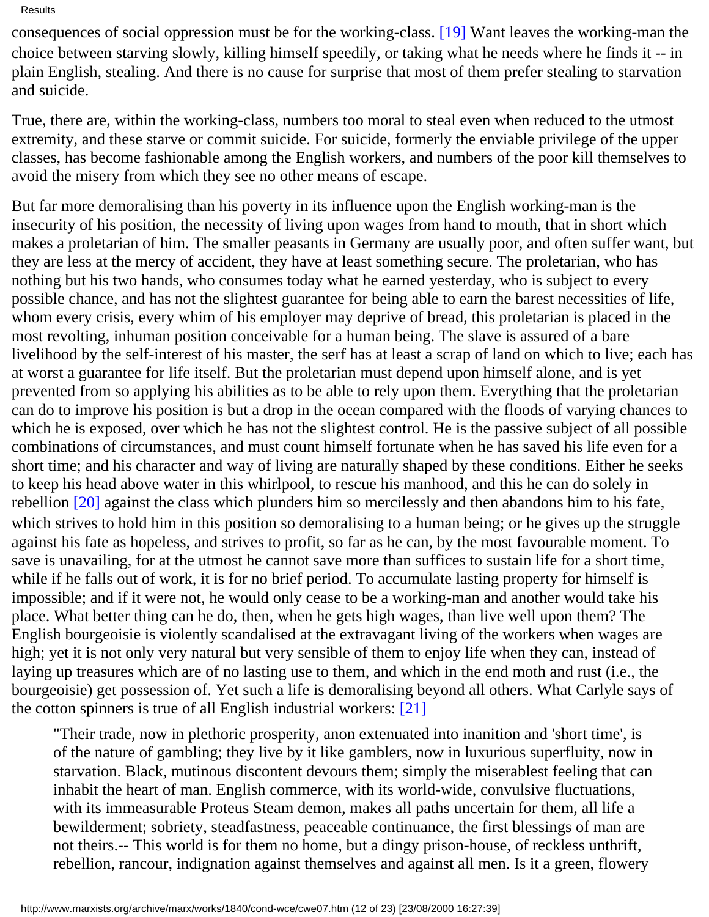consequences of social oppression must be for the working-class. [19] Want leaves the working-man the choice between starving slowly, killing himself speedily, or taking what he needs where he finds it -- in plain English, stealing. And there is no cause for surprise that most of them prefer stealing to starvation and suicide.

True, there are, within the working-class, numbers too moral to steal even when reduced to the utmost extremity, and these starve or commit suicide. For suicide, formerly the enviable privilege of the upper classes, has become fashionable among the English workers, and numbers of the poor kill themselves to avoid the misery from which they see no other means of escape.

But far more demoralising than his poverty in its influence upon the English working-man is the insecurity of his position, the necessity of living upon wages from hand to mouth, that in short which makes a proletarian of him. The smaller peasants in Germany are usually poor, and often suffer want, but they are less at the mercy of accident, they have at least something secure. The proletarian, who has nothing but his two hands, who consumes today what he earned yesterday, who is subject to every possible chance, and has not the slightest guarantee for being able to earn the barest necessities of life, whom every crisis, every whim of his employer may deprive of bread, this proletarian is placed in the most revolting, inhuman position conceivable for a human being. The slave is assured of a bare livelihood by the self-interest of his master, the serf has at least a scrap of land on which to live; each has at worst a guarantee for life itself. But the proletarian must depend upon himself alone, and is yet prevented from so applying his abilities as to be able to rely upon them. Everything that the proletarian can do to improve his position is but a drop in the ocean compared with the floods of varying chances to which he is exposed, over which he has not the slightest control. He is the passive subject of all possible combinations of circumstances, and must count himself fortunate when he has saved his life even for a short time; and his character and way of living are naturally shaped by these conditions. Either he seeks to keep his head above water in this whirlpool, to rescue his manhood, and this he can do solely in rebellion [20] against the class which plunders him so mercilessly and then abandons him to his fate, which strives to hold him in this position so demoralising to a human being; or he gives up the struggle against his fate as hopeless, and strives to profit, so far as he can, by the most favourable moment. To save is unavailing, for at the utmost he cannot save more than suffices to sustain life for a short time, while if he falls out of work, it is for no brief period. To accumulate lasting property for himself is impossible; and if it were not, he would only cease to be a working-man and another would take his place. What better thing can he do, then, when he gets high wages, than live well upon them? The English bourgeoisie is violently scandalised at the extravagant living of the workers when wages are high; yet it is not only very natural but very sensible of them to enjoy life when they can, instead of laying up treasures which are of no lasting use to them, and which in the end moth and rust (i.e., the bourgeoisie) get possession of. Yet such a life is demoralising beyond all others. What Carlyle says of the cotton spinners is true of all English industrial workers: [21]

> "Their trade, now in plethoric prosperity, anon extenuated into inanition and 'short time', is of the nature of gambling; they live by it like gamblers, now in luxurious superfluity, now in starvation. Black, mutinous discontent devours them; simply the miserablest feeling that can inhabit the heart of man. English commerce, with its world-wide, convulsive fluctuations, with its immeasurable Proteus Steam demon, makes all paths uncertain for them, all life a bewilderment; sobriety, steadfastness, peaceable continuance, the first blessings of man are not theirs.-- This world is for them no home, but a dingy prison-house, of reckless unthrift, rebellion, rancour, indignation against themselves and against all men. Is it a green, flowery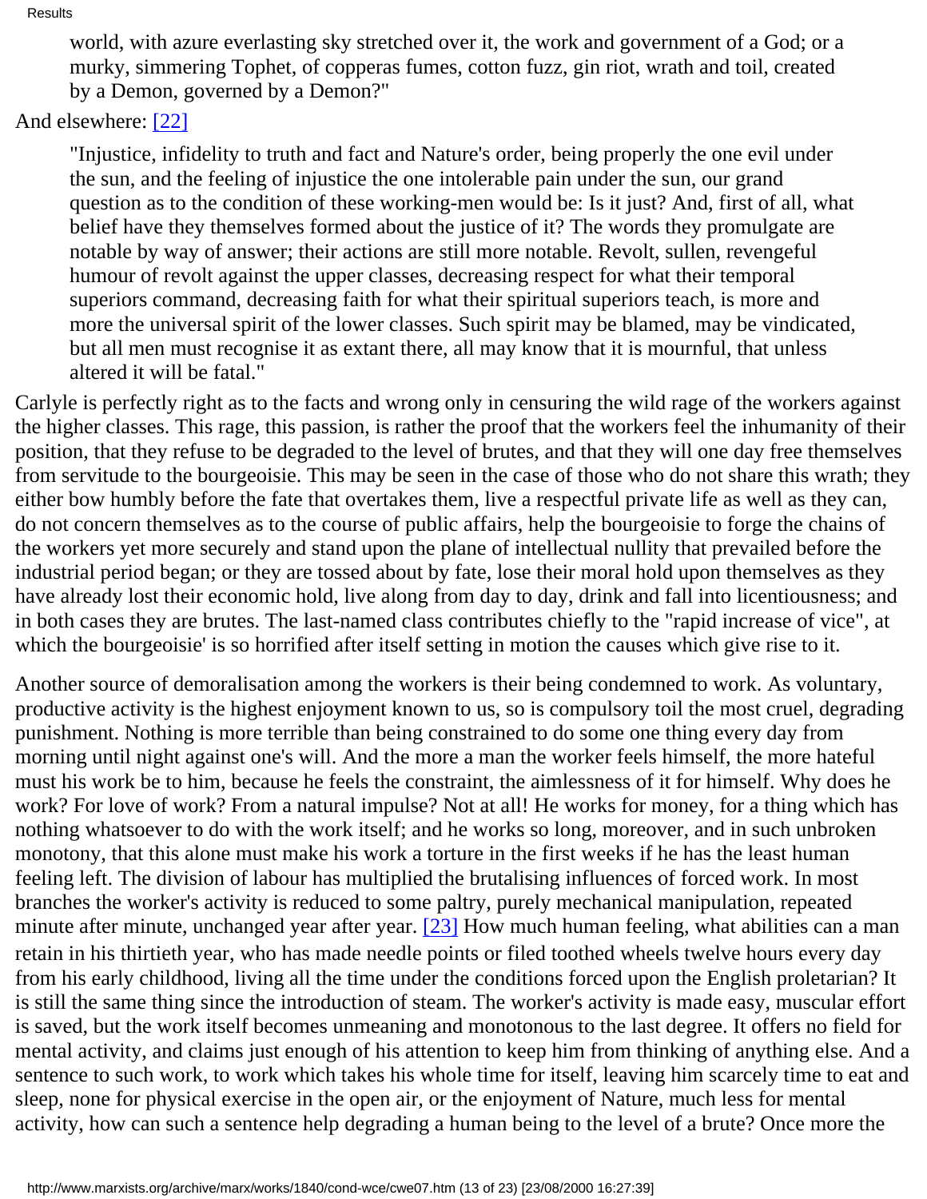> world, with azure everlasting sky stretched over it, the work and government of a God; or a murky, simmering Tophet, of copperas fumes, cotton fuzz, gin riot, wrath and toil, created by a Demon, governed by a Demon?"

And elsewhere: [22]

> "Injustice, infidelity to truth and fact and Nature's order, being properly the one evil under the sun, and the feeling of injustice the one intolerable pain under the sun, our grand question as to the condition of these working-men would be: Is it just? And, first of all, what belief have they themselves formed about the justice of it? The words they promulgate are notable by way of answer; their actions are still more notable. Revolt, sullen, revengeful humour of revolt against the upper classes, decreasing respect for what their temporal superiors command, decreasing faith for what their spiritual superiors teach, is more and more the universal spirit of the lower classes. Such spirit may be blamed, may be vindicated, but all men must recognise it as extant there, all may know that it is mournful, that unless altered it will be fatal."

Carlyle is perfectly right as to the facts and wrong only in censuring the wild rage of the workers against the higher classes. This rage, this passion, is rather the proof that the workers feel the inhumanity of their position, that they refuse to be degraded to the level of brutes, and that they will one day free themselves from servitude to the bourgeoisie. This may be seen in the case of those who do not share this wrath; they either bow humbly before the fate that overtakes them, live a respectful private life as well as they can, do not concern themselves as to the course of public affairs, help the bourgeoisie to forge the chains of the workers yet more securely and stand upon the plane of intellectual nullity that prevailed before the industrial period began; or they are tossed about by fate, lose their moral hold upon themselves as they have already lost their economic hold, live along from day to day, drink and fall into licentiousness; and in both cases they are brutes. The last-named class contributes chiefly to the "rapid increase of vice", at which the bourgeoisie' is so horrified after itself setting in motion the causes which give rise to it.

Another source of demoralisation among the workers is their being condemned to work. As voluntary, productive activity is the highest enjoyment known to us, so is compulsory toil the most cruel, degrading punishment. Nothing is more terrible than being constrained to do some one thing every day from morning until night against one's will. And the more a man the worker feels himself, the more hateful must his work be to him, because he feels the constraint, the aimlessness of it for himself. Why does he work? For love of work? From a natural impulse? Not at all! He works for money, for a thing which has nothing whatsoever to do with the work itself; and he works so long, moreover, and in such unbroken monotony, that this alone must make his work a torture in the first weeks if he has the least human feeling left. The division of labour has multiplied the brutalising influences of forced work. In most branches the worker's activity is reduced to some paltry, purely mechanical manipulation, repeated minute after minute, unchanged year after year. [23] How much human feeling, what abilities can a man retain in his thirtieth year, who has made needle points or filed toothed wheels twelve hours every day from his early childhood, living all the time under the conditions forced upon the English proletarian? It is still the same thing since the introduction of steam. The worker's activity is made easy, muscular effort is saved, but the work itself becomes unmeaning and monotonous to the last degree. It offers no field for mental activity, and claims just enough of his attention to keep him from thinking of anything else. And a sentence to such work, to work which takes his whole time for itself, leaving him scarcely time to eat and sleep, none for physical exercise in the open air, or the enjoyment of Nature, much less for mental activity, how can such a sentence help degrading a human being to the level of a brute? Once more the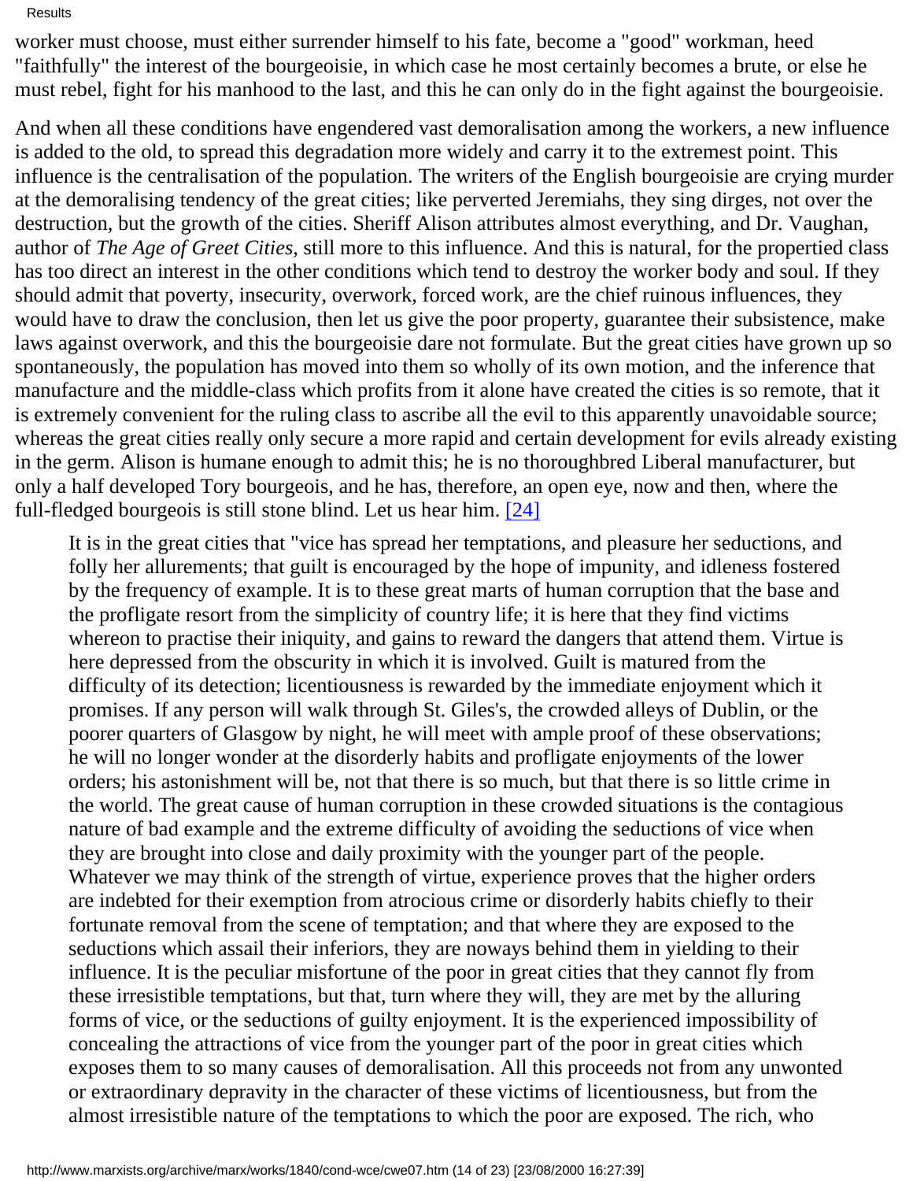worker must choose, must either surrender himself to his fate, become a "good" workman, heed "faithfully" the interest of the bourgeoisie, in which case he most certainly becomes a brute, or else he must rebel, fight for his manhood to the last, and this he can only do in the fight against the bourgeoisie.

And when all these conditions have engendered vast demoralisation among the workers, a new influence is added to the old, to spread this degradation more widely and carry it to the extremest point. This influence is the centralisation of the population. The writers of the English bourgeoisie are crying murder at the demoralising tendency of the great cities; like perverted Jeremiahs, they sing dirges, not over the destruction, but the growth of the cities. Sheriff Alison attributes almost everything, and Dr. Vaughan, author of *The Age of Greet Cities*, still more to this influence. And this is natural, for the propertied class has too direct an interest in the other conditions which tend to destroy the worker body and soul. If they should admit that poverty, insecurity, overwork, forced work, are the chief ruinous influences, they would have to draw the conclusion, then let us give the poor property, guarantee their subsistence, make laws against overwork, and this the bourgeoisie dare not formulate. But the great cities have grown up so spontaneously, the population has moved into them so wholly of its own motion, and the inference that manufacture and the middle-class which profits from it alone have created the cities is so remote, that it is extremely convenient for the ruling class to ascribe all the evil to this apparently unavoidable source; whereas the great cities really only secure a more rapid and certain development for evils already existing in the germ. Alison is humane enough to admit this; he is no thoroughbred Liberal manufacturer, but only a half developed Tory bourgeois, and he has, therefore, an open eye, now and then, where the full-fledged bourgeois is still stone blind. Let us hear him. [24]

> It is in the great cities that "vice has spread her temptations, and pleasure her seductions, and folly her allurements; that guilt is encouraged by the hope of impunity, and idleness fostered by the frequency of example. It is to these great marts of human corruption that the base and the profligate resort from the simplicity of country life; it is here that they find victims whereon to practise their iniquity, and gains to reward the dangers that attend them. Virtue is here depressed from the obscurity in which it is involved. Guilt is matured from the difficulty of its detection; licentiousness is rewarded by the immediate enjoyment which it promises. If any person will walk through St. Giles's, the crowded alleys of Dublin, or the poorer quarters of Glasgow by night, he will meet with ample proof of these observations; he will no longer wonder at the disorderly habits and profligate enjoyments of the lower orders; his astonishment will be, not that there is so much, but that there is so little crime in the world. The great cause of human corruption in these crowded situations is the contagious nature of bad example and the extreme difficulty of avoiding the seductions of vice when they are brought into close and daily proximity with the younger part of the people. Whatever we may think of the strength of virtue, experience proves that the higher orders are indebted for their exemption from atrocious crime or disorderly habits chiefly to their fortunate removal from the scene of temptation; and that where they are exposed to the seductions which assail their inferiors, they are noways behind them in yielding to their influence. It is the peculiar misfortune of the poor in great cities that they cannot fly from these irresistible temptations, but that, turn where they will, they are met by the alluring forms of vice, or the seductions of guilty enjoyment. It is the experienced impossibility of concealing the attractions of vice from the younger part of the poor in great cities which exposes them to so many causes of demoralisation. All this proceeds not from any unwonted or extraordinary depravity in the character of these victims of licentiousness, but from the almost irresistible nature of the temptations to which the poor are exposed. The rich, who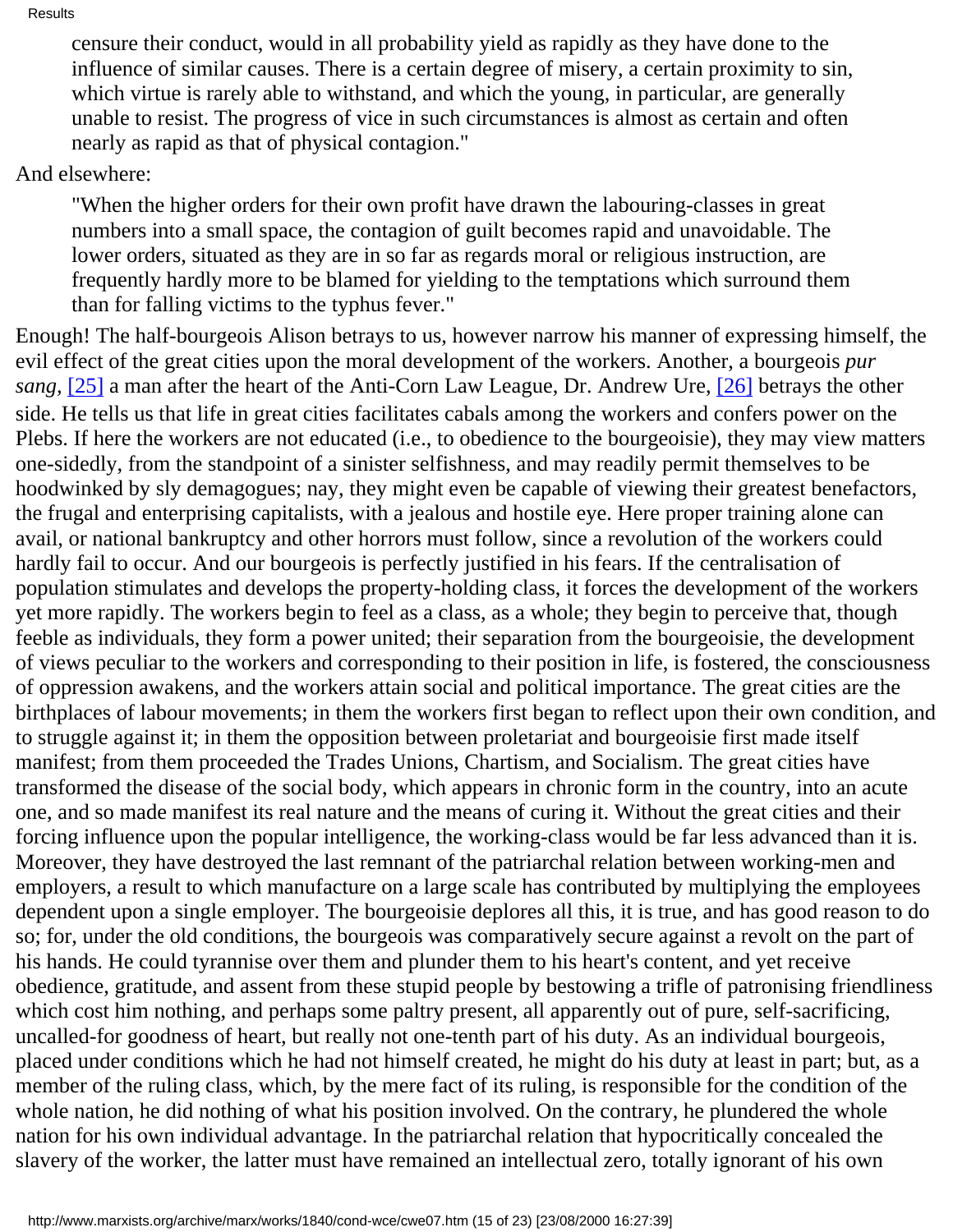> censure their conduct, would in all probability yield as rapidly as they have done to the influence of similar causes. There is a certain degree of misery, a certain proximity to sin, which virtue is rarely able to withstand, and which the young, in particular, are generally unable to resist. The progress of vice in such circumstances is almost as certain and often nearly as rapid as that of physical contagion."

And elsewhere:

> "When the higher orders for their own profit have drawn the labouring-classes in great numbers into a small space, the contagion of guilt becomes rapid and unavoidable. The lower orders, situated as they are in so far as regards moral or religious instruction, are frequently hardly more to be blamed for yielding to the temptations which surround them than for falling victims to the typhus fever."

Enough! The half-bourgeois Alison betrays to us, however narrow his manner of expressing himself, the evil effect of the great cities upon the moral development of the workers. Another, a bourgeois *pur sang,* [25] a man after the heart of the Anti-Corn Law League, Dr. Andrew Ure, [26] betrays the other side. He tells us that life in great cities facilitates cabals among the workers and confers power on the Plebs. If here the workers are not educated (i.e., to obedience to the bourgeoisie), they may view matters one-sidedly, from the standpoint of a sinister selfishness, and may readily permit themselves to be hoodwinked by sly demagogues; nay, they might even be capable of viewing their greatest benefactors, the frugal and enterprising capitalists, with a jealous and hostile eye. Here proper training alone can avail, or national bankruptcy and other horrors must follow, since a revolution of the workers could hardly fail to occur. And our bourgeois is perfectly justified in his fears. If the centralisation of population stimulates and develops the property-holding class, it forces the development of the workers yet more rapidly. The workers begin to feel as a class, as a whole; they begin to perceive that, though feeble as individuals, they form a power united; their separation from the bourgeoisie, the development of views peculiar to the workers and corresponding to their position in life, is fostered, the consciousness of oppression awakens, and the workers attain social and political importance. The great cities are the birthplaces of labour movements; in them the workers first began to reflect upon their own condition, and to struggle against it; in them the opposition between proletariat and bourgeoisie first made itself manifest; from them proceeded the Trades Unions, Chartism, and Socialism. The great cities have transformed the disease of the social body, which appears in chronic form in the country, into an acute one, and so made manifest its real nature and the means of curing it. Without the great cities and their forcing influence upon the popular intelligence, the working-class would be far less advanced than it is. Moreover, they have destroyed the last remnant of the patriarchal relation between working-men and employers, a result to which manufacture on a large scale has contributed by multiplying the employees dependent upon a single employer. The bourgeoisie deplores all this, it is true, and has good reason to do so; for, under the old conditions, the bourgeois was comparatively secure against a revolt on the part of his hands. He could tyrannise over them and plunder them to his heart's content, and yet receive obedience, gratitude, and assent from these stupid people by bestowing a trifle of patronising friendliness which cost him nothing, and perhaps some paltry present, all apparently out of pure, self-sacrificing, uncalled-for goodness of heart, but really not one-tenth part of his duty. As an individual bourgeois, placed under conditions which he had not himself created, he might do his duty at least in part; but, as a member of the ruling class, which, by the mere fact of its ruling, is responsible for the condition of the whole nation, he did nothing of what his position involved. On the contrary, he plundered the whole nation for his own individual advantage. In the patriarchal relation that hypocritically concealed the slavery of the worker, the latter must have remained an intellectual zero, totally ignorant of his own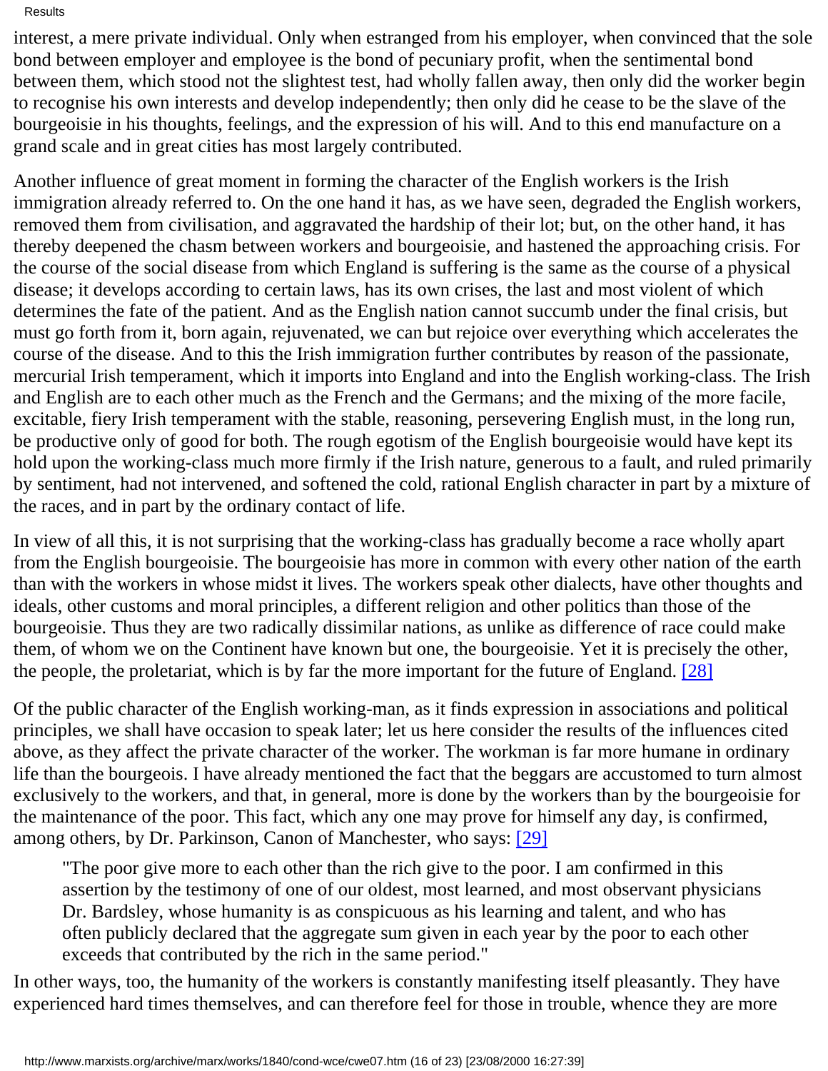interest, a mere private individual. Only when estranged from his employer, when convinced that the sole bond between employer and employee is the bond of pecuniary profit, when the sentimental bond between them, which stood not the slightest test, had wholly fallen away, then only did the worker begin to recognise his own interests and develop independently; then only did he cease to be the slave of the bourgeoisie in his thoughts, feelings, and the expression of his will. And to this end manufacture on a grand scale and in great cities has most largely contributed.

Another influence of great moment in forming the character of the English workers is the Irish immigration already referred to. On the one hand it has, as we have seen, degraded the English workers, removed them from civilisation, and aggravated the hardship of their lot; but, on the other hand, it has thereby deepened the chasm between workers and bourgeoisie, and hastened the approaching crisis. For the course of the social disease from which England is suffering is the same as the course of a physical disease; it develops according to certain laws, has its own crises, the last and most violent of which determines the fate of the patient. And as the English nation cannot succumb under the final crisis, but must go forth from it, born again, rejuvenated, we can but rejoice over everything which accelerates the course of the disease. And to this the Irish immigration further contributes by reason of the passionate, mercurial Irish temperament, which it imports into England and into the English working-class. The Irish and English are to each other much as the French and the Germans; and the mixing of the more facile, excitable, fiery Irish temperament with the stable, reasoning, persevering English must, in the long run, be productive only of good for both. The rough egotism of the English bourgeoisie would have kept its hold upon the working-class much more firmly if the Irish nature, generous to a fault, and ruled primarily by sentiment, had not intervened, and softened the cold, rational English character in part by a mixture of the races, and in part by the ordinary contact of life.

In view of all this, it is not surprising that the working-class has gradually become a race wholly apart from the English bourgeoisie. The bourgeoisie has more in common with every other nation of the earth than with the workers in whose midst it lives. The workers speak other dialects, have other thoughts and ideals, other customs and moral principles, a different religion and other politics than those of the bourgeoisie. Thus they are two radically dissimilar nations, as unlike as difference of race could make them, of whom we on the Continent have known but one, the bourgeoisie. Yet it is precisely the other, the people, the proletariat, which is by far the more important for the future of England. [28]

Of the public character of the English working-man, as it finds expression in associations and political principles, we shall have occasion to speak later; let us here consider the results of the influences cited above, as they affect the private character of the worker. The workman is far more humane in ordinary life than the bourgeois. I have already mentioned the fact that the beggars are accustomed to turn almost exclusively to the workers, and that, in general, more is done by the workers than by the bourgeoisie for the maintenance of the poor. This fact, which any one may prove for himself any day, is confirmed, among others, by Dr. Parkinson, Canon of Manchester, who says: [29]

> "The poor give more to each other than the rich give to the poor. I am confirmed in this assertion by the testimony of one of our oldest, most learned, and most observant physicians Dr. Bardsley, whose humanity is as conspicuous as his learning and talent, and who has often publicly declared that the aggregate sum given in each year by the poor to each other exceeds that contributed by the rich in the same period."

In other ways, too, the humanity of the workers is constantly manifesting itself pleasantly. They have experienced hard times themselves, and can therefore feel for those in trouble, whence they are more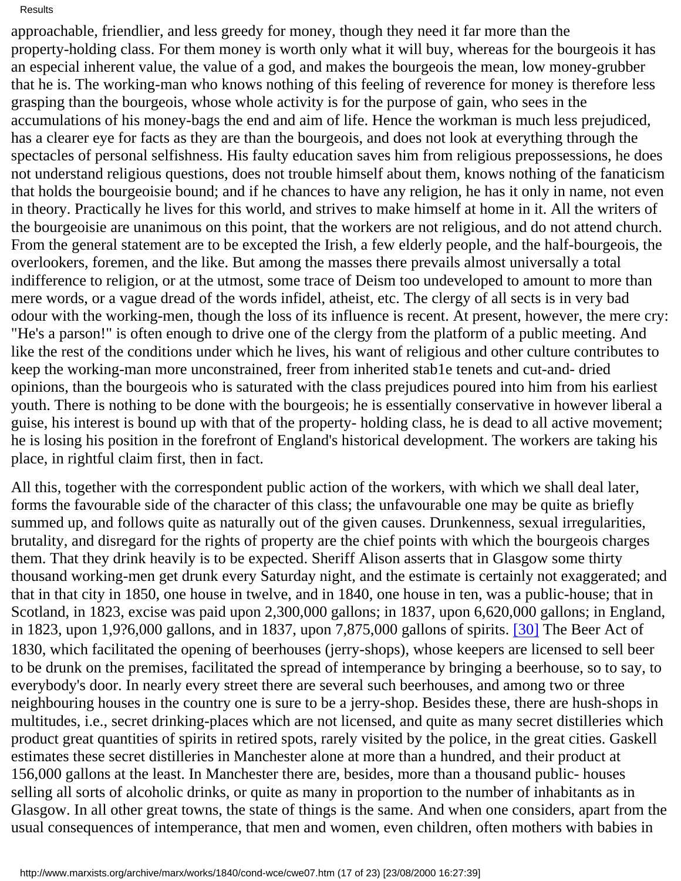approachable, friendlier, and less greedy for money, though they need it far more than the property-holding class. For them money is worth only what it will buy, whereas for the bourgeois it has an especial inherent value, the value of a god, and makes the bourgeois the mean, low money-grubber that he is. The working-man who knows nothing of this feeling of reverence for money is therefore less grasping than the bourgeois, whose whole activity is for the purpose of gain, who sees in the accumulations of his money-bags the end and aim of life. Hence the workman is much less prejudiced, has a clearer eye for facts as they are than the bourgeois, and does not look at everything through the spectacles of personal selfishness. His faulty education saves him from religious prepossessions, he does not understand religious questions, does not trouble himself about them, knows nothing of the fanaticism that holds the bourgeoisie bound; and if he chances to have any religion, he has it only in name, not even in theory. Practically he lives for this world, and strives to make himself at home in it. All the writers of the bourgeoisie are unanimous on this point, that the workers are not religious, and do not attend church. From the general statement are to be excepted the Irish, a few elderly people, and the half-bourgeois, the overlookers, foremen, and the like. But among the masses there prevails almost universally a total indifference to religion, or at the utmost, some trace of Deism too undeveloped to amount to more than mere words, or a vague dread of the words infidel, atheist, etc. The clergy of all sects is in very bad odour with the working-men, though the loss of its influence is recent. At present, however, the mere cry: "He's a parson!" is often enough to drive one of the clergy from the platform of a public meeting. And like the rest of the conditions under which he lives, his want of religious and other culture contributes to keep the working-man more unconstrained, freer from inherited stab1e tenets and cut-and- dried opinions, than the bourgeois who is saturated with the class prejudices poured into him from his earliest youth. There is nothing to be done with the bourgeois; he is essentially conservative in however liberal a guise, his interest is bound up with that of the property- holding class, he is dead to all active movement; he is losing his position in the forefront of England's historical development. The workers are taking his place, in rightful claim first, then in fact.

All this, together with the correspondent public action of the workers, with which we shall deal later, forms the favourable side of the character of this class; the unfavourable one may be quite as briefly summed up, and follows quite as naturally out of the given causes. Drunkenness, sexual irregularities, brutality, and disregard for the rights of property are the chief points with which the bourgeois charges them. That they drink heavily is to be expected. Sheriff Alison asserts that in Glasgow some thirty thousand working-men get drunk every Saturday night, and the estimate is certainly not exaggerated; and that in that city in 1850, one house in twelve, and in 1840, one house in ten, was a public-house; that in Scotland, in 1823, excise was paid upon 2,300,000 gallons; in 1837, upon 6,620,000 gallons; in England, in 1823, upon 1,9?6,000 gallons, and in 1837, upon 7,875,000 gallons of spirits. [30] The Beer Act of 1830, which facilitated the opening of beerhouses (jerry-shops), whose keepers are licensed to sell beer to be drunk on the premises, facilitated the spread of intemperance by bringing a beerhouse, so to say, to everybody's door. In nearly every street there are several such beerhouses, and among two or three neighbouring houses in the country one is sure to be a jerry-shop. Besides these, there are hush-shops in multitudes, i.e., secret drinking-places which are not licensed, and quite as many secret distilleries which product great quantities of spirits in retired spots, rarely visited by the police, in the great cities. Gaskell estimates these secret distilleries in Manchester alone at more than a hundred, and their product at 156,000 gallons at the least. In Manchester there are, besides, more than a thousand public- houses selling all sorts of alcoholic drinks, or quite as many in proportion to the number of inhabitants as in Glasgow. In all other great towns, the state of things is the same. And when one considers, apart from the usual consequences of intemperance, that men and women, even children, often mothers with babies in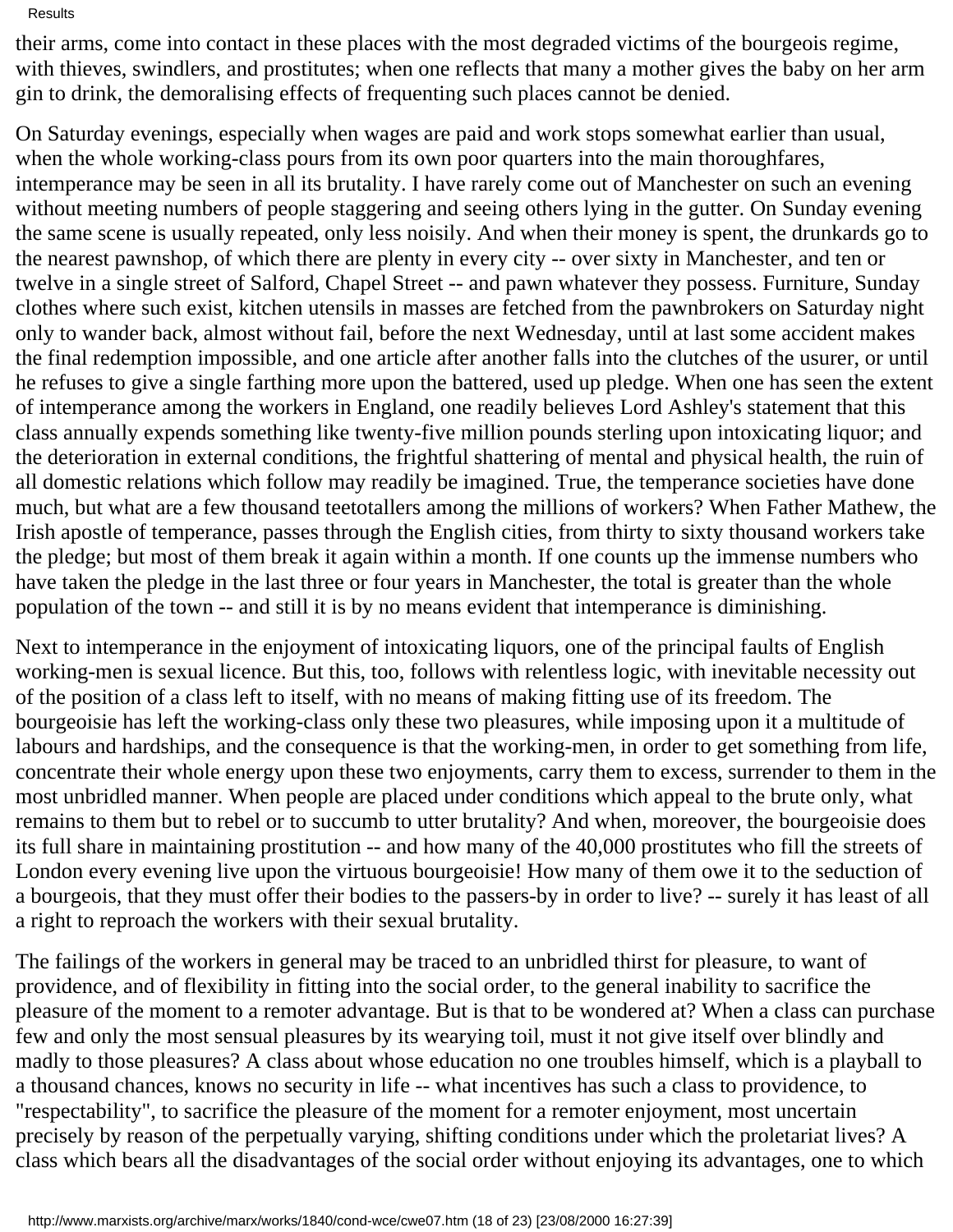their arms, come into contact in these places with the most degraded victims of the bourgeois regime, with thieves, swindlers, and prostitutes; when one reflects that many a mother gives the baby on her arm gin to drink, the demoralising effects of frequenting such places cannot be denied.

On Saturday evenings, especially when wages are paid and work stops somewhat earlier than usual, when the whole working-class pours from its own poor quarters into the main thoroughfares, intemperance may be seen in all its brutality. I have rarely come out of Manchester on such an evening without meeting numbers of people staggering and seeing others lying in the gutter. On Sunday evening the same scene is usually repeated, only less noisily. And when their money is spent, the drunkards go to the nearest pawnshop, of which there are plenty in every city -- over sixty in Manchester, and ten or twelve in a single street of Salford, Chapel Street -- and pawn whatever they possess. Furniture, Sunday clothes where such exist, kitchen utensils in masses are fetched from the pawnbrokers on Saturday night only to wander back, almost without fail, before the next Wednesday, until at last some accident makes the final redemption impossible, and one article after another falls into the clutches of the usurer, or until he refuses to give a single farthing more upon the battered, used up pledge. When one has seen the extent of intemperance among the workers in England, one readily believes Lord Ashley's statement that this class annually expends something like twenty-five million pounds sterling upon intoxicating liquor; and the deterioration in external conditions, the frightful shattering of mental and physical health, the ruin of all domestic relations which follow may readily be imagined. True, the temperance societies have done much, but what are a few thousand teetotallers among the millions of workers? When Father Mathew, the Irish apostle of temperance, passes through the English cities, from thirty to sixty thousand workers take the pledge; but most of them break it again within a month. If one counts up the immense numbers who have taken the pledge in the last three or four years in Manchester, the total is greater than the whole population of the town -- and still it is by no means evident that intemperance is diminishing.

Next to intemperance in the enjoyment of intoxicating liquors, one of the principal faults of English working-men is sexual licence. But this, too, follows with relentless logic, with inevitable necessity out of the position of a class left to itself, with no means of making fitting use of its freedom. The bourgeoisie has left the working-class only these two pleasures, while imposing upon it a multitude of labours and hardships, and the consequence is that the working-men, in order to get something from life, concentrate their whole energy upon these two enjoyments, carry them to excess, surrender to them in the most unbridled manner. When people are placed under conditions which appeal to the brute only, what remains to them but to rebel or to succumb to utter brutality? And when, moreover, the bourgeoisie does its full share in maintaining prostitution -- and how many of the 40,000 prostitutes who fill the streets of London every evening live upon the virtuous bourgeoisie! How many of them owe it to the seduction of a bourgeois, that they must offer their bodies to the passers-by in order to live? -- surely it has least of all a right to reproach the workers with their sexual brutality.

The failings of the workers in general may be traced to an unbridled thirst for pleasure, to want of providence, and of flexibility in fitting into the social order, to the general inability to sacrifice the pleasure of the moment to a remoter advantage. But is that to be wondered at? When a class can purchase few and only the most sensual pleasures by its wearying toil, must it not give itself over blindly and madly to those pleasures? A class about whose education no one troubles himself, which is a playball to a thousand chances, knows no security in life -- what incentives has such a class to providence, to "respectability", to sacrifice the pleasure of the moment for a remoter enjoyment, most uncertain precisely by reason of the perpetually varying, shifting conditions under which the proletariat lives? A class which bears all the disadvantages of the social order without enjoying its advantages, one to which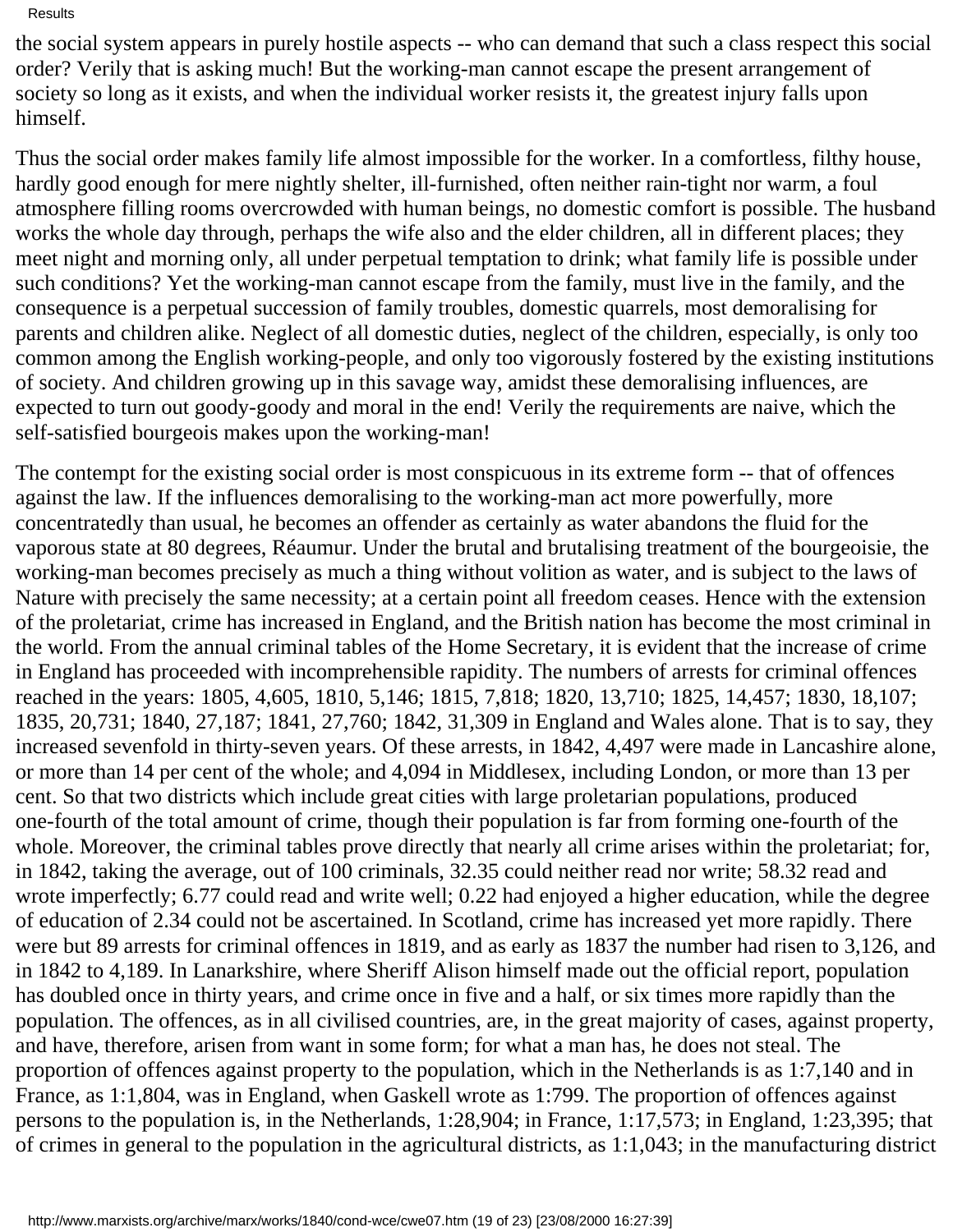the social system appears in purely hostile aspects -- who can demand that such a class respect this social order? Verily that is asking much! But the working-man cannot escape the present arrangement of society so long as it exists, and when the individual worker resists it, the greatest injury falls upon himself.

Thus the social order makes family life almost impossible for the worker. In a comfortless, filthy house, hardly good enough for mere nightly shelter, ill-furnished, often neither rain-tight nor warm, a foul atmosphere filling rooms overcrowded with human beings, no domestic comfort is possible. The husband works the whole day through, perhaps the wife also and the elder children, all in different places; they meet night and morning only, all under perpetual temptation to drink; what family life is possible under such conditions? Yet the working-man cannot escape from the family, must live in the family, and the consequence is a perpetual succession of family troubles, domestic quarrels, most demoralising for parents and children alike. Neglect of all domestic duties, neglect of the children, especially, is only too common among the English working-people, and only too vigorously fostered by the existing institutions of society. And children growing up in this savage way, amidst these demoralising influences, are expected to turn out goody-goody and moral in the end! Verily the requirements are naive, which the self-satisfied bourgeois makes upon the working-man!

The contempt for the existing social order is most conspicuous in its extreme form -- that of offences against the law. If the influences demoralising to the working-man act more powerfully, more concentratedly than usual, he becomes an offender as certainly as water abandons the fluid for the vaporous state at 80 degrees, Réaumur. Under the brutal and brutalising treatment of the bourgeoisie, the working-man becomes precisely as much a thing without volition as water, and is subject to the laws of Nature with precisely the same necessity; at a certain point all freedom ceases. Hence with the extension of the proletariat, crime has increased in England, and the British nation has become the most criminal in the world. From the annual criminal tables of the Home Secretary, it is evident that the increase of crime in England has proceeded with incomprehensible rapidity. The numbers of arrests for criminal offences reached in the years: 1805, 4,605, 1810, 5,146; 1815, 7,818; 1820, 13,710; 1825, 14,457; 1830, 18,107; 1835, 20,731; 1840, 27,187; 1841, 27,760; 1842, 31,309 in England and Wales alone. That is to say, they increased sevenfold in thirty-seven years. Of these arrests, in 1842, 4,497 were made in Lancashire alone, or more than 14 per cent of the whole; and 4,094 in Middlesex, including London, or more than 13 per cent. So that two districts which include great cities with large proletarian populations, produced one-fourth of the total amount of crime, though their population is far from forming one-fourth of the whole. Moreover, the criminal tables prove directly that nearly all crime arises within the proletariat; for, in 1842, taking the average, out of 100 criminals, 32.35 could neither read nor write; 58.32 read and wrote imperfectly; 6.77 could read and write well; 0.22 had enjoyed a higher education, while the degree of education of 2.34 could not be ascertained. In Scotland, crime has increased yet more rapidly. There were but 89 arrests for criminal offences in 1819, and as early as 1837 the number had risen to 3,126, and in 1842 to 4,189. In Lanarkshire, where Sheriff Alison himself made out the official report, population has doubled once in thirty years, and crime once in five and a half, or six times more rapidly than the population. The offences, as in all civilised countries, are, in the great majority of cases, against property, and have, therefore, arisen from want in some form; for what a man has, he does not steal. The proportion of offences against property to the population, which in the Netherlands is as 1:7,140 and in France, as 1:1,804, was in England, when Gaskell wrote as 1:799. The proportion of offences against persons to the population is, in the Netherlands, 1:28,904; in France, 1:17,573; in England, 1:23,395; that of crimes in general to the population in the agricultural districts, as 1:1,043; in the manufacturing district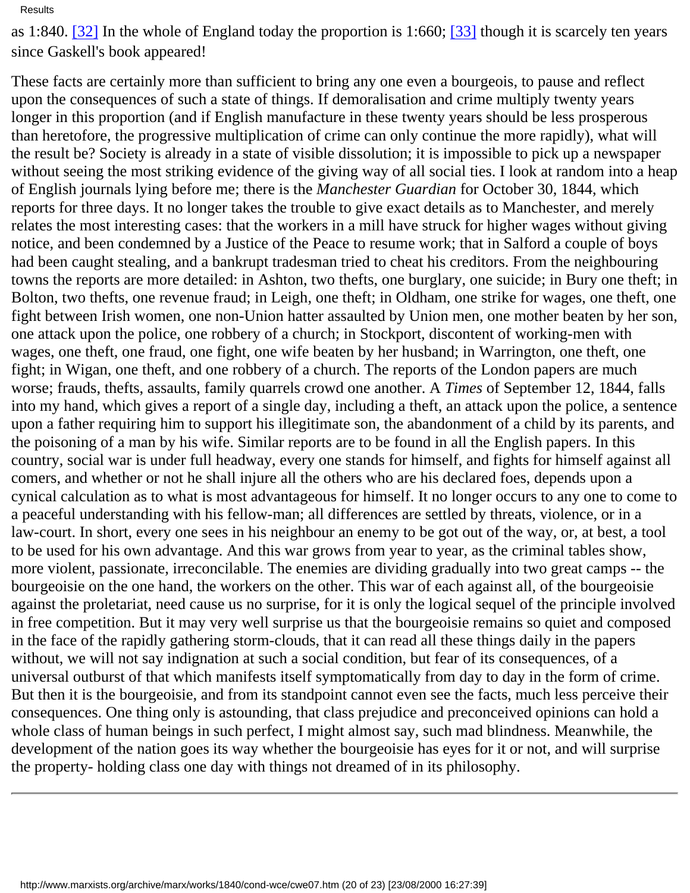as 1:840. [32] In the whole of England today the proportion is 1:660; [33] though it is scarcely ten years since Gaskell's book appeared!

These facts are certainly more than sufficient to bring any one even a bourgeois, to pause and reflect upon the consequences of such a state of things. If demoralisation and crime multiply twenty years longer in this proportion (and if English manufacture in these twenty years should be less prosperous than heretofore, the progressive multiplication of crime can only continue the more rapidly), what will the result be? Society is already in a state of visible dissolution; it is impossible to pick up a newspaper without seeing the most striking evidence of the giving way of all social ties. I look at random into a heap of English journals lying before me; there is the *Manchester Guardian* for October 30, 1844, which reports for three days. It no longer takes the trouble to give exact details as to Manchester, and merely relates the most interesting cases: that the workers in a mill have struck for higher wages without giving notice, and been condemned by a Justice of the Peace to resume work; that in Salford a couple of boys had been caught stealing, and a bankrupt tradesman tried to cheat his creditors. From the neighbouring towns the reports are more detailed: in Ashton, two thefts, one burglary, one suicide; in Bury one theft; in Bolton, two thefts, one revenue fraud; in Leigh, one theft; in Oldham, one strike for wages, one theft, one fight between Irish women, one non-Union hatter assaulted by Union men, one mother beaten by her son, one attack upon the police, one robbery of a church; in Stockport, discontent of working-men with wages, one theft, one fraud, one fight, one wife beaten by her husband; in Warrington, one theft, one fight; in Wigan, one theft, and one robbery of a church. The reports of the London papers are much worse; frauds, thefts, assaults, family quarrels crowd one another. A *Times* of September 12, 1844, falls into my hand, which gives a report of a single day, including a theft, an attack upon the police, a sentence upon a father requiring him to support his illegitimate son, the abandonment of a child by its parents, and the poisoning of a man by his wife. Similar reports are to be found in all the English papers. In this country, social war is under full headway, every one stands for himself, and fights for himself against all comers, and whether or not he shall injure all the others who are his declared foes, depends upon a cynical calculation as to what is most advantageous for himself. It no longer occurs to any one to come to a peaceful understanding with his fellow-man; all differences are settled by threats, violence, or in a law-court. In short, every one sees in his neighbour an enemy to be got out of the way, or, at best, a tool to be used for his own advantage. And this war grows from year to year, as the criminal tables show, more violent, passionate, irreconcilable. The enemies are dividing gradually into two great camps -- the bourgeoisie on the one hand, the workers on the other. This war of each against all, of the bourgeoisie against the proletariat, need cause us no surprise, for it is only the logical sequel of the principle involved in free competition. But it may very well surprise us that the bourgeoisie remains so quiet and composed in the face of the rapidly gathering storm-clouds, that it can read all these things daily in the papers without, we will not say indignation at such a social condition, but fear of its consequences, of a universal outburst of that which manifests itself symptomatically from day to day in the form of crime. But then it is the bourgeoisie, and from its standpoint cannot even see the facts, much less perceive their consequences. One thing only is astounding, that class prejudice and preconceived opinions can hold a whole class of human beings in such perfect, I might almost say, such mad blindness. Meanwhile, the development of the nation goes its way whether the bourgeoisie has eyes for it or not, and will surprise the property- holding class one day with things not dreamed of in its philosophy.

---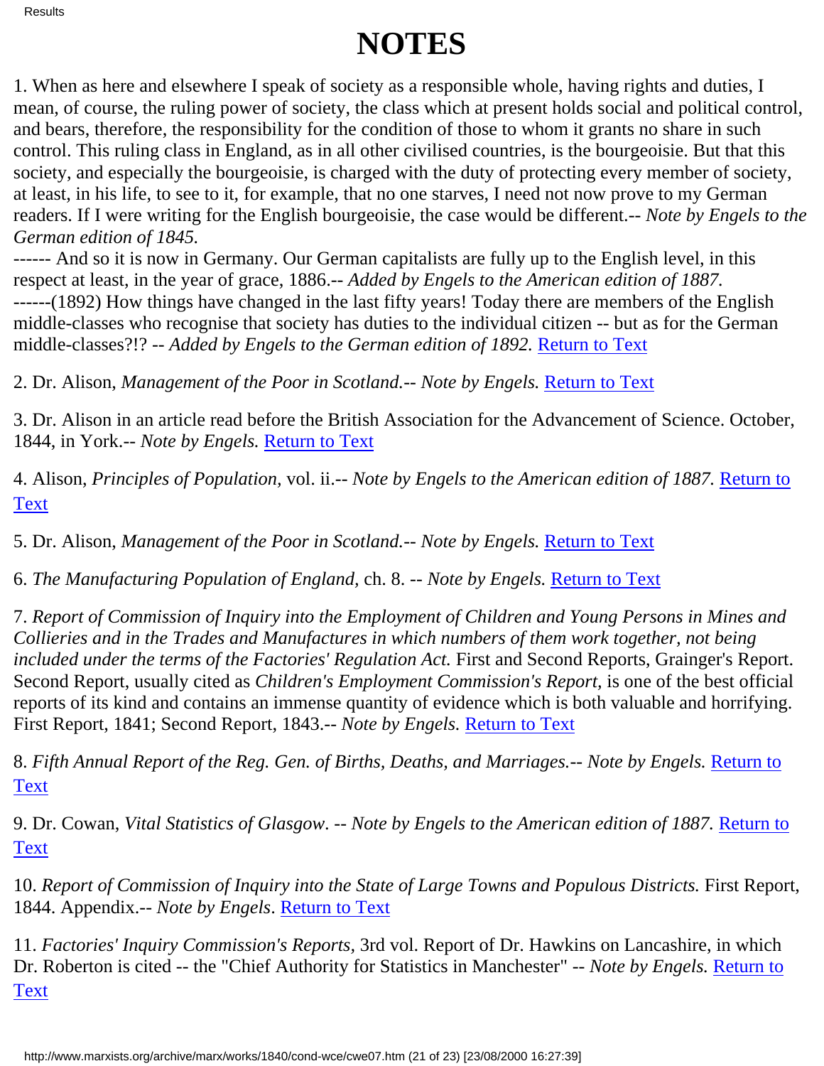# NOTES

1. When as here and elsewhere I speak of society as a responsible whole, having rights and duties, I mean, of course, the ruling power of society, the class which at present holds social and political control, and bears, therefore, the responsibility for the condition of those to whom it grants no share in such control. This ruling class in England, as in all other civilised countries, is the bourgeoisie. But that this society, and especially the bourgeoisie, is charged with the duty of protecting every member of society, at least, in his life, to see to it, for example, that no one starves, I need not now prove to my German readers. If I were writing for the English bourgeoisie, the case would be different.-- *Note by Engels to the German edition of 1845.*
------ And so it is now in Germany. Our German capitalists are fully up to the English level, in this respect at least, in the year of grace, 1886.-- *Added by Engels to the American edition of 1887.*
------(1892) How things have changed in the last fifty years! Today there are members of the English middle-classes who recognise that society has duties to the individual citizen -- but as for the German middle-classes?!? -- *Added by Engels to the German edition of 1892.* Return to Text

2. Dr. Alison, *Management of the Poor in Scotland.-- Note by Engels.* Return to Text

3. Dr. Alison in an article read before the British Association for the Advancement of Science. October, 1844, in York.-- *Note by Engels.* Return to Text

4. Alison, *Principles of Population,* vol. ii.-- *Note by Engels to the American edition of 1887.* Return to Text

5. Dr. Alison, *Management of the Poor in Scotland.-- Note by Engels.* Return to Text

6. *The Manufacturing Population of England,* ch. 8. -- *Note by Engels.* Return to Text

7. *Report of Commission of Inquiry into the Employment of Children and Young Persons in Mines and Collieries and in the Trades and Manufactures in which numbers of them work together, not being included under the terms of the Factories' Regulation Act.* First and Second Reports, Grainger's Report. Second Report, usually cited as *Children's Employment Commission's Report,* is one of the best official reports of its kind and contains an immense quantity of evidence which is both valuable and horrifying. First Report, 1841; Second Report, 1843.-- *Note by Engels.* Return to Text

8. *Fifth Annual Report of the Reg. Gen. of Births, Deaths, and Marriages.-- Note by Engels.* Return to Text

9. Dr. Cowan, *Vital Statistics of Glasgow*. -- *Note by Engels to the American edition of 1887.* Return to Text

10. *Report of Commission of Inquiry into the State of Large Towns and Populous Districts.* First Report, 1844. Appendix.-- *Note by Engels*. Return to Text

11. *Factories' Inquiry Commission's Reports,* 3rd vol. Report of Dr. Hawkins on Lancashire, in which Dr. Roberton is cited -- the "Chief Authority for Statistics in Manchester" -- *Note by Engels.* Return to Text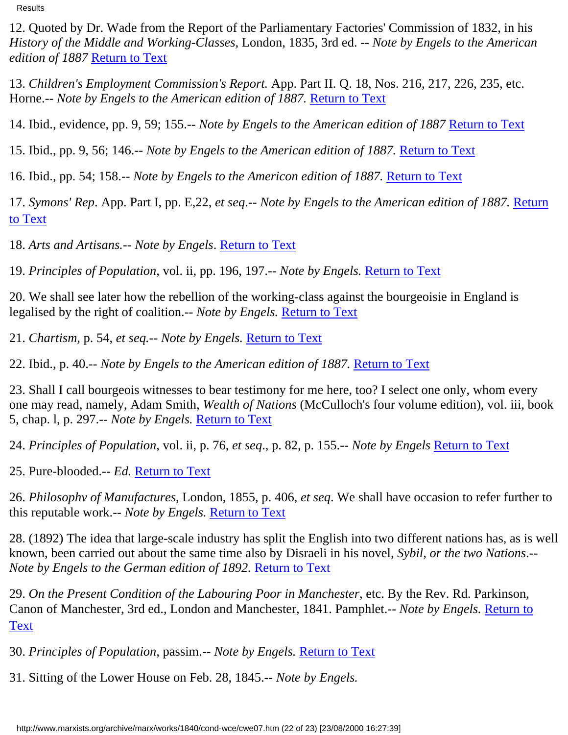12. Quoted by Dr. Wade from the Report of the Parliamentary Factories' Commission of 1832, in his *History of the Middle and Working-Classes*, London, 1835, 3rd ed. -- *Note by Engels to the American edition of 1887* Return to Text

13. *Children's Employment Commission's Report.* App. Part II. Q. 18, Nos. 216, 217, 226, 235, etc. Horne.-- *Note by Engels to the American edition of 1887.* Return to Text

14. Ibid., evidence, pp. 9, 59; 155.-- *Note by Engels to the American edition of 1887* Return to Text

15. Ibid., pp. 9, 56; 146.-- *Note by Engels to the American edition of 1887.* Return to Text

16. Ibid., pp. 54; 158.-- *Note by Engels to the Americon edition of 1887.* Return to Text

17. *Symons' Rep.* App. Part I, pp. E,22, *et seq*.-- *Note by Engels to the American edition of 1887.* Return to Text

18. *Arts and Artisans.*-- *Note by Engels*. Return to Text

19. *Principles of Population,* vol. ii, pp. 196, 197.-- *Note by Engels.* Return to Text

20. We shall see later how the rebellion of the working-class against the bourgeoisie in England is legalised by the right of coalition.-- *Note by Engels.* Return to Text

21. *Chartism,* p. 54, *et seq.*-- *Note by Engels.* Return to Text

22. Ibid., p. 40.-- *Note by Engels to the American edition of 1887.* Return to Text

23. Shall I call bourgeois witnesses to bear testimony for me here, too? I select one only, whom every one may read, namely, Adam Smith, *Wealth of Nations* (McCulloch's four volume edition), vol. iii, book 5, chap. l, p. 297.-- *Note by Engels.* Return to Text

24. *Principles of Population*, vol. ii, p. 76, *et seq*., p. 82, p. 155.-- *Note by Engels* Return to Text

25. Pure-blooded.-- *Ed.* Return to Text

26. *Philosophv of Manufactures*, London, 1855, p. 406, *et seq*. We shall have occasion to refer further to this reputable work.-- *Note by Engels.* Return to Text

28. (1892) The idea that large-scale industry has split the English into two different nations has, as is well known, been carried out about the same time also by Disraeli in his novel, *Sybil, or the two Nations*.-- *Note by Engels to the German edition of 1892.* Return to Text

29. *On the Present Condition of the Labouring Poor in Manchester,* etc. By the Rev. Rd. Parkinson, Canon of Manchester, 3rd ed., London and Manchester, 1841. Pamphlet.-- *Note by Engels.* Return to Text

30. *Principles of Population,* passim.-- *Note by Engels.* Return to Text

31. Sitting of the Lower House on Feb. 28, 1845.-- *Note by Engels.*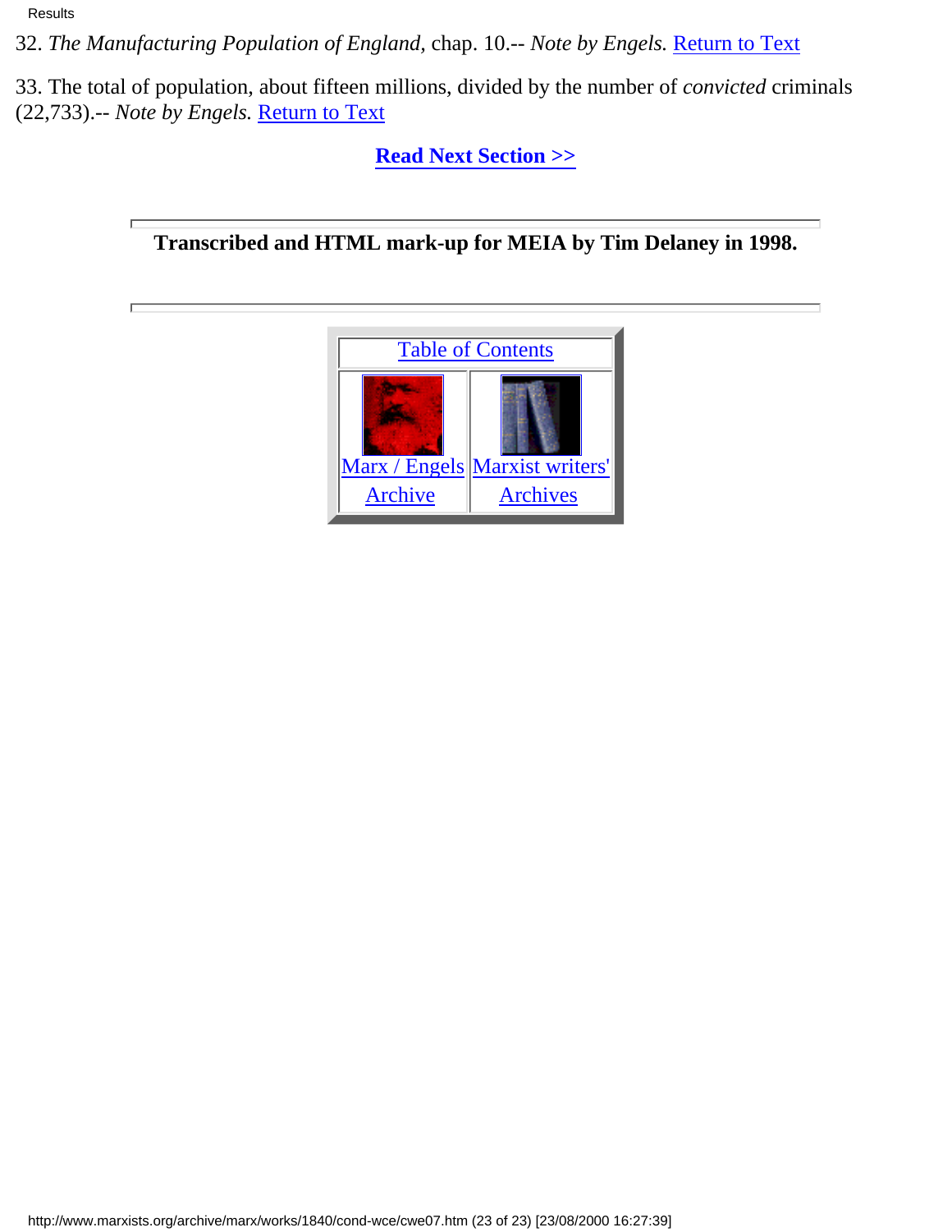32. *The Manufacturing Population of England,* chap. 10.-- *Note by Engels.* Return to Text

33. The total of population, about fifteen millions, divided by the number of *convicted* criminals (22,733).-- *Note by Engels.* Return to Text

**Read Next Section >>**

---

**Transcribed and HTML mark-up for MEIA by Tim Delaney in 1998.**

---

| Table of Contents | |
|---|---|
| Marx / Engels Archive | Marxist writers' Archives |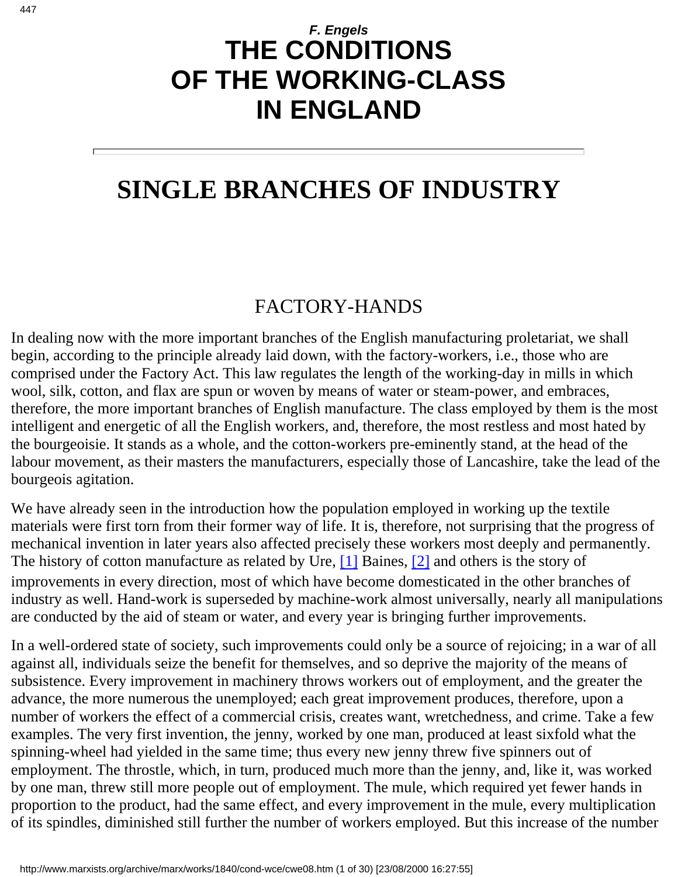*F. Engels*

# THE CONDITIONS OF THE WORKING-CLASS IN ENGLAND

---

# SINGLE BRANCHES OF INDUSTRY

## FACTORY-HANDS

In dealing now with the more important branches of the English manufacturing proletariat, we shall begin, according to the principle already laid down, with the factory-workers, i.e., those who are comprised under the Factory Act. This law regulates the length of the working-day in mills in which wool, silk, cotton, and flax are spun or woven by means of water or steam-power, and embraces, therefore, the more important branches of English manufacture. The class employed by them is the most intelligent and energetic of all the English workers, and, therefore, the most restless and most hated by the bourgeoisie. It stands as a whole, and the cotton-workers pre-eminently stand, at the head of the labour movement, as their masters the manufacturers, especially those of Lancashire, take the lead of the bourgeois agitation.

We have already seen in the introduction how the population employed in working up the textile materials were first torn from their former way of life. It is, therefore, not surprising that the progress of mechanical invention in later years also affected precisely these workers most deeply and permanently. The history of cotton manufacture as related by Ure, [1] Baines, [2] and others is the story of improvements in every direction, most of which have become domesticated in the other branches of industry as well. Hand-work is superseded by machine-work almost universally, nearly all manipulations are conducted by the aid of steam or water, and every year is bringing further improvements.

In a well-ordered state of society, such improvements could only be a source of rejoicing; in a war of all against all, individuals seize the benefit for themselves, and so deprive the majority of the means of subsistence. Every improvement in machinery throws workers out of employment, and the greater the advance, the more numerous the unemployed; each great improvement produces, therefore, upon a number of workers the effect of a commercial crisis, creates want, wretchedness, and crime. Take a few examples. The very first invention, the jenny, worked by one man, produced at least sixfold what the spinning-wheel had yielded in the same time; thus every new jenny threw five spinners out of employment. The throstle, which, in turn, produced much more than the jenny, and, like it, was worked by one man, threw still more people out of employment. The mule, which required yet fewer hands in proportion to the product, had the same effect, and every improvement in the mule, every multiplication of its spindles, diminished still further the number of workers employed. But this increase of the number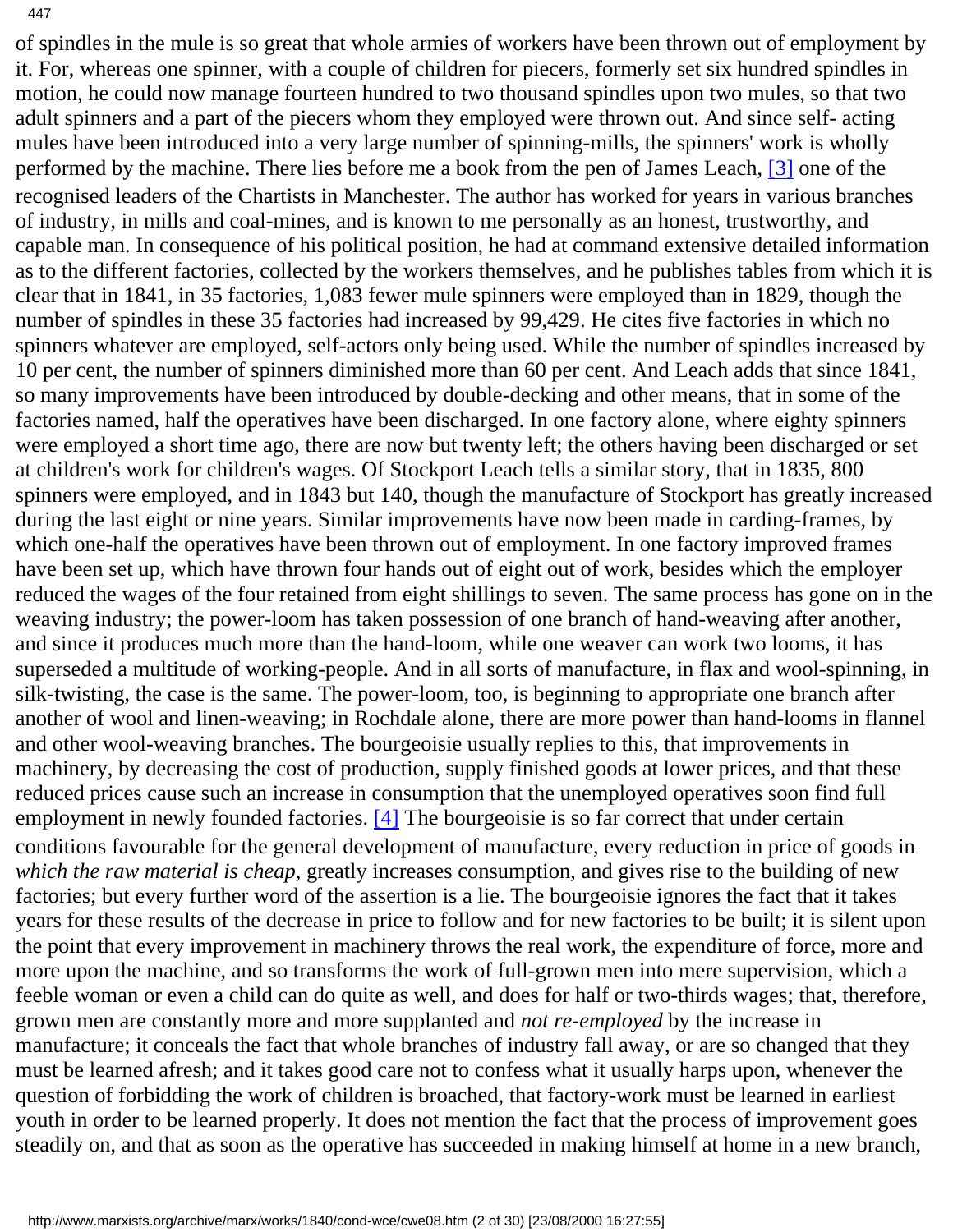of spindles in the mule is so great that whole armies of workers have been thrown out of employment by it. For, whereas one spinner, with a couple of children for piecers, formerly set six hundred spindles in motion, he could now manage fourteen hundred to two thousand spindles upon two mules, so that two adult spinners and a part of the piecers whom they employed were thrown out. And since self- acting mules have been introduced into a very large number of spinning-mills, the spinners' work is wholly performed by the machine. There lies before me a book from the pen of James Leach, [3] one of the recognised leaders of the Chartists in Manchester. The author has worked for years in various branches of industry, in mills and coal-mines, and is known to me personally as an honest, trustworthy, and capable man. In consequence of his political position, he had at command extensive detailed information as to the different factories, collected by the workers themselves, and he publishes tables from which it is clear that in 1841, in 35 factories, 1,083 fewer mule spinners were employed than in 1829, though the number of spindles in these 35 factories had increased by 99,429. He cites five factories in which no spinners whatever are employed, self-actors only being used. While the number of spindles increased by 10 per cent, the number of spinners diminished more than 60 per cent. And Leach adds that since 1841, so many improvements have been introduced by double-decking and other means, that in some of the factories named, half the operatives have been discharged. In one factory alone, where eighty spinners were employed a short time ago, there are now but twenty left; the others having been discharged or set at children's work for children's wages. Of Stockport Leach tells a similar story, that in 1835, 800 spinners were employed, and in 1843 but 140, though the manufacture of Stockport has greatly increased during the last eight or nine years. Similar improvements have now been made in carding-frames, by which one-half the operatives have been thrown out of employment. In one factory improved frames have been set up, which have thrown four hands out of eight out of work, besides which the employer reduced the wages of the four retained from eight shillings to seven. The same process has gone on in the weaving industry; the power-loom has taken possession of one branch of hand-weaving after another, and since it produces much more than the hand-loom, while one weaver can work two looms, it has superseded a multitude of working-people. And in all sorts of manufacture, in flax and wool-spinning, in silk-twisting, the case is the same. The power-loom, too, is beginning to appropriate one branch after another of wool and linen-weaving; in Rochdale alone, there are more power than hand-looms in flannel and other wool-weaving branches. The bourgeoisie usually replies to this, that improvements in machinery, by decreasing the cost of production, supply finished goods at lower prices, and that these reduced prices cause such an increase in consumption that the unemployed operatives soon find full employment in newly founded factories. [4] The bourgeoisie is so far correct that under certain conditions favourable for the general development of manufacture, every reduction in price of goods in *which the raw material is cheap*, greatly increases consumption, and gives rise to the building of new factories; but every further word of the assertion is a lie. The bourgeoisie ignores the fact that it takes years for these results of the decrease in price to follow and for new factories to be built; it is silent upon the point that every improvement in machinery throws the real work, the expenditure of force, more and more upon the machine, and so transforms the work of full-grown men into mere supervision, which a feeble woman or even a child can do quite as well, and does for half or two-thirds wages; that, therefore, grown men are constantly more and more supplanted and *not re-employed* by the increase in manufacture; it conceals the fact that whole branches of industry fall away, or are so changed that they must be learned afresh; and it takes good care not to confess what it usually harps upon, whenever the question of forbidding the work of children is broached, that factory-work must be learned in earliest youth in order to be learned properly. It does not mention the fact that the process of improvement goes steadily on, and that as soon as the operative has succeeded in making himself at home in a new branch,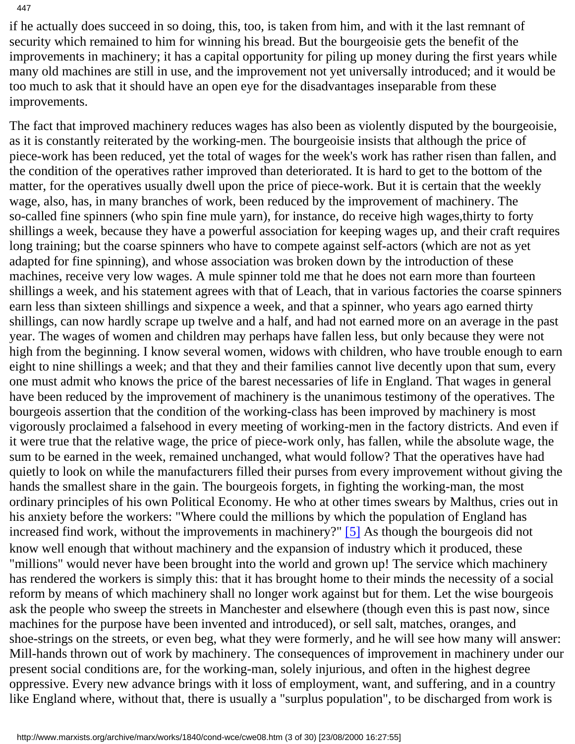if he actually does succeed in so doing, this, too, is taken from him, and with it the last remnant of security which remained to him for winning his bread. But the bourgeoisie gets the benefit of the improvements in machinery; it has a capital opportunity for piling up money during the first years while many old machines are still in use, and the improvement not yet universally introduced; and it would be too much to ask that it should have an open eye for the disadvantages inseparable from these improvements.

The fact that improved machinery reduces wages has also been as violently disputed by the bourgeoisie, as it is constantly reiterated by the working-men. The bourgeoisie insists that although the price of piece-work has been reduced, yet the total of wages for the week's work has rather risen than fallen, and the condition of the operatives rather improved than deteriorated. It is hard to get to the bottom of the matter, for the operatives usually dwell upon the price of piece-work. But it is certain that the weekly wage, also, has, in many branches of work, been reduced by the improvement of machinery. The so-called fine spinners (who spin fine mule yarn), for instance, do receive high wages,thirty to forty shillings a week, because they have a powerful association for keeping wages up, and their craft requires long training; but the coarse spinners who have to compete against self-actors (which are not as yet adapted for fine spinning), and whose association was broken down by the introduction of these machines, receive very low wages. A mule spinner told me that he does not earn more than fourteen shillings a week, and his statement agrees with that of Leach, that in various factories the coarse spinners earn less than sixteen shillings and sixpence a week, and that a spinner, who years ago earned thirty shillings, can now hardly scrape up twelve and a half, and had not earned more on an average in the past year. The wages of women and children may perhaps have fallen less, but only because they were not high from the beginning. I know several women, widows with children, who have trouble enough to earn eight to nine shillings a week; and that they and their families cannot live decently upon that sum, every one must admit who knows the price of the barest necessaries of life in England. That wages in general have been reduced by the improvement of machinery is the unanimous testimony of the operatives. The bourgeois assertion that the condition of the working-class has been improved by machinery is most vigorously proclaimed a falsehood in every meeting of working-men in the factory districts. And even if it were true that the relative wage, the price of piece-work only, has fallen, while the absolute wage, the sum to be earned in the week, remained unchanged, what would follow? That the operatives have had quietly to look on while the manufacturers filled their purses from every improvement without giving the hands the smallest share in the gain. The bourgeois forgets, in fighting the working-man, the most ordinary principles of his own Political Economy. He who at other times swears by Malthus, cries out in his anxiety before the workers: "Where could the millions by which the population of England has increased find work, without the improvements in machinery?" [5] As though the bourgeois did not know well enough that without machinery and the expansion of industry which it produced, these "millions" would never have been brought into the world and grown up! The service which machinery has rendered the workers is simply this: that it has brought home to their minds the necessity of a social reform by means of which machinery shall no longer work against but for them. Let the wise bourgeois ask the people who sweep the streets in Manchester and elsewhere (though even this is past now, since machines for the purpose have been invented and introduced), or sell salt, matches, oranges, and shoe-strings on the streets, or even beg, what they were formerly, and he will see how many will answer: Mill-hands thrown out of work by machinery. The consequences of improvement in machinery under our present social conditions are, for the working-man, solely injurious, and often in the highest degree oppressive. Every new advance brings with it loss of employment, want, and suffering, and in a country like England where, without that, there is usually a "surplus population", to be discharged from work is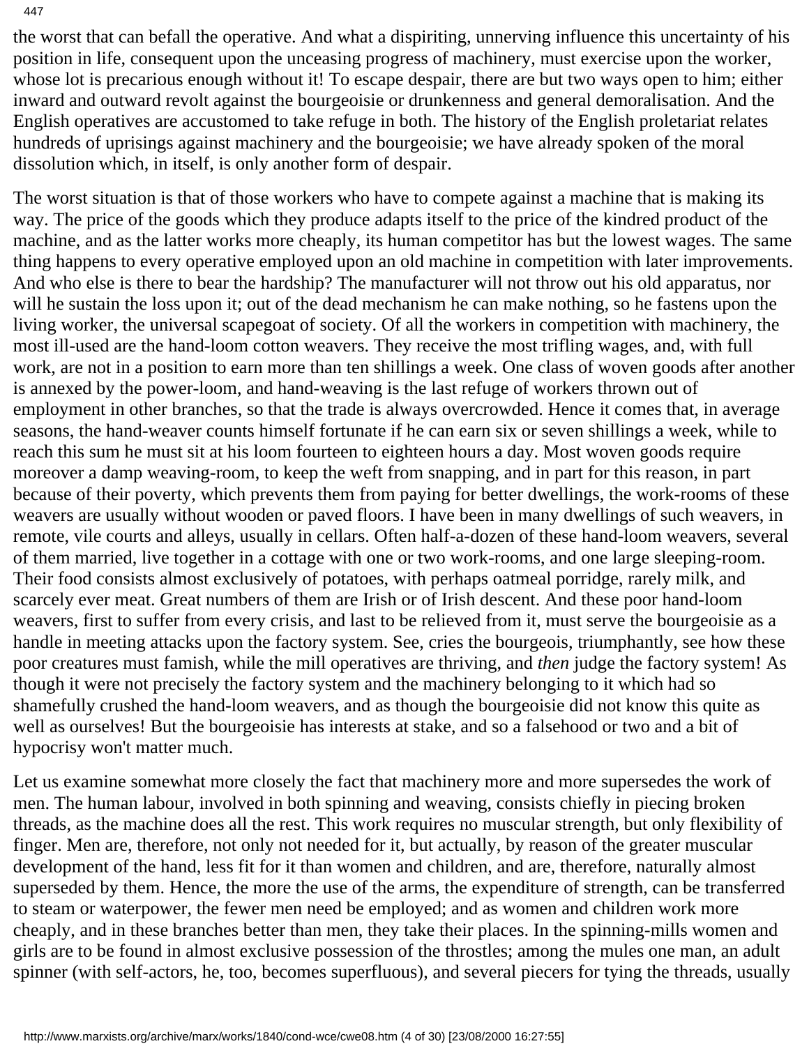the worst that can befall the operative. And what a dispiriting, unnerving influence this uncertainty of his position in life, consequent upon the unceasing progress of machinery, must exercise upon the worker, whose lot is precarious enough without it! To escape despair, there are but two ways open to him; either inward and outward revolt against the bourgeoisie or drunkenness and general demoralisation. And the English operatives are accustomed to take refuge in both. The history of the English proletariat relates hundreds of uprisings against machinery and the bourgeoisie; we have already spoken of the moral dissolution which, in itself, is only another form of despair.

The worst situation is that of those workers who have to compete against a machine that is making its way. The price of the goods which they produce adapts itself to the price of the kindred product of the machine, and as the latter works more cheaply, its human competitor has but the lowest wages. The same thing happens to every operative employed upon an old machine in competition with later improvements. And who else is there to bear the hardship? The manufacturer will not throw out his old apparatus, nor will he sustain the loss upon it; out of the dead mechanism he can make nothing, so he fastens upon the living worker, the universal scapegoat of society. Of all the workers in competition with machinery, the most ill-used are the hand-loom cotton weavers. They receive the most trifling wages, and, with full work, are not in a position to earn more than ten shillings a week. One class of woven goods after another is annexed by the power-loom, and hand-weaving is the last refuge of workers thrown out of employment in other branches, so that the trade is always overcrowded. Hence it comes that, in average seasons, the hand-weaver counts himself fortunate if he can earn six or seven shillings a week, while to reach this sum he must sit at his loom fourteen to eighteen hours a day. Most woven goods require moreover a damp weaving-room, to keep the weft from snapping, and in part for this reason, in part because of their poverty, which prevents them from paying for better dwellings, the work-rooms of these weavers are usually without wooden or paved floors. I have been in many dwellings of such weavers, in remote, vile courts and alleys, usually in cellars. Often half-a-dozen of these hand-loom weavers, several of them married, live together in a cottage with one or two work-rooms, and one large sleeping-room. Their food consists almost exclusively of potatoes, with perhaps oatmeal porridge, rarely milk, and scarcely ever meat. Great numbers of them are Irish or of Irish descent. And these poor hand-loom weavers, first to suffer from every crisis, and last to be relieved from it, must serve the bourgeoisie as a handle in meeting attacks upon the factory system. See, cries the bourgeois, triumphantly, see how these poor creatures must famish, while the mill operatives are thriving, and *then* judge the factory system! As though it were not precisely the factory system and the machinery belonging to it which had so shamefully crushed the hand-loom weavers, and as though the bourgeoisie did not know this quite as well as ourselves! But the bourgeoisie has interests at stake, and so a falsehood or two and a bit of hypocrisy won't matter much.

Let us examine somewhat more closely the fact that machinery more and more supersedes the work of men. The human labour, involved in both spinning and weaving, consists chiefly in piecing broken threads, as the machine does all the rest. This work requires no muscular strength, but only flexibility of finger. Men are, therefore, not only not needed for it, but actually, by reason of the greater muscular development of the hand, less fit for it than women and children, and are, therefore, naturally almost superseded by them. Hence, the more the use of the arms, the expenditure of strength, can be transferred to steam or waterpower, the fewer men need be employed; and as women and children work more cheaply, and in these branches better than men, they take their places. In the spinning-mills women and girls are to be found in almost exclusive possession of the throstles; among the mules one man, an adult spinner (with self-actors, he, too, becomes superfluous), and several piecers for tying the threads, usually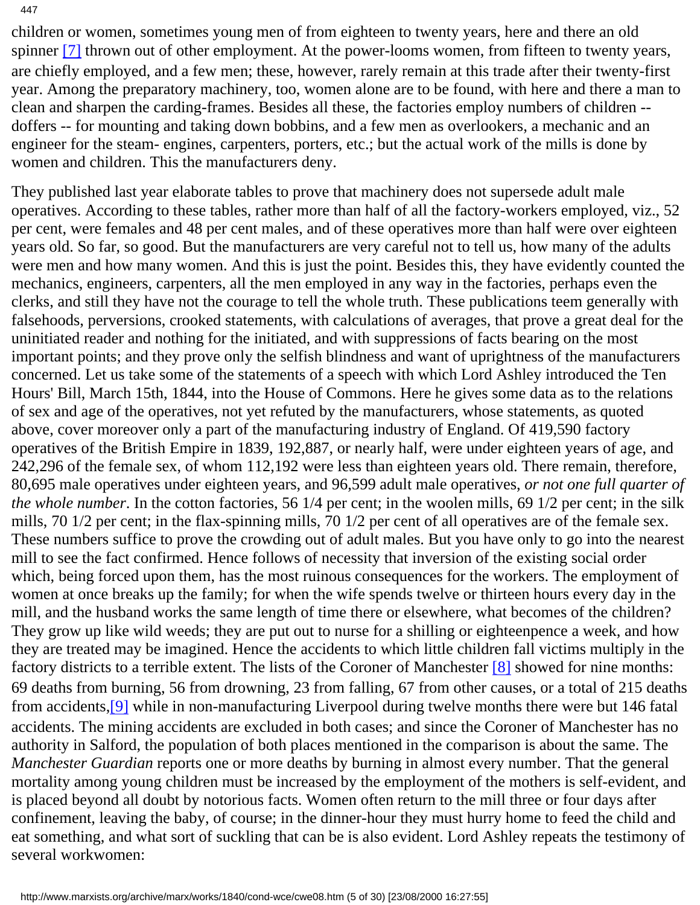children or women, sometimes young men of from eighteen to twenty years, here and there an old spinner [7] thrown out of other employment. At the power-looms women, from fifteen to twenty years, are chiefly employed, and a few men; these, however, rarely remain at this trade after their twenty-first year. Among the preparatory machinery, too, women alone are to be found, with here and there a man to clean and sharpen the carding-frames. Besides all these, the factories employ numbers of children -- doffers -- for mounting and taking down bobbins, and a few men as overlookers, a mechanic and an engineer for the steam- engines, carpenters, porters, etc.; but the actual work of the mills is done by women and children. This the manufacturers deny.

They published last year elaborate tables to prove that machinery does not supersede adult male operatives. According to these tables, rather more than half of all the factory-workers employed, viz., 52 per cent, were females and 48 per cent males, and of these operatives more than half were over eighteen years old. So far, so good. But the manufacturers are very careful not to tell us, how many of the adults were men and how many women. And this is just the point. Besides this, they have evidently counted the mechanics, engineers, carpenters, all the men employed in any way in the factories, perhaps even the clerks, and still they have not the courage to tell the whole truth. These publications teem generally with falsehoods, perversions, crooked statements, with calculations of averages, that prove a great deal for the uninitiated reader and nothing for the initiated, and with suppressions of facts bearing on the most important points; and they prove only the selfish blindness and want of uprightness of the manufacturers concerned. Let us take some of the statements of a speech with which Lord Ashley introduced the Ten Hours' Bill, March 15th, 1844, into the House of Commons. Here he gives some data as to the relations of sex and age of the operatives, not yet refuted by the manufacturers, whose statements, as quoted above, cover moreover only a part of the manufacturing industry of England. Of 419,590 factory operatives of the British Empire in 1839, 192,887, or nearly half, were under eighteen years of age, and 242,296 of the female sex, of whom 112,192 were less than eighteen years old. There remain, therefore, 80,695 male operatives under eighteen years, and 96,599 adult male operatives, *or not one full quarter of the whole number*. In the cotton factories, 56 1/4 per cent; in the woolen mills, 69 1/2 per cent; in the silk mills, 70 1/2 per cent; in the flax-spinning mills, 70 1/2 per cent of all operatives are of the female sex. These numbers suffice to prove the crowding out of adult males. But you have only to go into the nearest mill to see the fact confirmed. Hence follows of necessity that inversion of the existing social order which, being forced upon them, has the most ruinous consequences for the workers. The employment of women at once breaks up the family; for when the wife spends twelve or thirteen hours every day in the mill, and the husband works the same length of time there or elsewhere, what becomes of the children? They grow up like wild weeds; they are put out to nurse for a shilling or eighteenpence a week, and how they are treated may be imagined. Hence the accidents to which little children fall victims multiply in the factory districts to a terrible extent. The lists of the Coroner of Manchester [8] showed for nine months: 69 deaths from burning, 56 from drowning, 23 from falling, 67 from other causes, or a total of 215 deaths from accidents,[9] while in non-manufacturing Liverpool during twelve months there were but 146 fatal accidents. The mining accidents are excluded in both cases; and since the Coroner of Manchester has no authority in Salford, the population of both places mentioned in the comparison is about the same. The *Manchester Guardian* reports one or more deaths by burning in almost every number. That the general mortality among young children must be increased by the employment of the mothers is self-evident, and is placed beyond all doubt by notorious facts. Women often return to the mill three or four days after confinement, leaving the baby, of course; in the dinner-hour they must hurry home to feed the child and eat something, and what sort of suckling that can be is also evident. Lord Ashley repeats the testimony of several workwomen: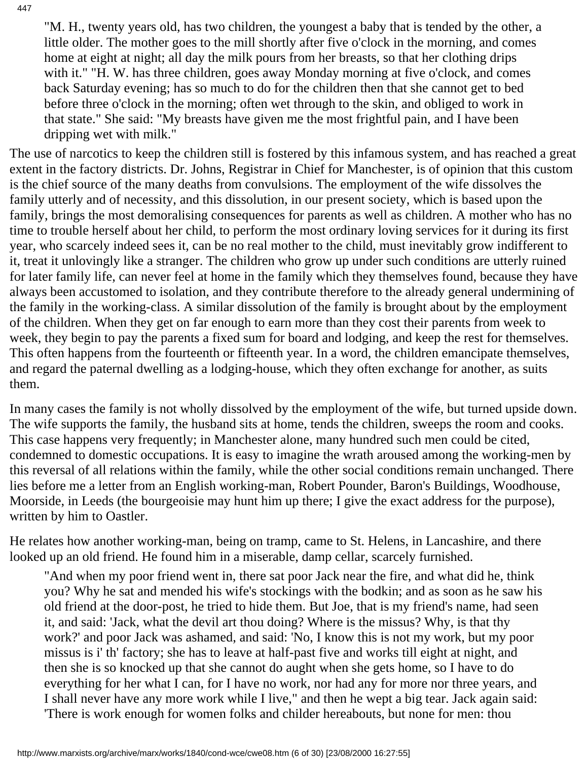> "M. H., twenty years old, has two children, the youngest a baby that is tended by the other, a little older. The mother goes to the mill shortly after five o'clock in the morning, and comes home at eight at night; all day the milk pours from her breasts, so that her clothing drips with it." "H. W. has three children, goes away Monday morning at five o'clock, and comes back Saturday evening; has so much to do for the children then that she cannot get to bed before three o'clock in the morning; often wet through to the skin, and obliged to work in that state." She said: "My breasts have given me the most frightful pain, and I have been dripping wet with milk."

The use of narcotics to keep the children still is fostered by this infamous system, and has reached a great extent in the factory districts. Dr. Johns, Registrar in Chief for Manchester, is of opinion that this custom is the chief source of the many deaths from convulsions. The employment of the wife dissolves the family utterly and of necessity, and this dissolution, in our present society, which is based upon the family, brings the most demoralising consequences for parents as well as children. A mother who has no time to trouble herself about her child, to perform the most ordinary loving services for it during its first year, who scarcely indeed sees it, can be no real mother to the child, must inevitably grow indifferent to it, treat it unlovingly like a stranger. The children who grow up under such conditions are utterly ruined for later family life, can never feel at home in the family which they themselves found, because they have always been accustomed to isolation, and they contribute therefore to the already general undermining of the family in the working-class. A similar dissolution of the family is brought about by the employment of the children. When they get on far enough to earn more than they cost their parents from week to week, they begin to pay the parents a fixed sum for board and lodging, and keep the rest for themselves. This often happens from the fourteenth or fifteenth year. In a word, the children emancipate themselves, and regard the paternal dwelling as a lodging-house, which they often exchange for another, as suits them.

In many cases the family is not wholly dissolved by the employment of the wife, but turned upside down. The wife supports the family, the husband sits at home, tends the children, sweeps the room and cooks. This case happens very frequently; in Manchester alone, many hundred such men could be cited, condemned to domestic occupations. It is easy to imagine the wrath aroused among the working-men by this reversal of all relations within the family, while the other social conditions remain unchanged. There lies before me a letter from an English working-man, Robert Pounder, Baron's Buildings, Woodhouse, Moorside, in Leeds (the bourgeoisie may hunt him up there; I give the exact address for the purpose), written by him to Oastler.

He relates how another working-man, being on tramp, came to St. Helens, in Lancashire, and there looked up an old friend. He found him in a miserable, damp cellar, scarcely furnished.

> "And when my poor friend went in, there sat poor Jack near the fire, and what did he, think you? Why he sat and mended his wife's stockings with the bodkin; and as soon as he saw his old friend at the door-post, he tried to hide them. But Joe, that is my friend's name, had seen it, and said: 'Jack, what the devil art thou doing? Where is the missus? Why, is that thy work?' and poor Jack was ashamed, and said: 'No, I know this is not my work, but my poor missus is i' th' factory; she has to leave at half-past five and works till eight at night, and then she is so knocked up that she cannot do aught when she gets home, so I have to do everything for her what I can, for I have no work, nor had any for more nor three years, and I shall never have any more work while I live," and then he wept a big tear. Jack again said: 'There is work enough for women folks and childer hereabouts, but none for men: thou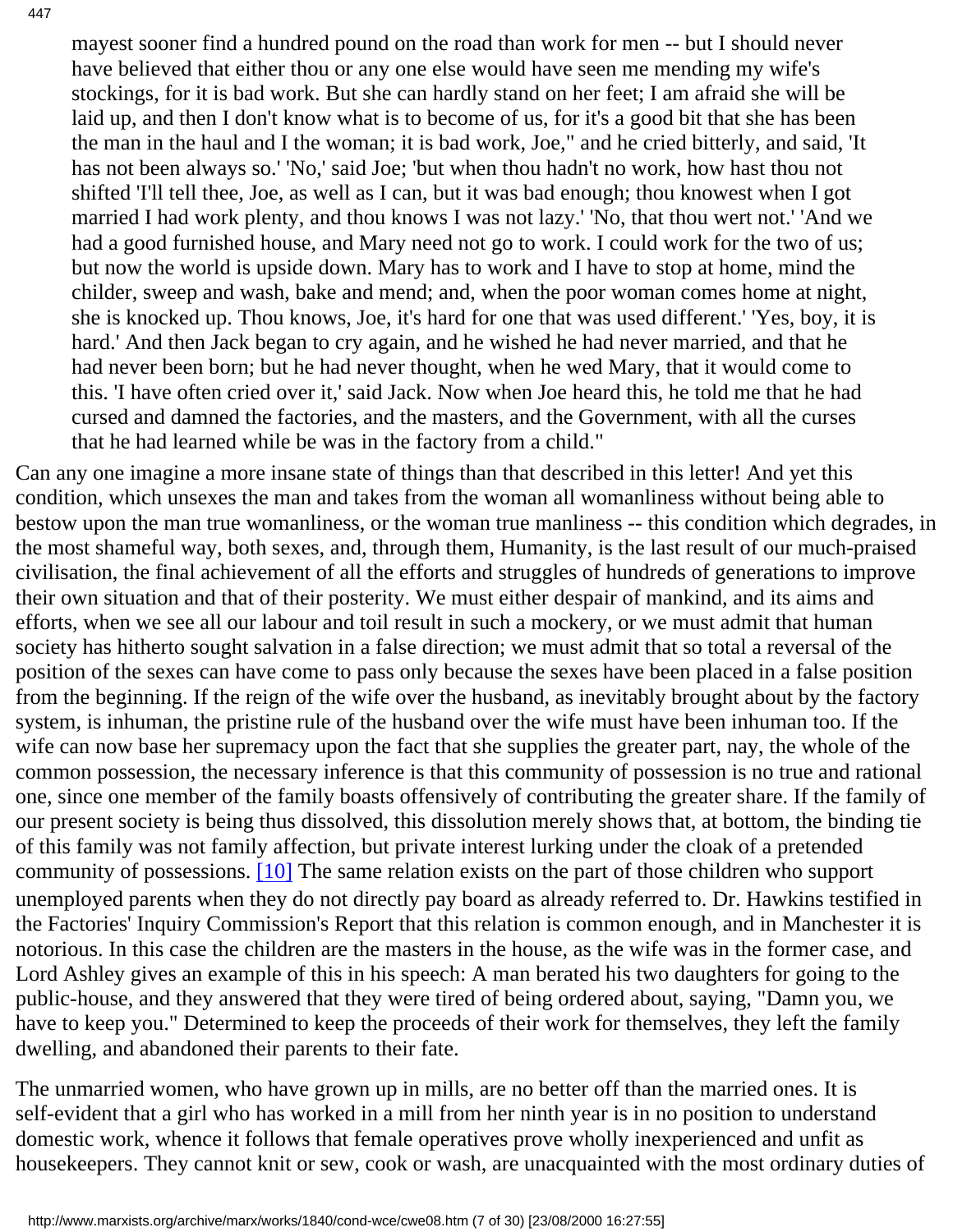mayest sooner find a hundred pound on the road than work for men -- but I should never have believed that either thou or any one else would have seen me mending my wife's stockings, for it is bad work. But she can hardly stand on her feet; I am afraid she will be laid up, and then I don't know what is to become of us, for it's a good bit that she has been the man in the haul and I the woman; it is bad work, Joe," and he cried bitterly, and said, 'It has not been always so.' 'No,' said Joe; 'but when thou hadn't no work, how hast thou not shifted 'I'll tell thee, Joe, as well as I can, but it was bad enough; thou knowest when I got married I had work plenty, and thou knows I was not lazy.' 'No, that thou wert not.' 'And we had a good furnished house, and Mary need not go to work. I could work for the two of us; but now the world is upside down. Mary has to work and I have to stop at home, mind the childer, sweep and wash, bake and mend; and, when the poor woman comes home at night, she is knocked up. Thou knows, Joe, it's hard for one that was used different.' 'Yes, boy, it is hard.' And then Jack began to cry again, and he wished he had never married, and that he had never been born; but he had never thought, when he wed Mary, that it would come to this. 'I have often cried over it,' said Jack. Now when Joe heard this, he told me that he had cursed and damned the factories, and the masters, and the Government, with all the curses that he had learned while be was in the factory from a child."

Can any one imagine a more insane state of things than that described in this letter! And yet this condition, which unsexes the man and takes from the woman all womanliness without being able to bestow upon the man true womanliness, or the woman true manliness -- this condition which degrades, in the most shameful way, both sexes, and, through them, Humanity, is the last result of our much-praised civilisation, the final achievement of all the efforts and struggles of hundreds of generations to improve their own situation and that of their posterity. We must either despair of mankind, and its aims and efforts, when we see all our labour and toil result in such a mockery, or we must admit that human society has hitherto sought salvation in a false direction; we must admit that so total a reversal of the position of the sexes can have come to pass only because the sexes have been placed in a false position from the beginning. If the reign of the wife over the husband, as inevitably brought about by the factory system, is inhuman, the pristine rule of the husband over the wife must have been inhuman too. If the wife can now base her supremacy upon the fact that she supplies the greater part, nay, the whole of the common possession, the necessary inference is that this community of possession is no true and rational one, since one member of the family boasts offensively of contributing the greater share. If the family of our present society is being thus dissolved, this dissolution merely shows that, at bottom, the binding tie of this family was not family affection, but private interest lurking under the cloak of a pretended community of possessions. [10] The same relation exists on the part of those children who support unemployed parents when they do not directly pay board as already referred to. Dr. Hawkins testified in the Factories' Inquiry Commission's Report that this relation is common enough, and in Manchester it is notorious. In this case the children are the masters in the house, as the wife was in the former case, and Lord Ashley gives an example of this in his speech: A man berated his two daughters for going to the public-house, and they answered that they were tired of being ordered about, saying, "Damn you, we have to keep you." Determined to keep the proceeds of their work for themselves, they left the family dwelling, and abandoned their parents to their fate.

The unmarried women, who have grown up in mills, are no better off than the married ones. It is self-evident that a girl who has worked in a mill from her ninth year is in no position to understand domestic work, whence it follows that female operatives prove wholly inexperienced and unfit as housekeepers. They cannot knit or sew, cook or wash, are unacquainted with the most ordinary duties of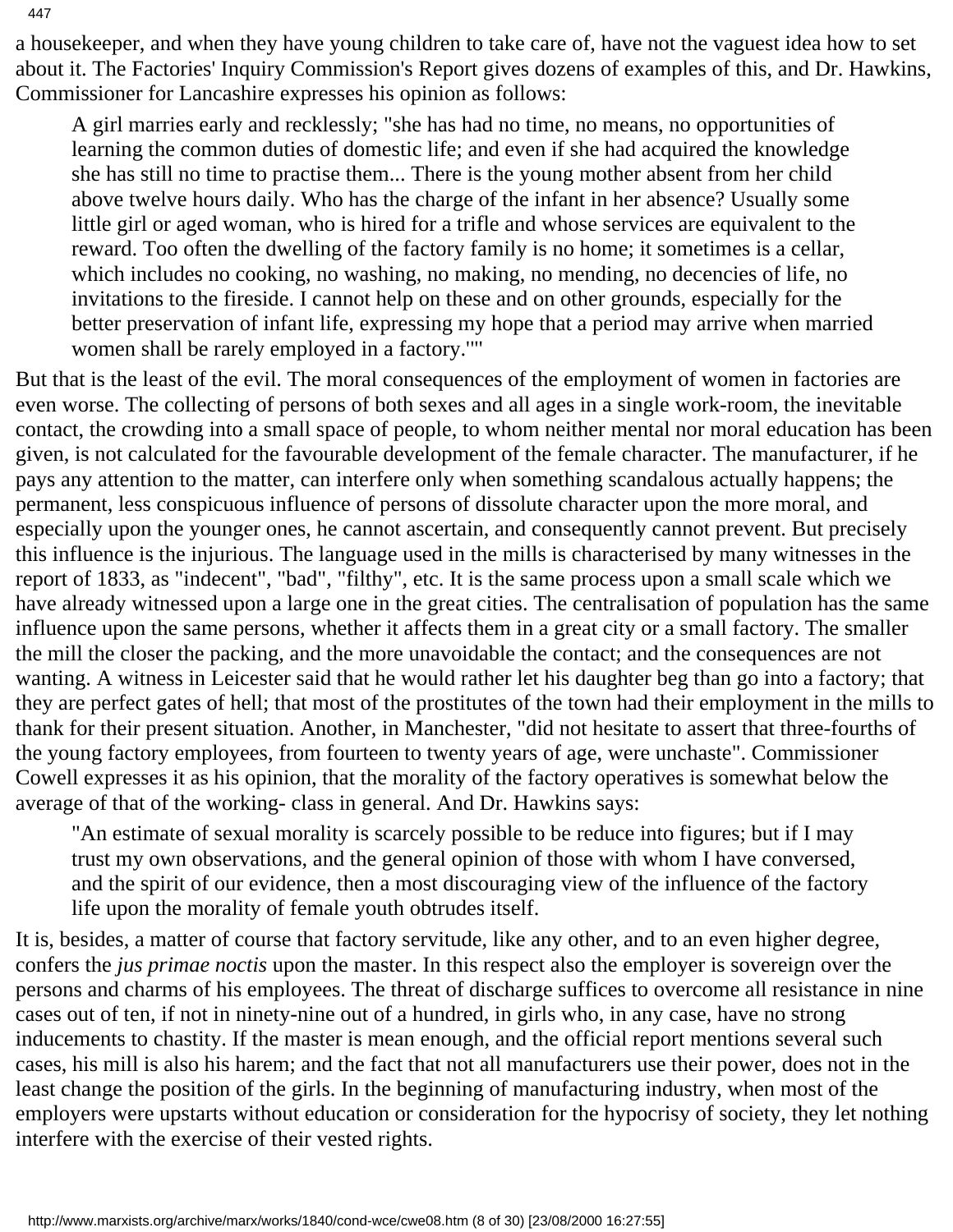a housekeeper, and when they have young children to take care of, have not the vaguest idea how to set about it. The Factories' Inquiry Commission's Report gives dozens of examples of this, and Dr. Hawkins, Commissioner for Lancashire expresses his opinion as follows:

> A girl marries early and recklessly; "she has had no time, no means, no opportunities of learning the common duties of domestic life; and even if she had acquired the knowledge she has still no time to practise them... There is the young mother absent from her child above twelve hours daily. Who has the charge of the infant in her absence? Usually some little girl or aged woman, who is hired for a trifle and whose services are equivalent to the reward. Too often the dwelling of the factory family is no home; it sometimes is a cellar, which includes no cooking, no washing, no making, no mending, no decencies of life, no invitations to the fireside. I cannot help on these and on other grounds, especially for the better preservation of infant life, expressing my hope that a period may arrive when married women shall be rarely employed in a factory.""

But that is the least of the evil. The moral consequences of the employment of women in factories are even worse. The collecting of persons of both sexes and all ages in a single work-room, the inevitable contact, the crowding into a small space of people, to whom neither mental nor moral education has been given, is not calculated for the favourable development of the female character. The manufacturer, if he pays any attention to the matter, can interfere only when something scandalous actually happens; the permanent, less conspicuous influence of persons of dissolute character upon the more moral, and especially upon the younger ones, he cannot ascertain, and consequently cannot prevent. But precisely this influence is the injurious. The language used in the mills is characterised by many witnesses in the report of 1833, as "indecent", "bad", "filthy", etc. It is the same process upon a small scale which we have already witnessed upon a large one in the great cities. The centralisation of population has the same influence upon the same persons, whether it affects them in a great city or a small factory. The smaller the mill the closer the packing, and the more unavoidable the contact; and the consequences are not wanting. A witness in Leicester said that he would rather let his daughter beg than go into a factory; that they are perfect gates of hell; that most of the prostitutes of the town had their employment in the mills to thank for their present situation. Another, in Manchester, "did not hesitate to assert that three-fourths of the young factory employees, from fourteen to twenty years of age, were unchaste". Commissioner Cowell expresses it as his opinion, that the morality of the factory operatives is somewhat below the average of that of the working- class in general. And Dr. Hawkins says:

> "An estimate of sexual morality is scarcely possible to be reduce into figures; but if I may trust my own observations, and the general opinion of those with whom I have conversed, and the spirit of our evidence, then a most discouraging view of the influence of the factory life upon the morality of female youth obtrudes itself.

It is, besides, a matter of course that factory servitude, like any other, and to an even higher degree, confers the *jus primae noctis* upon the master. In this respect also the employer is sovereign over the persons and charms of his employees. The threat of discharge suffices to overcome all resistance in nine cases out of ten, if not in ninety-nine out of a hundred, in girls who, in any case, have no strong inducements to chastity. If the master is mean enough, and the official report mentions several such cases, his mill is also his harem; and the fact that not all manufacturers use their power, does not in the least change the position of the girls. In the beginning of manufacturing industry, when most of the employers were upstarts without education or consideration for the hypocrisy of society, they let nothing interfere with the exercise of their vested rights.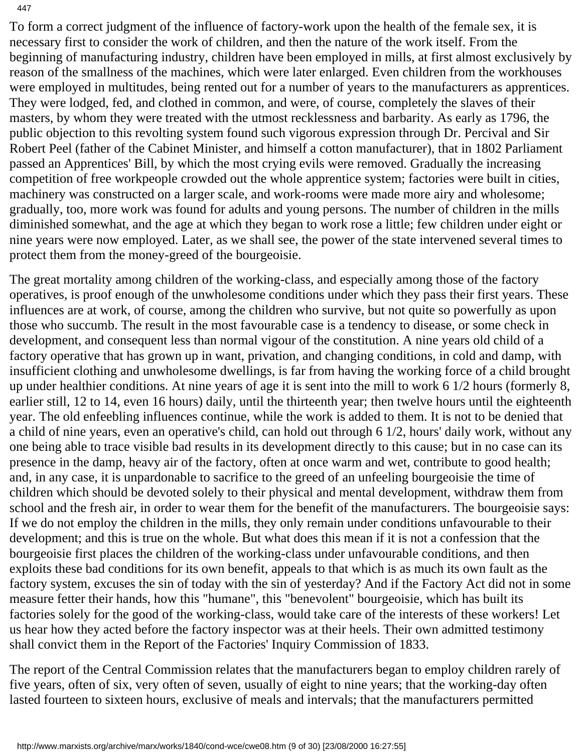To form a correct judgment of the influence of factory-work upon the health of the female sex, it is necessary first to consider the work of children, and then the nature of the work itself. From the beginning of manufacturing industry, children have been employed in mills, at first almost exclusively by reason of the smallness of the machines, which were later enlarged. Even children from the workhouses were employed in multitudes, being rented out for a number of years to the manufacturers as apprentices. They were lodged, fed, and clothed in common, and were, of course, completely the slaves of their masters, by whom they were treated with the utmost recklessness and barbarity. As early as 1796, the public objection to this revolting system found such vigorous expression through Dr. Percival and Sir Robert Peel (father of the Cabinet Minister, and himself a cotton manufacturer), that in 1802 Parliament passed an Apprentices' Bill, by which the most crying evils were removed. Gradually the increasing competition of free workpeople crowded out the whole apprentice system; factories were built in cities, machinery was constructed on a larger scale, and work-rooms were made more airy and wholesome; gradually, too, more work was found for adults and young persons. The number of children in the mills diminished somewhat, and the age at which they began to work rose a little; few children under eight or nine years were now employed. Later, as we shall see, the power of the state intervened several times to protect them from the money-greed of the bourgeoisie.

The great mortality among children of the working-class, and especially among those of the factory operatives, is proof enough of the unwholesome conditions under which they pass their first years. These influences are at work, of course, among the children who survive, but not quite so powerfully as upon those who succumb. The result in the most favourable case is a tendency to disease, or some check in development, and consequent less than normal vigour of the constitution. A nine years old child of a factory operative that has grown up in want, privation, and changing conditions, in cold and damp, with insufficient clothing and unwholesome dwellings, is far from having the working force of a child brought up under healthier conditions. At nine years of age it is sent into the mill to work 6 1/2 hours (formerly 8, earlier still, 12 to 14, even 16 hours) daily, until the thirteenth year; then twelve hours until the eighteenth year. The old enfeebling influences continue, while the work is added to them. It is not to be denied that a child of nine years, even an operative's child, can hold out through 6 1/2, hours' daily work, without any one being able to trace visible bad results in its development directly to this cause; but in no case can its presence in the damp, heavy air of the factory, often at once warm and wet, contribute to good health; and, in any case, it is unpardonable to sacrifice to the greed of an unfeeling bourgeoisie the time of children which should be devoted solely to their physical and mental development, withdraw them from school and the fresh air, in order to wear them for the benefit of the manufacturers. The bourgeoisie says: If we do not employ the children in the mills, they only remain under conditions unfavourable to their development; and this is true on the whole. But what does this mean if it is not a confession that the bourgeoisie first places the children of the working-class under unfavourable conditions, and then exploits these bad conditions for its own benefit, appeals to that which is as much its own fault as the factory system, excuses the sin of today with the sin of yesterday? And if the Factory Act did not in some measure fetter their hands, how this "humane", this "benevolent" bourgeoisie, which has built its factories solely for the good of the working-class, would take care of the interests of these workers! Let us hear how they acted before the factory inspector was at their heels. Their own admitted testimony shall convict them in the Report of the Factories' Inquiry Commission of 1833.

The report of the Central Commission relates that the manufacturers began to employ children rarely of five years, often of six, very often of seven, usually of eight to nine years; that the working-day often lasted fourteen to sixteen hours, exclusive of meals and intervals; that the manufacturers permitted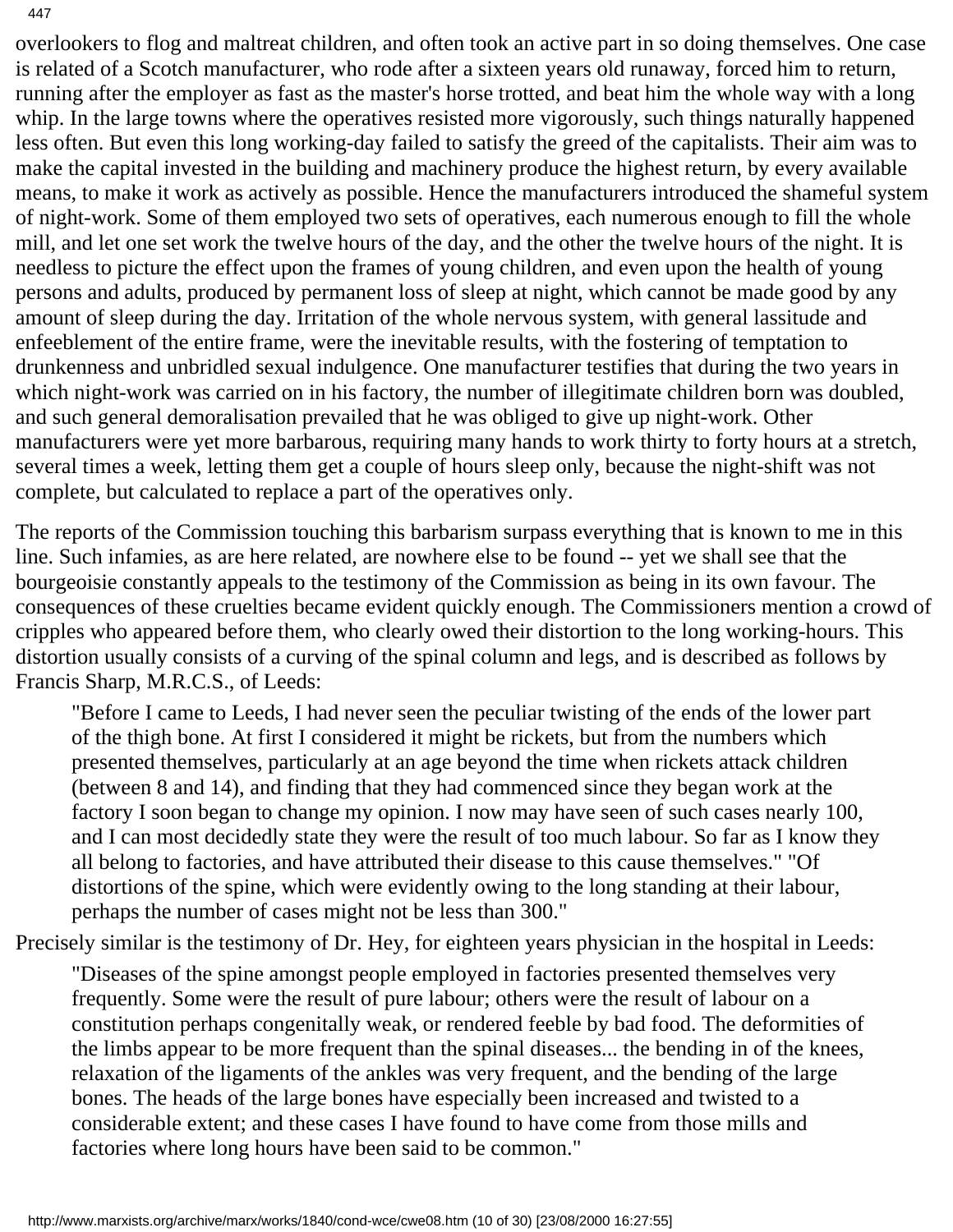overlookers to flog and maltreat children, and often took an active part in so doing themselves. One case is related of a Scotch manufacturer, who rode after a sixteen years old runaway, forced him to return, running after the employer as fast as the master's horse trotted, and beat him the whole way with a long whip. In the large towns where the operatives resisted more vigorously, such things naturally happened less often. But even this long working-day failed to satisfy the greed of the capitalists. Their aim was to make the capital invested in the building and machinery produce the highest return, by every available means, to make it work as actively as possible. Hence the manufacturers introduced the shameful system of night-work. Some of them employed two sets of operatives, each numerous enough to fill the whole mill, and let one set work the twelve hours of the day, and the other the twelve hours of the night. It is needless to picture the effect upon the frames of young children, and even upon the health of young persons and adults, produced by permanent loss of sleep at night, which cannot be made good by any amount of sleep during the day. Irritation of the whole nervous system, with general lassitude and enfeeblement of the entire frame, were the inevitable results, with the fostering of temptation to drunkenness and unbridled sexual indulgence. One manufacturer testifies that during the two years in which night-work was carried on in his factory, the number of illegitimate children born was doubled, and such general demoralisation prevailed that he was obliged to give up night-work. Other manufacturers were yet more barbarous, requiring many hands to work thirty to forty hours at a stretch, several times a week, letting them get a couple of hours sleep only, because the night-shift was not complete, but calculated to replace a part of the operatives only.

The reports of the Commission touching this barbarism surpass everything that is known to me in this line. Such infamies, as are here related, are nowhere else to be found -- yet we shall see that the bourgeoisie constantly appeals to the testimony of the Commission as being in its own favour. The consequences of these cruelties became evident quickly enough. The Commissioners mention a crowd of cripples who appeared before them, who clearly owed their distortion to the long working-hours. This distortion usually consists of a curving of the spinal column and legs, and is described as follows by Francis Sharp, M.R.C.S., of Leeds:

> "Before I came to Leeds, I had never seen the peculiar twisting of the ends of the lower part of the thigh bone. At first I considered it might be rickets, but from the numbers which presented themselves, particularly at an age beyond the time when rickets attack children (between 8 and 14), and finding that they had commenced since they began work at the factory I soon began to change my opinion. I now may have seen of such cases nearly 100, and I can most decidedly state they were the result of too much labour. So far as I know they all belong to factories, and have attributed their disease to this cause themselves." "Of distortions of the spine, which were evidently owing to the long standing at their labour, perhaps the number of cases might not be less than 300."

Precisely similar is the testimony of Dr. Hey, for eighteen years physician in the hospital in Leeds:

> "Diseases of the spine amongst people employed in factories presented themselves very frequently. Some were the result of pure labour; others were the result of labour on a constitution perhaps congenitally weak, or rendered feeble by bad food. The deformities of the limbs appear to be more frequent than the spinal diseases... the bending in of the knees, relaxation of the ligaments of the ankles was very frequent, and the bending of the large bones. The heads of the large bones have especially been increased and twisted to a considerable extent; and these cases I have found to have come from those mills and factories where long hours have been said to be common."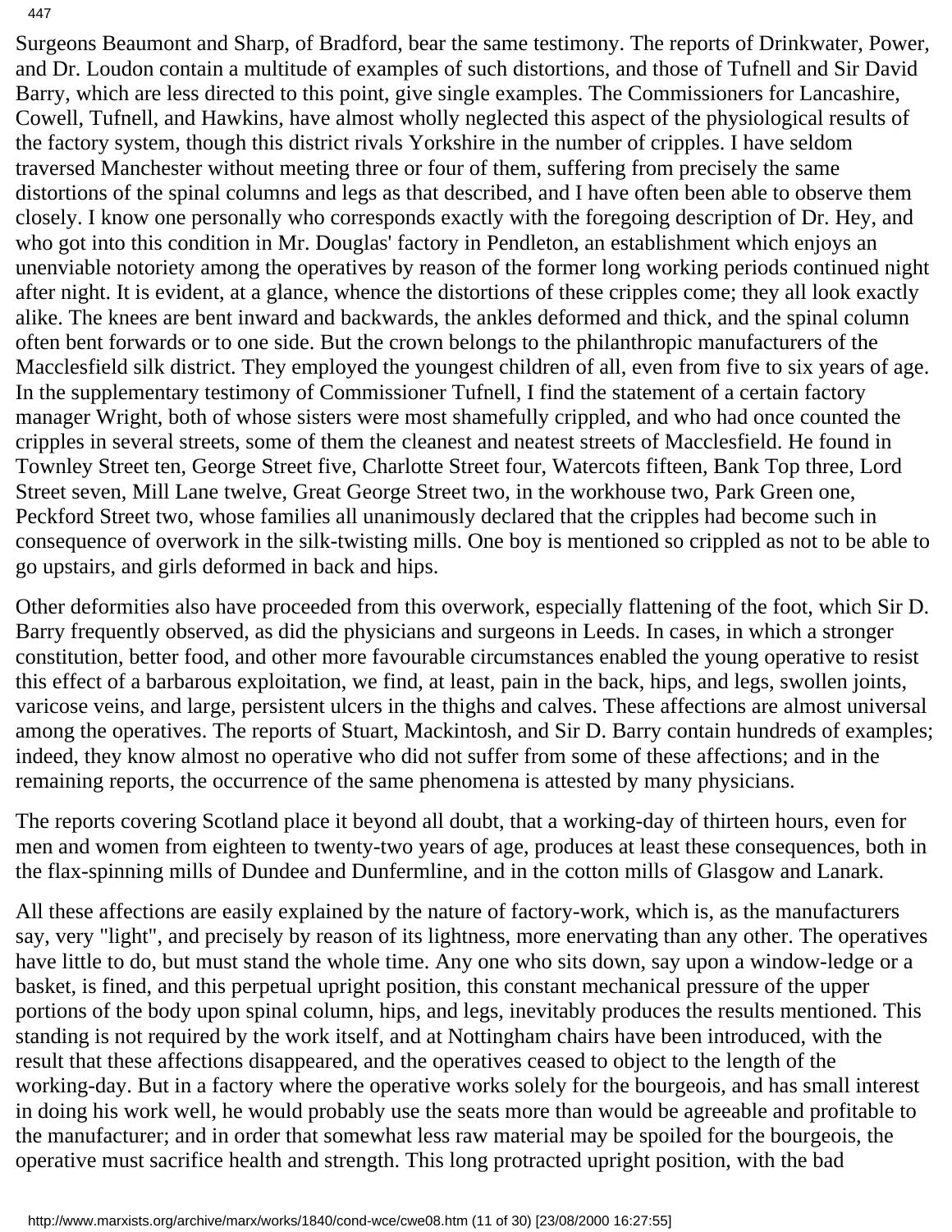Surgeons Beaumont and Sharp, of Bradford, bear the same testimony. The reports of Drinkwater, Power, and Dr. Loudon contain a multitude of examples of such distortions, and those of Tufnell and Sir David Barry, which are less directed to this point, give single examples. The Commissioners for Lancashire, Cowell, Tufnell, and Hawkins, have almost wholly neglected this aspect of the physiological results of the factory system, though this district rivals Yorkshire in the number of cripples. I have seldom traversed Manchester without meeting three or four of them, suffering from precisely the same distortions of the spinal columns and legs as that described, and I have often been able to observe them closely. I know one personally who corresponds exactly with the foregoing description of Dr. Hey, and who got into this condition in Mr. Douglas' factory in Pendleton, an establishment which enjoys an unenviable notoriety among the operatives by reason of the former long working periods continued night after night. It is evident, at a glance, whence the distortions of these cripples come; they all look exactly alike. The knees are bent inward and backwards, the ankles deformed and thick, and the spinal column often bent forwards or to one side. But the crown belongs to the philanthropic manufacturers of the Macclesfield silk district. They employed the youngest children of all, even from five to six years of age. In the supplementary testimony of Commissioner Tufnell, I find the statement of a certain factory manager Wright, both of whose sisters were most shamefully crippled, and who had once counted the cripples in several streets, some of them the cleanest and neatest streets of Macclesfield. He found in Townley Street ten, George Street five, Charlotte Street four, Watercots fifteen, Bank Top three, Lord Street seven, Mill Lane twelve, Great George Street two, in the workhouse two, Park Green one, Peckford Street two, whose families all unanimously declared that the cripples had become such in consequence of overwork in the silk-twisting mills. One boy is mentioned so crippled as not to be able to go upstairs, and girls deformed in back and hips.

Other deformities also have proceeded from this overwork, especially flattening of the foot, which Sir D. Barry frequently observed, as did the physicians and surgeons in Leeds. In cases, in which a stronger constitution, better food, and other more favourable circumstances enabled the young operative to resist this effect of a barbarous exploitation, we find, at least, pain in the back, hips, and legs, swollen joints, varicose veins, and large, persistent ulcers in the thighs and calves. These affections are almost universal among the operatives. The reports of Stuart, Mackintosh, and Sir D. Barry contain hundreds of examples; indeed, they know almost no operative who did not suffer from some of these affections; and in the remaining reports, the occurrence of the same phenomena is attested by many physicians.

The reports covering Scotland place it beyond all doubt, that a working-day of thirteen hours, even for men and women from eighteen to twenty-two years of age, produces at least these consequences, both in the flax-spinning mills of Dundee and Dunfermline, and in the cotton mills of Glasgow and Lanark.

All these affections are easily explained by the nature of factory-work, which is, as the manufacturers say, very "light", and precisely by reason of its lightness, more enervating than any other. The operatives have little to do, but must stand the whole time. Any one who sits down, say upon a window-ledge or a basket, is fined, and this perpetual upright position, this constant mechanical pressure of the upper portions of the body upon spinal column, hips, and legs, inevitably produces the results mentioned. This standing is not required by the work itself, and at Nottingham chairs have been introduced, with the result that these affections disappeared, and the operatives ceased to object to the length of the working-day. But in a factory where the operative works solely for the bourgeois, and has small interest in doing his work well, he would probably use the seats more than would be agreeable and profitable to the manufacturer; and in order that somewhat less raw material may be spoiled for the bourgeois, the operative must sacrifice health and strength. This long protracted upright position, with the bad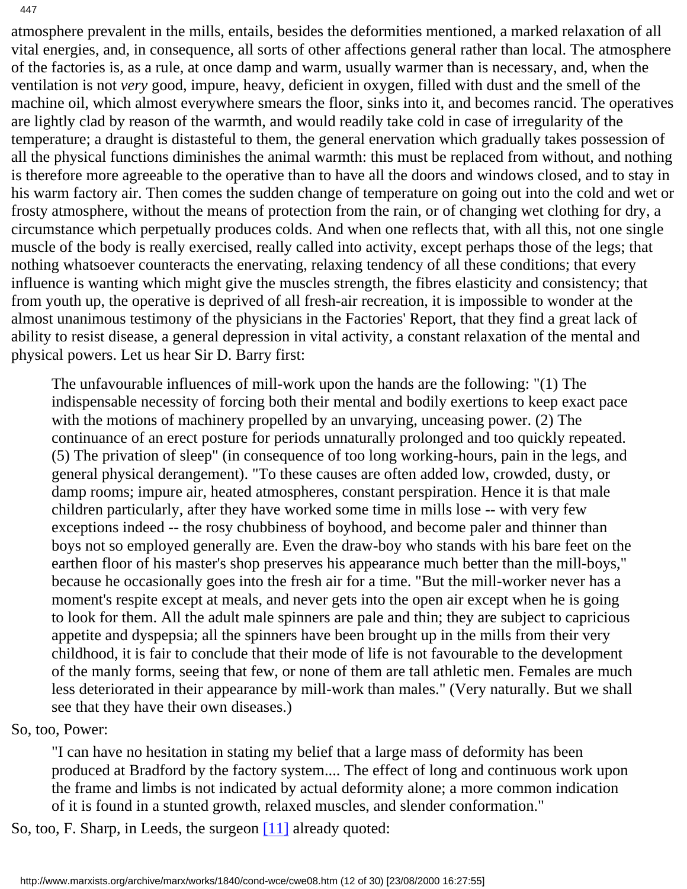atmosphere prevalent in the mills, entails, besides the deformities mentioned, a marked relaxation of all vital energies, and, in consequence, all sorts of other affections general rather than local. The atmosphere of the factories is, as a rule, at once damp and warm, usually warmer than is necessary, and, when the ventilation is not *very* good, impure, heavy, deficient in oxygen, filled with dust and the smell of the machine oil, which almost everywhere smears the floor, sinks into it, and becomes rancid. The operatives are lightly clad by reason of the warmth, and would readily take cold in case of irregularity of the temperature; a draught is distasteful to them, the general enervation which gradually takes possession of all the physical functions diminishes the animal warmth: this must be replaced from without, and nothing is therefore more agreeable to the operative than to have all the doors and windows closed, and to stay in his warm factory air. Then comes the sudden change of temperature on going out into the cold and wet or frosty atmosphere, without the means of protection from the rain, or of changing wet clothing for dry, a circumstance which perpetually produces colds. And when one reflects that, with all this, not one single muscle of the body is really exercised, really called into activity, except perhaps those of the legs; that nothing whatsoever counteracts the enervating, relaxing tendency of all these conditions; that every influence is wanting which might give the muscles strength, the fibres elasticity and consistency; that from youth up, the operative is deprived of all fresh-air recreation, it is impossible to wonder at the almost unanimous testimony of the physicians in the Factories' Report, that they find a great lack of ability to resist disease, a general depression in vital activity, a constant relaxation of the mental and physical powers. Let us hear Sir D. Barry first:

> The unfavourable influences of mill-work upon the hands are the following: "(1) The indispensable necessity of forcing both their mental and bodily exertions to keep exact pace with the motions of machinery propelled by an unvarying, unceasing power. (2) The continuance of an erect posture for periods unnaturally prolonged and too quickly repeated. (5) The privation of sleep" (in consequence of too long working-hours, pain in the legs, and general physical derangement). "To these causes are often added low, crowded, dusty, or damp rooms; impure air, heated atmospheres, constant perspiration. Hence it is that male children particularly, after they have worked some time in mills lose -- with very few exceptions indeed -- the rosy chubbiness of boyhood, and become paler and thinner than boys not so employed generally are. Even the draw-boy who stands with his bare feet on the earthen floor of his master's shop preserves his appearance much better than the mill-boys," because he occasionally goes into the fresh air for a time. "But the mill-worker never has a moment's respite except at meals, and never gets into the open air except when he is going to look for them. All the adult male spinners are pale and thin; they are subject to capricious appetite and dyspepsia; all the spinners have been brought up in the mills from their very childhood, it is fair to conclude that their mode of life is not favourable to the development of the manly forms, seeing that few, or none of them are tall athletic men. Females are much less deteriorated in their appearance by mill-work than males." (Very naturally. But we shall see that they have their own diseases.)

So, too, Power:

> "I can have no hesitation in stating my belief that a large mass of deformity has been produced at Bradford by the factory system.... The effect of long and continuous work upon the frame and limbs is not indicated by actual deformity alone; a more common indication of it is found in a stunted growth, relaxed muscles, and slender conformation."

So, too, F. Sharp, in Leeds, the surgeon [11] already quoted: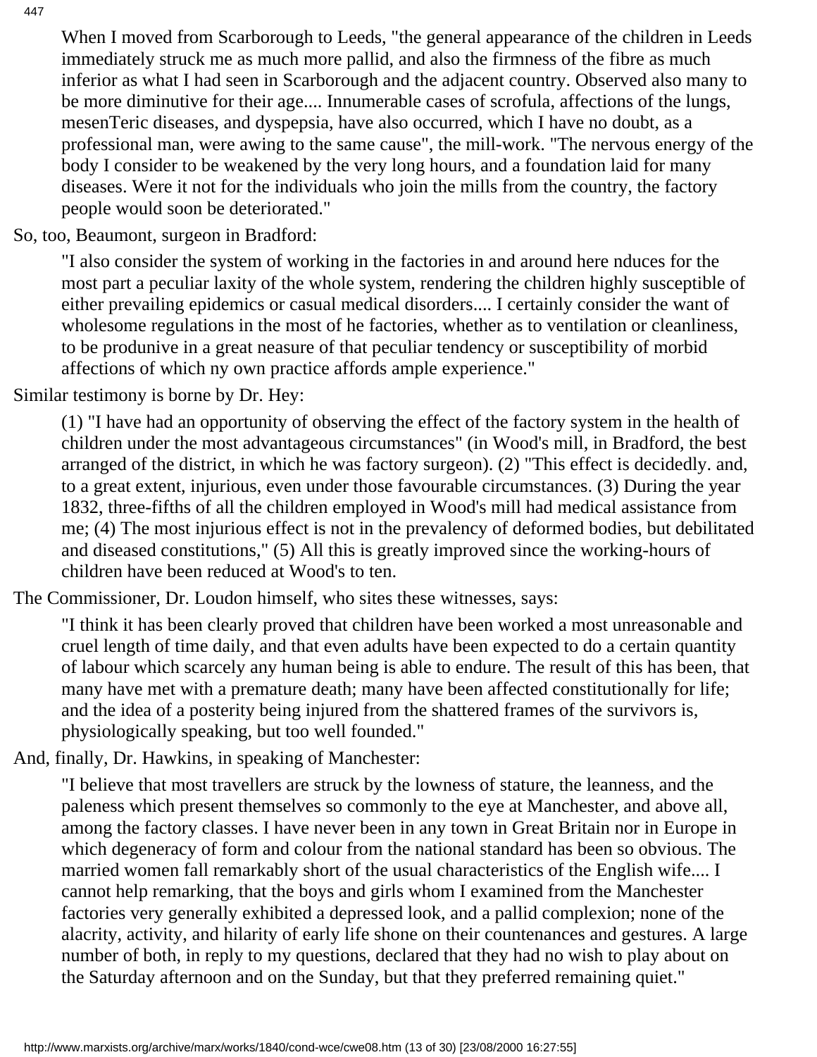> When I moved from Scarborough to Leeds, "the general appearance of the children in Leeds immediately struck me as much more pallid, and also the firmness of the fibre as much inferior as what I had seen in Scarborough and the adjacent country. Observed also many to be more diminutive for their age.... Innumerable cases of scrofula, affections of the lungs, mesenTeric diseases, and dyspepsia, have also occurred, which I have no doubt, as a professional man, were awing to the same cause", the mill-work. "The nervous energy of the body I consider to be weakened by the very long hours, and a foundation laid for many diseases. Were it not for the individuals who join the mills from the country, the factory people would soon be deteriorated."

So, too, Beaumont, surgeon in Bradford:

> "I also consider the system of working in the factories in and around here nduces for the most part a peculiar laxity of the whole system, rendering the children highly susceptible of either prevailing epidemics or casual medical disorders.... I certainly consider the want of wholesome regulations in the most of he factories, whether as to ventilation or cleanliness, to be produnive in a great neasure of that peculiar tendency or susceptibility of morbid affections of which ny own practice affords ample experience."

Similar testimony is borne by Dr. Hey:

> (1) "I have had an opportunity of observing the effect of the factory system in the health of children under the most advantageous circumstances" (in Wood's mill, in Bradford, the best arranged of the district, in which he was factory surgeon). (2) "This effect is decidedly. and, to a great extent, injurious, even under those favourable circumstances. (3) During the year 1832, three-fifths of all the children employed in Wood's mill had medical assistance from me; (4) The most injurious effect is not in the prevalency of deformed bodies, but debilitated and diseased constitutions," (5) All this is greatly improved since the working-hours of children have been reduced at Wood's to ten.

The Commissioner, Dr. Loudon himself, who sites these witnesses, says:

> "I think it has been clearly proved that children have been worked a most unreasonable and cruel length of time daily, and that even adults have been expected to do a certain quantity of labour which scarcely any human being is able to endure. The result of this has been, that many have met with a premature death; many have been affected constitutionally for life; and the idea of a posterity being injured from the shattered frames of the survivors is, physiologically speaking, but too well founded."

And, finally, Dr. Hawkins, in speaking of Manchester:

> "I believe that most travellers are struck by the lowness of stature, the leanness, and the paleness which present themselves so commonly to the eye at Manchester, and above all, among the factory classes. I have never been in any town in Great Britain nor in Europe in which degeneracy of form and colour from the national standard has been so obvious. The married women fall remarkably short of the usual characteristics of the English wife.... I cannot help remarking, that the boys and girls whom I examined from the Manchester factories very generally exhibited a depressed look, and a pallid complexion; none of the alacrity, activity, and hilarity of early life shone on their countenances and gestures. A large number of both, in reply to my questions, declared that they had no wish to play about on the Saturday afternoon and on the Sunday, but that they preferred remaining quiet."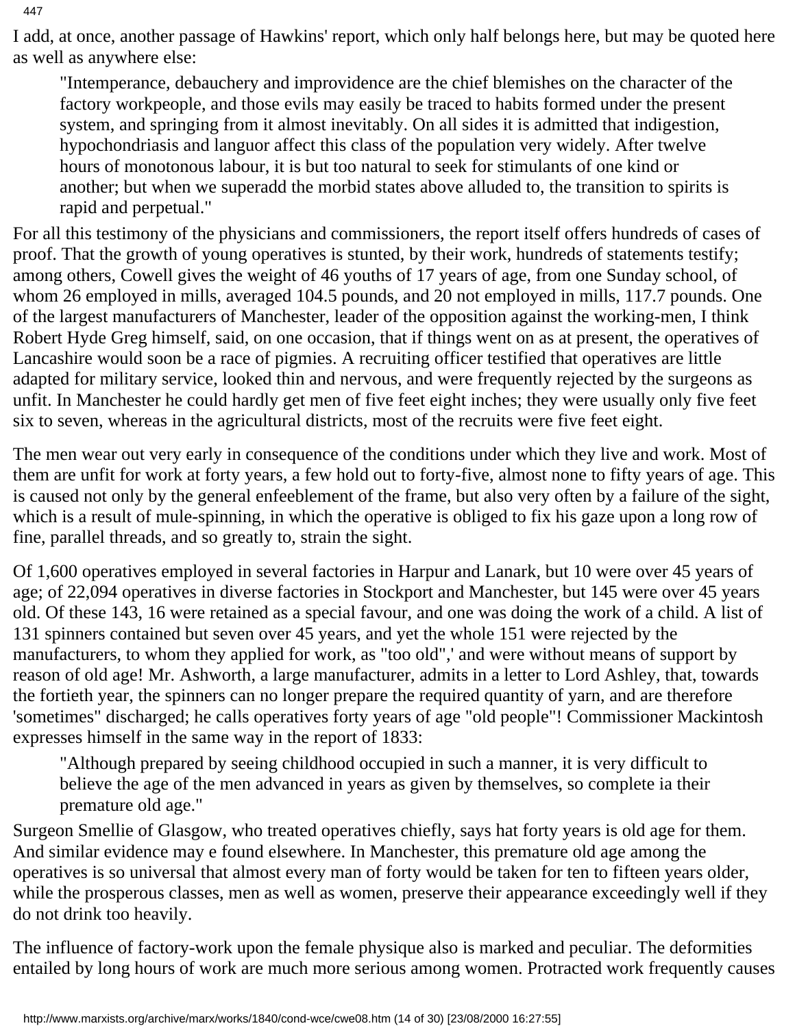I add, at once, another passage of Hawkins' report, which only half belongs here, but may be quoted here as well as anywhere else:

> "Intemperance, debauchery and improvidence are the chief blemishes on the character of the factory workpeople, and those evils may easily be traced to habits formed under the present system, and springing from it almost inevitably. On all sides it is admitted that indigestion, hypochondriasis and languor affect this class of the population very widely. After twelve hours of monotonous labour, it is but too natural to seek for stimulants of one kind or another; but when we superadd the morbid states above alluded to, the transition to spirits is rapid and perpetual."

For all this testimony of the physicians and commissioners, the report itself offers hundreds of cases of proof. That the growth of young operatives is stunted, by their work, hundreds of statements testify; among others, Cowell gives the weight of 46 youths of 17 years of age, from one Sunday school, of whom 26 employed in mills, averaged 104.5 pounds, and 20 not employed in mills, 117.7 pounds. One of the largest manufacturers of Manchester, leader of the opposition against the working-men, I think Robert Hyde Greg himself, said, on one occasion, that if things went on as at present, the operatives of Lancashire would soon be a race of pigmies. A recruiting officer testified that operatives are little adapted for military service, looked thin and nervous, and were frequently rejected by the surgeons as unfit. In Manchester he could hardly get men of five feet eight inches; they were usually only five feet six to seven, whereas in the agricultural districts, most of the recruits were five feet eight.

The men wear out very early in consequence of the conditions under which they live and work. Most of them are unfit for work at forty years, a few hold out to forty-five, almost none to fifty years of age. This is caused not only by the general enfeeblement of the frame, but also very often by a failure of the sight, which is a result of mule-spinning, in which the operative is obliged to fix his gaze upon a long row of fine, parallel threads, and so greatly to, strain the sight.

Of 1,600 operatives employed in several factories in Harpur and Lanark, but 10 were over 45 years of age; of 22,094 operatives in diverse factories in Stockport and Manchester, but 145 were over 45 years old. Of these 143, 16 were retained as a special favour, and one was doing the work of a child. A list of 131 spinners contained but seven over 45 years, and yet the whole 151 were rejected by the manufacturers, to whom they applied for work, as "too old",' and were without means of support by reason of old age! Mr. Ashworth, a large manufacturer, admits in a letter to Lord Ashley, that, towards the fortieth year, the spinners can no longer prepare the required quantity of yarn, and are therefore 'sometimes" discharged; he calls operatives forty years of age "old people"! Commissioner Mackintosh expresses himself in the same way in the report of 1833:

> "Although prepared by seeing childhood occupied in such a manner, it is very difficult to believe the age of the men advanced in years as given by themselves, so complete ia their premature old age."

Surgeon Smellie of Glasgow, who treated operatives chiefly, says hat forty years is old age for them. And similar evidence may e found elsewhere. In Manchester, this premature old age among the operatives is so universal that almost every man of forty would be taken for ten to fifteen years older, while the prosperous classes, men as well as women, preserve their appearance exceedingly well if they do not drink too heavily.

The influence of factory-work upon the female physique also is marked and peculiar. The deformities entailed by long hours of work are much more serious among women. Protracted work frequently causes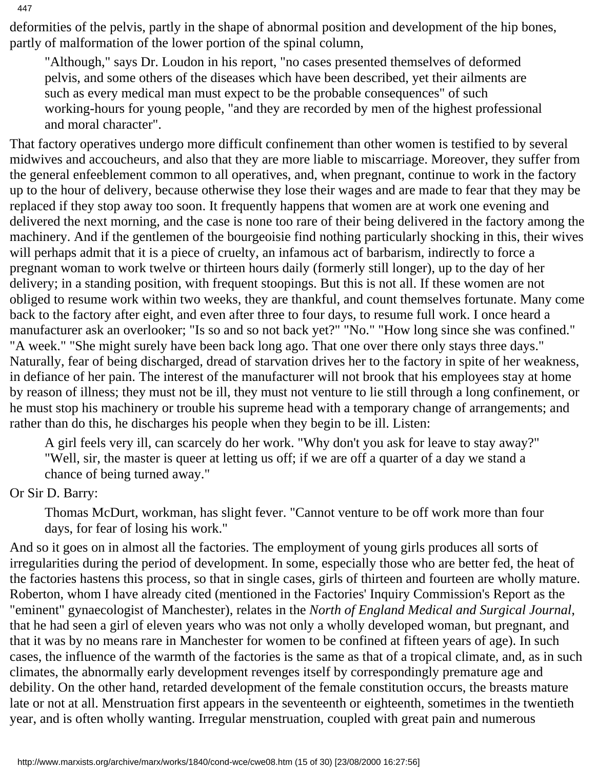deformities of the pelvis, partly in the shape of abnormal position and development of the hip bones, partly of malformation of the lower portion of the spinal column,

> "Although," says Dr. Loudon in his report, "no cases presented themselves of deformed pelvis, and some others of the diseases which have been described, yet their ailments are such as every medical man must expect to be the probable consequences" of such working-hours for young people, "and they are recorded by men of the highest professional and moral character".

That factory operatives undergo more difficult confinement than other women is testified to by several midwives and accoucheurs, and also that they are more liable to miscarriage. Moreover, they suffer from the general enfeeblement common to all operatives, and, when pregnant, continue to work in the factory up to the hour of delivery, because otherwise they lose their wages and are made to fear that they may be replaced if they stop away too soon. It frequently happens that women are at work one evening and delivered the next morning, and the case is none too rare of their being delivered in the factory among the machinery. And if the gentlemen of the bourgeoisie find nothing particularly shocking in this, their wives will perhaps admit that it is a piece of cruelty, an infamous act of barbarism, indirectly to force a pregnant woman to work twelve or thirteen hours daily (formerly still longer), up to the day of her delivery; in a standing position, with frequent stoopings. But this is not all. If these women are not obliged to resume work within two weeks, they are thankful, and count themselves fortunate. Many come back to the factory after eight, and even after three to four days, to resume full work. I once heard a manufacturer ask an overlooker; "Is so and so not back yet?" "No." "How long since she was confined." "A week." "She might surely have been back long ago. That one over there only stays three days." Naturally, fear of being discharged, dread of starvation drives her to the factory in spite of her weakness, in defiance of her pain. The interest of the manufacturer will not brook that his employees stay at home by reason of illness; they must not be ill, they must not venture to lie still through a long confinement, or he must stop his machinery or trouble his supreme head with a temporary change of arrangements; and rather than do this, he discharges his people when they begin to be ill. Listen:

> A girl feels very ill, can scarcely do her work. "Why don't you ask for leave to stay away?" "Well, sir, the master is queer at letting us off; if we are off a quarter of a day we stand a chance of being turned away."

Or Sir D. Barry:

> Thomas McDurt, workman, has slight fever. "Cannot venture to be off work more than four days, for fear of losing his work."

And so it goes on in almost all the factories. The employment of young girls produces all sorts of irregularities during the period of development. In some, especially those who are better fed, the heat of the factories hastens this process, so that in single cases, girls of thirteen and fourteen are wholly mature. Roberton, whom I have already cited (mentioned in the Factories' Inquiry Commission's Report as the "eminent" gynaecologist of Manchester), relates in the *North of England Medical and Surgical Journal*, that he had seen a girl of eleven years who was not only a wholly developed woman, but pregnant, and that it was by no means rare in Manchester for women to be confined at fifteen years of age). In such cases, the influence of the warmth of the factories is the same as that of a tropical climate, and, as in such climates, the abnormally early development revenges itself by correspondingly premature age and debility. On the other hand, retarded development of the female constitution occurs, the breasts mature late or not at all. Menstruation first appears in the seventeenth or eighteenth, sometimes in the twentieth year, and is often wholly wanting. Irregular menstruation, coupled with great pain and numerous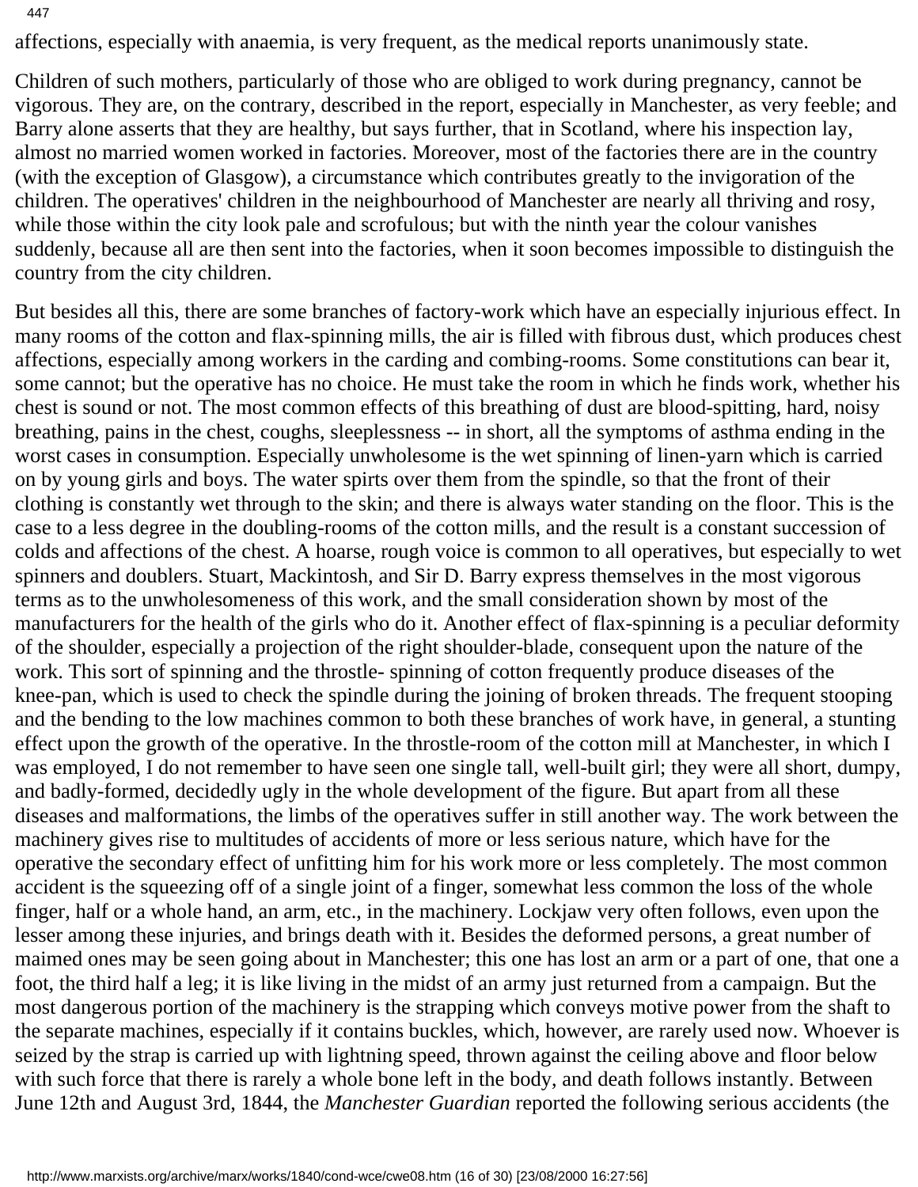affections, especially with anaemia, is very frequent, as the medical reports unanimously state.

Children of such mothers, particularly of those who are obliged to work during pregnancy, cannot be vigorous. They are, on the contrary, described in the report, especially in Manchester, as very feeble; and Barry alone asserts that they are healthy, but says further, that in Scotland, where his inspection lay, almost no married women worked in factories. Moreover, most of the factories there are in the country (with the exception of Glasgow), a circumstance which contributes greatly to the invigoration of the children. The operatives' children in the neighbourhood of Manchester are nearly all thriving and rosy, while those within the city look pale and scrofulous; but with the ninth year the colour vanishes suddenly, because all are then sent into the factories, when it soon becomes impossible to distinguish the country from the city children.

But besides all this, there are some branches of factory-work which have an especially injurious effect. In many rooms of the cotton and flax-spinning mills, the air is filled with fibrous dust, which produces chest affections, especially among workers in the carding and combing-rooms. Some constitutions can bear it, some cannot; but the operative has no choice. He must take the room in which he finds work, whether his chest is sound or not. The most common effects of this breathing of dust are blood-spitting, hard, noisy breathing, pains in the chest, coughs, sleeplessness -- in short, all the symptoms of asthma ending in the worst cases in consumption. Especially unwholesome is the wet spinning of linen-yarn which is carried on by young girls and boys. The water spirts over them from the spindle, so that the front of their clothing is constantly wet through to the skin; and there is always water standing on the floor. This is the case to a less degree in the doubling-rooms of the cotton mills, and the result is a constant succession of colds and affections of the chest. A hoarse, rough voice is common to all operatives, but especially to wet spinners and doublers. Stuart, Mackintosh, and Sir D. Barry express themselves in the most vigorous terms as to the unwholesomeness of this work, and the small consideration shown by most of the manufacturers for the health of the girls who do it. Another effect of flax-spinning is a peculiar deformity of the shoulder, especially a projection of the right shoulder-blade, consequent upon the nature of the work. This sort of spinning and the throstle- spinning of cotton frequently produce diseases of the knee-pan, which is used to check the spindle during the joining of broken threads. The frequent stooping and the bending to the low machines common to both these branches of work have, in general, a stunting effect upon the growth of the operative. In the throstle-room of the cotton mill at Manchester, in which I was employed, I do not remember to have seen one single tall, well-built girl; they were all short, dumpy, and badly-formed, decidedly ugly in the whole development of the figure. But apart from all these diseases and malformations, the limbs of the operatives suffer in still another way. The work between the machinery gives rise to multitudes of accidents of more or less serious nature, which have for the operative the secondary effect of unfitting him for his work more or less completely. The most common accident is the squeezing off of a single joint of a finger, somewhat less common the loss of the whole finger, half or a whole hand, an arm, etc., in the machinery. Lockjaw very often follows, even upon the lesser among these injuries, and brings death with it. Besides the deformed persons, a great number of maimed ones may be seen going about in Manchester; this one has lost an arm or a part of one, that one a foot, the third half a leg; it is like living in the midst of an army just returned from a campaign. But the most dangerous portion of the machinery is the strapping which conveys motive power from the shaft to the separate machines, especially if it contains buckles, which, however, are rarely used now. Whoever is seized by the strap is carried up with lightning speed, thrown against the ceiling above and floor below with such force that there is rarely a whole bone left in the body, and death follows instantly. Between June 12th and August 3rd, 1844, the *Manchester Guardian* reported the following serious accidents (the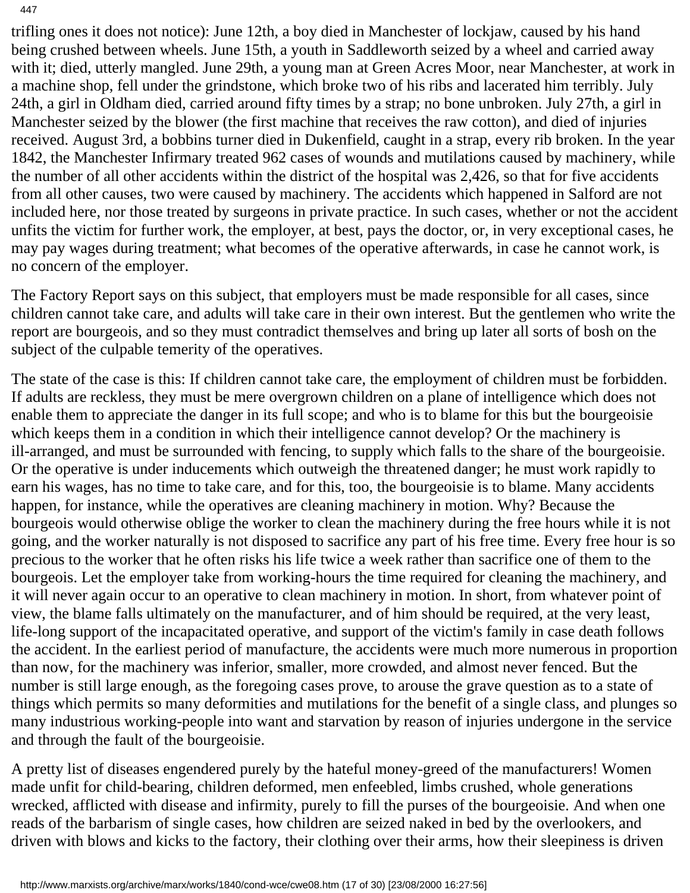trifling ones it does not notice): June 12th, a boy died in Manchester of lockjaw, caused by his hand being crushed between wheels. June 15th, a youth in Saddleworth seized by a wheel and carried away with it; died, utterly mangled. June 29th, a young man at Green Acres Moor, near Manchester, at work in a machine shop, fell under the grindstone, which broke two of his ribs and lacerated him terribly. July 24th, a girl in Oldham died, carried around fifty times by a strap; no bone unbroken. July 27th, a girl in Manchester seized by the blower (the first machine that receives the raw cotton), and died of injuries received. August 3rd, a bobbins turner died in Dukenfield, caught in a strap, every rib broken. In the year 1842, the Manchester Infirmary treated 962 cases of wounds and mutilations caused by machinery, while the number of all other accidents within the district of the hospital was 2,426, so that for five accidents from all other causes, two were caused by machinery. The accidents which happened in Salford are not included here, nor those treated by surgeons in private practice. In such cases, whether or not the accident unfits the victim for further work, the employer, at best, pays the doctor, or, in very exceptional cases, he may pay wages during treatment; what becomes of the operative afterwards, in case he cannot work, is no concern of the employer.

The Factory Report says on this subject, that employers must be made responsible for all cases, since children cannot take care, and adults will take care in their own interest. But the gentlemen who write the report are bourgeois, and so they must contradict themselves and bring up later all sorts of bosh on the subject of the culpable temerity of the operatives.

The state of the case is this: If children cannot take care, the employment of children must be forbidden. If adults are reckless, they must be mere overgrown children on a plane of intelligence which does not enable them to appreciate the danger in its full scope; and who is to blame for this but the bourgeoisie which keeps them in a condition in which their intelligence cannot develop? Or the machinery is ill-arranged, and must be surrounded with fencing, to supply which falls to the share of the bourgeoisie. Or the operative is under inducements which outweigh the threatened danger; he must work rapidly to earn his wages, has no time to take care, and for this, too, the bourgeoisie is to blame. Many accidents happen, for instance, while the operatives are cleaning machinery in motion. Why? Because the bourgeois would otherwise oblige the worker to clean the machinery during the free hours while it is not going, and the worker naturally is not disposed to sacrifice any part of his free time. Every free hour is so precious to the worker that he often risks his life twice a week rather than sacrifice one of them to the bourgeois. Let the employer take from working-hours the time required for cleaning the machinery, and it will never again occur to an operative to clean machinery in motion. In short, from whatever point of view, the blame falls ultimately on the manufacturer, and of him should be required, at the very least, life-long support of the incapacitated operative, and support of the victim's family in case death follows the accident. In the earliest period of manufacture, the accidents were much more numerous in proportion than now, for the machinery was inferior, smaller, more crowded, and almost never fenced. But the number is still large enough, as the foregoing cases prove, to arouse the grave question as to a state of things which permits so many deformities and mutilations for the benefit of a single class, and plunges so many industrious working-people into want and starvation by reason of injuries undergone in the service and through the fault of the bourgeoisie.

A pretty list of diseases engendered purely by the hateful money-greed of the manufacturers! Women made unfit for child-bearing, children deformed, men enfeebled, limbs crushed, whole generations wrecked, afflicted with disease and infirmity, purely to fill the purses of the bourgeoisie. And when one reads of the barbarism of single cases, how children are seized naked in bed by the overlookers, and driven with blows and kicks to the factory, their clothing over their arms, how their sleepiness is driven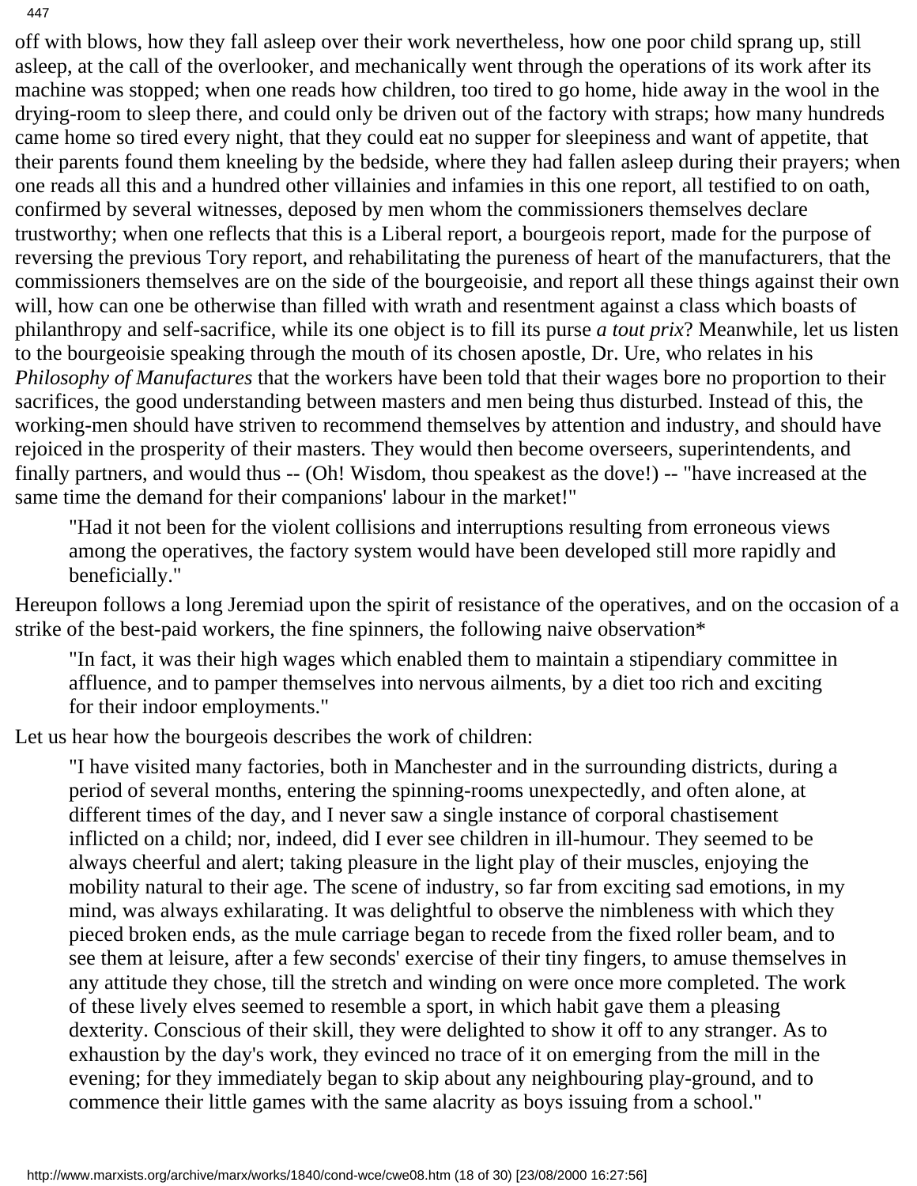off with blows, how they fall asleep over their work nevertheless, how one poor child sprang up, still asleep, at the call of the overlooker, and mechanically went through the operations of its work after its machine was stopped; when one reads how children, too tired to go home, hide away in the wool in the drying-room to sleep there, and could only be driven out of the factory with straps; how many hundreds came home so tired every night, that they could eat no supper for sleepiness and want of appetite, that their parents found them kneeling by the bedside, where they had fallen asleep during their prayers; when one reads all this and a hundred other villainies and infamies in this one report, all testified to on oath, confirmed by several witnesses, deposed by men whom the commissioners themselves declare trustworthy; when one reflects that this is a Liberal report, a bourgeois report, made for the purpose of reversing the previous Tory report, and rehabilitating the pureness of heart of the manufacturers, that the commissioners themselves are on the side of the bourgeoisie, and report all these things against their own will, how can one be otherwise than filled with wrath and resentment against a class which boasts of philanthropy and self-sacrifice, while its one object is to fill its purse *a tout prix*? Meanwhile, let us listen to the bourgeoisie speaking through the mouth of its chosen apostle, Dr. Ure, who relates in his *Philosophy of Manufactures* that the workers have been told that their wages bore no proportion to their sacrifices, the good understanding between masters and men being thus disturbed. Instead of this, the working-men should have striven to recommend themselves by attention and industry, and should have rejoiced in the prosperity of their masters. They would then become overseers, superintendents, and finally partners, and would thus -- (Oh! Wisdom, thou speakest as the dove!) -- "have increased at the same time the demand for their companions' labour in the market!"

> "Had it not been for the violent collisions and interruptions resulting from erroneous views among the operatives, the factory system would have been developed still more rapidly and beneficially."

Hereupon follows a long Jeremiad upon the spirit of resistance of the operatives, and on the occasion of a strike of the best-paid workers, the fine spinners, the following naive observation*

> "In fact, it was their high wages which enabled them to maintain a stipendiary committee in affluence, and to pamper themselves into nervous ailments, by a diet too rich and exciting for their indoor employments."

Let us hear how the bourgeois describes the work of children:

> "I have visited many factories, both in Manchester and in the surrounding districts, during a period of several months, entering the spinning-rooms unexpectedly, and often alone, at different times of the day, and I never saw a single instance of corporal chastisement inflicted on a child; nor, indeed, did I ever see children in ill-humour. They seemed to be always cheerful and alert; taking pleasure in the light play of their muscles, enjoying the mobility natural to their age. The scene of industry, so far from exciting sad emotions, in my mind, was always exhilarating. It was delightful to observe the nimbleness with which they pieced broken ends, as the mule carriage began to recede from the fixed roller beam, and to see them at leisure, after a few seconds' exercise of their tiny fingers, to amuse themselves in any attitude they chose, till the stretch and winding on were once more completed. The work of these lively elves seemed to resemble a sport, in which habit gave them a pleasing dexterity. Conscious of their skill, they were delighted to show it off to any stranger. As to exhaustion by the day's work, they evinced no trace of it on emerging from the mill in the evening; for they immediately began to skip about any neighbouring play-ground, and to commence their little games with the same alacrity as boys issuing from a school."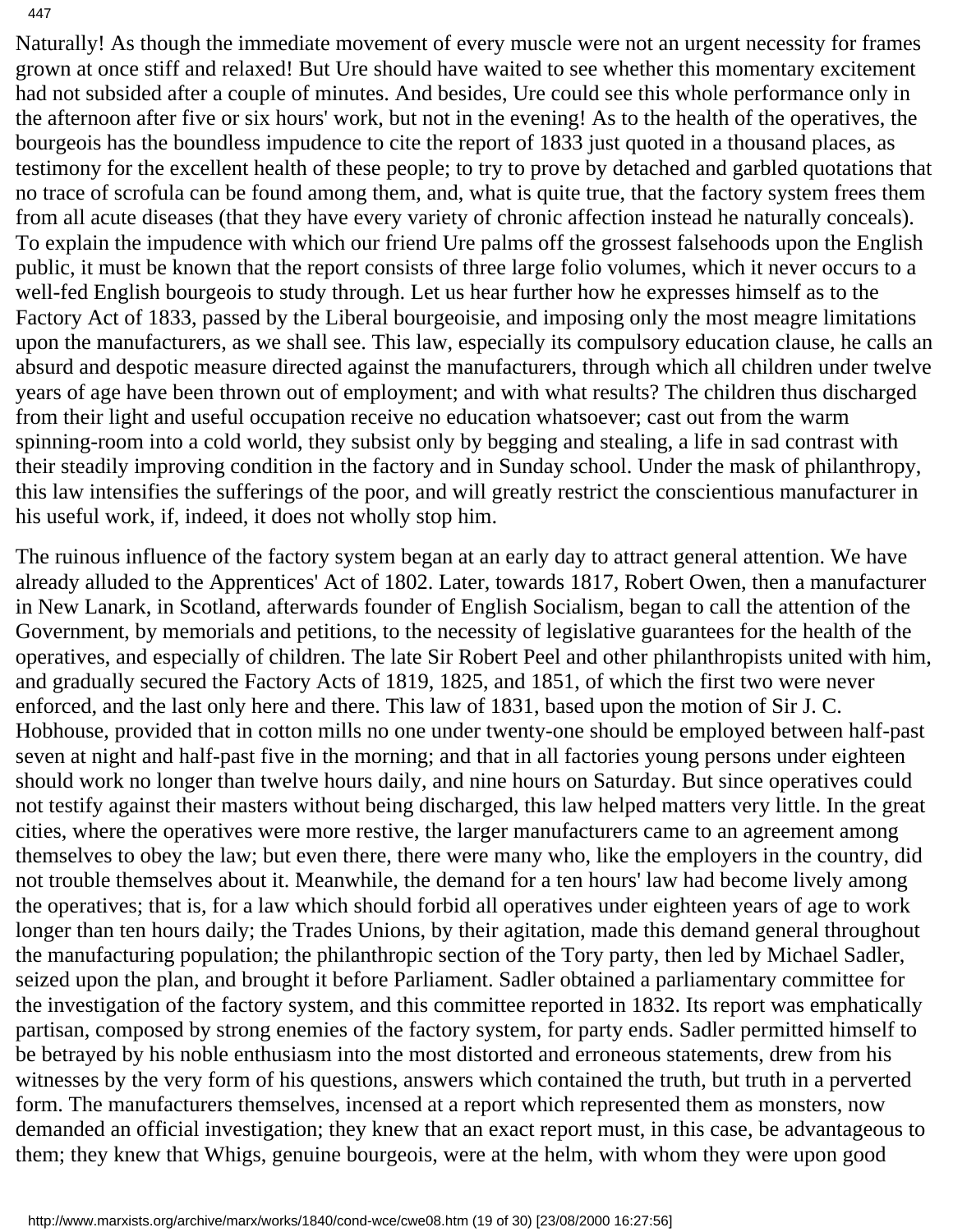Naturally! As though the immediate movement of every muscle were not an urgent necessity for frames grown at once stiff and relaxed! But Ure should have waited to see whether this momentary excitement had not subsided after a couple of minutes. And besides, Ure could see this whole performance only in the afternoon after five or six hours' work, but not in the evening! As to the health of the operatives, the bourgeois has the boundless impudence to cite the report of 1833 just quoted in a thousand places, as testimony for the excellent health of these people; to try to prove by detached and garbled quotations that no trace of scrofula can be found among them, and, what is quite true, that the factory system frees them from all acute diseases (that they have every variety of chronic affection instead he naturally conceals). To explain the impudence with which our friend Ure palms off the grossest falsehoods upon the English public, it must be known that the report consists of three large folio volumes, which it never occurs to a well-fed English bourgeois to study through. Let us hear further how he expresses himself as to the Factory Act of 1833, passed by the Liberal bourgeoisie, and imposing only the most meagre limitations upon the manufacturers, as we shall see. This law, especially its compulsory education clause, he calls an absurd and despotic measure directed against the manufacturers, through which all children under twelve years of age have been thrown out of employment; and with what results? The children thus discharged from their light and useful occupation receive no education whatsoever; cast out from the warm spinning-room into a cold world, they subsist only by begging and stealing, a life in sad contrast with their steadily improving condition in the factory and in Sunday school. Under the mask of philanthropy, this law intensifies the sufferings of the poor, and will greatly restrict the conscientious manufacturer in his useful work, if, indeed, it does not wholly stop him.

The ruinous influence of the factory system began at an early day to attract general attention. We have already alluded to the Apprentices' Act of 1802. Later, towards 1817, Robert Owen, then a manufacturer in New Lanark, in Scotland, afterwards founder of English Socialism, began to call the attention of the Government, by memorials and petitions, to the necessity of legislative guarantees for the health of the operatives, and especially of children. The late Sir Robert Peel and other philanthropists united with him, and gradually secured the Factory Acts of 1819, 1825, and 1851, of which the first two were never enforced, and the last only here and there. This law of 1831, based upon the motion of Sir J. C. Hobhouse, provided that in cotton mills no one under twenty-one should be employed between half-past seven at night and half-past five in the morning; and that in all factories young persons under eighteen should work no longer than twelve hours daily, and nine hours on Saturday. But since operatives could not testify against their masters without being discharged, this law helped matters very little. In the great cities, where the operatives were more restive, the larger manufacturers came to an agreement among themselves to obey the law; but even there, there were many who, like the employers in the country, did not trouble themselves about it. Meanwhile, the demand for a ten hours' law had become lively among the operatives; that is, for a law which should forbid all operatives under eighteen years of age to work longer than ten hours daily; the Trades Unions, by their agitation, made this demand general throughout the manufacturing population; the philanthropic section of the Tory party, then led by Michael Sadler, seized upon the plan, and brought it before Parliament. Sadler obtained a parliamentary committee for the investigation of the factory system, and this committee reported in 1832. Its report was emphatically partisan, composed by strong enemies of the factory system, for party ends. Sadler permitted himself to be betrayed by his noble enthusiasm into the most distorted and erroneous statements, drew from his witnesses by the very form of his questions, answers which contained the truth, but truth in a perverted form. The manufacturers themselves, incensed at a report which represented them as monsters, now demanded an official investigation; they knew that an exact report must, in this case, be advantageous to them; they knew that Whigs, genuine bourgeois, were at the helm, with whom they were upon good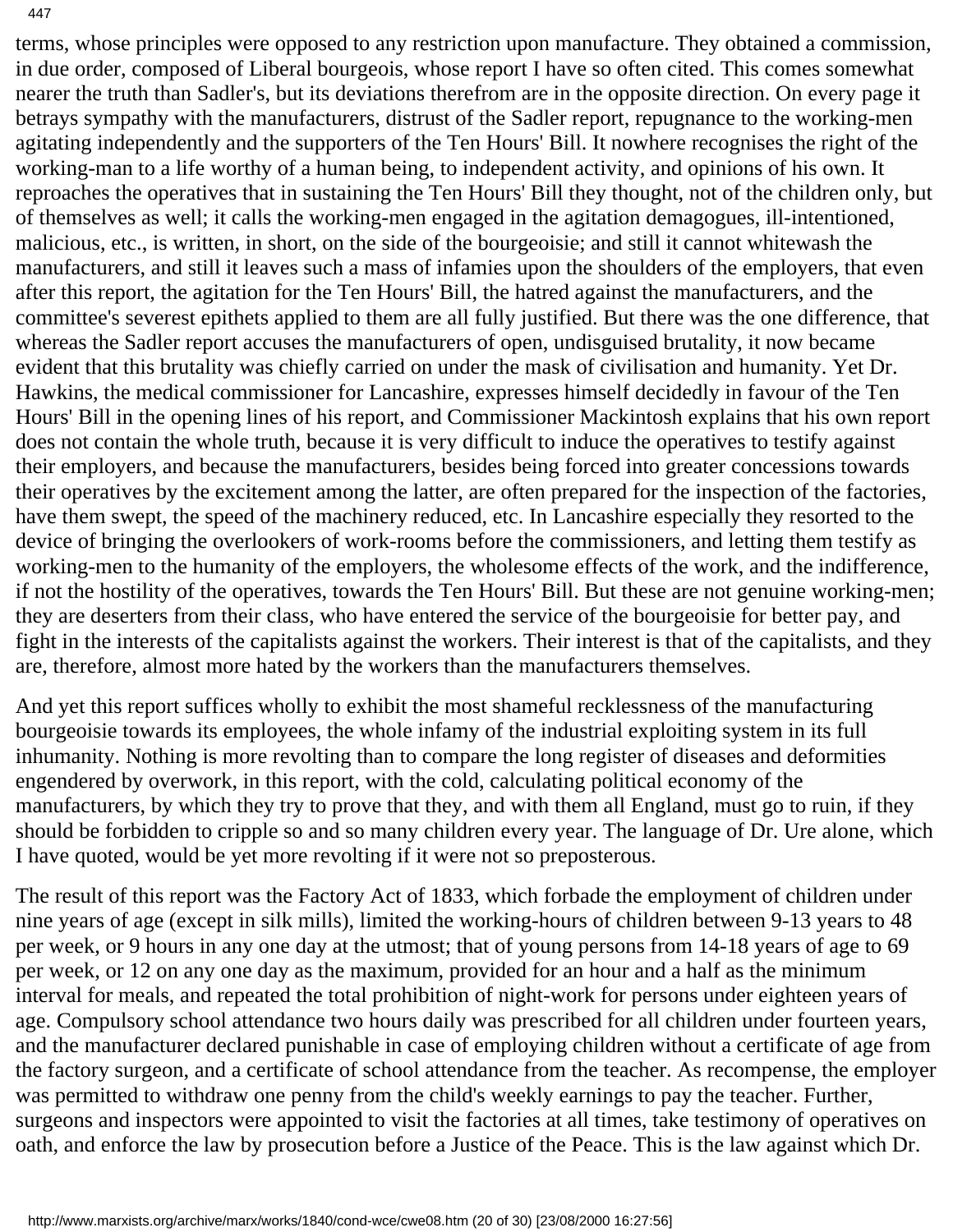terms, whose principles were opposed to any restriction upon manufacture. They obtained a commission, in due order, composed of Liberal bourgeois, whose report I have so often cited. This comes somewhat nearer the truth than Sadler's, but its deviations therefrom are in the opposite direction. On every page it betrays sympathy with the manufacturers, distrust of the Sadler report, repugnance to the working-men agitating independently and the supporters of the Ten Hours' Bill. It nowhere recognises the right of the working-man to a life worthy of a human being, to independent activity, and opinions of his own. It reproaches the operatives that in sustaining the Ten Hours' Bill they thought, not of the children only, but of themselves as well; it calls the working-men engaged in the agitation demagogues, ill-intentioned, malicious, etc., is written, in short, on the side of the bourgeoisie; and still it cannot whitewash the manufacturers, and still it leaves such a mass of infamies upon the shoulders of the employers, that even after this report, the agitation for the Ten Hours' Bill, the hatred against the manufacturers, and the committee's severest epithets applied to them are all fully justified. But there was the one difference, that whereas the Sadler report accuses the manufacturers of open, undisguised brutality, it now became evident that this brutality was chiefly carried on under the mask of civilisation and humanity. Yet Dr. Hawkins, the medical commissioner for Lancashire, expresses himself decidedly in favour of the Ten Hours' Bill in the opening lines of his report, and Commissioner Mackintosh explains that his own report does not contain the whole truth, because it is very difficult to induce the operatives to testify against their employers, and because the manufacturers, besides being forced into greater concessions towards their operatives by the excitement among the latter, are often prepared for the inspection of the factories, have them swept, the speed of the machinery reduced, etc. In Lancashire especially they resorted to the device of bringing the overlookers of work-rooms before the commissioners, and letting them testify as working-men to the humanity of the employers, the wholesome effects of the work, and the indifference, if not the hostility of the operatives, towards the Ten Hours' Bill. But these are not genuine working-men; they are deserters from their class, who have entered the service of the bourgeoisie for better pay, and fight in the interests of the capitalists against the workers. Their interest is that of the capitalists, and they are, therefore, almost more hated by the workers than the manufacturers themselves.

And yet this report suffices wholly to exhibit the most shameful recklessness of the manufacturing bourgeoisie towards its employees, the whole infamy of the industrial exploiting system in its full inhumanity. Nothing is more revolting than to compare the long register of diseases and deformities engendered by overwork, in this report, with the cold, calculating political economy of the manufacturers, by which they try to prove that they, and with them all England, must go to ruin, if they should be forbidden to cripple so and so many children every year. The language of Dr. Ure alone, which I have quoted, would be yet more revolting if it were not so preposterous.

The result of this report was the Factory Act of 1833, which forbade the employment of children under nine years of age (except in silk mills), limited the working-hours of children between 9-13 years to 48 per week, or 9 hours in any one day at the utmost; that of young persons from 14-18 years of age to 69 per week, or 12 on any one day as the maximum, provided for an hour and a half as the minimum interval for meals, and repeated the total prohibition of night-work for persons under eighteen years of age. Compulsory school attendance two hours daily was prescribed for all children under fourteen years, and the manufacturer declared punishable in case of employing children without a certificate of age from the factory surgeon, and a certificate of school attendance from the teacher. As recompense, the employer was permitted to withdraw one penny from the child's weekly earnings to pay the teacher. Further, surgeons and inspectors were appointed to visit the factories at all times, take testimony of operatives on oath, and enforce the law by prosecution before a Justice of the Peace. This is the law against which Dr.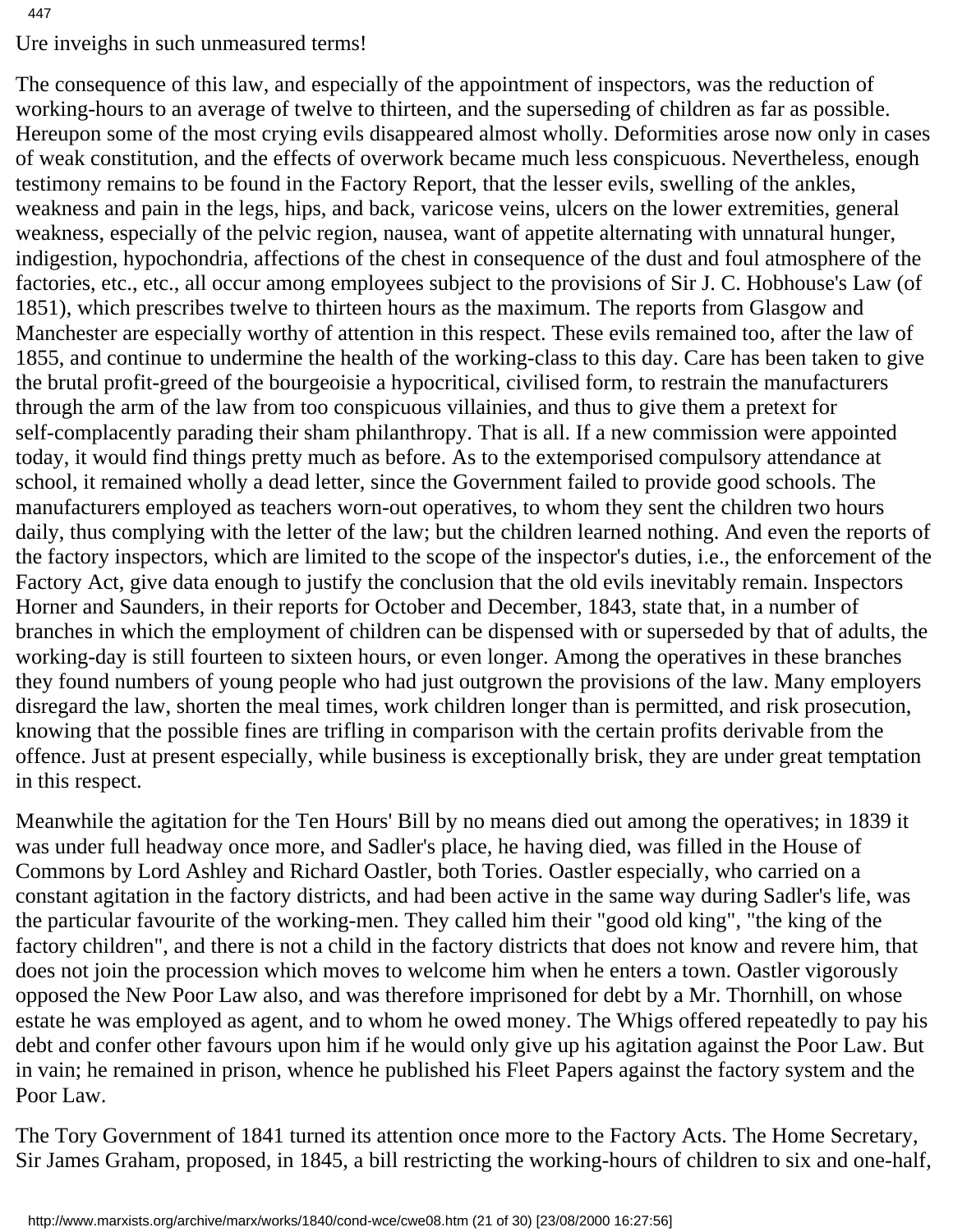Ure inveighs in such unmeasured terms!

The consequence of this law, and especially of the appointment of inspectors, was the reduction of working-hours to an average of twelve to thirteen, and the superseding of children as far as possible. Hereupon some of the most crying evils disappeared almost wholly. Deformities arose now only in cases of weak constitution, and the effects of overwork became much less conspicuous. Nevertheless, enough testimony remains to be found in the Factory Report, that the lesser evils, swelling of the ankles, weakness and pain in the legs, hips, and back, varicose veins, ulcers on the lower extremities, general weakness, especially of the pelvic region, nausea, want of appetite alternating with unnatural hunger, indigestion, hypochondria, affections of the chest in consequence of the dust and foul atmosphere of the factories, etc., etc., all occur among employees subject to the provisions of Sir J. C. Hobhouse's Law (of 1851), which prescribes twelve to thirteen hours as the maximum. The reports from Glasgow and Manchester are especially worthy of attention in this respect. These evils remained too, after the law of 1855, and continue to undermine the health of the working-class to this day. Care has been taken to give the brutal profit-greed of the bourgeoisie a hypocritical, civilised form, to restrain the manufacturers through the arm of the law from too conspicuous villainies, and thus to give them a pretext for self-complacently parading their sham philanthropy. That is all. If a new commission were appointed today, it would find things pretty much as before. As to the extemporised compulsory attendance at school, it remained wholly a dead letter, since the Government failed to provide good schools. The manufacturers employed as teachers worn-out operatives, to whom they sent the children two hours daily, thus complying with the letter of the law; but the children learned nothing. And even the reports of the factory inspectors, which are limited to the scope of the inspector's duties, i.e., the enforcement of the Factory Act, give data enough to justify the conclusion that the old evils inevitably remain. Inspectors Horner and Saunders, in their reports for October and December, 1843, state that, in a number of branches in which the employment of children can be dispensed with or superseded by that of adults, the working-day is still fourteen to sixteen hours, or even longer. Among the operatives in these branches they found numbers of young people who had just outgrown the provisions of the law. Many employers disregard the law, shorten the meal times, work children longer than is permitted, and risk prosecution, knowing that the possible fines are trifling in comparison with the certain profits derivable from the offence. Just at present especially, while business is exceptionally brisk, they are under great temptation in this respect.

Meanwhile the agitation for the Ten Hours' Bill by no means died out among the operatives; in 1839 it was under full headway once more, and Sadler's place, he having died, was filled in the House of Commons by Lord Ashley and Richard Oastler, both Tories. Oastler especially, who carried on a constant agitation in the factory districts, and had been active in the same way during Sadler's life, was the particular favourite of the working-men. They called him their "good old king", "the king of the factory children", and there is not a child in the factory districts that does not know and revere him, that does not join the procession which moves to welcome him when he enters a town. Oastler vigorously opposed the New Poor Law also, and was therefore imprisoned for debt by a Mr. Thornhill, on whose estate he was employed as agent, and to whom he owed money. The Whigs offered repeatedly to pay his debt and confer other favours upon him if he would only give up his agitation against the Poor Law. But in vain; he remained in prison, whence he published his Fleet Papers against the factory system and the Poor Law.

The Tory Government of 1841 turned its attention once more to the Factory Acts. The Home Secretary, Sir James Graham, proposed, in 1845, a bill restricting the working-hours of children to six and one-half,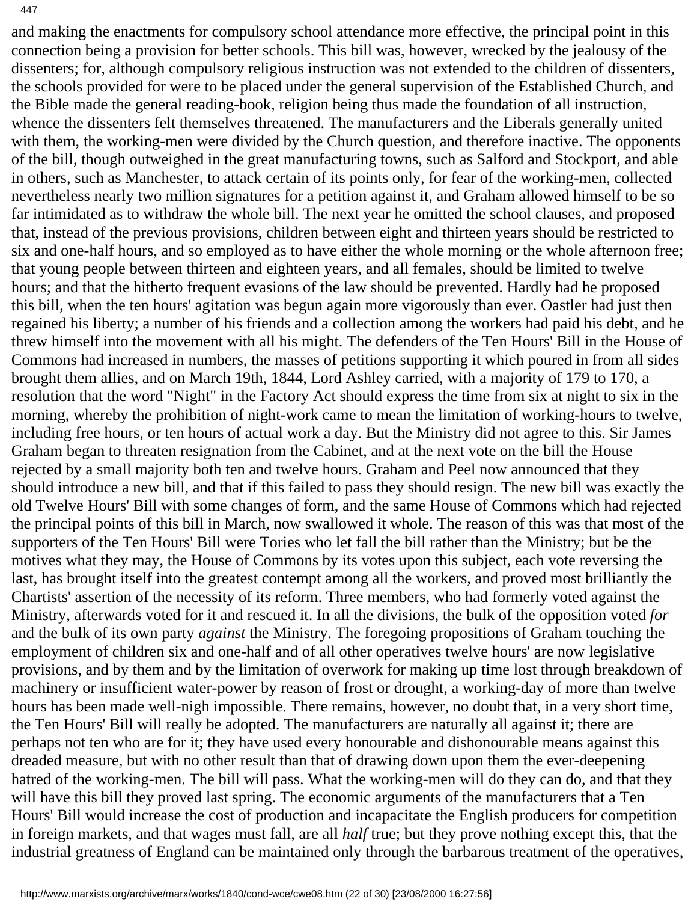and making the enactments for compulsory school attendance more effective, the principal point in this connection being a provision for better schools. This bill was, however, wrecked by the jealousy of the dissenters; for, although compulsory religious instruction was not extended to the children of dissenters, the schools provided for were to be placed under the general supervision of the Established Church, and the Bible made the general reading-book, religion being thus made the foundation of all instruction, whence the dissenters felt themselves threatened. The manufacturers and the Liberals generally united with them, the working-men were divided by the Church question, and therefore inactive. The opponents of the bill, though outweighed in the great manufacturing towns, such as Salford and Stockport, and able in others, such as Manchester, to attack certain of its points only, for fear of the working-men, collected nevertheless nearly two million signatures for a petition against it, and Graham allowed himself to be so far intimidated as to withdraw the whole bill. The next year he omitted the school clauses, and proposed that, instead of the previous provisions, children between eight and thirteen years should be restricted to six and one-half hours, and so employed as to have either the whole morning or the whole afternoon free; that young people between thirteen and eighteen years, and all females, should be limited to twelve hours; and that the hitherto frequent evasions of the law should be prevented. Hardly had he proposed this bill, when the ten hours' agitation was begun again more vigorously than ever. Oastler had just then regained his liberty; a number of his friends and a collection among the workers had paid his debt, and he threw himself into the movement with all his might. The defenders of the Ten Hours' Bill in the House of Commons had increased in numbers, the masses of petitions supporting it which poured in from all sides brought them allies, and on March 19th, 1844, Lord Ashley carried, with a majority of 179 to 170, a resolution that the word "Night" in the Factory Act should express the time from six at night to six in the morning, whereby the prohibition of night-work came to mean the limitation of working-hours to twelve, including free hours, or ten hours of actual work a day. But the Ministry did not agree to this. Sir James Graham began to threaten resignation from the Cabinet, and at the next vote on the bill the House rejected by a small majority both ten and twelve hours. Graham and Peel now announced that they should introduce a new bill, and that if this failed to pass they should resign. The new bill was exactly the old Twelve Hours' Bill with some changes of form, and the same House of Commons which had rejected the principal points of this bill in March, now swallowed it whole. The reason of this was that most of the supporters of the Ten Hours' Bill were Tories who let fall the bill rather than the Ministry; but be the motives what they may, the House of Commons by its votes upon this subject, each vote reversing the last, has brought itself into the greatest contempt among all the workers, and proved most brilliantly the Chartists' assertion of the necessity of its reform. Three members, who had formerly voted against the Ministry, afterwards voted for it and rescued it. In all the divisions, the bulk of the opposition voted *for* and the bulk of its own party *against* the Ministry. The foregoing propositions of Graham touching the employment of children six and one-half and of all other operatives twelve hours' are now legislative provisions, and by them and by the limitation of overwork for making up time lost through breakdown of machinery or insufficient water-power by reason of frost or drought, a working-day of more than twelve hours has been made well-nigh impossible. There remains, however, no doubt that, in a very short time, the Ten Hours' Bill will really be adopted. The manufacturers are naturally all against it; there are perhaps not ten who are for it; they have used every honourable and dishonourable means against this dreaded measure, but with no other result than that of drawing down upon them the ever-deepening hatred of the working-men. The bill will pass. What the working-men will do they can do, and that they will have this bill they proved last spring. The economic arguments of the manufacturers that a Ten Hours' Bill would increase the cost of production and incapacitate the English producers for competition in foreign markets, and that wages must fall, are all *half* true; but they prove nothing except this, that the industrial greatness of England can be maintained only through the barbarous treatment of the operatives,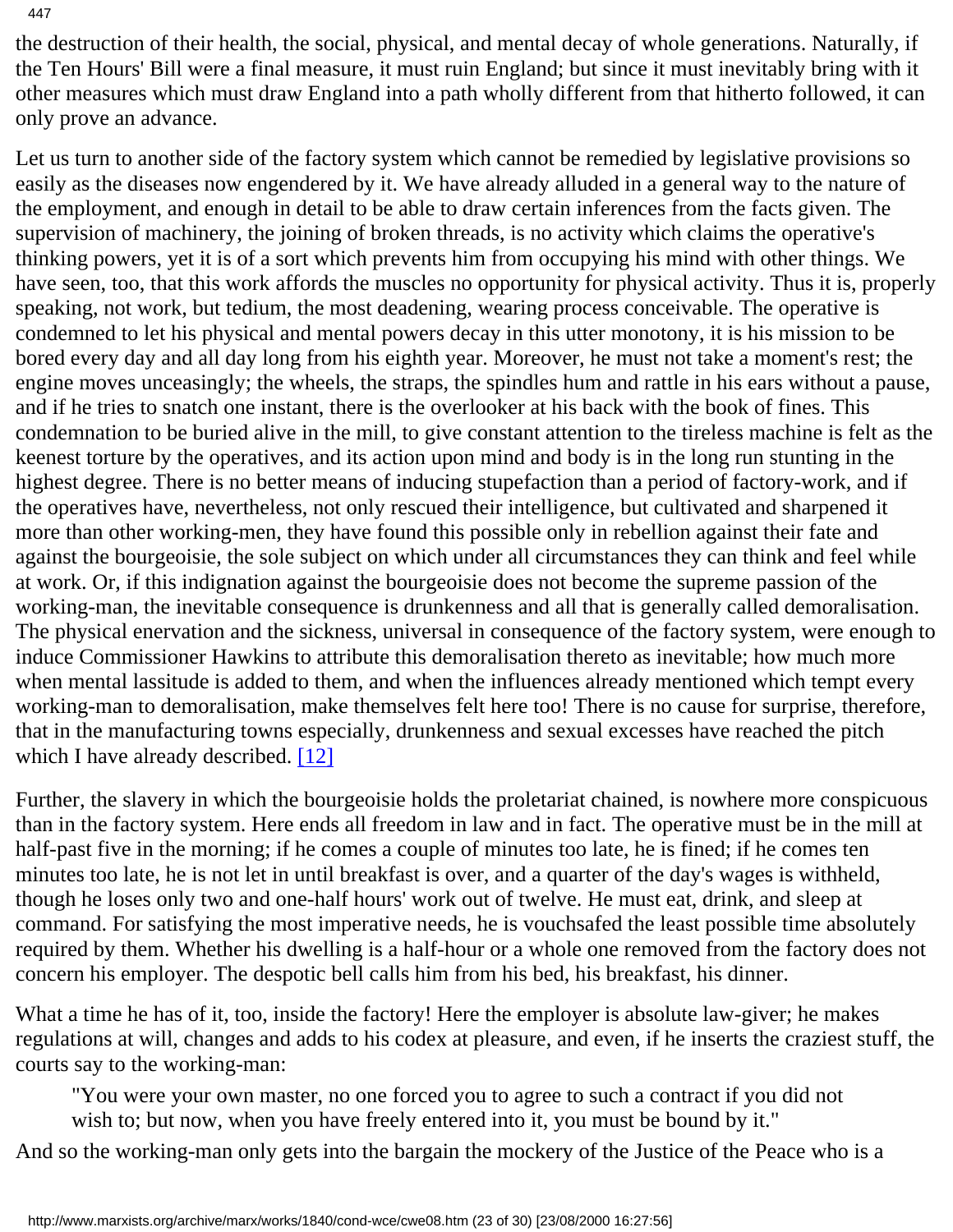the destruction of their health, the social, physical, and mental decay of whole generations. Naturally, if the Ten Hours' Bill were a final measure, it must ruin England; but since it must inevitably bring with it other measures which must draw England into a path wholly different from that hitherto followed, it can only prove an advance.

Let us turn to another side of the factory system which cannot be remedied by legislative provisions so easily as the diseases now engendered by it. We have already alluded in a general way to the nature of the employment, and enough in detail to be able to draw certain inferences from the facts given. The supervision of machinery, the joining of broken threads, is no activity which claims the operative's thinking powers, yet it is of a sort which prevents him from occupying his mind with other things. We have seen, too, that this work affords the muscles no opportunity for physical activity. Thus it is, properly speaking, not work, but tedium, the most deadening, wearing process conceivable. The operative is condemned to let his physical and mental powers decay in this utter monotony, it is his mission to be bored every day and all day long from his eighth year. Moreover, he must not take a moment's rest; the engine moves unceasingly; the wheels, the straps, the spindles hum and rattle in his ears without a pause, and if he tries to snatch one instant, there is the overlooker at his back with the book of fines. This condemnation to be buried alive in the mill, to give constant attention to the tireless machine is felt as the keenest torture by the operatives, and its action upon mind and body is in the long run stunting in the highest degree. There is no better means of inducing stupefaction than a period of factory-work, and if the operatives have, nevertheless, not only rescued their intelligence, but cultivated and sharpened it more than other working-men, they have found this possible only in rebellion against their fate and against the bourgeoisie, the sole subject on which under all circumstances they can think and feel while at work. Or, if this indignation against the bourgeoisie does not become the supreme passion of the working-man, the inevitable consequence is drunkenness and all that is generally called demoralisation. The physical enervation and the sickness, universal in consequence of the factory system, were enough to induce Commissioner Hawkins to attribute this demoralisation thereto as inevitable; how much more when mental lassitude is added to them, and when the influences already mentioned which tempt every working-man to demoralisation, make themselves felt here too! There is no cause for surprise, therefore, that in the manufacturing towns especially, drunkenness and sexual excesses have reached the pitch which I have already described. [12]

Further, the slavery in which the bourgeoisie holds the proletariat chained, is nowhere more conspicuous than in the factory system. Here ends all freedom in law and in fact. The operative must be in the mill at half-past five in the morning; if he comes a couple of minutes too late, he is fined; if he comes ten minutes too late, he is not let in until breakfast is over, and a quarter of the day's wages is withheld, though he loses only two and one-half hours' work out of twelve. He must eat, drink, and sleep at command. For satisfying the most imperative needs, he is vouchsafed the least possible time absolutely required by them. Whether his dwelling is a half-hour or a whole one removed from the factory does not concern his employer. The despotic bell calls him from his bed, his breakfast, his dinner.

What a time he has of it, too, inside the factory! Here the employer is absolute law-giver; he makes regulations at will, changes and adds to his codex at pleasure, and even, if he inserts the craziest stuff, the courts say to the working-man:

> "You were your own master, no one forced you to agree to such a contract if you did not wish to; but now, when you have freely entered into it, you must be bound by it."

And so the working-man only gets into the bargain the mockery of the Justice of the Peace who is a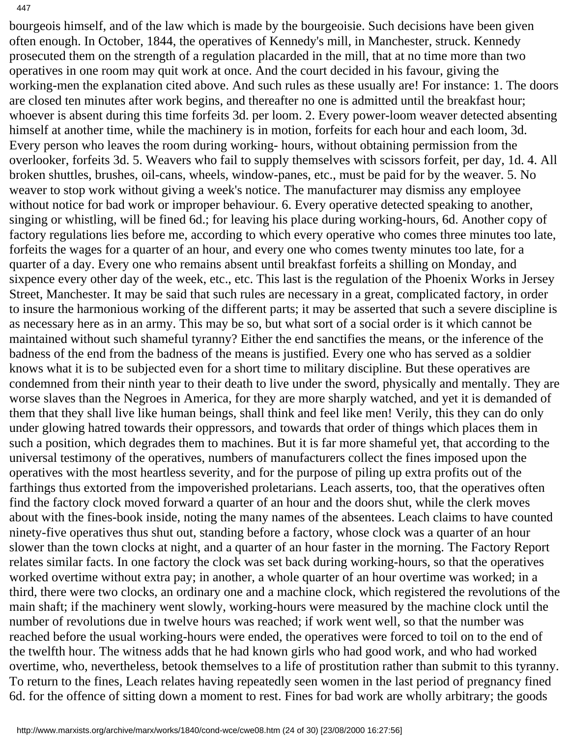bourgeois himself, and of the law which is made by the bourgeoisie. Such decisions have been given often enough. In October, 1844, the operatives of Kennedy's mill, in Manchester, struck. Kennedy prosecuted them on the strength of a regulation placarded in the mill, that at no time more than two operatives in one room may quit work at once. And the court decided in his favour, giving the working-men the explanation cited above. And such rules as these usually are! For instance: 1. The doors are closed ten minutes after work begins, and thereafter no one is admitted until the breakfast hour; whoever is absent during this time forfeits 3d. per loom. 2. Every power-loom weaver detected absenting himself at another time, while the machinery is in motion, forfeits for each hour and each loom, 3d. Every person who leaves the room during working- hours, without obtaining permission from the overlooker, forfeits 3d. 5. Weavers who fail to supply themselves with scissors forfeit, per day, 1d. 4. All broken shuttles, brushes, oil-cans, wheels, window-panes, etc., must be paid for by the weaver. 5. No weaver to stop work without giving a week's notice. The manufacturer may dismiss any employee without notice for bad work or improper behaviour. 6. Every operative detected speaking to another, singing or whistling, will be fined 6d.; for leaving his place during working-hours, 6d. Another copy of factory regulations lies before me, according to which every operative who comes three minutes too late, forfeits the wages for a quarter of an hour, and every one who comes twenty minutes too late, for a quarter of a day. Every one who remains absent until breakfast forfeits a shilling on Monday, and sixpence every other day of the week, etc., etc. This last is the regulation of the Phoenix Works in Jersey Street, Manchester. It may be said that such rules are necessary in a great, complicated factory, in order to insure the harmonious working of the different parts; it may be asserted that such a severe discipline is as necessary here as in an army. This may be so, but what sort of a social order is it which cannot be maintained without such shameful tyranny? Either the end sanctifies the means, or the inference of the badness of the end from the badness of the means is justified. Every one who has served as a soldier knows what it is to be subjected even for a short time to military discipline. But these operatives are condemned from their ninth year to their death to live under the sword, physically and mentally. They are worse slaves than the Negroes in America, for they are more sharply watched, and yet it is demanded of them that they shall live like human beings, shall think and feel like men! Verily, this they can do only under glowing hatred towards their oppressors, and towards that order of things which places them in such a position, which degrades them to machines. But it is far more shameful yet, that according to the universal testimony of the operatives, numbers of manufacturers collect the fines imposed upon the operatives with the most heartless severity, and for the purpose of piling up extra profits out of the farthings thus extorted from the impoverished proletarians. Leach asserts, too, that the operatives often find the factory clock moved forward a quarter of an hour and the doors shut, while the clerk moves about with the fines-book inside, noting the many names of the absentees. Leach claims to have counted ninety-five operatives thus shut out, standing before a factory, whose clock was a quarter of an hour slower than the town clocks at night, and a quarter of an hour faster in the morning. The Factory Report relates similar facts. In one factory the clock was set back during working-hours, so that the operatives worked overtime without extra pay; in another, a whole quarter of an hour overtime was worked; in a third, there were two clocks, an ordinary one and a machine clock, which registered the revolutions of the main shaft; if the machinery went slowly, working-hours were measured by the machine clock until the number of revolutions due in twelve hours was reached; if work went well, so that the number was reached before the usual working-hours were ended, the operatives were forced to toil on to the end of the twelfth hour. The witness adds that he had known girls who had good work, and who had worked overtime, who, nevertheless, betook themselves to a life of prostitution rather than submit to this tyranny. To return to the fines, Leach relates having repeatedly seen women in the last period of pregnancy fined 6d. for the offence of sitting down a moment to rest. Fines for bad work are wholly arbitrary; the goods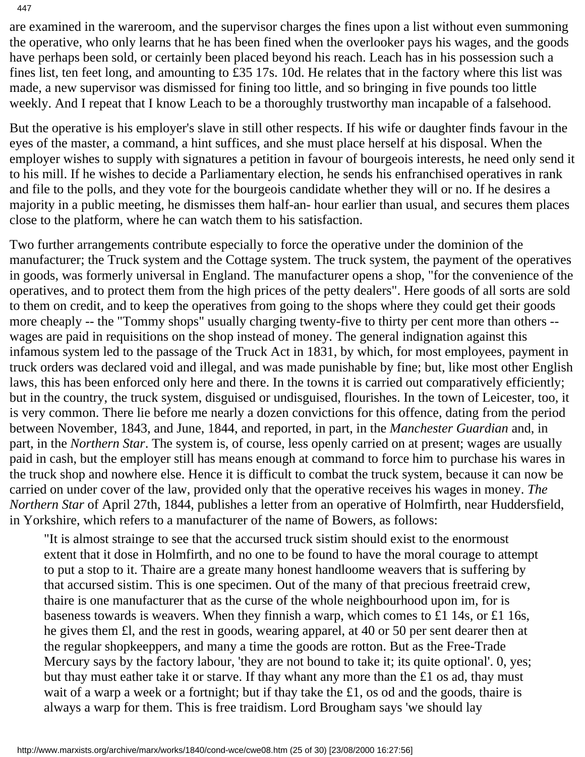are examined in the wareroom, and the supervisor charges the fines upon a list without even summoning the operative, who only learns that he has been fined when the overlooker pays his wages, and the goods have perhaps been sold, or certainly been placed beyond his reach. Leach has in his possession such a fines list, ten feet long, and amounting to £35 17s. 10d. He relates that in the factory where this list was made, a new supervisor was dismissed for fining too little, and so bringing in five pounds too little weekly. And I repeat that I know Leach to be a thoroughly trustworthy man incapable of a falsehood.

But the operative is his employer's slave in still other respects. If his wife or daughter finds favour in the eyes of the master, a command, a hint suffices, and she must place herself at his disposal. When the employer wishes to supply with signatures a petition in favour of bourgeois interests, he need only send it to his mill. If he wishes to decide a Parliamentary election, he sends his enfranchised operatives in rank and file to the polls, and they vote for the bourgeois candidate whether they will or no. If he desires a majority in a public meeting, he dismisses them half-an- hour earlier than usual, and secures them places close to the platform, where he can watch them to his satisfaction.

Two further arrangements contribute especially to force the operative under the dominion of the manufacturer; the Truck system and the Cottage system. The truck system, the payment of the operatives in goods, was formerly universal in England. The manufacturer opens a shop, "for the convenience of the operatives, and to protect them from the high prices of the petty dealers". Here goods of all sorts are sold to them on credit, and to keep the operatives from going to the shops where they could get their goods more cheaply -- the "Tommy shops" usually charging twenty-five to thirty per cent more than others -- wages are paid in requisitions on the shop instead of money. The general indignation against this infamous system led to the passage of the Truck Act in 1831, by which, for most employees, payment in truck orders was declared void and illegal, and was made punishable by fine; but, like most other English laws, this has been enforced only here and there. In the towns it is carried out comparatively efficiently; but in the country, the truck system, disguised or undisguised, flourishes. In the town of Leicester, too, it is very common. There lie before me nearly a dozen convictions for this offence, dating from the period between November, 1843, and June, 1844, and reported, in part, in the *Manchester Guardian* and, in part, in the *Northern Star*. The system is, of course, less openly carried on at present; wages are usually paid in cash, but the employer still has means enough at command to force him to purchase his wares in the truck shop and nowhere else. Hence it is difficult to combat the truck system, because it can now be carried on under cover of the law, provided only that the operative receives his wages in money. *The Northern Star* of April 27th, 1844, publishes a letter from an operative of Holmfirth, near Huddersfield, in Yorkshire, which refers to a manufacturer of the name of Bowers, as follows:

> "It is almost strainge to see that the accursed truck sistim should exist to the enormoust extent that it dose in Holmfirth, and no one to be found to have the moral courage to attempt to put a stop to it. Thaire are a greate many honest handloome weavers that is suffering by that accursed sistim. This is one specimen. Out of the many of that precious freetraid crew, thaire is one manufacturer that as the curse of the whole neighbourhood upon im, for is baseness towards is weavers. When they finnish a warp, which comes to £1 14s, or £1 16s, he gives them £l, and the rest in goods, wearing apparel, at 40 or 50 per sent dearer then at the regular shopkeeppers, and many a time the goods are rotton. But as the Free-Trade Mercury says by the factory labour, 'they are not bound to take it; its quite optional'. 0, yes; but thay must eather take it or starve. If thay whant any more than the £1 os ad, thay must wait of a warp a week or a fortnight; but if thay take the £1, os od and the goods, thaire is always a warp for them. This is free traidism. Lord Brougham says 'we should lay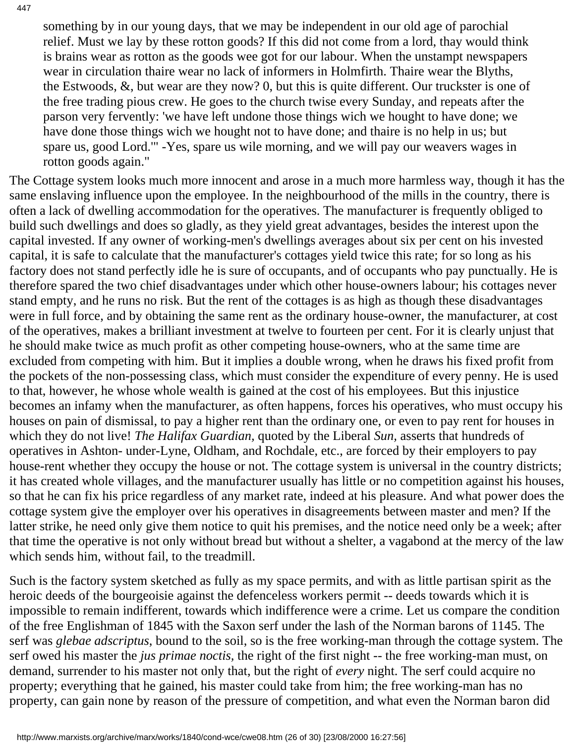> something by in our young days, that we may be independent in our old age of parochial relief. Must we lay by these rotton goods? If this did not come from a lord, thay would think is brains wear as rotton as the goods wee got for our labour. When the unstampt newspapers wear in circulation thaire wear no lack of informers in Holmfirth. Thaire wear the Blyths, the Estwoods, &, but wear are they now? 0, but this is quite different. Our truckster is one of the free trading pious crew. He goes to the church twise every Sunday, and repeats after the parson very fervently: 'we have left undone those things wich we hought to have done; we have done those things wich we hought not to have done; and thaire is no help in us; but spare us, good Lord.'" -Yes, spare us wile morning, and we will pay our weavers wages in rotton goods again."

The Cottage system looks much more innocent and arose in a much more harmless way, though it has the same enslaving influence upon the employee. In the neighbourhood of the mills in the country, there is often a lack of dwelling accommodation for the operatives. The manufacturer is frequently obliged to build such dwellings and does so gladly, as they yield great advantages, besides the interest upon the capital invested. If any owner of working-men's dwellings averages about six per cent on his invested capital, it is safe to calculate that the manufacturer's cottages yield twice this rate; for so long as his factory does not stand perfectly idle he is sure of occupants, and of occupants who pay punctually. He is therefore spared the two chief disadvantages under which other house-owners labour; his cottages never stand empty, and he runs no risk. But the rent of the cottages is as high as though these disadvantages were in full force, and by obtaining the same rent as the ordinary house-owner, the manufacturer, at cost of the operatives, makes a brilliant investment at twelve to fourteen per cent. For it is clearly unjust that he should make twice as much profit as other competing house-owners, who at the same time are excluded from competing with him. But it implies a double wrong, when he draws his fixed profit from the pockets of the non-possessing class, which must consider the expenditure of every penny. He is used to that, however, he whose whole wealth is gained at the cost of his employees. But this injustice becomes an infamy when the manufacturer, as often happens, forces his operatives, who must occupy his houses on pain of dismissal, to pay a higher rent than the ordinary one, or even to pay rent for houses in which they do not live! *The Halifax Guardian,* quoted by the Liberal *Sun,* asserts that hundreds of operatives in Ashton- under-Lyne, Oldham, and Rochdale, etc., are forced by their employers to pay house-rent whether they occupy the house or not. The cottage system is universal in the country districts; it has created whole villages, and the manufacturer usually has little or no competition against his houses, so that he can fix his price regardless of any market rate, indeed at his pleasure. And what power does the cottage system give the employer over his operatives in disagreements between master and men? If the latter strike, he need only give them notice to quit his premises, and the notice need only be a week; after that time the operative is not only without bread but without a shelter, a vagabond at the mercy of the law which sends him, without fail, to the treadmill.

Such is the factory system sketched as fully as my space permits, and with as little partisan spirit as the heroic deeds of the bourgeoisie against the defenceless workers permit -- deeds towards which it is impossible to remain indifferent, towards which indifference were a crime. Let us compare the condition of the free Englishman of 1845 with the Saxon serf under the lash of the Norman barons of 1145. The serf was *glebae adscriptus*, bound to the soil, so is the free working-man through the cottage system. The serf owed his master the *jus primae noctis,* the right of the first night -- the free working-man must, on demand, surrender to his master not only that, but the right of *every* night. The serf could acquire no property; everything that he gained, his master could take from him; the free working-man has no property, can gain none by reason of the pressure of competition, and what even the Norman baron did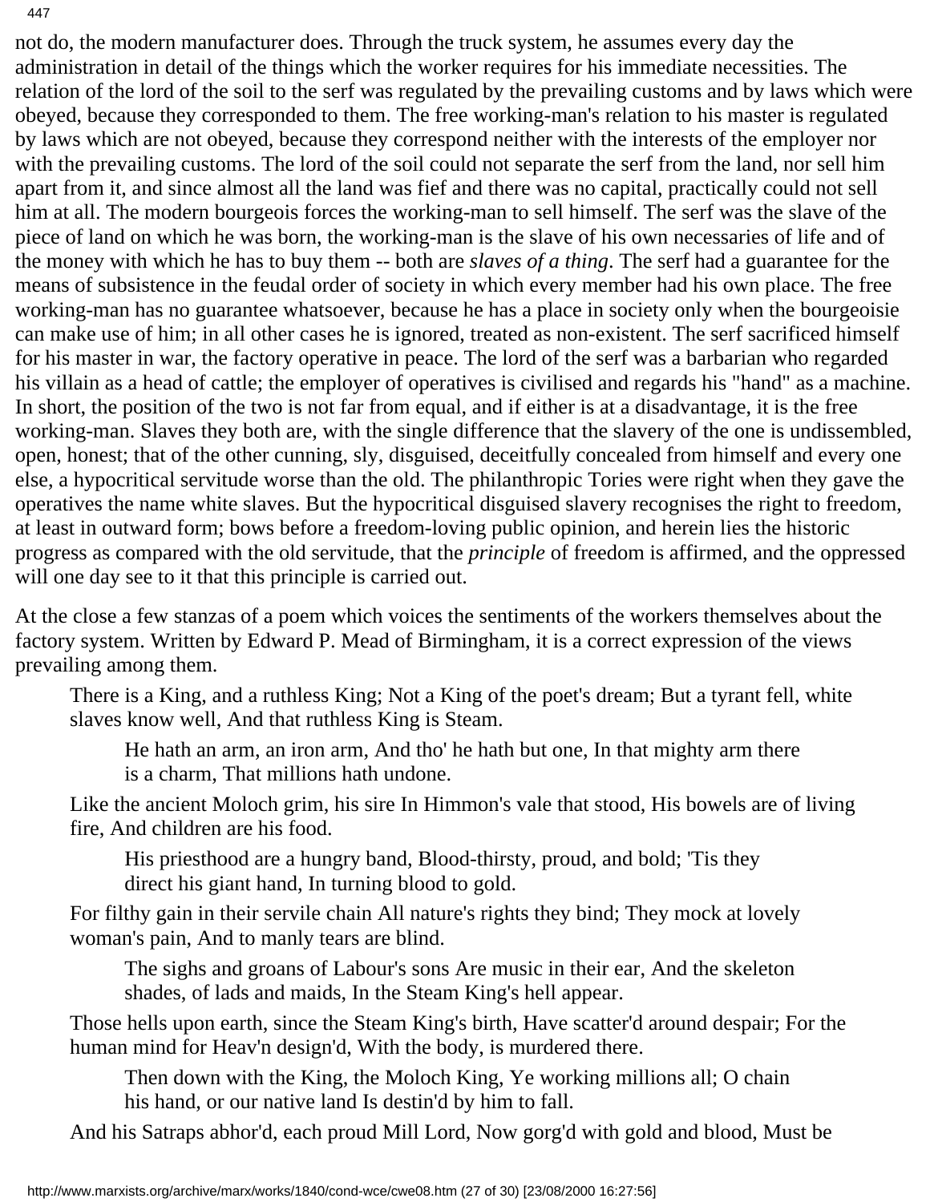not do, the modern manufacturer does. Through the truck system, he assumes every day the administration in detail of the things which the worker requires for his immediate necessities. The relation of the lord of the soil to the serf was regulated by the prevailing customs and by laws which were obeyed, because they corresponded to them. The free working-man's relation to his master is regulated by laws which are not obeyed, because they correspond neither with the interests of the employer nor with the prevailing customs. The lord of the soil could not separate the serf from the land, nor sell him apart from it, and since almost all the land was fief and there was no capital, practically could not sell him at all. The modern bourgeois forces the working-man to sell himself. The serf was the slave of the piece of land on which he was born, the working-man is the slave of his own necessaries of life and of the money with which he has to buy them -- both are *slaves of a thing*. The serf had a guarantee for the means of subsistence in the feudal order of society in which every member had his own place. The free working-man has no guarantee whatsoever, because he has a place in society only when the bourgeoisie can make use of him; in all other cases he is ignored, treated as non-existent. The serf sacrificed himself for his master in war, the factory operative in peace. The lord of the serf was a barbarian who regarded his villain as a head of cattle; the employer of operatives is civilised and regards his "hand" as a machine. In short, the position of the two is not far from equal, and if either is at a disadvantage, it is the free working-man. Slaves they both are, with the single difference that the slavery of the one is undissembled, open, honest; that of the other cunning, sly, disguised, deceitfully concealed from himself and every one else, a hypocritical servitude worse than the old. The philanthropic Tories were right when they gave the operatives the name white slaves. But the hypocritical disguised slavery recognises the right to freedom, at least in outward form; bows before a freedom-loving public opinion, and herein lies the historic progress as compared with the old servitude, that the *principle* of freedom is affirmed, and the oppressed will one day see to it that this principle is carried out.

At the close a few stanzas of a poem which voices the sentiments of the workers themselves about the factory system. Written by Edward P. Mead of Birmingham, it is a correct expression of the views prevailing among them.

> There is a King, and a ruthless King; Not a King of the poet's dream; But a tyrant fell, white slaves know well, And that ruthless King is Steam.
>
> He hath an arm, an iron arm, And tho' he hath but one, In that mighty arm there is a charm, That millions hath undone.
>
> Like the ancient Moloch grim, his sire In Himmon's vale that stood, His bowels are of living fire, And children are his food.
>
> His priesthood are a hungry band, Blood-thirsty, proud, and bold; 'Tis they direct his giant hand, In turning blood to gold.
>
> For filthy gain in their servile chain All nature's rights they bind; They mock at lovely woman's pain, And to manly tears are blind.
>
> The sighs and groans of Labour's sons Are music in their ear, And the skeleton shades, of lads and maids, In the Steam King's hell appear.
>
> Those hells upon earth, since the Steam King's birth, Have scatter'd around despair; For the human mind for Heav'n design'd, With the body, is murdered there.
>
> Then down with the King, the Moloch King, Ye working millions all; O chain his hand, or our native land Is destin'd by him to fall.
>
> And his Satraps abhor'd, each proud Mill Lord, Now gorg'd with gold and blood, Must be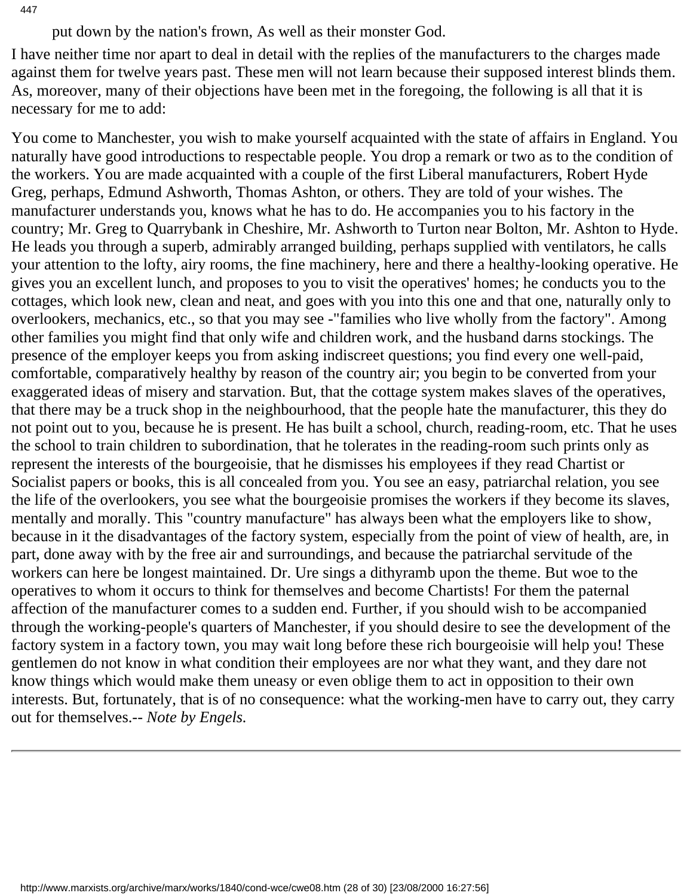put down by the nation's frown, As well as their monster God.

I have neither time nor apart to deal in detail with the replies of the manufacturers to the charges made against them for twelve years past. These men will not learn because their supposed interest blinds them. As, moreover, many of their objections have been met in the foregoing, the following is all that it is necessary for me to add:

You come to Manchester, you wish to make yourself acquainted with the state of affairs in England. You naturally have good introductions to respectable people. You drop a remark or two as to the condition of the workers. You are made acquainted with a couple of the first Liberal manufacturers, Robert Hyde Greg, perhaps, Edmund Ashworth, Thomas Ashton, or others. They are told of your wishes. The manufacturer understands you, knows what he has to do. He accompanies you to his factory in the country; Mr. Greg to Quarrybank in Cheshire, Mr. Ashworth to Turton near Bolton, Mr. Ashton to Hyde. He leads you through a superb, admirably arranged building, perhaps supplied with ventilators, he calls your attention to the lofty, airy rooms, the fine machinery, here and there a healthy-looking operative. He gives you an excellent lunch, and proposes to you to visit the operatives' homes; he conducts you to the cottages, which look new, clean and neat, and goes with you into this one and that one, naturally only to overlookers, mechanics, etc., so that you may see -"families who live wholly from the factory". Among other families you might find that only wife and children work, and the husband darns stockings. The presence of the employer keeps you from asking indiscreet questions; you find every one well-paid, comfortable, comparatively healthy by reason of the country air; you begin to be converted from your exaggerated ideas of misery and starvation. But, that the cottage system makes slaves of the operatives, that there may be a truck shop in the neighbourhood, that the people hate the manufacturer, this they do not point out to you, because he is present. He has built a school, church, reading-room, etc. That he uses the school to train children to subordination, that he tolerates in the reading-room such prints only as represent the interests of the bourgeoisie, that he dismisses his employees if they read Chartist or Socialist papers or books, this is all concealed from you. You see an easy, patriarchal relation, you see the life of the overlookers, you see what the bourgeoisie promises the workers if they become its slaves, mentally and morally. This "country manufacture" has always been what the employers like to show, because in it the disadvantages of the factory system, especially from the point of view of health, are, in part, done away with by the free air and surroundings, and because the patriarchal servitude of the workers can here be longest maintained. Dr. Ure sings a dithyramb upon the theme. But woe to the operatives to whom it occurs to think for themselves and become Chartists! For them the paternal affection of the manufacturer comes to a sudden end. Further, if you should wish to be accompanied through the working-people's quarters of Manchester, if you should desire to see the development of the factory system in a factory town, you may wait long before these rich bourgeoisie will help you! These gentlemen do not know in what condition their employees are nor what they want, and they dare not know things which would make them uneasy or even oblige them to act in opposition to their own interests. But, fortunately, that is of no consequence: what the working-men have to carry out, they carry out for themselves.-- *Note by Engels.*

---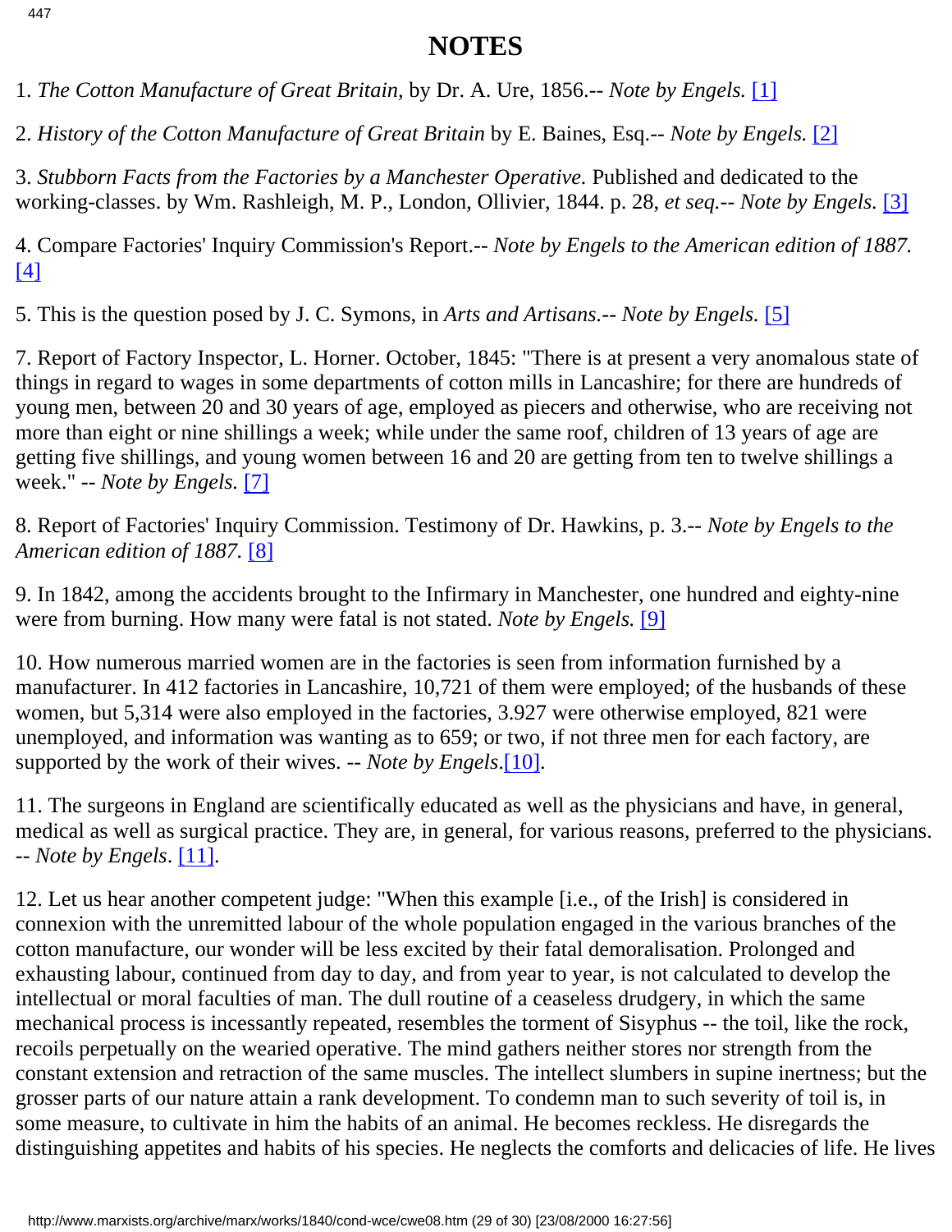# NOTES

1. *The Cotton Manufacture of Great Britain,* by Dr. A. Ure, 1856.-- *Note by Engels.* [1]

2. *History of the Cotton Manufacture of Great Britain* by E. Baines, Esq.-- *Note by Engels.* [2]

3. *Stubborn Facts from the Factories by a Manchester Operative.* Published and dedicated to the working-classes. by Wm. Rashleigh, M. P., London, Ollivier, 1844. p. 28, *et seq.*-- *Note by Engels.* [3]

4. Compare Factories' Inquiry Commission's Report.-- *Note by Engels to the American edition of 1887.* [4]

5. This is the question posed by J. C. Symons, in *Arts and Artisans.*-- *Note by Engels.* [5]

7. Report of Factory Inspector, L. Horner. October, 1845: "There is at present a very anomalous state of things in regard to wages in some departments of cotton mills in Lancashire; for there are hundreds of young men, between 20 and 30 years of age, employed as piecers and otherwise, who are receiving not more than eight or nine shillings a week; while under the same roof, children of 13 years of age are getting five shillings, and young women between 16 and 20 are getting from ten to twelve shillings a week." -- *Note by Engels.* [7]

8. Report of Factories' Inquiry Commission. Testimony of Dr. Hawkins, p. 3.-- *Note by Engels to the American edition of 1887.* [8]

9. In 1842, among the accidents brought to the Infirmary in Manchester, one hundred and eighty-nine were from burning. How many were fatal is not stated. *Note by Engels.* [9]

10. How numerous married women are in the factories is seen from information furnished by a manufacturer. In 412 factories in Lancashire, 10,721 of them were employed; of the husbands of these women, but 5,314 were also employed in the factories, 3.927 were otherwise employed, 821 were unemployed, and information was wanting as to 659; or two, if not three men for each factory, are supported by the work of their wives. -- *Note by Engels*.[10].

11. The surgeons in England are scientifically educated as well as the physicians and have, in general, medical as well as surgical practice. They are, in general, for various reasons, preferred to the physicians. -- *Note by Engels*. [11].

12. Let us hear another competent judge: "When this example [i.e., of the Irish] is considered in connexion with the unremitted labour of the whole population engaged in the various branches of the cotton manufacture, our wonder will be less excited by their fatal demoralisation. Prolonged and exhausting labour, continued from day to day, and from year to year, is not calculated to develop the intellectual or moral faculties of man. The dull routine of a ceaseless drudgery, in which the same mechanical process is incessantly repeated, resembles the torment of Sisyphus -- the toil, like the rock, recoils perpetually on the wearied operative. The mind gathers neither stores nor strength from the constant extension and retraction of the same muscles. The intellect slumbers in supine inertness; but the grosser parts of our nature attain a rank development. To condemn man to such severity of toil is, in some measure, to cultivate in him the habits of an animal. He becomes reckless. He disregards the distinguishing appetites and habits of his species. He neglects the comforts and delicacies of life. He lives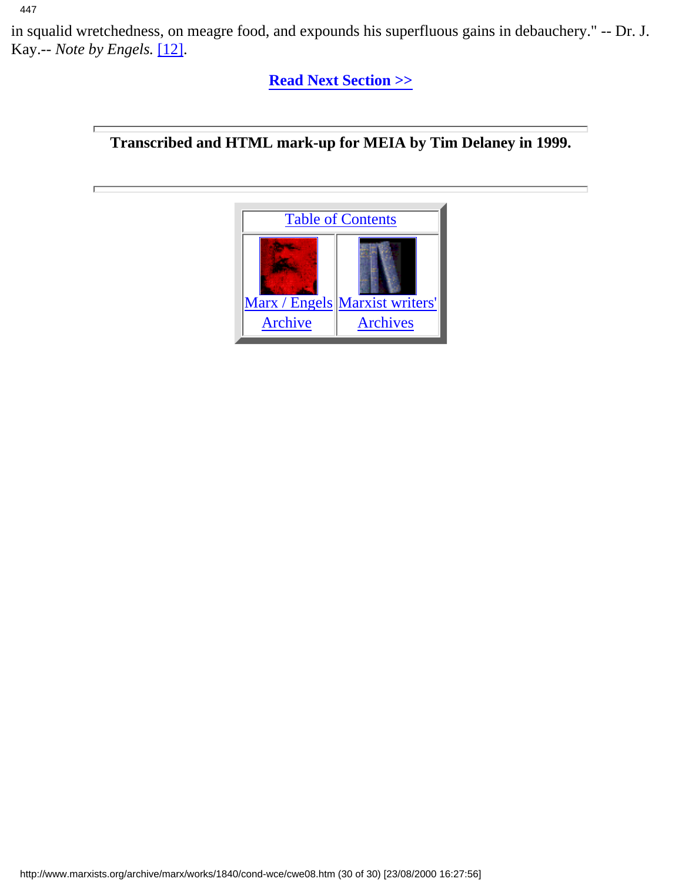in squalid wretchedness, on meagre food, and expounds his superfluous gains in debauchery." -- Dr. J. Kay.-- *Note by Engels.* [12].

**Read Next Section >>**

---

**Transcribed and HTML mark-up for MEIA by Tim Delaney in 1999.**

---

| Table of Contents | |
|---|---|
| Marx / Engels Archive | Marxist writers' Archives |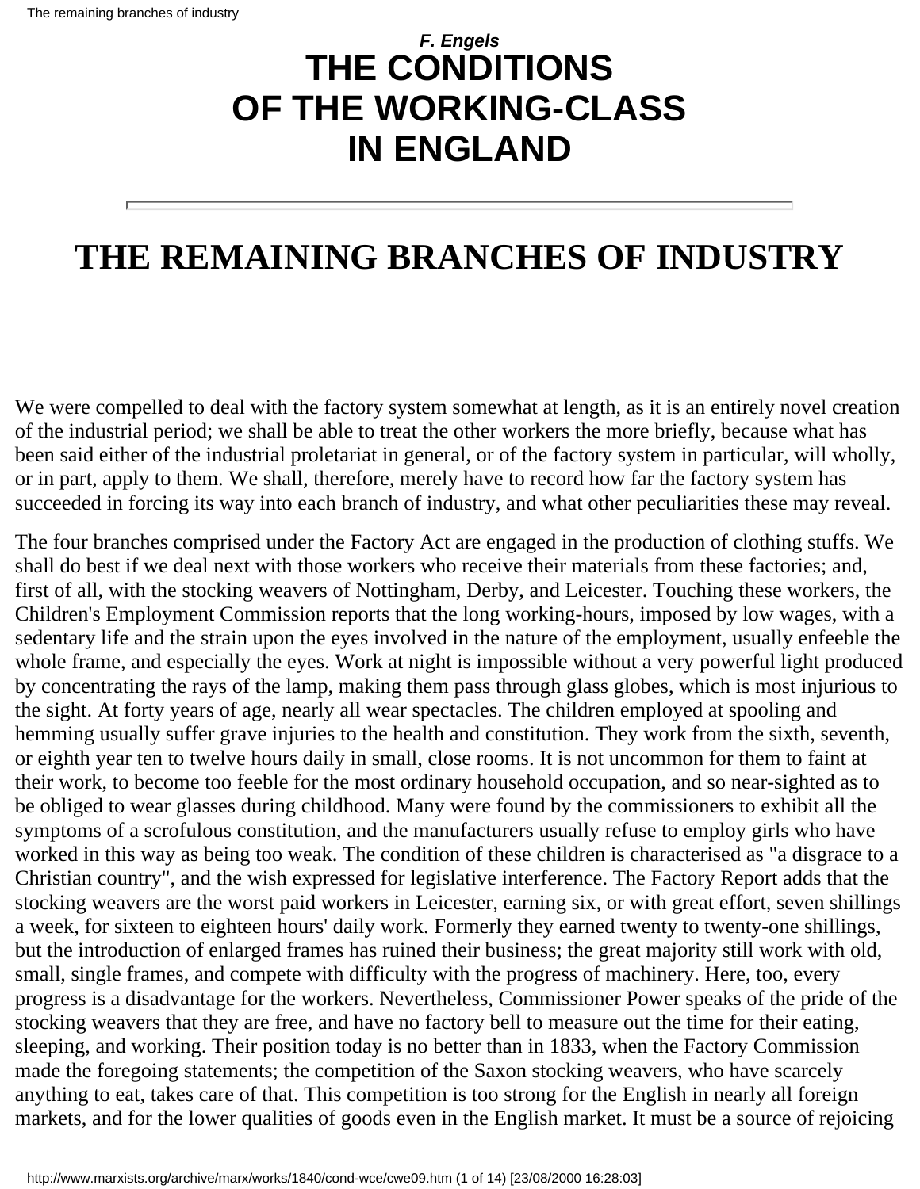*F. Engels*

# THE CONDITIONS OF THE WORKING-CLASS IN ENGLAND

---

## THE REMAINING BRANCHES OF INDUSTRY

We were compelled to deal with the factory system somewhat at length, as it is an entirely novel creation of the industrial period; we shall be able to treat the other workers the more briefly, because what has been said either of the industrial proletariat in general, or of the factory system in particular, will wholly, or in part, apply to them. We shall, therefore, merely have to record how far the factory system has succeeded in forcing its way into each branch of industry, and what other peculiarities these may reveal.

The four branches comprised under the Factory Act are engaged in the production of clothing stuffs. We shall do best if we deal next with those workers who receive their materials from these factories; and, first of all, with the stocking weavers of Nottingham, Derby, and Leicester. Touching these workers, the Children's Employment Commission reports that the long working-hours, imposed by low wages, with a sedentary life and the strain upon the eyes involved in the nature of the employment, usually enfeeble the whole frame, and especially the eyes. Work at night is impossible without a very powerful light produced by concentrating the rays of the lamp, making them pass through glass globes, which is most injurious to the sight. At forty years of age, nearly all wear spectacles. The children employed at spooling and hemming usually suffer grave injuries to the health and constitution. They work from the sixth, seventh, or eighth year ten to twelve hours daily in small, close rooms. It is not uncommon for them to faint at their work, to become too feeble for the most ordinary household occupation, and so near-sighted as to be obliged to wear glasses during childhood. Many were found by the commissioners to exhibit all the symptoms of a scrofulous constitution, and the manufacturers usually refuse to employ girls who have worked in this way as being too weak. The condition of these children is characterised as "a disgrace to a Christian country", and the wish expressed for legislative interference. The Factory Report adds that the stocking weavers are the worst paid workers in Leicester, earning six, or with great effort, seven shillings a week, for sixteen to eighteen hours' daily work. Formerly they earned twenty to twenty-one shillings, but the introduction of enlarged frames has ruined their business; the great majority still work with old, small, single frames, and compete with difficulty with the progress of machinery. Here, too, every progress is a disadvantage for the workers. Nevertheless, Commissioner Power speaks of the pride of the stocking weavers that they are free, and have no factory bell to measure out the time for their eating, sleeping, and working. Their position today is no better than in 1833, when the Factory Commission made the foregoing statements; the competition of the Saxon stocking weavers, who have scarcely anything to eat, takes care of that. This competition is too strong for the English in nearly all foreign markets, and for the lower qualities of goods even in the English market. It must be a source of rejoicing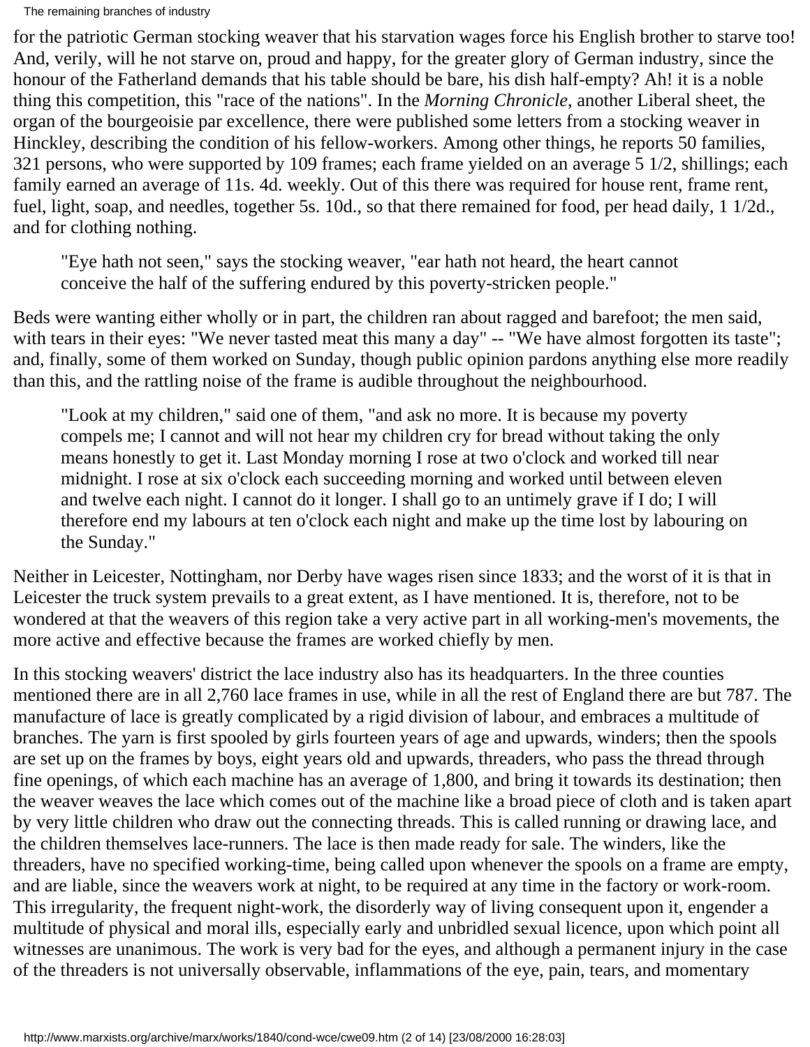for the patriotic German stocking weaver that his starvation wages force his English brother to starve too! And, verily, will he not starve on, proud and happy, for the greater glory of German industry, since the honour of the Fatherland demands that his table should be bare, his dish half-empty? Ah! it is a noble thing this competition, this "race of the nations". In the *Morning Chronicle*, another Liberal sheet, the organ of the bourgeoisie par excellence, there were published some letters from a stocking weaver in Hinckley, describing the condition of his fellow-workers. Among other things, he reports 50 families, 321 persons, who were supported by 109 frames; each frame yielded on an average 5 1/2, shillings; each family earned an average of 11s. 4d. weekly. Out of this there was required for house rent, frame rent, fuel, light, soap, and needles, together 5s. 10d., so that there remained for food, per head daily, 1 1/2d., and for clothing nothing.

> "Eye hath not seen," says the stocking weaver, "ear hath not heard, the heart cannot conceive the half of the suffering endured by this poverty-stricken people."

Beds were wanting either wholly or in part, the children ran about ragged and barefoot; the men said, with tears in their eyes: "We never tasted meat this many a day" -- "We have almost forgotten its taste"; and, finally, some of them worked on Sunday, though public opinion pardons anything else more readily than this, and the rattling noise of the frame is audible throughout the neighbourhood.

> "Look at my children," said one of them, "and ask no more. It is because my poverty compels me; I cannot and will not hear my children cry for bread without taking the only means honestly to get it. Last Monday morning I rose at two o'clock and worked till near midnight. I rose at six o'clock each succeeding morning and worked until between eleven and twelve each night. I cannot do it longer. I shall go to an untimely grave if I do; I will therefore end my labours at ten o'clock each night and make up the time lost by labouring on the Sunday."

Neither in Leicester, Nottingham, nor Derby have wages risen since 1833; and the worst of it is that in Leicester the truck system prevails to a great extent, as I have mentioned. It is, therefore, not to be wondered at that the weavers of this region take a very active part in all working-men's movements, the more active and effective because the frames are worked chiefly by men.

In this stocking weavers' district the lace industry also has its headquarters. In the three counties mentioned there are in all 2,760 lace frames in use, while in all the rest of England there are but 787. The manufacture of lace is greatly complicated by a rigid division of labour, and embraces a multitude of branches. The yarn is first spooled by girls fourteen years of age and upwards, winders; then the spools are set up on the frames by boys, eight years old and upwards, threaders, who pass the thread through fine openings, of which each machine has an average of 1,800, and bring it towards its destination; then the weaver weaves the lace which comes out of the machine like a broad piece of cloth and is taken apart by very little children who draw out the connecting threads. This is called running or drawing lace, and the children themselves lace-runners. The lace is then made ready for sale. The winders, like the threaders, have no specified working-time, being called upon whenever the spools on a frame are empty, and are liable, since the weavers work at night, to be required at any time in the factory or work-room. This irregularity, the frequent night-work, the disorderly way of living consequent upon it, engender a multitude of physical and moral ills, especially early and unbridled sexual licence, upon which point all witnesses are unanimous. The work is very bad for the eyes, and although a permanent injury in the case of the threaders is not universally observable, inflammations of the eye, pain, tears, and momentary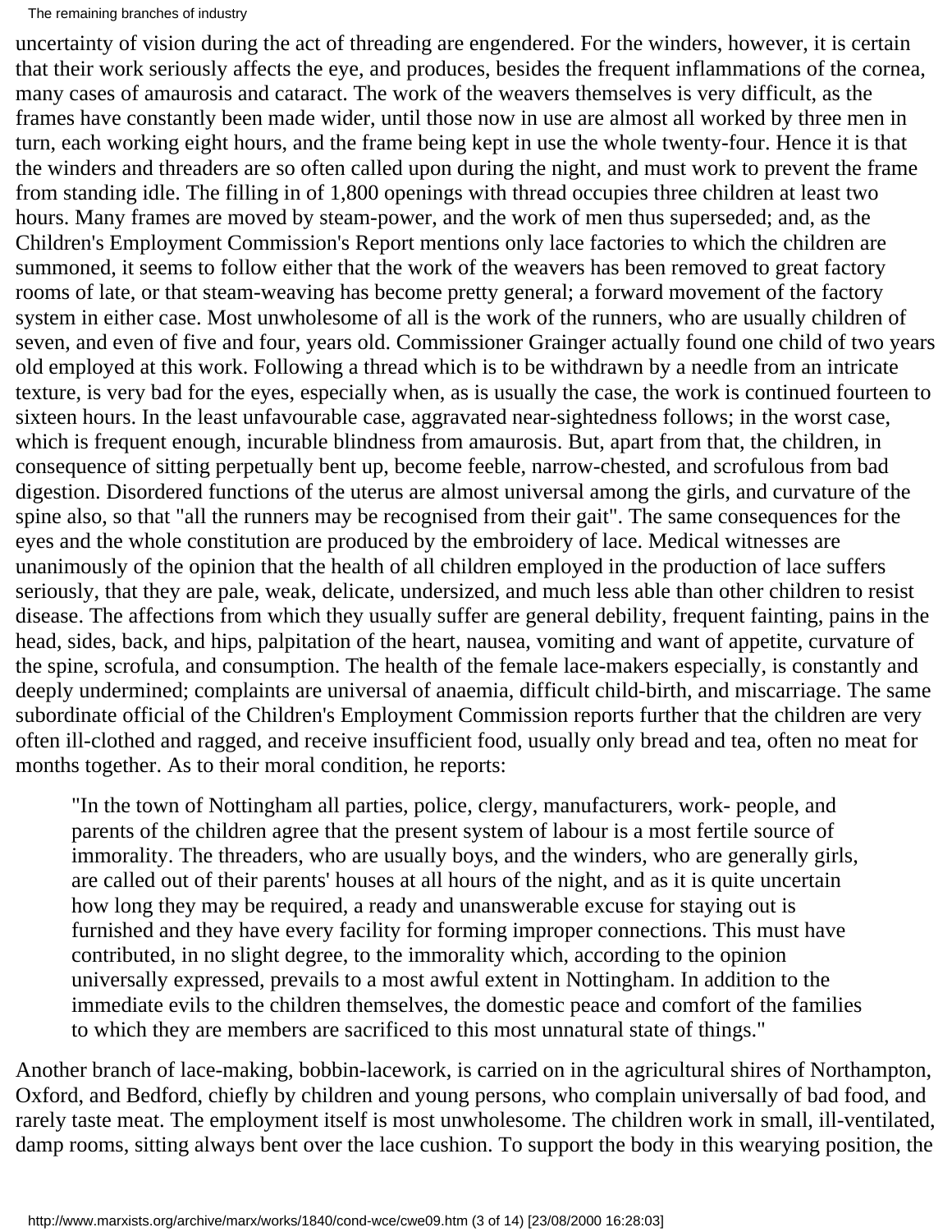uncertainty of vision during the act of threading are engendered. For the winders, however, it is certain that their work seriously affects the eye, and produces, besides the frequent inflammations of the cornea, many cases of amaurosis and cataract. The work of the weavers themselves is very difficult, as the frames have constantly been made wider, until those now in use are almost all worked by three men in turn, each working eight hours, and the frame being kept in use the whole twenty-four. Hence it is that the winders and threaders are so often called upon during the night, and must work to prevent the frame from standing idle. The filling in of 1,800 openings with thread occupies three children at least two hours. Many frames are moved by steam-power, and the work of men thus superseded; and, as the Children's Employment Commission's Report mentions only lace factories to which the children are summoned, it seems to follow either that the work of the weavers has been removed to great factory rooms of late, or that steam-weaving has become pretty general; a forward movement of the factory system in either case. Most unwholesome of all is the work of the runners, who are usually children of seven, and even of five and four, years old. Commissioner Grainger actually found one child of two years old employed at this work. Following a thread which is to be withdrawn by a needle from an intricate texture, is very bad for the eyes, especially when, as is usually the case, the work is continued fourteen to sixteen hours. In the least unfavourable case, aggravated near-sightedness follows; in the worst case, which is frequent enough, incurable blindness from amaurosis. But, apart from that, the children, in consequence of sitting perpetually bent up, become feeble, narrow-chested, and scrofulous from bad digestion. Disordered functions of the uterus are almost universal among the girls, and curvature of the spine also, so that "all the runners may be recognised from their gait". The same consequences for the eyes and the whole constitution are produced by the embroidery of lace. Medical witnesses are unanimously of the opinion that the health of all children employed in the production of lace suffers seriously, that they are pale, weak, delicate, undersized, and much less able than other children to resist disease. The affections from which they usually suffer are general debility, frequent fainting, pains in the head, sides, back, and hips, palpitation of the heart, nausea, vomiting and want of appetite, curvature of the spine, scrofula, and consumption. The health of the female lace-makers especially, is constantly and deeply undermined; complaints are universal of anaemia, difficult child-birth, and miscarriage. The same subordinate official of the Children's Employment Commission reports further that the children are very often ill-clothed and ragged, and receive insufficient food, usually only bread and tea, often no meat for months together. As to their moral condition, he reports:

> "In the town of Nottingham all parties, police, clergy, manufacturers, work- people, and parents of the children agree that the present system of labour is a most fertile source of immorality. The threaders, who are usually boys, and the winders, who are generally girls, are called out of their parents' houses at all hours of the night, and as it is quite uncertain how long they may be required, a ready and unanswerable excuse for staying out is furnished and they have every facility for forming improper connections. This must have contributed, in no slight degree, to the immorality which, according to the opinion universally expressed, prevails to a most awful extent in Nottingham. In addition to the immediate evils to the children themselves, the domestic peace and comfort of the families to which they are members are sacrificed to this most unnatural state of things."

Another branch of lace-making, bobbin-lacework, is carried on in the agricultural shires of Northampton, Oxford, and Bedford, chiefly by children and young persons, who complain universally of bad food, and rarely taste meat. The employment itself is most unwholesome. The children work in small, ill-ventilated, damp rooms, sitting always bent over the lace cushion. To support the body in this wearying position, the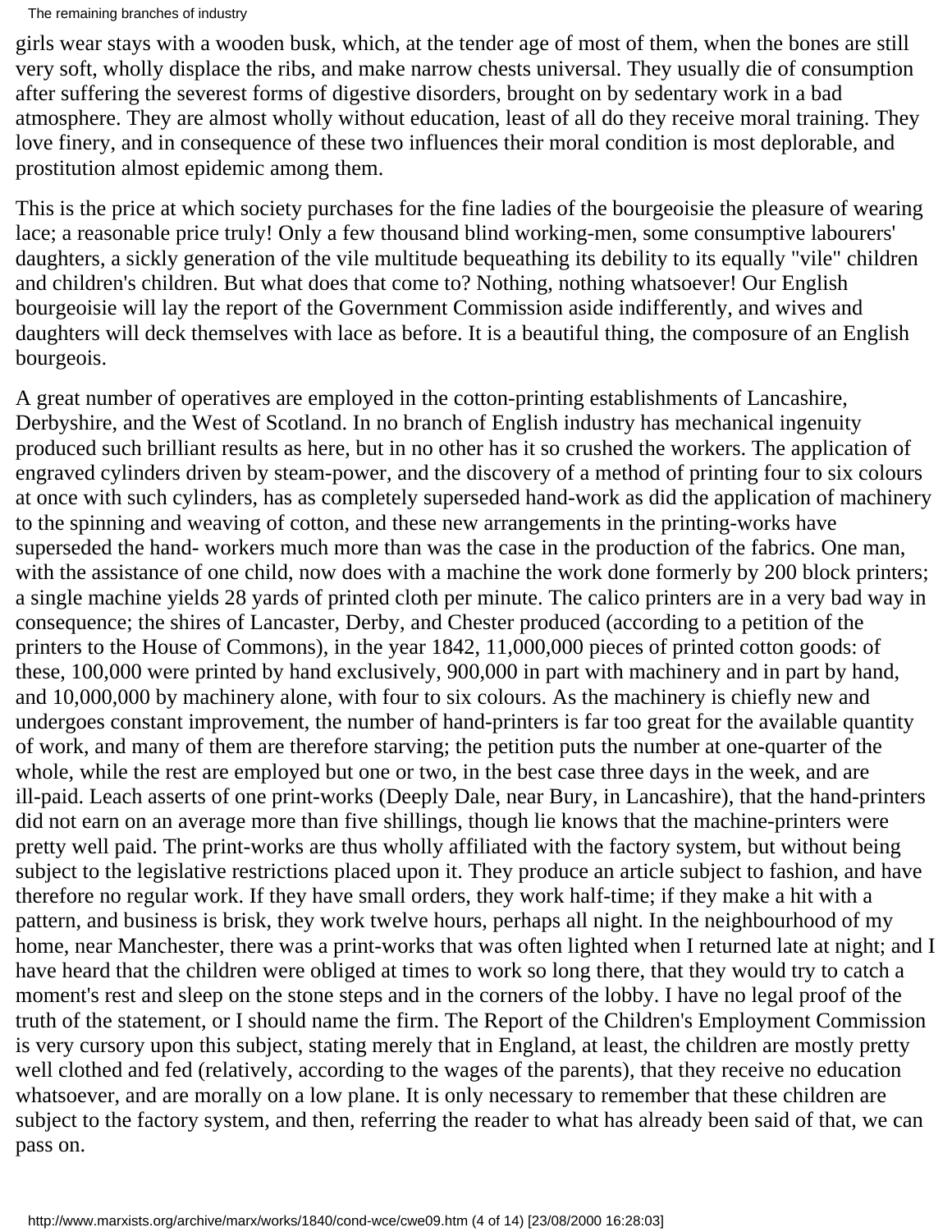girls wear stays with a wooden busk, which, at the tender age of most of them, when the bones are still very soft, wholly displace the ribs, and make narrow chests universal. They usually die of consumption after suffering the severest forms of digestive disorders, brought on by sedentary work in a bad atmosphere. They are almost wholly without education, least of all do they receive moral training. They love finery, and in consequence of these two influences their moral condition is most deplorable, and prostitution almost epidemic among them.

This is the price at which society purchases for the fine ladies of the bourgeoisie the pleasure of wearing lace; a reasonable price truly! Only a few thousand blind working-men, some consumptive labourers' daughters, a sickly generation of the vile multitude bequeathing its debility to its equally "vile" children and children's children. But what does that come to? Nothing, nothing whatsoever! Our English bourgeoisie will lay the report of the Government Commission aside indifferently, and wives and daughters will deck themselves with lace as before. It is a beautiful thing, the composure of an English bourgeois.

A great number of operatives are employed in the cotton-printing establishments of Lancashire, Derbyshire, and the West of Scotland. In no branch of English industry has mechanical ingenuity produced such brilliant results as here, but in no other has it so crushed the workers. The application of engraved cylinders driven by steam-power, and the discovery of a method of printing four to six colours at once with such cylinders, has as completely superseded hand-work as did the application of machinery to the spinning and weaving of cotton, and these new arrangements in the printing-works have superseded the hand- workers much more than was the case in the production of the fabrics. One man, with the assistance of one child, now does with a machine the work done formerly by 200 block printers; a single machine yields 28 yards of printed cloth per minute. The calico printers are in a very bad way in consequence; the shires of Lancaster, Derby, and Chester produced (according to a petition of the printers to the House of Commons), in the year 1842, 11,000,000 pieces of printed cotton goods: of these, 100,000 were printed by hand exclusively, 900,000 in part with machinery and in part by hand, and 10,000,000 by machinery alone, with four to six colours. As the machinery is chiefly new and undergoes constant improvement, the number of hand-printers is far too great for the available quantity of work, and many of them are therefore starving; the petition puts the number at one-quarter of the whole, while the rest are employed but one or two, in the best case three days in the week, and are ill-paid. Leach asserts of one print-works (Deeply Dale, near Bury, in Lancashire), that the hand-printers did not earn on an average more than five shillings, though lie knows that the machine-printers were pretty well paid. The print-works are thus wholly affiliated with the factory system, but without being subject to the legislative restrictions placed upon it. They produce an article subject to fashion, and have therefore no regular work. If they have small orders, they work half-time; if they make a hit with a pattern, and business is brisk, they work twelve hours, perhaps all night. In the neighbourhood of my home, near Manchester, there was a print-works that was often lighted when I returned late at night; and I have heard that the children were obliged at times to work so long there, that they would try to catch a moment's rest and sleep on the stone steps and in the corners of the lobby. I have no legal proof of the truth of the statement, or I should name the firm. The Report of the Children's Employment Commission is very cursory upon this subject, stating merely that in England, at least, the children are mostly pretty well clothed and fed (relatively, according to the wages of the parents), that they receive no education whatsoever, and are morally on a low plane. It is only necessary to remember that these children are subject to the factory system, and then, referring the reader to what has already been said of that, we can pass on.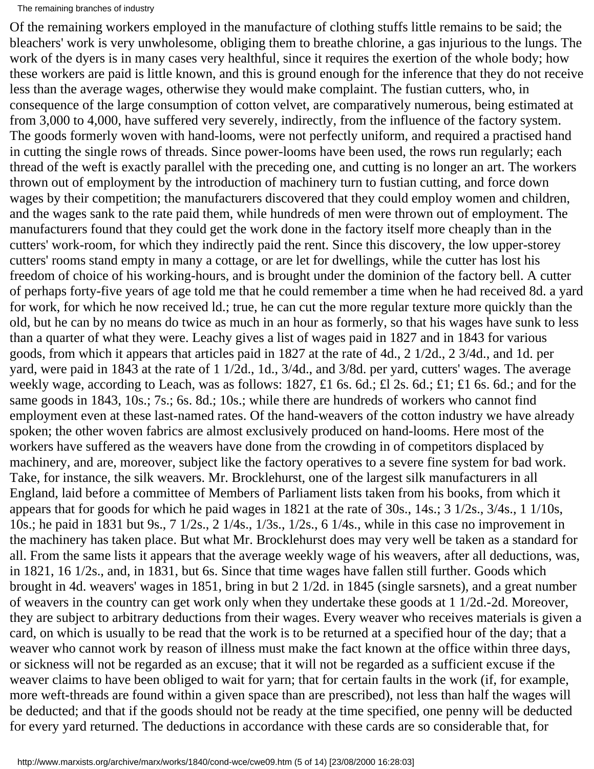Of the remaining workers employed in the manufacture of clothing stuffs little remains to be said; the bleachers' work is very unwholesome, obliging them to breathe chlorine, a gas injurious to the lungs. The work of the dyers is in many cases very healthful, since it requires the exertion of the whole body; how these workers are paid is little known, and this is ground enough for the inference that they do not receive less than the average wages, otherwise they would make complaint. The fustian cutters, who, in consequence of the large consumption of cotton velvet, are comparatively numerous, being estimated at from 3,000 to 4,000, have suffered very severely, indirectly, from the influence of the factory system. The goods formerly woven with hand-looms, were not perfectly uniform, and required a practised hand in cutting the single rows of threads. Since power-looms have been used, the rows run regularly; each thread of the weft is exactly parallel with the preceding one, and cutting is no longer an art. The workers thrown out of employment by the introduction of machinery turn to fustian cutting, and force down wages by their competition; the manufacturers discovered that they could employ women and children, and the wages sank to the rate paid them, while hundreds of men were thrown out of employment. The manufacturers found that they could get the work done in the factory itself more cheaply than in the cutters' work-room, for which they indirectly paid the rent. Since this discovery, the low upper-storey cutters' rooms stand empty in many a cottage, or are let for dwellings, while the cutter has lost his freedom of choice of his working-hours, and is brought under the dominion of the factory bell. A cutter of perhaps forty-five years of age told me that he could remember a time when he had received 8d. a yard for work, for which he now received ld.; true, he can cut the more regular texture more quickly than the old, but he can by no means do twice as much in an hour as formerly, so that his wages have sunk to less than a quarter of what they were. Leachy gives a list of wages paid in 1827 and in 1843 for various goods, from which it appears that articles paid in 1827 at the rate of 4d., 2 1/2d., 2 3/4d., and 1d. per yard, were paid in 1843 at the rate of 1 1/2d., 1d., 3/4d., and 3/8d. per yard, cutters' wages. The average weekly wage, according to Leach, was as follows: 1827, £1 6s. 6d.; £l 2s. 6d.; £1; £1 6s. 6d.; and for the same goods in 1843, 10s.; 7s.; 6s. 8d.; 10s.; while there are hundreds of workers who cannot find employment even at these last-named rates. Of the hand-weavers of the cotton industry we have already spoken; the other woven fabrics are almost exclusively produced on hand-looms. Here most of the workers have suffered as the weavers have done from the crowding in of competitors displaced by machinery, and are, moreover, subject like the factory operatives to a severe fine system for bad work. Take, for instance, the silk weavers. Mr. Brocklehurst, one of the largest silk manufacturers in all England, laid before a committee of Members of Parliament lists taken from his books, from which it appears that for goods for which he paid wages in 1821 at the rate of 30s., 14s.; 3 1/2s., 3/4s., 1 1/10s, 10s.; he paid in 1831 but 9s., 7 1/2s., 2 1/4s., 1/3s., 1/2s., 6 1/4s., while in this case no improvement in the machinery has taken place. But what Mr. Brocklehurst does may very well be taken as a standard for all. From the same lists it appears that the average weekly wage of his weavers, after all deductions, was, in 1821, 16 1/2s., and, in 1831, but 6s. Since that time wages have fallen still further. Goods which brought in 4d. weavers' wages in 1851, bring in but 2 1/2d. in 1845 (single sarsnets), and a great number of weavers in the country can get work only when they undertake these goods at 1 1/2d.-2d. Moreover, they are subject to arbitrary deductions from their wages. Every weaver who receives materials is given a card, on which is usually to be read that the work is to be returned at a specified hour of the day; that a weaver who cannot work by reason of illness must make the fact known at the office within three days, or sickness will not be regarded as an excuse; that it will not be regarded as a sufficient excuse if the weaver claims to have been obliged to wait for yarn; that for certain faults in the work (if, for example, more weft-threads are found within a given space than are prescribed), not less than half the wages will be deducted; and that if the goods should not be ready at the time specified, one penny will be deducted for every yard returned. The deductions in accordance with these cards are so considerable that, for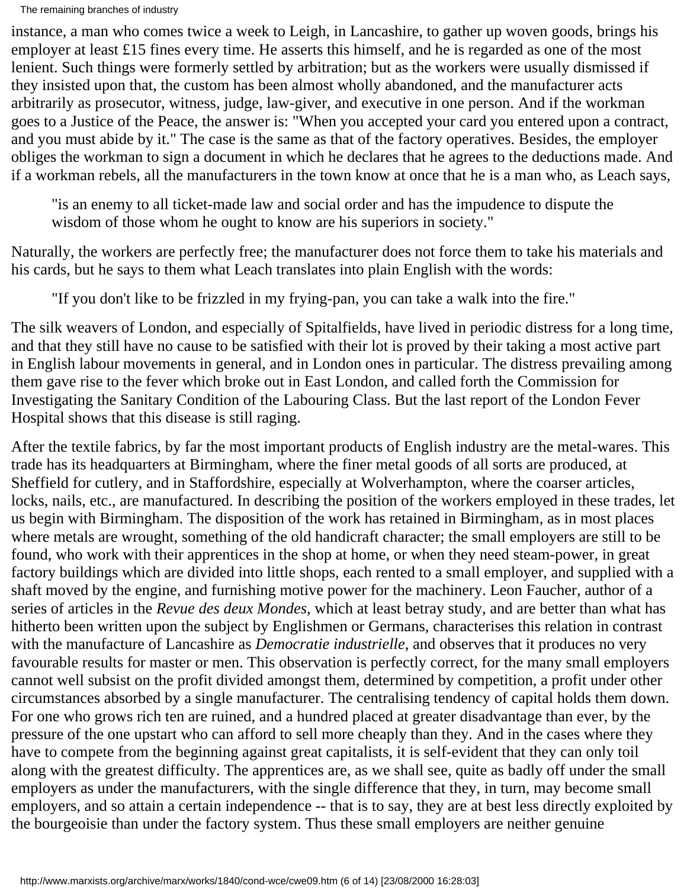instance, a man who comes twice a week to Leigh, in Lancashire, to gather up woven goods, brings his employer at least £15 fines every time. He asserts this himself, and he is regarded as one of the most lenient. Such things were formerly settled by arbitration; but as the workers were usually dismissed if they insisted upon that, the custom has been almost wholly abandoned, and the manufacturer acts arbitrarily as prosecutor, witness, judge, law-giver, and executive in one person. And if the workman goes to a Justice of the Peace, the answer is: "When you accepted your card you entered upon a contract, and you must abide by it." The case is the same as that of the factory operatives. Besides, the employer obliges the workman to sign a document in which he declares that he agrees to the deductions made. And if a workman rebels, all the manufacturers in the town know at once that he is a man who, as Leach says,

> "is an enemy to all ticket-made law and social order and has the impudence to dispute the wisdom of those whom he ought to know are his superiors in society."

Naturally, the workers are perfectly free; the manufacturer does not force them to take his materials and his cards, but he says to them what Leach translates into plain English with the words:

> "If you don't like to be frizzled in my frying-pan, you can take a walk into the fire."

The silk weavers of London, and especially of Spitalfields, have lived in periodic distress for a long time, and that they still have no cause to be satisfied with their lot is proved by their taking a most active part in English labour movements in general, and in London ones in particular. The distress prevailing among them gave rise to the fever which broke out in East London, and called forth the Commission for Investigating the Sanitary Condition of the Labouring Class. But the last report of the London Fever Hospital shows that this disease is still raging.

After the textile fabrics, by far the most important products of English industry are the metal-wares. This trade has its headquarters at Birmingham, where the finer metal goods of all sorts are produced, at Sheffield for cutlery, and in Staffordshire, especially at Wolverhampton, where the coarser articles, locks, nails, etc., are manufactured. In describing the position of the workers employed in these trades, let us begin with Birmingham. The disposition of the work has retained in Birmingham, as in most places where metals are wrought, something of the old handicraft character; the small employers are still to be found, who work with their apprentices in the shop at home, or when they need steam-power, in great factory buildings which are divided into little shops, each rented to a small employer, and supplied with a shaft moved by the engine, and furnishing motive power for the machinery. Leon Faucher, author of a series of articles in the *Revue des deux Mondes*, which at least betray study, and are better than what has hitherto been written upon the subject by Englishmen or Germans, characterises this relation in contrast with the manufacture of Lancashire as *Democratie industrielle*, and observes that it produces no very favourable results for master or men. This observation is perfectly correct, for the many small employers cannot well subsist on the profit divided amongst them, determined by competition, a profit under other circumstances absorbed by a single manufacturer. The centralising tendency of capital holds them down. For one who grows rich ten are ruined, and a hundred placed at greater disadvantage than ever, by the pressure of the one upstart who can afford to sell more cheaply than they. And in the cases where they have to compete from the beginning against great capitalists, it is self-evident that they can only toil along with the greatest difficulty. The apprentices are, as we shall see, quite as badly off under the small employers as under the manufacturers, with the single difference that they, in turn, may become small employers, and so attain a certain independence -- that is to say, they are at best less directly exploited by the bourgeoisie than under the factory system. Thus these small employers are neither genuine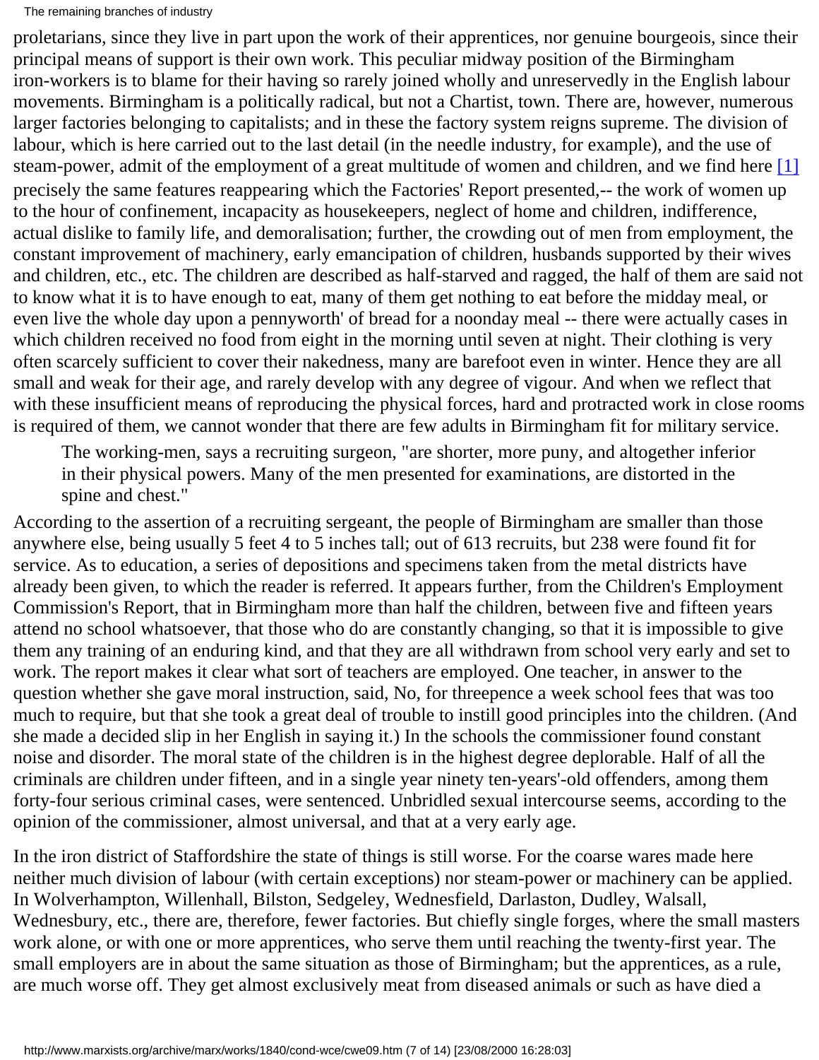proletarians, since they live in part upon the work of their apprentices, nor genuine bourgeois, since their principal means of support is their own work. This peculiar midway position of the Birmingham iron-workers is to blame for their having so rarely joined wholly and unreservedly in the English labour movements. Birmingham is a politically radical, but not a Chartist, town. There are, however, numerous larger factories belonging to capitalists; and in these the factory system reigns supreme. The division of labour, which is here carried out to the last detail (in the needle industry, for example), and the use of steam-power, admit of the employment of a great multitude of women and children, and we find here [1] precisely the same features reappearing which the Factories' Report presented,-- the work of women up to the hour of confinement, incapacity as housekeepers, neglect of home and children, indifference, actual dislike to family life, and demoralisation; further, the crowding out of men from employment, the constant improvement of machinery, early emancipation of children, husbands supported by their wives and children, etc., etc. The children are described as half-starved and ragged, the half of them are said not to know what it is to have enough to eat, many of them get nothing to eat before the midday meal, or even live the whole day upon a pennyworth' of bread for a noonday meal -- there were actually cases in which children received no food from eight in the morning until seven at night. Their clothing is very often scarcely sufficient to cover their nakedness, many are barefoot even in winter. Hence they are all small and weak for their age, and rarely develop with any degree of vigour. And when we reflect that with these insufficient means of reproducing the physical forces, hard and protracted work in close rooms is required of them, we cannot wonder that there are few adults in Birmingham fit for military service.

> The working-men, says a recruiting surgeon, "are shorter, more puny, and altogether inferior in their physical powers. Many of the men presented for examinations, are distorted in the spine and chest."

According to the assertion of a recruiting sergeant, the people of Birmingham are smaller than those anywhere else, being usually 5 feet 4 to 5 inches tall; out of 613 recruits, but 238 were found fit for service. As to education, a series of depositions and specimens taken from the metal districts have already been given, to which the reader is referred. It appears further, from the Children's Employment Commission's Report, that in Birmingham more than half the children, between five and fifteen years attend no school whatsoever, that those who do are constantly changing, so that it is impossible to give them any training of an enduring kind, and that they are all withdrawn from school very early and set to work. The report makes it clear what sort of teachers are employed. One teacher, in answer to the question whether she gave moral instruction, said, No, for threepence a week school fees that was too much to require, but that she took a great deal of trouble to instill good principles into the children. (And she made a decided slip in her English in saying it.) In the schools the commissioner found constant noise and disorder. The moral state of the children is in the highest degree deplorable. Half of all the criminals are children under fifteen, and in a single year ninety ten-years'-old offenders, among them forty-four serious criminal cases, were sentenced. Unbridled sexual intercourse seems, according to the opinion of the commissioner, almost universal, and that at a very early age.

In the iron district of Staffordshire the state of things is still worse. For the coarse wares made here neither much division of labour (with certain exceptions) nor steam-power or machinery can be applied. In Wolverhampton, Willenhall, Bilston, Sedgeley, Wednesfield, Darlaston, Dudley, Walsall, Wednesbury, etc., there are, therefore, fewer factories. But chiefly single forges, where the small masters work alone, or with one or more apprentices, who serve them until reaching the twenty-first year. The small employers are in about the same situation as those of Birmingham; but the apprentices, as a rule, are much worse off. They get almost exclusively meat from diseased animals or such as have died a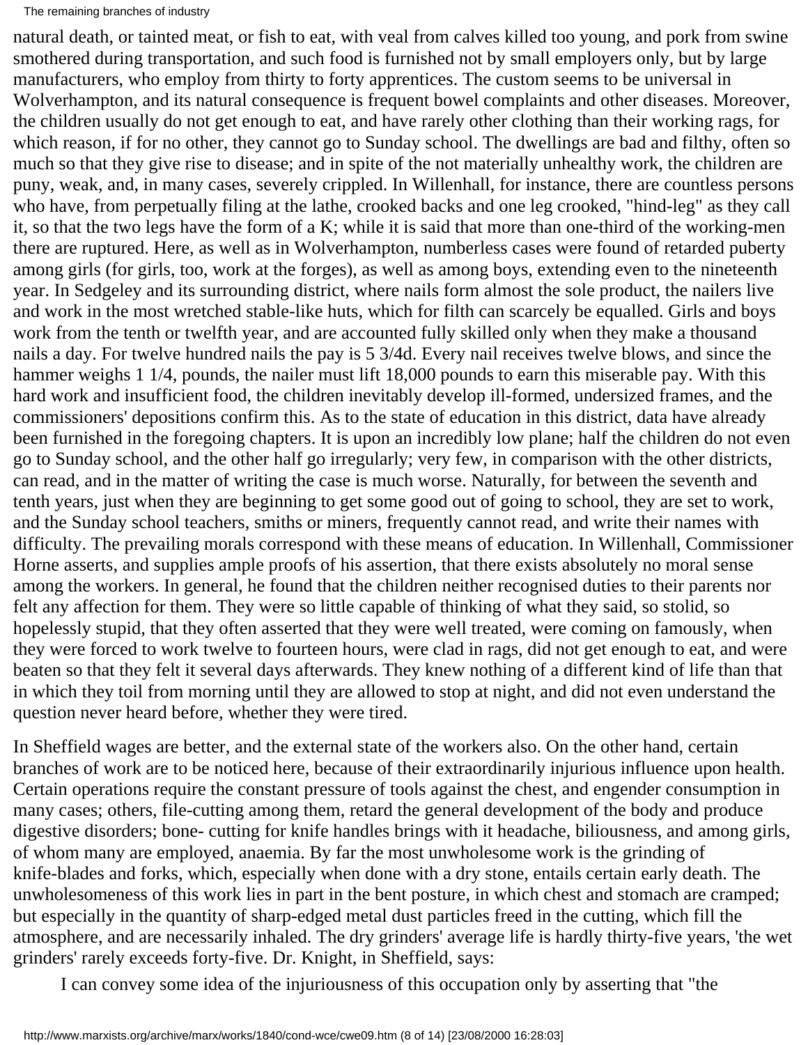natural death, or tainted meat, or fish to eat, with veal from calves killed too young, and pork from swine smothered during transportation, and such food is furnished not by small employers only, but by large manufacturers, who employ from thirty to forty apprentices. The custom seems to be universal in Wolverhampton, and its natural consequence is frequent bowel complaints and other diseases. Moreover, the children usually do not get enough to eat, and have rarely other clothing than their working rags, for which reason, if for no other, they cannot go to Sunday school. The dwellings are bad and filthy, often so much so that they give rise to disease; and in spite of the not materially unhealthy work, the children are puny, weak, and, in many cases, severely crippled. In Willenhall, for instance, there are countless persons who have, from perpetually filing at the lathe, crooked backs and one leg crooked, "hind-leg" as they call it, so that the two legs have the form of a K; while it is said that more than one-third of the working-men there are ruptured. Here, as well as in Wolverhampton, numberless cases were found of retarded puberty among girls (for girls, too, work at the forges), as well as among boys, extending even to the nineteenth year. In Sedgeley and its surrounding district, where nails form almost the sole product, the nailers live and work in the most wretched stable-like huts, which for filth can scarcely be equalled. Girls and boys work from the tenth or twelfth year, and are accounted fully skilled only when they make a thousand nails a day. For twelve hundred nails the pay is 5 3/4d. Every nail receives twelve blows, and since the hammer weighs 1 1/4, pounds, the nailer must lift 18,000 pounds to earn this miserable pay. With this hard work and insufficient food, the children inevitably develop ill-formed, undersized frames, and the commissioners' depositions confirm this. As to the state of education in this district, data have already been furnished in the foregoing chapters. It is upon an incredibly low plane; half the children do not even go to Sunday school, and the other half go irregularly; very few, in comparison with the other districts, can read, and in the matter of writing the case is much worse. Naturally, for between the seventh and tenth years, just when they are beginning to get some good out of going to school, they are set to work, and the Sunday school teachers, smiths or miners, frequently cannot read, and write their names with difficulty. The prevailing morals correspond with these means of education. In Willenhall, Commissioner Horne asserts, and supplies ample proofs of his assertion, that there exists absolutely no moral sense among the workers. In general, he found that the children neither recognised duties to their parents nor felt any affection for them. They were so little capable of thinking of what they said, so stolid, so hopelessly stupid, that they often asserted that they were well treated, were coming on famously, when they were forced to work twelve to fourteen hours, were clad in rags, did not get enough to eat, and were beaten so that they felt it several days afterwards. They knew nothing of a different kind of life than that in which they toil from morning until they are allowed to stop at night, and did not even understand the question never heard before, whether they were tired.

In Sheffield wages are better, and the external state of the workers also. On the other hand, certain branches of work are to be noticed here, because of their extraordinarily injurious influence upon health. Certain operations require the constant pressure of tools against the chest, and engender consumption in many cases; others, file-cutting among them, retard the general development of the body and produce digestive disorders; bone- cutting for knife handles brings with it headache, biliousness, and among girls, of whom many are employed, anaemia. By far the most unwholesome work is the grinding of knife-blades and forks, which, especially when done with a dry stone, entails certain early death. The unwholesomeness of this work lies in part in the bent posture, in which chest and stomach are cramped; but especially in the quantity of sharp-edged metal dust particles freed in the cutting, which fill the atmosphere, and are necessarily inhaled. The dry grinders' average life is hardly thirty-five years, 'the wet grinders' rarely exceeds forty-five. Dr. Knight, in Sheffield, says:

> I can convey some idea of the injuriousness of this occupation only by asserting that "the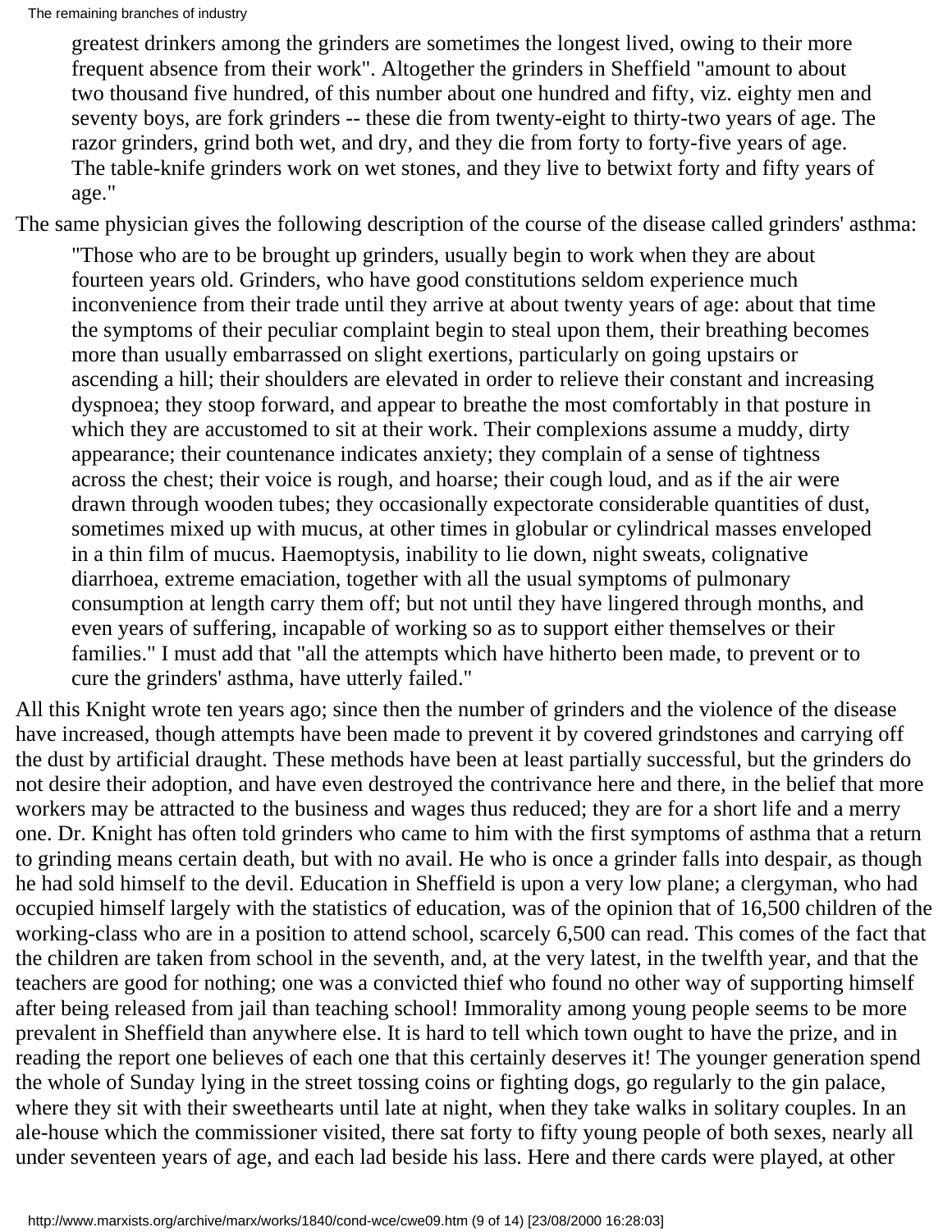> greatest drinkers among the grinders are sometimes the longest lived, owing to their more frequent absence from their work". Altogether the grinders in Sheffield "amount to about two thousand five hundred, of this number about one hundred and fifty, viz. eighty men and seventy boys, are fork grinders -- these die from twenty-eight to thirty-two years of age. The razor grinders, grind both wet, and dry, and they die from forty to forty-five years of age. The table-knife grinders work on wet stones, and they live to betwixt forty and fifty years of age."

The same physician gives the following description of the course of the disease called grinders' asthma:

> "Those who are to be brought up grinders, usually begin to work when they are about fourteen years old. Grinders, who have good constitutions seldom experience much inconvenience from their trade until they arrive at about twenty years of age: about that time the symptoms of their peculiar complaint begin to steal upon them, their breathing becomes more than usually embarrassed on slight exertions, particularly on going upstairs or ascending a hill; their shoulders are elevated in order to relieve their constant and increasing dyspnoea; they stoop forward, and appear to breathe the most comfortably in that posture in which they are accustomed to sit at their work. Their complexions assume a muddy, dirty appearance; their countenance indicates anxiety; they complain of a sense of tightness across the chest; their voice is rough, and hoarse; their cough loud, and as if the air were drawn through wooden tubes; they occasionally expectorate considerable quantities of dust, sometimes mixed up with mucus, at other times in globular or cylindrical masses enveloped in a thin film of mucus. Haemoptysis, inability to lie down, night sweats, colignative diarrhoea, extreme emaciation, together with all the usual symptoms of pulmonary consumption at length carry them off; but not until they have lingered through months, and even years of suffering, incapable of working so as to support either themselves or their families." I must add that "all the attempts which have hitherto been made, to prevent or to cure the grinders' asthma, have utterly failed."

All this Knight wrote ten years ago; since then the number of grinders and the violence of the disease have increased, though attempts have been made to prevent it by covered grindstones and carrying off the dust by artificial draught. These methods have been at least partially successful, but the grinders do not desire their adoption, and have even destroyed the contrivance here and there, in the belief that more workers may be attracted to the business and wages thus reduced; they are for a short life and a merry one. Dr. Knight has often told grinders who came to him with the first symptoms of asthma that a return to grinding means certain death, but with no avail. He who is once a grinder falls into despair, as though he had sold himself to the devil. Education in Sheffield is upon a very low plane; a clergyman, who had occupied himself largely with the statistics of education, was of the opinion that of 16,500 children of the working-class who are in a position to attend school, scarcely 6,500 can read. This comes of the fact that the children are taken from school in the seventh, and, at the very latest, in the twelfth year, and that the teachers are good for nothing; one was a convicted thief who found no other way of supporting himself after being released from jail than teaching school! Immorality among young people seems to be more prevalent in Sheffield than anywhere else. It is hard to tell which town ought to have the prize, and in reading the report one believes of each one that this certainly deserves it! The younger generation spend the whole of Sunday lying in the street tossing coins or fighting dogs, go regularly to the gin palace, where they sit with their sweethearts until late at night, when they take walks in solitary couples. In an ale-house which the commissioner visited, there sat forty to fifty young people of both sexes, nearly all under seventeen years of age, and each lad beside his lass. Here and there cards were played, at other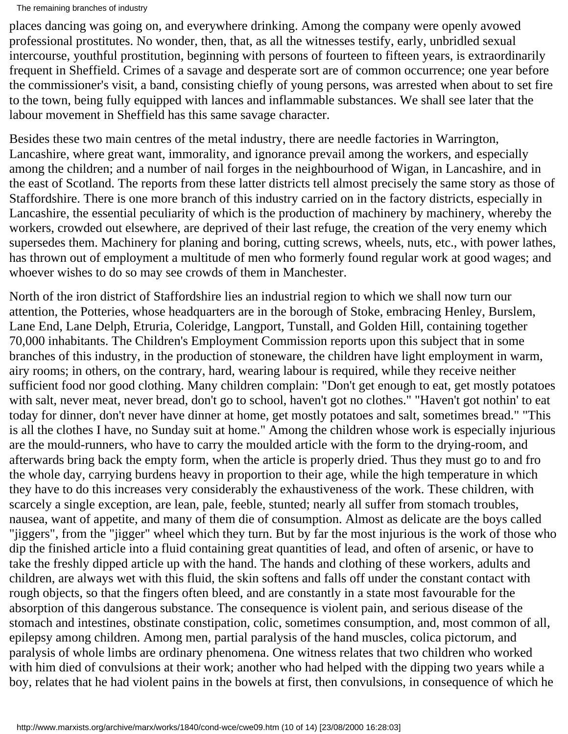places dancing was going on, and everywhere drinking. Among the company were openly avowed professional prostitutes. No wonder, then, that, as all the witnesses testify, early, unbridled sexual intercourse, youthful prostitution, beginning with persons of fourteen to fifteen years, is extraordinarily frequent in Sheffield. Crimes of a savage and desperate sort are of common occurrence; one year before the commissioner's visit, a band, consisting chiefly of young persons, was arrested when about to set fire to the town, being fully equipped with lances and inflammable substances. We shall see later that the labour movement in Sheffield has this same savage character.

Besides these two main centres of the metal industry, there are needle factories in Warrington, Lancashire, where great want, immorality, and ignorance prevail among the workers, and especially among the children; and a number of nail forges in the neighbourhood of Wigan, in Lancashire, and in the east of Scotland. The reports from these latter districts tell almost precisely the same story as those of Staffordshire. There is one more branch of this industry carried on in the factory districts, especially in Lancashire, the essential peculiarity of which is the production of machinery by machinery, whereby the workers, crowded out elsewhere, are deprived of their last refuge, the creation of the very enemy which supersedes them. Machinery for planing and boring, cutting screws, wheels, nuts, etc., with power lathes, has thrown out of employment a multitude of men who formerly found regular work at good wages; and whoever wishes to do so may see crowds of them in Manchester.

North of the iron district of Staffordshire lies an industrial region to which we shall now turn our attention, the Potteries, whose headquarters are in the borough of Stoke, embracing Henley, Burslem, Lane End, Lane Delph, Etruria, Coleridge, Langport, Tunstall, and Golden Hill, containing together 70,000 inhabitants. The Children's Employment Commission reports upon this subject that in some branches of this industry, in the production of stoneware, the children have light employment in warm, airy rooms; in others, on the contrary, hard, wearing labour is required, while they receive neither sufficient food nor good clothing. Many children complain: "Don't get enough to eat, get mostly potatoes with salt, never meat, never bread, don't go to school, haven't got no clothes." "Haven't got nothin' to eat today for dinner, don't never have dinner at home, get mostly potatoes and salt, sometimes bread." "This is all the clothes I have, no Sunday suit at home." Among the children whose work is especially injurious are the mould-runners, who have to carry the moulded article with the form to the drying-room, and afterwards bring back the empty form, when the article is properly dried. Thus they must go to and fro the whole day, carrying burdens heavy in proportion to their age, while the high temperature in which they have to do this increases very considerably the exhaustiveness of the work. These children, with scarcely a single exception, are lean, pale, feeble, stunted; nearly all suffer from stomach troubles, nausea, want of appetite, and many of them die of consumption. Almost as delicate are the boys called "jiggers", from the "jigger" wheel which they turn. But by far the most injurious is the work of those who dip the finished article into a fluid containing great quantities of lead, and often of arsenic, or have to take the freshly dipped article up with the hand. The hands and clothing of these workers, adults and children, are always wet with this fluid, the skin softens and falls off under the constant contact with rough objects, so that the fingers often bleed, and are constantly in a state most favourable for the absorption of this dangerous substance. The consequence is violent pain, and serious disease of the stomach and intestines, obstinate constipation, colic, sometimes consumption, and, most common of all, epilepsy among children. Among men, partial paralysis of the hand muscles, colica pictorum, and paralysis of whole limbs are ordinary phenomena. One witness relates that two children who worked with him died of convulsions at their work; another who had helped with the dipping two years while a boy, relates that he had violent pains in the bowels at first, then convulsions, in consequence of which he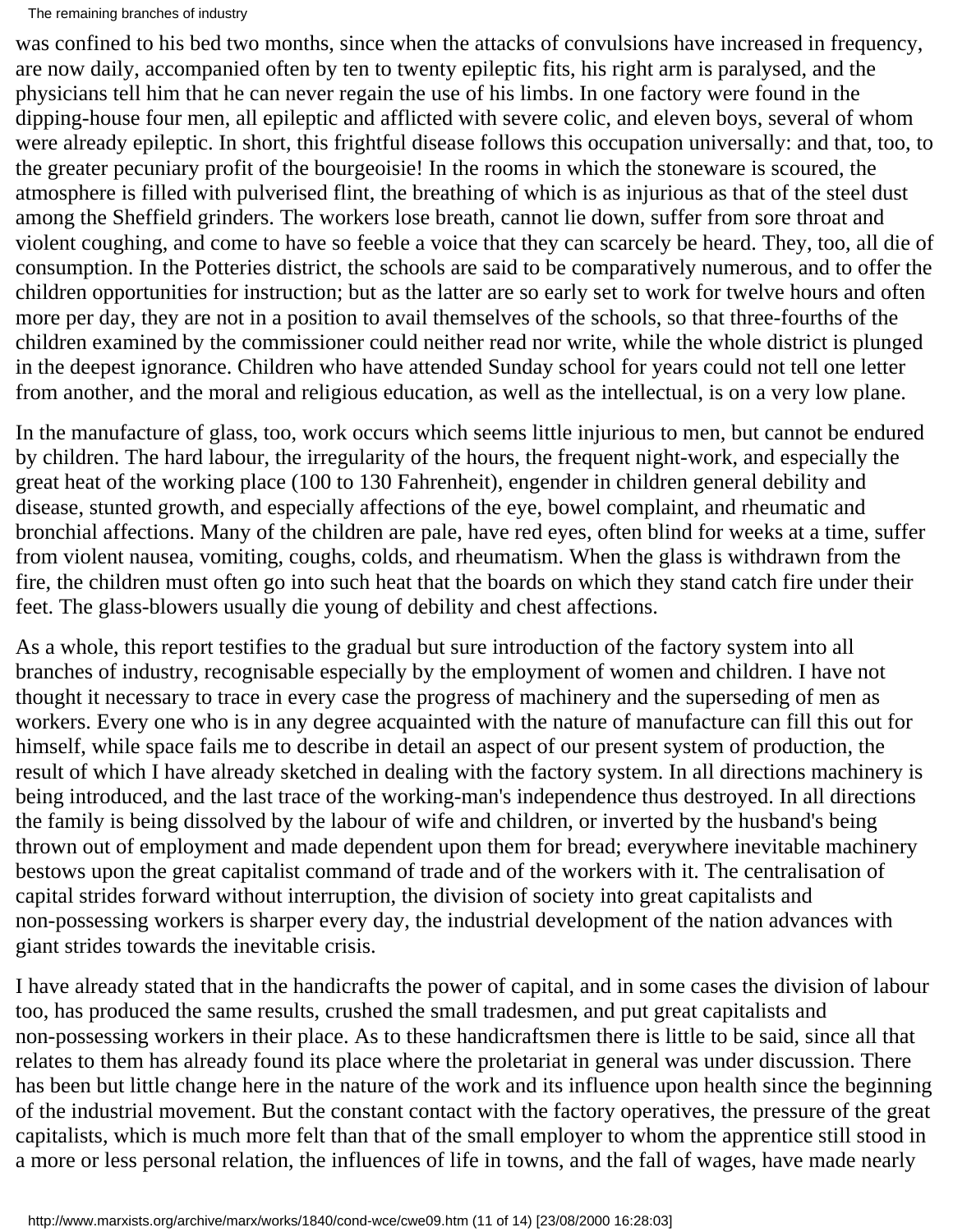was confined to his bed two months, since when the attacks of convulsions have increased in frequency, are now daily, accompanied often by ten to twenty epileptic fits, his right arm is paralysed, and the physicians tell him that he can never regain the use of his limbs. In one factory were found in the dipping-house four men, all epileptic and afflicted with severe colic, and eleven boys, several of whom were already epileptic. In short, this frightful disease follows this occupation universally: and that, too, to the greater pecuniary profit of the bourgeoisie! In the rooms in which the stoneware is scoured, the atmosphere is filled with pulverised flint, the breathing of which is as injurious as that of the steel dust among the Sheffield grinders. The workers lose breath, cannot lie down, suffer from sore throat and violent coughing, and come to have so feeble a voice that they can scarcely be heard. They, too, all die of consumption. In the Potteries district, the schools are said to be comparatively numerous, and to offer the children opportunities for instruction; but as the latter are so early set to work for twelve hours and often more per day, they are not in a position to avail themselves of the schools, so that three-fourths of the children examined by the commissioner could neither read nor write, while the whole district is plunged in the deepest ignorance. Children who have attended Sunday school for years could not tell one letter from another, and the moral and religious education, as well as the intellectual, is on a very low plane.

In the manufacture of glass, too, work occurs which seems little injurious to men, but cannot be endured by children. The hard labour, the irregularity of the hours, the frequent night-work, and especially the great heat of the working place (100 to 130 Fahrenheit), engender in children general debility and disease, stunted growth, and especially affections of the eye, bowel complaint, and rheumatic and bronchial affections. Many of the children are pale, have red eyes, often blind for weeks at a time, suffer from violent nausea, vomiting, coughs, colds, and rheumatism. When the glass is withdrawn from the fire, the children must often go into such heat that the boards on which they stand catch fire under their feet. The glass-blowers usually die young of debility and chest affections.

As a whole, this report testifies to the gradual but sure introduction of the factory system into all branches of industry, recognisable especially by the employment of women and children. I have not thought it necessary to trace in every case the progress of machinery and the superseding of men as workers. Every one who is in any degree acquainted with the nature of manufacture can fill this out for himself, while space fails me to describe in detail an aspect of our present system of production, the result of which I have already sketched in dealing with the factory system. In all directions machinery is being introduced, and the last trace of the working-man's independence thus destroyed. In all directions the family is being dissolved by the labour of wife and children, or inverted by the husband's being thrown out of employment and made dependent upon them for bread; everywhere inevitable machinery bestows upon the great capitalist command of trade and of the workers with it. The centralisation of capital strides forward without interruption, the division of society into great capitalists and non-possessing workers is sharper every day, the industrial development of the nation advances with giant strides towards the inevitable crisis.

I have already stated that in the handicrafts the power of capital, and in some cases the division of labour too, has produced the same results, crushed the small tradesmen, and put great capitalists and non-possessing workers in their place. As to these handicraftsmen there is little to be said, since all that relates to them has already found its place where the proletariat in general was under discussion. There has been but little change here in the nature of the work and its influence upon health since the beginning of the industrial movement. But the constant contact with the factory operatives, the pressure of the great capitalists, which is much more felt than that of the small employer to whom the apprentice still stood in a more or less personal relation, the influences of life in towns, and the fall of wages, have made nearly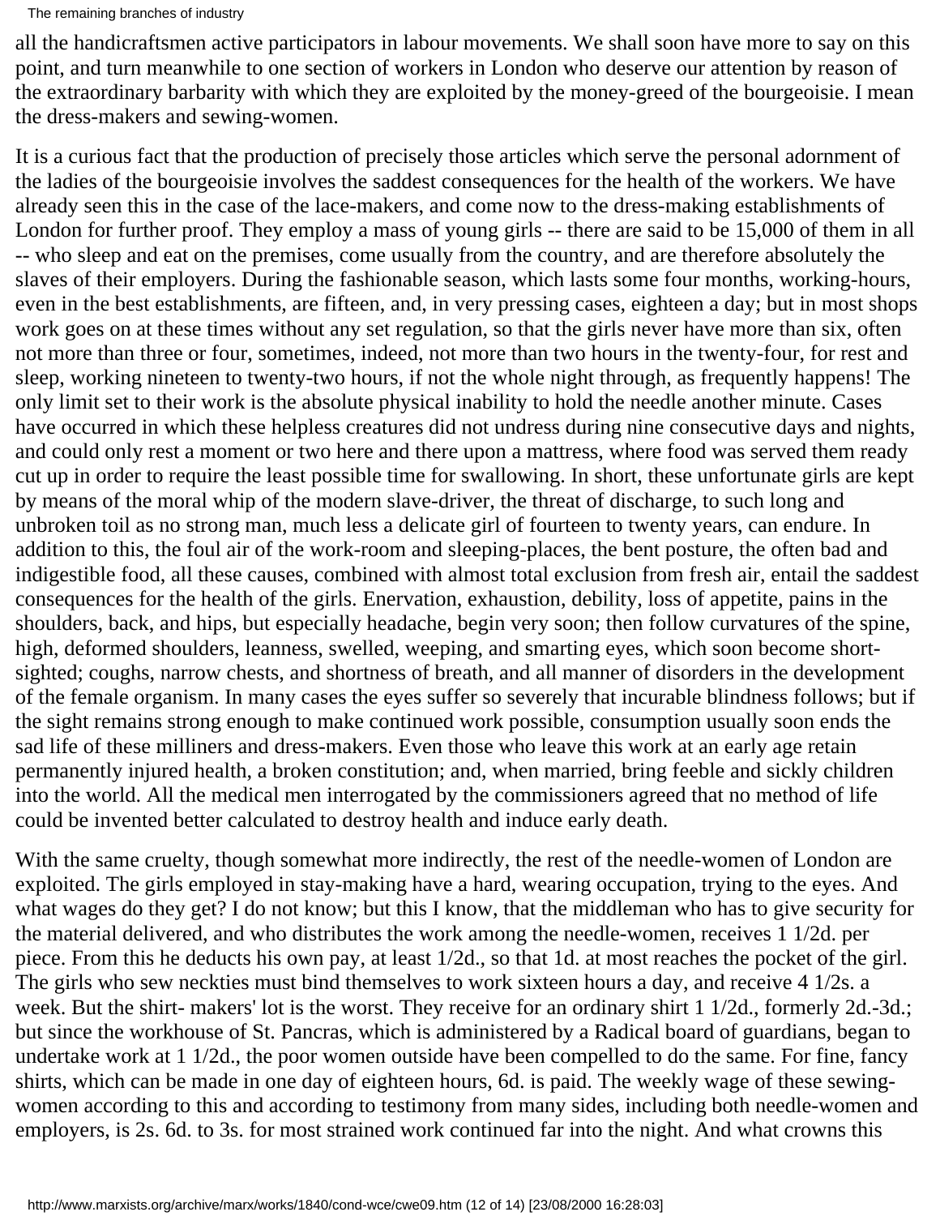all the handicraftsmen active participators in labour movements. We shall soon have more to say on this point, and turn meanwhile to one section of workers in London who deserve our attention by reason of the extraordinary barbarity with which they are exploited by the money-greed of the bourgeoisie. I mean the dress-makers and sewing-women.

It is a curious fact that the production of precisely those articles which serve the personal adornment of the ladies of the bourgeoisie involves the saddest consequences for the health of the workers. We have already seen this in the case of the lace-makers, and come now to the dress-making establishments of London for further proof. They employ a mass of young girls -- there are said to be 15,000 of them in all -- who sleep and eat on the premises, come usually from the country, and are therefore absolutely the slaves of their employers. During the fashionable season, which lasts some four months, working-hours, even in the best establishments, are fifteen, and, in very pressing cases, eighteen a day; but in most shops work goes on at these times without any set regulation, so that the girls never have more than six, often not more than three or four, sometimes, indeed, not more than two hours in the twenty-four, for rest and sleep, working nineteen to twenty-two hours, if not the whole night through, as frequently happens! The only limit set to their work is the absolute physical inability to hold the needle another minute. Cases have occurred in which these helpless creatures did not undress during nine consecutive days and nights, and could only rest a moment or two here and there upon a mattress, where food was served them ready cut up in order to require the least possible time for swallowing. In short, these unfortunate girls are kept by means of the moral whip of the modern slave-driver, the threat of discharge, to such long and unbroken toil as no strong man, much less a delicate girl of fourteen to twenty years, can endure. In addition to this, the foul air of the work-room and sleeping-places, the bent posture, the often bad and indigestible food, all these causes, combined with almost total exclusion from fresh air, entail the saddest consequences for the health of the girls. Enervation, exhaustion, debility, loss of appetite, pains in the shoulders, back, and hips, but especially headache, begin very soon; then follow curvatures of the spine, high, deformed shoulders, leanness, swelled, weeping, and smarting eyes, which soon become short-sighted; coughs, narrow chests, and shortness of breath, and all manner of disorders in the development of the female organism. In many cases the eyes suffer so severely that incurable blindness follows; but if the sight remains strong enough to make continued work possible, consumption usually soon ends the sad life of these milliners and dress-makers. Even those who leave this work at an early age retain permanently injured health, a broken constitution; and, when married, bring feeble and sickly children into the world. All the medical men interrogated by the commissioners agreed that no method of life could be invented better calculated to destroy health and induce early death.

With the same cruelty, though somewhat more indirectly, the rest of the needle-women of London are exploited. The girls employed in stay-making have a hard, wearing occupation, trying to the eyes. And what wages do they get? I do not know; but this I know, that the middleman who has to give security for the material delivered, and who distributes the work among the needle-women, receives 1 1/2d. per piece. From this he deducts his own pay, at least 1/2d., so that 1d. at most reaches the pocket of the girl. The girls who sew neckties must bind themselves to work sixteen hours a day, and receive 4 1/2s. a week. But the shirt- makers' lot is the worst. They receive for an ordinary shirt 1 1/2d., formerly 2d.-3d.; but since the workhouse of St. Pancras, which is administered by a Radical board of guardians, began to undertake work at 1 1/2d., the poor women outside have been compelled to do the same. For fine, fancy shirts, which can be made in one day of eighteen hours, 6d. is paid. The weekly wage of these sewing-women according to this and according to testimony from many sides, including both needle-women and employers, is 2s. 6d. to 3s. for most strained work continued far into the night. And what crowns this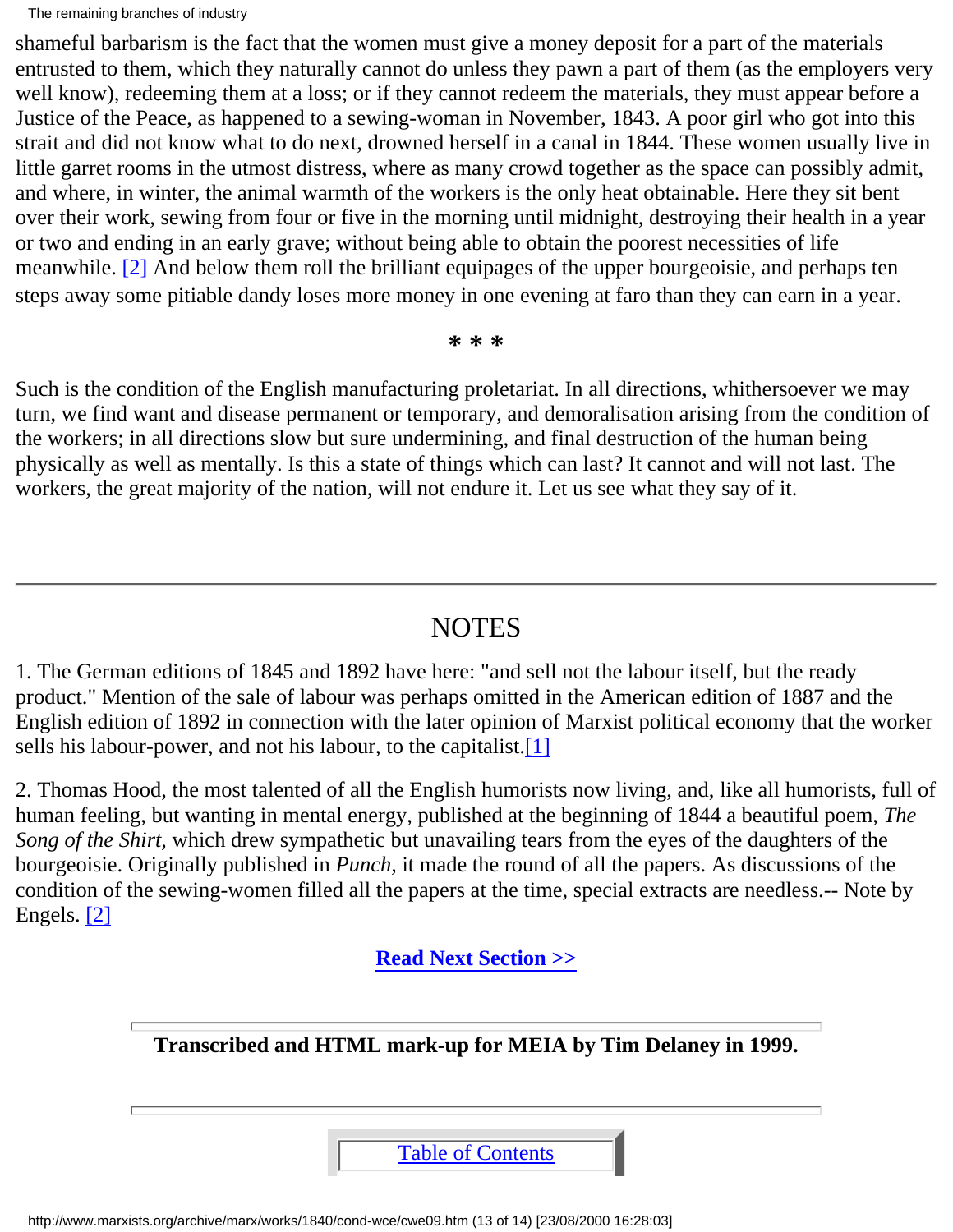shameful barbarism is the fact that the women must give a money deposit for a part of the materials entrusted to them, which they naturally cannot do unless they pawn a part of them (as the employers very well know), redeeming them at a loss; or if they cannot redeem the materials, they must appear before a Justice of the Peace, as happened to a sewing-woman in November, 1843. A poor girl who got into this strait and did not know what to do next, drowned herself in a canal in 1844. These women usually live in little garret rooms in the utmost distress, where as many crowd together as the space can possibly admit, and where, in winter, the animal warmth of the workers is the only heat obtainable. Here they sit bent over their work, sewing from four or five in the morning until midnight, destroying their health in a year or two and ending in an early grave; without being able to obtain the poorest necessities of life meanwhile. [2] And below them roll the brilliant equipages of the upper bourgeoisie, and perhaps ten steps away some pitiable dandy loses more money in one evening at faro than they can earn in a year.

\* \* \*

Such is the condition of the English manufacturing proletariat. In all directions, whithersoever we may turn, we find want and disease permanent or temporary, and demoralisation arising from the condition of the workers; in all directions slow but sure undermining, and final destruction of the human being physically as well as mentally. Is this a state of things which can last? It cannot and will not last. The workers, the great majority of the nation, will not endure it. Let us see what they say of it.

---

## NOTES

1. The German editions of 1845 and 1892 have here: "and sell not the labour itself, but the ready product." Mention of the sale of labour was perhaps omitted in the American edition of 1887 and the English edition of 1892 in connection with the later opinion of Marxist political economy that the worker sells his labour-power, and not his labour, to the capitalist.[1]

2. Thomas Hood, the most talented of all the English humorists now living, and, like all humorists, full of human feeling, but wanting in mental energy, published at the beginning of 1844 a beautiful poem, *The Song of the Shirt,* which drew sympathetic but unavailing tears from the eyes of the daughters of the bourgeoisie. Originally published in *Punch,* it made the round of all the papers. As discussions of the condition of the sewing-women filled all the papers at the time, special extracts are needless.-- Note by Engels. [2]

**Read Next Section >>**

---

**Transcribed and HTML mark-up for MEIA by Tim Delaney in 1999.**

---

Table of Contents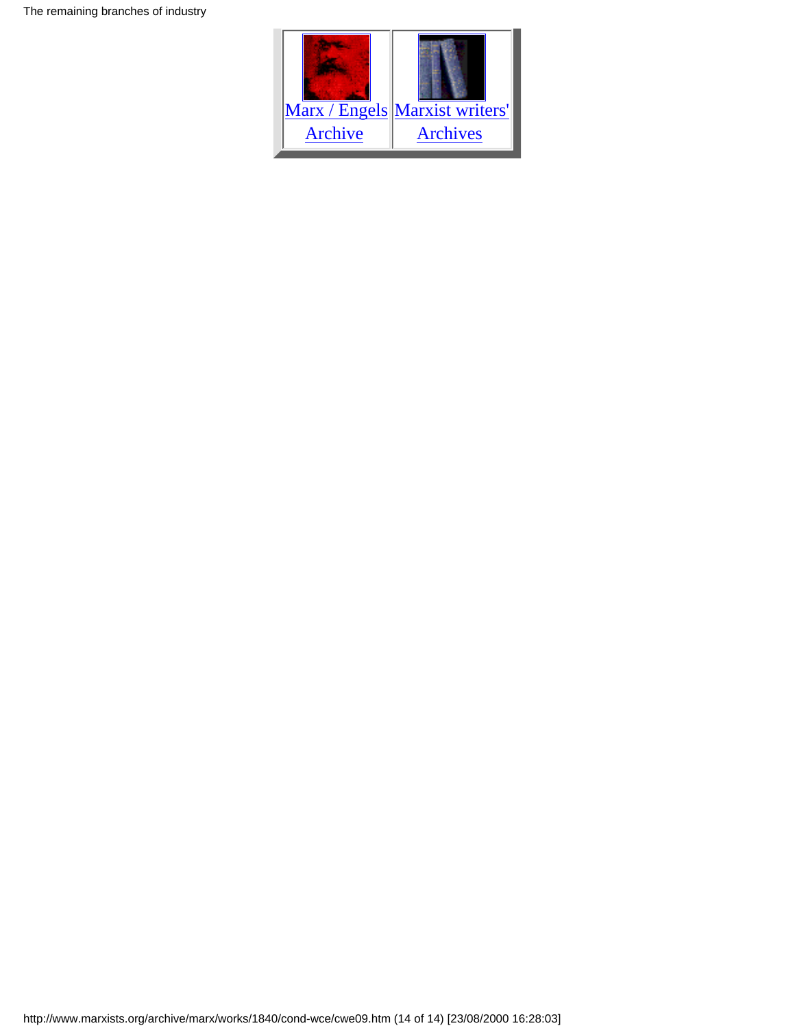| Marx / Engels Archive | Marxist writers' Archives |
| --- | --- |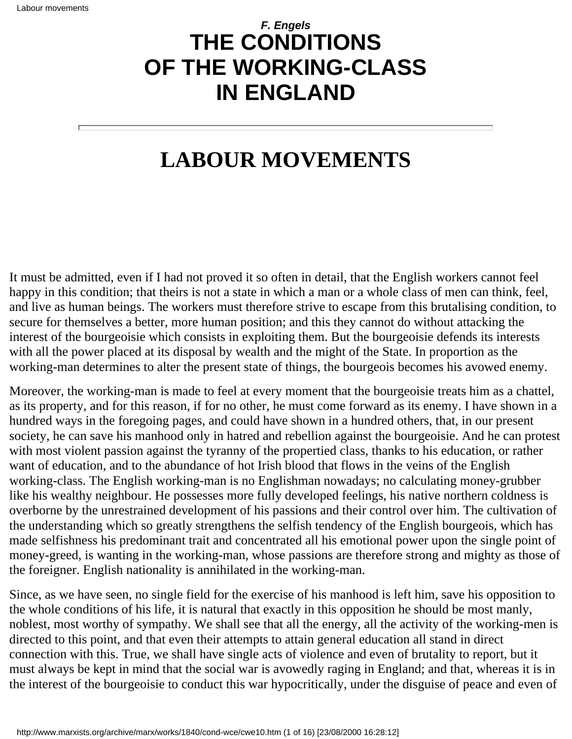*F. Engels*

# THE CONDITIONS OF THE WORKING-CLASS IN ENGLAND

---

# LABOUR MOVEMENTS

It must be admitted, even if I had not proved it so often in detail, that the English workers cannot feel happy in this condition; that theirs is not a state in which a man or a whole class of men can think, feel, and live as human beings. The workers must therefore strive to escape from this brutalising condition, to secure for themselves a better, more human position; and this they cannot do without attacking the interest of the bourgeoisie which consists in exploiting them. But the bourgeoisie defends its interests with all the power placed at its disposal by wealth and the might of the State. In proportion as the working-man determines to alter the present state of things, the bourgeois becomes his avowed enemy.

Moreover, the working-man is made to feel at every moment that the bourgeoisie treats him as a chattel, as its property, and for this reason, if for no other, he must come forward as its enemy. I have shown in a hundred ways in the foregoing pages, and could have shown in a hundred others, that, in our present society, he can save his manhood only in hatred and rebellion against the bourgeoisie. And he can protest with most violent passion against the tyranny of the propertied class, thanks to his education, or rather want of education, and to the abundance of hot Irish blood that flows in the veins of the English working-class. The English working-man is no Englishman nowadays; no calculating money-grubber like his wealthy neighbour. He possesses more fully developed feelings, his native northern coldness is overborne by the unrestrained development of his passions and their control over him. The cultivation of the understanding which so greatly strengthens the selfish tendency of the English bourgeois, which has made selfishness his predominant trait and concentrated all his emotional power upon the single point of money-greed, is wanting in the working-man, whose passions are therefore strong and mighty as those of the foreigner. English nationality is annihilated in the working-man.

Since, as we have seen, no single field for the exercise of his manhood is left him, save his opposition to the whole conditions of his life, it is natural that exactly in this opposition he should be most manly, noblest, most worthy of sympathy. We shall see that all the energy, all the activity of the working-men is directed to this point, and that even their attempts to attain general education all stand in direct connection with this. True, we shall have single acts of violence and even of brutality to report, but it must always be kept in mind that the social war is avowedly raging in England; and that, whereas it is in the interest of the bourgeoisie to conduct this war hypocritically, under the disguise of peace and even of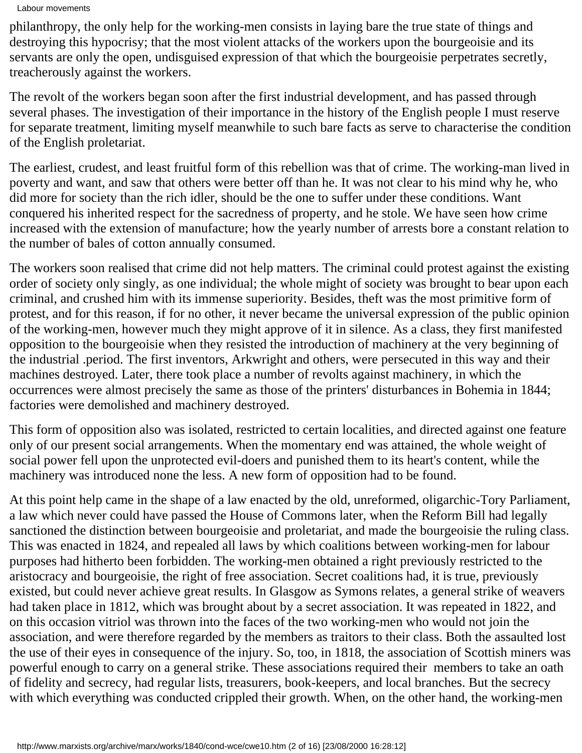philanthropy, the only help for the working-men consists in laying bare the true state of things and destroying this hypocrisy; that the most violent attacks of the workers upon the bourgeoisie and its servants are only the open, undisguised expression of that which the bourgeoisie perpetrates secretly, treacherously against the workers.

The revolt of the workers began soon after the first industrial development, and has passed through several phases. The investigation of their importance in the history of the English people I must reserve for separate treatment, limiting myself meanwhile to such bare facts as serve to characterise the condition of the English proletariat.

The earliest, crudest, and least fruitful form of this rebellion was that of crime. The working-man lived in poverty and want, and saw that others were better off than he. It was not clear to his mind why he, who did more for society than the rich idler, should be the one to suffer under these conditions. Want conquered his inherited respect for the sacredness of property, and he stole. We have seen how crime increased with the extension of manufacture; how the yearly number of arrests bore a constant relation to the number of bales of cotton annually consumed.

The workers soon realised that crime did not help matters. The criminal could protest against the existing order of society only singly, as one individual; the whole might of society was brought to bear upon each criminal, and crushed him with its immense superiority. Besides, theft was the most primitive form of protest, and for this reason, if for no other, it never became the universal expression of the public opinion of the working-men, however much they might approve of it in silence. As a class, they first manifested opposition to the bourgeoisie when they resisted the introduction of machinery at the very beginning of the industrial .period. The first inventors, Arkwright and others, were persecuted in this way and their machines destroyed. Later, there took place a number of revolts against machinery, in which the occurrences were almost precisely the same as those of the printers' disturbances in Bohemia in 1844; factories were demolished and machinery destroyed.

This form of opposition also was isolated, restricted to certain localities, and directed against one feature only of our present social arrangements. When the momentary end was attained, the whole weight of social power fell upon the unprotected evil-doers and punished them to its heart's content, while the machinery was introduced none the less. A new form of opposition had to be found.

At this point help came in the shape of a law enacted by the old, unreformed, oligarchic-Tory Parliament, a law which never could have passed the House of Commons later, when the Reform Bill had legally sanctioned the distinction between bourgeoisie and proletariat, and made the bourgeoisie the ruling class. This was enacted in 1824, and repealed all laws by which coalitions between working-men for labour purposes had hitherto been forbidden. The working-men obtained a right previously restricted to the aristocracy and bourgeoisie, the right of free association. Secret coalitions had, it is true, previously existed, but could never achieve great results. In Glasgow as Symons relates, a general strike of weavers had taken place in 1812, which was brought about by a secret association. It was repeated in 1822, and on this occasion vitriol was thrown into the faces of the two working-men who would not join the association, and were therefore regarded by the members as traitors to their class. Both the assaulted lost the use of their eyes in consequence of the injury. So, too, in 1818, the association of Scottish miners was powerful enough to carry on a general strike. These associations required their members to take an oath of fidelity and secrecy, had regular lists, treasurers, book-keepers, and local branches. But the secrecy with which everything was conducted crippled their growth. When, on the other hand, the working-men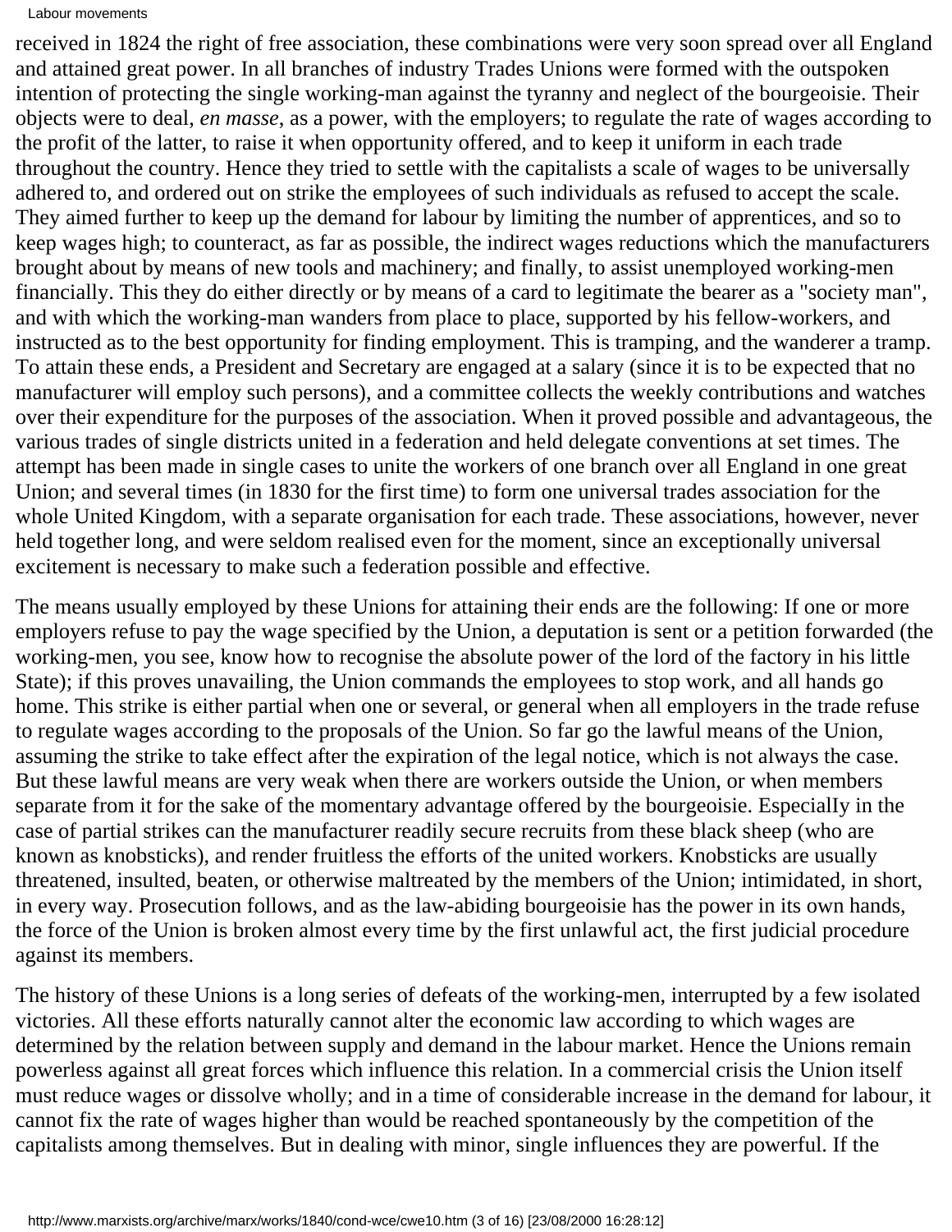received in 1824 the right of free association, these combinations were very soon spread over all England and attained great power. In all branches of industry Trades Unions were formed with the outspoken intention of protecting the single working-man against the tyranny and neglect of the bourgeoisie. Their objects were to deal, *en masse*, as a power, with the employers; to regulate the rate of wages according to the profit of the latter, to raise it when opportunity offered, and to keep it uniform in each trade throughout the country. Hence they tried to settle with the capitalists a scale of wages to be universally adhered to, and ordered out on strike the employees of such individuals as refused to accept the scale. They aimed further to keep up the demand for labour by limiting the number of apprentices, and so to keep wages high; to counteract, as far as possible, the indirect wages reductions which the manufacturers brought about by means of new tools and machinery; and finally, to assist unemployed working-men financially. This they do either directly or by means of a card to legitimate the bearer as a "society man", and with which the working-man wanders from place to place, supported by his fellow-workers, and instructed as to the best opportunity for finding employment. This is tramping, and the wanderer a tramp. To attain these ends, a President and Secretary are engaged at a salary (since it is to be expected that no manufacturer will employ such persons), and a committee collects the weekly contributions and watches over their expenditure for the purposes of the association. When it proved possible and advantageous, the various trades of single districts united in a federation and held delegate conventions at set times. The attempt has been made in single cases to unite the workers of one branch over all England in one great Union; and several times (in 1830 for the first time) to form one universal trades association for the whole United Kingdom, with a separate organisation for each trade. These associations, however, never held together long, and were seldom realised even for the moment, since an exceptionally universal excitement is necessary to make such a federation possible and effective.

The means usually employed by these Unions for attaining their ends are the following: If one or more employers refuse to pay the wage specified by the Union, a deputation is sent or a petition forwarded (the working-men, you see, know how to recognise the absolute power of the lord of the factory in his little State); if this proves unavailing, the Union commands the employees to stop work, and all hands go home. This strike is either partial when one or several, or general when all employers in the trade refuse to regulate wages according to the proposals of the Union. So far go the lawful means of the Union, assuming the strike to take effect after the expiration of the legal notice, which is not always the case. But these lawful means are very weak when there are workers outside the Union, or when members separate from it for the sake of the momentary advantage offered by the bourgeoisie. Especially in the case of partial strikes can the manufacturer readily secure recruits from these black sheep (who are known as knobsticks), and render fruitless the efforts of the united workers. Knobsticks are usually threatened, insulted, beaten, or otherwise maltreated by the members of the Union; intimidated, in short, in every way. Prosecution follows, and as the law-abiding bourgeoisie has the power in its own hands, the force of the Union is broken almost every time by the first unlawful act, the first judicial procedure against its members.

The history of these Unions is a long series of defeats of the working-men, interrupted by a few isolated victories. All these efforts naturally cannot alter the economic law according to which wages are determined by the relation between supply and demand in the labour market. Hence the Unions remain powerless against all great forces which influence this relation. In a commercial crisis the Union itself must reduce wages or dissolve wholly; and in a time of considerable increase in the demand for labour, it cannot fix the rate of wages higher than would be reached spontaneously by the competition of the capitalists among themselves. But in dealing with minor, single influences they are powerful. If the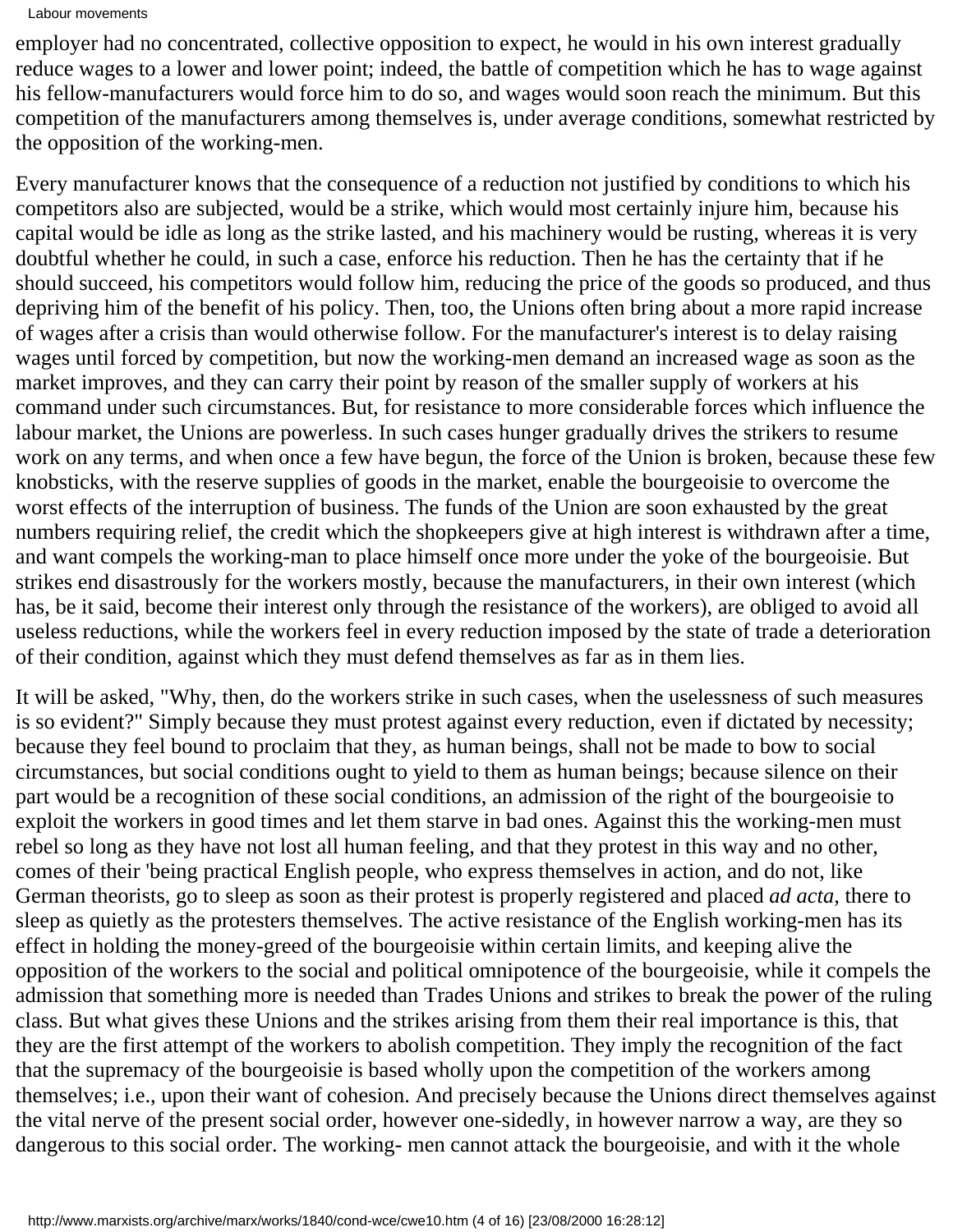employer had no concentrated, collective opposition to expect, he would in his own interest gradually reduce wages to a lower and lower point; indeed, the battle of competition which he has to wage against his fellow-manufacturers would force him to do so, and wages would soon reach the minimum. But this competition of the manufacturers among themselves is, under average conditions, somewhat restricted by the opposition of the working-men.

Every manufacturer knows that the consequence of a reduction not justified by conditions to which his competitors also are subjected, would be a strike, which would most certainly injure him, because his capital would be idle as long as the strike lasted, and his machinery would be rusting, whereas it is very doubtful whether he could, in such a case, enforce his reduction. Then he has the certainty that if he should succeed, his competitors would follow him, reducing the price of the goods so produced, and thus depriving him of the benefit of his policy. Then, too, the Unions often bring about a more rapid increase of wages after a crisis than would otherwise follow. For the manufacturer's interest is to delay raising wages until forced by competition, but now the working-men demand an increased wage as soon as the market improves, and they can carry their point by reason of the smaller supply of workers at his command under such circumstances. But, for resistance to more considerable forces which influence the labour market, the Unions are powerless. In such cases hunger gradually drives the strikers to resume work on any terms, and when once a few have begun, the force of the Union is broken, because these few knobsticks, with the reserve supplies of goods in the market, enable the bourgeoisie to overcome the worst effects of the interruption of business. The funds of the Union are soon exhausted by the great numbers requiring relief, the credit which the shopkeepers give at high interest is withdrawn after a time, and want compels the working-man to place himself once more under the yoke of the bourgeoisie. But strikes end disastrously for the workers mostly, because the manufacturers, in their own interest (which has, be it said, become their interest only through the resistance of the workers), are obliged to avoid all useless reductions, while the workers feel in every reduction imposed by the state of trade a deterioration of their condition, against which they must defend themselves as far as in them lies.

It will be asked, "Why, then, do the workers strike in such cases, when the uselessness of such measures is so evident?" Simply because they must protest against every reduction, even if dictated by necessity; because they feel bound to proclaim that they, as human beings, shall not be made to bow to social circumstances, but social conditions ought to yield to them as human beings; because silence on their part would be a recognition of these social conditions, an admission of the right of the bourgeoisie to exploit the workers in good times and let them starve in bad ones. Against this the working-men must rebel so long as they have not lost all human feeling, and that they protest in this way and no other, comes of their 'being practical English people, who express themselves in action, and do not, like German theorists, go to sleep as soon as their protest is properly registered and placed *ad acta*, there to sleep as quietly as the protesters themselves. The active resistance of the English working-men has its effect in holding the money-greed of the bourgeoisie within certain limits, and keeping alive the opposition of the workers to the social and political omnipotence of the bourgeoisie, while it compels the admission that something more is needed than Trades Unions and strikes to break the power of the ruling class. But what gives these Unions and the strikes arising from them their real importance is this, that they are the first attempt of the workers to abolish competition. They imply the recognition of the fact that the supremacy of the bourgeoisie is based wholly upon the competition of the workers among themselves; i.e., upon their want of cohesion. And precisely because the Unions direct themselves against the vital nerve of the present social order, however one-sidedly, in however narrow a way, are they so dangerous to this social order. The working- men cannot attack the bourgeoisie, and with it the whole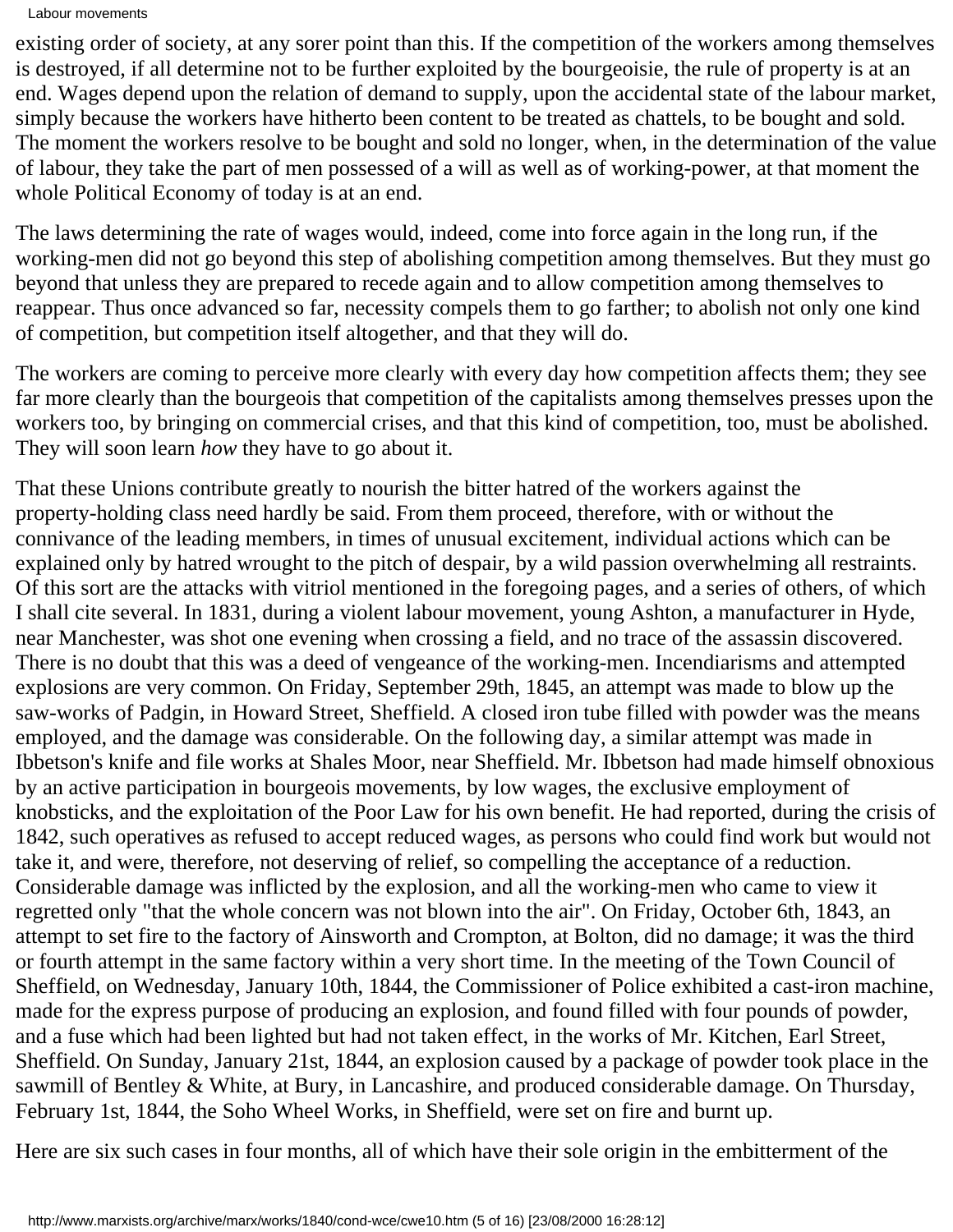existing order of society, at any sorer point than this. If the competition of the workers among themselves is destroyed, if all determine not to be further exploited by the bourgeoisie, the rule of property is at an end. Wages depend upon the relation of demand to supply, upon the accidental state of the labour market, simply because the workers have hitherto been content to be treated as chattels, to be bought and sold. The moment the workers resolve to be bought and sold no longer, when, in the determination of the value of labour, they take the part of men possessed of a will as well as of working-power, at that moment the whole Political Economy of today is at an end.

The laws determining the rate of wages would, indeed, come into force again in the long run, if the working-men did not go beyond this step of abolishing competition among themselves. But they must go beyond that unless they are prepared to recede again and to allow competition among themselves to reappear. Thus once advanced so far, necessity compels them to go farther; to abolish not only one kind of competition, but competition itself altogether, and that they will do.

The workers are coming to perceive more clearly with every day how competition affects them; they see far more clearly than the bourgeois that competition of the capitalists among themselves presses upon the workers too, by bringing on commercial crises, and that this kind of competition, too, must be abolished. They will soon learn *how* they have to go about it.

That these Unions contribute greatly to nourish the bitter hatred of the workers against the property-holding class need hardly be said. From them proceed, therefore, with or without the connivance of the leading members, in times of unusual excitement, individual actions which can be explained only by hatred wrought to the pitch of despair, by a wild passion overwhelming all restraints. Of this sort are the attacks with vitriol mentioned in the foregoing pages, and a series of others, of which I shall cite several. In 1831, during a violent labour movement, young Ashton, a manufacturer in Hyde, near Manchester, was shot one evening when crossing a field, and no trace of the assassin discovered. There is no doubt that this was a deed of vengeance of the working-men. Incendiarisms and attempted explosions are very common. On Friday, September 29th, 1845, an attempt was made to blow up the saw-works of Padgin, in Howard Street, Sheffield. A closed iron tube filled with powder was the means employed, and the damage was considerable. On the following day, a similar attempt was made in Ibbetson's knife and file works at Shales Moor, near Sheffield. Mr. Ibbetson had made himself obnoxious by an active participation in bourgeois movements, by low wages, the exclusive employment of knobsticks, and the exploitation of the Poor Law for his own benefit. He had reported, during the crisis of 1842, such operatives as refused to accept reduced wages, as persons who could find work but would not take it, and were, therefore, not deserving of relief, so compelling the acceptance of a reduction. Considerable damage was inflicted by the explosion, and all the working-men who came to view it regretted only "that the whole concern was not blown into the air". On Friday, October 6th, 1843, an attempt to set fire to the factory of Ainsworth and Crompton, at Bolton, did no damage; it was the third or fourth attempt in the same factory within a very short time. In the meeting of the Town Council of Sheffield, on Wednesday, January 10th, 1844, the Commissioner of Police exhibited a cast-iron machine, made for the express purpose of producing an explosion, and found filled with four pounds of powder, and a fuse which had been lighted but had not taken effect, in the works of Mr. Kitchen, Earl Street, Sheffield. On Sunday, January 21st, 1844, an explosion caused by a package of powder took place in the sawmill of Bentley & White, at Bury, in Lancashire, and produced considerable damage. On Thursday, February 1st, 1844, the Soho Wheel Works, in Sheffield, were set on fire and burnt up.

Here are six such cases in four months, all of which have their sole origin in the embitterment of the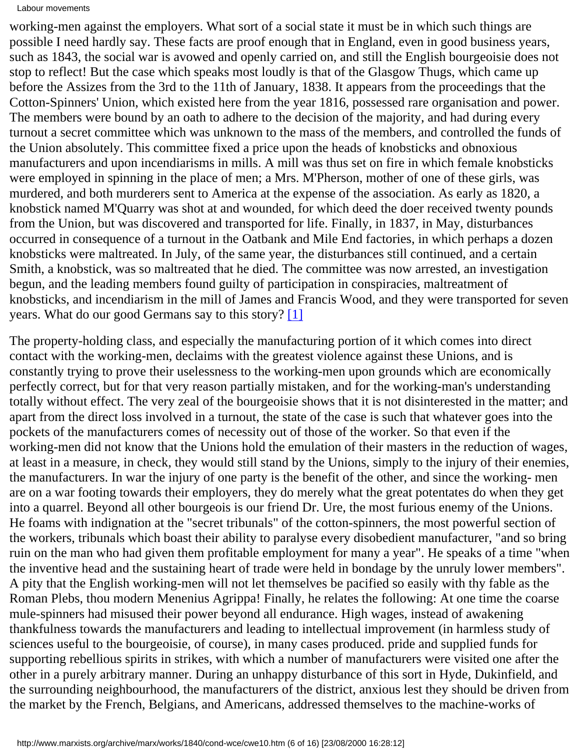working-men against the employers. What sort of a social state it must be in which such things are possible I need hardly say. These facts are proof enough that in England, even in good business years, such as 1843, the social war is avowed and openly carried on, and still the English bourgeoisie does not stop to reflect! But the case which speaks most loudly is that of the Glasgow Thugs, which came up before the Assizes from the 3rd to the 11th of January, 1838. It appears from the proceedings that the Cotton-Spinners' Union, which existed here from the year 1816, possessed rare organisation and power. The members were bound by an oath to adhere to the decision of the majority, and had during every turnout a secret committee which was unknown to the mass of the members, and controlled the funds of the Union absolutely. This committee fixed a price upon the heads of knobsticks and obnoxious manufacturers and upon incendiarisms in mills. A mill was thus set on fire in which female knobsticks were employed in spinning in the place of men; a Mrs. M'Pherson, mother of one of these girls, was murdered, and both murderers sent to America at the expense of the association. As early as 1820, a knobstick named M'Quarry was shot at and wounded, for which deed the doer received twenty pounds from the Union, but was discovered and transported for life. Finally, in 1837, in May, disturbances occurred in consequence of a turnout in the Oatbank and Mile End factories, in which perhaps a dozen knobsticks were maltreated. In July, of the same year, the disturbances still continued, and a certain Smith, a knobstick, was so maltreated that he died. The committee was now arrested, an investigation begun, and the leading members found guilty of participation in conspiracies, maltreatment of knobsticks, and incendiarism in the mill of James and Francis Wood, and they were transported for seven years. What do our good Germans say to this story? [1]

The property-holding class, and especially the manufacturing portion of it which comes into direct contact with the working-men, declaims with the greatest violence against these Unions, and is constantly trying to prove their uselessness to the working-men upon grounds which are economically perfectly correct, but for that very reason partially mistaken, and for the working-man's understanding totally without effect. The very zeal of the bourgeoisie shows that it is not disinterested in the matter; and apart from the direct loss involved in a turnout, the state of the case is such that whatever goes into the pockets of the manufacturers comes of necessity out of those of the worker. So that even if the working-men did not know that the Unions hold the emulation of their masters in the reduction of wages, at least in a measure, in check, they would still stand by the Unions, simply to the injury of their enemies, the manufacturers. In war the injury of one party is the benefit of the other, and since the working- men are on a war footing towards their employers, they do merely what the great potentates do when they get into a quarrel. Beyond all other bourgeois is our friend Dr. Ure, the most furious enemy of the Unions. He foams with indignation at the "secret tribunals" of the cotton-spinners, the most powerful section of the workers, tribunals which boast their ability to paralyse every disobedient manufacturer, "and so bring ruin on the man who had given them profitable employment for many a year". He speaks of a time "when the inventive head and the sustaining heart of trade were held in bondage by the unruly lower members". A pity that the English working-men will not let themselves be pacified so easily with thy fable as the Roman Plebs, thou modern Menenius Agrippa! Finally, he relates the following: At one time the coarse mule-spinners had misused their power beyond all endurance. High wages, instead of awakening thankfulness towards the manufacturers and leading to intellectual improvement (in harmless study of sciences useful to the bourgeoisie, of course), in many cases produced. pride and supplied funds for supporting rebellious spirits in strikes, with which a number of manufacturers were visited one after the other in a purely arbitrary manner. During an unhappy disturbance of this sort in Hyde, Dukinfield, and the surrounding neighbourhood, the manufacturers of the district, anxious lest they should be driven from the market by the French, Belgians, and Americans, addressed themselves to the machine-works of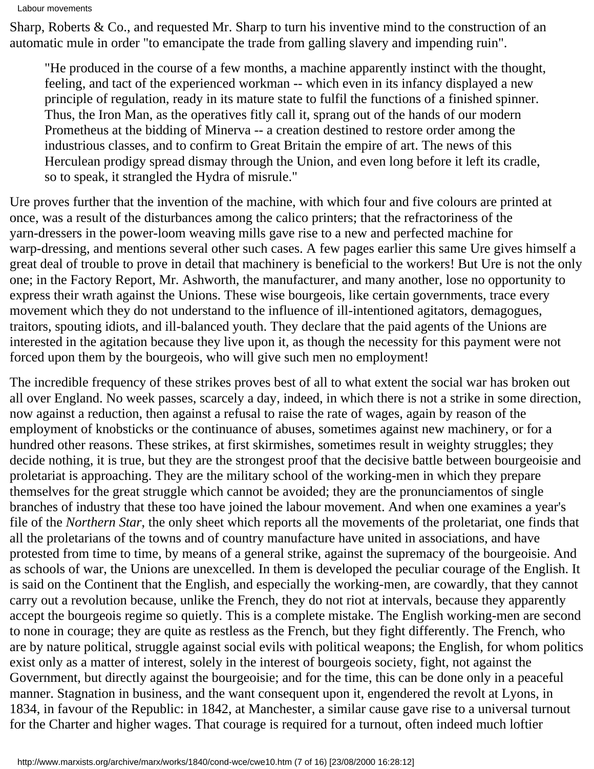Sharp, Roberts & Co., and requested Mr. Sharp to turn his inventive mind to the construction of an automatic mule in order "to emancipate the trade from galling slavery and impending ruin".

> "He produced in the course of a few months, a machine apparently instinct with the thought, feeling, and tact of the experienced workman -- which even in its infancy displayed a new principle of regulation, ready in its mature state to fulfil the functions of a finished spinner. Thus, the Iron Man, as the operatives fitly call it, sprang out of the hands of our modern Prometheus at the bidding of Minerva -- a creation destined to restore order among the industrious classes, and to confirm to Great Britain the empire of art. The news of this Herculean prodigy spread dismay through the Union, and even long before it left its cradle, so to speak, it strangled the Hydra of misrule."

Ure proves further that the invention of the machine, with which four and five colours are printed at once, was a result of the disturbances among the calico printers; that the refractoriness of the yarn-dressers in the power-loom weaving mills gave rise to a new and perfected machine for warp-dressing, and mentions several other such cases. A few pages earlier this same Ure gives himself a great deal of trouble to prove in detail that machinery is beneficial to the workers! But Ure is not the only one; in the Factory Report, Mr. Ashworth, the manufacturer, and many another, lose no opportunity to express their wrath against the Unions. These wise bourgeois, like certain governments, trace every movement which they do not understand to the influence of ill-intentioned agitators, demagogues, traitors, spouting idiots, and ill-balanced youth. They declare that the paid agents of the Unions are interested in the agitation because they live upon it, as though the necessity for this payment were not forced upon them by the bourgeois, who will give such men no employment!

The incredible frequency of these strikes proves best of all to what extent the social war has broken out all over England. No week passes, scarcely a day, indeed, in which there is not a strike in some direction, now against a reduction, then against a refusal to raise the rate of wages, again by reason of the employment of knobsticks or the continuance of abuses, sometimes against new machinery, or for a hundred other reasons. These strikes, at first skirmishes, sometimes result in weighty struggles; they decide nothing, it is true, but they are the strongest proof that the decisive battle between bourgeoisie and proletariat is approaching. They are the military school of the working-men in which they prepare themselves for the great struggle which cannot be avoided; they are the pronunciamentos of single branches of industry that these too have joined the labour movement. And when one examines a year's file of the *Northern Star*, the only sheet which reports all the movements of the proletariat, one finds that all the proletarians of the towns and of country manufacture have united in associations, and have protested from time to time, by means of a general strike, against the supremacy of the bourgeoisie. And as schools of war, the Unions are unexcelled. In them is developed the peculiar courage of the English. It is said on the Continent that the English, and especially the working-men, are cowardly, that they cannot carry out a revolution because, unlike the French, they do not riot at intervals, because they apparently accept the bourgeois regime so quietly. This is a complete mistake. The English working-men are second to none in courage; they are quite as restless as the French, but they fight differently. The French, who are by nature political, struggle against social evils with political weapons; the English, for whom politics exist only as a matter of interest, solely in the interest of bourgeois society, fight, not against the Government, but directly against the bourgeoisie; and for the time, this can be done only in a peaceful manner. Stagnation in business, and the want consequent upon it, engendered the revolt at Lyons, in 1834, in favour of the Republic: in 1842, at Manchester, a similar cause gave rise to a universal turnout for the Charter and higher wages. That courage is required for a turnout, often indeed much loftier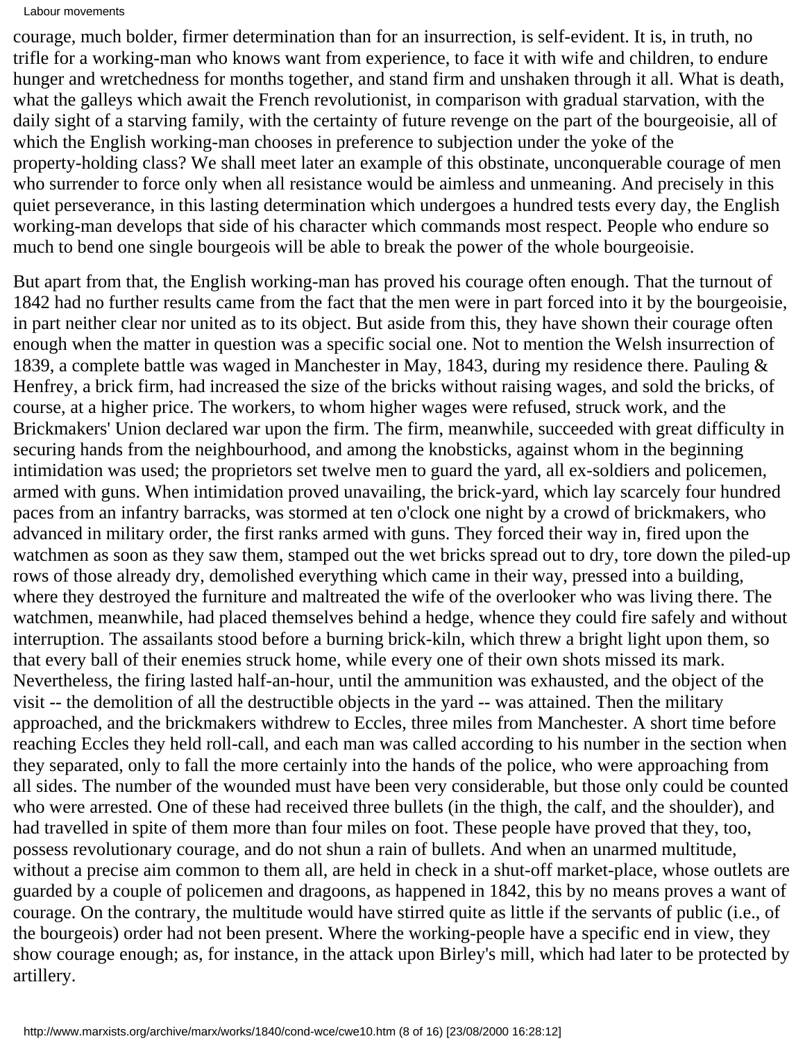courage, much bolder, firmer determination than for an insurrection, is self-evident. It is, in truth, no trifle for a working-man who knows want from experience, to face it with wife and children, to endure hunger and wretchedness for months together, and stand firm and unshaken through it all. What is death, what the galleys which await the French revolutionist, in comparison with gradual starvation, with the daily sight of a starving family, with the certainty of future revenge on the part of the bourgeoisie, all of which the English working-man chooses in preference to subjection under the yoke of the property-holding class? We shall meet later an example of this obstinate, unconquerable courage of men who surrender to force only when all resistance would be aimless and unmeaning. And precisely in this quiet perseverance, in this lasting determination which undergoes a hundred tests every day, the English working-man develops that side of his character which commands most respect. People who endure so much to bend one single bourgeois will be able to break the power of the whole bourgeoisie.

But apart from that, the English working-man has proved his courage often enough. That the turnout of 1842 had no further results came from the fact that the men were in part forced into it by the bourgeoisie, in part neither clear nor united as to its object. But aside from this, they have shown their courage often enough when the matter in question was a specific social one. Not to mention the Welsh insurrection of 1839, a complete battle was waged in Manchester in May, 1843, during my residence there. Pauling & Henfrey, a brick firm, had increased the size of the bricks without raising wages, and sold the bricks, of course, at a higher price. The workers, to whom higher wages were refused, struck work, and the Brickmakers' Union declared war upon the firm. The firm, meanwhile, succeeded with great difficulty in securing hands from the neighbourhood, and among the knobsticks, against whom in the beginning intimidation was used; the proprietors set twelve men to guard the yard, all ex-soldiers and policemen, armed with guns. When intimidation proved unavailing, the brick-yard, which lay scarcely four hundred paces from an infantry barracks, was stormed at ten o'clock one night by a crowd of brickmakers, who advanced in military order, the first ranks armed with guns. They forced their way in, fired upon the watchmen as soon as they saw them, stamped out the wet bricks spread out to dry, tore down the piled-up rows of those already dry, demolished everything which came in their way, pressed into a building, where they destroyed the furniture and maltreated the wife of the overlooker who was living there. The watchmen, meanwhile, had placed themselves behind a hedge, whence they could fire safely and without interruption. The assailants stood before a burning brick-kiln, which threw a bright light upon them, so that every ball of their enemies struck home, while every one of their own shots missed its mark. Nevertheless, the firing lasted half-an-hour, until the ammunition was exhausted, and the object of the visit -- the demolition of all the destructible objects in the yard -- was attained. Then the military approached, and the brickmakers withdrew to Eccles, three miles from Manchester. A short time before reaching Eccles they held roll-call, and each man was called according to his number in the section when they separated, only to fall the more certainly into the hands of the police, who were approaching from all sides. The number of the wounded must have been very considerable, but those only could be counted who were arrested. One of these had received three bullets (in the thigh, the calf, and the shoulder), and had travelled in spite of them more than four miles on foot. These people have proved that they, too, possess revolutionary courage, and do not shun a rain of bullets. And when an unarmed multitude, without a precise aim common to them all, are held in check in a shut-off market-place, whose outlets are guarded by a couple of policemen and dragoons, as happened in 1842, this by no means proves a want of courage. On the contrary, the multitude would have stirred quite as little if the servants of public (i.e., of the bourgeois) order had not been present. Where the working-people have a specific end in view, they show courage enough; as, for instance, in the attack upon Birley's mill, which had later to be protected by artillery.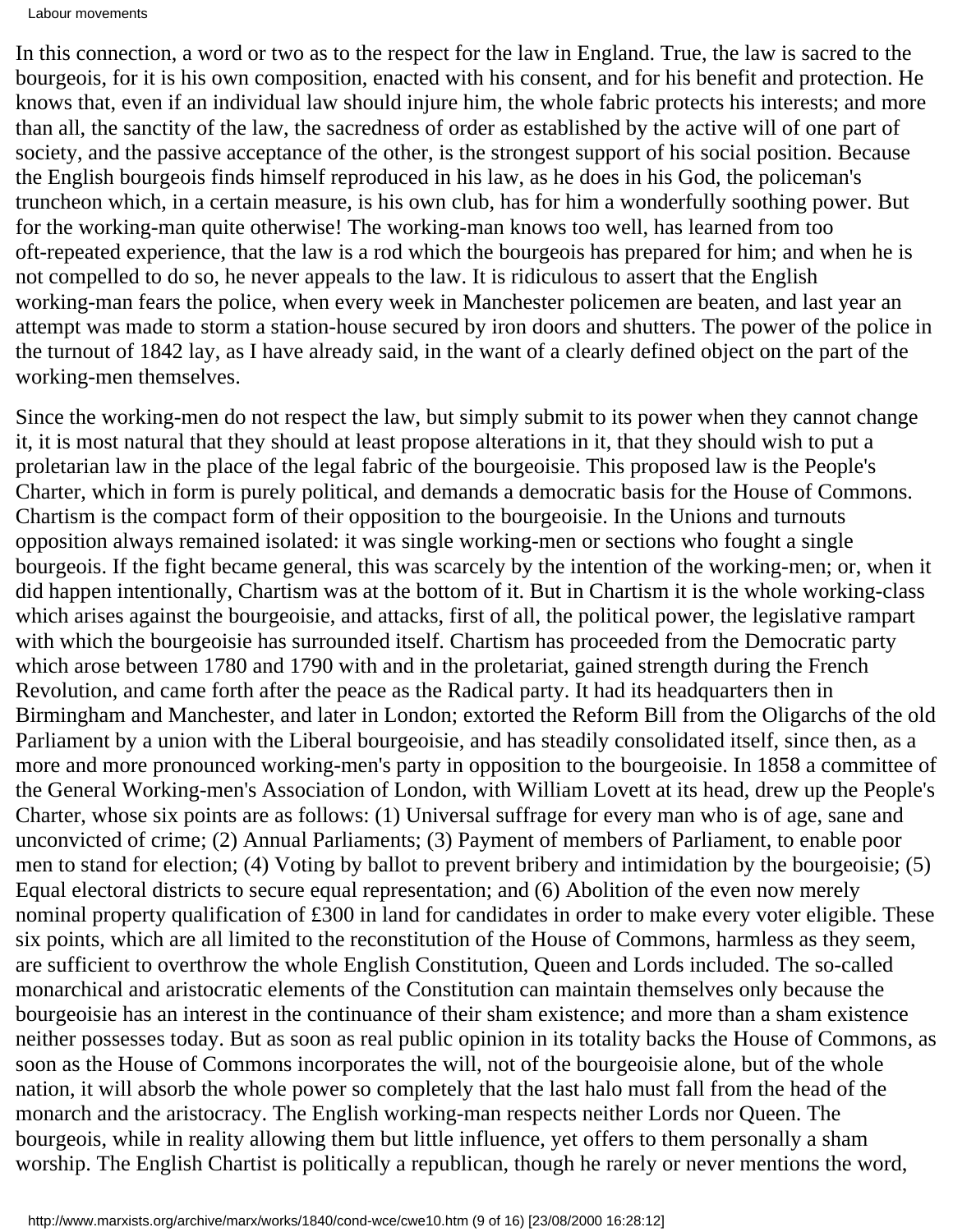In this connection, a word or two as to the respect for the law in England. True, the law is sacred to the bourgeois, for it is his own composition, enacted with his consent, and for his benefit and protection. He knows that, even if an individual law should injure him, the whole fabric protects his interests; and more than all, the sanctity of the law, the sacredness of order as established by the active will of one part of society, and the passive acceptance of the other, is the strongest support of his social position. Because the English bourgeois finds himself reproduced in his law, as he does in his God, the policeman's truncheon which, in a certain measure, is his own club, has for him a wonderfully soothing power. But for the working-man quite otherwise! The working-man knows too well, has learned from too oft-repeated experience, that the law is a rod which the bourgeois has prepared for him; and when he is not compelled to do so, he never appeals to the law. It is ridiculous to assert that the English working-man fears the police, when every week in Manchester policemen are beaten, and last year an attempt was made to storm a station-house secured by iron doors and shutters. The power of the police in the turnout of 1842 lay, as I have already said, in the want of a clearly defined object on the part of the working-men themselves.

Since the working-men do not respect the law, but simply submit to its power when they cannot change it, it is most natural that they should at least propose alterations in it, that they should wish to put a proletarian law in the place of the legal fabric of the bourgeoisie. This proposed law is the People's Charter, which in form is purely political, and demands a democratic basis for the House of Commons. Chartism is the compact form of their opposition to the bourgeoisie. In the Unions and turnouts opposition always remained isolated: it was single working-men or sections who fought a single bourgeois. If the fight became general, this was scarcely by the intention of the working-men; or, when it did happen intentionally, Chartism was at the bottom of it. But in Chartism it is the whole working-class which arises against the bourgeoisie, and attacks, first of all, the political power, the legislative rampart with which the bourgeoisie has surrounded itself. Chartism has proceeded from the Democratic party which arose between 1780 and 1790 with and in the proletariat, gained strength during the French Revolution, and came forth after the peace as the Radical party. It had its headquarters then in Birmingham and Manchester, and later in London; extorted the Reform Bill from the Oligarchs of the old Parliament by a union with the Liberal bourgeoisie, and has steadily consolidated itself, since then, as a more and more pronounced working-men's party in opposition to the bourgeoisie. In 1858 a committee of the General Working-men's Association of London, with William Lovett at its head, drew up the People's Charter, whose six points are as follows: (1) Universal suffrage for every man who is of age, sane and unconvicted of crime; (2) Annual Parliaments; (3) Payment of members of Parliament, to enable poor men to stand for election; (4) Voting by ballot to prevent bribery and intimidation by the bourgeoisie; (5) Equal electoral districts to secure equal representation; and (6) Abolition of the even now merely nominal property qualification of £300 in land for candidates in order to make every voter eligible. These six points, which are all limited to the reconstitution of the House of Commons, harmless as they seem, are sufficient to overthrow the whole English Constitution, Queen and Lords included. The so-called monarchical and aristocratic elements of the Constitution can maintain themselves only because the bourgeoisie has an interest in the continuance of their sham existence; and more than a sham existence neither possesses today. But as soon as real public opinion in its totality backs the House of Commons, as soon as the House of Commons incorporates the will, not of the bourgeoisie alone, but of the whole nation, it will absorb the whole power so completely that the last halo must fall from the head of the monarch and the aristocracy. The English working-man respects neither Lords nor Queen. The bourgeois, while in reality allowing them but little influence, yet offers to them personally a sham worship. The English Chartist is politically a republican, though he rarely or never mentions the word,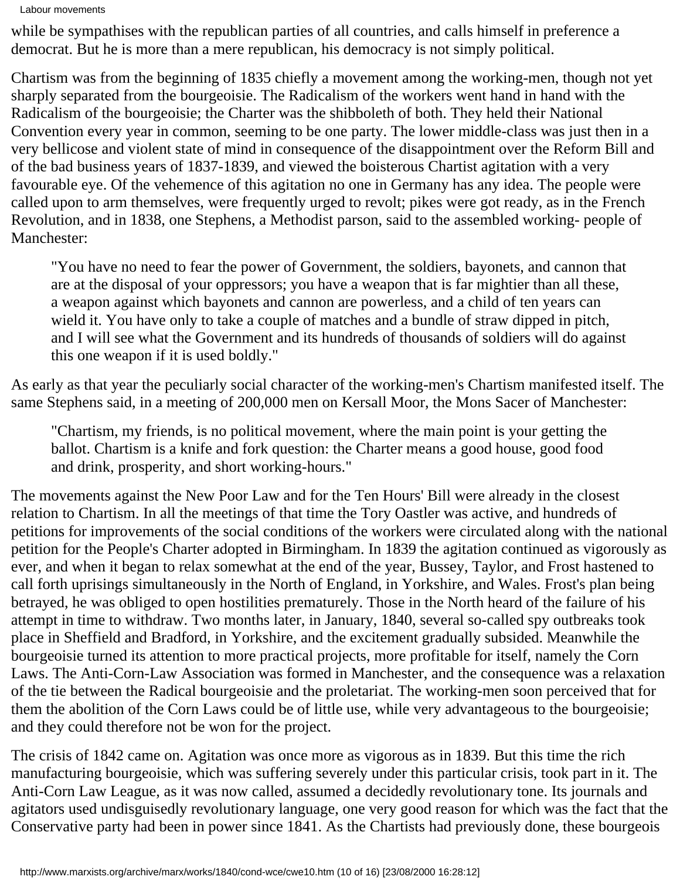while be sympathises with the republican parties of all countries, and calls himself in preference a democrat. But he is more than a mere republican, his democracy is not simply political.

Chartism was from the beginning of 1835 chiefly a movement among the working-men, though not yet sharply separated from the bourgeoisie. The Radicalism of the workers went hand in hand with the Radicalism of the bourgeoisie; the Charter was the shibboleth of both. They held their National Convention every year in common, seeming to be one party. The lower middle-class was just then in a very bellicose and violent state of mind in consequence of the disappointment over the Reform Bill and of the bad business years of 1837-1839, and viewed the boisterous Chartist agitation with a very favourable eye. Of the vehemence of this agitation no one in Germany has any idea. The people were called upon to arm themselves, were frequently urged to revolt; pikes were got ready, as in the French Revolution, and in 1838, one Stephens, a Methodist parson, said to the assembled working- people of Manchester:

> "You have no need to fear the power of Government, the soldiers, bayonets, and cannon that are at the disposal of your oppressors; you have a weapon that is far mightier than all these, a weapon against which bayonets and cannon are powerless, and a child of ten years can wield it. You have only to take a couple of matches and a bundle of straw dipped in pitch, and I will see what the Government and its hundreds of thousands of soldiers will do against this one weapon if it is used boldly."

As early as that year the peculiarly social character of the working-men's Chartism manifested itself. The same Stephens said, in a meeting of 200,000 men on Kersall Moor, the Mons Sacer of Manchester:

> "Chartism, my friends, is no political movement, where the main point is your getting the ballot. Chartism is a knife and fork question: the Charter means a good house, good food and drink, prosperity, and short working-hours."

The movements against the New Poor Law and for the Ten Hours' Bill were already in the closest relation to Chartism. In all the meetings of that time the Tory Oastler was active, and hundreds of petitions for improvements of the social conditions of the workers were circulated along with the national petition for the People's Charter adopted in Birmingham. In 1839 the agitation continued as vigorously as ever, and when it began to relax somewhat at the end of the year, Bussey, Taylor, and Frost hastened to call forth uprisings simultaneously in the North of England, in Yorkshire, and Wales. Frost's plan being betrayed, he was obliged to open hostilities prematurely. Those in the North heard of the failure of his attempt in time to withdraw. Two months later, in January, 1840, several so-called spy outbreaks took place in Sheffield and Bradford, in Yorkshire, and the excitement gradually subsided. Meanwhile the bourgeoisie turned its attention to more practical projects, more profitable for itself, namely the Corn Laws. The Anti-Corn-Law Association was formed in Manchester, and the consequence was a relaxation of the tie between the Radical bourgeoisie and the proletariat. The working-men soon perceived that for them the abolition of the Corn Laws could be of little use, while very advantageous to the bourgeoisie; and they could therefore not be won for the project.

The crisis of 1842 came on. Agitation was once more as vigorous as in 1839. But this time the rich manufacturing bourgeoisie, which was suffering severely under this particular crisis, took part in it. The Anti-Corn Law League, as it was now called, assumed a decidedly revolutionary tone. Its journals and agitators used undisguisedly revolutionary language, one very good reason for which was the fact that the Conservative party had been in power since 1841. As the Chartists had previously done, these bourgeois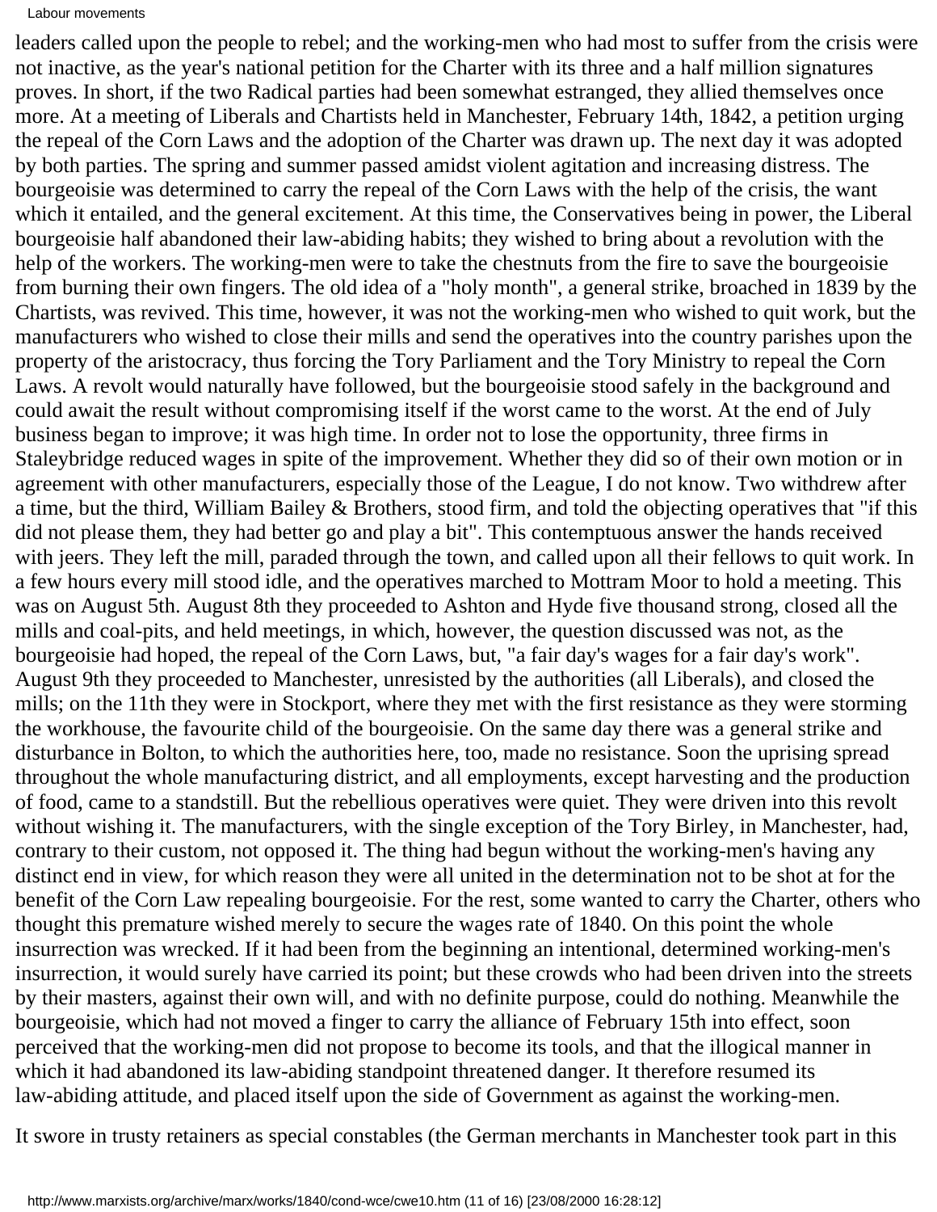leaders called upon the people to rebel; and the working-men who had most to suffer from the crisis were not inactive, as the year's national petition for the Charter with its three and a half million signatures proves. In short, if the two Radical parties had been somewhat estranged, they allied themselves once more. At a meeting of Liberals and Chartists held in Manchester, February 14th, 1842, a petition urging the repeal of the Corn Laws and the adoption of the Charter was drawn up. The next day it was adopted by both parties. The spring and summer passed amidst violent agitation and increasing distress. The bourgeoisie was determined to carry the repeal of the Corn Laws with the help of the crisis, the want which it entailed, and the general excitement. At this time, the Conservatives being in power, the Liberal bourgeoisie half abandoned their law-abiding habits; they wished to bring about a revolution with the help of the workers. The working-men were to take the chestnuts from the fire to save the bourgeoisie from burning their own fingers. The old idea of a "holy month", a general strike, broached in 1839 by the Chartists, was revived. This time, however, it was not the working-men who wished to quit work, but the manufacturers who wished to close their mills and send the operatives into the country parishes upon the property of the aristocracy, thus forcing the Tory Parliament and the Tory Ministry to repeal the Corn Laws. A revolt would naturally have followed, but the bourgeoisie stood safely in the background and could await the result without compromising itself if the worst came to the worst. At the end of July business began to improve; it was high time. In order not to lose the opportunity, three firms in Staleybridge reduced wages in spite of the improvement. Whether they did so of their own motion or in agreement with other manufacturers, especially those of the League, I do not know. Two withdrew after a time, but the third, William Bailey & Brothers, stood firm, and told the objecting operatives that "if this did not please them, they had better go and play a bit". This contemptuous answer the hands received with jeers. They left the mill, paraded through the town, and called upon all their fellows to quit work. In a few hours every mill stood idle, and the operatives marched to Mottram Moor to hold a meeting. This was on August 5th. August 8th they proceeded to Ashton and Hyde five thousand strong, closed all the mills and coal-pits, and held meetings, in which, however, the question discussed was not, as the bourgeoisie had hoped, the repeal of the Corn Laws, but, "a fair day's wages for a fair day's work". August 9th they proceeded to Manchester, unresisted by the authorities (all Liberals), and closed the mills; on the 11th they were in Stockport, where they met with the first resistance as they were storming the workhouse, the favourite child of the bourgeoisie. On the same day there was a general strike and disturbance in Bolton, to which the authorities here, too, made no resistance. Soon the uprising spread throughout the whole manufacturing district, and all employments, except harvesting and the production of food, came to a standstill. But the rebellious operatives were quiet. They were driven into this revolt without wishing it. The manufacturers, with the single exception of the Tory Birley, in Manchester, had, contrary to their custom, not opposed it. The thing had begun without the working-men's having any distinct end in view, for which reason they were all united in the determination not to be shot at for the benefit of the Corn Law repealing bourgeoisie. For the rest, some wanted to carry the Charter, others who thought this premature wished merely to secure the wages rate of 1840. On this point the whole insurrection was wrecked. If it had been from the beginning an intentional, determined working-men's insurrection, it would surely have carried its point; but these crowds who had been driven into the streets by their masters, against their own will, and with no definite purpose, could do nothing. Meanwhile the bourgeoisie, which had not moved a finger to carry the alliance of February 15th into effect, soon perceived that the working-men did not propose to become its tools, and that the illogical manner in which it had abandoned its law-abiding standpoint threatened danger. It therefore resumed its law-abiding attitude, and placed itself upon the side of Government as against the working-men.

It swore in trusty retainers as special constables (the German merchants in Manchester took part in this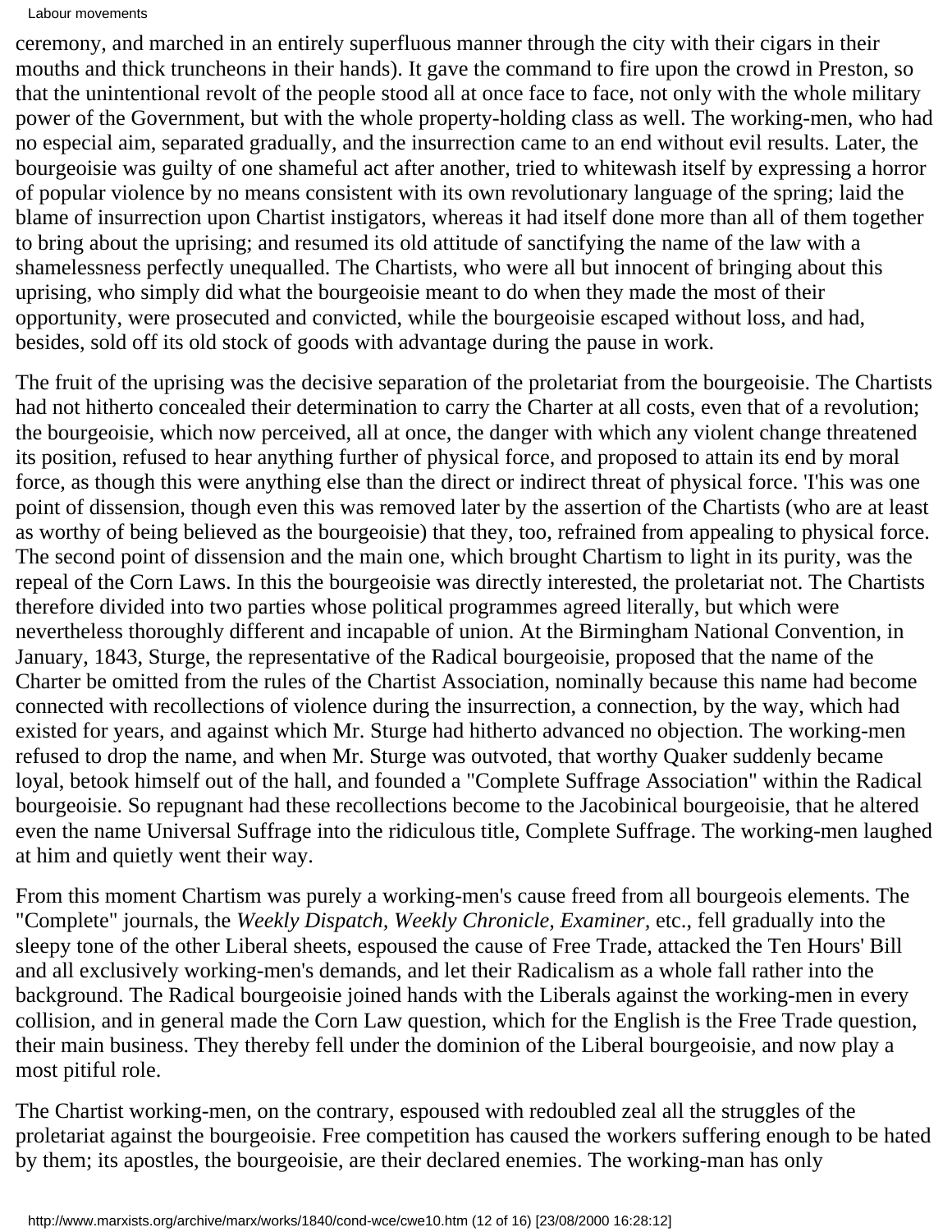ceremony, and marched in an entirely superfluous manner through the city with their cigars in their mouths and thick truncheons in their hands). It gave the command to fire upon the crowd in Preston, so that the unintentional revolt of the people stood all at once face to face, not only with the whole military power of the Government, but with the whole property-holding class as well. The working-men, who had no especial aim, separated gradually, and the insurrection came to an end without evil results. Later, the bourgeoisie was guilty of one shameful act after another, tried to whitewash itself by expressing a horror of popular violence by no means consistent with its own revolutionary language of the spring; laid the blame of insurrection upon Chartist instigators, whereas it had itself done more than all of them together to bring about the uprising; and resumed its old attitude of sanctifying the name of the law with a shamelessness perfectly unequalled. The Chartists, who were all but innocent of bringing about this uprising, who simply did what the bourgeoisie meant to do when they made the most of their opportunity, were prosecuted and convicted, while the bourgeoisie escaped without loss, and had, besides, sold off its old stock of goods with advantage during the pause in work.

The fruit of the uprising was the decisive separation of the proletariat from the bourgeoisie. The Chartists had not hitherto concealed their determination to carry the Charter at all costs, even that of a revolution; the bourgeoisie, which now perceived, all at once, the danger with which any violent change threatened its position, refused to hear anything further of physical force, and proposed to attain its end by moral force, as though this were anything else than the direct or indirect threat of physical force. 'I'his was one point of dissension, though even this was removed later by the assertion of the Chartists (who are at least as worthy of being believed as the bourgeoisie) that they, too, refrained from appealing to physical force. The second point of dissension and the main one, which brought Chartism to light in its purity, was the repeal of the Corn Laws. In this the bourgeoisie was directly interested, the proletariat not. The Chartists therefore divided into two parties whose political programmes agreed literally, but which were nevertheless thoroughly different and incapable of union. At the Birmingham National Convention, in January, 1843, Sturge, the representative of the Radical bourgeoisie, proposed that the name of the Charter be omitted from the rules of the Chartist Association, nominally because this name had become connected with recollections of violence during the insurrection, a connection, by the way, which had existed for years, and against which Mr. Sturge had hitherto advanced no objection. The working-men refused to drop the name, and when Mr. Sturge was outvoted, that worthy Quaker suddenly became loyal, betook himself out of the hall, and founded a "Complete Suffrage Association" within the Radical bourgeoisie. So repugnant had these recollections become to the Jacobinical bourgeoisie, that he altered even the name Universal Suffrage into the ridiculous title, Complete Suffrage. The working-men laughed at him and quietly went their way.

From this moment Chartism was purely a working-men's cause freed from all bourgeois elements. The "Complete" journals, the *Weekly Dispatch, Weekly Chronicle, Examiner*, etc., fell gradually into the sleepy tone of the other Liberal sheets, espoused the cause of Free Trade, attacked the Ten Hours' Bill and all exclusively working-men's demands, and let their Radicalism as a whole fall rather into the background. The Radical bourgeoisie joined hands with the Liberals against the working-men in every collision, and in general made the Corn Law question, which for the English is the Free Trade question, their main business. They thereby fell under the dominion of the Liberal bourgeoisie, and now play a most pitiful role.

The Chartist working-men, on the contrary, espoused with redoubled zeal all the struggles of the proletariat against the bourgeoisie. Free competition has caused the workers suffering enough to be hated by them; its apostles, the bourgeoisie, are their declared enemies. The working-man has only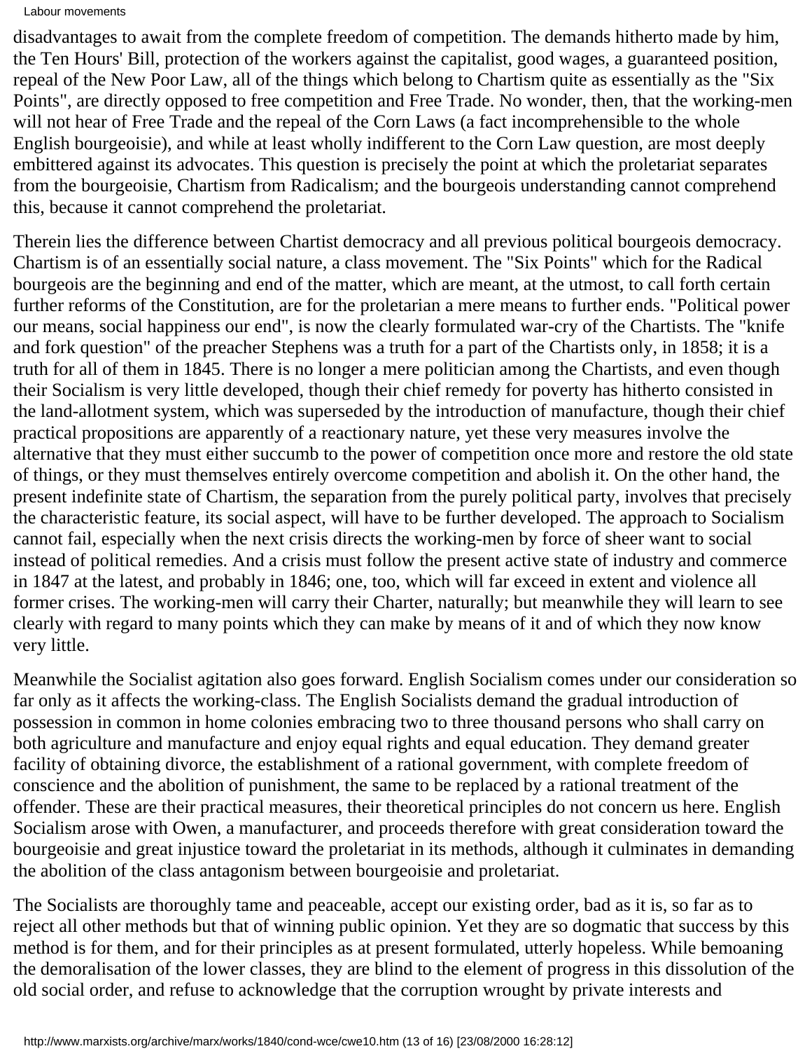disadvantages to await from the complete freedom of competition. The demands hitherto made by him, the Ten Hours' Bill, protection of the workers against the capitalist, good wages, a guaranteed position, repeal of the New Poor Law, all of the things which belong to Chartism quite as essentially as the "Six Points", are directly opposed to free competition and Free Trade. No wonder, then, that the working-men will not hear of Free Trade and the repeal of the Corn Laws (a fact incomprehensible to the whole English bourgeoisie), and while at least wholly indifferent to the Corn Law question, are most deeply embittered against its advocates. This question is precisely the point at which the proletariat separates from the bourgeoisie, Chartism from Radicalism; and the bourgeois understanding cannot comprehend this, because it cannot comprehend the proletariat.

Therein lies the difference between Chartist democracy and all previous political bourgeois democracy. Chartism is of an essentially social nature, a class movement. The "Six Points" which for the Radical bourgeois are the beginning and end of the matter, which are meant, at the utmost, to call forth certain further reforms of the Constitution, are for the proletarian a mere means to further ends. "Political power our means, social happiness our end", is now the clearly formulated war-cry of the Chartists. The "knife and fork question" of the preacher Stephens was a truth for a part of the Chartists only, in 1858; it is a truth for all of them in 1845. There is no longer a mere politician among the Chartists, and even though their Socialism is very little developed, though their chief remedy for poverty has hitherto consisted in the land-allotment system, which was superseded by the introduction of manufacture, though their chief practical propositions are apparently of a reactionary nature, yet these very measures involve the alternative that they must either succumb to the power of competition once more and restore the old state of things, or they must themselves entirely overcome competition and abolish it. On the other hand, the present indefinite state of Chartism, the separation from the purely political party, involves that precisely the characteristic feature, its social aspect, will have to be further developed. The approach to Socialism cannot fail, especially when the next crisis directs the working-men by force of sheer want to social instead of political remedies. And a crisis must follow the present active state of industry and commerce in 1847 at the latest, and probably in 1846; one, too, which will far exceed in extent and violence all former crises. The working-men will carry their Charter, naturally; but meanwhile they will learn to see clearly with regard to many points which they can make by means of it and of which they now know very little.

Meanwhile the Socialist agitation also goes forward. English Socialism comes under our consideration so far only as it affects the working-class. The English Socialists demand the gradual introduction of possession in common in home colonies embracing two to three thousand persons who shall carry on both agriculture and manufacture and enjoy equal rights and equal education. They demand greater facility of obtaining divorce, the establishment of a rational government, with complete freedom of conscience and the abolition of punishment, the same to be replaced by a rational treatment of the offender. These are their practical measures, their theoretical principles do not concern us here. English Socialism arose with Owen, a manufacturer, and proceeds therefore with great consideration toward the bourgeoisie and great injustice toward the proletariat in its methods, although it culminates in demanding the abolition of the class antagonism between bourgeoisie and proletariat.

The Socialists are thoroughly tame and peaceable, accept our existing order, bad as it is, so far as to reject all other methods but that of winning public opinion. Yet they are so dogmatic that success by this method is for them, and for their principles as at present formulated, utterly hopeless. While bemoaning the demoralisation of the lower classes, they are blind to the element of progress in this dissolution of the old social order, and refuse to acknowledge that the corruption wrought by private interests and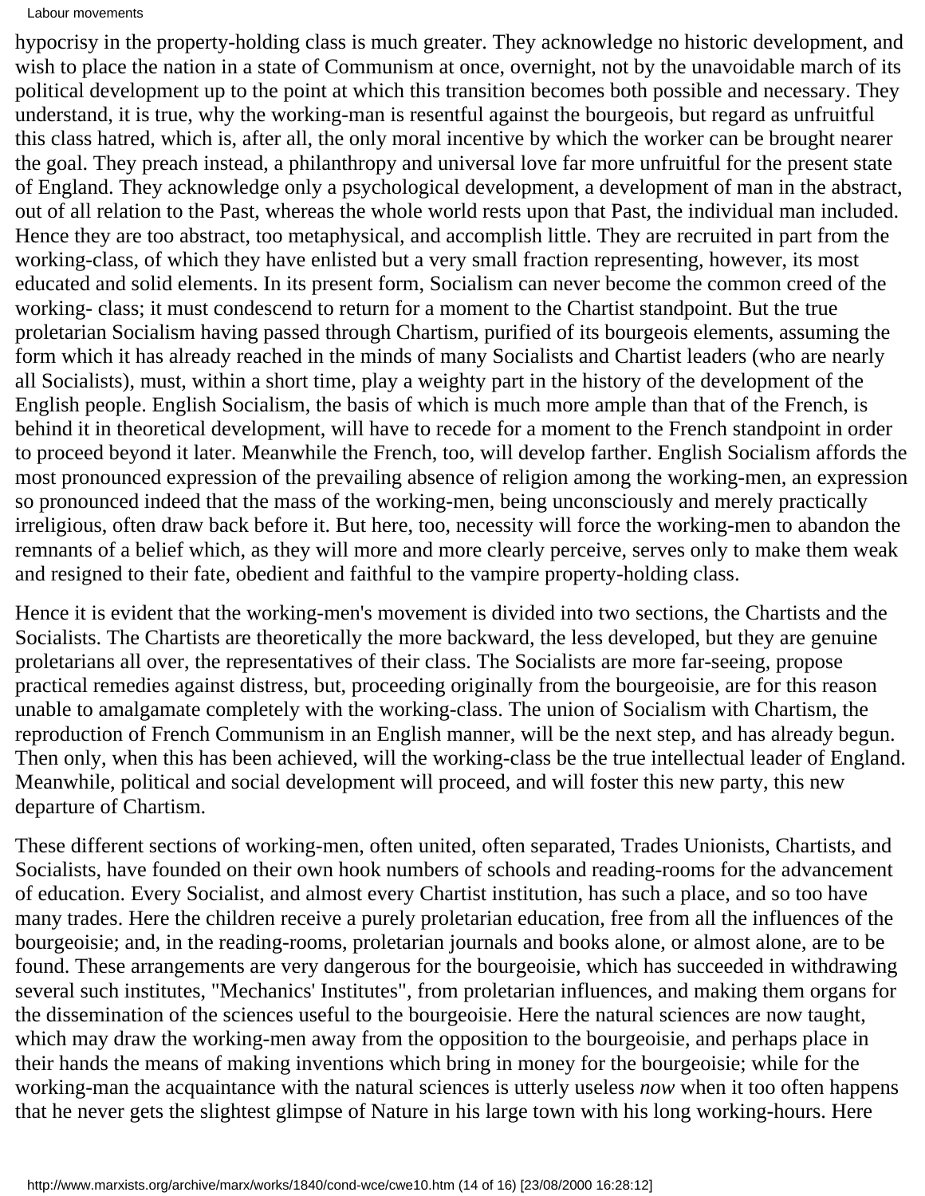hypocrisy in the property-holding class is much greater. They acknowledge no historic development, and wish to place the nation in a state of Communism at once, overnight, not by the unavoidable march of its political development up to the point at which this transition becomes both possible and necessary. They understand, it is true, why the working-man is resentful against the bourgeois, but regard as unfruitful this class hatred, which is, after all, the only moral incentive by which the worker can be brought nearer the goal. They preach instead, a philanthropy and universal love far more unfruitful for the present state of England. They acknowledge only a psychological development, a development of man in the abstract, out of all relation to the Past, whereas the whole world rests upon that Past, the individual man included. Hence they are too abstract, too metaphysical, and accomplish little. They are recruited in part from the working-class, of which they have enlisted but a very small fraction representing, however, its most educated and solid elements. In its present form, Socialism can never become the common creed of the working- class; it must condescend to return for a moment to the Chartist standpoint. But the true proletarian Socialism having passed through Chartism, purified of its bourgeois elements, assuming the form which it has already reached in the minds of many Socialists and Chartist leaders (who are nearly all Socialists), must, within a short time, play a weighty part in the history of the development of the English people. English Socialism, the basis of which is much more ample than that of the French, is behind it in theoretical development, will have to recede for a moment to the French standpoint in order to proceed beyond it later. Meanwhile the French, too, will develop farther. English Socialism affords the most pronounced expression of the prevailing absence of religion among the working-men, an expression so pronounced indeed that the mass of the working-men, being unconsciously and merely practically irreligious, often draw back before it. But here, too, necessity will force the working-men to abandon the remnants of a belief which, as they will more and more clearly perceive, serves only to make them weak and resigned to their fate, obedient and faithful to the vampire property-holding class.

Hence it is evident that the working-men's movement is divided into two sections, the Chartists and the Socialists. The Chartists are theoretically the more backward, the less developed, but they are genuine proletarians all over, the representatives of their class. The Socialists are more far-seeing, propose practical remedies against distress, but, proceeding originally from the bourgeoisie, are for this reason unable to amalgamate completely with the working-class. The union of Socialism with Chartism, the reproduction of French Communism in an English manner, will be the next step, and has already begun. Then only, when this has been achieved, will the working-class be the true intellectual leader of England. Meanwhile, political and social development will proceed, and will foster this new party, this new departure of Chartism.

These different sections of working-men, often united, often separated, Trades Unionists, Chartists, and Socialists, have founded on their own hook numbers of schools and reading-rooms for the advancement of education. Every Socialist, and almost every Chartist institution, has such a place, and so too have many trades. Here the children receive a purely proletarian education, free from all the influences of the bourgeoisie; and, in the reading-rooms, proletarian journals and books alone, or almost alone, are to be found. These arrangements are very dangerous for the bourgeoisie, which has succeeded in withdrawing several such institutes, "Mechanics' Institutes", from proletarian influences, and making them organs for the dissemination of the sciences useful to the bourgeoisie. Here the natural sciences are now taught, which may draw the working-men away from the opposition to the bourgeoisie, and perhaps place in their hands the means of making inventions which bring in money for the bourgeoisie; while for the working-man the acquaintance with the natural sciences is utterly useless *now* when it too often happens that he never gets the slightest glimpse of Nature in his large town with his long working-hours. Here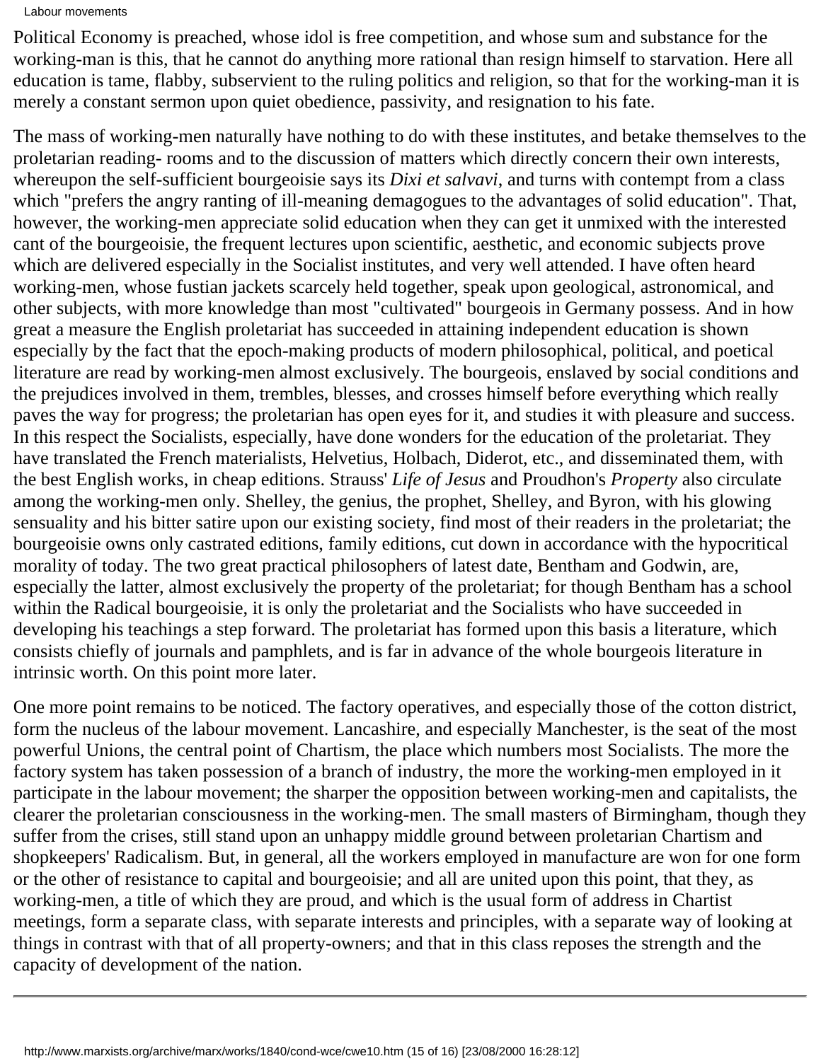Political Economy is preached, whose idol is free competition, and whose sum and substance for the working-man is this, that he cannot do anything more rational than resign himself to starvation. Here all education is tame, flabby, subservient to the ruling politics and religion, so that for the working-man it is merely a constant sermon upon quiet obedience, passivity, and resignation to his fate.

The mass of working-men naturally have nothing to do with these institutes, and betake themselves to the proletarian reading- rooms and to the discussion of matters which directly concern their own interests, whereupon the self-sufficient bourgeoisie says its *Dixi et salvavi*, and turns with contempt from a class which "prefers the angry ranting of ill-meaning demagogues to the advantages of solid education". That, however, the working-men appreciate solid education when they can get it unmixed with the interested cant of the bourgeoisie, the frequent lectures upon scientific, aesthetic, and economic subjects prove which are delivered especially in the Socialist institutes, and very well attended. I have often heard working-men, whose fustian jackets scarcely held together, speak upon geological, astronomical, and other subjects, with more knowledge than most "cultivated" bourgeois in Germany possess. And in how great a measure the English proletariat has succeeded in attaining independent education is shown especially by the fact that the epoch-making products of modern philosophical, political, and poetical literature are read by working-men almost exclusively. The bourgeois, enslaved by social conditions and the prejudices involved in them, trembles, blesses, and crosses himself before everything which really paves the way for progress; the proletarian has open eyes for it, and studies it with pleasure and success. In this respect the Socialists, especially, have done wonders for the education of the proletariat. They have translated the French materialists, Helvetius, Holbach, Diderot, etc., and disseminated them, with the best English works, in cheap editions. Strauss' *Life of Jesus* and Proudhon's *Property* also circulate among the working-men only. Shelley, the genius, the prophet, Shelley, and Byron, with his glowing sensuality and his bitter satire upon our existing society, find most of their readers in the proletariat; the bourgeoisie owns only castrated editions, family editions, cut down in accordance with the hypocritical morality of today. The two great practical philosophers of latest date, Bentham and Godwin, are, especially the latter, almost exclusively the property of the proletariat; for though Bentham has a school within the Radical bourgeoisie, it is only the proletariat and the Socialists who have succeeded in developing his teachings a step forward. The proletariat has formed upon this basis a literature, which consists chiefly of journals and pamphlets, and is far in advance of the whole bourgeois literature in intrinsic worth. On this point more later.

One more point remains to be noticed. The factory operatives, and especially those of the cotton district, form the nucleus of the labour movement. Lancashire, and especially Manchester, is the seat of the most powerful Unions, the central point of Chartism, the place which numbers most Socialists. The more the factory system has taken possession of a branch of industry, the more the working-men employed in it participate in the labour movement; the sharper the opposition between working-men and capitalists, the clearer the proletarian consciousness in the working-men. The small masters of Birmingham, though they suffer from the crises, still stand upon an unhappy middle ground between proletarian Chartism and shopkeepers' Radicalism. But, in general, all the workers employed in manufacture are won for one form or the other of resistance to capital and bourgeoisie; and all are united upon this point, that they, as working-men, a title of which they are proud, and which is the usual form of address in Chartist meetings, form a separate class, with separate interests and principles, with a separate way of looking at things in contrast with that of all property-owners; and that in this class reposes the strength and the capacity of development of the nation.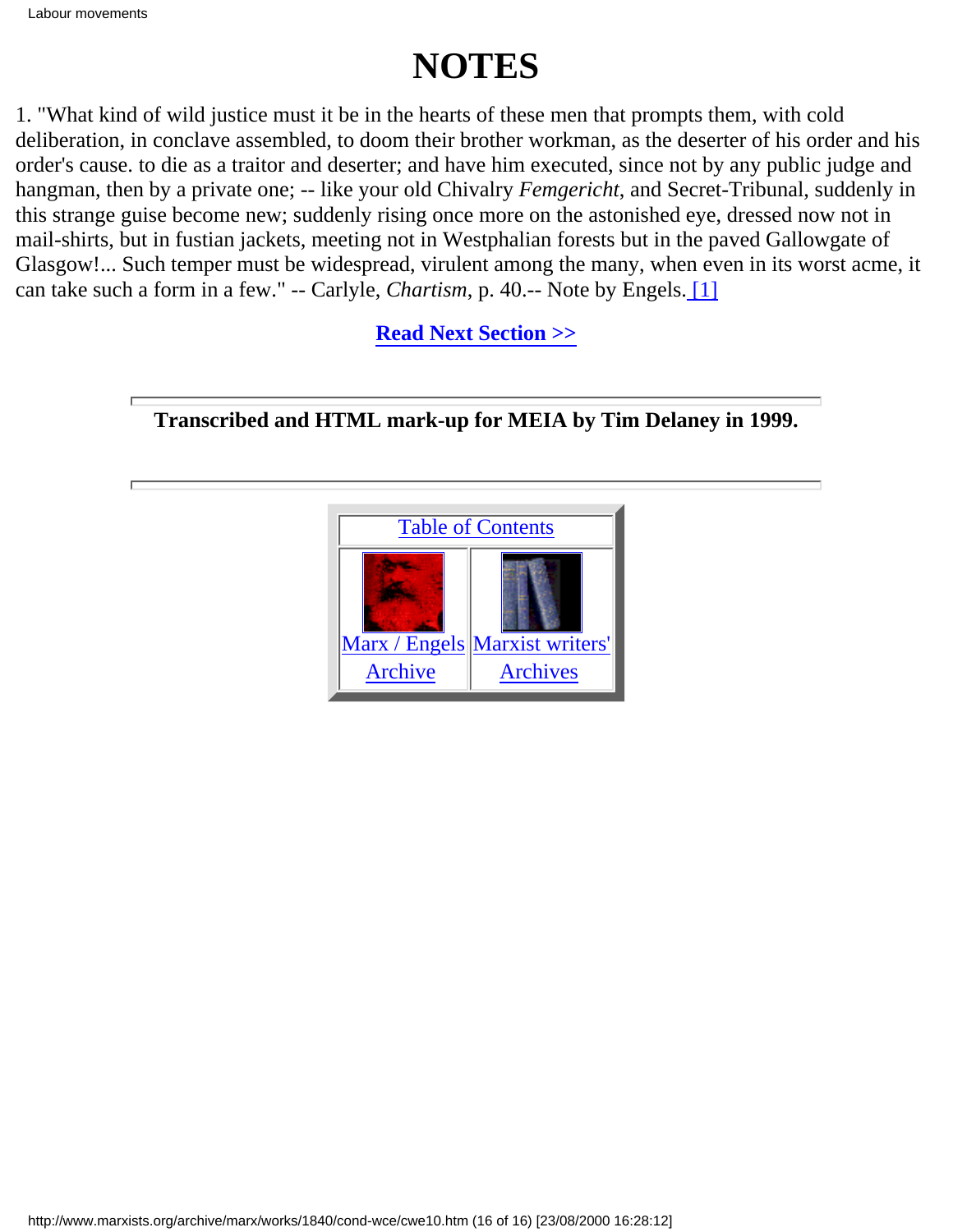# NOTES

1. "What kind of wild justice must it be in the hearts of these men that prompts them, with cold deliberation, in conclave assembled, to doom their brother workman, as the deserter of his order and his order's cause. to die as a traitor and deserter; and have him executed, since not by any public judge and hangman, then by a private one; -- like your old Chivalry *Femgericht*, and Secret-Tribunal, suddenly in this strange guise become new; suddenly rising once more on the astonished eye, dressed now not in mail-shirts, but in fustian jackets, meeting not in Westphalian forests but in the paved Gallowgate of Glasgow!... Such temper must be widespread, virulent among the many, when even in its worst acme, it can take such a form in a few." -- Carlyle, *Chartism*, p. 40.-- Note by Engels. [1]

**Read Next Section >>**

---

**Transcribed and HTML mark-up for MEIA by Tim Delaney in 1999.**

---

| Table of Contents | |
|---|---|
| Marx / Engels Archive | Marxist writers' Archives |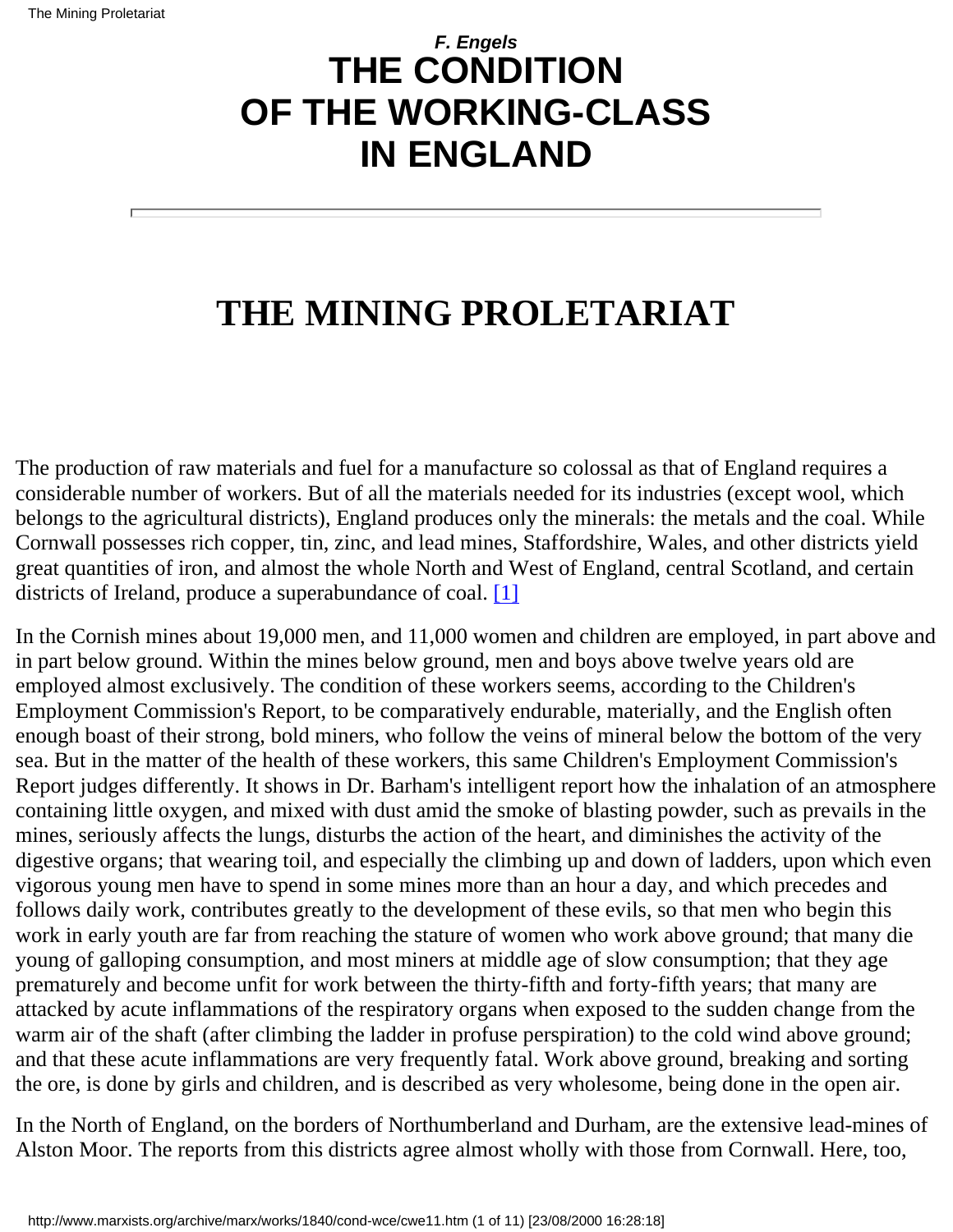*F. Engels*
# THE CONDITION OF THE WORKING-CLASS IN ENGLAND

---

## THE MINING PROLETARIAT

The production of raw materials and fuel for a manufacture so colossal as that of England requires a considerable number of workers. But of all the materials needed for its industries (except wool, which belongs to the agricultural districts), England produces only the minerals: the metals and the coal. While Cornwall possesses rich copper, tin, zinc, and lead mines, Staffordshire, Wales, and other districts yield great quantities of iron, and almost the whole North and West of England, central Scotland, and certain districts of Ireland, produce a superabundance of coal. [1]

In the Cornish mines about 19,000 men, and 11,000 women and children are employed, in part above and in part below ground. Within the mines below ground, men and boys above twelve years old are employed almost exclusively. The condition of these workers seems, according to the Children's Employment Commission's Report, to be comparatively endurable, materially, and the English often enough boast of their strong, bold miners, who follow the veins of mineral below the bottom of the very sea. But in the matter of the health of these workers, this same Children's Employment Commission's Report judges differently. It shows in Dr. Barham's intelligent report how the inhalation of an atmosphere containing little oxygen, and mixed with dust amid the smoke of blasting powder, such as prevails in the mines, seriously affects the lungs, disturbs the action of the heart, and diminishes the activity of the digestive organs; that wearing toil, and especially the climbing up and down of ladders, upon which even vigorous young men have to spend in some mines more than an hour a day, and which precedes and follows daily work, contributes greatly to the development of these evils, so that men who begin this work in early youth are far from reaching the stature of women who work above ground; that many die young of galloping consumption, and most miners at middle age of slow consumption; that they age prematurely and become unfit for work between the thirty-fifth and forty-fifth years; that many are attacked by acute inflammations of the respiratory organs when exposed to the sudden change from the warm air of the shaft (after climbing the ladder in profuse perspiration) to the cold wind above ground; and that these acute inflammations are very frequently fatal. Work above ground, breaking and sorting the ore, is done by girls and children, and is described as very wholesome, being done in the open air.

In the North of England, on the borders of Northumberland and Durham, are the extensive lead-mines of Alston Moor. The reports from this districts agree almost wholly with those from Cornwall. Here, too,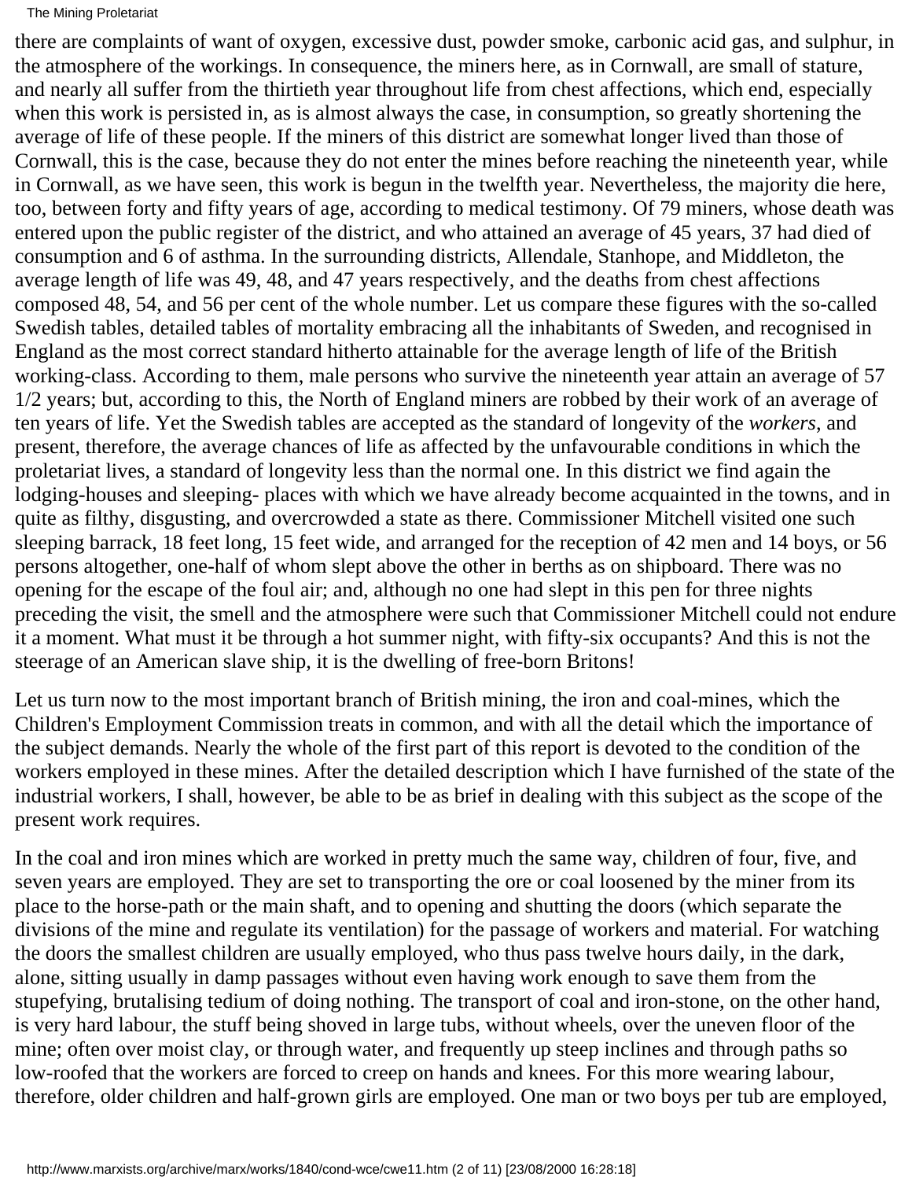there are complaints of want of oxygen, excessive dust, powder smoke, carbonic acid gas, and sulphur, in the atmosphere of the workings. In consequence, the miners here, as in Cornwall, are small of stature, and nearly all suffer from the thirtieth year throughout life from chest affections, which end, especially when this work is persisted in, as is almost always the case, in consumption, so greatly shortening the average of life of these people. If the miners of this district are somewhat longer lived than those of Cornwall, this is the case, because they do not enter the mines before reaching the nineteenth year, while in Cornwall, as we have seen, this work is begun in the twelfth year. Nevertheless, the majority die here, too, between forty and fifty years of age, according to medical testimony. Of 79 miners, whose death was entered upon the public register of the district, and who attained an average of 45 years, 37 had died of consumption and 6 of asthma. In the surrounding districts, Allendale, Stanhope, and Middleton, the average length of life was 49, 48, and 47 years respectively, and the deaths from chest affections composed 48, 54, and 56 per cent of the whole number. Let us compare these figures with the so-called Swedish tables, detailed tables of mortality embracing all the inhabitants of Sweden, and recognised in England as the most correct standard hitherto attainable for the average length of life of the British working-class. According to them, male persons who survive the nineteenth year attain an average of 57 1/2 years; but, according to this, the North of England miners are robbed by their work of an average of ten years of life. Yet the Swedish tables are accepted as the standard of longevity of the *workers*, and present, therefore, the average chances of life as affected by the unfavourable conditions in which the proletariat lives, a standard of longevity less than the normal one. In this district we find again the lodging-houses and sleeping- places with which we have already become acquainted in the towns, and in quite as filthy, disgusting, and overcrowded a state as there. Commissioner Mitchell visited one such sleeping barrack, 18 feet long, 15 feet wide, and arranged for the reception of 42 men and 14 boys, or 56 persons altogether, one-half of whom slept above the other in berths as on shipboard. There was no opening for the escape of the foul air; and, although no one had slept in this pen for three nights preceding the visit, the smell and the atmosphere were such that Commissioner Mitchell could not endure it a moment. What must it be through a hot summer night, with fifty-six occupants? And this is not the steerage of an American slave ship, it is the dwelling of free-born Britons!

Let us turn now to the most important branch of British mining, the iron and coal-mines, which the Children's Employment Commission treats in common, and with all the detail which the importance of the subject demands. Nearly the whole of the first part of this report is devoted to the condition of the workers employed in these mines. After the detailed description which I have furnished of the state of the industrial workers, I shall, however, be able to be as brief in dealing with this subject as the scope of the present work requires.

In the coal and iron mines which are worked in pretty much the same way, children of four, five, and seven years are employed. They are set to transporting the ore or coal loosened by the miner from its place to the horse-path or the main shaft, and to opening and shutting the doors (which separate the divisions of the mine and regulate its ventilation) for the passage of workers and material. For watching the doors the smallest children are usually employed, who thus pass twelve hours daily, in the dark, alone, sitting usually in damp passages without even having work enough to save them from the stupefying, brutalising tedium of doing nothing. The transport of coal and iron-stone, on the other hand, is very hard labour, the stuff being shoved in large tubs, without wheels, over the uneven floor of the mine; often over moist clay, or through water, and frequently up steep inclines and through paths so low-roofed that the workers are forced to creep on hands and knees. For this more wearing labour, therefore, older children and half-grown girls are employed. One man or two boys per tub are employed,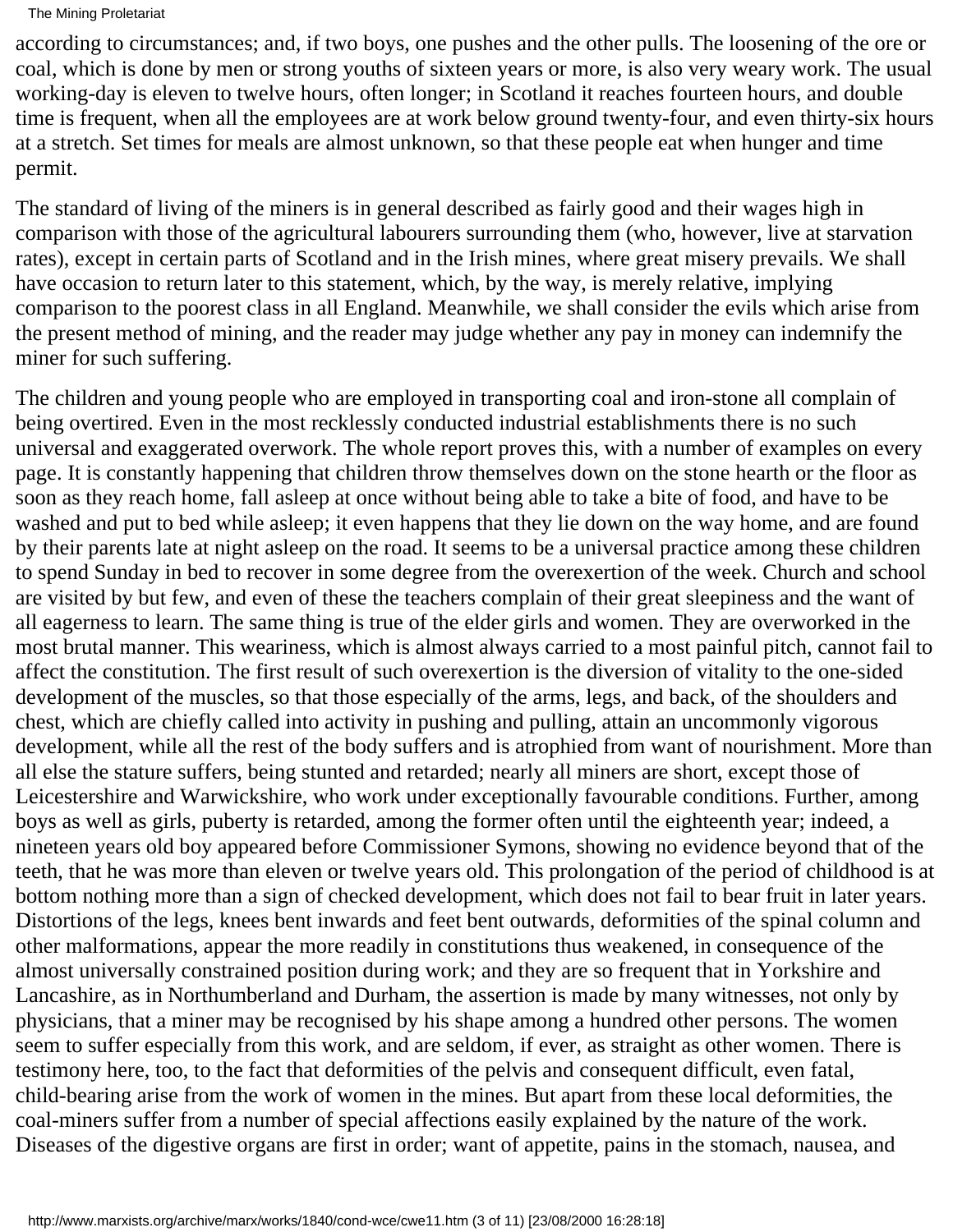according to circumstances; and, if two boys, one pushes and the other pulls. The loosening of the ore or coal, which is done by men or strong youths of sixteen years or more, is also very weary work. The usual working-day is eleven to twelve hours, often longer; in Scotland it reaches fourteen hours, and double time is frequent, when all the employees are at work below ground twenty-four, and even thirty-six hours at a stretch. Set times for meals are almost unknown, so that these people eat when hunger and time permit.

The standard of living of the miners is in general described as fairly good and their wages high in comparison with those of the agricultural labourers surrounding them (who, however, live at starvation rates), except in certain parts of Scotland and in the Irish mines, where great misery prevails. We shall have occasion to return later to this statement, which, by the way, is merely relative, implying comparison to the poorest class in all England. Meanwhile, we shall consider the evils which arise from the present method of mining, and the reader may judge whether any pay in money can indemnify the miner for such suffering.

The children and young people who are employed in transporting coal and iron-stone all complain of being overtired. Even in the most recklessly conducted industrial establishments there is no such universal and exaggerated overwork. The whole report proves this, with a number of examples on every page. It is constantly happening that children throw themselves down on the stone hearth or the floor as soon as they reach home, fall asleep at once without being able to take a bite of food, and have to be washed and put to bed while asleep; it even happens that they lie down on the way home, and are found by their parents late at night asleep on the road. It seems to be a universal practice among these children to spend Sunday in bed to recover in some degree from the overexertion of the week. Church and school are visited by but few, and even of these the teachers complain of their great sleepiness and the want of all eagerness to learn. The same thing is true of the elder girls and women. They are overworked in the most brutal manner. This weariness, which is almost always carried to a most painful pitch, cannot fail to affect the constitution. The first result of such overexertion is the diversion of vitality to the one-sided development of the muscles, so that those especially of the arms, legs, and back, of the shoulders and chest, which are chiefly called into activity in pushing and pulling, attain an uncommonly vigorous development, while all the rest of the body suffers and is atrophied from want of nourishment. More than all else the stature suffers, being stunted and retarded; nearly all miners are short, except those of Leicestershire and Warwickshire, who work under exceptionally favourable conditions. Further, among boys as well as girls, puberty is retarded, among the former often until the eighteenth year; indeed, a nineteen years old boy appeared before Commissioner Symons, showing no evidence beyond that of the teeth, that he was more than eleven or twelve years old. This prolongation of the period of childhood is at bottom nothing more than a sign of checked development, which does not fail to bear fruit in later years. Distortions of the legs, knees bent inwards and feet bent outwards, deformities of the spinal column and other malformations, appear the more readily in constitutions thus weakened, in consequence of the almost universally constrained position during work; and they are so frequent that in Yorkshire and Lancashire, as in Northumberland and Durham, the assertion is made by many witnesses, not only by physicians, that a miner may be recognised by his shape among a hundred other persons. The women seem to suffer especially from this work, and are seldom, if ever, as straight as other women. There is testimony here, too, to the fact that deformities of the pelvis and consequent difficult, even fatal, child-bearing arise from the work of women in the mines. But apart from these local deformities, the coal-miners suffer from a number of special affections easily explained by the nature of the work. Diseases of the digestive organs are first in order; want of appetite, pains in the stomach, nausea, and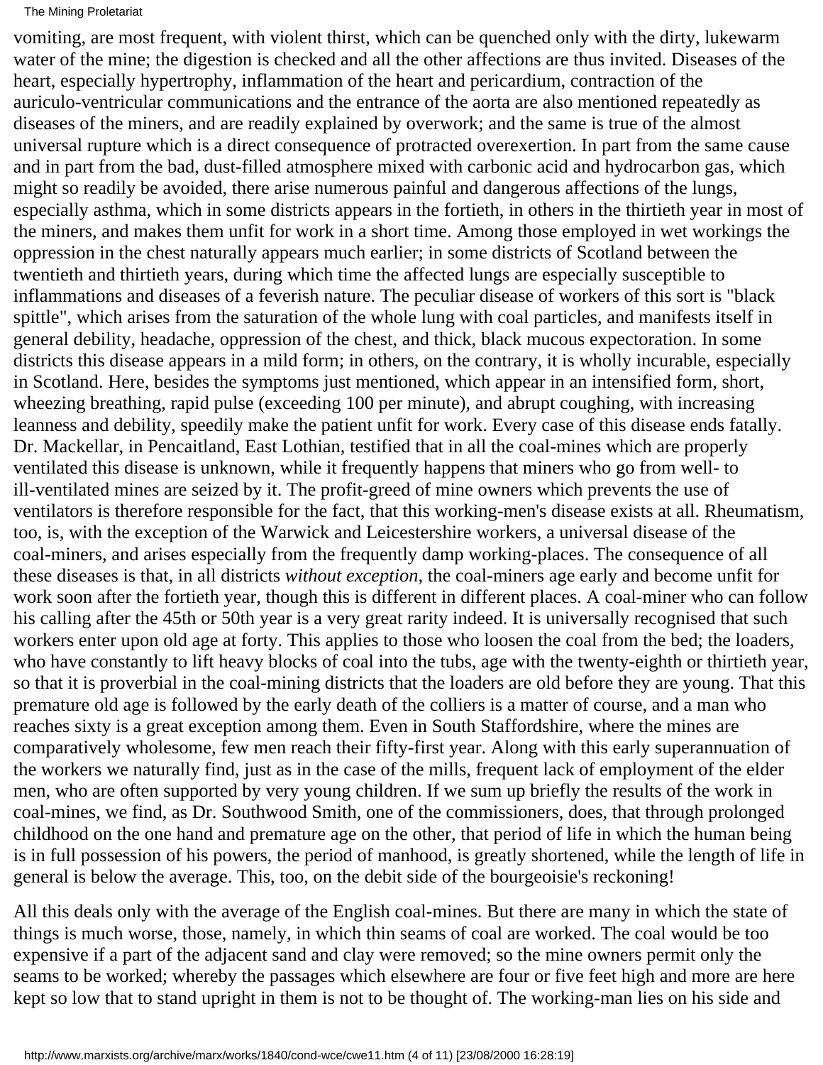vomiting, are most frequent, with violent thirst, which can be quenched only with the dirty, lukewarm water of the mine; the digestion is checked and all the other affections are thus invited. Diseases of the heart, especially hypertrophy, inflammation of the heart and pericardium, contraction of the auriculo-ventricular communications and the entrance of the aorta are also mentioned repeatedly as diseases of the miners, and are readily explained by overwork; and the same is true of the almost universal rupture which is a direct consequence of protracted overexertion. In part from the same cause and in part from the bad, dust-filled atmosphere mixed with carbonic acid and hydrocarbon gas, which might so readily be avoided, there arise numerous painful and dangerous affections of the lungs, especially asthma, which in some districts appears in the fortieth, in others in the thirtieth year in most of the miners, and makes them unfit for work in a short time. Among those employed in wet workings the oppression in the chest naturally appears much earlier; in some districts of Scotland between the twentieth and thirtieth years, during which time the affected lungs are especially susceptible to inflammations and diseases of a feverish nature. The peculiar disease of workers of this sort is "black spittle", which arises from the saturation of the whole lung with coal particles, and manifests itself in general debility, headache, oppression of the chest, and thick, black mucous expectoration. In some districts this disease appears in a mild form; in others, on the contrary, it is wholly incurable, especially in Scotland. Here, besides the symptoms just mentioned, which appear in an intensified form, short, wheezing breathing, rapid pulse (exceeding 100 per minute), and abrupt coughing, with increasing leanness and debility, speedily make the patient unfit for work. Every case of this disease ends fatally. Dr. Mackellar, in Pencaitland, East Lothian, testified that in all the coal-mines which are properly ventilated this disease is unknown, while it frequently happens that miners who go from well- to ill-ventilated mines are seized by it. The profit-greed of mine owners which prevents the use of ventilators is therefore responsible for the fact, that this working-men's disease exists at all. Rheumatism, too, is, with the exception of the Warwick and Leicestershire workers, a universal disease of the coal-miners, and arises especially from the frequently damp working-places. The consequence of all these diseases is that, in all districts *without exception,* the coal-miners age early and become unfit for work soon after the fortieth year, though this is different in different places. A coal-miner who can follow his calling after the 45th or 50th year is a very great rarity indeed. It is universally recognised that such workers enter upon old age at forty. This applies to those who loosen the coal from the bed; the loaders, who have constantly to lift heavy blocks of coal into the tubs, age with the twenty-eighth or thirtieth year, so that it is proverbial in the coal-mining districts that the loaders are old before they are young. That this premature old age is followed by the early death of the colliers is a matter of course, and a man who reaches sixty is a great exception among them. Even in South Staffordshire, where the mines are comparatively wholesome, few men reach their fifty-first year. Along with this early superannuation of the workers we naturally find, just as in the case of the mills, frequent lack of employment of the elder men, who are often supported by very young children. If we sum up briefly the results of the work in coal-mines, we find, as Dr. Southwood Smith, one of the commissioners, does, that through prolonged childhood on the one hand and premature age on the other, that period of life in which the human being is in full possession of his powers, the period of manhood, is greatly shortened, while the length of life in general is below the average. This, too, on the debit side of the bourgeoisie's reckoning!

All this deals only with the average of the English coal-mines. But there are many in which the state of things is much worse, those, namely, in which thin seams of coal are worked. The coal would be too expensive if a part of the adjacent sand and clay were removed; so the mine owners permit only the seams to be worked; whereby the passages which elsewhere are four or five feet high and more are here kept so low that to stand upright in them is not to be thought of. The working-man lies on his side and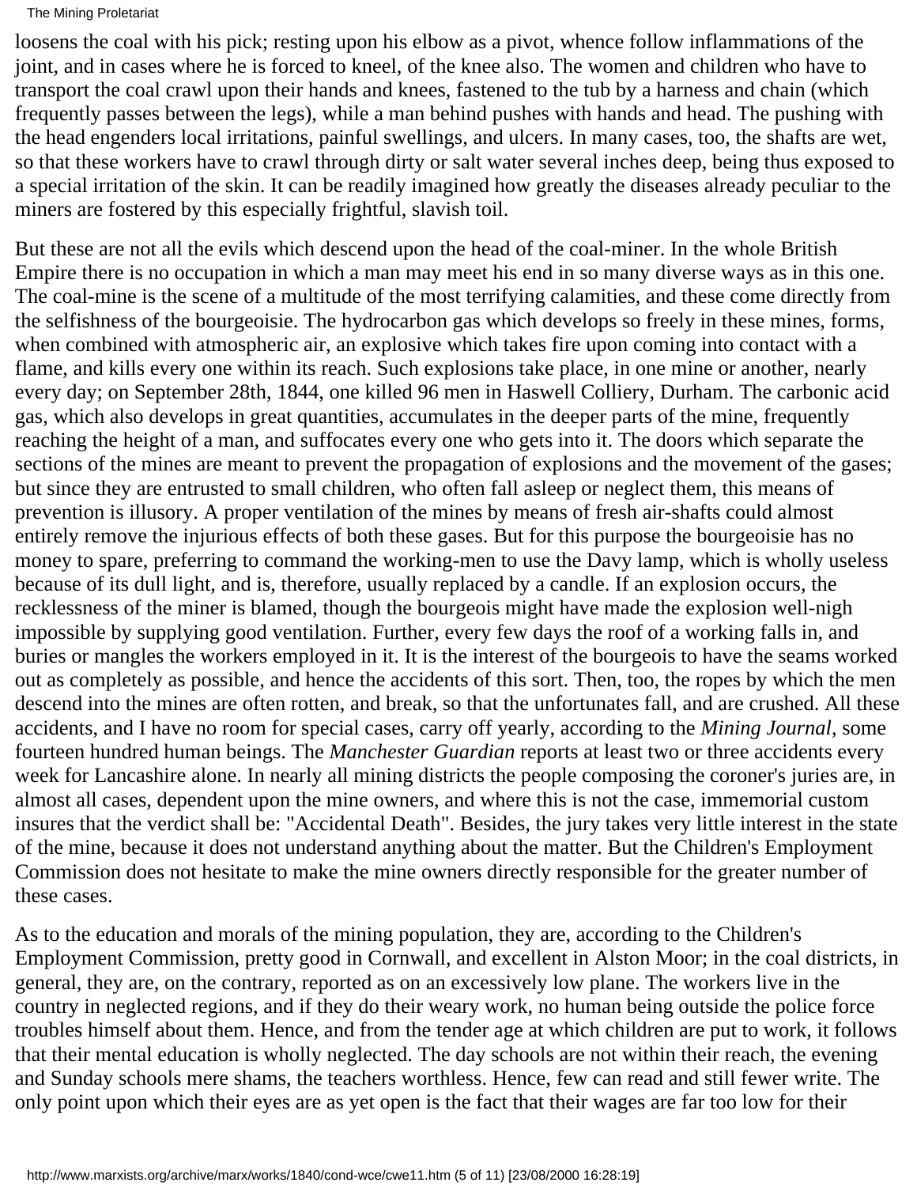loosens the coal with his pick; resting upon his elbow as a pivot, whence follow inflammations of the joint, and in cases where he is forced to kneel, of the knee also. The women and children who have to transport the coal crawl upon their hands and knees, fastened to the tub by a harness and chain (which frequently passes between the legs), while a man behind pushes with hands and head. The pushing with the head engenders local irritations, painful swellings, and ulcers. In many cases, too, the shafts are wet, so that these workers have to crawl through dirty or salt water several inches deep, being thus exposed to a special irritation of the skin. It can be readily imagined how greatly the diseases already peculiar to the miners are fostered by this especially frightful, slavish toil.

But these are not all the evils which descend upon the head of the coal-miner. In the whole British Empire there is no occupation in which a man may meet his end in so many diverse ways as in this one. The coal-mine is the scene of a multitude of the most terrifying calamities, and these come directly from the selfishness of the bourgeoisie. The hydrocarbon gas which develops so freely in these mines, forms, when combined with atmospheric air, an explosive which takes fire upon coming into contact with a flame, and kills every one within its reach. Such explosions take place, in one mine or another, nearly every day; on September 28th, 1844, one killed 96 men in Haswell Colliery, Durham. The carbonic acid gas, which also develops in great quantities, accumulates in the deeper parts of the mine, frequently reaching the height of a man, and suffocates every one who gets into it. The doors which separate the sections of the mines are meant to prevent the propagation of explosions and the movement of the gases; but since they are entrusted to small children, who often fall asleep or neglect them, this means of prevention is illusory. A proper ventilation of the mines by means of fresh air-shafts could almost entirely remove the injurious effects of both these gases. But for this purpose the bourgeoisie has no money to spare, preferring to command the working-men to use the Davy lamp, which is wholly useless because of its dull light, and is, therefore, usually replaced by a candle. If an explosion occurs, the recklessness of the miner is blamed, though the bourgeois might have made the explosion well-nigh impossible by supplying good ventilation. Further, every few days the roof of a working falls in, and buries or mangles the workers employed in it. It is the interest of the bourgeois to have the seams worked out as completely as possible, and hence the accidents of this sort. Then, too, the ropes by which the men descend into the mines are often rotten, and break, so that the unfortunates fall, and are crushed. All these accidents, and I have no room for special cases, carry off yearly, according to the *Mining Journal*, some fourteen hundred human beings. The *Manchester Guardian* reports at least two or three accidents every week for Lancashire alone. In nearly all mining districts the people composing the coroner's juries are, in almost all cases, dependent upon the mine owners, and where this is not the case, immemorial custom insures that the verdict shall be: "Accidental Death". Besides, the jury takes very little interest in the state of the mine, because it does not understand anything about the matter. But the Children's Employment Commission does not hesitate to make the mine owners directly responsible for the greater number of these cases.

As to the education and morals of the mining population, they are, according to the Children's Employment Commission, pretty good in Cornwall, and excellent in Alston Moor; in the coal districts, in general, they are, on the contrary, reported as on an excessively low plane. The workers live in the country in neglected regions, and if they do their weary work, no human being outside the police force troubles himself about them. Hence, and from the tender age at which children are put to work, it follows that their mental education is wholly neglected. The day schools are not within their reach, the evening and Sunday schools mere shams, the teachers worthless. Hence, few can read and still fewer write. The only point upon which their eyes are as yet open is the fact that their wages are far too low for their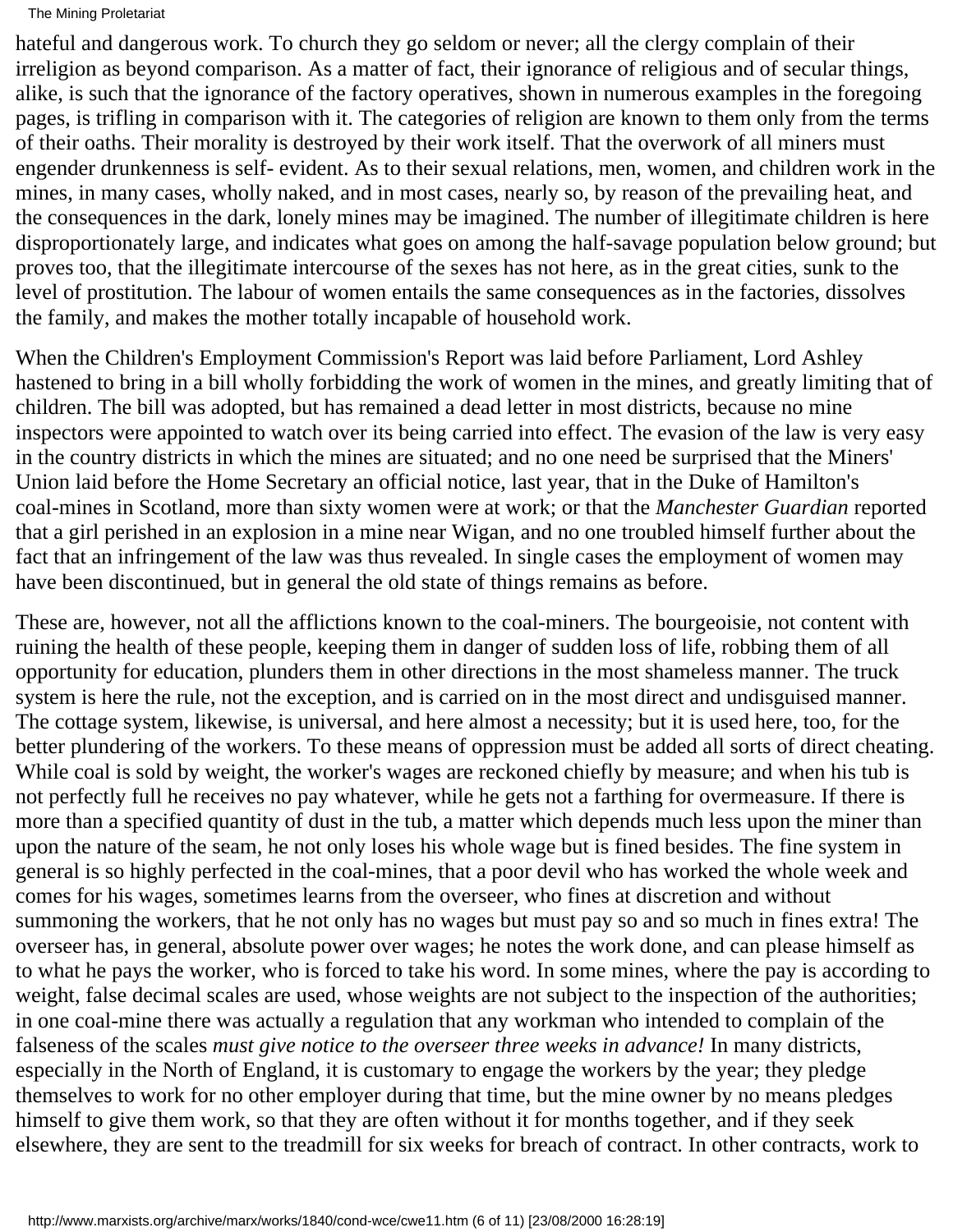hateful and dangerous work. To church they go seldom or never; all the clergy complain of their irreligion as beyond comparison. As a matter of fact, their ignorance of religious and of secular things, alike, is such that the ignorance of the factory operatives, shown in numerous examples in the foregoing pages, is trifling in comparison with it. The categories of religion are known to them only from the terms of their oaths. Their morality is destroyed by their work itself. That the overwork of all miners must engender drunkenness is self- evident. As to their sexual relations, men, women, and children work in the mines, in many cases, wholly naked, and in most cases, nearly so, by reason of the prevailing heat, and the consequences in the dark, lonely mines may be imagined. The number of illegitimate children is here disproportionately large, and indicates what goes on among the half-savage population below ground; but proves too, that the illegitimate intercourse of the sexes has not here, as in the great cities, sunk to the level of prostitution. The labour of women entails the same consequences as in the factories, dissolves the family, and makes the mother totally incapable of household work.

When the Children's Employment Commission's Report was laid before Parliament, Lord Ashley hastened to bring in a bill wholly forbidding the work of women in the mines, and greatly limiting that of children. The bill was adopted, but has remained a dead letter in most districts, because no mine inspectors were appointed to watch over its being carried into effect. The evasion of the law is very easy in the country districts in which the mines are situated; and no one need be surprised that the Miners' Union laid before the Home Secretary an official notice, last year, that in the Duke of Hamilton's coal-mines in Scotland, more than sixty women were at work; or that the *Manchester Guardian* reported that a girl perished in an explosion in a mine near Wigan, and no one troubled himself further about the fact that an infringement of the law was thus revealed. In single cases the employment of women may have been discontinued, but in general the old state of things remains as before.

These are, however, not all the afflictions known to the coal-miners. The bourgeoisie, not content with ruining the health of these people, keeping them in danger of sudden loss of life, robbing them of all opportunity for education, plunders them in other directions in the most shameless manner. The truck system is here the rule, not the exception, and is carried on in the most direct and undisguised manner. The cottage system, likewise, is universal, and here almost a necessity; but it is used here, too, for the better plundering of the workers. To these means of oppression must be added all sorts of direct cheating. While coal is sold by weight, the worker's wages are reckoned chiefly by measure; and when his tub is not perfectly full he receives no pay whatever, while he gets not a farthing for overmeasure. If there is more than a specified quantity of dust in the tub, a matter which depends much less upon the miner than upon the nature of the seam, he not only loses his whole wage but is fined besides. The fine system in general is so highly perfected in the coal-mines, that a poor devil who has worked the whole week and comes for his wages, sometimes learns from the overseer, who fines at discretion and without summoning the workers, that he not only has no wages but must pay so and so much in fines extra! The overseer has, in general, absolute power over wages; he notes the work done, and can please himself as to what he pays the worker, who is forced to take his word. In some mines, where the pay is according to weight, false decimal scales are used, whose weights are not subject to the inspection of the authorities; in one coal-mine there was actually a regulation that any workman who intended to complain of the falseness of the scales *must give notice to the overseer three weeks in advance!* In many districts, especially in the North of England, it is customary to engage the workers by the year; they pledge themselves to work for no other employer during that time, but the mine owner by no means pledges himself to give them work, so that they are often without it for months together, and if they seek elsewhere, they are sent to the treadmill for six weeks for breach of contract. In other contracts, work to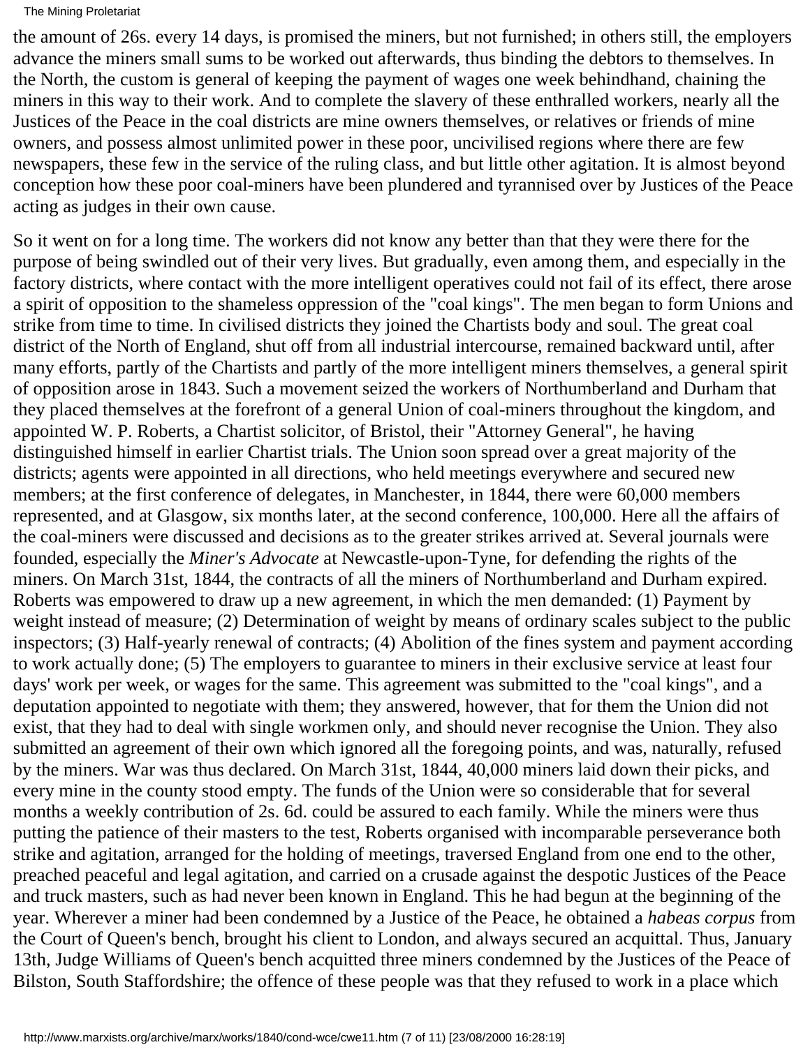the amount of 26s. every 14 days, is promised the miners, but not furnished; in others still, the employers advance the miners small sums to be worked out afterwards, thus binding the debtors to themselves. In the North, the custom is general of keeping the payment of wages one week behindhand, chaining the miners in this way to their work. And to complete the slavery of these enthralled workers, nearly all the Justices of the Peace in the coal districts are mine owners themselves, or relatives or friends of mine owners, and possess almost unlimited power in these poor, uncivilised regions where there are few newspapers, these few in the service of the ruling class, and but little other agitation. It is almost beyond conception how these poor coal-miners have been plundered and tyrannised over by Justices of the Peace acting as judges in their own cause.

So it went on for a long time. The workers did not know any better than that they were there for the purpose of being swindled out of their very lives. But gradually, even among them, and especially in the factory districts, where contact with the more intelligent operatives could not fail of its effect, there arose a spirit of opposition to the shameless oppression of the "coal kings". The men began to form Unions and strike from time to time. In civilised districts they joined the Chartists body and soul. The great coal district of the North of England, shut off from all industrial intercourse, remained backward until, after many efforts, partly of the Chartists and partly of the more intelligent miners themselves, a general spirit of opposition arose in 1843. Such a movement seized the workers of Northumberland and Durham that they placed themselves at the forefront of a general Union of coal-miners throughout the kingdom, and appointed W. P. Roberts, a Chartist solicitor, of Bristol, their "Attorney General", he having distinguished himself in earlier Chartist trials. The Union soon spread over a great majority of the districts; agents were appointed in all directions, who held meetings everywhere and secured new members; at the first conference of delegates, in Manchester, in 1844, there were 60,000 members represented, and at Glasgow, six months later, at the second conference, 100,000. Here all the affairs of the coal-miners were discussed and decisions as to the greater strikes arrived at. Several journals were founded, especially the *Miner's Advocate* at Newcastle-upon-Tyne, for defending the rights of the miners. On March 31st, 1844, the contracts of all the miners of Northumberland and Durham expired. Roberts was empowered to draw up a new agreement, in which the men demanded: (1) Payment by weight instead of measure; (2) Determination of weight by means of ordinary scales subject to the public inspectors; (3) Half-yearly renewal of contracts; (4) Abolition of the fines system and payment according to work actually done; (5) The employers to guarantee to miners in their exclusive service at least four days' work per week, or wages for the same. This agreement was submitted to the "coal kings", and a deputation appointed to negotiate with them; they answered, however, that for them the Union did not exist, that they had to deal with single workmen only, and should never recognise the Union. They also submitted an agreement of their own which ignored all the foregoing points, and was, naturally, refused by the miners. War was thus declared. On March 31st, 1844, 40,000 miners laid down their picks, and every mine in the county stood empty. The funds of the Union were so considerable that for several months a weekly contribution of 2s. 6d. could be assured to each family. While the miners were thus putting the patience of their masters to the test, Roberts organised with incomparable perseverance both strike and agitation, arranged for the holding of meetings, traversed England from one end to the other, preached peaceful and legal agitation, and carried on a crusade against the despotic Justices of the Peace and truck masters, such as had never been known in England. This he had begun at the beginning of the year. Wherever a miner had been condemned by a Justice of the Peace, he obtained a *habeas corpus* from the Court of Queen's bench, brought his client to London, and always secured an acquittal. Thus, January 13th, Judge Williams of Queen's bench acquitted three miners condemned by the Justices of the Peace of Bilston, South Staffordshire; the offence of these people was that they refused to work in a place which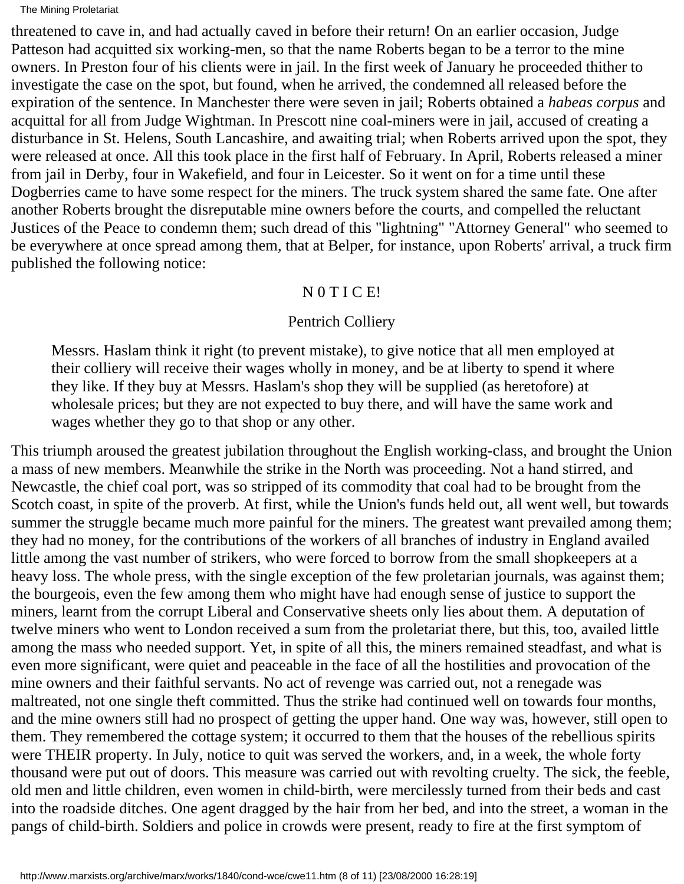threatened to cave in, and had actually caved in before their return! On an earlier occasion, Judge Patteson had acquitted six working-men, so that the name Roberts began to be a terror to the mine owners. In Preston four of his clients were in jail. In the first week of January he proceeded thither to investigate the case on the spot, but found, when he arrived, the condemned all released before the expiration of the sentence. In Manchester there were seven in jail; Roberts obtained a *habeas corpus* and acquittal for all from Judge Wightman. In Prescott nine coal-miners were in jail, accused of creating a disturbance in St. Helens, South Lancashire, and awaiting trial; when Roberts arrived upon the spot, they were released at once. All this took place in the first half of February. In April, Roberts released a miner from jail in Derby, four in Wakefield, and four in Leicester. So it went on for a time until these Dogberries came to have some respect for the miners. The truck system shared the same fate. One after another Roberts brought the disreputable mine owners before the courts, and compelled the reluctant Justices of the Peace to condemn them; such dread of this "lightning" "Attorney General" who seemed to be everywhere at once spread among them, that at Belper, for instance, upon Roberts' arrival, a truck firm published the following notice:

N 0 T I C E!

Pentrich Colliery

> Messrs. Haslam think it right (to prevent mistake), to give notice that all men employed at their colliery will receive their wages wholly in money, and be at liberty to spend it where they like. If they buy at Messrs. Haslam's shop they will be supplied (as heretofore) at wholesale prices; but they are not expected to buy there, and will have the same work and wages whether they go to that shop or any other.

This triumph aroused the greatest jubilation throughout the English working-class, and brought the Union a mass of new members. Meanwhile the strike in the North was proceeding. Not a hand stirred, and Newcastle, the chief coal port, was so stripped of its commodity that coal had to be brought from the Scotch coast, in spite of the proverb. At first, while the Union's funds held out, all went well, but towards summer the struggle became much more painful for the miners. The greatest want prevailed among them; they had no money, for the contributions of the workers of all branches of industry in England availed little among the vast number of strikers, who were forced to borrow from the small shopkeepers at a heavy loss. The whole press, with the single exception of the few proletarian journals, was against them; the bourgeois, even the few among them who might have had enough sense of justice to support the miners, learnt from the corrupt Liberal and Conservative sheets only lies about them. A deputation of twelve miners who went to London received a sum from the proletariat there, but this, too, availed little among the mass who needed support. Yet, in spite of all this, the miners remained steadfast, and what is even more significant, were quiet and peaceable in the face of all the hostilities and provocation of the mine owners and their faithful servants. No act of revenge was carried out, not a renegade was maltreated, not one single theft committed. Thus the strike had continued well on towards four months, and the mine owners still had no prospect of getting the upper hand. One way was, however, still open to them. They remembered the cottage system; it occurred to them that the houses of the rebellious spirits were THEIR property. In July, notice to quit was served the workers, and, in a week, the whole forty thousand were put out of doors. This measure was carried out with revolting cruelty. The sick, the feeble, old men and little children, even women in child-birth, were mercilessly turned from their beds and cast into the roadside ditches. One agent dragged by the hair from her bed, and into the street, a woman in the pangs of child-birth. Soldiers and police in crowds were present, ready to fire at the first symptom of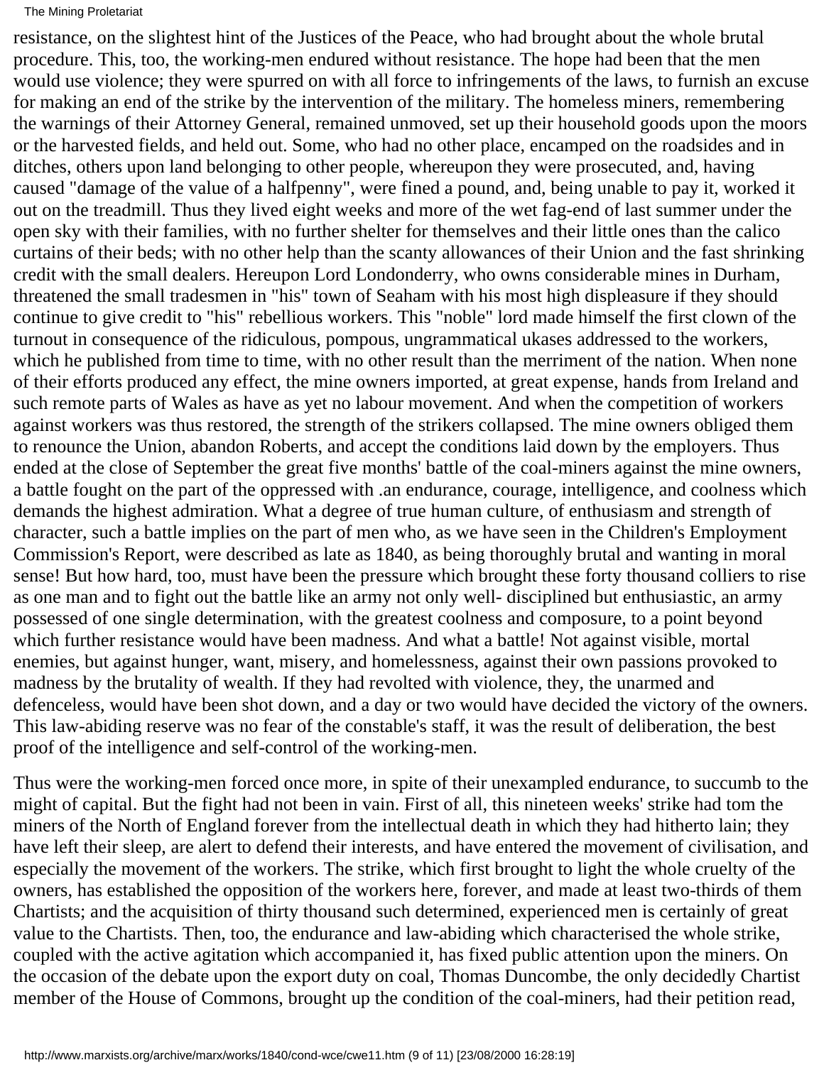resistance, on the slightest hint of the Justices of the Peace, who had brought about the whole brutal procedure. This, too, the working-men endured without resistance. The hope had been that the men would use violence; they were spurred on with all force to infringements of the laws, to furnish an excuse for making an end of the strike by the intervention of the military. The homeless miners, remembering the warnings of their Attorney General, remained unmoved, set up their household goods upon the moors or the harvested fields, and held out. Some, who had no other place, encamped on the roadsides and in ditches, others upon land belonging to other people, whereupon they were prosecuted, and, having caused "damage of the value of a halfpenny", were fined a pound, and, being unable to pay it, worked it out on the treadmill. Thus they lived eight weeks and more of the wet fag-end of last summer under the open sky with their families, with no further shelter for themselves and their little ones than the calico curtains of their beds; with no other help than the scanty allowances of their Union and the fast shrinking credit with the small dealers. Hereupon Lord Londonderry, who owns considerable mines in Durham, threatened the small tradesmen in "his" town of Seaham with his most high displeasure if they should continue to give credit to "his" rebellious workers. This "noble" lord made himself the first clown of the turnout in consequence of the ridiculous, pompous, ungrammatical ukases addressed to the workers, which he published from time to time, with no other result than the merriment of the nation. When none of their efforts produced any effect, the mine owners imported, at great expense, hands from Ireland and such remote parts of Wales as have as yet no labour movement. And when the competition of workers against workers was thus restored, the strength of the strikers collapsed. The mine owners obliged them to renounce the Union, abandon Roberts, and accept the conditions laid down by the employers. Thus ended at the close of September the great five months' battle of the coal-miners against the mine owners, a battle fought on the part of the oppressed with .an endurance, courage, intelligence, and coolness which demands the highest admiration. What a degree of true human culture, of enthusiasm and strength of character, such a battle implies on the part of men who, as we have seen in the Children's Employment Commission's Report, were described as late as 1840, as being thoroughly brutal and wanting in moral sense! But how hard, too, must have been the pressure which brought these forty thousand colliers to rise as one man and to fight out the battle like an army not only well- disciplined but enthusiastic, an army possessed of one single determination, with the greatest coolness and composure, to a point beyond which further resistance would have been madness. And what a battle! Not against visible, mortal enemies, but against hunger, want, misery, and homelessness, against their own passions provoked to madness by the brutality of wealth. If they had revolted with violence, they, the unarmed and defenceless, would have been shot down, and a day or two would have decided the victory of the owners. This law-abiding reserve was no fear of the constable's staff, it was the result of deliberation, the best proof of the intelligence and self-control of the working-men.

Thus were the working-men forced once more, in spite of their unexampled endurance, to succumb to the might of capital. But the fight had not been in vain. First of all, this nineteen weeks' strike had tom the miners of the North of England forever from the intellectual death in which they had hitherto lain; they have left their sleep, are alert to defend their interests, and have entered the movement of civilisation, and especially the movement of the workers. The strike, which first brought to light the whole cruelty of the owners, has established the opposition of the workers here, forever, and made at least two-thirds of them Chartists; and the acquisition of thirty thousand such determined, experienced men is certainly of great value to the Chartists. Then, too, the endurance and law-abiding which characterised the whole strike, coupled with the active agitation which accompanied it, has fixed public attention upon the miners. On the occasion of the debate upon the export duty on coal, Thomas Duncombe, the only decidedly Chartist member of the House of Commons, brought up the condition of the coal-miners, had their petition read,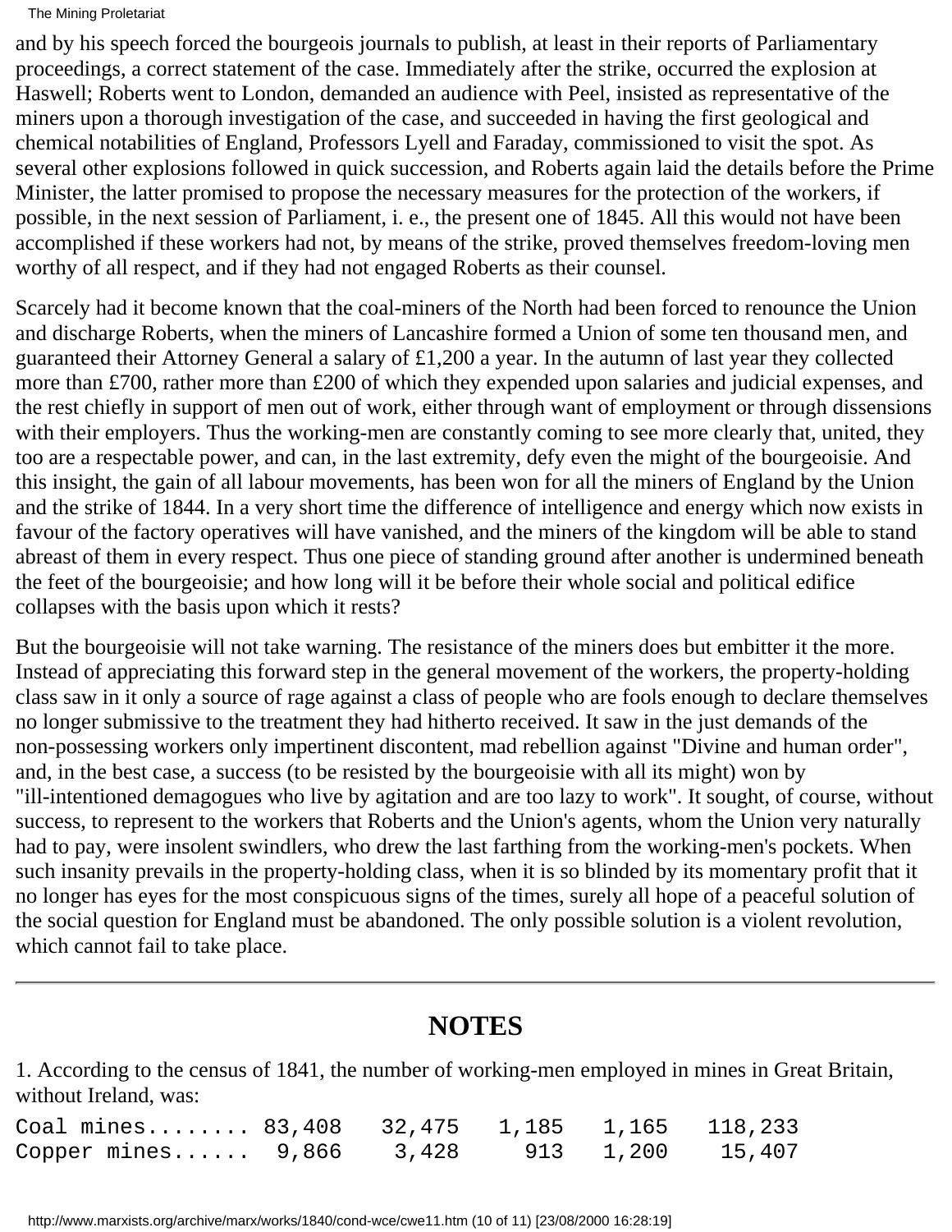and by his speech forced the bourgeois journals to publish, at least in their reports of Parliamentary proceedings, a correct statement of the case. Immediately after the strike, occurred the explosion at Haswell; Roberts went to London, demanded an audience with Peel, insisted as representative of the miners upon a thorough investigation of the case, and succeeded in having the first geological and chemical notabilities of England, Professors Lyell and Faraday, commissioned to visit the spot. As several other explosions followed in quick succession, and Roberts again laid the details before the Prime Minister, the latter promised to propose the necessary measures for the protection of the workers, if possible, in the next session of Parliament, i. e., the present one of 1845. All this would not have been accomplished if these workers had not, by means of the strike, proved themselves freedom-loving men worthy of all respect, and if they had not engaged Roberts as their counsel.

Scarcely had it become known that the coal-miners of the North had been forced to renounce the Union and discharge Roberts, when the miners of Lancashire formed a Union of some ten thousand men, and guaranteed their Attorney General a salary of £1,200 a year. In the autumn of last year they collected more than £700, rather more than £200 of which they expended upon salaries and judicial expenses, and the rest chiefly in support of men out of work, either through want of employment or through dissensions with their employers. Thus the working-men are constantly coming to see more clearly that, united, they too are a respectable power, and can, in the last extremity, defy even the might of the bourgeoisie. And this insight, the gain of all labour movements, has been won for all the miners of England by the Union and the strike of 1844. In a very short time the difference of intelligence and energy which now exists in favour of the factory operatives will have vanished, and the miners of the kingdom will be able to stand abreast of them in every respect. Thus one piece of standing ground after another is undermined beneath the feet of the bourgeoisie; and how long will it be before their whole social and political edifice collapses with the basis upon which it rests?

But the bourgeoisie will not take warning. The resistance of the miners does but embitter it the more. Instead of appreciating this forward step in the general movement of the workers, the property-holding class saw in it only a source of rage against a class of people who are fools enough to declare themselves no longer submissive to the treatment they had hitherto received. It saw in the just demands of the non-possessing workers only impertinent discontent, mad rebellion against "Divine and human order", and, in the best case, a success (to be resisted by the bourgeoisie with all its might) won by "ill-intentioned demagogues who live by agitation and are too lazy to work". It sought, of course, without success, to represent to the workers that Roberts and the Union's agents, whom the Union very naturally had to pay, were insolent swindlers, who drew the last farthing from the working-men's pockets. When such insanity prevails in the property-holding class, when it is so blinded by its momentary profit that it no longer has eyes for the most conspicuous signs of the times, surely all hope of a peaceful solution of the social question for England must be abandoned. The only possible solution is a violent revolution, which cannot fail to take place.

---

## NOTES

1. According to the census of 1841, the number of working-men employed in mines in Great Britain, without Ireland, was:

```
Coal mines........ 83,408   32,475   1,185   1,165   118,233
Copper mines......  9,866    3,428     913   1,200    15,407
```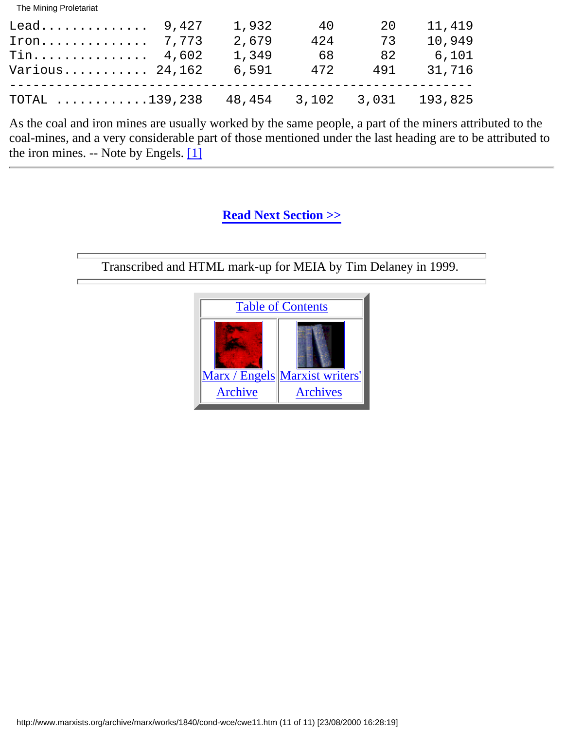| | | | | | |
|---|---|---|---|---|---|
| Lead.............. | 9,427 | 1,932 | 40 | 20 | 11,419 |
| Iron.............. | 7,773 | 2,679 | 424 | 73 | 10,949 |
| Tin............... | 4,602 | 1,349 | 68 | 82 | 6,101 |
| Various........... | 24,162 | 6,591 | 472 | 491 | 31,716 |
| TOTAL ............ | 139,238 | 48,454 | 3,102 | 3,031 | 193,825 |

As the coal and iron mines are usually worked by the same people, a part of the miners attributed to the coal-mines, and a very considerable part of those mentioned under the last heading are to be attributed to the iron mines. -- Note by Engels. [1]

---

**Read Next Section >>**

Transcribed and HTML mark-up for MEIA by Tim Delaney in 1999.

Table of Contents

Marx / Engels Archive | Marxist writers' Archives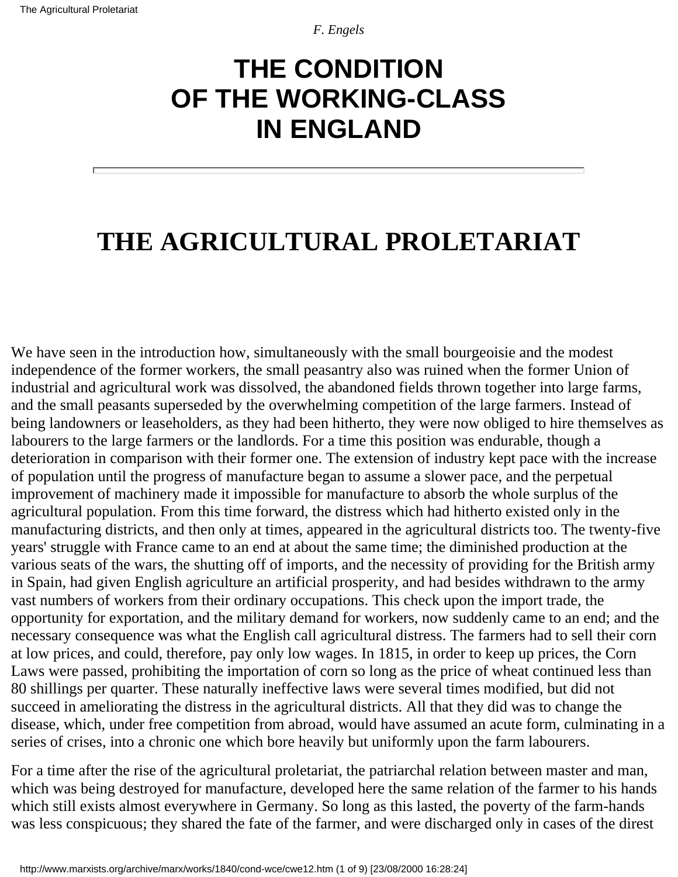*F. Engels*

# THE CONDITION OF THE WORKING-CLASS IN ENGLAND

---

# THE AGRICULTURAL PROLETARIAT

We have seen in the introduction how, simultaneously with the small bourgeoisie and the modest independence of the former workers, the small peasantry also was ruined when the former Union of industrial and agricultural work was dissolved, the abandoned fields thrown together into large farms, and the small peasants superseded by the overwhelming competition of the large farmers. Instead of being landowners or leaseholders, as they had been hitherto, they were now obliged to hire themselves as labourers to the large farmers or the landlords. For a time this position was endurable, though a deterioration in comparison with their former one. The extension of industry kept pace with the increase of population until the progress of manufacture began to assume a slower pace, and the perpetual improvement of machinery made it impossible for manufacture to absorb the whole surplus of the agricultural population. From this time forward, the distress which had hitherto existed only in the manufacturing districts, and then only at times, appeared in the agricultural districts too. The twenty-five years' struggle with France came to an end at about the same time; the diminished production at the various seats of the wars, the shutting off of imports, and the necessity of providing for the British army in Spain, had given English agriculture an artificial prosperity, and had besides withdrawn to the army vast numbers of workers from their ordinary occupations. This check upon the import trade, the opportunity for exportation, and the military demand for workers, now suddenly came to an end; and the necessary consequence was what the English call agricultural distress. The farmers had to sell their corn at low prices, and could, therefore, pay only low wages. In 1815, in order to keep up prices, the Corn Laws were passed, prohibiting the importation of corn so long as the price of wheat continued less than 80 shillings per quarter. These naturally ineffective laws were several times modified, but did not succeed in ameliorating the distress in the agricultural districts. All that they did was to change the disease, which, under free competition from abroad, would have assumed an acute form, culminating in a series of crises, into a chronic one which bore heavily but uniformly upon the farm labourers.

For a time after the rise of the agricultural proletariat, the patriarchal relation between master and man, which was being destroyed for manufacture, developed here the same relation of the farmer to his hands which still exists almost everywhere in Germany. So long as this lasted, the poverty of the farm-hands was less conspicuous; they shared the fate of the farmer, and were discharged only in cases of the direst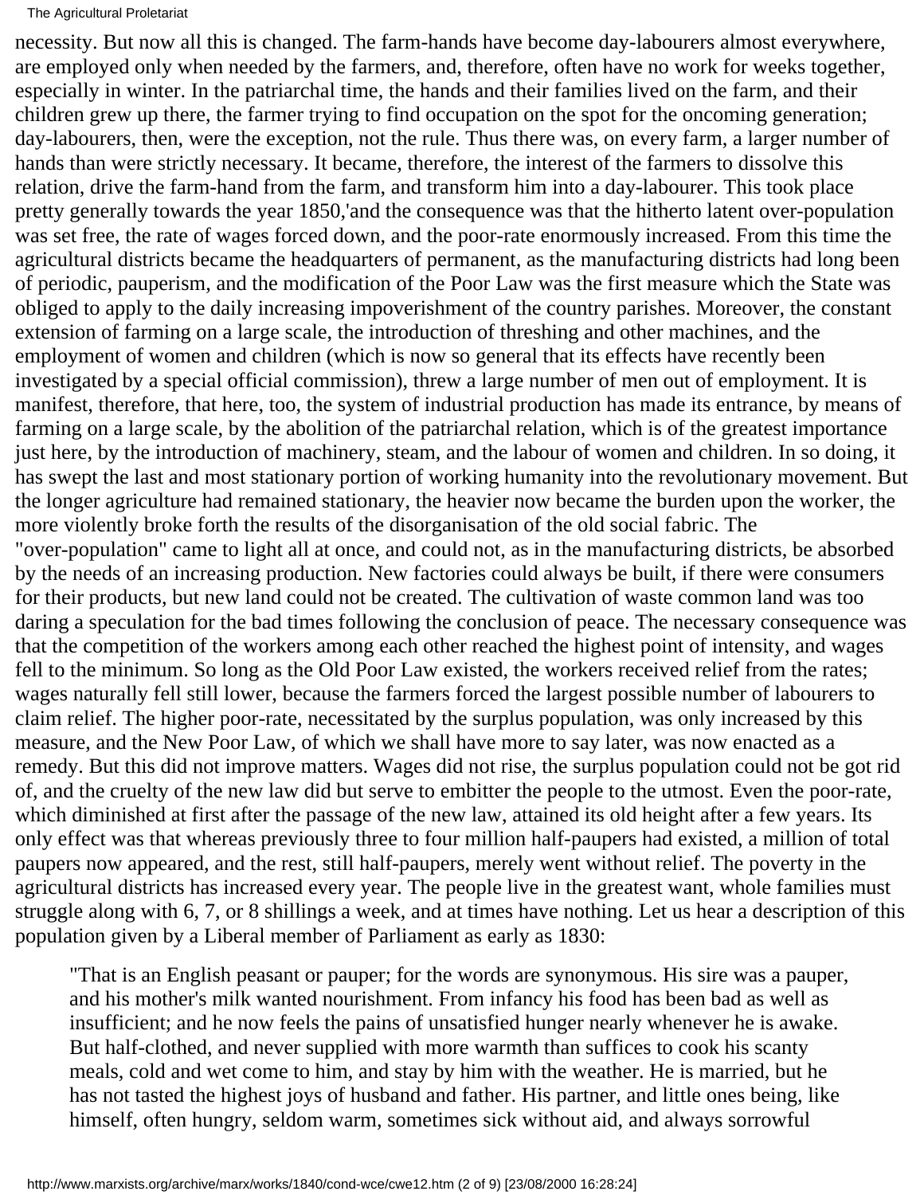necessity. But now all this is changed. The farm-hands have become day-labourers almost everywhere, are employed only when needed by the farmers, and, therefore, often have no work for weeks together, especially in winter. In the patriarchal time, the hands and their families lived on the farm, and their children grew up there, the farmer trying to find occupation on the spot for the oncoming generation; day-labourers, then, were the exception, not the rule. Thus there was, on every farm, a larger number of hands than were strictly necessary. It became, therefore, the interest of the farmers to dissolve this relation, drive the farm-hand from the farm, and transform him into a day-labourer. This took place pretty generally towards the year 1850,'and the consequence was that the hitherto latent over-population was set free, the rate of wages forced down, and the poor-rate enormously increased. From this time the agricultural districts became the headquarters of permanent, as the manufacturing districts had long been of periodic, pauperism, and the modification of the Poor Law was the first measure which the State was obliged to apply to the daily increasing impoverishment of the country parishes. Moreover, the constant extension of farming on a large scale, the introduction of threshing and other machines, and the employment of women and children (which is now so general that its effects have recently been investigated by a special official commission), threw a large number of men out of employment. It is manifest, therefore, that here, too, the system of industrial production has made its entrance, by means of farming on a large scale, by the abolition of the patriarchal relation, which is of the greatest importance just here, by the introduction of machinery, steam, and the labour of women and children. In so doing, it has swept the last and most stationary portion of working humanity into the revolutionary movement. But the longer agriculture had remained stationary, the heavier now became the burden upon the worker, the more violently broke forth the results of the disorganisation of the old social fabric. The "over-population" came to light all at once, and could not, as in the manufacturing districts, be absorbed by the needs of an increasing production. New factories could always be built, if there were consumers for their products, but new land could not be created. The cultivation of waste common land was too daring a speculation for the bad times following the conclusion of peace. The necessary consequence was that the competition of the workers among each other reached the highest point of intensity, and wages fell to the minimum. So long as the Old Poor Law existed, the workers received relief from the rates; wages naturally fell still lower, because the farmers forced the largest possible number of labourers to claim relief. The higher poor-rate, necessitated by the surplus population, was only increased by this measure, and the New Poor Law, of which we shall have more to say later, was now enacted as a remedy. But this did not improve matters. Wages did not rise, the surplus population could not be got rid of, and the cruelty of the new law did but serve to embitter the people to the utmost. Even the poor-rate, which diminished at first after the passage of the new law, attained its old height after a few years. Its only effect was that whereas previously three to four million half-paupers had existed, a million of total paupers now appeared, and the rest, still half-paupers, merely went without relief. The poverty in the agricultural districts has increased every year. The people live in the greatest want, whole families must struggle along with 6, 7, or 8 shillings a week, and at times have nothing. Let us hear a description of this population given by a Liberal member of Parliament as early as 1830:

> "That is an English peasant or pauper; for the words are synonymous. His sire was a pauper, and his mother's milk wanted nourishment. From infancy his food has been bad as well as insufficient; and he now feels the pains of unsatisfied hunger nearly whenever he is awake. But half-clothed, and never supplied with more warmth than suffices to cook his scanty meals, cold and wet come to him, and stay by him with the weather. He is married, but he has not tasted the highest joys of husband and father. His partner, and little ones being, like himself, often hungry, seldom warm, sometimes sick without aid, and always sorrowful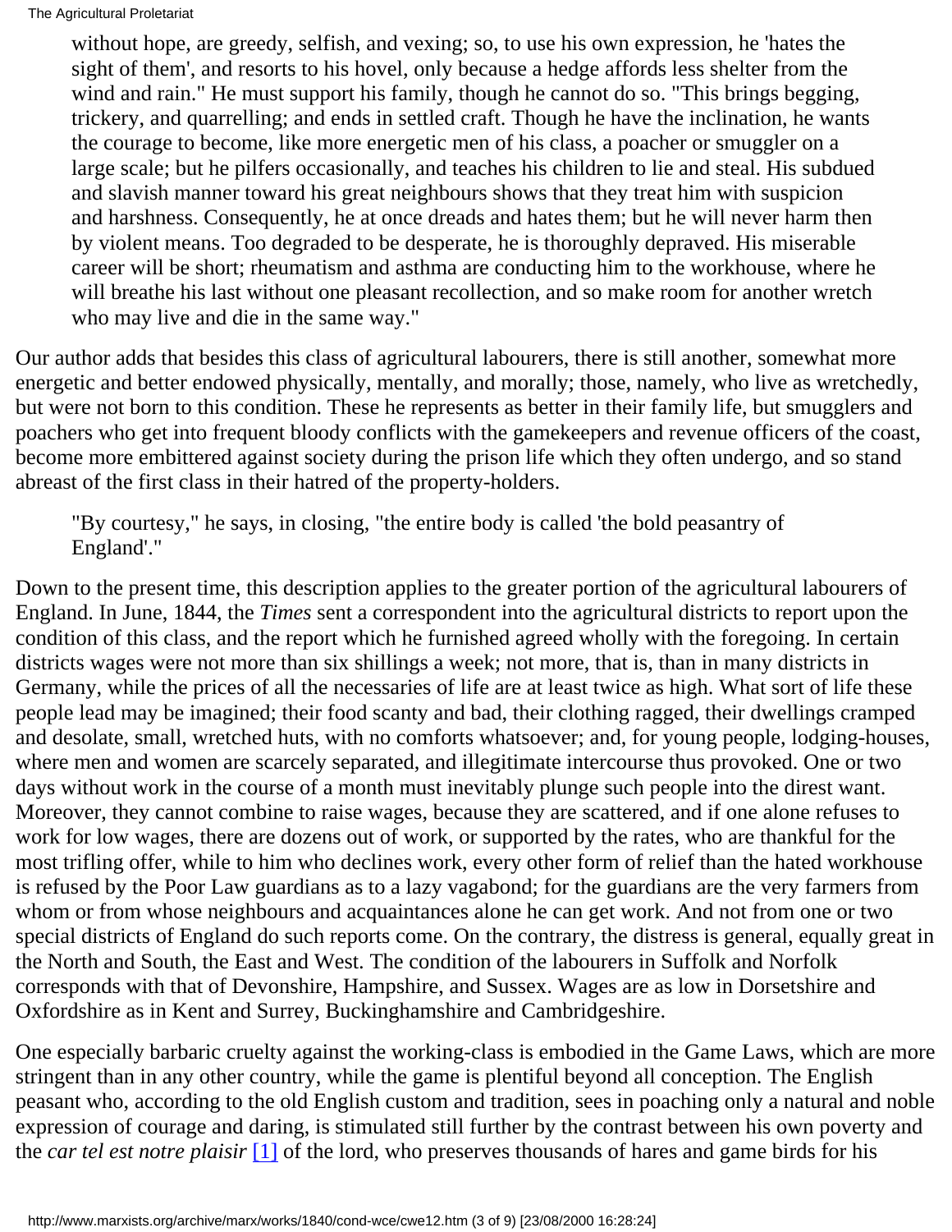> without hope, are greedy, selfish, and vexing; so, to use his own expression, he 'hates the sight of them', and resorts to his hovel, only because a hedge affords less shelter from the wind and rain." He must support his family, though he cannot do so. "This brings begging, trickery, and quarrelling; and ends in settled craft. Though he have the inclination, he wants the courage to become, like more energetic men of his class, a poacher or smuggler on a large scale; but he pilfers occasionally, and teaches his children to lie and steal. His subdued and slavish manner toward his great neighbours shows that they treat him with suspicion and harshness. Consequently, he at once dreads and hates them; but he will never harm then by violent means. Too degraded to be desperate, he is thoroughly depraved. His miserable career will be short; rheumatism and asthma are conducting him to the workhouse, where he will breathe his last without one pleasant recollection, and so make room for another wretch who may live and die in the same way."

Our author adds that besides this class of agricultural labourers, there is still another, somewhat more energetic and better endowed physically, mentally, and morally; those, namely, who live as wretchedly, but were not born to this condition. These he represents as better in their family life, but smugglers and poachers who get into frequent bloody conflicts with the gamekeepers and revenue officers of the coast, become more embittered against society during the prison life which they often undergo, and so stand abreast of the first class in their hatred of the property-holders.

> "By courtesy," he says, in closing, "the entire body is called 'the bold peasantry of England'."

Down to the present time, this description applies to the greater portion of the agricultural labourers of England. In June, 1844, the *Times* sent a correspondent into the agricultural districts to report upon the condition of this class, and the report which he furnished agreed wholly with the foregoing. In certain districts wages were not more than six shillings a week; not more, that is, than in many districts in Germany, while the prices of all the necessaries of life are at least twice as high. What sort of life these people lead may be imagined; their food scanty and bad, their clothing ragged, their dwellings cramped and desolate, small, wretched huts, with no comforts whatsoever; and, for young people, lodging-houses, where men and women are scarcely separated, and illegitimate intercourse thus provoked. One or two days without work in the course of a month must inevitably plunge such people into the direst want. Moreover, they cannot combine to raise wages, because they are scattered, and if one alone refuses to work for low wages, there are dozens out of work, or supported by the rates, who are thankful for the most trifling offer, while to him who declines work, every other form of relief than the hated workhouse is refused by the Poor Law guardians as to a lazy vagabond; for the guardians are the very farmers from whom or from whose neighbours and acquaintances alone he can get work. And not from one or two special districts of England do such reports come. On the contrary, the distress is general, equally great in the North and South, the East and West. The condition of the labourers in Suffolk and Norfolk corresponds with that of Devonshire, Hampshire, and Sussex. Wages are as low in Dorsetshire and Oxfordshire as in Kent and Surrey, Buckinghamshire and Cambridgeshire.

One especially barbaric cruelty against the working-class is embodied in the Game Laws, which are more stringent than in any other country, while the game is plentiful beyond all conception. The English peasant who, according to the old English custom and tradition, sees in poaching only a natural and noble expression of courage and daring, is stimulated still further by the contrast between his own poverty and the *car tel est notre plaisir* [1] of the lord, who preserves thousands of hares and game birds for his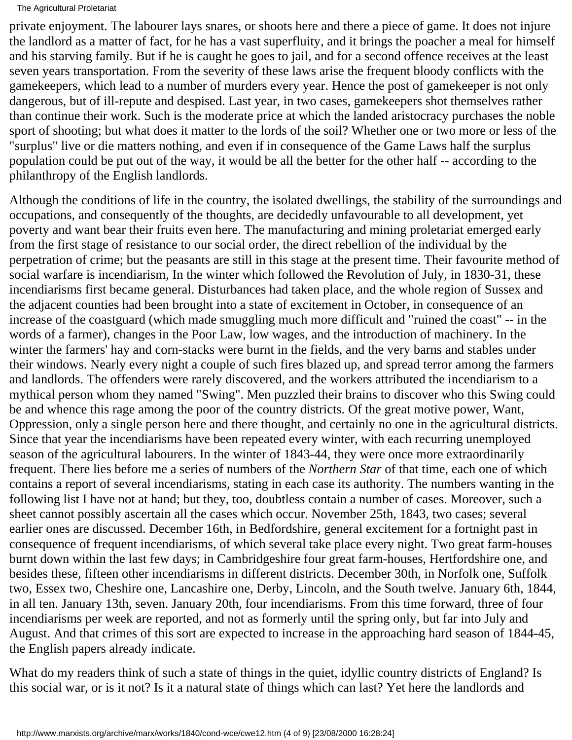private enjoyment. The labourer lays snares, or shoots here and there a piece of game. It does not injure the landlord as a matter of fact, for he has a vast superfluity, and it brings the poacher a meal for himself and his starving family. But if he is caught he goes to jail, and for a second offence receives at the least seven years transportation. From the severity of these laws arise the frequent bloody conflicts with the gamekeepers, which lead to a number of murders every year. Hence the post of gamekeeper is not only dangerous, but of ill-repute and despised. Last year, in two cases, gamekeepers shot themselves rather than continue their work. Such is the moderate price at which the landed aristocracy purchases the noble sport of shooting; but what does it matter to the lords of the soil? Whether one or two more or less of the "surplus" live or die matters nothing, and even if in consequence of the Game Laws half the surplus population could be put out of the way, it would be all the better for the other half -- according to the philanthropy of the English landlords.

Although the conditions of life in the country, the isolated dwellings, the stability of the surroundings and occupations, and consequently of the thoughts, are decidedly unfavourable to all development, yet poverty and want bear their fruits even here. The manufacturing and mining proletariat emerged early from the first stage of resistance to our social order, the direct rebellion of the individual by the perpetration of crime; but the peasants are still in this stage at the present time. Their favourite method of social warfare is incendiarism, In the winter which followed the Revolution of July, in 1830-31, these incendiarisms first became general. Disturbances had taken place, and the whole region of Sussex and the adjacent counties had been brought into a state of excitement in October, in consequence of an increase of the coastguard (which made smuggling much more difficult and "ruined the coast" -- in the words of a farmer), changes in the Poor Law, low wages, and the introduction of machinery. In the winter the farmers' hay and corn-stacks were burnt in the fields, and the very barns and stables under their windows. Nearly every night a couple of such fires blazed up, and spread terror among the farmers and landlords. The offenders were rarely discovered, and the workers attributed the incendiarism to a mythical person whom they named "Swing". Men puzzled their brains to discover who this Swing could be and whence this rage among the poor of the country districts. Of the great motive power, Want, Oppression, only a single person here and there thought, and certainly no one in the agricultural districts. Since that year the incendiarisms have been repeated every winter, with each recurring unemployed season of the agricultural labourers. In the winter of 1843-44, they were once more extraordinarily frequent. There lies before me a series of numbers of the *Northern Star* of that time, each one of which contains a report of several incendiarisms, stating in each case its authority. The numbers wanting in the following list I have not at hand; but they, too, doubtless contain a number of cases. Moreover, such a sheet cannot possibly ascertain all the cases which occur. November 25th, 1843, two cases; several earlier ones are discussed. December 16th, in Bedfordshire, general excitement for a fortnight past in consequence of frequent incendiarisms, of which several take place every night. Two great farm-houses burnt down within the last few days; in Cambridgeshire four great farm-houses, Hertfordshire one, and besides these, fifteen other incendiarisms in different districts. December 30th, in Norfolk one, Suffolk two, Essex two, Cheshire one, Lancashire one, Derby, Lincoln, and the South twelve. January 6th, 1844, in all ten. January 13th, seven. January 20th, four incendiarisms. From this time forward, three of four incendiarisms per week are reported, and not as formerly until the spring only, but far into July and August. And that crimes of this sort are expected to increase in the approaching hard season of 1844-45, the English papers already indicate.

What do my readers think of such a state of things in the quiet, idyllic country districts of England? Is this social war, or is it not? Is it a natural state of things which can last? Yet here the landlords and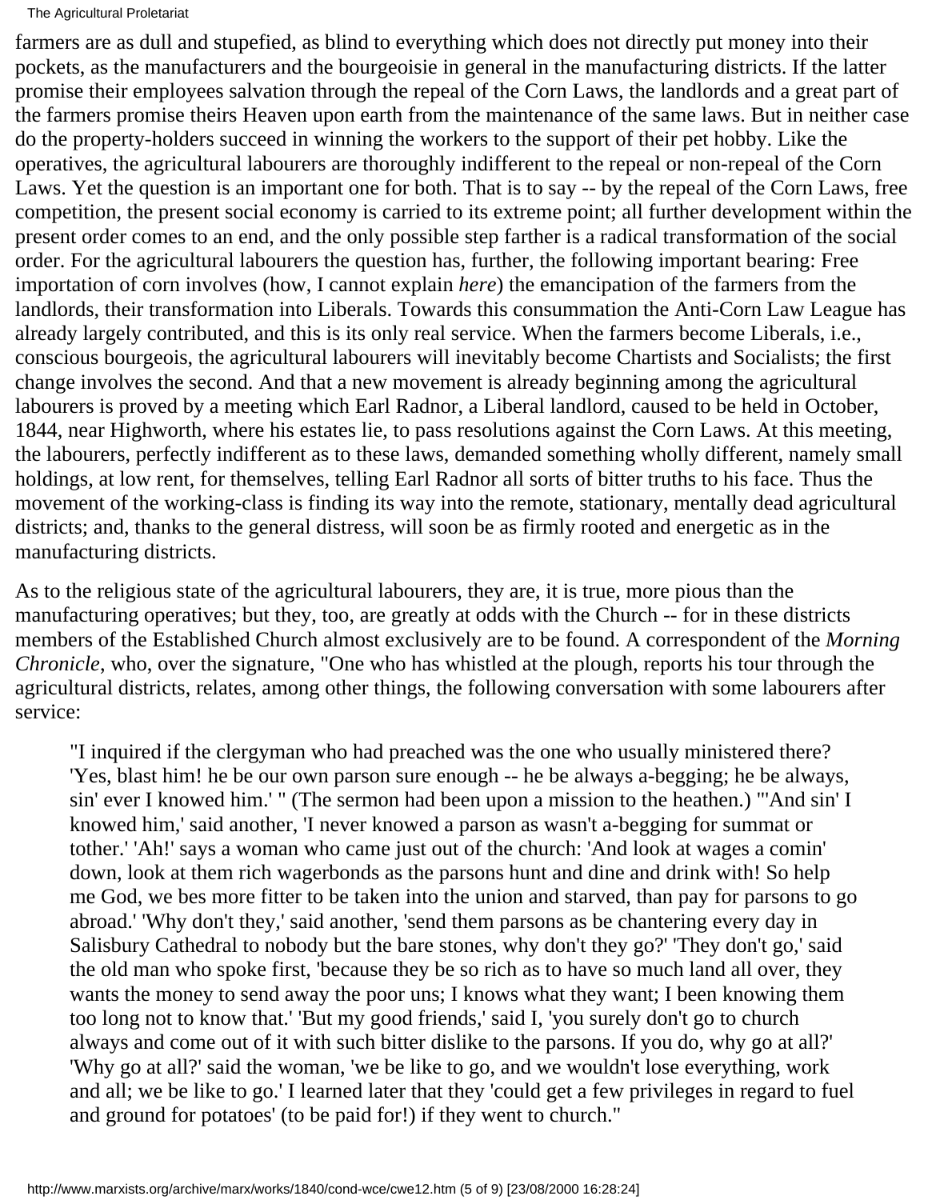farmers are as dull and stupefied, as blind to everything which does not directly put money into their pockets, as the manufacturers and the bourgeoisie in general in the manufacturing districts. If the latter promise their employees salvation through the repeal of the Corn Laws, the landlords and a great part of the farmers promise theirs Heaven upon earth from the maintenance of the same laws. But in neither case do the property-holders succeed in winning the workers to the support of their pet hobby. Like the operatives, the agricultural labourers are thoroughly indifferent to the repeal or non-repeal of the Corn Laws. Yet the question is an important one for both. That is to say -- by the repeal of the Corn Laws, free competition, the present social economy is carried to its extreme point; all further development within the present order comes to an end, and the only possible step farther is a radical transformation of the social order. For the agricultural labourers the question has, further, the following important bearing: Free importation of corn involves (how, I cannot explain *here*) the emancipation of the farmers from the landlords, their transformation into Liberals. Towards this consummation the Anti-Corn Law League has already largely contributed, and this is its only real service. When the farmers become Liberals, i.e., conscious bourgeois, the agricultural labourers will inevitably become Chartists and Socialists; the first change involves the second. And that a new movement is already beginning among the agricultural labourers is proved by a meeting which Earl Radnor, a Liberal landlord, caused to be held in October, 1844, near Highworth, where his estates lie, to pass resolutions against the Corn Laws. At this meeting, the labourers, perfectly indifferent as to these laws, demanded something wholly different, namely small holdings, at low rent, for themselves, telling Earl Radnor all sorts of bitter truths to his face. Thus the movement of the working-class is finding its way into the remote, stationary, mentally dead agricultural districts; and, thanks to the general distress, will soon be as firmly rooted and energetic as in the manufacturing districts.

As to the religious state of the agricultural labourers, they are, it is true, more pious than the manufacturing operatives; but they, too, are greatly at odds with the Church -- for in these districts members of the Established Church almost exclusively are to be found. A correspondent of the *Morning Chronicle*, who, over the signature, "One who has whistled at the plough, reports his tour through the agricultural districts, relates, among other things, the following conversation with some labourers after service:

> "I inquired if the clergyman who had preached was the one who usually ministered there? 'Yes, blast him! he be our own parson sure enough -- he be always a-begging; he be always, sin' ever I knowed him.' " (The sermon had been upon a mission to the heathen.) "'And sin' I knowed him,' said another, 'I never knowed a parson as wasn't a-begging for summat or tother.' 'Ah!' says a woman who came just out of the church: 'And look at wages a comin' down, look at them rich wagerbonds as the parsons hunt and dine and drink with! So help me God, we bes more fitter to be taken into the union and starved, than pay for parsons to go abroad.' 'Why don't they,' said another, 'send them parsons as be chantering every day in Salisbury Cathedral to nobody but the bare stones, why don't they go?' 'They don't go,' said the old man who spoke first, 'because they be so rich as to have so much land all over, they wants the money to send away the poor uns; I knows what they want; I been knowing them too long not to know that.' 'But my good friends,' said I, 'you surely don't go to church always and come out of it with such bitter dislike to the parsons. If you do, why go at all?' 'Why go at all?' said the woman, 'we be like to go, and we wouldn't lose everything, work and all; we be like to go.' I learned later that they 'could get a few privileges in regard to fuel and ground for potatoes' (to be paid for!) if they went to church."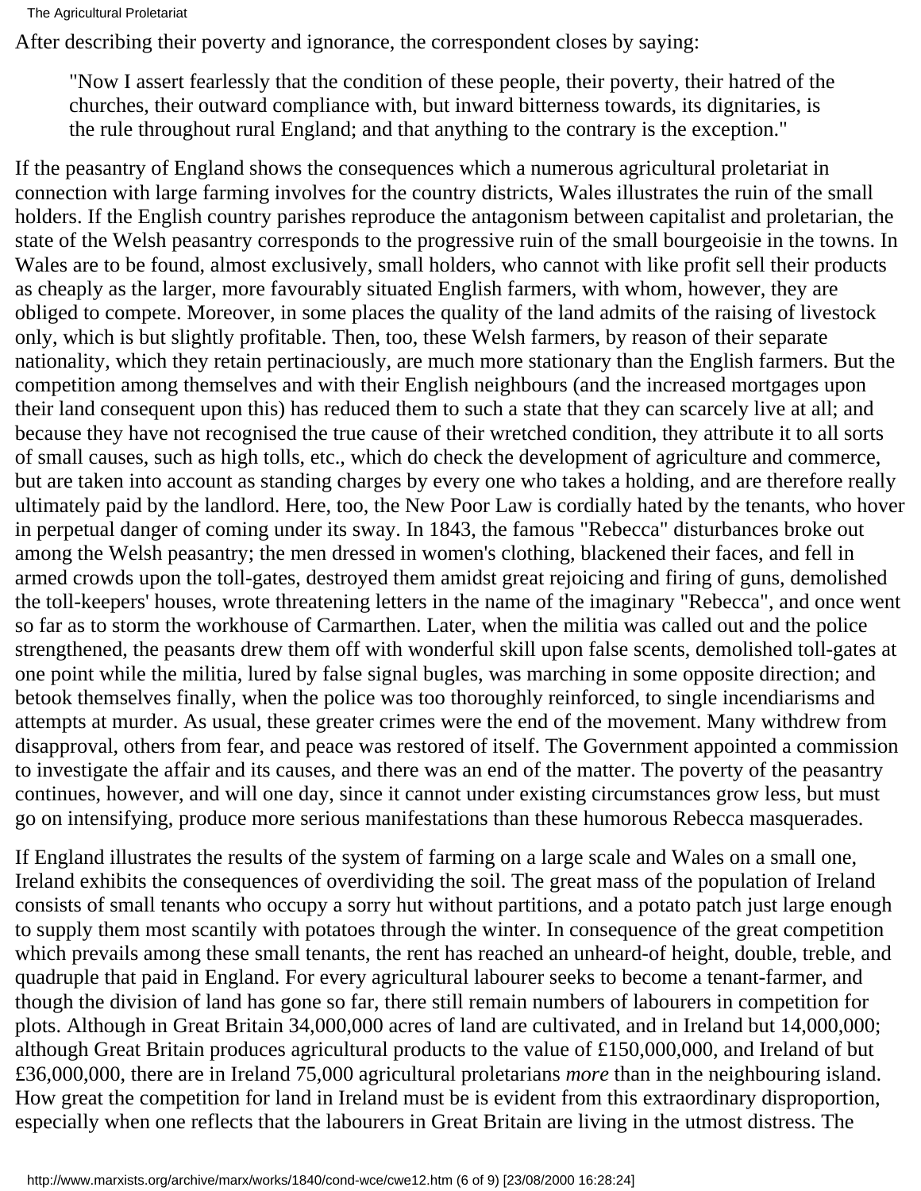After describing their poverty and ignorance, the correspondent closes by saying:

> "Now I assert fearlessly that the condition of these people, their poverty, their hatred of the churches, their outward compliance with, but inward bitterness towards, its dignitaries, is the rule throughout rural England; and that anything to the contrary is the exception."

If the peasantry of England shows the consequences which a numerous agricultural proletariat in connection with large farming involves for the country districts, Wales illustrates the ruin of the small holders. If the English country parishes reproduce the antagonism between capitalist and proletarian, the state of the Welsh peasantry corresponds to the progressive ruin of the small bourgeoisie in the towns. In Wales are to be found, almost exclusively, small holders, who cannot with like profit sell their products as cheaply as the larger, more favourably situated English farmers, with whom, however, they are obliged to compete. Moreover, in some places the quality of the land admits of the raising of livestock only, which is but slightly profitable. Then, too, these Welsh farmers, by reason of their separate nationality, which they retain pertinaciously, are much more stationary than the English farmers. But the competition among themselves and with their English neighbours (and the increased mortgages upon their land consequent upon this) has reduced them to such a state that they can scarcely live at all; and because they have not recognised the true cause of their wretched condition, they attribute it to all sorts of small causes, such as high tolls, etc., which do check the development of agriculture and commerce, but are taken into account as standing charges by every one who takes a holding, and are therefore really ultimately paid by the landlord. Here, too, the New Poor Law is cordially hated by the tenants, who hover in perpetual danger of coming under its sway. In 1843, the famous "Rebecca" disturbances broke out among the Welsh peasantry; the men dressed in women's clothing, blackened their faces, and fell in armed crowds upon the toll-gates, destroyed them amidst great rejoicing and firing of guns, demolished the toll-keepers' houses, wrote threatening letters in the name of the imaginary "Rebecca", and once went so far as to storm the workhouse of Carmarthen. Later, when the militia was called out and the police strengthened, the peasants drew them off with wonderful skill upon false scents, demolished toll-gates at one point while the militia, lured by false signal bugles, was marching in some opposite direction; and betook themselves finally, when the police was too thoroughly reinforced, to single incendiarisms and attempts at murder. As usual, these greater crimes were the end of the movement. Many withdrew from disapproval, others from fear, and peace was restored of itself. The Government appointed a commission to investigate the affair and its causes, and there was an end of the matter. The poverty of the peasantry continues, however, and will one day, since it cannot under existing circumstances grow less, but must go on intensifying, produce more serious manifestations than these humorous Rebecca masquerades.

If England illustrates the results of the system of farming on a large scale and Wales on a small one, Ireland exhibits the consequences of overdividing the soil. The great mass of the population of Ireland consists of small tenants who occupy a sorry hut without partitions, and a potato patch just large enough to supply them most scantily with potatoes through the winter. In consequence of the great competition which prevails among these small tenants, the rent has reached an unheard-of height, double, treble, and quadruple that paid in England. For every agricultural labourer seeks to become a tenant-farmer, and though the division of land has gone so far, there still remain numbers of labourers in competition for plots. Although in Great Britain 34,000,000 acres of land are cultivated, and in Ireland but 14,000,000; although Great Britain produces agricultural products to the value of £150,000,000, and Ireland of but £36,000,000, there are in Ireland 75,000 agricultural proletarians *more* than in the neighbouring island. How great the competition for land in Ireland must be is evident from this extraordinary disproportion, especially when one reflects that the labourers in Great Britain are living in the utmost distress. The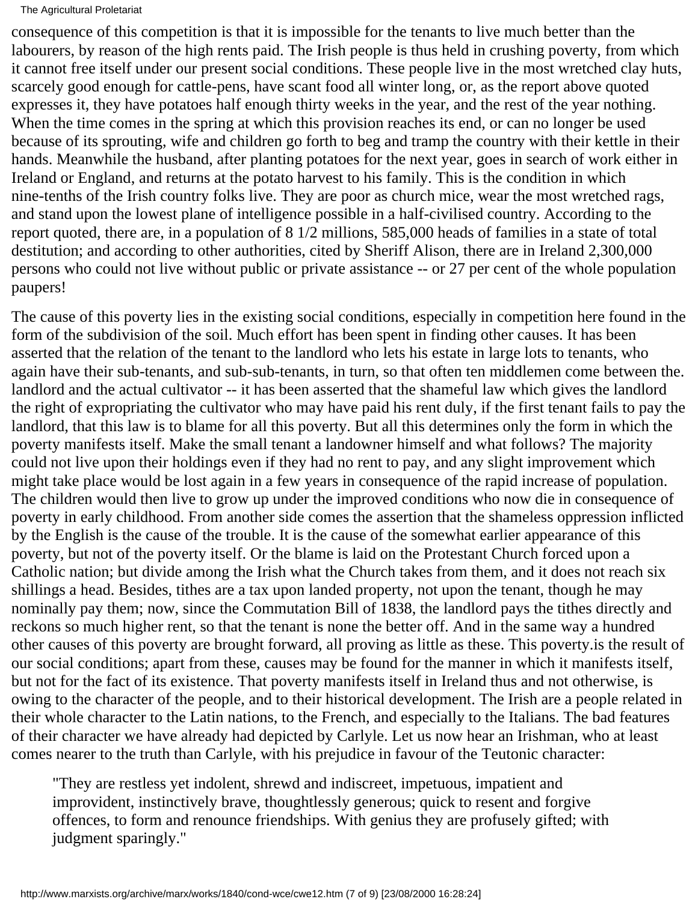consequence of this competition is that it is impossible for the tenants to live much better than the labourers, by reason of the high rents paid. The Irish people is thus held in crushing poverty, from which it cannot free itself under our present social conditions. These people live in the most wretched clay huts, scarcely good enough for cattle-pens, have scant food all winter long, or, as the report above quoted expresses it, they have potatoes half enough thirty weeks in the year, and the rest of the year nothing. When the time comes in the spring at which this provision reaches its end, or can no longer be used because of its sprouting, wife and children go forth to beg and tramp the country with their kettle in their hands. Meanwhile the husband, after planting potatoes for the next year, goes in search of work either in Ireland or England, and returns at the potato harvest to his family. This is the condition in which nine-tenths of the Irish country folks live. They are poor as church mice, wear the most wretched rags, and stand upon the lowest plane of intelligence possible in a half-civilised country. According to the report quoted, there are, in a population of 8 1/2 millions, 585,000 heads of families in a state of total destitution; and according to other authorities, cited by Sheriff Alison, there are in Ireland 2,300,000 persons who could not live without public or private assistance -- or 27 per cent of the whole population paupers!

The cause of this poverty lies in the existing social conditions, especially in competition here found in the form of the subdivision of the soil. Much effort has been spent in finding other causes. It has been asserted that the relation of the tenant to the landlord who lets his estate in large lots to tenants, who again have their sub-tenants, and sub-sub-tenants, in turn, so that often ten middlemen come between the. landlord and the actual cultivator -- it has been asserted that the shameful law which gives the landlord the right of expropriating the cultivator who may have paid his rent duly, if the first tenant fails to pay the landlord, that this law is to blame for all this poverty. But all this determines only the form in which the poverty manifests itself. Make the small tenant a landowner himself and what follows? The majority could not live upon their holdings even if they had no rent to pay, and any slight improvement which might take place would be lost again in a few years in consequence of the rapid increase of population. The children would then live to grow up under the improved conditions who now die in consequence of poverty in early childhood. From another side comes the assertion that the shameless oppression inflicted by the English is the cause of the trouble. It is the cause of the somewhat earlier appearance of this poverty, but not of the poverty itself. Or the blame is laid on the Protestant Church forced upon a Catholic nation; but divide among the Irish what the Church takes from them, and it does not reach six shillings a head. Besides, tithes are a tax upon landed property, not upon the tenant, though he may nominally pay them; now, since the Commutation Bill of 1838, the landlord pays the tithes directly and reckons so much higher rent, so that the tenant is none the better off. And in the same way a hundred other causes of this poverty are brought forward, all proving as little as these. This poverty.is the result of our social conditions; apart from these, causes may be found for the manner in which it manifests itself, but not for the fact of its existence. That poverty manifests itself in Ireland thus and not otherwise, is owing to the character of the people, and to their historical development. The Irish are a people related in their whole character to the Latin nations, to the French, and especially to the Italians. The bad features of their character we have already had depicted by Carlyle. Let us now hear an Irishman, who at least comes nearer to the truth than Carlyle, with his prejudice in favour of the Teutonic character:

> "They are restless yet indolent, shrewd and indiscreet, impetuous, impatient and improvident, instinctively brave, thoughtlessly generous; quick to resent and forgive offences, to form and renounce friendships. With genius they are profusely gifted; with judgment sparingly."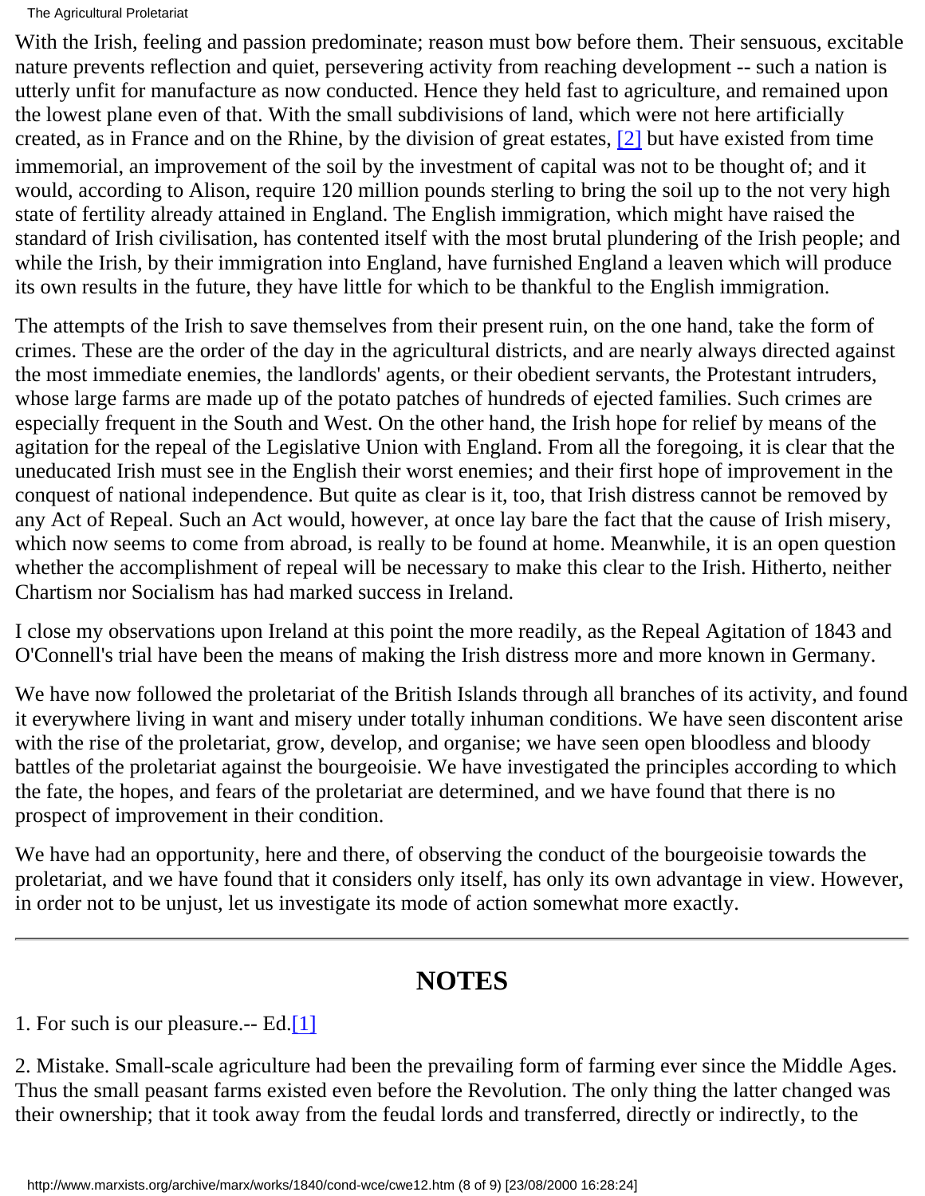With the Irish, feeling and passion predominate; reason must bow before them. Their sensuous, excitable nature prevents reflection and quiet, persevering activity from reaching development -- such a nation is utterly unfit for manufacture as now conducted. Hence they held fast to agriculture, and remained upon the lowest plane even of that. With the small subdivisions of land, which were not here artificially created, as in France and on the Rhine, by the division of great estates, [2] but have existed from time immemorial, an improvement of the soil by the investment of capital was not to be thought of; and it would, according to Alison, require 120 million pounds sterling to bring the soil up to the not very high state of fertility already attained in England. The English immigration, which might have raised the standard of Irish civilisation, has contented itself with the most brutal plundering of the Irish people; and while the Irish, by their immigration into England, have furnished England a leaven which will produce its own results in the future, they have little for which to be thankful to the English immigration.

The attempts of the Irish to save themselves from their present ruin, on the one hand, take the form of crimes. These are the order of the day in the agricultural districts, and are nearly always directed against the most immediate enemies, the landlords' agents, or their obedient servants, the Protestant intruders, whose large farms are made up of the potato patches of hundreds of ejected families. Such crimes are especially frequent in the South and West. On the other hand, the Irish hope for relief by means of the agitation for the repeal of the Legislative Union with England. From all the foregoing, it is clear that the uneducated Irish must see in the English their worst enemies; and their first hope of improvement in the conquest of national independence. But quite as clear is it, too, that Irish distress cannot be removed by any Act of Repeal. Such an Act would, however, at once lay bare the fact that the cause of Irish misery, which now seems to come from abroad, is really to be found at home. Meanwhile, it is an open question whether the accomplishment of repeal will be necessary to make this clear to the Irish. Hitherto, neither Chartism nor Socialism has had marked success in Ireland.

I close my observations upon Ireland at this point the more readily, as the Repeal Agitation of 1843 and O'Connell's trial have been the means of making the Irish distress more and more known in Germany.

We have now followed the proletariat of the British Islands through all branches of its activity, and found it everywhere living in want and misery under totally inhuman conditions. We have seen discontent arise with the rise of the proletariat, grow, develop, and organise; we have seen open bloodless and bloody battles of the proletariat against the bourgeoisie. We have investigated the principles according to which the fate, the hopes, and fears of the proletariat are determined, and we have found that there is no prospect of improvement in their condition.

We have had an opportunity, here and there, of observing the conduct of the bourgeoisie towards the proletariat, and we have found that it considers only itself, has only its own advantage in view. However, in order not to be unjust, let us investigate its mode of action somewhat more exactly.

---

## NOTES

1. For such is our pleasure.-- Ed.[1]

2. Mistake. Small-scale agriculture had been the prevailing form of farming ever since the Middle Ages. Thus the small peasant farms existed even before the Revolution. The only thing the latter changed was their ownership; that it took away from the feudal lords and transferred, directly or indirectly, to the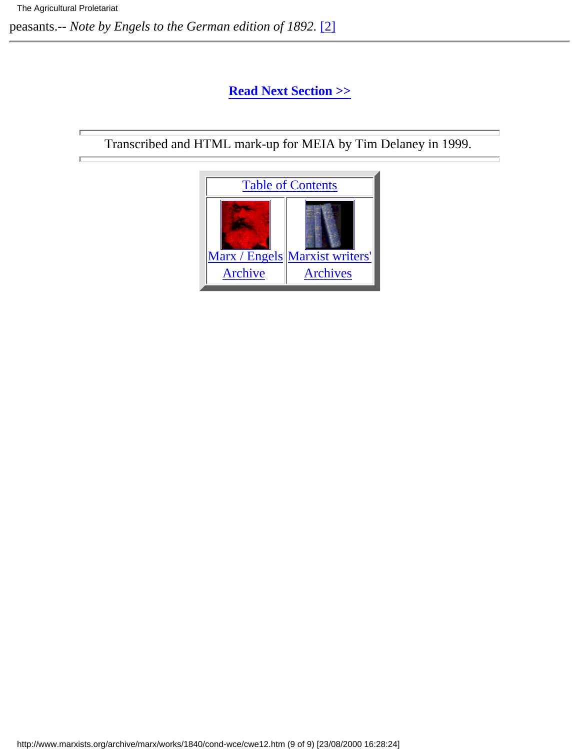peasants.-- *Note by Engels to the German edition of 1892.* [2]

---

**Read Next Section >>**

---

Transcribed and HTML mark-up for MEIA by Tim Delaney in 1999.

---

| Table of Contents | |
|---|---|
| Marx / Engels Archive | Marxist writers' Archives |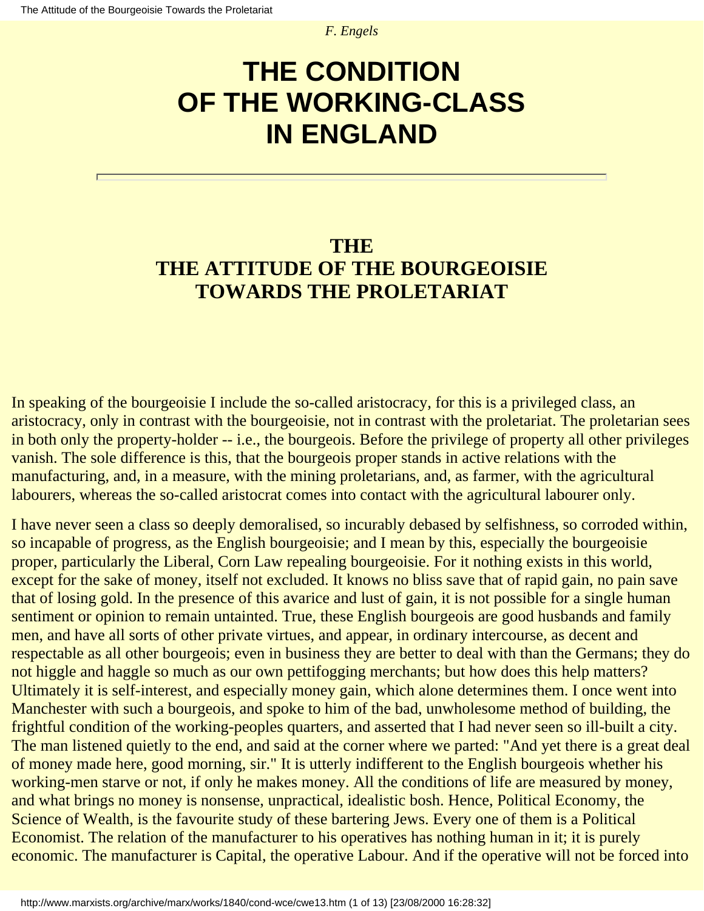*F. Engels*

# THE CONDITION OF THE WORKING-CLASS IN ENGLAND

---

## THE
## THE ATTITUDE OF THE BOURGEOISIE TOWARDS THE PROLETARIAT

In speaking of the bourgeoisie I include the so-called aristocracy, for this is a privileged class, an aristocracy, only in contrast with the bourgeoisie, not in contrast with the proletariat. The proletarian sees in both only the property-holder -- i.e., the bourgeois. Before the privilege of property all other privileges vanish. The sole difference is this, that the bourgeois proper stands in active relations with the manufacturing, and, in a measure, with the mining proletarians, and, as farmer, with the agricultural labourers, whereas the so-called aristocrat comes into contact with the agricultural labourer only.

I have never seen a class so deeply demoralised, so incurably debased by selfishness, so corroded within, so incapable of progress, as the English bourgeoisie; and I mean by this, especially the bourgeoisie proper, particularly the Liberal, Corn Law repealing bourgeoisie. For it nothing exists in this world, except for the sake of money, itself not excluded. It knows no bliss save that of rapid gain, no pain save that of losing gold. In the presence of this avarice and lust of gain, it is not possible for a single human sentiment or opinion to remain untainted. True, these English bourgeois are good husbands and family men, and have all sorts of other private virtues, and appear, in ordinary intercourse, as decent and respectable as all other bourgeois; even in business they are better to deal with than the Germans; they do not higgle and haggle so much as our own pettifogging merchants; but how does this help matters? Ultimately it is self-interest, and especially money gain, which alone determines them. I once went into Manchester with such a bourgeois, and spoke to him of the bad, unwholesome method of building, the frightful condition of the working-peoples quarters, and asserted that I had never seen so ill-built a city. The man listened quietly to the end, and said at the corner where we parted: "And yet there is a great deal of money made here, good morning, sir." It is utterly indifferent to the English bourgeois whether his working-men starve or not, if only he makes money. All the conditions of life are measured by money, and what brings no money is nonsense, unpractical, idealistic bosh. Hence, Political Economy, the Science of Wealth, is the favourite study of these bartering Jews. Every one of them is a Political Economist. The relation of the manufacturer to his operatives has nothing human in it; it is purely economic. The manufacturer is Capital, the operative Labour. And if the operative will not be forced into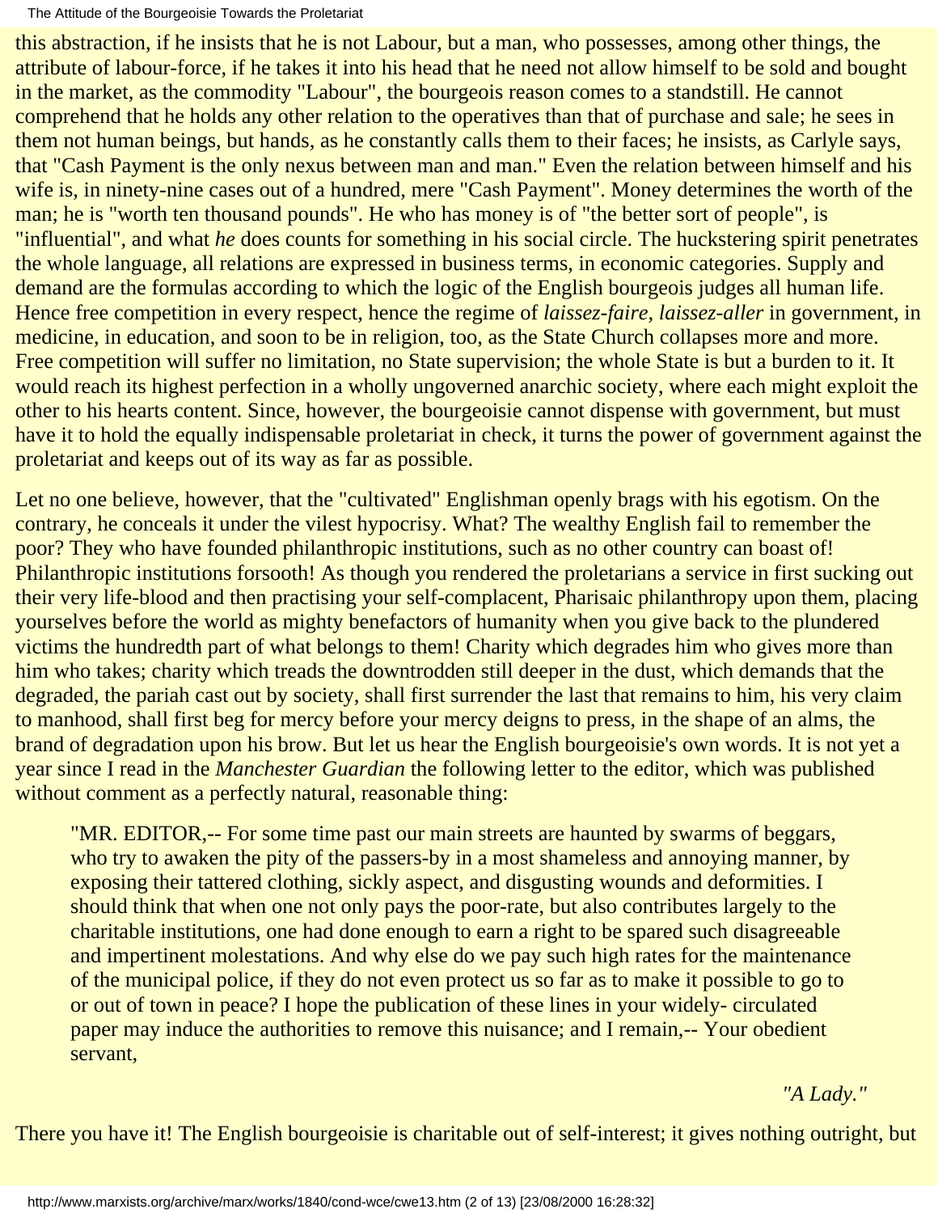this abstraction, if he insists that he is not Labour, but a man, who possesses, among other things, the attribute of labour-force, if he takes it into his head that he need not allow himself to be sold and bought in the market, as the commodity "Labour", the bourgeois reason comes to a standstill. He cannot comprehend that he holds any other relation to the operatives than that of purchase and sale; he sees in them not human beings, but hands, as he constantly calls them to their faces; he insists, as Carlyle says, that "Cash Payment is the only nexus between man and man." Even the relation between himself and his wife is, in ninety-nine cases out of a hundred, mere "Cash Payment". Money determines the worth of the man; he is "worth ten thousand pounds". He who has money is of "the better sort of people", is "influential", and what *he* does counts for something in his social circle. The huckstering spirit penetrates the whole language, all relations are expressed in business terms, in economic categories. Supply and demand are the formulas according to which the logic of the English bourgeois judges all human life. Hence free competition in every respect, hence the regime of *laissez-faire, laissez-aller* in government, in medicine, in education, and soon to be in religion, too, as the State Church collapses more and more. Free competition will suffer no limitation, no State supervision; the whole State is but a burden to it. It would reach its highest perfection in a wholly ungoverned anarchic society, where each might exploit the other to his hearts content. Since, however, the bourgeoisie cannot dispense with government, but must have it to hold the equally indispensable proletariat in check, it turns the power of government against the proletariat and keeps out of its way as far as possible.

Let no one believe, however, that the "cultivated" Englishman openly brags with his egotism. On the contrary, he conceals it under the vilest hypocrisy. What? The wealthy English fail to remember the poor? They who have founded philanthropic institutions, such as no other country can boast of! Philanthropic institutions forsooth! As though you rendered the proletarians a service in first sucking out their very life-blood and then practising your self-complacent, Pharisaic philanthropy upon them, placing yourselves before the world as mighty benefactors of humanity when you give back to the plundered victims the hundredth part of what belongs to them! Charity which degrades him who gives more than him who takes; charity which treads the downtrodden still deeper in the dust, which demands that the degraded, the pariah cast out by society, shall first surrender the last that remains to him, his very claim to manhood, shall first beg for mercy before your mercy deigns to press, in the shape of an alms, the brand of degradation upon his brow. But let us hear the English bourgeoisie's own words. It is not yet a year since I read in the *Manchester Guardian* the following letter to the editor, which was published without comment as a perfectly natural, reasonable thing:

> "MR. EDITOR,-- For some time past our main streets are haunted by swarms of beggars, who try to awaken the pity of the passers-by in a most shameless and annoying manner, by exposing their tattered clothing, sickly aspect, and disgusting wounds and deformities. I should think that when one not only pays the poor-rate, but also contributes largely to the charitable institutions, one had done enough to earn a right to be spared such disagreeable and impertinent molestations. And why else do we pay such high rates for the maintenance of the municipal police, if they do not even protect us so far as to make it possible to go to or out of town in peace? I hope the publication of these lines in your widely- circulated paper may induce the authorities to remove this nuisance; and I remain,-- Your obedient servant,
>
> *"A Lady."*

There you have it! The English bourgeoisie is charitable out of self-interest; it gives nothing outright, but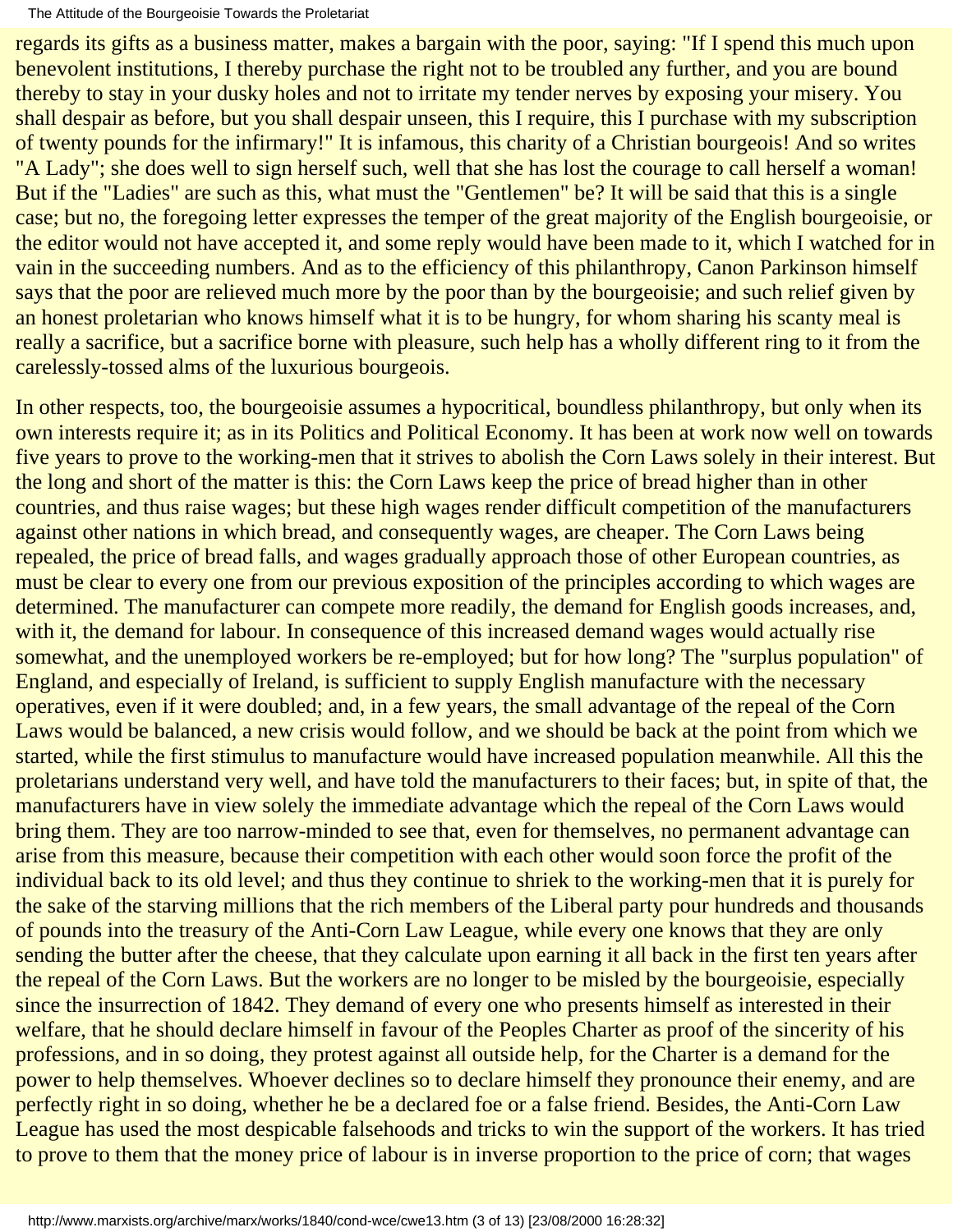regards its gifts as a business matter, makes a bargain with the poor, saying: "If I spend this much upon benevolent institutions, I thereby purchase the right not to be troubled any further, and you are bound thereby to stay in your dusky holes and not to irritate my tender nerves by exposing your misery. You shall despair as before, but you shall despair unseen, this I require, this I purchase with my subscription of twenty pounds for the infirmary!" It is infamous, this charity of a Christian bourgeois! And so writes "A Lady"; she does well to sign herself such, well that she has lost the courage to call herself a woman! But if the "Ladies" are such as this, what must the "Gentlemen" be? It will be said that this is a single case; but no, the foregoing letter expresses the temper of the great majority of the English bourgeoisie, or the editor would not have accepted it, and some reply would have been made to it, which I watched for in vain in the succeeding numbers. And as to the efficiency of this philanthropy, Canon Parkinson himself says that the poor are relieved much more by the poor than by the bourgeoisie; and such relief given by an honest proletarian who knows himself what it is to be hungry, for whom sharing his scanty meal is really a sacrifice, but a sacrifice borne with pleasure, such help has a wholly different ring to it from the carelessly-tossed alms of the luxurious bourgeois.

In other respects, too, the bourgeoisie assumes a hypocritical, boundless philanthropy, but only when its own interests require it; as in its Politics and Political Economy. It has been at work now well on towards five years to prove to the working-men that it strives to abolish the Corn Laws solely in their interest. But the long and short of the matter is this: the Corn Laws keep the price of bread higher than in other countries, and thus raise wages; but these high wages render difficult competition of the manufacturers against other nations in which bread, and consequently wages, are cheaper. The Corn Laws being repealed, the price of bread falls, and wages gradually approach those of other European countries, as must be clear to every one from our previous exposition of the principles according to which wages are determined. The manufacturer can compete more readily, the demand for English goods increases, and, with it, the demand for labour. In consequence of this increased demand wages would actually rise somewhat, and the unemployed workers be re-employed; but for how long? The "surplus population" of England, and especially of Ireland, is sufficient to supply English manufacture with the necessary operatives, even if it were doubled; and, in a few years, the small advantage of the repeal of the Corn Laws would be balanced, a new crisis would follow, and we should be back at the point from which we started, while the first stimulus to manufacture would have increased population meanwhile. All this the proletarians understand very well, and have told the manufacturers to their faces; but, in spite of that, the manufacturers have in view solely the immediate advantage which the repeal of the Corn Laws would bring them. They are too narrow-minded to see that, even for themselves, no permanent advantage can arise from this measure, because their competition with each other would soon force the profit of the individual back to its old level; and thus they continue to shriek to the working-men that it is purely for the sake of the starving millions that the rich members of the Liberal party pour hundreds and thousands of pounds into the treasury of the Anti-Corn Law League, while every one knows that they are only sending the butter after the cheese, that they calculate upon earning it all back in the first ten years after the repeal of the Corn Laws. But the workers are no longer to be misled by the bourgeoisie, especially since the insurrection of 1842. They demand of every one who presents himself as interested in their welfare, that he should declare himself in favour of the Peoples Charter as proof of the sincerity of his professions, and in so doing, they protest against all outside help, for the Charter is a demand for the power to help themselves. Whoever declines so to declare himself they pronounce their enemy, and are perfectly right in so doing, whether he be a declared foe or a false friend. Besides, the Anti-Corn Law League has used the most despicable falsehoods and tricks to win the support of the workers. It has tried to prove to them that the money price of labour is in inverse proportion to the price of corn; that wages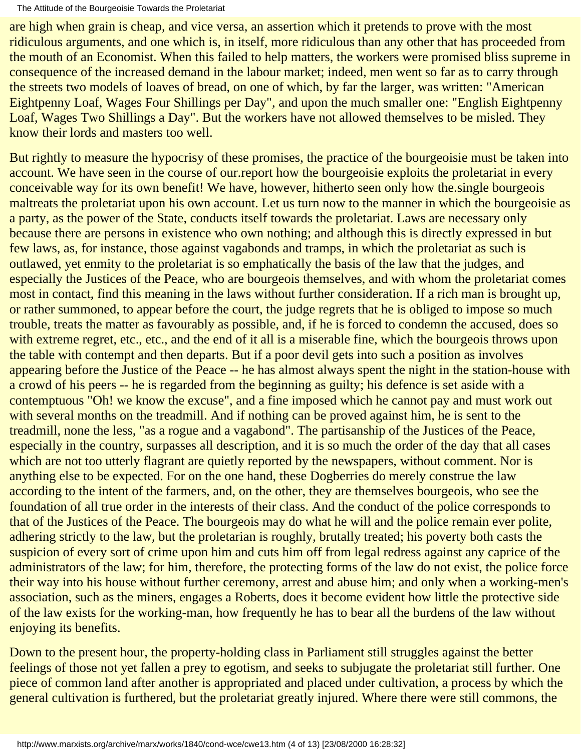are high when grain is cheap, and vice versa, an assertion which it pretends to prove with the most ridiculous arguments, and one which is, in itself, more ridiculous than any other that has proceeded from the mouth of an Economist. When this failed to help matters, the workers were promised bliss supreme in consequence of the increased demand in the labour market; indeed, men went so far as to carry through the streets two models of loaves of bread, on one of which, by far the larger, was written: "American Eightpenny Loaf, Wages Four Shillings per Day", and upon the much smaller one: "English Eightpenny Loaf, Wages Two Shillings a Day". But the workers have not allowed themselves to be misled. They know their lords and masters too well.

But rightly to measure the hypocrisy of these promises, the practice of the bourgeoisie must be taken into account. We have seen in the course of our.report how the bourgeoisie exploits the proletariat in every conceivable way for its own benefit! We have, however, hitherto seen only how the.single bourgeois maltreats the proletariat upon his own account. Let us turn now to the manner in which the bourgeoisie as a party, as the power of the State, conducts itself towards the proletariat. Laws are necessary only because there are persons in existence who own nothing; and although this is directly expressed in but few laws, as, for instance, those against vagabonds and tramps, in which the proletariat as such is outlawed, yet enmity to the proletariat is so emphatically the basis of the law that the judges, and especially the Justices of the Peace, who are bourgeois themselves, and with whom the proletariat comes most in contact, find this meaning in the laws without further consideration. If a rich man is brought up, or rather summoned, to appear before the court, the judge regrets that he is obliged to impose so much trouble, treats the matter as favourably as possible, and, if he is forced to condemn the accused, does so with extreme regret, etc., etc., and the end of it all is a miserable fine, which the bourgeois throws upon the table with contempt and then departs. But if a poor devil gets into such a position as involves appearing before the Justice of the Peace -- he has almost always spent the night in the station-house with a crowd of his peers -- he is regarded from the beginning as guilty; his defence is set aside with a contemptuous "Oh! we know the excuse", and a fine imposed which he cannot pay and must work out with several months on the treadmill. And if nothing can be proved against him, he is sent to the treadmill, none the less, "as a rogue and a vagabond". The partisanship of the Justices of the Peace, especially in the country, surpasses all description, and it is so much the order of the day that all cases which are not too utterly flagrant are quietly reported by the newspapers, without comment. Nor is anything else to be expected. For on the one hand, these Dogberries do merely construe the law according to the intent of the farmers, and, on the other, they are themselves bourgeois, who see the foundation of all true order in the interests of their class. And the conduct of the police corresponds to that of the Justices of the Peace. The bourgeois may do what he will and the police remain ever polite, adhering strictly to the law, but the proletarian is roughly, brutally treated; his poverty both casts the suspicion of every sort of crime upon him and cuts him off from legal redress against any caprice of the administrators of the law; for him, therefore, the protecting forms of the law do not exist, the police force their way into his house without further ceremony, arrest and abuse him; and only when a working-men's association, such as the miners, engages a Roberts, does it become evident how little the protective side of the law exists for the working-man, how frequently he has to bear all the burdens of the law without enjoying its benefits.

Down to the present hour, the property-holding class in Parliament still struggles against the better feelings of those not yet fallen a prey to egotism, and seeks to subjugate the proletariat still further. One piece of common land after another is appropriated and placed under cultivation, a process by which the general cultivation is furthered, but the proletariat greatly injured. Where there were still commons, the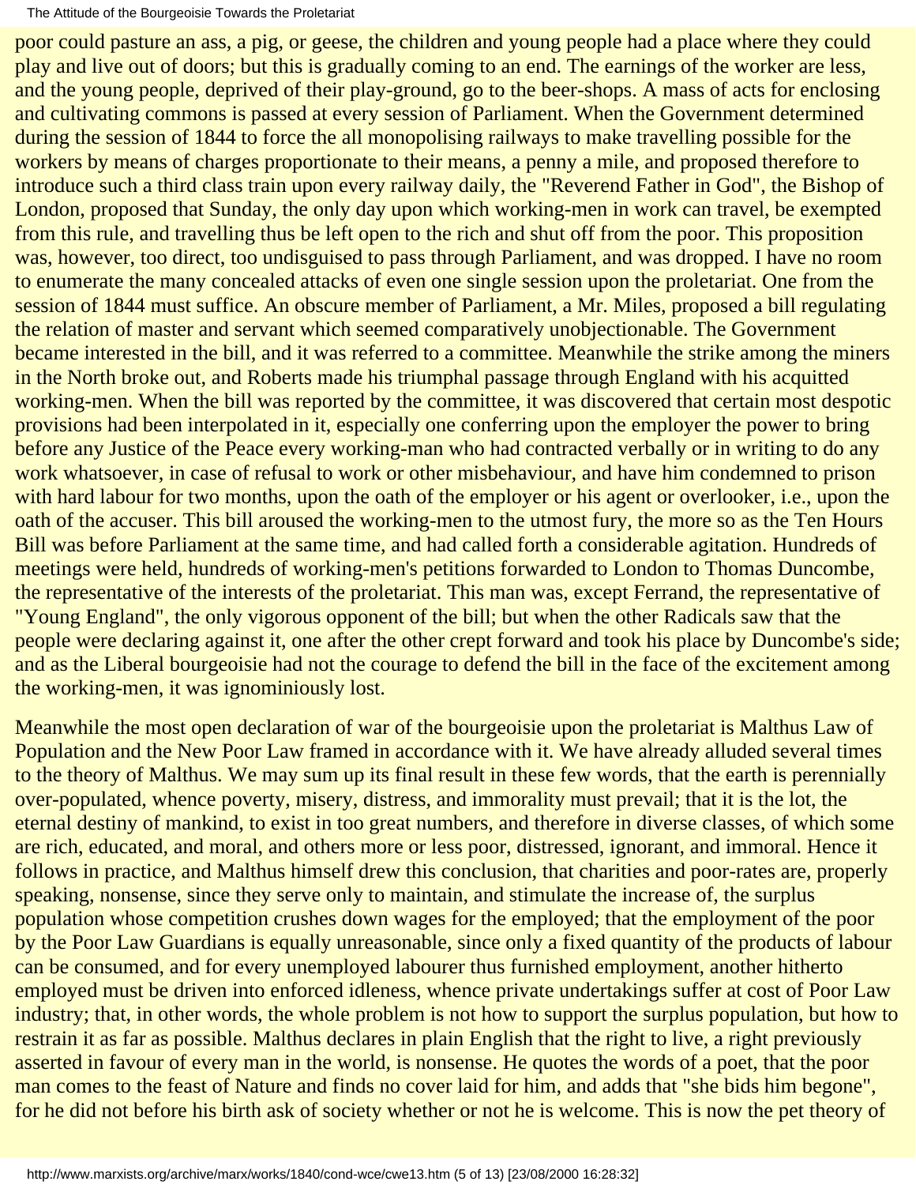poor could pasture an ass, a pig, or geese, the children and young people had a place where they could play and live out of doors; but this is gradually coming to an end. The earnings of the worker are less, and the young people, deprived of their play-ground, go to the beer-shops. A mass of acts for enclosing and cultivating commons is passed at every session of Parliament. When the Government determined during the session of 1844 to force the all monopolising railways to make travelling possible for the workers by means of charges proportionate to their means, a penny a mile, and proposed therefore to introduce such a third class train upon every railway daily, the "Reverend Father in God", the Bishop of London, proposed that Sunday, the only day upon which working-men in work can travel, be exempted from this rule, and travelling thus be left open to the rich and shut off from the poor. This proposition was, however, too direct, too undisguised to pass through Parliament, and was dropped. I have no room to enumerate the many concealed attacks of even one single session upon the proletariat. One from the session of 1844 must suffice. An obscure member of Parliament, a Mr. Miles, proposed a bill regulating the relation of master and servant which seemed comparatively unobjectionable. The Government became interested in the bill, and it was referred to a committee. Meanwhile the strike among the miners in the North broke out, and Roberts made his triumphal passage through England with his acquitted working-men. When the bill was reported by the committee, it was discovered that certain most despotic provisions had been interpolated in it, especially one conferring upon the employer the power to bring before any Justice of the Peace every working-man who had contracted verbally or in writing to do any work whatsoever, in case of refusal to work or other misbehaviour, and have him condemned to prison with hard labour for two months, upon the oath of the employer or his agent or overlooker, i.e., upon the oath of the accuser. This bill aroused the working-men to the utmost fury, the more so as the Ten Hours Bill was before Parliament at the same time, and had called forth a considerable agitation. Hundreds of meetings were held, hundreds of working-men's petitions forwarded to London to Thomas Duncombe, the representative of the interests of the proletariat. This man was, except Ferrand, the representative of "Young England", the only vigorous opponent of the bill; but when the other Radicals saw that the people were declaring against it, one after the other crept forward and took his place by Duncombe's side; and as the Liberal bourgeoisie had not the courage to defend the bill in the face of the excitement among the working-men, it was ignominiously lost.

Meanwhile the most open declaration of war of the bourgeoisie upon the proletariat is Malthus Law of Population and the New Poor Law framed in accordance with it. We have already alluded several times to the theory of Malthus. We may sum up its final result in these few words, that the earth is perennially over-populated, whence poverty, misery, distress, and immorality must prevail; that it is the lot, the eternal destiny of mankind, to exist in too great numbers, and therefore in diverse classes, of which some are rich, educated, and moral, and others more or less poor, distressed, ignorant, and immoral. Hence it follows in practice, and Malthus himself drew this conclusion, that charities and poor-rates are, properly speaking, nonsense, since they serve only to maintain, and stimulate the increase of, the surplus population whose competition crushes down wages for the employed; that the employment of the poor by the Poor Law Guardians is equally unreasonable, since only a fixed quantity of the products of labour can be consumed, and for every unemployed labourer thus furnished employment, another hitherto employed must be driven into enforced idleness, whence private undertakings suffer at cost of Poor Law industry; that, in other words, the whole problem is not how to support the surplus population, but how to restrain it as far as possible. Malthus declares in plain English that the right to live, a right previously asserted in favour of every man in the world, is nonsense. He quotes the words of a poet, that the poor man comes to the feast of Nature and finds no cover laid for him, and adds that "she bids him begone", for he did not before his birth ask of society whether or not he is welcome. This is now the pet theory of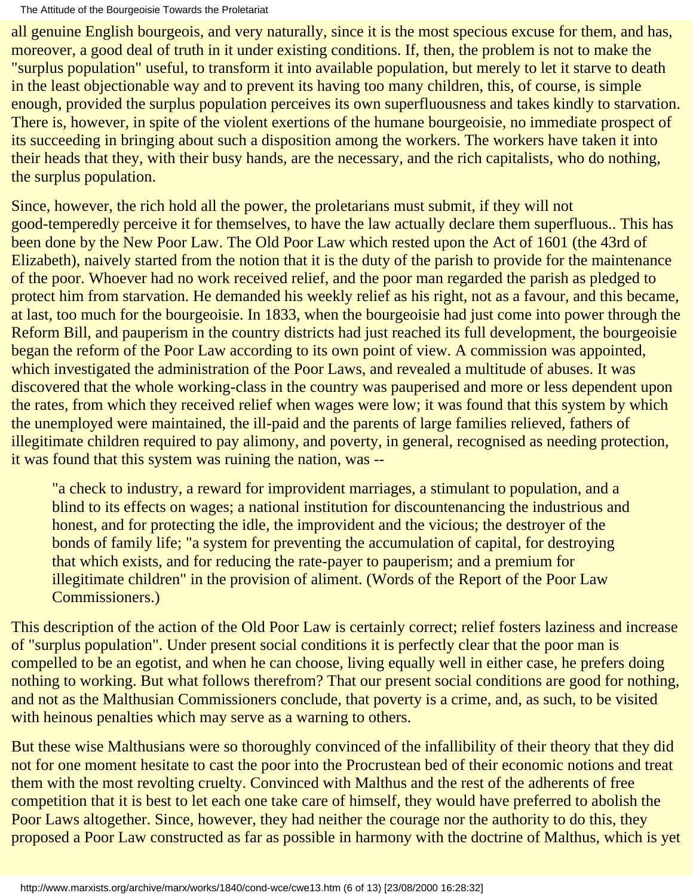all genuine English bourgeois, and very naturally, since it is the most specious excuse for them, and has, moreover, a good deal of truth in it under existing conditions. If, then, the problem is not to make the "surplus population" useful, to transform it into available population, but merely to let it starve to death in the least objectionable way and to prevent its having too many children, this, of course, is simple enough, provided the surplus population perceives its own superfluousness and takes kindly to starvation. There is, however, in spite of the violent exertions of the humane bourgeoisie, no immediate prospect of its succeeding in bringing about such a disposition among the workers. The workers have taken it into their heads that they, with their busy hands, are the necessary, and the rich capitalists, who do nothing, the surplus population.

Since, however, the rich hold all the power, the proletarians must submit, if they will not good-temperedly perceive it for themselves, to have the law actually declare them superfluous.. This has been done by the New Poor Law. The Old Poor Law which rested upon the Act of 1601 (the 43rd of Elizabeth), naively started from the notion that it is the duty of the parish to provide for the maintenance of the poor. Whoever had no work received relief, and the poor man regarded the parish as pledged to protect him from starvation. He demanded his weekly relief as his right, not as a favour, and this became, at last, too much for the bourgeoisie. In 1833, when the bourgeoisie had just come into power through the Reform Bill, and pauperism in the country districts had just reached its full development, the bourgeoisie began the reform of the Poor Law according to its own point of view. A commission was appointed, which investigated the administration of the Poor Laws, and revealed a multitude of abuses. It was discovered that the whole working-class in the country was pauperised and more or less dependent upon the rates, from which they received relief when wages were low; it was found that this system by which the unemployed were maintained, the ill-paid and the parents of large families relieved, fathers of illegitimate children required to pay alimony, and poverty, in general, recognised as needing protection, it was found that this system was ruining the nation, was --

> "a check to industry, a reward for improvident marriages, a stimulant to population, and a blind to its effects on wages; a national institution for discountenancing the industrious and honest, and for protecting the idle, the improvident and the vicious; the destroyer of the bonds of family life; "a system for preventing the accumulation of capital, for destroying that which exists, and for reducing the rate-payer to pauperism; and a premium for illegitimate children" in the provision of aliment. (Words of the Report of the Poor Law Commissioners.)

This description of the action of the Old Poor Law is certainly correct; relief fosters laziness and increase of "surplus population". Under present social conditions it is perfectly clear that the poor man is compelled to be an egotist, and when he can choose, living equally well in either case, he prefers doing nothing to working. But what follows therefrom? That our present social conditions are good for nothing, and not as the Malthusian Commissioners conclude, that poverty is a crime, and, as such, to be visited with heinous penalties which may serve as a warning to others.

But these wise Malthusians were so thoroughly convinced of the infallibility of their theory that they did not for one moment hesitate to cast the poor into the Procrustean bed of their economic notions and treat them with the most revolting cruelty. Convinced with Malthus and the rest of the adherents of free competition that it is best to let each one take care of himself, they would have preferred to abolish the Poor Laws altogether. Since, however, they had neither the courage nor the authority to do this, they proposed a Poor Law constructed as far as possible in harmony with the doctrine of Malthus, which is yet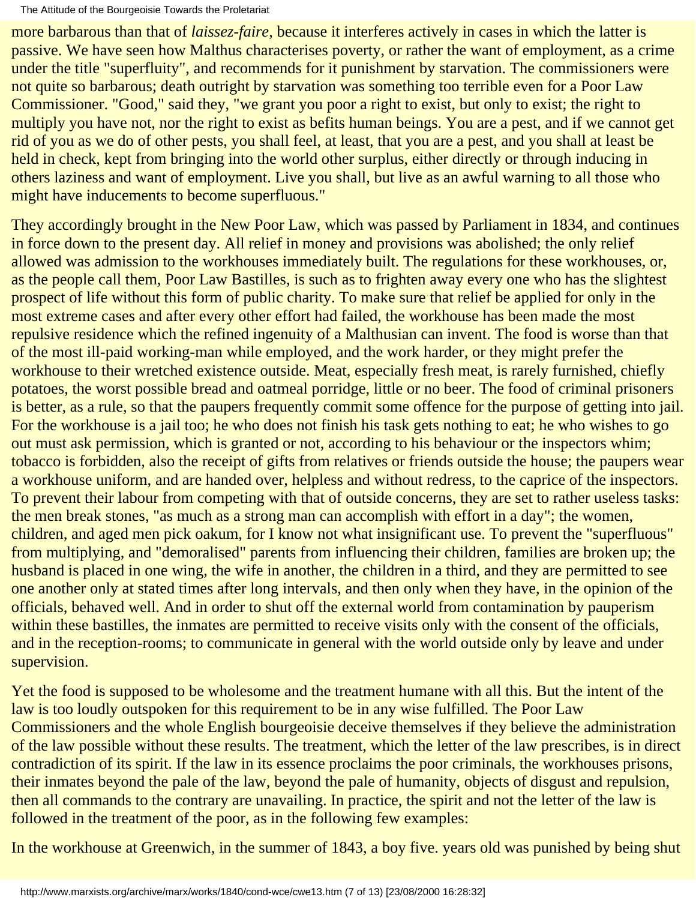more barbarous than that of *laissez-faire*, because it interferes actively in cases in which the latter is passive. We have seen how Malthus characterises poverty, or rather the want of employment, as a crime under the title "superfluity", and recommends for it punishment by starvation. The commissioners were not quite so barbarous; death outright by starvation was something too terrible even for a Poor Law Commissioner. "Good," said they, "we grant you poor a right to exist, but only to exist; the right to multiply you have not, nor the right to exist as befits human beings. You are a pest, and if we cannot get rid of you as we do of other pests, you shall feel, at least, that you are a pest, and you shall at least be held in check, kept from bringing into the world other surplus, either directly or through inducing in others laziness and want of employment. Live you shall, but live as an awful warning to all those who might have inducements to become superfluous."

They accordingly brought in the New Poor Law, which was passed by Parliament in 1834, and continues in force down to the present day. All relief in money and provisions was abolished; the only relief allowed was admission to the workhouses immediately built. The regulations for these workhouses, or, as the people call them, Poor Law Bastilles, is such as to frighten away every one who has the slightest prospect of life without this form of public charity. To make sure that relief be applied for only in the most extreme cases and after every other effort had failed, the workhouse has been made the most repulsive residence which the refined ingenuity of a Malthusian can invent. The food is worse than that of the most ill-paid working-man while employed, and the work harder, or they might prefer the workhouse to their wretched existence outside. Meat, especially fresh meat, is rarely furnished, chiefly potatoes, the worst possible bread and oatmeal porridge, little or no beer. The food of criminal prisoners is better, as a rule, so that the paupers frequently commit some offence for the purpose of getting into jail. For the workhouse is a jail too; he who does not finish his task gets nothing to eat; he who wishes to go out must ask permission, which is granted or not, according to his behaviour or the inspectors whim; tobacco is forbidden, also the receipt of gifts from relatives or friends outside the house; the paupers wear a workhouse uniform, and are handed over, helpless and without redress, to the caprice of the inspectors. To prevent their labour from competing with that of outside concerns, they are set to rather useless tasks: the men break stones, "as much as a strong man can accomplish with effort in a day"; the women, children, and aged men pick oakum, for I know not what insignificant use. To prevent the "superfluous" from multiplying, and "demoralised" parents from influencing their children, families are broken up; the husband is placed in one wing, the wife in another, the children in a third, and they are permitted to see one another only at stated times after long intervals, and then only when they have, in the opinion of the officials, behaved well. And in order to shut off the external world from contamination by pauperism within these bastilles, the inmates are permitted to receive visits only with the consent of the officials, and in the reception-rooms; to communicate in general with the world outside only by leave and under supervision.

Yet the food is supposed to be wholesome and the treatment humane with all this. But the intent of the law is too loudly outspoken for this requirement to be in any wise fulfilled. The Poor Law Commissioners and the whole English bourgeoisie deceive themselves if they believe the administration of the law possible without these results. The treatment, which the letter of the law prescribes, is in direct contradiction of its spirit. If the law in its essence proclaims the poor criminals, the workhouses prisons, their inmates beyond the pale of the law, beyond the pale of humanity, objects of disgust and repulsion, then all commands to the contrary are unavailing. In practice, the spirit and not the letter of the law is followed in the treatment of the poor, as in the following few examples:

In the workhouse at Greenwich, in the summer of 1843, a boy five. years old was punished by being shut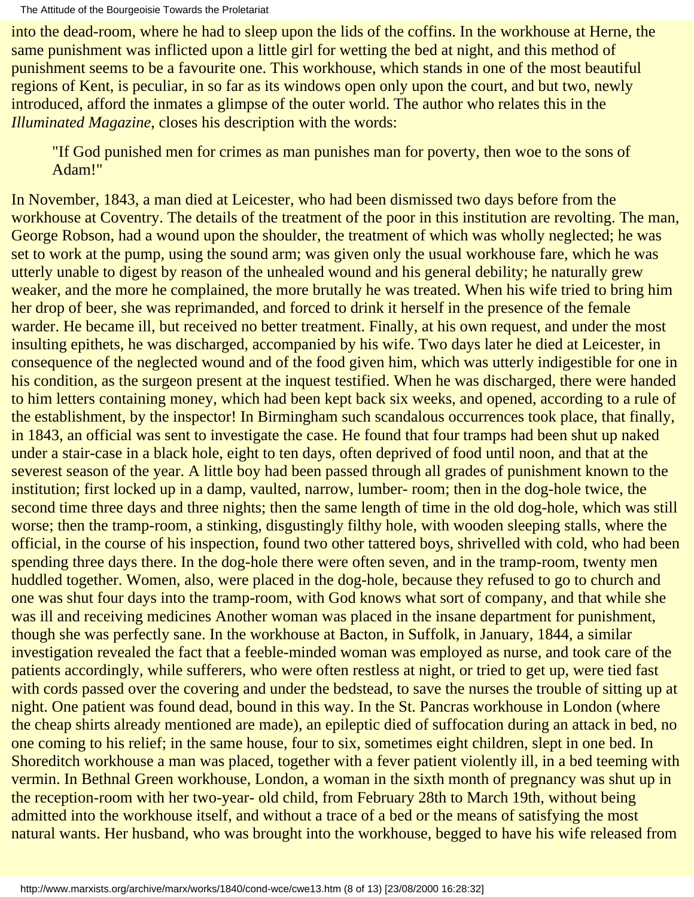into the dead-room, where he had to sleep upon the lids of the coffins. In the workhouse at Herne, the same punishment was inflicted upon a little girl for wetting the bed at night, and this method of punishment seems to be a favourite one. This workhouse, which stands in one of the most beautiful regions of Kent, is peculiar, in so far as its windows open only upon the court, and but two, newly introduced, afford the inmates a glimpse of the outer world. The author who relates this in the *Illuminated Magazine*, closes his description with the words:

> "If God punished men for crimes as man punishes man for poverty, then woe to the sons of Adam!"

In November, 1843, a man died at Leicester, who had been dismissed two days before from the workhouse at Coventry. The details of the treatment of the poor in this institution are revolting. The man, George Robson, had a wound upon the shoulder, the treatment of which was wholly neglected; he was set to work at the pump, using the sound arm; was given only the usual workhouse fare, which he was utterly unable to digest by reason of the unhealed wound and his general debility; he naturally grew weaker, and the more he complained, the more brutally he was treated. When his wife tried to bring him her drop of beer, she was reprimanded, and forced to drink it herself in the presence of the female warder. He became ill, but received no better treatment. Finally, at his own request, and under the most insulting epithets, he was discharged, accompanied by his wife. Two days later he died at Leicester, in consequence of the neglected wound and of the food given him, which was utterly indigestible for one in his condition, as the surgeon present at the inquest testified. When he was discharged, there were handed to him letters containing money, which had been kept back six weeks, and opened, according to a rule of the establishment, by the inspector! In Birmingham such scandalous occurrences took place, that finally, in 1843, an official was sent to investigate the case. He found that four tramps had been shut up naked under a stair-case in a black hole, eight to ten days, often deprived of food until noon, and that at the severest season of the year. A little boy had been passed through all grades of punishment known to the institution; first locked up in a damp, vaulted, narrow, lumber- room; then in the dog-hole twice, the second time three days and three nights; then the same length of time in the old dog-hole, which was still worse; then the tramp-room, a stinking, disgustingly filthy hole, with wooden sleeping stalls, where the official, in the course of his inspection, found two other tattered boys, shrivelled with cold, who had been spending three days there. In the dog-hole there were often seven, and in the tramp-room, twenty men huddled together. Women, also, were placed in the dog-hole, because they refused to go to church and one was shut four days into the tramp-room, with God knows what sort of company, and that while she was ill and receiving medicines Another woman was placed in the insane department for punishment, though she was perfectly sane. In the workhouse at Bacton, in Suffolk, in January, 1844, a similar investigation revealed the fact that a feeble-minded woman was employed as nurse, and took care of the patients accordingly, while sufferers, who were often restless at night, or tried to get up, were tied fast with cords passed over the covering and under the bedstead, to save the nurses the trouble of sitting up at night. One patient was found dead, bound in this way. In the St. Pancras workhouse in London (where the cheap shirts already mentioned are made), an epileptic died of suffocation during an attack in bed, no one coming to his relief; in the same house, four to six, sometimes eight children, slept in one bed. In Shoreditch workhouse a man was placed, together with a fever patient violently ill, in a bed teeming with vermin. In Bethnal Green workhouse, London, a woman in the sixth month of pregnancy was shut up in the reception-room with her two-year- old child, from February 28th to March 19th, without being admitted into the workhouse itself, and without a trace of a bed or the means of satisfying the most natural wants. Her husband, who was brought into the workhouse, begged to have his wife released from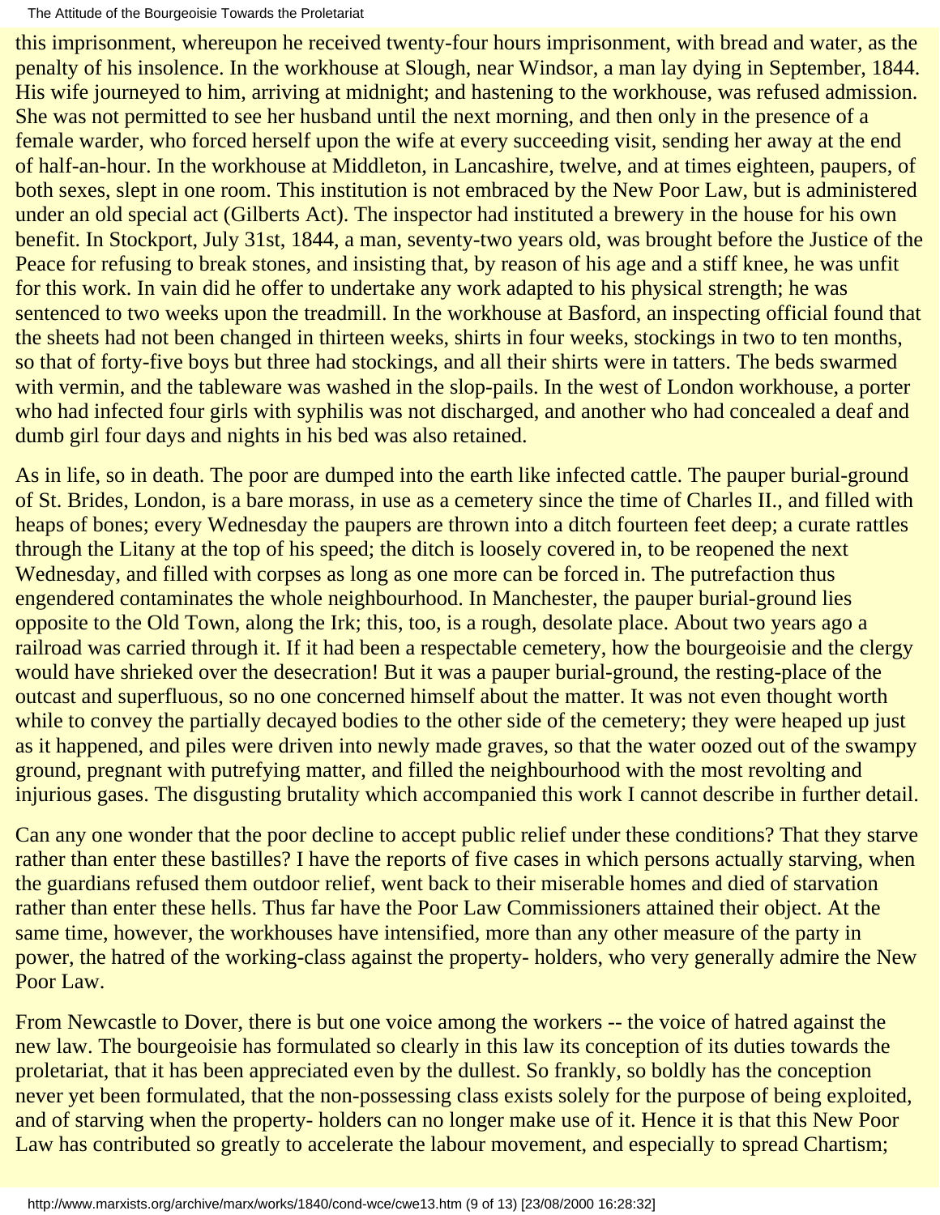this imprisonment, whereupon he received twenty-four hours imprisonment, with bread and water, as the penalty of his insolence. In the workhouse at Slough, near Windsor, a man lay dying in September, 1844. His wife journeyed to him, arriving at midnight; and hastening to the workhouse, was refused admission. She was not permitted to see her husband until the next morning, and then only in the presence of a female warder, who forced herself upon the wife at every succeeding visit, sending her away at the end of half-an-hour. In the workhouse at Middleton, in Lancashire, twelve, and at times eighteen, paupers, of both sexes, slept in one room. This institution is not embraced by the New Poor Law, but is administered under an old special act (Gilberts Act). The inspector had instituted a brewery in the house for his own benefit. In Stockport, July 31st, 1844, a man, seventy-two years old, was brought before the Justice of the Peace for refusing to break stones, and insisting that, by reason of his age and a stiff knee, he was unfit for this work. In vain did he offer to undertake any work adapted to his physical strength; he was sentenced to two weeks upon the treadmill. In the workhouse at Basford, an inspecting official found that the sheets had not been changed in thirteen weeks, shirts in four weeks, stockings in two to ten months, so that of forty-five boys but three had stockings, and all their shirts were in tatters. The beds swarmed with vermin, and the tableware was washed in the slop-pails. In the west of London workhouse, a porter who had infected four girls with syphilis was not discharged, and another who had concealed a deaf and dumb girl four days and nights in his bed was also retained.

As in life, so in death. The poor are dumped into the earth like infected cattle. The pauper burial-ground of St. Brides, London, is a bare morass, in use as a cemetery since the time of Charles II., and filled with heaps of bones; every Wednesday the paupers are thrown into a ditch fourteen feet deep; a curate rattles through the Litany at the top of his speed; the ditch is loosely covered in, to be reopened the next Wednesday, and filled with corpses as long as one more can be forced in. The putrefaction thus engendered contaminates the whole neighbourhood. In Manchester, the pauper burial-ground lies opposite to the Old Town, along the Irk; this, too, is a rough, desolate place. About two years ago a railroad was carried through it. If it had been a respectable cemetery, how the bourgeoisie and the clergy would have shrieked over the desecration! But it was a pauper burial-ground, the resting-place of the outcast and superfluous, so no one concerned himself about the matter. It was not even thought worth while to convey the partially decayed bodies to the other side of the cemetery; they were heaped up just as it happened, and piles were driven into newly made graves, so that the water oozed out of the swampy ground, pregnant with putrefying matter, and filled the neighbourhood with the most revolting and injurious gases. The disgusting brutality which accompanied this work I cannot describe in further detail.

Can any one wonder that the poor decline to accept public relief under these conditions? That they starve rather than enter these bastilles? I have the reports of five cases in which persons actually starving, when the guardians refused them outdoor relief, went back to their miserable homes and died of starvation rather than enter these hells. Thus far have the Poor Law Commissioners attained their object. At the same time, however, the workhouses have intensified, more than any other measure of the party in power, the hatred of the working-class against the property- holders, who very generally admire the New Poor Law.

From Newcastle to Dover, there is but one voice among the workers -- the voice of hatred against the new law. The bourgeoisie has formulated so clearly in this law its conception of its duties towards the proletariat, that it has been appreciated even by the dullest. So frankly, so boldly has the conception never yet been formulated, that the non-possessing class exists solely for the purpose of being exploited, and of starving when the property- holders can no longer make use of it. Hence it is that this New Poor Law has contributed so greatly to accelerate the labour movement, and especially to spread Chartism;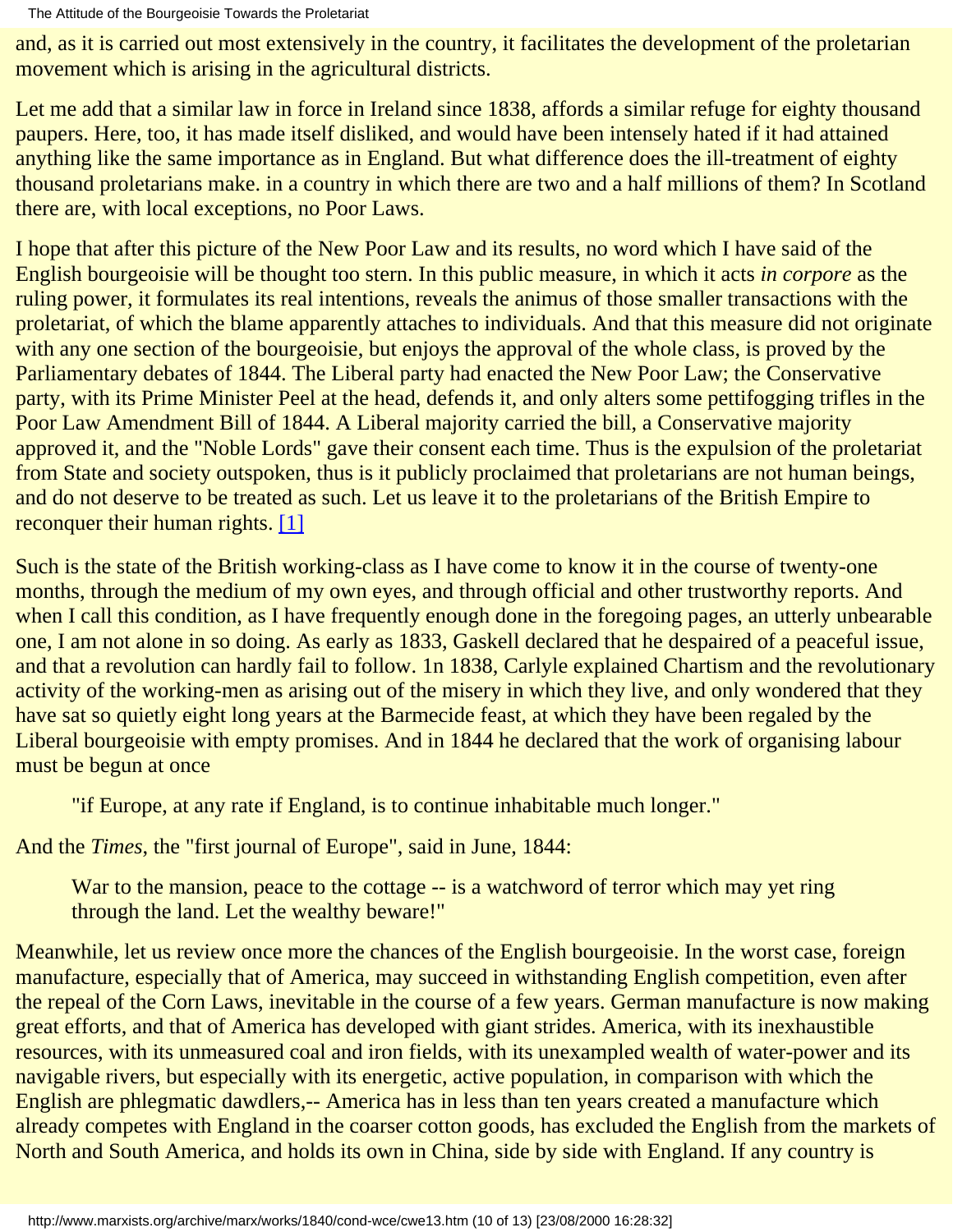and, as it is carried out most extensively in the country, it facilitates the development of the proletarian movement which is arising in the agricultural districts.

Let me add that a similar law in force in Ireland since 1838, affords a similar refuge for eighty thousand paupers. Here, too, it has made itself disliked, and would have been intensely hated if it had attained anything like the same importance as in England. But what difference does the ill-treatment of eighty thousand proletarians make. in a country in which there are two and a half millions of them? In Scotland there are, with local exceptions, no Poor Laws.

I hope that after this picture of the New Poor Law and its results, no word which I have said of the English bourgeoisie will be thought too stern. In this public measure, in which it acts *in corpore* as the ruling power, it formulates its real intentions, reveals the animus of those smaller transactions with the proletariat, of which the blame apparently attaches to individuals. And that this measure did not originate with any one section of the bourgeoisie, but enjoys the approval of the whole class, is proved by the Parliamentary debates of 1844. The Liberal party had enacted the New Poor Law; the Conservative party, with its Prime Minister Peel at the head, defends it, and only alters some pettifogging trifles in the Poor Law Amendment Bill of 1844. A Liberal majority carried the bill, a Conservative majority approved it, and the "Noble Lords" gave their consent each time. Thus is the expulsion of the proletariat from State and society outspoken, thus is it publicly proclaimed that proletarians are not human beings, and do not deserve to be treated as such. Let us leave it to the proletarians of the British Empire to reconquer their human rights. [1]

Such is the state of the British working-class as I have come to know it in the course of twenty-one months, through the medium of my own eyes, and through official and other trustworthy reports. And when I call this condition, as I have frequently enough done in the foregoing pages, an utterly unbearable one, I am not alone in so doing. As early as 1833, Gaskell declared that he despaired of a peaceful issue, and that a revolution can hardly fail to follow. 1n 1838, Carlyle explained Chartism and the revolutionary activity of the working-men as arising out of the misery in which they live, and only wondered that they have sat so quietly eight long years at the Barmecide feast, at which they have been regaled by the Liberal bourgeoisie with empty promises. And in 1844 he declared that the work of organising labour must be begun at once

> "if Europe, at any rate if England, is to continue inhabitable much longer."

And the *Times*, the "first journal of Europe", said in June, 1844:

> War to the mansion, peace to the cottage -- is a watchword of terror which may yet ring through the land. Let the wealthy beware!"

Meanwhile, let us review once more the chances of the English bourgeoisie. In the worst case, foreign manufacture, especially that of America, may succeed in withstanding English competition, even after the repeal of the Corn Laws, inevitable in the course of a few years. German manufacture is now making great efforts, and that of America has developed with giant strides. America, with its inexhaustible resources, with its unmeasured coal and iron fields, with its unexampled wealth of water-power and its navigable rivers, but especially with its energetic, active population, in comparison with which the English are phlegmatic dawdlers,-- America has in less than ten years created a manufacture which already competes with England in the coarser cotton goods, has excluded the English from the markets of North and South America, and holds its own in China, side by side with England. If any country is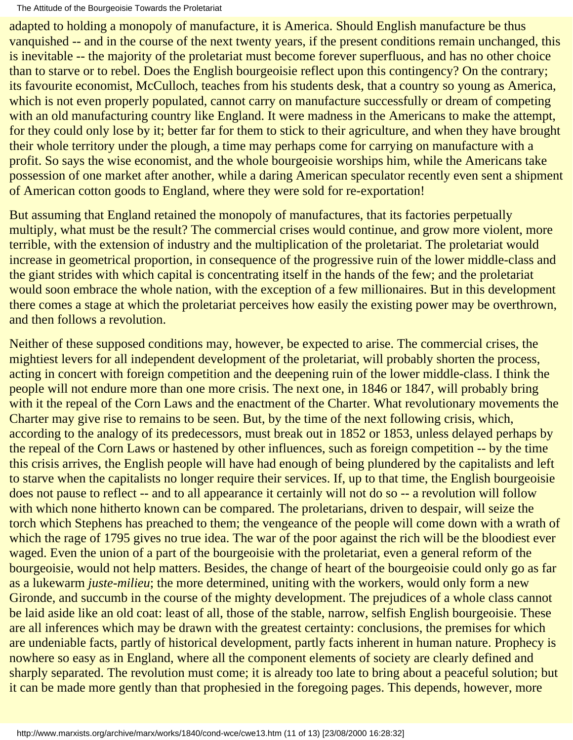adapted to holding a monopoly of manufacture, it is America. Should English manufacture be thus vanquished -- and in the course of the next twenty years, if the present conditions remain unchanged, this is inevitable -- the majority of the proletariat must become forever superfluous, and has no other choice than to starve or to rebel. Does the English bourgeoisie reflect upon this contingency? On the contrary; its favourite economist, McCulloch, teaches from his students desk, that a country so young as America, which is not even properly populated, cannot carry on manufacture successfully or dream of competing with an old manufacturing country like England. It were madness in the Americans to make the attempt, for they could only lose by it; better far for them to stick to their agriculture, and when they have brought their whole territory under the plough, a time may perhaps come for carrying on manufacture with a profit. So says the wise economist, and the whole bourgeoisie worships him, while the Americans take possession of one market after another, while a daring American speculator recently even sent a shipment of American cotton goods to England, where they were sold for re-exportation!

But assuming that England retained the monopoly of manufactures, that its factories perpetually multiply, what must be the result? The commercial crises would continue, and grow more violent, more terrible, with the extension of industry and the multiplication of the proletariat. The proletariat would increase in geometrical proportion, in consequence of the progressive ruin of the lower middle-class and the giant strides with which capital is concentrating itself in the hands of the few; and the proletariat would soon embrace the whole nation, with the exception of a few millionaires. But in this development there comes a stage at which the proletariat perceives how easily the existing power may be overthrown, and then follows a revolution.

Neither of these supposed conditions may, however, be expected to arise. The commercial crises, the mightiest levers for all independent development of the proletariat, will probably shorten the process, acting in concert with foreign competition and the deepening ruin of the lower middle-class. I think the people will not endure more than one more crisis. The next one, in 1846 or 1847, will probably bring with it the repeal of the Corn Laws and the enactment of the Charter. What revolutionary movements the Charter may give rise to remains to be seen. But, by the time of the next following crisis, which, according to the analogy of its predecessors, must break out in 1852 or 1853, unless delayed perhaps by the repeal of the Corn Laws or hastened by other influences, such as foreign competition -- by the time this crisis arrives, the English people will have had enough of being plundered by the capitalists and left to starve when the capitalists no longer require their services. If, up to that time, the English bourgeoisie does not pause to reflect -- and to all appearance it certainly will not do so -- a revolution will follow with which none hitherto known can be compared. The proletarians, driven to despair, will seize the torch which Stephens has preached to them; the vengeance of the people will come down with a wrath of which the rage of 1795 gives no true idea. The war of the poor against the rich will be the bloodiest ever waged. Even the union of a part of the bourgeoisie with the proletariat, even a general reform of the bourgeoisie, would not help matters. Besides, the change of heart of the bourgeoisie could only go as far as a lukewarm *juste-milieu*; the more determined, uniting with the workers, would only form a new Gironde, and succumb in the course of the mighty development. The prejudices of a whole class cannot be laid aside like an old coat: least of all, those of the stable, narrow, selfish English bourgeoisie. These are all inferences which may be drawn with the greatest certainty: conclusions, the premises for which are undeniable facts, partly of historical development, partly facts inherent in human nature. Prophecy is nowhere so easy as in England, where all the component elements of society are clearly defined and sharply separated. The revolution must come; it is already too late to bring about a peaceful solution; but it can be made more gently than that prophesied in the foregoing pages. This depends, however, more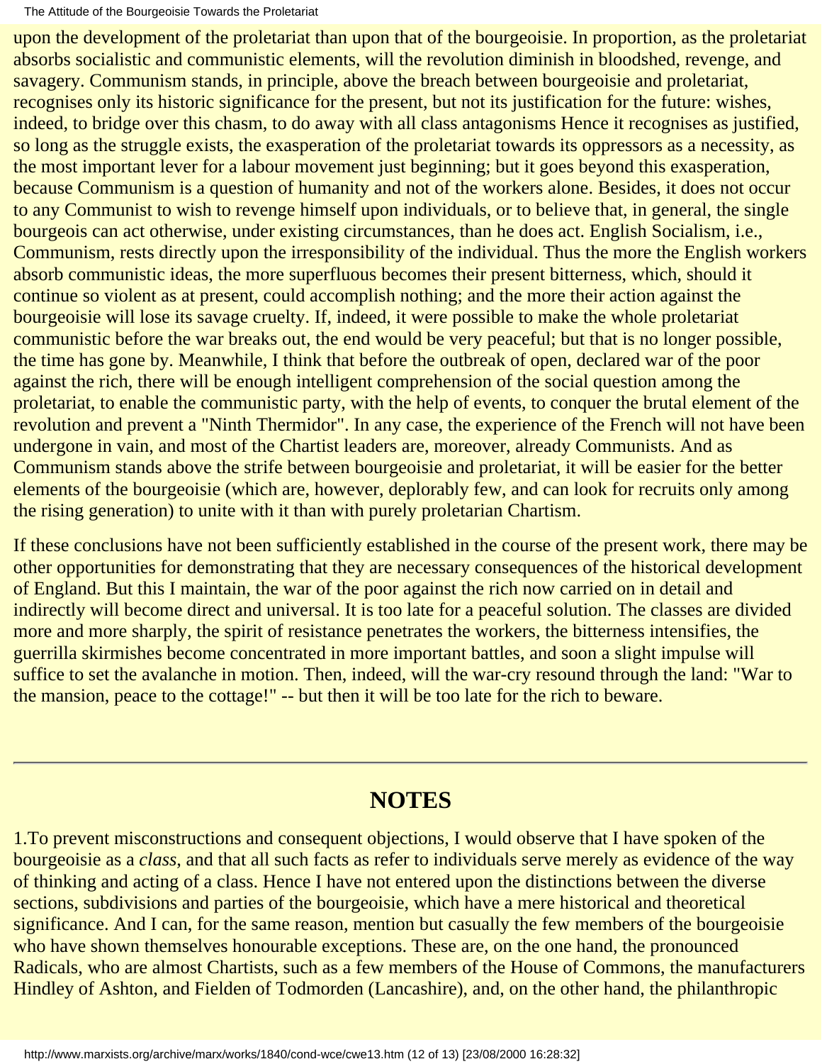upon the development of the proletariat than upon that of the bourgeoisie. In proportion, as the proletariat absorbs socialistic and communistic elements, will the revolution diminish in bloodshed, revenge, and savagery. Communism stands, in principle, above the breach between bourgeoisie and proletariat, recognises only its historic significance for the present, but not its justification for the future: wishes, indeed, to bridge over this chasm, to do away with all class antagonisms Hence it recognises as justified, so long as the struggle exists, the exasperation of the proletariat towards its oppressors as a necessity, as the most important lever for a labour movement just beginning; but it goes beyond this exasperation, because Communism is a question of humanity and not of the workers alone. Besides, it does not occur to any Communist to wish to revenge himself upon individuals, or to believe that, in general, the single bourgeois can act otherwise, under existing circumstances, than he does act. English Socialism, i.e., Communism, rests directly upon the irresponsibility of the individual. Thus the more the English workers absorb communistic ideas, the more superfluous becomes their present bitterness, which, should it continue so violent as at present, could accomplish nothing; and the more their action against the bourgeoisie will lose its savage cruelty. If, indeed, it were possible to make the whole proletariat communistic before the war breaks out, the end would be very peaceful; but that is no longer possible, the time has gone by. Meanwhile, I think that before the outbreak of open, declared war of the poor against the rich, there will be enough intelligent comprehension of the social question among the proletariat, to enable the communistic party, with the help of events, to conquer the brutal element of the revolution and prevent a "Ninth Thermidor". In any case, the experience of the French will not have been undergone in vain, and most of the Chartist leaders are, moreover, already Communists. And as Communism stands above the strife between bourgeoisie and proletariat, it will be easier for the better elements of the bourgeoisie (which are, however, deplorably few, and can look for recruits only among the rising generation) to unite with it than with purely proletarian Chartism.

If these conclusions have not been sufficiently established in the course of the present work, there may be other opportunities for demonstrating that they are necessary consequences of the historical development of England. But this I maintain, the war of the poor against the rich now carried on in detail and indirectly will become direct and universal. It is too late for a peaceful solution. The classes are divided more and more sharply, the spirit of resistance penetrates the workers, the bitterness intensifies, the guerrilla skirmishes become concentrated in more important battles, and soon a slight impulse will suffice to set the avalanche in motion. Then, indeed, will the war-cry resound through the land: "War to the mansion, peace to the cottage!" -- but then it will be too late for the rich to beware.

---

## NOTES

1.To prevent misconstructions and consequent objections, I would observe that I have spoken of the bourgeoisie as a *class*, and that all such facts as refer to individuals serve merely as evidence of the way of thinking and acting of a class. Hence I have not entered upon the distinctions between the diverse sections, subdivisions and parties of the bourgeoisie, which have a mere historical and theoretical significance. And I can, for the same reason, mention but casually the few members of the bourgeoisie who have shown themselves honourable exceptions. These are, on the one hand, the pronounced Radicals, who are almost Chartists, such as a few members of the House of Commons, the manufacturers Hindley of Ashton, and Fielden of Todmorden (Lancashire), and, on the other hand, the philanthropic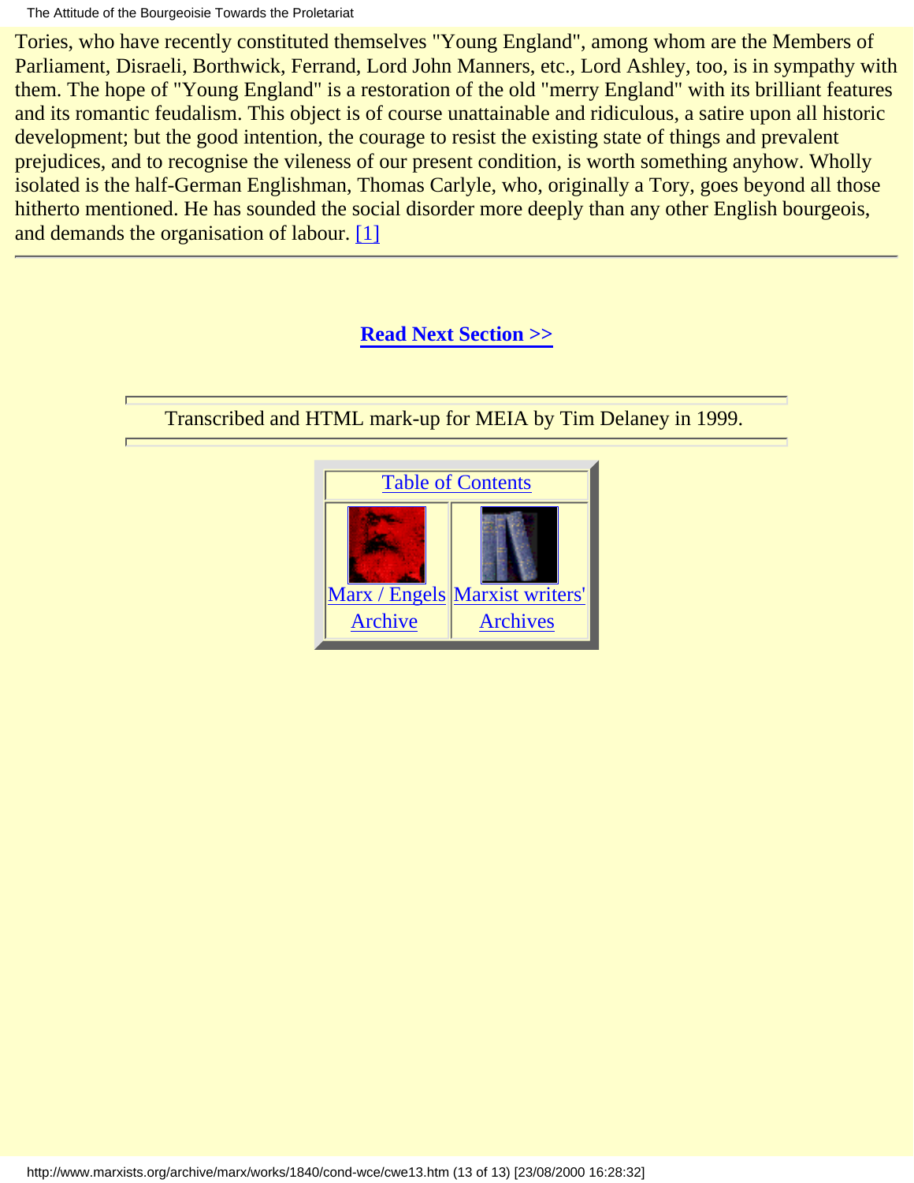Tories, who have recently constituted themselves "Young England", among whom are the Members of Parliament, Disraeli, Borthwick, Ferrand, Lord John Manners, etc., Lord Ashley, too, is in sympathy with them. The hope of "Young England" is a restoration of the old "merry England" with its brilliant features and its romantic feudalism. This object is of course unattainable and ridiculous, a satire upon all historic development; but the good intention, the courage to resist the existing state of things and prevalent prejudices, and to recognise the vileness of our present condition, is worth something anyhow. Wholly isolated is the half-German Englishman, Thomas Carlyle, who, originally a Tory, goes beyond all those hitherto mentioned. He has sounded the social disorder more deeply than any other English bourgeois, and demands the organisation of labour. [1]

---

**Read Next Section >>**

---

Transcribed and HTML mark-up for MEIA by Tim Delaney in 1999.

---

| Table of Contents | |
|---|---|
| Marx / Engels Archive | Marxist writers' Archives |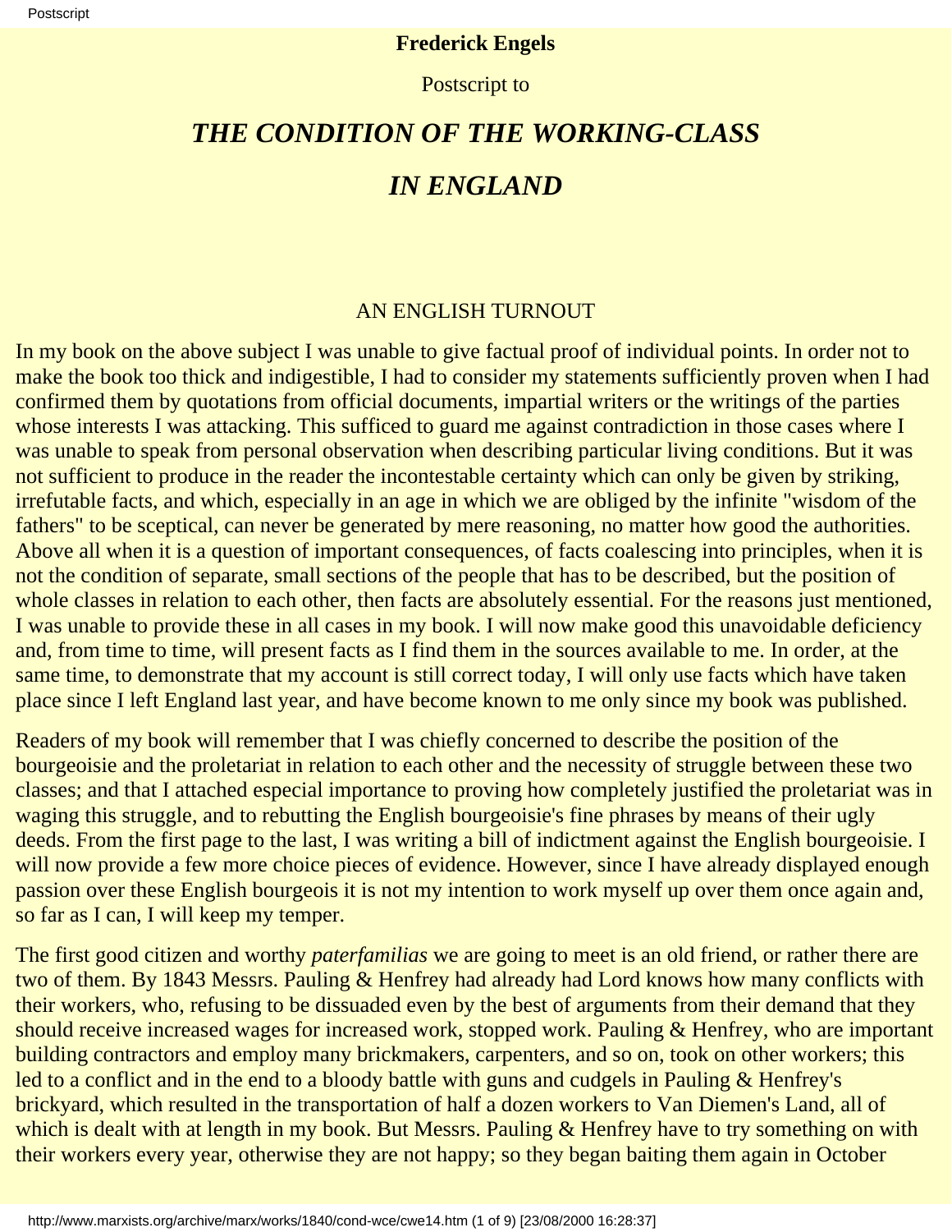**Frederick Engels**

Postscript to

# *THE CONDITION OF THE WORKING-CLASS IN ENGLAND*

## AN ENGLISH TURNOUT

In my book on the above subject I was unable to give factual proof of individual points. In order not to make the book too thick and indigestible, I had to consider my statements sufficiently proven when I had confirmed them by quotations from official documents, impartial writers or the writings of the parties whose interests I was attacking. This sufficed to guard me against contradiction in those cases where I was unable to speak from personal observation when describing particular living conditions. But it was not sufficient to produce in the reader the incontestable certainty which can only be given by striking, irrefutable facts, and which, especially in an age in which we are obliged by the infinite "wisdom of the fathers" to be sceptical, can never be generated by mere reasoning, no matter how good the authorities. Above all when it is a question of important consequences, of facts coalescing into principles, when it is not the condition of separate, small sections of the people that has to be described, but the position of whole classes in relation to each other, then facts are absolutely essential. For the reasons just mentioned, I was unable to provide these in all cases in my book. I will now make good this unavoidable deficiency and, from time to time, will present facts as I find them in the sources available to me. In order, at the same time, to demonstrate that my account is still correct today, I will only use facts which have taken place since I left England last year, and have become known to me only since my book was published.

Readers of my book will remember that I was chiefly concerned to describe the position of the bourgeoisie and the proletariat in relation to each other and the necessity of struggle between these two classes; and that I attached especial importance to proving how completely justified the proletariat was in waging this struggle, and to rebutting the English bourgeoisie's fine phrases by means of their ugly deeds. From the first page to the last, I was writing a bill of indictment against the English bourgeoisie. I will now provide a few more choice pieces of evidence. However, since I have already displayed enough passion over these English bourgeois it is not my intention to work myself up over them once again and, so far as I can, I will keep my temper.

The first good citizen and worthy *paterfamilias* we are going to meet is an old friend, or rather there are two of them. By 1843 Messrs. Pauling & Henfrey had already had Lord knows how many conflicts with their workers, who, refusing to be dissuaded even by the best of arguments from their demand that they should receive increased wages for increased work, stopped work. Pauling & Henfrey, who are important building contractors and employ many brickmakers, carpenters, and so on, took on other workers; this led to a conflict and in the end to a bloody battle with guns and cudgels in Pauling & Henfrey's brickyard, which resulted in the transportation of half a dozen workers to Van Diemen's Land, all of which is dealt with at length in my book. But Messrs. Pauling & Henfrey have to try something on with their workers every year, otherwise they are not happy; so they began baiting them again in October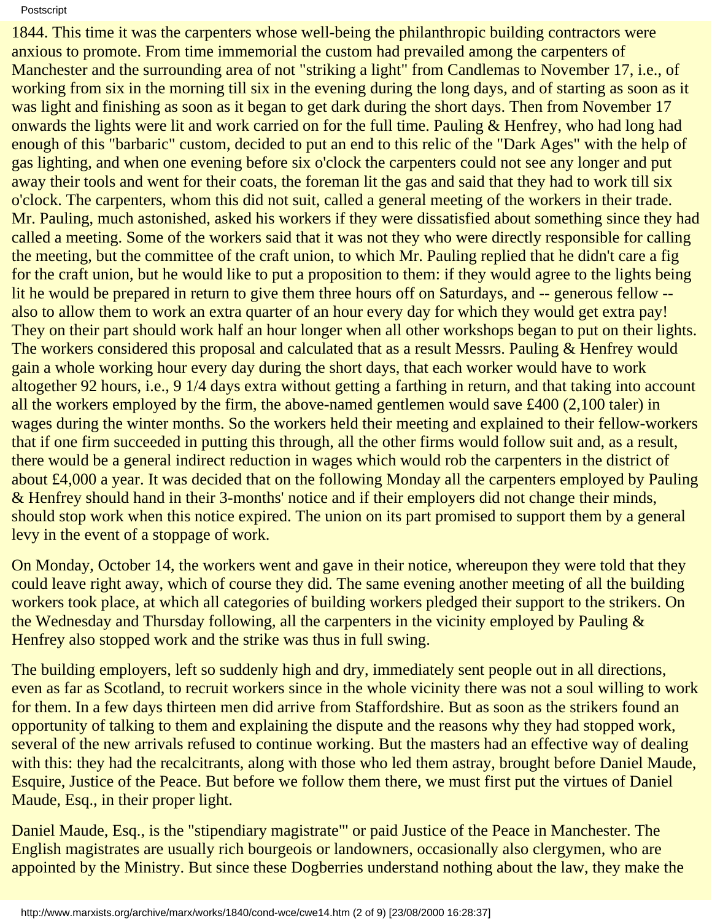1844. This time it was the carpenters whose well-being the philanthropic building contractors were anxious to promote. From time immemorial the custom had prevailed among the carpenters of Manchester and the surrounding area of not "striking a light" from Candlemas to November 17, i.e., of working from six in the morning till six in the evening during the long days, and of starting as soon as it was light and finishing as soon as it began to get dark during the short days. Then from November 17 onwards the lights were lit and work carried on for the full time. Pauling & Henfrey, who had long had enough of this "barbaric" custom, decided to put an end to this relic of the "Dark Ages" with the help of gas lighting, and when one evening before six o'clock the carpenters could not see any longer and put away their tools and went for their coats, the foreman lit the gas and said that they had to work till six o'clock. The carpenters, whom this did not suit, called a general meeting of the workers in their trade. Mr. Pauling, much astonished, asked his workers if they were dissatisfied about something since they had called a meeting. Some of the workers said that it was not they who were directly responsible for calling the meeting, but the committee of the craft union, to which Mr. Pauling replied that he didn't care a fig for the craft union, but he would like to put a proposition to them: if they would agree to the lights being lit he would be prepared in return to give them three hours off on Saturdays, and -- generous fellow -- also to allow them to work an extra quarter of an hour every day for which they would get extra pay! They on their part should work half an hour longer when all other workshops began to put on their lights. The workers considered this proposal and calculated that as a result Messrs. Pauling & Henfrey would gain a whole working hour every day during the short days, that each worker would have to work altogether 92 hours, i.e., 9 1/4 days extra without getting a farthing in return, and that taking into account all the workers employed by the firm, the above-named gentlemen would save £400 (2,100 taler) in wages during the winter months. So the workers held their meeting and explained to their fellow-workers that if one firm succeeded in putting this through, all the other firms would follow suit and, as a result, there would be a general indirect reduction in wages which would rob the carpenters in the district of about £4,000 a year. It was decided that on the following Monday all the carpenters employed by Pauling & Henfrey should hand in their 3-months' notice and if their employers did not change their minds, should stop work when this notice expired. The union on its part promised to support them by a general levy in the event of a stoppage of work.

On Monday, October 14, the workers went and gave in their notice, whereupon they were told that they could leave right away, which of course they did. The same evening another meeting of all the building workers took place, at which all categories of building workers pledged their support to the strikers. On the Wednesday and Thursday following, all the carpenters in the vicinity employed by Pauling & Henfrey also stopped work and the strike was thus in full swing.

The building employers, left so suddenly high and dry, immediately sent people out in all directions, even as far as Scotland, to recruit workers since in the whole vicinity there was not a soul willing to work for them. In a few days thirteen men did arrive from Staffordshire. But as soon as the strikers found an opportunity of talking to them and explaining the dispute and the reasons why they had stopped work, several of the new arrivals refused to continue working. But the masters had an effective way of dealing with this: they had the recalcitrants, along with those who led them astray, brought before Daniel Maude, Esquire, Justice of the Peace. But before we follow them there, we must first put the virtues of Daniel Maude, Esq., in their proper light.

Daniel Maude, Esq., is the "stipendiary magistrate'" or paid Justice of the Peace in Manchester. The English magistrates are usually rich bourgeois or landowners, occasionally also clergymen, who are appointed by the Ministry. But since these Dogberries understand nothing about the law, they make the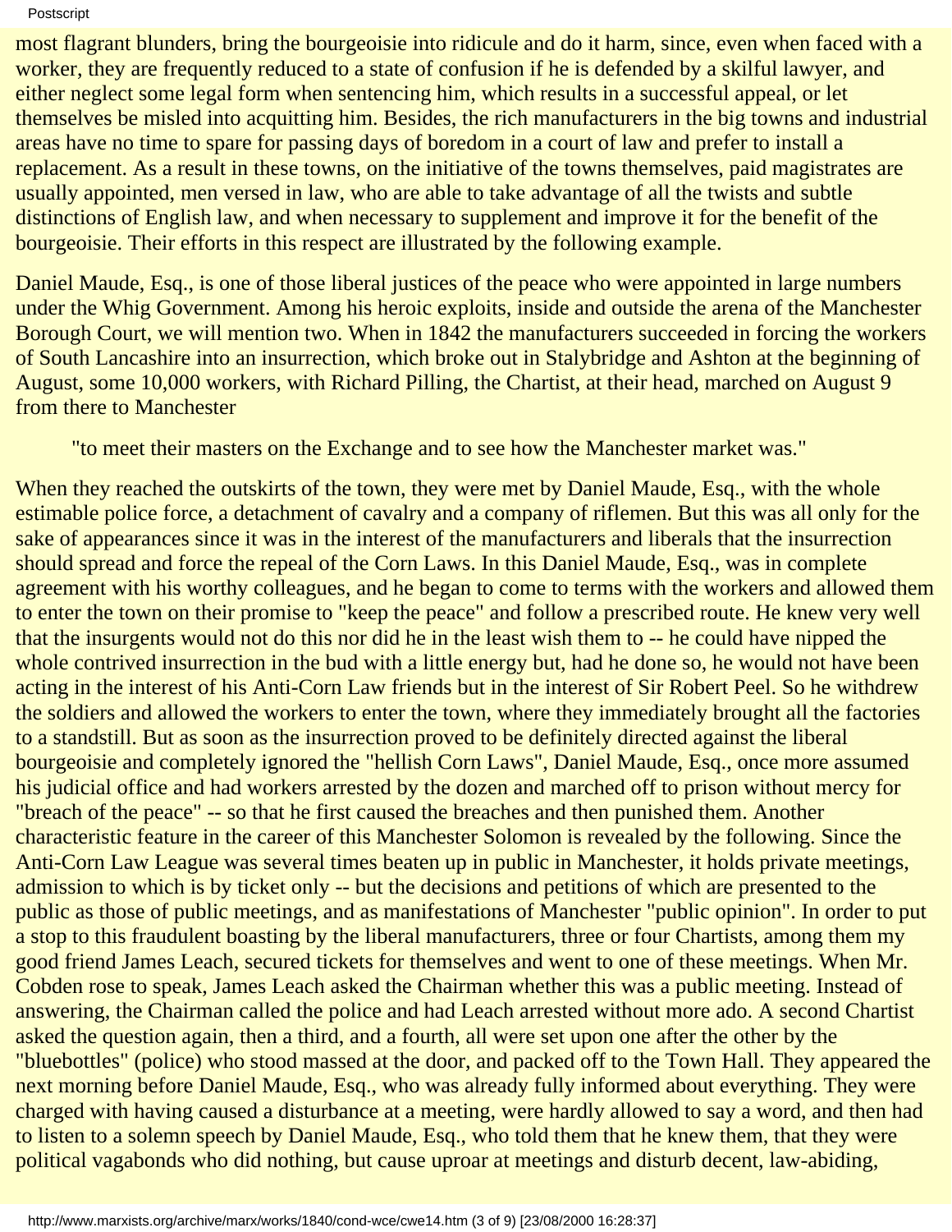most flagrant blunders, bring the bourgeoisie into ridicule and do it harm, since, even when faced with a worker, they are frequently reduced to a state of confusion if he is defended by a skilful lawyer, and either neglect some legal form when sentencing him, which results in a successful appeal, or let themselves be misled into acquitting him. Besides, the rich manufacturers in the big towns and industrial areas have no time to spare for passing days of boredom in a court of law and prefer to install a replacement. As a result in these towns, on the initiative of the towns themselves, paid magistrates are usually appointed, men versed in law, who are able to take advantage of all the twists and subtle distinctions of English law, and when necessary to supplement and improve it for the benefit of the bourgeoisie. Their efforts in this respect are illustrated by the following example.

Daniel Maude, Esq., is one of those liberal justices of the peace who were appointed in large numbers under the Whig Government. Among his heroic exploits, inside and outside the arena of the Manchester Borough Court, we will mention two. When in 1842 the manufacturers succeeded in forcing the workers of South Lancashire into an insurrection, which broke out in Stalybridge and Ashton at the beginning of August, some 10,000 workers, with Richard Pilling, the Chartist, at their head, marched on August 9 from there to Manchester

> "to meet their masters on the Exchange and to see how the Manchester market was."

When they reached the outskirts of the town, they were met by Daniel Maude, Esq., with the whole estimable police force, a detachment of cavalry and a company of riflemen. But this was all only for the sake of appearances since it was in the interest of the manufacturers and liberals that the insurrection should spread and force the repeal of the Corn Laws. In this Daniel Maude, Esq., was in complete agreement with his worthy colleagues, and he began to come to terms with the workers and allowed them to enter the town on their promise to "keep the peace" and follow a prescribed route. He knew very well that the insurgents would not do this nor did he in the least wish them to -- he could have nipped the whole contrived insurrection in the bud with a little energy but, had he done so, he would not have been acting in the interest of his Anti-Corn Law friends but in the interest of Sir Robert Peel. So he withdrew the soldiers and allowed the workers to enter the town, where they immediately brought all the factories to a standstill. But as soon as the insurrection proved to be definitely directed against the liberal bourgeoisie and completely ignored the "hellish Corn Laws", Daniel Maude, Esq., once more assumed his judicial office and had workers arrested by the dozen and marched off to prison without mercy for "breach of the peace" -- so that he first caused the breaches and then punished them. Another characteristic feature in the career of this Manchester Solomon is revealed by the following. Since the Anti-Corn Law League was several times beaten up in public in Manchester, it holds private meetings, admission to which is by ticket only -- but the decisions and petitions of which are presented to the public as those of public meetings, and as manifestations of Manchester "public opinion". In order to put a stop to this fraudulent boasting by the liberal manufacturers, three or four Chartists, among them my good friend James Leach, secured tickets for themselves and went to one of these meetings. When Mr. Cobden rose to speak, James Leach asked the Chairman whether this was a public meeting. Instead of answering, the Chairman called the police and had Leach arrested without more ado. A second Chartist asked the question again, then a third, and a fourth, all were set upon one after the other by the "bluebottles" (police) who stood massed at the door, and packed off to the Town Hall. They appeared the next morning before Daniel Maude, Esq., who was already fully informed about everything. They were charged with having caused a disturbance at a meeting, were hardly allowed to say a word, and then had to listen to a solemn speech by Daniel Maude, Esq., who told them that he knew them, that they were political vagabonds who did nothing, but cause uproar at meetings and disturb decent, law-abiding,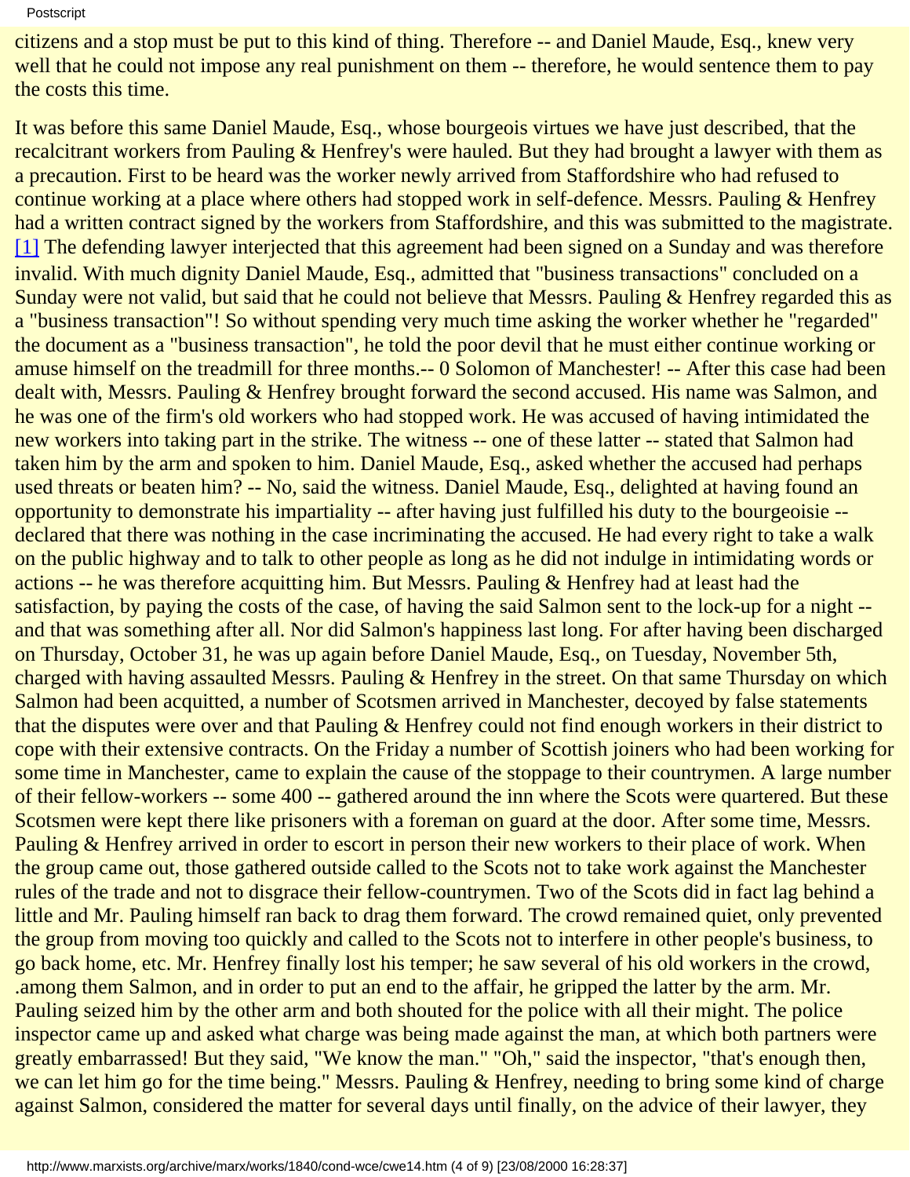citizens and a stop must be put to this kind of thing. Therefore -- and Daniel Maude, Esq., knew very well that he could not impose any real punishment on them -- therefore, he would sentence them to pay the costs this time.

It was before this same Daniel Maude, Esq., whose bourgeois virtues we have just described, that the recalcitrant workers from Pauling & Henfrey's were hauled. But they had brought a lawyer with them as a precaution. First to be heard was the worker newly arrived from Staffordshire who had refused to continue working at a place where others had stopped work in self-defence. Messrs. Pauling & Henfrey had a written contract signed by the workers from Staffordshire, and this was submitted to the magistrate. [1] The defending lawyer interjected that this agreement had been signed on a Sunday and was therefore invalid. With much dignity Daniel Maude, Esq., admitted that "business transactions" concluded on a Sunday were not valid, but said that he could not believe that Messrs. Pauling & Henfrey regarded this as a "business transaction"! So without spending very much time asking the worker whether he "regarded" the document as a "business transaction", he told the poor devil that he must either continue working or amuse himself on the treadmill for three months.-- 0 Solomon of Manchester! -- After this case had been dealt with, Messrs. Pauling & Henfrey brought forward the second accused. His name was Salmon, and he was one of the firm's old workers who had stopped work. He was accused of having intimidated the new workers into taking part in the strike. The witness -- one of these latter -- stated that Salmon had taken him by the arm and spoken to him. Daniel Maude, Esq., asked whether the accused had perhaps used threats or beaten him? -- No, said the witness. Daniel Maude, Esq., delighted at having found an opportunity to demonstrate his impartiality -- after having just fulfilled his duty to the bourgeoisie -- declared that there was nothing in the case incriminating the accused. He had every right to take a walk on the public highway and to talk to other people as long as he did not indulge in intimidating words or actions -- he was therefore acquitting him. But Messrs. Pauling & Henfrey had at least had the satisfaction, by paying the costs of the case, of having the said Salmon sent to the lock-up for a night -- and that was something after all. Nor did Salmon's happiness last long. For after having been discharged on Thursday, October 31, he was up again before Daniel Maude, Esq., on Tuesday, November 5th, charged with having assaulted Messrs. Pauling & Henfrey in the street. On that same Thursday on which Salmon had been acquitted, a number of Scotsmen arrived in Manchester, decoyed by false statements that the disputes were over and that Pauling & Henfrey could not find enough workers in their district to cope with their extensive contracts. On the Friday a number of Scottish joiners who had been working for some time in Manchester, came to explain the cause of the stoppage to their countrymen. A large number of their fellow-workers -- some 400 -- gathered around the inn where the Scots were quartered. But these Scotsmen were kept there like prisoners with a foreman on guard at the door. After some time, Messrs. Pauling & Henfrey arrived in order to escort in person their new workers to their place of work. When the group came out, those gathered outside called to the Scots not to take work against the Manchester rules of the trade and not to disgrace their fellow-countrymen. Two of the Scots did in fact lag behind a little and Mr. Pauling himself ran back to drag them forward. The crowd remained quiet, only prevented the group from moving too quickly and called to the Scots not to interfere in other people's business, to go back home, etc. Mr. Henfrey finally lost his temper; he saw several of his old workers in the crowd, .among them Salmon, and in order to put an end to the affair, he gripped the latter by the arm. Mr. Pauling seized him by the other arm and both shouted for the police with all their might. The police inspector came up and asked what charge was being made against the man, at which both partners were greatly embarrassed! But they said, "We know the man." "Oh," said the inspector, "that's enough then, we can let him go for the time being." Messrs. Pauling & Henfrey, needing to bring some kind of charge against Salmon, considered the matter for several days until finally, on the advice of their lawyer, they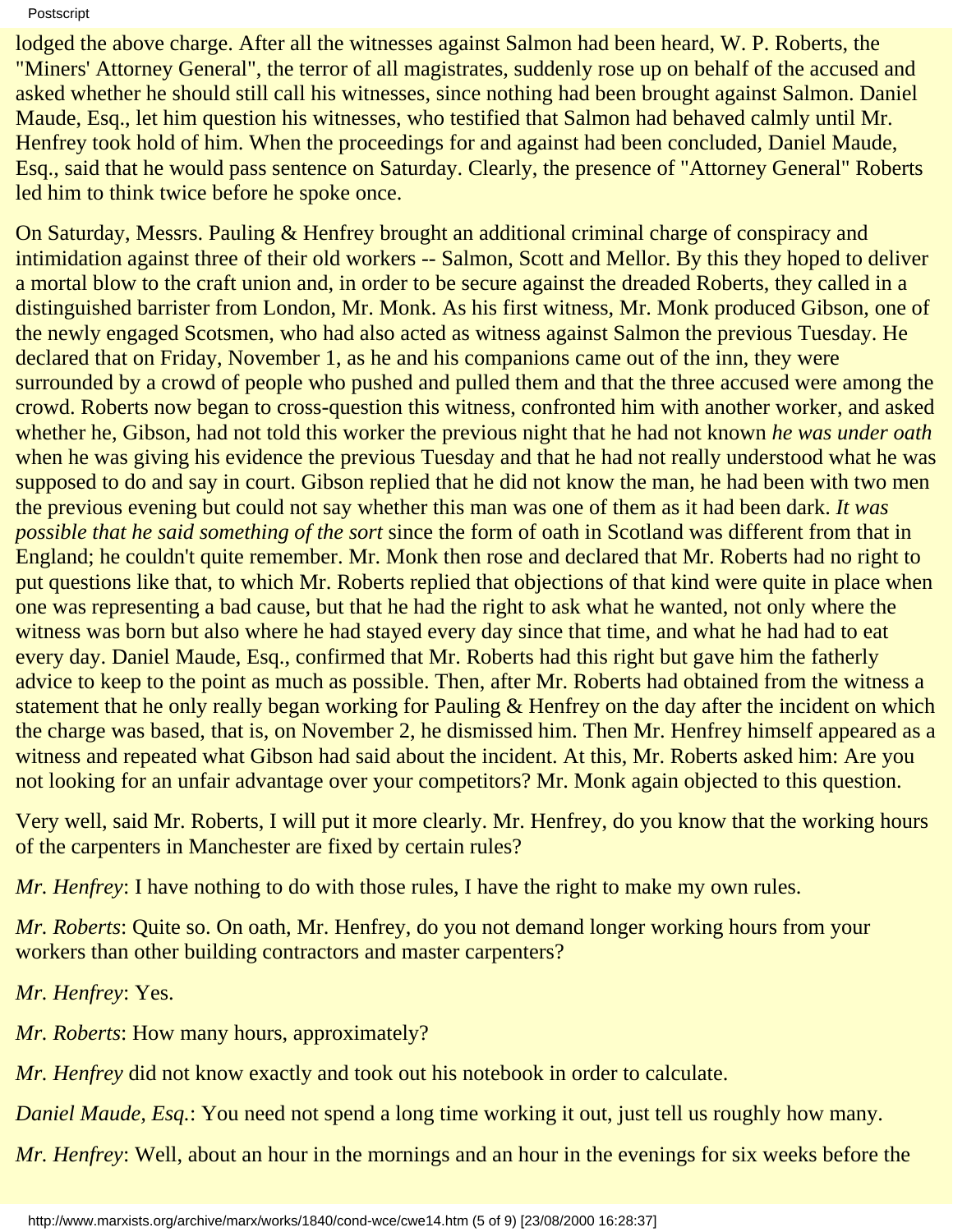lodged the above charge. After all the witnesses against Salmon had been heard, W. P. Roberts, the "Miners' Attorney General", the terror of all magistrates, suddenly rose up on behalf of the accused and asked whether he should still call his witnesses, since nothing had been brought against Salmon. Daniel Maude, Esq., let him question his witnesses, who testified that Salmon had behaved calmly until Mr. Henfrey took hold of him. When the proceedings for and against had been concluded, Daniel Maude, Esq., said that he would pass sentence on Saturday. Clearly, the presence of "Attorney General" Roberts led him to think twice before he spoke once.

On Saturday, Messrs. Pauling & Henfrey brought an additional criminal charge of conspiracy and intimidation against three of their old workers -- Salmon, Scott and Mellor. By this they hoped to deliver a mortal blow to the craft union and, in order to be secure against the dreaded Roberts, they called in a distinguished barrister from London, Mr. Monk. As his first witness, Mr. Monk produced Gibson, one of the newly engaged Scotsmen, who had also acted as witness against Salmon the previous Tuesday. He declared that on Friday, November 1, as he and his companions came out of the inn, they were surrounded by a crowd of people who pushed and pulled them and that the three accused were among the crowd. Roberts now began to cross-question this witness, confronted him with another worker, and asked whether he, Gibson, had not told this worker the previous night that he had not known *he was under oath* when he was giving his evidence the previous Tuesday and that he had not really understood what he was supposed to do and say in court. Gibson replied that he did not know the man, he had been with two men the previous evening but could not say whether this man was one of them as it had been dark. *It was possible that he said something of the sort* since the form of oath in Scotland was different from that in England; he couldn't quite remember. Mr. Monk then rose and declared that Mr. Roberts had no right to put questions like that, to which Mr. Roberts replied that objections of that kind were quite in place when one was representing a bad cause, but that he had the right to ask what he wanted, not only where the witness was born but also where he had stayed every day since that time, and what he had had to eat every day. Daniel Maude, Esq., confirmed that Mr. Roberts had this right but gave him the fatherly advice to keep to the point as much as possible. Then, after Mr. Roberts had obtained from the witness a statement that he only really began working for Pauling & Henfrey on the day after the incident on which the charge was based, that is, on November 2, he dismissed him. Then Mr. Henfrey himself appeared as a witness and repeated what Gibson had said about the incident. At this, Mr. Roberts asked him: Are you not looking for an unfair advantage over your competitors? Mr. Monk again objected to this question.

Very well, said Mr. Roberts, I will put it more clearly. Mr. Henfrey, do you know that the working hours of the carpenters in Manchester are fixed by certain rules?

*Mr. Henfrey*: I have nothing to do with those rules, I have the right to make my own rules.

*Mr. Roberts*: Quite so. On oath, Mr. Henfrey, do you not demand longer working hours from your workers than other building contractors and master carpenters?

*Mr. Henfrey*: Yes.

*Mr. Roberts*: How many hours, approximately?

*Mr. Henfrey* did not know exactly and took out his notebook in order to calculate.

*Daniel Maude, Esq.*: You need not spend a long time working it out, just tell us roughly how many.

*Mr. Henfrey*: Well, about an hour in the mornings and an hour in the evenings for six weeks before the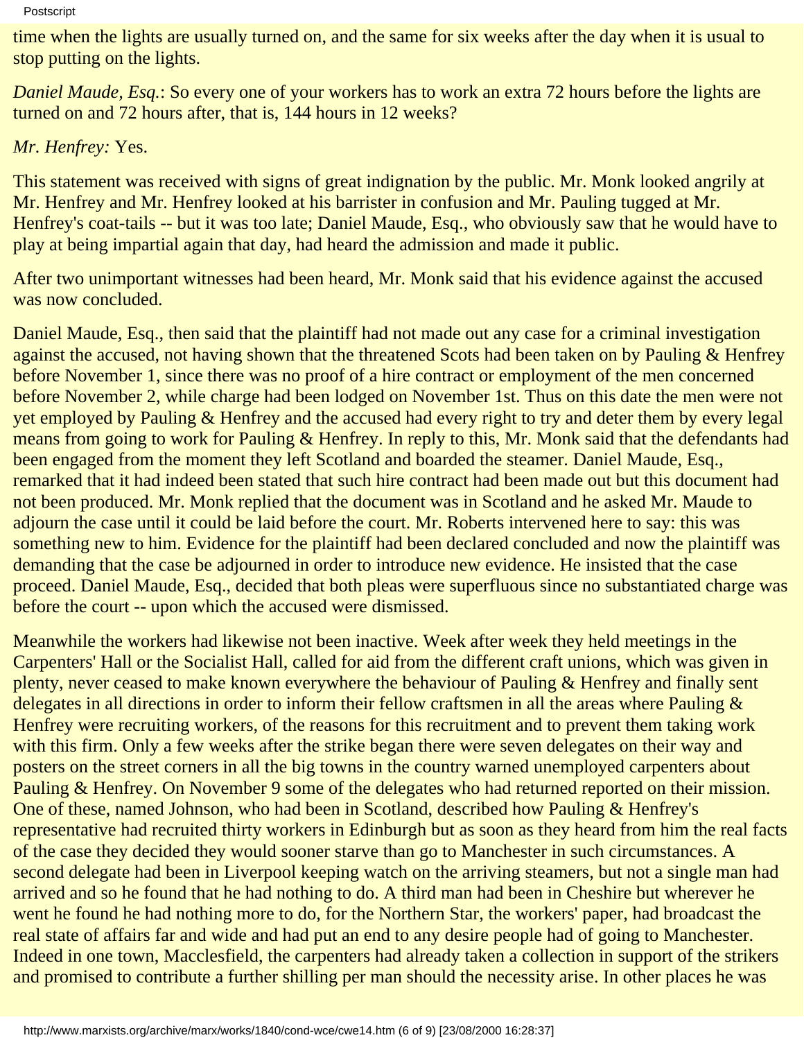time when the lights are usually turned on, and the same for six weeks after the day when it is usual to stop putting on the lights.

*Daniel Maude, Esq.*: So every one of your workers has to work an extra 72 hours before the lights are turned on and 72 hours after, that is, 144 hours in 12 weeks?

*Mr. Henfrey:* Yes.

This statement was received with signs of great indignation by the public. Mr. Monk looked angrily at Mr. Henfrey and Mr. Henfrey looked at his barrister in confusion and Mr. Pauling tugged at Mr. Henfrey's coat-tails -- but it was too late; Daniel Maude, Esq., who obviously saw that he would have to play at being impartial again that day, had heard the admission and made it public.

After two unimportant witnesses had been heard, Mr. Monk said that his evidence against the accused was now concluded.

Daniel Maude, Esq., then said that the plaintiff had not made out any case for a criminal investigation against the accused, not having shown that the threatened Scots had been taken on by Pauling & Henfrey before November 1, since there was no proof of a hire contract or employment of the men concerned before November 2, while charge had been lodged on November 1st. Thus on this date the men were not yet employed by Pauling & Henfrey and the accused had every right to try and deter them by every legal means from going to work for Pauling & Henfrey. In reply to this, Mr. Monk said that the defendants had been engaged from the moment they left Scotland and boarded the steamer. Daniel Maude, Esq., remarked that it had indeed been stated that such hire contract had been made out but this document had not been produced. Mr. Monk replied that the document was in Scotland and he asked Mr. Maude to adjourn the case until it could be laid before the court. Mr. Roberts intervened here to say: this was something new to him. Evidence for the plaintiff had been declared concluded and now the plaintiff was demanding that the case be adjourned in order to introduce new evidence. He insisted that the case proceed. Daniel Maude, Esq., decided that both pleas were superfluous since no substantiated charge was before the court -- upon which the accused were dismissed.

Meanwhile the workers had likewise not been inactive. Week after week they held meetings in the Carpenters' Hall or the Socialist Hall, called for aid from the different craft unions, which was given in plenty, never ceased to make known everywhere the behaviour of Pauling & Henfrey and finally sent delegates in all directions in order to inform their fellow craftsmen in all the areas where Pauling & Henfrey were recruiting workers, of the reasons for this recruitment and to prevent them taking work with this firm. Only a few weeks after the strike began there were seven delegates on their way and posters on the street corners in all the big towns in the country warned unemployed carpenters about Pauling & Henfrey. On November 9 some of the delegates who had returned reported on their mission. One of these, named Johnson, who had been in Scotland, described how Pauling & Henfrey's representative had recruited thirty workers in Edinburgh but as soon as they heard from him the real facts of the case they decided they would sooner starve than go to Manchester in such circumstances. A second delegate had been in Liverpool keeping watch on the arriving steamers, but not a single man had arrived and so he found that he had nothing to do. A third man had been in Cheshire but wherever he went he found he had nothing more to do, for the Northern Star, the workers' paper, had broadcast the real state of affairs far and wide and had put an end to any desire people had of going to Manchester. Indeed in one town, Macclesfield, the carpenters had already taken a collection in support of the strikers and promised to contribute a further shilling per man should the necessity arise. In other places he was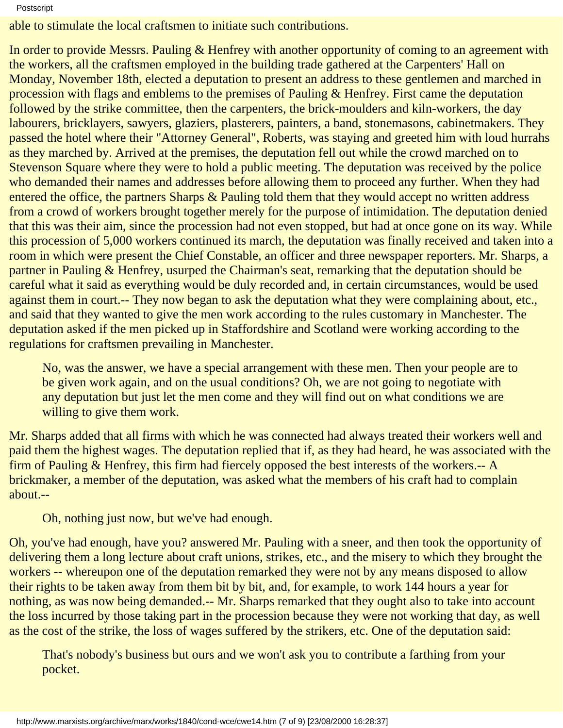able to stimulate the local craftsmen to initiate such contributions.

In order to provide Messrs. Pauling & Henfrey with another opportunity of coming to an agreement with the workers, all the craftsmen employed in the building trade gathered at the Carpenters' Hall on Monday, November 18th, elected a deputation to present an address to these gentlemen and marched in procession with flags and emblems to the premises of Pauling & Henfrey. First came the deputation followed by the strike committee, then the carpenters, the brick-moulders and kiln-workers, the day labourers, bricklayers, sawyers, glaziers, plasterers, painters, a band, stonemasons, cabinetmakers. They passed the hotel where their "Attorney General", Roberts, was staying and greeted him with loud hurrahs as they marched by. Arrived at the premises, the deputation fell out while the crowd marched on to Stevenson Square where they were to hold a public meeting. The deputation was received by the police who demanded their names and addresses before allowing them to proceed any further. When they had entered the office, the partners Sharps & Pauling told them that they would accept no written address from a crowd of workers brought together merely for the purpose of intimidation. The deputation denied that this was their aim, since the procession had not even stopped, but had at once gone on its way. While this procession of 5,000 workers continued its march, the deputation was finally received and taken into a room in which were present the Chief Constable, an officer and three newspaper reporters. Mr. Sharps, a partner in Pauling & Henfrey, usurped the Chairman's seat, remarking that the deputation should be careful what it said as everything would be duly recorded and, in certain circumstances, would be used against them in court.-- They now began to ask the deputation what they were complaining about, etc., and said that they wanted to give the men work according to the rules customary in Manchester. The deputation asked if the men picked up in Staffordshire and Scotland were working according to the regulations for craftsmen prevailing in Manchester.

> No, was the answer, we have a special arrangement with these men. Then your people are to be given work again, and on the usual conditions? Oh, we are not going to negotiate with any deputation but just let the men come and they will find out on what conditions we are willing to give them work.

Mr. Sharps added that all firms with which he was connected had always treated their workers well and paid them the highest wages. The deputation replied that if, as they had heard, he was associated with the firm of Pauling & Henfrey, this firm had fiercely opposed the best interests of the workers.-- A brickmaker, a member of the deputation, was asked what the members of his craft had to complain about.--

> Oh, nothing just now, but we've had enough.

Oh, you've had enough, have you? answered Mr. Pauling with a sneer, and then took the opportunity of delivering them a long lecture about craft unions, strikes, etc., and the misery to which they brought the workers -- whereupon one of the deputation remarked they were not by any means disposed to allow their rights to be taken away from them bit by bit, and, for example, to work 144 hours a year for nothing, as was now being demanded.-- Mr. Sharps remarked that they ought also to take into account the loss incurred by those taking part in the procession because they were not working that day, as well as the cost of the strike, the loss of wages suffered by the strikers, etc. One of the deputation said:

> That's nobody's business but ours and we won't ask you to contribute a farthing from your pocket.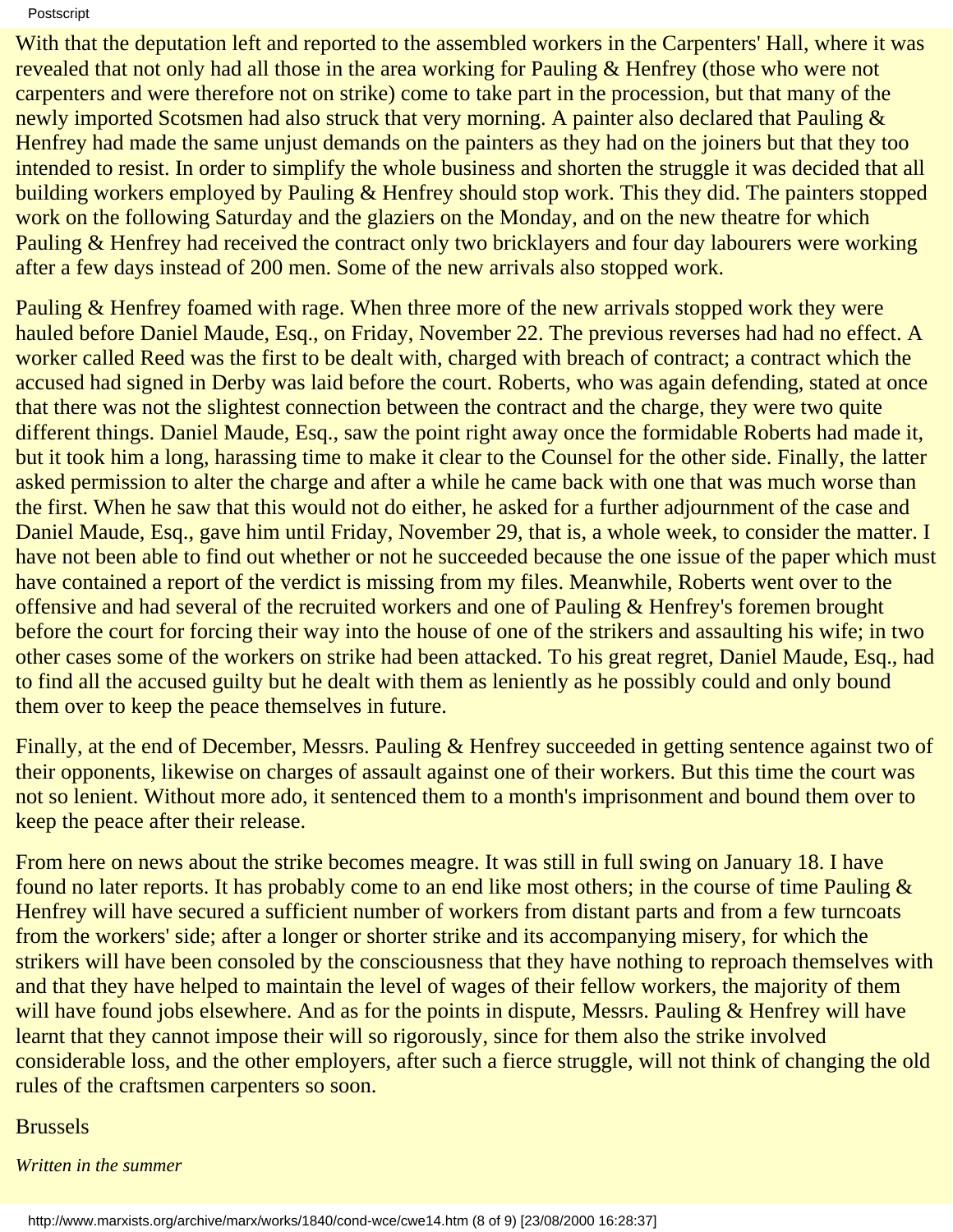With that the deputation left and reported to the assembled workers in the Carpenters' Hall, where it was revealed that not only had all those in the area working for Pauling & Henfrey (those who were not carpenters and were therefore not on strike) come to take part in the procession, but that many of the newly imported Scotsmen had also struck that very morning. A painter also declared that Pauling & Henfrey had made the same unjust demands on the painters as they had on the joiners but that they too intended to resist. In order to simplify the whole business and shorten the struggle it was decided that all building workers employed by Pauling & Henfrey should stop work. This they did. The painters stopped work on the following Saturday and the glaziers on the Monday, and on the new theatre for which Pauling & Henfrey had received the contract only two bricklayers and four day labourers were working after a few days instead of 200 men. Some of the new arrivals also stopped work.

Pauling & Henfrey foamed with rage. When three more of the new arrivals stopped work they were hauled before Daniel Maude, Esq., on Friday, November 22. The previous reverses had had no effect. A worker called Reed was the first to be dealt with, charged with breach of contract; a contract which the accused had signed in Derby was laid before the court. Roberts, who was again defending, stated at once that there was not the slightest connection between the contract and the charge, they were two quite different things. Daniel Maude, Esq., saw the point right away once the formidable Roberts had made it, but it took him a long, harassing time to make it clear to the Counsel for the other side. Finally, the latter asked permission to alter the charge and after a while he came back with one that was much worse than the first. When he saw that this would not do either, he asked for a further adjournment of the case and Daniel Maude, Esq., gave him until Friday, November 29, that is, a whole week, to consider the matter. I have not been able to find out whether or not he succeeded because the one issue of the paper which must have contained a report of the verdict is missing from my files. Meanwhile, Roberts went over to the offensive and had several of the recruited workers and one of Pauling & Henfrey's foremen brought before the court for forcing their way into the house of one of the strikers and assaulting his wife; in two other cases some of the workers on strike had been attacked. To his great regret, Daniel Maude, Esq., had to find all the accused guilty but he dealt with them as leniently as he possibly could and only bound them over to keep the peace themselves in future.

Finally, at the end of December, Messrs. Pauling & Henfrey succeeded in getting sentence against two of their opponents, likewise on charges of assault against one of their workers. But this time the court was not so lenient. Without more ado, it sentenced them to a month's imprisonment and bound them over to keep the peace after their release.

From here on news about the strike becomes meagre. It was still in full swing on January 18. I have found no later reports. It has probably come to an end like most others; in the course of time Pauling & Henfrey will have secured a sufficient number of workers from distant parts and from a few turncoats from the workers' side; after a longer or shorter strike and its accompanying misery, for which the strikers will have been consoled by the consciousness that they have nothing to reproach themselves with and that they have helped to maintain the level of wages of their fellow workers, the majority of them will have found jobs elsewhere. And as for the points in dispute, Messrs. Pauling & Henfrey will have learnt that they cannot impose their will so rigorously, since for them also the strike involved considerable loss, and the other employers, after such a fierce struggle, will not think of changing the old rules of the craftsmen carpenters so soon.

Brussels

*Written in the summer*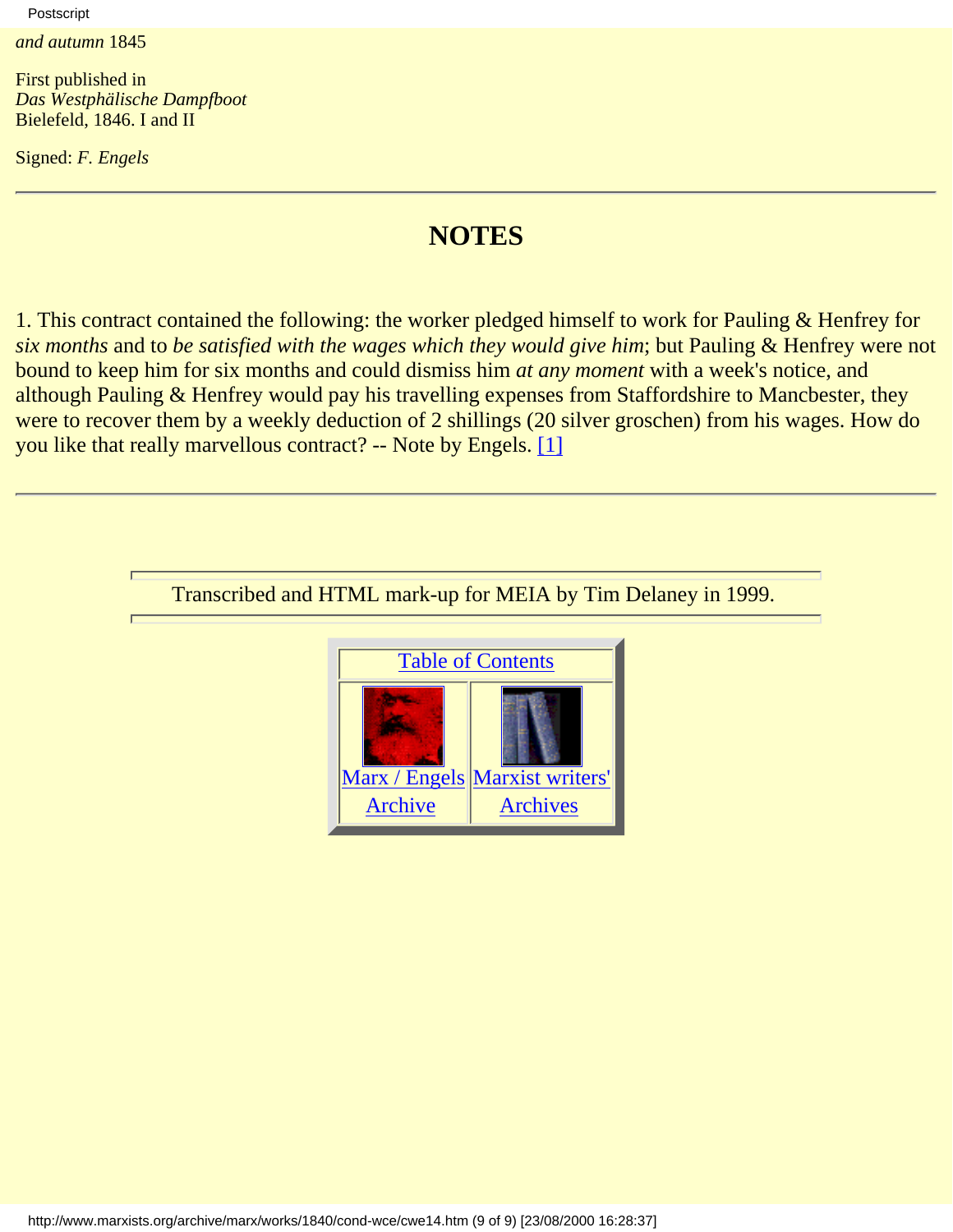*and autumn* 1845

First published in
*Das Westphälische Dampfboot*
Bielefeld, 1846. I and II

Signed: *F. Engels*

---

## NOTES

1. This contract contained the following: the worker pledged himself to work for Pauling & Henfrey for *six months* and to *be satisfied with the wages which they would give him*; but Pauling & Henfrey were not bound to keep him for six months and could dismiss him *at any moment* with a week's notice, and although Pauling & Henfrey would pay his travelling expenses from Staffordshire to Mancbester, they were to recover them by a weekly deduction of 2 shillings (20 silver groschen) from his wages. How do you like that really marvellous contract? -- Note by Engels. [1]

---

Transcribed and HTML mark-up for MEIA by Tim Delaney in 1999.

Table of Contents

Marx / Engels Archive | Marxist writers' Archives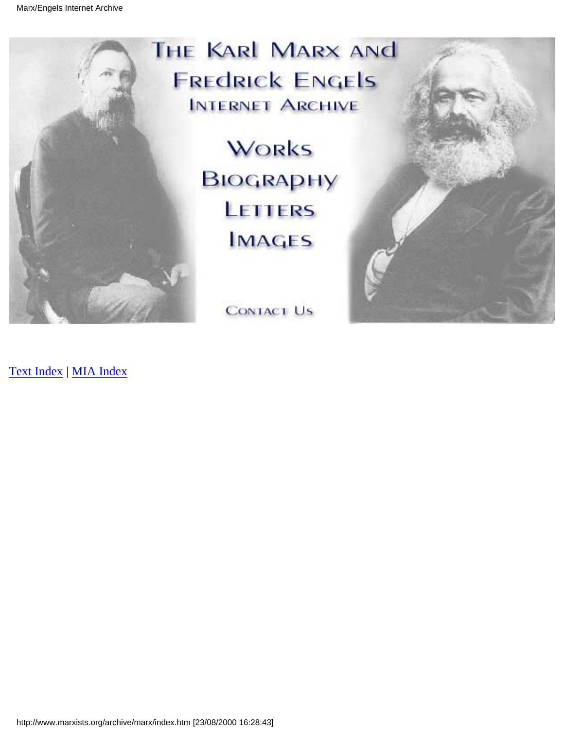# The Karl Marx and Fredrick Engels Internet Archive

Works

Biography

Letters

Images

Contact Us

Text Index | MIA Index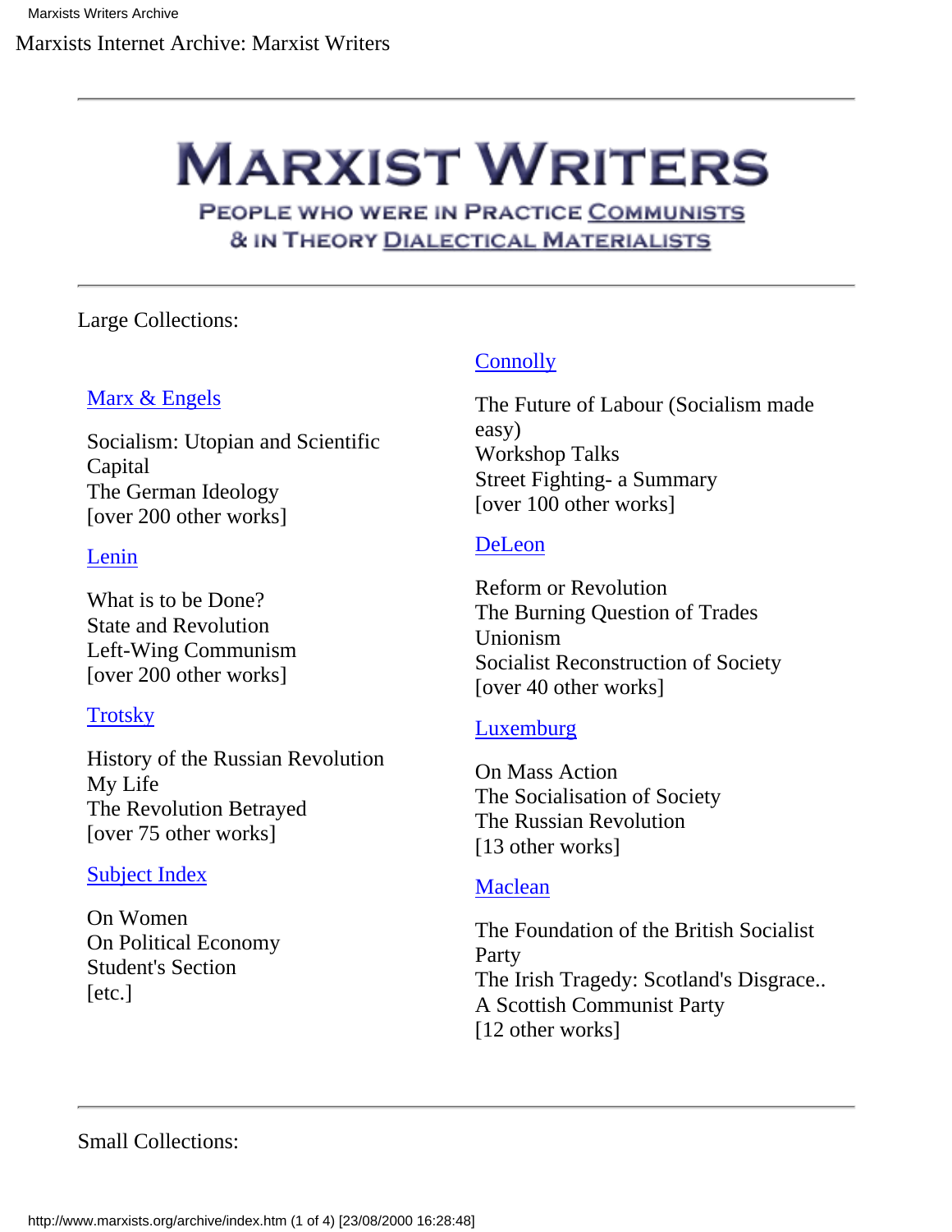# Marxist Writers

People who were in practice Communists & in theory Dialectical Materialists

---

Large Collections:

**Marx & Engels**

Socialism: Utopian and Scientific
Capital
The German Ideology
[over 200 other works]

**Lenin**

What is to be Done?
State and Revolution
Left-Wing Communism
[over 200 other works]

**Trotsky**

History of the Russian Revolution
My Life
The Revolution Betrayed
[over 75 other works]

**Subject Index**

On Women
On Political Economy
Student's Section
[etc.]

**Connolly**

The Future of Labour (Socialism made easy)
Workshop Talks
Street Fighting- a Summary
[over 100 other works]

**DeLeon**

Reform or Revolution
The Burning Question of Trades Unionism
Socialist Reconstruction of Society
[over 40 other works]

**Luxemburg**

On Mass Action
The Socialisation of Society
The Russian Revolution
[13 other works]

**Maclean**

The Foundation of the British Socialist Party
The Irish Tragedy: Scotland's Disgrace..
A Scottish Communist Party
[12 other works]

---

Small Collections: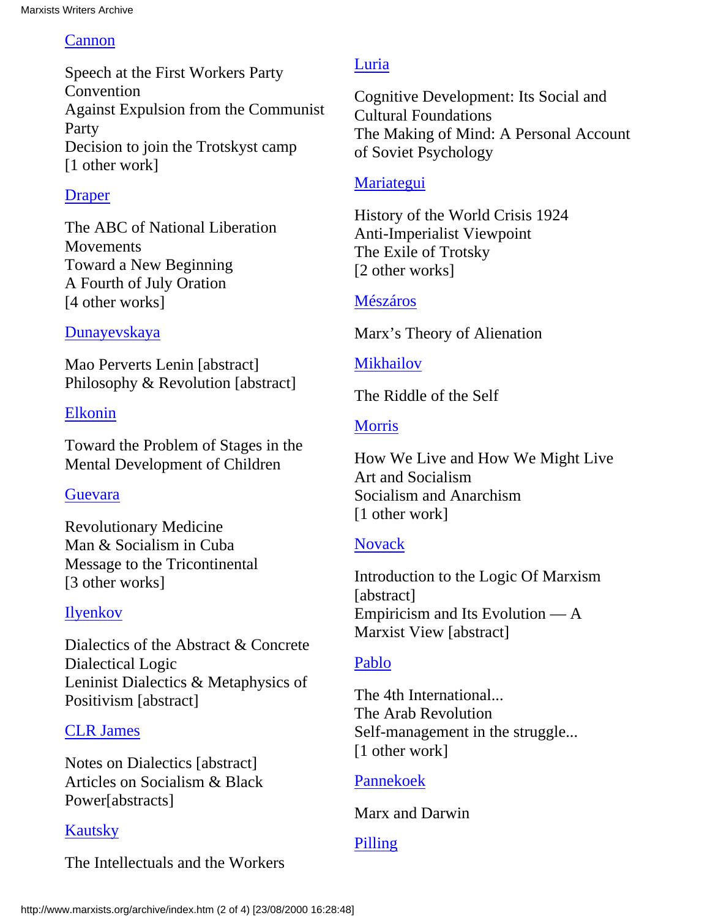[Cannon](http://www.marxists.org/archive/index.htm)

Speech at the First Workers Party Convention
Against Expulsion from the Communist Party
Decision to join the Trotskyst camp
[1 other work]

Draper

The ABC of National Liberation Movements
Toward a New Beginning
A Fourth of July Oration
[4 other works]

Dunayevskaya

Mao Perverts Lenin [abstract]
Philosophy & Revolution [abstract]

Elkonin

Toward the Problem of Stages in the Mental Development of Children

Guevara

Revolutionary Medicine
Man & Socialism in Cuba
Message to the Tricontinental
[3 other works]

Ilyenkov

Dialectics of the Abstract & Concrete
Dialectical Logic
Leninist Dialectics & Metaphysics of Positivism [abstract]

CLR James

Notes on Dialectics [abstract]
Articles on Socialism & Black Power[abstracts]

Kautsky

The Intellectuals and the Workers

Luria

Cognitive Development: Its Social and Cultural Foundations
The Making of Mind: A Personal Account of Soviet Psychology

Mariategui

History of the World Crisis 1924
Anti-Imperialist Viewpoint
The Exile of Trotsky
[2 other works]

Mészáros

Marx's Theory of Alienation

Mikhailov

The Riddle of the Self

Morris

How We Live and How We Might Live
Art and Socialism
Socialism and Anarchism
[1 other work]

Novack

Introduction to the Logic Of Marxism [abstract]
Empiricism and Its Evolution — A Marxist View [abstract]

Pablo

The 4th International...
The Arab Revolution
Self-management in the struggle...
[1 other work]

Pannekoek

Marx and Darwin

Pilling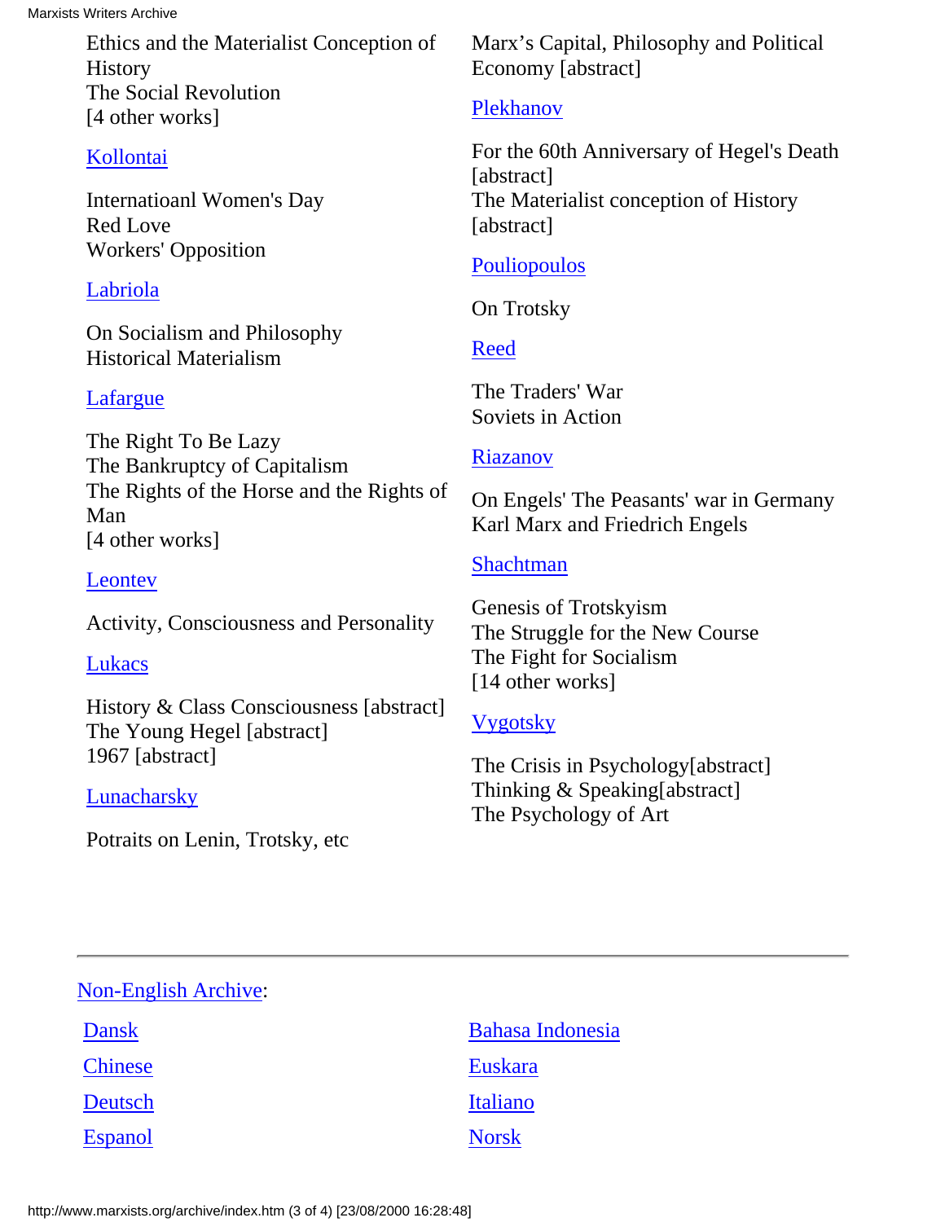Ethics and the Materialist Conception of History
The Social Revolution
[4 other works]

[Kollontai](#)

Internatioanl Women's Day
Red Love
Workers' Opposition

[Labriola](#)

On Socialism and Philosophy
Historical Materialism

[Lafargue](#)

The Right To Be Lazy
The Bankruptcy of Capitalism
The Rights of the Horse and the Rights of Man
[4 other works]

[Leontev](#)

Activity, Consciousness and Personality

[Lukacs](#)

History & Class Consciousness [abstract]
The Young Hegel [abstract]
1967 [abstract]

[Lunacharsky](#)

Potraits on Lenin, Trotsky, etc

Marx's Capital, Philosophy and Political Economy [abstract]

[Plekhanov](#)

For the 60th Anniversary of Hegel's Death [abstract]
The Materialist conception of History [abstract]

[Pouliopoulos](#)

On Trotsky

[Reed](#)

The Traders' War
Soviets in Action

[Riazanov](#)

On Engels' The Peasants' war in Germany
Karl Marx and Friedrich Engels

[Shachtman](#)

Genesis of Trotskyism
The Struggle for the New Course
The Fight for Socialism
[14 other works]

[Vygotsky](#)

The Crisis in Psychology[abstract]
Thinking & Speaking[abstract]
The Psychology of Art

---

[Non-English Archive](#):

[Dansk](#)

[Chinese](#)

[Deutsch](#)

[Espanol](#)

[Bahasa Indonesia](#)

[Euskara](#)

[Italiano](#)

[Norsk](#)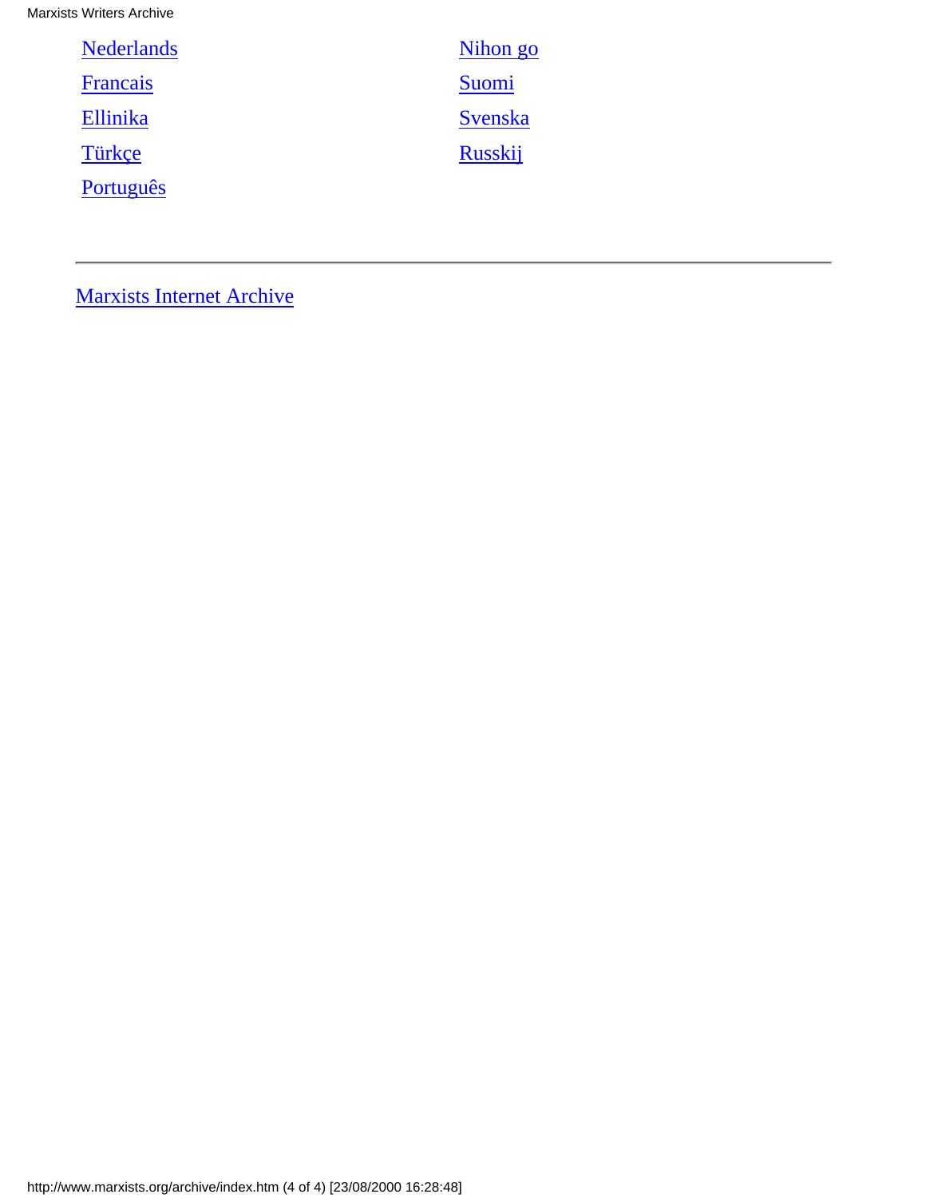- Nederlands
- Francais
- Ellinika
- Türkçe
- Português
- Nihon go
- Suomi
- Svenska
- Russkij

---

Marxists Internet Archive